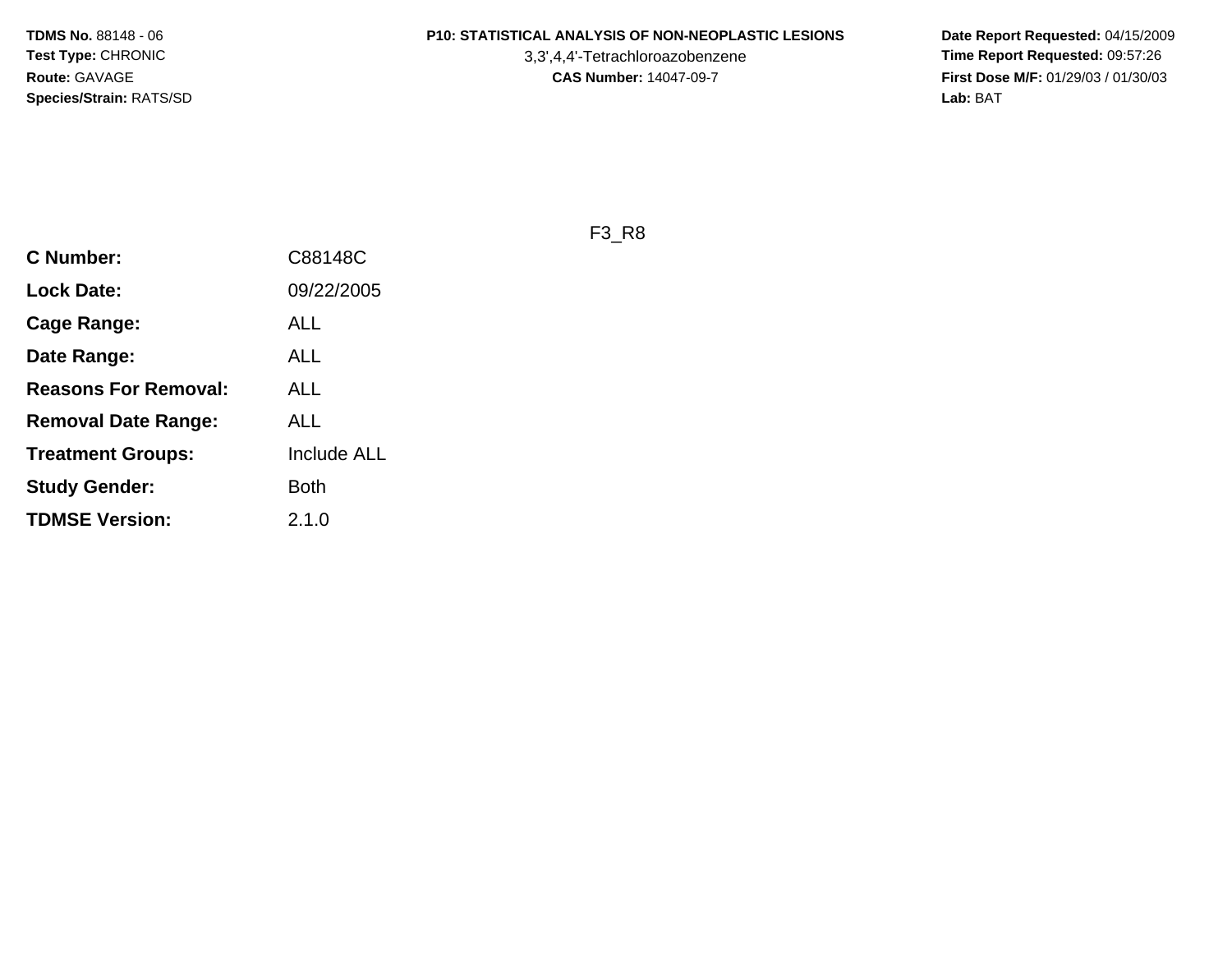**TDMS No.** 88148 - 06
**Test Type:** CHRONIC
**Route:** GAVAGE
**Species/Strain:** RATS/SD

**P10: STATISTICAL ANALYSIS OF NON-NEOPLASTIC LESIONS**
3,3',4,4'-Tetrachloroazobenzene
**CAS Number:** 14047-09-7

**Date Report Requested:** 04/15/2009
**Time Report Requested:** 09:57:26
**First Dose M/F:** 01/29/03 / 01/30/03
**Lab:** BAT

F3_R8

| | |
|---|---|
| **C Number:** | C88148C |
| **Lock Date:** | 09/22/2005 |
| **Cage Range:** | ALL |
| **Date Range:** | ALL |
| **Reasons For Removal:** | ALL |
| **Removal Date Range:** | ALL |
| **Treatment Groups:** | Include ALL |
| **Study Gender:** | Both |
| **TDMSE Version:** | 2.1.0 |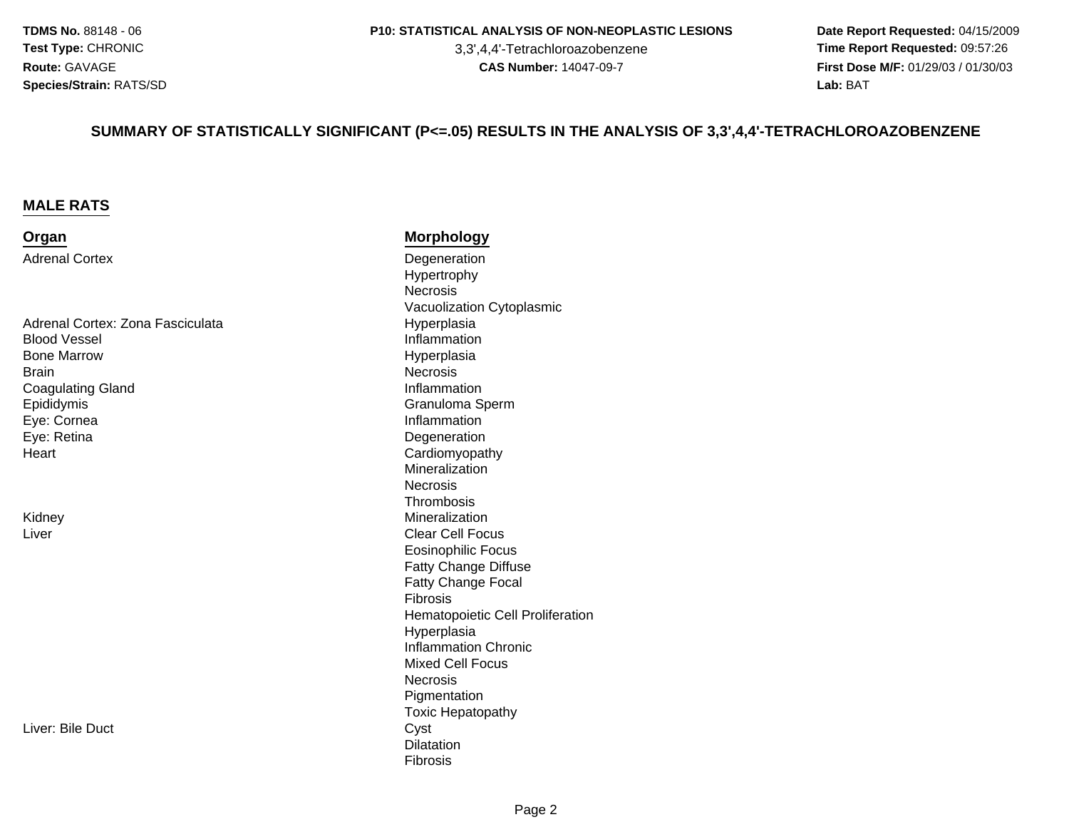**TDMS No.** 88148 - 06
**Test Type:** CHRONIC
**Route:** GAVAGE
**Species/Strain:** RATS/SD

**P10: STATISTICAL ANALYSIS OF NON-NEOPLASTIC LESIONS**
3,3',4,4'-Tetrachloroazobenzene
**CAS Number:** 14047-09-7

**Date Report Requested:** 04/15/2009
**Time Report Requested:** 09:57:26
**First Dose M/F:** 01/29/03 / 01/30/03
**Lab:** BAT

## SUMMARY OF STATISTICALLY SIGNIFICANT (P<=.05) RESULTS IN THE ANALYSIS OF 3,3',4,4'-TETRACHLOROAZOBENZENE

### MALE RATS

| Organ | Morphology |
|---|---|
| Adrenal Cortex | Degeneration |
| | Hypertrophy |
| | Necrosis |
| | Vacuolization Cytoplasmic |
| Adrenal Cortex: Zona Fasciculata | Hyperplasia |
| Blood Vessel | Inflammation |
| Bone Marrow | Hyperplasia |
| Brain | Necrosis |
| Coagulating Gland | Inflammation |
| Epididymis | Granuloma Sperm |
| Eye: Cornea | Inflammation |
| Eye: Retina | Degeneration |
| Heart | Cardiomyopathy |
| | Mineralization |
| | Necrosis |
| | Thrombosis |
| Kidney | Mineralization |
| Liver | Clear Cell Focus |
| | Eosinophilic Focus |
| | Fatty Change Diffuse |
| | Fatty Change Focal |
| | Fibrosis |
| | Hematopoietic Cell Proliferation |
| | Hyperplasia |
| | Inflammation Chronic |
| | Mixed Cell Focus |
| | Necrosis |
| | Pigmentation |
| | Toxic Hepatopathy |
| Liver: Bile Duct | Cyst |
| | Dilatation |
| | Fibrosis |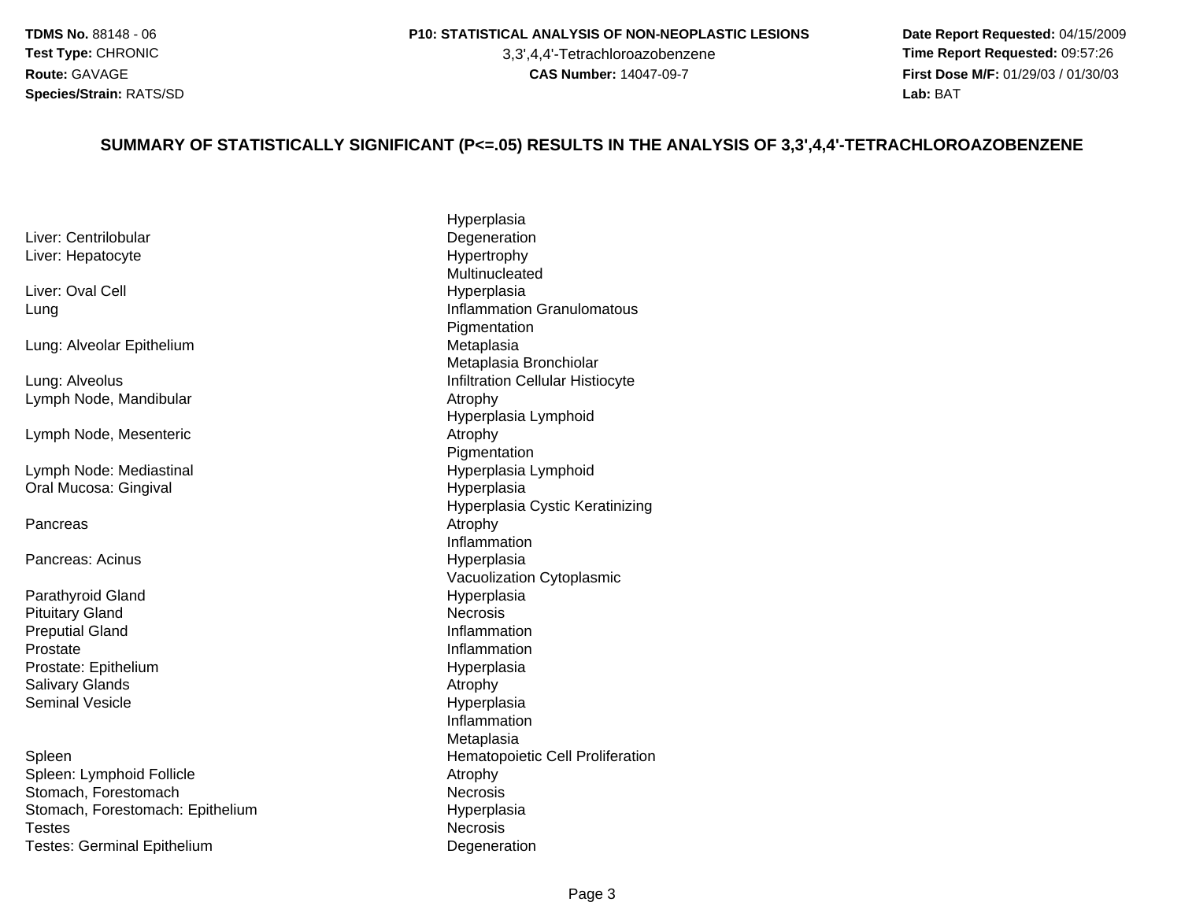TDMS No. 88148 - 06
Test Type: CHRONIC
Route: GAVAGE
Species/Strain: RATS/SD

P10: STATISTICAL ANALYSIS OF NON-NEOPLASTIC LESIONS
3,3',4,4'-Tetrachloroazobenzene
CAS Number: 14047-09-7

Date Report Requested: 04/15/2009
Time Report Requested: 09:57:26
First Dose M/F: 01/29/03 / 01/30/03
Lab: BAT

## SUMMARY OF STATISTICALLY SIGNIFICANT (P<=.05) RESULTS IN THE ANALYSIS OF 3,3',4,4'-TETRACHLOROAZOBENZENE

| Organ | Lesion |
|---|---|
| | Hyperplasia |
| Liver: Centrilobular | Degeneration |
| Liver: Hepatocyte | Hypertrophy |
| | Multinucleated |
| Liver: Oval Cell | Hyperplasia |
| Lung | Inflammation Granulomatous |
| | Pigmentation |
| Lung: Alveolar Epithelium | Metaplasia |
| | Metaplasia Bronchiolar |
| Lung: Alveolus | Infiltration Cellular Histiocyte |
| Lymph Node, Mandibular | Atrophy |
| | Hyperplasia Lymphoid |
| Lymph Node, Mesenteric | Atrophy |
| | Pigmentation |
| Lymph Node: Mediastinal | Hyperplasia Lymphoid |
| Oral Mucosa: Gingival | Hyperplasia |
| | Hyperplasia Cystic Keratinizing |
| Pancreas | Atrophy |
| | Inflammation |
| Pancreas: Acinus | Hyperplasia |
| | Vacuolization Cytoplasmic |
| Parathyroid Gland | Hyperplasia |
| Pituitary Gland | Necrosis |
| Preputial Gland | Inflammation |
| Prostate | Inflammation |
| Prostate: Epithelium | Hyperplasia |
| Salivary Glands | Atrophy |
| Seminal Vesicle | Hyperplasia |
| | Inflammation |
| | Metaplasia |
| Spleen | Hematopoietic Cell Proliferation |
| Spleen: Lymphoid Follicle | Atrophy |
| Stomach, Forestomach | Necrosis |
| Stomach, Forestomach: Epithelium | Hyperplasia |
| Testes | Necrosis |
| Testes: Germinal Epithelium | Degeneration |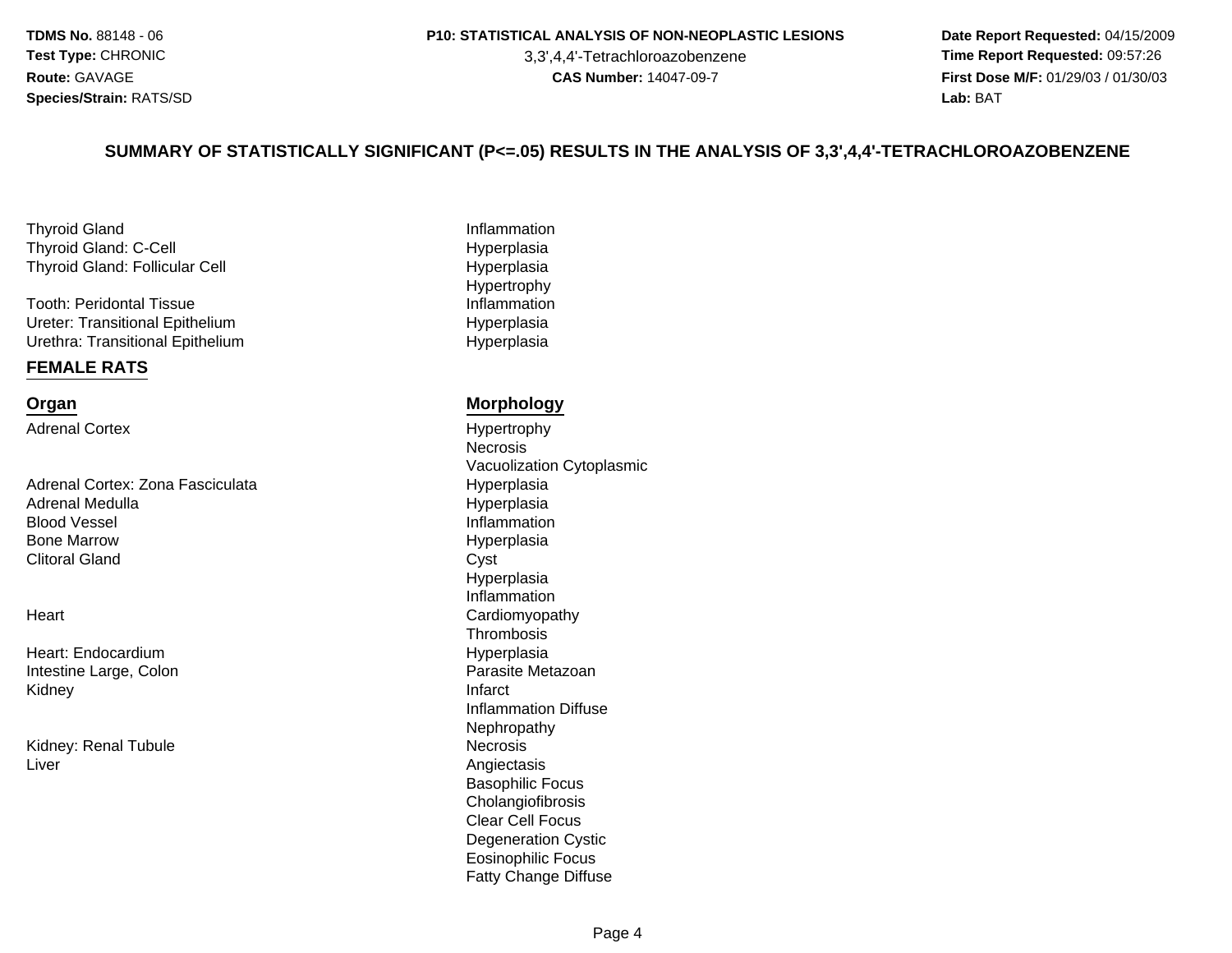## SUMMARY OF STATISTICALLY SIGNIFICANT (P<=.05) RESULTS IN THE ANALYSIS OF 3,3',4,4'-TETRACHLOROAZOBENZENE

| Organ | Morphology |
|---|---|
| Thyroid Gland | Inflammation |
| Thyroid Gland: C-Cell | Hyperplasia |
| Thyroid Gland: Follicular Cell | Hyperplasia |
| | Hypertrophy |
| Tooth: Peridontal Tissue | Inflammation |
| Ureter: Transitional Epithelium | Hyperplasia |
| Urethra: Transitional Epithelium | Hyperplasia |

### FEMALE RATS

| Organ | Morphology |
|---|---|
| Adrenal Cortex | Hypertrophy |
| | Necrosis |
| | Vacuolization Cytoplasmic |
| Adrenal Cortex: Zona Fasciculata | Hyperplasia |
| Adrenal Medulla | Hyperplasia |
| Blood Vessel | Inflammation |
| Bone Marrow | Hyperplasia |
| Clitoral Gland | Cyst |
| | Hyperplasia |
| | Inflammation |
| Heart | Cardiomyopathy |
| | Thrombosis |
| Heart: Endocardium | Hyperplasia |
| Intestine Large, Colon | Parasite Metazoan |
| Kidney | Infarct |
| | Inflammation Diffuse |
| | Nephropathy |
| Kidney: Renal Tubule | Necrosis |
| Liver | Angiectasis |
| | Basophilic Focus |
| | Cholangiofibrosis |
| | Clear Cell Focus |
| | Degeneration Cystic |
| | Eosinophilic Focus |
| | Fatty Change Diffuse |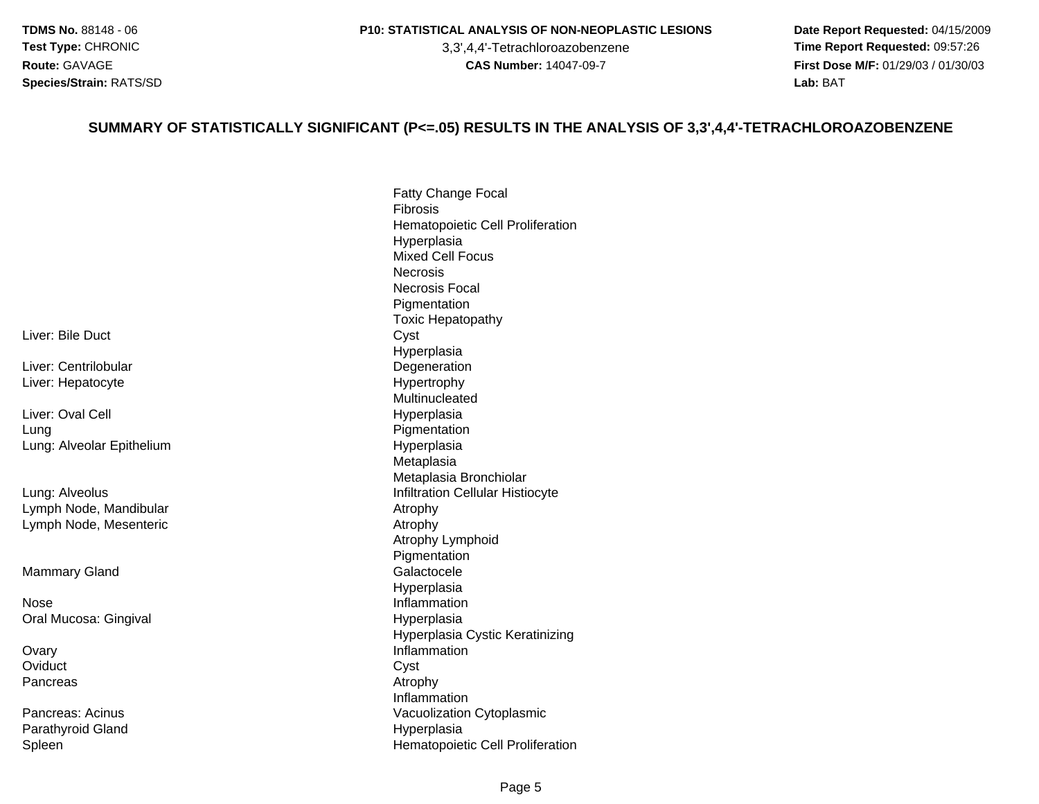**TDMS No.** 88148 - 06
**Test Type:** CHRONIC
**Route:** GAVAGE
**Species/Strain:** RATS/SD

**P10: STATISTICAL ANALYSIS OF NON-NEOPLASTIC LESIONS**
3,3',4,4'-Tetrachloroazobenzene
**CAS Number:** 14047-09-7

**Date Report Requested:** 04/15/2009
**Time Report Requested:** 09:57:26
**First Dose M/F:** 01/29/03 / 01/30/03
**Lab:** BAT

## SUMMARY OF STATISTICALLY SIGNIFICANT (P<=.05) RESULTS IN THE ANALYSIS OF 3,3',4,4'-TETRACHLOROAZOBENZENE

| | |
|---|---|
| | Fatty Change Focal |
| | Fibrosis |
| | Hematopoietic Cell Proliferation |
| | Hyperplasia |
| | Mixed Cell Focus |
| | Necrosis |
| | Necrosis Focal |
| | Pigmentation |
| | Toxic Hepatopathy |
| Liver: Bile Duct | Cyst |
| | Hyperplasia |
| Liver: Centrilobular | Degeneration |
| Liver: Hepatocyte | Hypertrophy |
| | Multinucleated |
| Liver: Oval Cell | Hyperplasia |
| Lung | Pigmentation |
| Lung: Alveolar Epithelium | Hyperplasia |
| | Metaplasia |
| | Metaplasia Bronchiolar |
| Lung: Alveolus | Infiltration Cellular Histiocyte |
| Lymph Node, Mandibular | Atrophy |
| Lymph Node, Mesenteric | Atrophy |
| | Atrophy Lymphoid |
| | Pigmentation |
| Mammary Gland | Galactocele |
| | Hyperplasia |
| Nose | Inflammation |
| Oral Mucosa: Gingival | Hyperplasia |
| | Hyperplasia Cystic Keratinizing |
| Ovary | Inflammation |
| Oviduct | Cyst |
| Pancreas | Atrophy |
| | Inflammation |
| Pancreas: Acinus | Vacuolization Cytoplasmic |
| Parathyroid Gland | Hyperplasia |
| Spleen | Hematopoietic Cell Proliferation |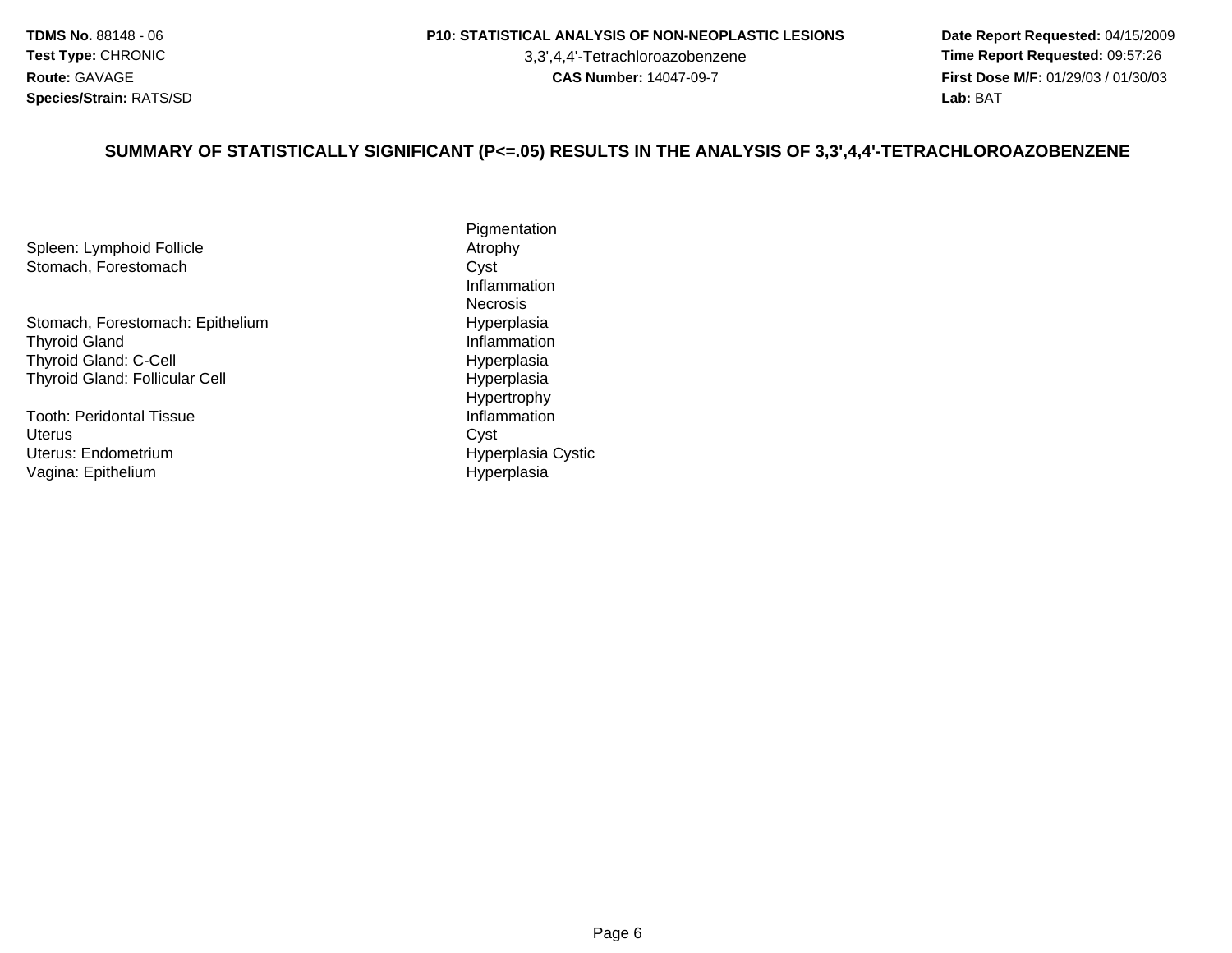## SUMMARY OF STATISTICALLY SIGNIFICANT (P<=.05) RESULTS IN THE ANALYSIS OF 3,3',4,4'-TETRACHLOROAZOBENZENE

| Organ | Lesion |
|---|---|
| | Pigmentation |
| Spleen: Lymphoid Follicle | Atrophy |
| Stomach, Forestomach | Cyst |
| | Inflammation |
| | Necrosis |
| Stomach, Forestomach: Epithelium | Hyperplasia |
| Thyroid Gland | Inflammation |
| Thyroid Gland: C-Cell | Hyperplasia |
| Thyroid Gland: Follicular Cell | Hyperplasia |
| | Hypertrophy |
| Tooth: Peridontal Tissue | Inflammation |
| Uterus | Cyst |
| Uterus: Endometrium | Hyperplasia Cystic |
| Vagina: Epithelium | Hyperplasia |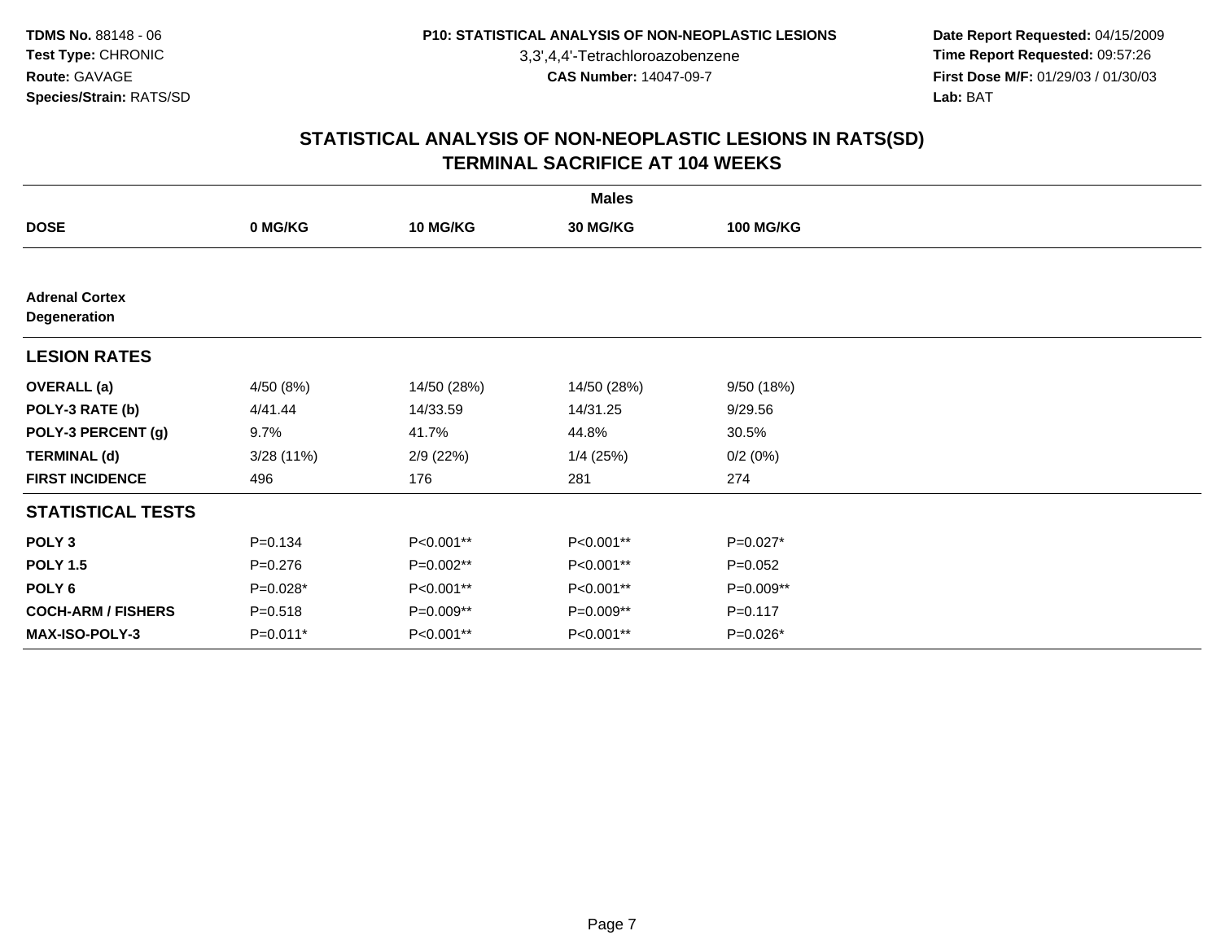TDMS No. 88148 - 06
Test Type: CHRONIC
Route: GAVAGE
Species/Strain: RATS/SD

P10: STATISTICAL ANALYSIS OF NON-NEOPLASTIC LESIONS
3,3',4,4'-Tetrachloroazobenzene
CAS Number: 14047-09-7

Date Report Requested: 04/15/2009
Time Report Requested: 09:57:26
First Dose M/F: 01/29/03 / 01/30/03
Lab: BAT

# STATISTICAL ANALYSIS OF NON-NEOPLASTIC LESIONS IN RATS(SD) TERMINAL SACRIFICE AT 104 WEEKS

| | Males | | | |
|---|---|---|---|---|
| **DOSE** | **0 MG/KG** | **10 MG/KG** | **30 MG/KG** | **100 MG/KG** |
| **Adrenal Cortex Degeneration** | | | | |
| **LESION RATES** | | | | |
| **OVERALL (a)** | 4/50 (8%) | 14/50 (28%) | 14/50 (28%) | 9/50 (18%) |
| **POLY-3 RATE (b)** | 4/41.44 | 14/33.59 | 14/31.25 | 9/29.56 |
| **POLY-3 PERCENT (g)** | 9.7% | 41.7% | 44.8% | 30.5% |
| **TERMINAL (d)** | 3/28 (11%) | 2/9 (22%) | 1/4 (25%) | 0/2 (0%) |
| **FIRST INCIDENCE** | 496 | 176 | 281 | 274 |
| **STATISTICAL TESTS** | | | | |
| **POLY 3** | P=0.134 | P<0.001** | P<0.001** | P=0.027* |
| **POLY 1.5** | P=0.276 | P=0.002** | P<0.001** | P=0.052 |
| **POLY 6** | P=0.028* | P<0.001** | P<0.001** | P=0.009** |
| **COCH-ARM / FISHERS** | P=0.518 | P=0.009** | P=0.009** | P=0.117 |
| **MAX-ISO-POLY-3** | P=0.011* | P<0.001** | P<0.001** | P=0.026* |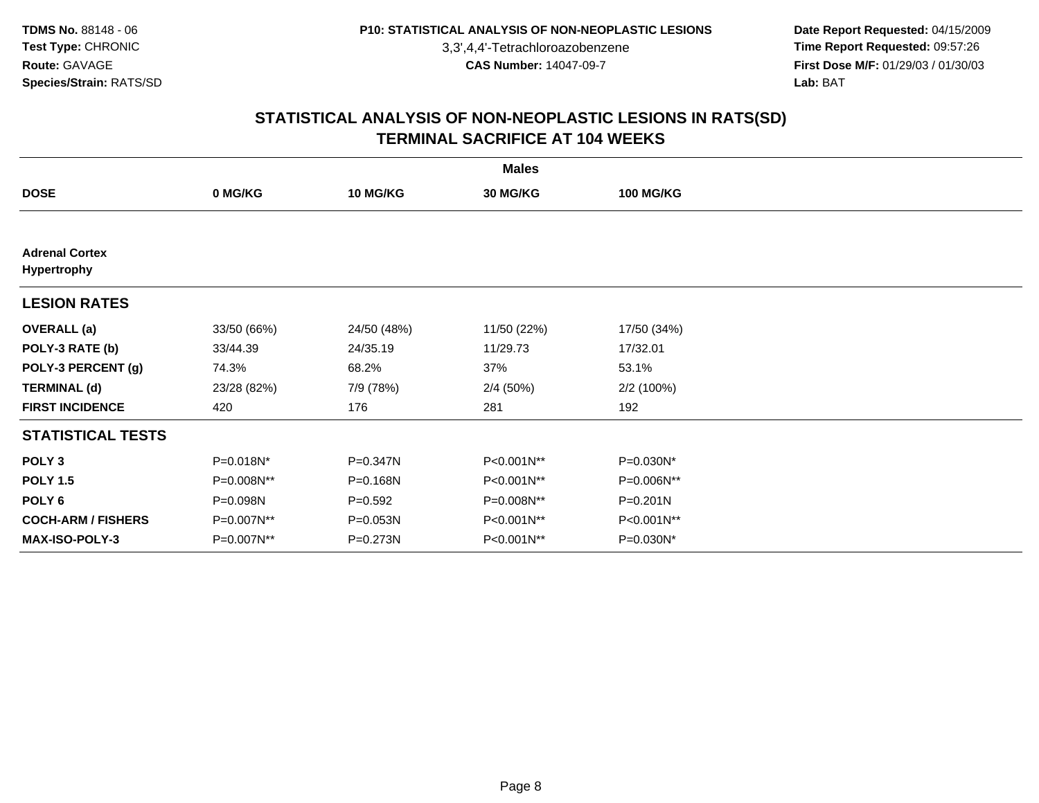# STATISTICAL ANALYSIS OF NON-NEOPLASTIC LESIONS IN RATS(SD)
## TERMINAL SACRIFICE AT 104 WEEKS

| | Males | | | |
|---|---|---|---|---|
| **DOSE** | **0 MG/KG** | **10 MG/KG** | **30 MG/KG** | **100 MG/KG** |
| **Adrenal Cortex** | | | | |
| **Hypertrophy** | | | | |
| **LESION RATES** | | | | |
| **OVERALL (a)** | 33/50 (66%) | 24/50 (48%) | 11/50 (22%) | 17/50 (34%) |
| **POLY-3 RATE (b)** | 33/44.39 | 24/35.19 | 11/29.73 | 17/32.01 |
| **POLY-3 PERCENT (g)** | 74.3% | 68.2% | 37% | 53.1% |
| **TERMINAL (d)** | 23/28 (82%) | 7/9 (78%) | 2/4 (50%) | 2/2 (100%) |
| **FIRST INCIDENCE** | 420 | 176 | 281 | 192 |
| **STATISTICAL TESTS** | | | | |
| **POLY 3** | P=0.018N* | P=0.347N | P<0.001N** | P=0.030N* |
| **POLY 1.5** | P=0.008N** | P=0.168N | P<0.001N** | P=0.006N** |
| **POLY 6** | P=0.098N | P=0.592 | P=0.008N** | P=0.201N |
| **COCH-ARM / FISHERS** | P=0.007N** | P=0.053N | P<0.001N** | P<0.001N** |
| **MAX-ISO-POLY-3** | P=0.007N** | P=0.273N | P<0.001N** | P=0.030N* |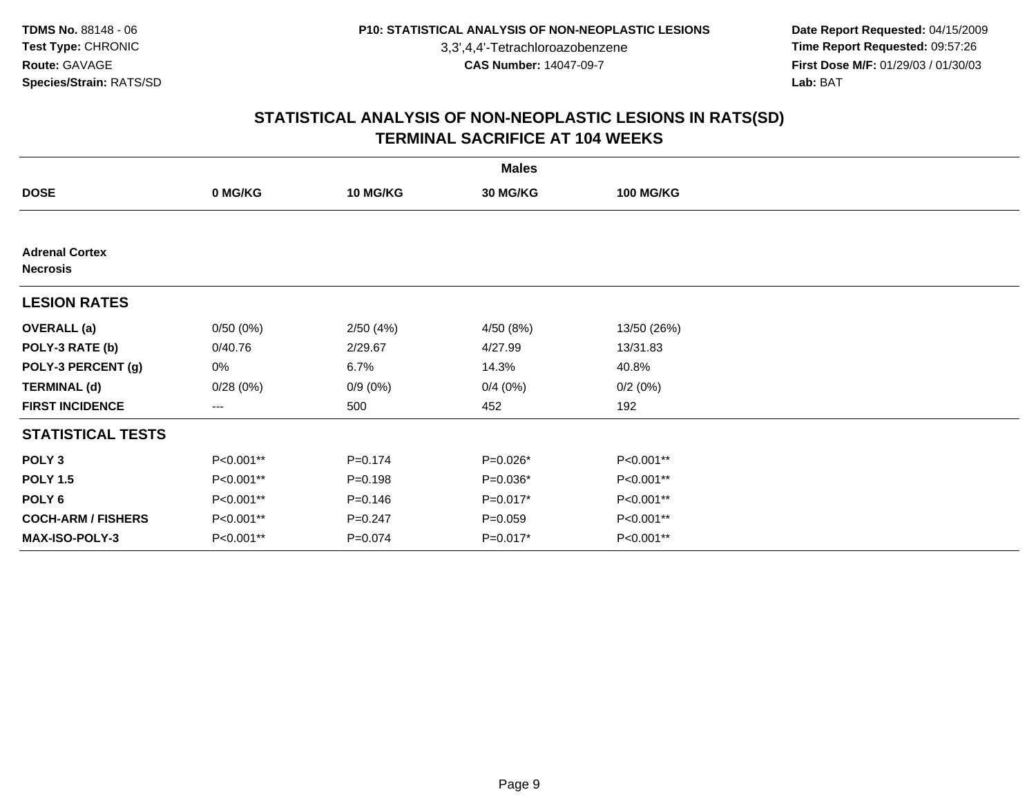**TDMS No.** 88148 - 06
**Test Type:** CHRONIC
**Route:** GAVAGE
**Species/Strain:** RATS/SD

**P10: STATISTICAL ANALYSIS OF NON-NEOPLASTIC LESIONS**
3,3',4,4'-Tetrachloroazobenzene
**CAS Number:** 14047-09-7

**Date Report Requested:** 04/15/2009
**Time Report Requested:** 09:57:26
**First Dose M/F:** 01/29/03 / 01/30/03
**Lab:** BAT

## STATISTICAL ANALYSIS OF NON-NEOPLASTIC LESIONS IN RATS(SD)
## TERMINAL SACRIFICE AT 104 WEEKS

| | Males | | | |
|---|---|---|---|---|
| **DOSE** | **0 MG/KG** | **10 MG/KG** | **30 MG/KG** | **100 MG/KG** |
| **Adrenal Cortex** | | | | |
| **Necrosis** | | | | |
| **LESION RATES** | | | | |
| **OVERALL (a)** | 0/50 (0%) | 2/50 (4%) | 4/50 (8%) | 13/50 (26%) |
| **POLY-3 RATE (b)** | 0/40.76 | 2/29.67 | 4/27.99 | 13/31.83 |
| **POLY-3 PERCENT (g)** | 0% | 6.7% | 14.3% | 40.8% |
| **TERMINAL (d)** | 0/28 (0%) | 0/9 (0%) | 0/4 (0%) | 0/2 (0%) |
| **FIRST INCIDENCE** | --- | 500 | 452 | 192 |
| **STATISTICAL TESTS** | | | | |
| **POLY 3** | P<0.001** | P=0.174 | P=0.026* | P<0.001** |
| **POLY 1.5** | P<0.001** | P=0.198 | P=0.036* | P<0.001** |
| **POLY 6** | P<0.001** | P=0.146 | P=0.017* | P<0.001** |
| **COCH-ARM / FISHERS** | P<0.001** | P=0.247 | P=0.059 | P<0.001** |
| **MAX-ISO-POLY-3** | P<0.001** | P=0.074 | P=0.017* | P<0.001** |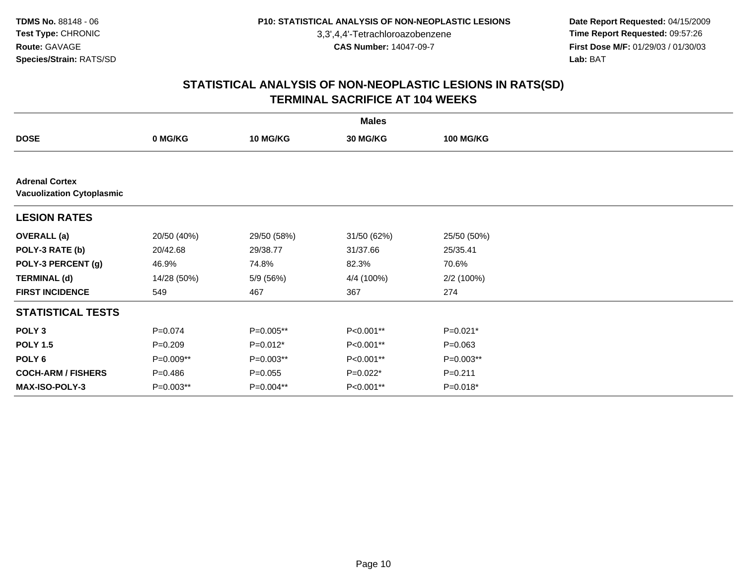**TDMS No.** 88148 - 06
**Test Type:** CHRONIC
**Route:** GAVAGE
**Species/Strain:** RATS/SD

**P10: STATISTICAL ANALYSIS OF NON-NEOPLASTIC LESIONS**
3,3',4,4'-Tetrachloroazobenzene
**CAS Number:** 14047-09-7

**Date Report Requested:** 04/15/2009
**Time Report Requested:** 09:57:26
**First Dose M/F:** 01/29/03 / 01/30/03
**Lab:** BAT

## STATISTICAL ANALYSIS OF NON-NEOPLASTIC LESIONS IN RATS(SD)
## TERMINAL SACRIFICE AT 104 WEEKS

| | Males | | | |
|---|---|---|---|---|
| **DOSE** | **0 MG/KG** | **10 MG/KG** | **30 MG/KG** | **100 MG/KG** |
| **Adrenal Cortex** | | | | |
| **Vacuolization Cytoplasmic** | | | | |
| **LESION RATES** | | | | |
| **OVERALL (a)** | 20/50 (40%) | 29/50 (58%) | 31/50 (62%) | 25/50 (50%) |
| **POLY-3 RATE (b)** | 20/42.68 | 29/38.77 | 31/37.66 | 25/35.41 |
| **POLY-3 PERCENT (g)** | 46.9% | 74.8% | 82.3% | 70.6% |
| **TERMINAL (d)** | 14/28 (50%) | 5/9 (56%) | 4/4 (100%) | 2/2 (100%) |
| **FIRST INCIDENCE** | 549 | 467 | 367 | 274 |
| **STATISTICAL TESTS** | | | | |
| **POLY 3** | P=0.074 | P=0.005** | P<0.001** | P=0.021* |
| **POLY 1.5** | P=0.209 | P=0.012* | P<0.001** | P=0.063 |
| **POLY 6** | P=0.009** | P=0.003** | P<0.001** | P=0.003** |
| **COCH-ARM / FISHERS** | P=0.486 | P=0.055 | P=0.022* | P=0.211 |
| **MAX-ISO-POLY-3** | P=0.003** | P=0.004** | P<0.001** | P=0.018* |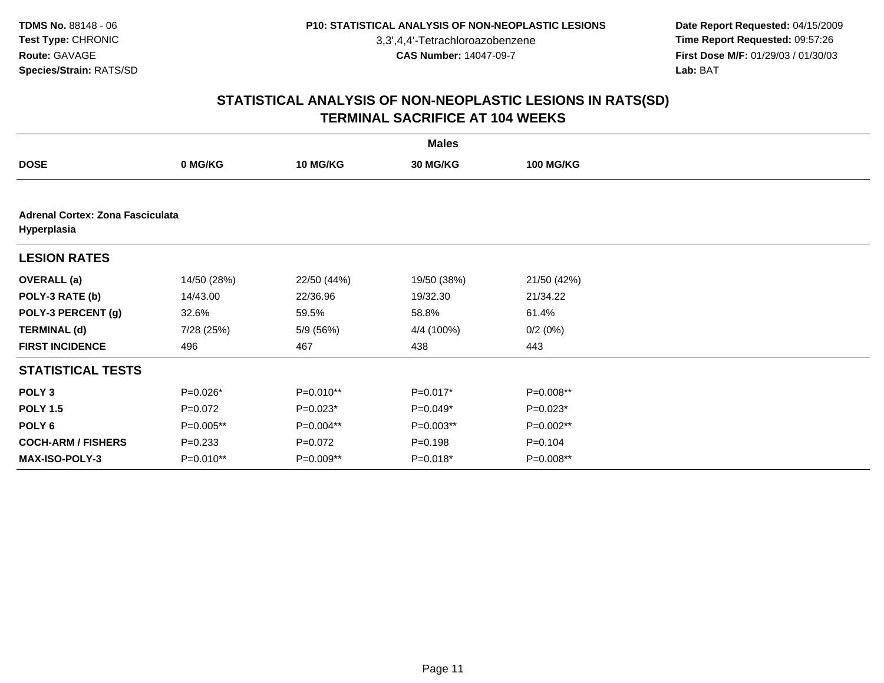**TDMS No.** 88148 - 06
**Test Type:** CHRONIC
**Route:** GAVAGE
**Species/Strain:** RATS/SD

**P10: STATISTICAL ANALYSIS OF NON-NEOPLASTIC LESIONS**
3,3',4,4'-Tetrachloroazobenzene
**CAS Number:** 14047-09-7

**Date Report Requested:** 04/15/2009
**Time Report Requested:** 09:57:26
**First Dose M/F:** 01/29/03 / 01/30/03
**Lab:** BAT

## STATISTICAL ANALYSIS OF NON-NEOPLASTIC LESIONS IN RATS(SD)
## TERMINAL SACRIFICE AT 104 WEEKS

| | Males | | | |
|---|---|---|---|---|
| **DOSE** | **0 MG/KG** | **10 MG/KG** | **30 MG/KG** | **100 MG/KG** |
| **Adrenal Cortex: Zona Fasciculata Hyperplasia** | | | | |
| **LESION RATES** | | | | |
| **OVERALL (a)** | 14/50 (28%) | 22/50 (44%) | 19/50 (38%) | 21/50 (42%) |
| **POLY-3 RATE (b)** | 14/43.00 | 22/36.96 | 19/32.30 | 21/34.22 |
| **POLY-3 PERCENT (g)** | 32.6% | 59.5% | 58.8% | 61.4% |
| **TERMINAL (d)** | 7/28 (25%) | 5/9 (56%) | 4/4 (100%) | 0/2 (0%) |
| **FIRST INCIDENCE** | 496 | 467 | 438 | 443 |
| **STATISTICAL TESTS** | | | | |
| **POLY 3** | P=0.026* | P=0.010** | P=0.017* | P=0.008** |
| **POLY 1.5** | P=0.072 | P=0.023* | P=0.049* | P=0.023* |
| **POLY 6** | P=0.005** | P=0.004** | P=0.003** | P=0.002** |
| **COCH-ARM / FISHERS** | P=0.233 | P=0.072 | P=0.198 | P=0.104 |
| **MAX-ISO-POLY-3** | P=0.010** | P=0.009** | P=0.018* | P=0.008** |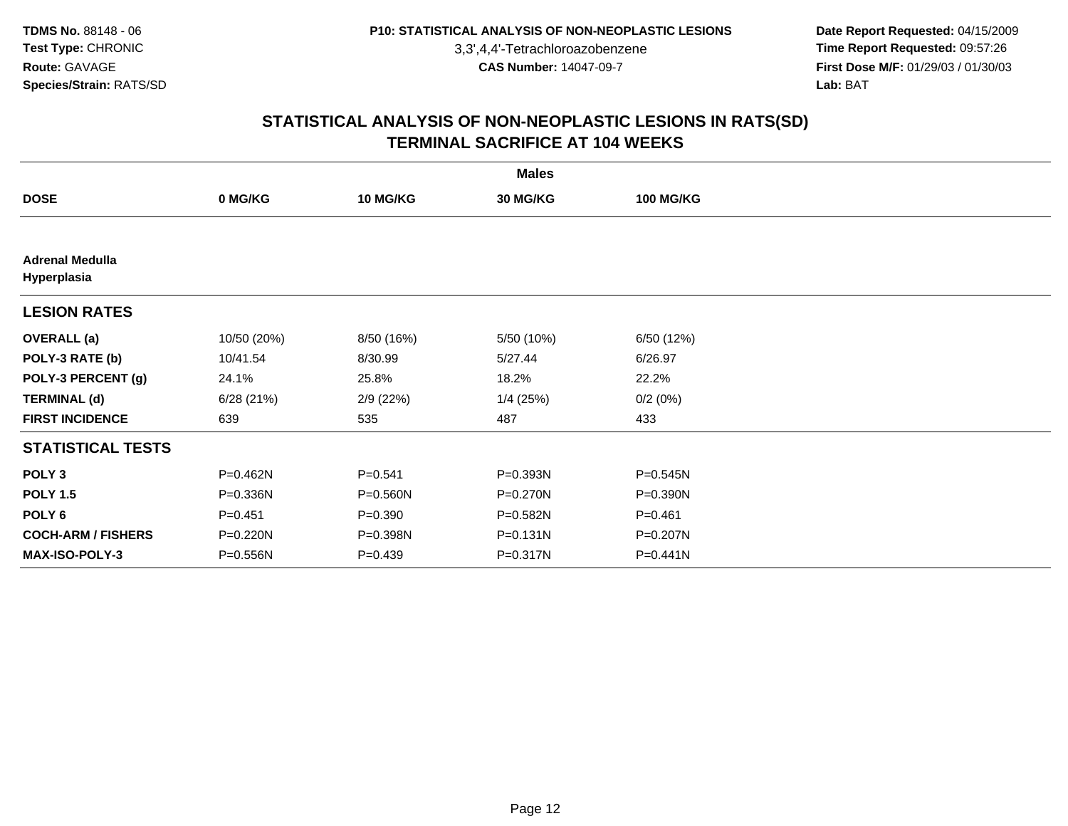TDMS No. 88148 - 06
Test Type: CHRONIC
Route: GAVAGE
Species/Strain: RATS/SD

P10: STATISTICAL ANALYSIS OF NON-NEOPLASTIC LESIONS
3,3',4,4'-Tetrachloroazobenzene
CAS Number: 14047-09-7

Date Report Requested: 04/15/2009
Time Report Requested: 09:57:26
First Dose M/F: 01/29/03 / 01/30/03
Lab: BAT

## STATISTICAL ANALYSIS OF NON-NEOPLASTIC LESIONS IN RATS(SD)
## TERMINAL SACRIFICE AT 104 WEEKS

| | Males | | | |
|---|---|---|---|---|
| **DOSE** | **0 MG/KG** | **10 MG/KG** | **30 MG/KG** | **100 MG/KG** |
| **Adrenal Medulla** | | | | |
| **Hyperplasia** | | | | |
| **LESION RATES** | | | | |
| **OVERALL (a)** | 10/50 (20%) | 8/50 (16%) | 5/50 (10%) | 6/50 (12%) |
| **POLY-3 RATE (b)** | 10/41.54 | 8/30.99 | 5/27.44 | 6/26.97 |
| **POLY-3 PERCENT (g)** | 24.1% | 25.8% | 18.2% | 22.2% |
| **TERMINAL (d)** | 6/28 (21%) | 2/9 (22%) | 1/4 (25%) | 0/2 (0%) |
| **FIRST INCIDENCE** | 639 | 535 | 487 | 433 |
| **STATISTICAL TESTS** | | | | |
| **POLY 3** | P=0.462N | P=0.541 | P=0.393N | P=0.545N |
| **POLY 1.5** | P=0.336N | P=0.560N | P=0.270N | P=0.390N |
| **POLY 6** | P=0.451 | P=0.390 | P=0.582N | P=0.461 |
| **COCH-ARM / FISHERS** | P=0.220N | P=0.398N | P=0.131N | P=0.207N |
| **MAX-ISO-POLY-3** | P=0.556N | P=0.439 | P=0.317N | P=0.441N |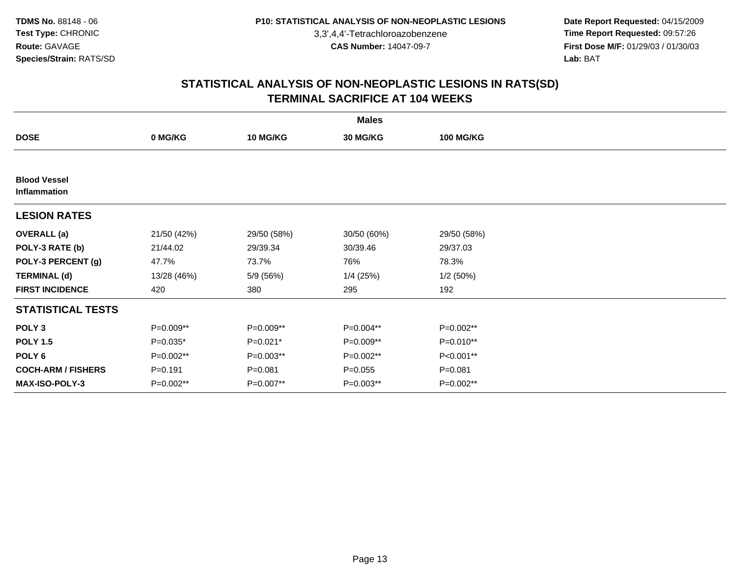TDMS No. 88148 - 06
Test Type: CHRONIC
Route: GAVAGE
Species/Strain: RATS/SD

P10: STATISTICAL ANALYSIS OF NON-NEOPLASTIC LESIONS
3,3',4,4'-Tetrachloroazobenzene
CAS Number: 14047-09-7

Date Report Requested: 04/15/2009
Time Report Requested: 09:57:26
First Dose M/F: 01/29/03 / 01/30/03
Lab: BAT

## STATISTICAL ANALYSIS OF NON-NEOPLASTIC LESIONS IN RATS(SD)
## TERMINAL SACRIFICE AT 104 WEEKS

| | Males | | | |
|---|---|---|---|---|
| **DOSE** | **0 MG/KG** | **10 MG/KG** | **30 MG/KG** | **100 MG/KG** |
| **Blood Vessel** | | | | |
| **Inflammation** | | | | |
| **LESION RATES** | | | | |
| **OVERALL (a)** | 21/50 (42%) | 29/50 (58%) | 30/50 (60%) | 29/50 (58%) |
| **POLY-3 RATE (b)** | 21/44.02 | 29/39.34 | 30/39.46 | 29/37.03 |
| **POLY-3 PERCENT (g)** | 47.7% | 73.7% | 76% | 78.3% |
| **TERMINAL (d)** | 13/28 (46%) | 5/9 (56%) | 1/4 (25%) | 1/2 (50%) |
| **FIRST INCIDENCE** | 420 | 380 | 295 | 192 |
| **STATISTICAL TESTS** | | | | |
| **POLY 3** | P=0.009** | P=0.009** | P=0.004** | P=0.002** |
| **POLY 1.5** | P=0.035* | P=0.021* | P=0.009** | P=0.010** |
| **POLY 6** | P=0.002** | P=0.003** | P=0.002** | P<0.001** |
| **COCH-ARM / FISHERS** | P=0.191 | P=0.081 | P=0.055 | P=0.081 |
| **MAX-ISO-POLY-3** | P=0.002** | P=0.007** | P=0.003** | P=0.002** |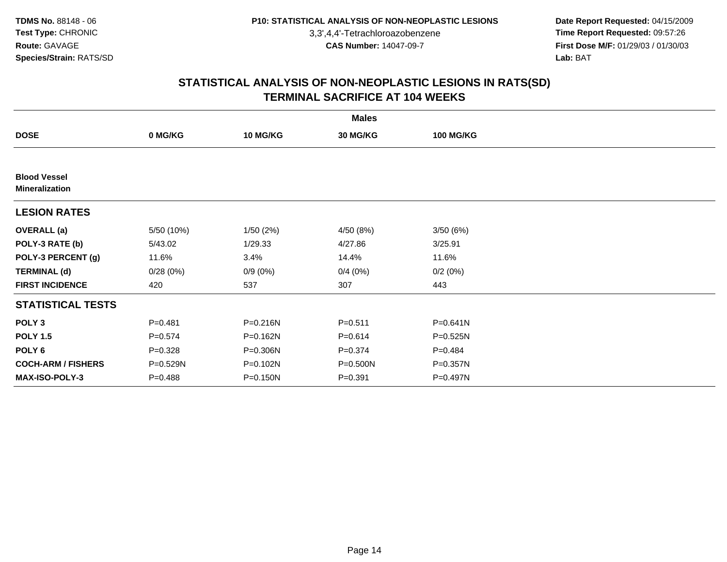**TDMS No.** 88148 - 06
**Test Type:** CHRONIC
**Route:** GAVAGE
**Species/Strain:** RATS/SD

**P10: STATISTICAL ANALYSIS OF NON-NEOPLASTIC LESIONS**
3,3',4,4'-Tetrachloroazobenzene
**CAS Number:** 14047-09-7

**Date Report Requested:** 04/15/2009
**Time Report Requested:** 09:57:26
**First Dose M/F:** 01/29/03 / 01/30/03
**Lab:** BAT

## STATISTICAL ANALYSIS OF NON-NEOPLASTIC LESIONS IN RATS(SD)
## TERMINAL SACRIFICE AT 104 WEEKS

| | Males | | | |
|---|---|---|---|---|
| **DOSE** | **0 MG/KG** | **10 MG/KG** | **30 MG/KG** | **100 MG/KG** |
| **Blood Vessel** | | | | |
| **Mineralization** | | | | |
| **LESION RATES** | | | | |
| **OVERALL (a)** | 5/50 (10%) | 1/50 (2%) | 4/50 (8%) | 3/50 (6%) |
| **POLY-3 RATE (b)** | 5/43.02 | 1/29.33 | 4/27.86 | 3/25.91 |
| **POLY-3 PERCENT (g)** | 11.6% | 3.4% | 14.4% | 11.6% |
| **TERMINAL (d)** | 0/28 (0%) | 0/9 (0%) | 0/4 (0%) | 0/2 (0%) |
| **FIRST INCIDENCE** | 420 | 537 | 307 | 443 |
| **STATISTICAL TESTS** | | | | |
| **POLY 3** | P=0.481 | P=0.216N | P=0.511 | P=0.641N |
| **POLY 1.5** | P=0.574 | P=0.162N | P=0.614 | P=0.525N |
| **POLY 6** | P=0.328 | P=0.306N | P=0.374 | P=0.484 |
| **COCH-ARM / FISHERS** | P=0.529N | P=0.102N | P=0.500N | P=0.357N |
| **MAX-ISO-POLY-3** | P=0.488 | P=0.150N | P=0.391 | P=0.497N |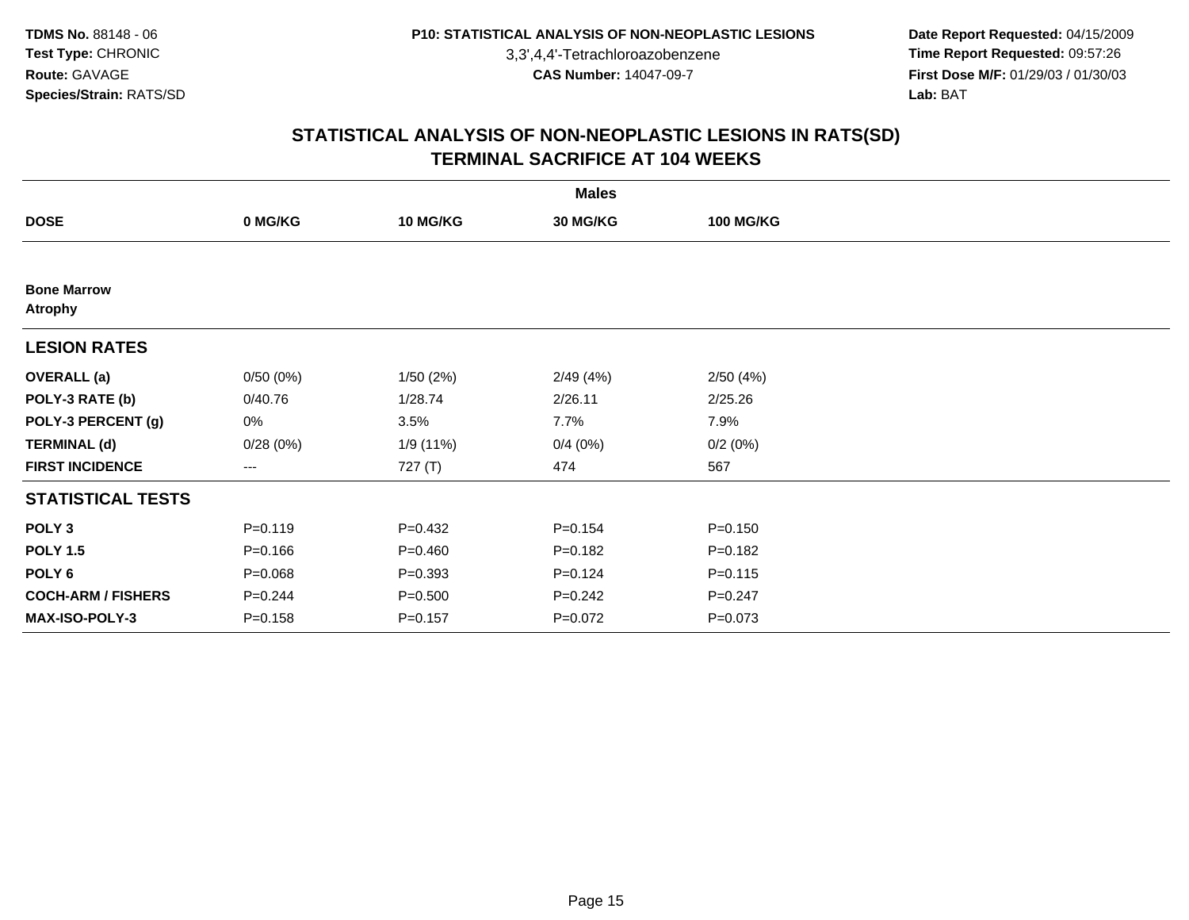TDMS No. 88148 - 06
Test Type: CHRONIC
Route: GAVAGE
Species/Strain: RATS/SD

P10: STATISTICAL ANALYSIS OF NON-NEOPLASTIC LESIONS
3,3',4,4'-Tetrachloroazobenzene
CAS Number: 14047-09-7

Date Report Requested: 04/15/2009
Time Report Requested: 09:57:26
First Dose M/F: 01/29/03 / 01/30/03
Lab: BAT

## STATISTICAL ANALYSIS OF NON-NEOPLASTIC LESIONS IN RATS(SD)
## TERMINAL SACRIFICE AT 104 WEEKS

| | Males | | | |
|---|---|---|---|---|
| **DOSE** | **0 MG/KG** | **10 MG/KG** | **30 MG/KG** | **100 MG/KG** |
| **Bone Marrow** | | | | |
| **Atrophy** | | | | |
| **LESION RATES** | | | | |
| **OVERALL (a)** | 0/50 (0%) | 1/50 (2%) | 2/49 (4%) | 2/50 (4%) |
| **POLY-3 RATE (b)** | 0/40.76 | 1/28.74 | 2/26.11 | 2/25.26 |
| **POLY-3 PERCENT (g)** | 0% | 3.5% | 7.7% | 7.9% |
| **TERMINAL (d)** | 0/28 (0%) | 1/9 (11%) | 0/4 (0%) | 0/2 (0%) |
| **FIRST INCIDENCE** | --- | 727 (T) | 474 | 567 |
| **STATISTICAL TESTS** | | | | |
| **POLY 3** | P=0.119 | P=0.432 | P=0.154 | P=0.150 |
| **POLY 1.5** | P=0.166 | P=0.460 | P=0.182 | P=0.182 |
| **POLY 6** | P=0.068 | P=0.393 | P=0.124 | P=0.115 |
| **COCH-ARM / FISHERS** | P=0.244 | P=0.500 | P=0.242 | P=0.247 |
| **MAX-ISO-POLY-3** | P=0.158 | P=0.157 | P=0.072 | P=0.073 |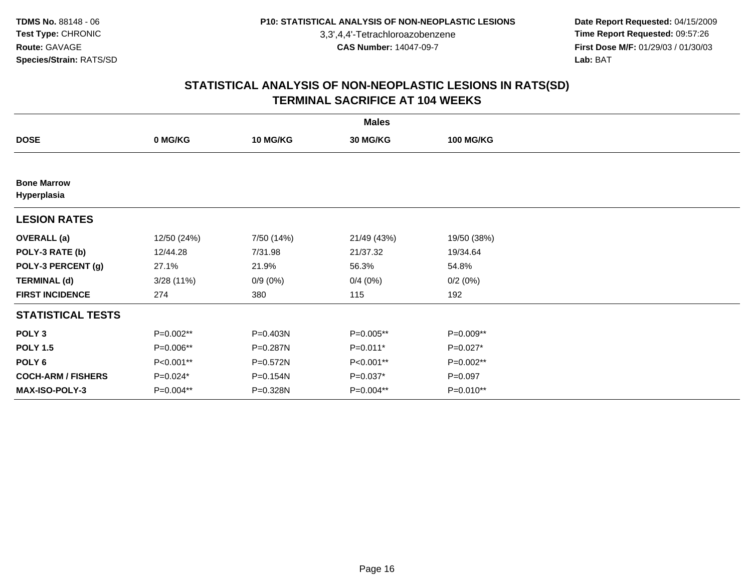## STATISTICAL ANALYSIS OF NON-NEOPLASTIC LESIONS IN RATS(SD)
## TERMINAL SACRIFICE AT 104 WEEKS

| | Males | | | |
|---|---|---|---|---|
| **DOSE** | **0 MG/KG** | **10 MG/KG** | **30 MG/KG** | **100 MG/KG** |
| **Bone Marrow** | | | | |
| **Hyperplasia** | | | | |
| **LESION RATES** | | | | |
| **OVERALL (a)** | 12/50 (24%) | 7/50 (14%) | 21/49 (43%) | 19/50 (38%) |
| **POLY-3 RATE (b)** | 12/44.28 | 7/31.98 | 21/37.32 | 19/34.64 |
| **POLY-3 PERCENT (g)** | 27.1% | 21.9% | 56.3% | 54.8% |
| **TERMINAL (d)** | 3/28 (11%) | 0/9 (0%) | 0/4 (0%) | 0/2 (0%) |
| **FIRST INCIDENCE** | 274 | 380 | 115 | 192 |
| **STATISTICAL TESTS** | | | | |
| **POLY 3** | P=0.002** | P=0.403N | P=0.005** | P=0.009** |
| **POLY 1.5** | P=0.006** | P=0.287N | P=0.011* | P=0.027* |
| **POLY 6** | P<0.001** | P=0.572N | P<0.001** | P=0.002** |
| **COCH-ARM / FISHERS** | P=0.024* | P=0.154N | P=0.037* | P=0.097 |
| **MAX-ISO-POLY-3** | P=0.004** | P=0.328N | P=0.004** | P=0.010** |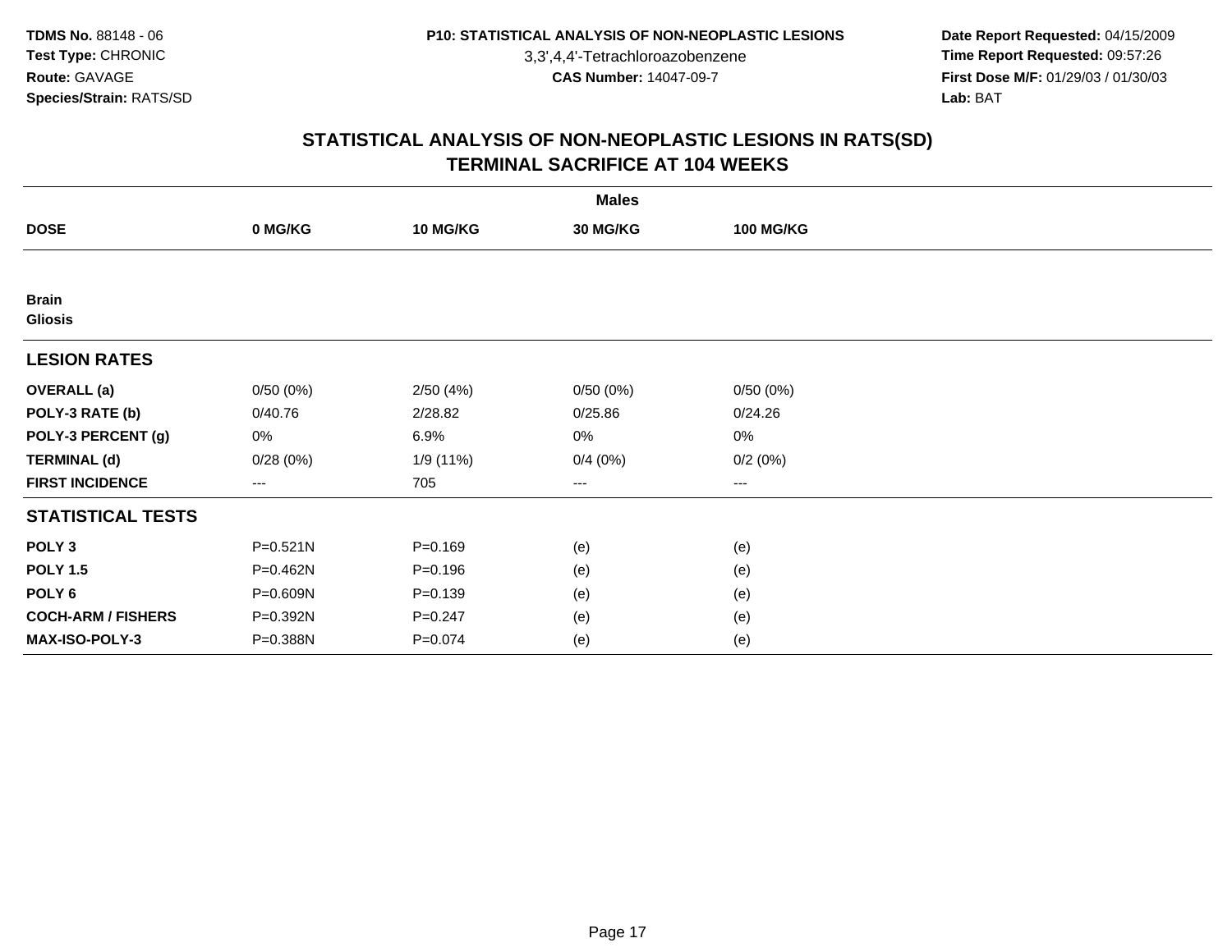**TDMS No.** 88148 - 06
**Test Type:** CHRONIC
**Route:** GAVAGE
**Species/Strain:** RATS/SD

**P10: STATISTICAL ANALYSIS OF NON-NEOPLASTIC LESIONS**
3,3',4,4'-Tetrachloroazobenzene
**CAS Number:** 14047-09-7

**Date Report Requested:** 04/15/2009
**Time Report Requested:** 09:57:26
**First Dose M/F:** 01/29/03 / 01/30/03
**Lab:** BAT

## STATISTICAL ANALYSIS OF NON-NEOPLASTIC LESIONS IN RATS(SD)
## TERMINAL SACRIFICE AT 104 WEEKS

| | Males | | | |
|---|---|---|---|---|
| **DOSE** | **0 MG/KG** | **10 MG/KG** | **30 MG/KG** | **100 MG/KG** |
| **Brain** | | | | |
| **Gliosis** | | | | |
| **LESION RATES** | | | | |
| **OVERALL (a)** | 0/50 (0%) | 2/50 (4%) | 0/50 (0%) | 0/50 (0%) |
| **POLY-3 RATE (b)** | 0/40.76 | 2/28.82 | 0/25.86 | 0/24.26 |
| **POLY-3 PERCENT (g)** | 0% | 6.9% | 0% | 0% |
| **TERMINAL (d)** | 0/28 (0%) | 1/9 (11%) | 0/4 (0%) | 0/2 (0%) |
| **FIRST INCIDENCE** | --- | 705 | --- | --- |
| **STATISTICAL TESTS** | | | | |
| **POLY 3** | P=0.521N | P=0.169 | (e) | (e) |
| **POLY 1.5** | P=0.462N | P=0.196 | (e) | (e) |
| **POLY 6** | P=0.609N | P=0.139 | (e) | (e) |
| **COCH-ARM / FISHERS** | P=0.392N | P=0.247 | (e) | (e) |
| **MAX-ISO-POLY-3** | P=0.388N | P=0.074 | (e) | (e) |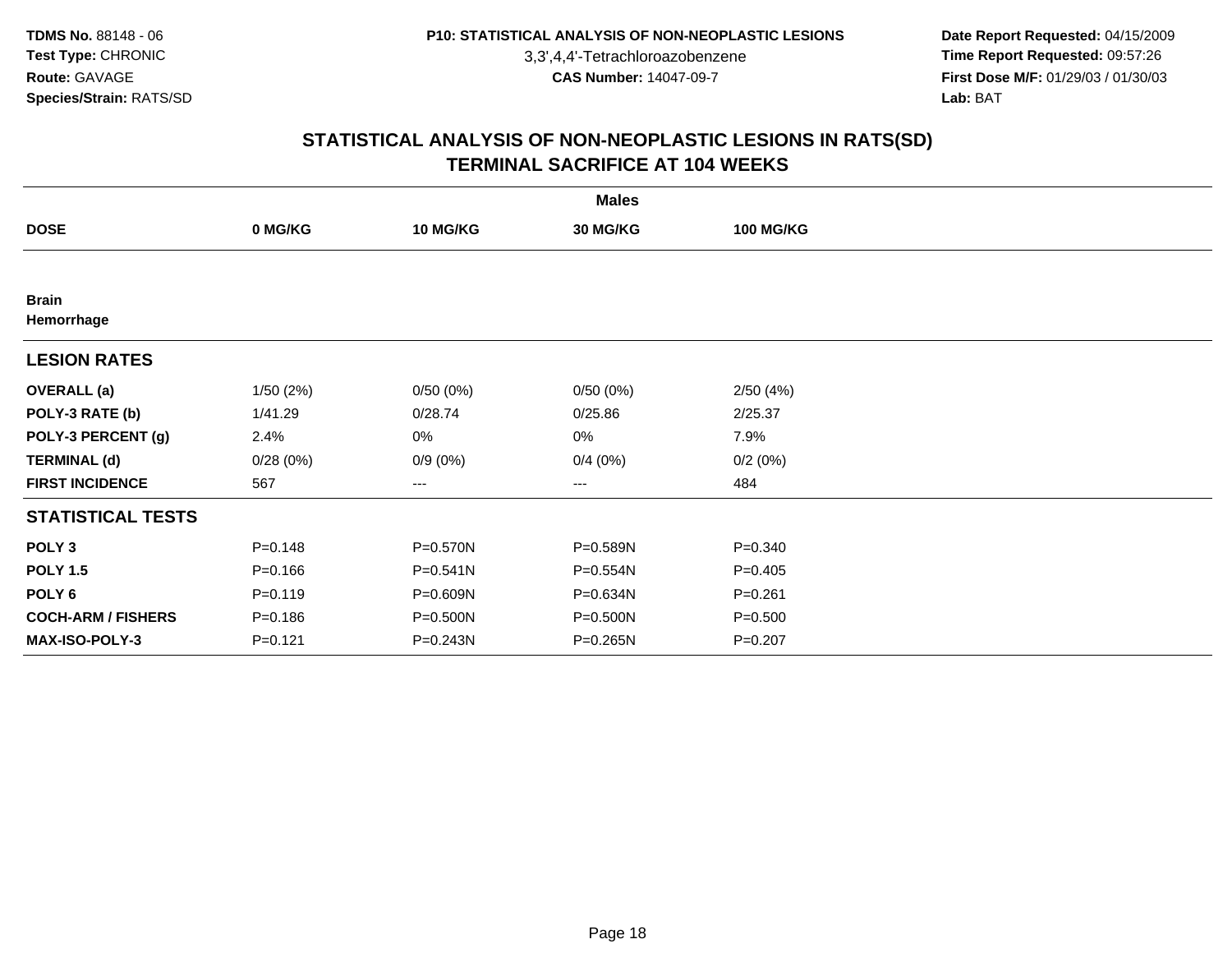**TDMS No.** 88148 - 06
**Test Type:** CHRONIC
**Route:** GAVAGE
**Species/Strain:** RATS/SD

**P10: STATISTICAL ANALYSIS OF NON-NEOPLASTIC LESIONS**
3,3',4,4'-Tetrachloroazobenzene
**CAS Number:** 14047-09-7

**Date Report Requested:** 04/15/2009
**Time Report Requested:** 09:57:26
**First Dose M/F:** 01/29/03 / 01/30/03
**Lab:** BAT

## STATISTICAL ANALYSIS OF NON-NEOPLASTIC LESIONS IN RATS(SD)
## TERMINAL SACRIFICE AT 104 WEEKS

| | Males | | | |
|---|---|---|---|---|
| **DOSE** | **0 MG/KG** | **10 MG/KG** | **30 MG/KG** | **100 MG/KG** |
| **Brain** | | | | |
| **Hemorrhage** | | | | |
| **LESION RATES** | | | | |
| **OVERALL (a)** | 1/50 (2%) | 0/50 (0%) | 0/50 (0%) | 2/50 (4%) |
| **POLY-3 RATE (b)** | 1/41.29 | 0/28.74 | 0/25.86 | 2/25.37 |
| **POLY-3 PERCENT (g)** | 2.4% | 0% | 0% | 7.9% |
| **TERMINAL (d)** | 0/28 (0%) | 0/9 (0%) | 0/4 (0%) | 0/2 (0%) |
| **FIRST INCIDENCE** | 567 | --- | --- | 484 |
| **STATISTICAL TESTS** | | | | |
| **POLY 3** | P=0.148 | P=0.570N | P=0.589N | P=0.340 |
| **POLY 1.5** | P=0.166 | P=0.541N | P=0.554N | P=0.405 |
| **POLY 6** | P=0.119 | P=0.609N | P=0.634N | P=0.261 |
| **COCH-ARM / FISHERS** | P=0.186 | P=0.500N | P=0.500N | P=0.500 |
| **MAX-ISO-POLY-3** | P=0.121 | P=0.243N | P=0.265N | P=0.207 |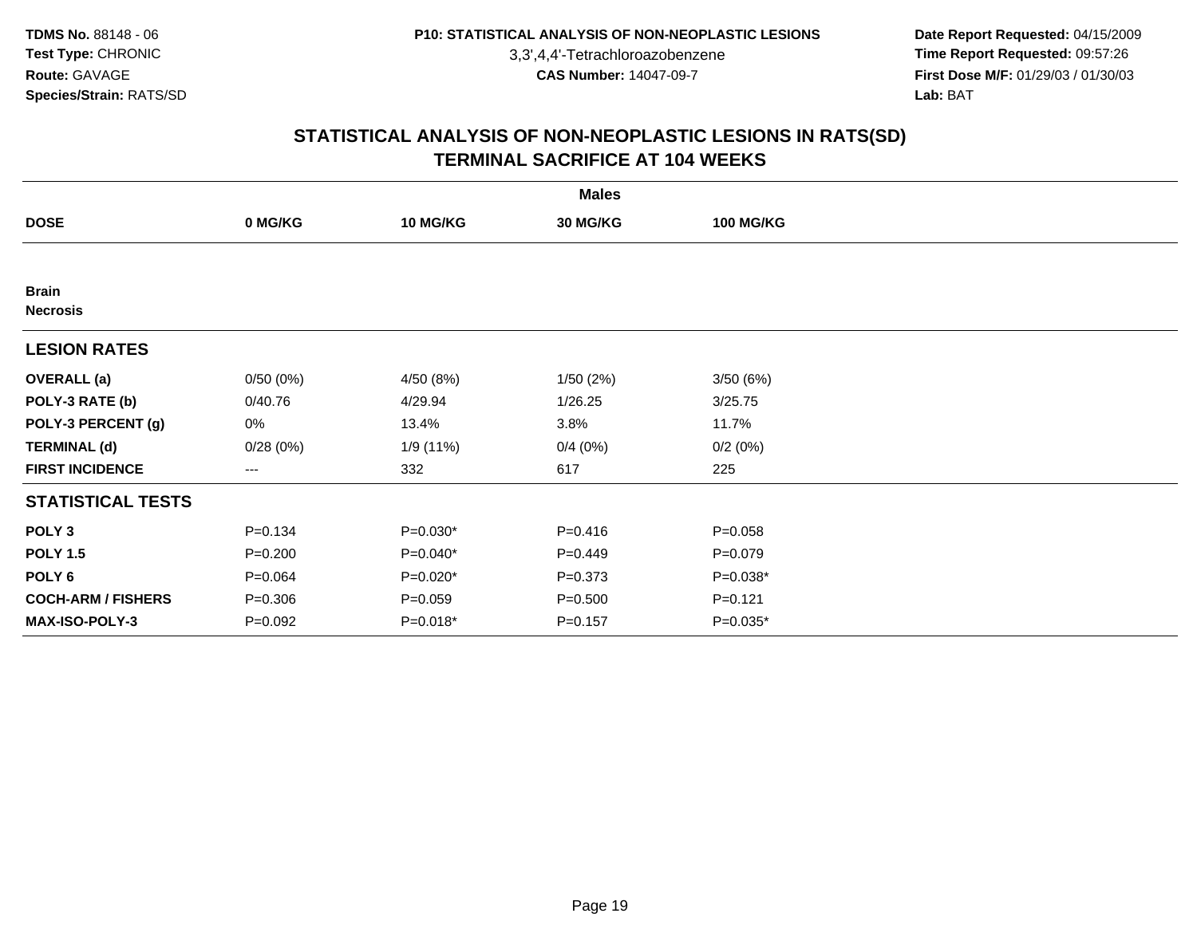**TDMS No.** 88148 - 06
**Test Type:** CHRONIC
**Route:** GAVAGE
**Species/Strain:** RATS/SD

**P10: STATISTICAL ANALYSIS OF NON-NEOPLASTIC LESIONS**
3,3',4,4'-Tetrachloroazobenzene
**CAS Number:** 14047-09-7

**Date Report Requested:** 04/15/2009
**Time Report Requested:** 09:57:26
**First Dose M/F:** 01/29/03 / 01/30/03
**Lab:** BAT

## STATISTICAL ANALYSIS OF NON-NEOPLASTIC LESIONS IN RATS(SD)
## TERMINAL SACRIFICE AT 104 WEEKS

| | Males | | | |
|---|---|---|---|---|
| **DOSE** | **0 MG/KG** | **10 MG/KG** | **30 MG/KG** | **100 MG/KG** |
| **Brain** | | | | |
| **Necrosis** | | | | |
| **LESION RATES** | | | | |
| **OVERALL (a)** | 0/50 (0%) | 4/50 (8%) | 1/50 (2%) | 3/50 (6%) |
| **POLY-3 RATE (b)** | 0/40.76 | 4/29.94 | 1/26.25 | 3/25.75 |
| **POLY-3 PERCENT (g)** | 0% | 13.4% | 3.8% | 11.7% |
| **TERMINAL (d)** | 0/28 (0%) | 1/9 (11%) | 0/4 (0%) | 0/2 (0%) |
| **FIRST INCIDENCE** | --- | 332 | 617 | 225 |
| **STATISTICAL TESTS** | | | | |
| **POLY 3** | P=0.134 | P=0.030* | P=0.416 | P=0.058 |
| **POLY 1.5** | P=0.200 | P=0.040* | P=0.449 | P=0.079 |
| **POLY 6** | P=0.064 | P=0.020* | P=0.373 | P=0.038* |
| **COCH-ARM / FISHERS** | P=0.306 | P=0.059 | P=0.500 | P=0.121 |
| **MAX-ISO-POLY-3** | P=0.092 | P=0.018* | P=0.157 | P=0.035* |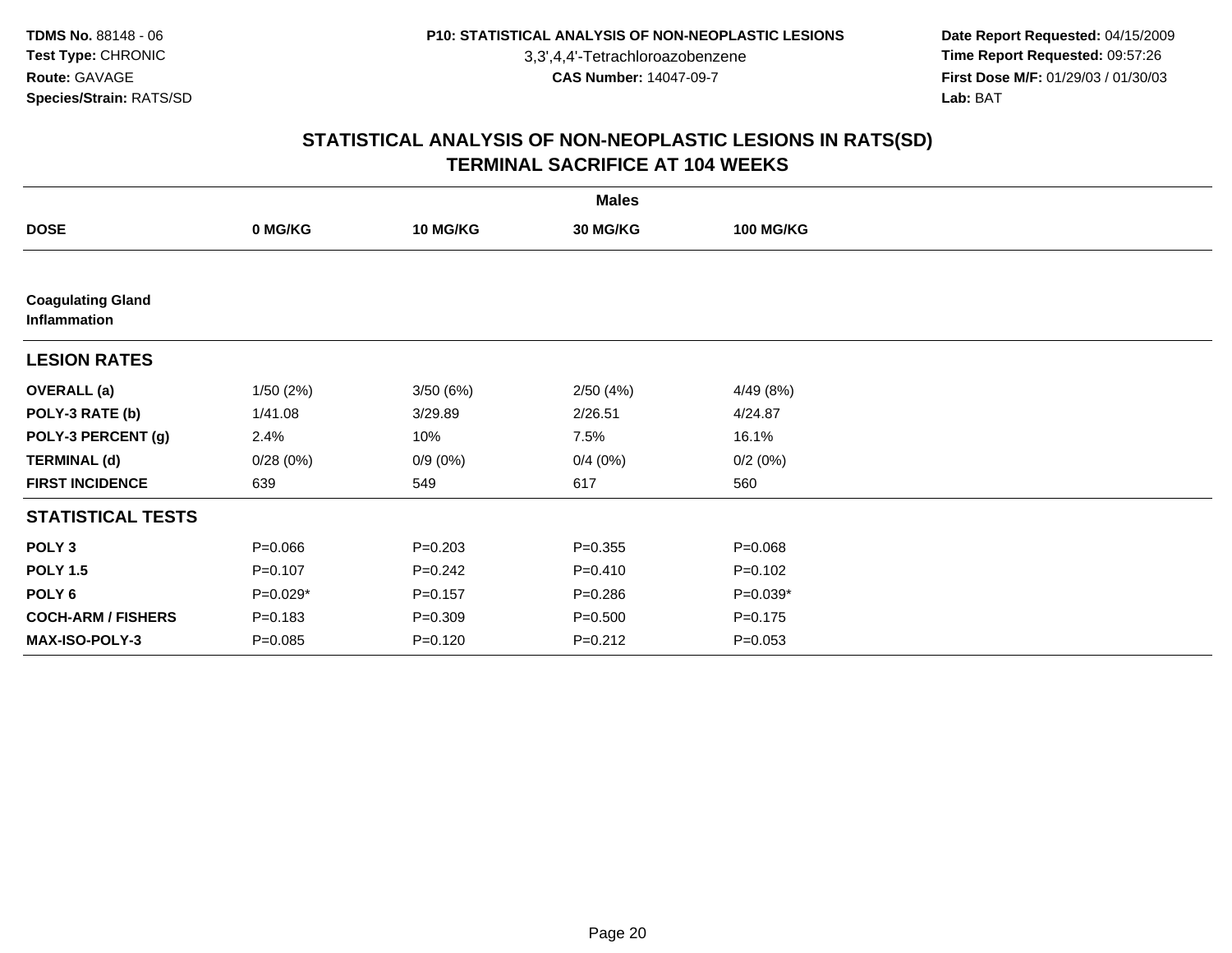TDMS No. 88148 - 06
Test Type: CHRONIC
Route: GAVAGE
Species/Strain: RATS/SD

P10: STATISTICAL ANALYSIS OF NON-NEOPLASTIC LESIONS
3,3',4,4'-Tetrachloroazobenzene
CAS Number: 14047-09-7

Date Report Requested: 04/15/2009
Time Report Requested: 09:57:26
First Dose M/F: 01/29/03 / 01/30/03
Lab: BAT

## STATISTICAL ANALYSIS OF NON-NEOPLASTIC LESIONS IN RATS(SD)
## TERMINAL SACRIFICE AT 104 WEEKS

| | Males | | | |
|---|---|---|---|---|
| **DOSE** | **0 MG/KG** | **10 MG/KG** | **30 MG/KG** | **100 MG/KG** |
| **Coagulating Gland Inflammation** | | | | |
| **LESION RATES** | | | | |
| **OVERALL (a)** | 1/50 (2%) | 3/50 (6%) | 2/50 (4%) | 4/49 (8%) |
| **POLY-3 RATE (b)** | 1/41.08 | 3/29.89 | 2/26.51 | 4/24.87 |
| **POLY-3 PERCENT (g)** | 2.4% | 10% | 7.5% | 16.1% |
| **TERMINAL (d)** | 0/28 (0%) | 0/9 (0%) | 0/4 (0%) | 0/2 (0%) |
| **FIRST INCIDENCE** | 639 | 549 | 617 | 560 |
| **STATISTICAL TESTS** | | | | |
| **POLY 3** | P=0.066 | P=0.203 | P=0.355 | P=0.068 |
| **POLY 1.5** | P=0.107 | P=0.242 | P=0.410 | P=0.102 |
| **POLY 6** | P=0.029* | P=0.157 | P=0.286 | P=0.039* |
| **COCH-ARM / FISHERS** | P=0.183 | P=0.309 | P=0.500 | P=0.175 |
| **MAX-ISO-POLY-3** | P=0.085 | P=0.120 | P=0.212 | P=0.053 |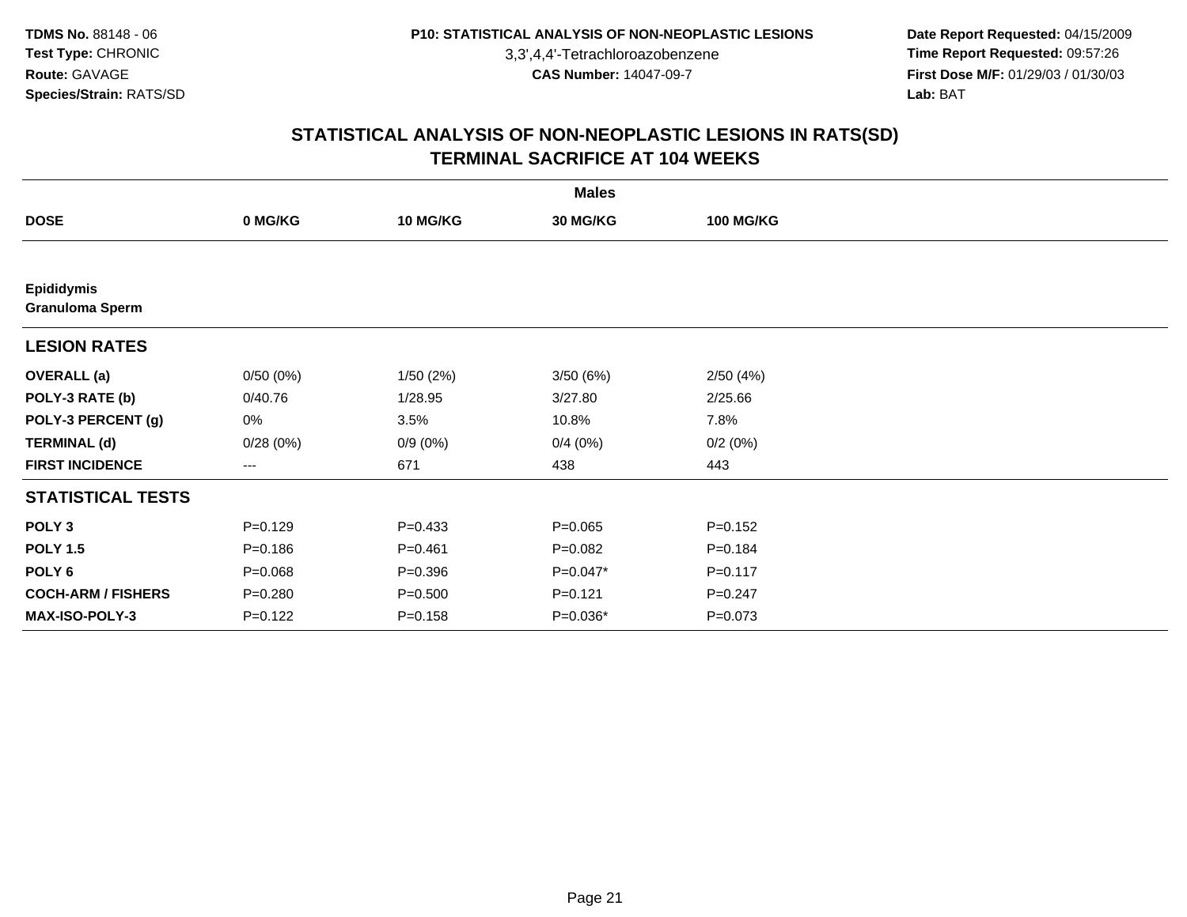## STATISTICAL ANALYSIS OF NON-NEOPLASTIC LESIONS IN RATS(SD)
## TERMINAL SACRIFICE AT 104 WEEKS

| | Males | | | |
|---|---|---|---|---|
| **DOSE** | **0 MG/KG** | **10 MG/KG** | **30 MG/KG** | **100 MG/KG** |
| **Epididymis** | | | | |
| **Granuloma Sperm** | | | | |
| **LESION RATES** | | | | |
| **OVERALL (a)** | 0/50 (0%) | 1/50 (2%) | 3/50 (6%) | 2/50 (4%) |
| **POLY-3 RATE (b)** | 0/40.76 | 1/28.95 | 3/27.80 | 2/25.66 |
| **POLY-3 PERCENT (g)** | 0% | 3.5% | 10.8% | 7.8% |
| **TERMINAL (d)** | 0/28 (0%) | 0/9 (0%) | 0/4 (0%) | 0/2 (0%) |
| **FIRST INCIDENCE** | --- | 671 | 438 | 443 |
| **STATISTICAL TESTS** | | | | |
| **POLY 3** | P=0.129 | P=0.433 | P=0.065 | P=0.152 |
| **POLY 1.5** | P=0.186 | P=0.461 | P=0.082 | P=0.184 |
| **POLY 6** | P=0.068 | P=0.396 | P=0.047* | P=0.117 |
| **COCH-ARM / FISHERS** | P=0.280 | P=0.500 | P=0.121 | P=0.247 |
| **MAX-ISO-POLY-3** | P=0.122 | P=0.158 | P=0.036* | P=0.073 |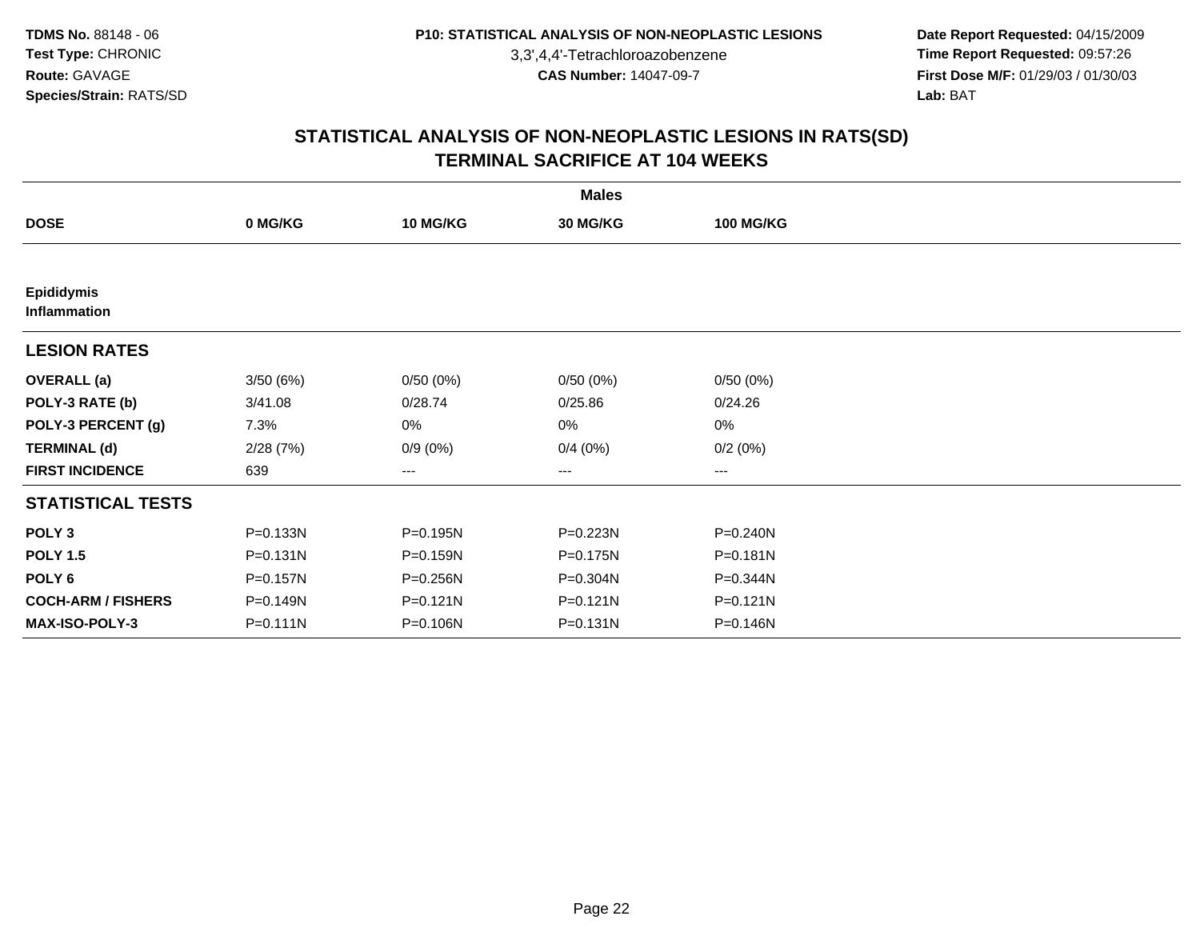**TDMS No.** 88148 - 06
**Test Type:** CHRONIC
**Route:** GAVAGE
**Species/Strain:** RATS/SD

**P10: STATISTICAL ANALYSIS OF NON-NEOPLASTIC LESIONS**
3,3',4,4'-Tetrachloroazobenzene
**CAS Number:** 14047-09-7

**Date Report Requested:** 04/15/2009
**Time Report Requested:** 09:57:26
**First Dose M/F:** 01/29/03 / 01/30/03
**Lab:** BAT

## STATISTICAL ANALYSIS OF NON-NEOPLASTIC LESIONS IN RATS(SD)
## TERMINAL SACRIFICE AT 104 WEEKS

| | Males | | | |
|---|---|---|---|---|
| **DOSE** | **0 MG/KG** | **10 MG/KG** | **30 MG/KG** | **100 MG/KG** |
| **Epididymis**<br>**Inflammation** | | | | |
| **LESION RATES** | | | | |
| **OVERALL (a)** | 3/50 (6%) | 0/50 (0%) | 0/50 (0%) | 0/50 (0%) |
| **POLY-3 RATE (b)** | 3/41.08 | 0/28.74 | 0/25.86 | 0/24.26 |
| **POLY-3 PERCENT (g)** | 7.3% | 0% | 0% | 0% |
| **TERMINAL (d)** | 2/28 (7%) | 0/9 (0%) | 0/4 (0%) | 0/2 (0%) |
| **FIRST INCIDENCE** | 639 | --- | --- | --- |
| **STATISTICAL TESTS** | | | | |
| **POLY 3** | P=0.133N | P=0.195N | P=0.223N | P=0.240N |
| **POLY 1.5** | P=0.131N | P=0.159N | P=0.175N | P=0.181N |
| **POLY 6** | P=0.157N | P=0.256N | P=0.304N | P=0.344N |
| **COCH-ARM / FISHERS** | P=0.149N | P=0.121N | P=0.121N | P=0.121N |
| **MAX-ISO-POLY-3** | P=0.111N | P=0.106N | P=0.131N | P=0.146N |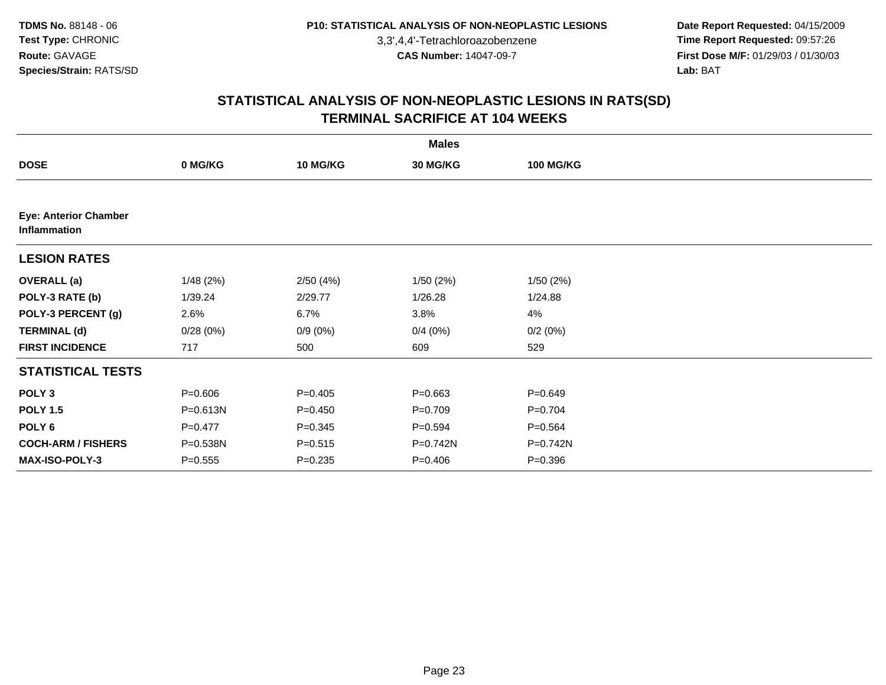**TDMS No.** 88148 - 06
**Test Type:** CHRONIC
**Route:** GAVAGE
**Species/Strain:** RATS/SD

**P10: STATISTICAL ANALYSIS OF NON-NEOPLASTIC LESIONS**
3,3',4,4'-Tetrachloroazobenzene
**CAS Number:** 14047-09-7

**Date Report Requested:** 04/15/2009
**Time Report Requested:** 09:57:26
**First Dose M/F:** 01/29/03 / 01/30/03
**Lab:** BAT

## STATISTICAL ANALYSIS OF NON-NEOPLASTIC LESIONS IN RATS(SD)
## TERMINAL SACRIFICE AT 104 WEEKS

| | Males | | | |
|---|---|---|---|---|
| **DOSE** | **0 MG/KG** | **10 MG/KG** | **30 MG/KG** | **100 MG/KG** |
| **Eye: Anterior Chamber Inflammation** | | | | |
| **LESION RATES** | | | | |
| **OVERALL (a)** | 1/48 (2%) | 2/50 (4%) | 1/50 (2%) | 1/50 (2%) |
| **POLY-3 RATE (b)** | 1/39.24 | 2/29.77 | 1/26.28 | 1/24.88 |
| **POLY-3 PERCENT (g)** | 2.6% | 6.7% | 3.8% | 4% |
| **TERMINAL (d)** | 0/28 (0%) | 0/9 (0%) | 0/4 (0%) | 0/2 (0%) |
| **FIRST INCIDENCE** | 717 | 500 | 609 | 529 |
| **STATISTICAL TESTS** | | | | |
| **POLY 3** | P=0.606 | P=0.405 | P=0.663 | P=0.649 |
| **POLY 1.5** | P=0.613N | P=0.450 | P=0.709 | P=0.704 |
| **POLY 6** | P=0.477 | P=0.345 | P=0.594 | P=0.564 |
| **COCH-ARM / FISHERS** | P=0.538N | P=0.515 | P=0.742N | P=0.742N |
| **MAX-ISO-POLY-3** | P=0.555 | P=0.235 | P=0.406 | P=0.396 |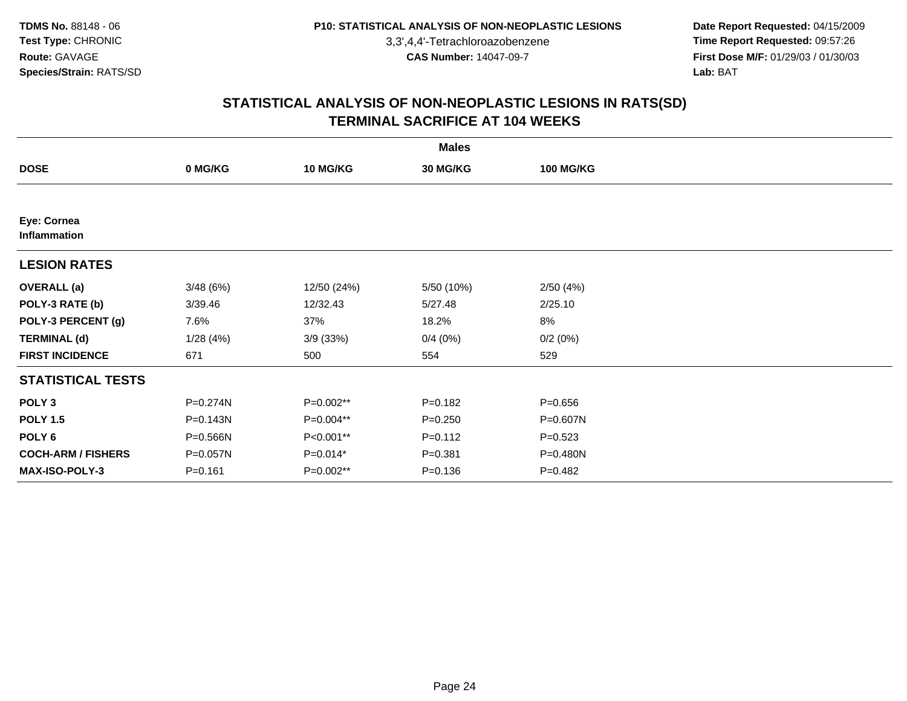**TDMS No.** 88148 - 06
**Test Type:** CHRONIC
**Route:** GAVAGE
**Species/Strain:** RATS/SD

**P10: STATISTICAL ANALYSIS OF NON-NEOPLASTIC LESIONS**
3,3',4,4'-Tetrachloroazobenzene
**CAS Number:** 14047-09-7

**Date Report Requested:** 04/15/2009
**Time Report Requested:** 09:57:26
**First Dose M/F:** 01/29/03 / 01/30/03
**Lab:** BAT

## STATISTICAL ANALYSIS OF NON-NEOPLASTIC LESIONS IN RATS(SD) TERMINAL SACRIFICE AT 104 WEEKS

| | Males | | | |
|---|---|---|---|---|
| **DOSE** | **0 MG/KG** | **10 MG/KG** | **30 MG/KG** | **100 MG/KG** |
| **Eye: Cornea Inflammation** | | | | |
| **LESION RATES** | | | | |
| **OVERALL (a)** | 3/48 (6%) | 12/50 (24%) | 5/50 (10%) | 2/50 (4%) |
| **POLY-3 RATE (b)** | 3/39.46 | 12/32.43 | 5/27.48 | 2/25.10 |
| **POLY-3 PERCENT (g)** | 7.6% | 37% | 18.2% | 8% |
| **TERMINAL (d)** | 1/28 (4%) | 3/9 (33%) | 0/4 (0%) | 0/2 (0%) |
| **FIRST INCIDENCE** | 671 | 500 | 554 | 529 |
| **STATISTICAL TESTS** | | | | |
| **POLY 3** | P=0.274N | P=0.002** | P=0.182 | P=0.656 |
| **POLY 1.5** | P=0.143N | P=0.004** | P=0.250 | P=0.607N |
| **POLY 6** | P=0.566N | P<0.001** | P=0.112 | P=0.523 |
| **COCH-ARM / FISHERS** | P=0.057N | P=0.014* | P=0.381 | P=0.480N |
| **MAX-ISO-POLY-3** | P=0.161 | P=0.002** | P=0.136 | P=0.482 |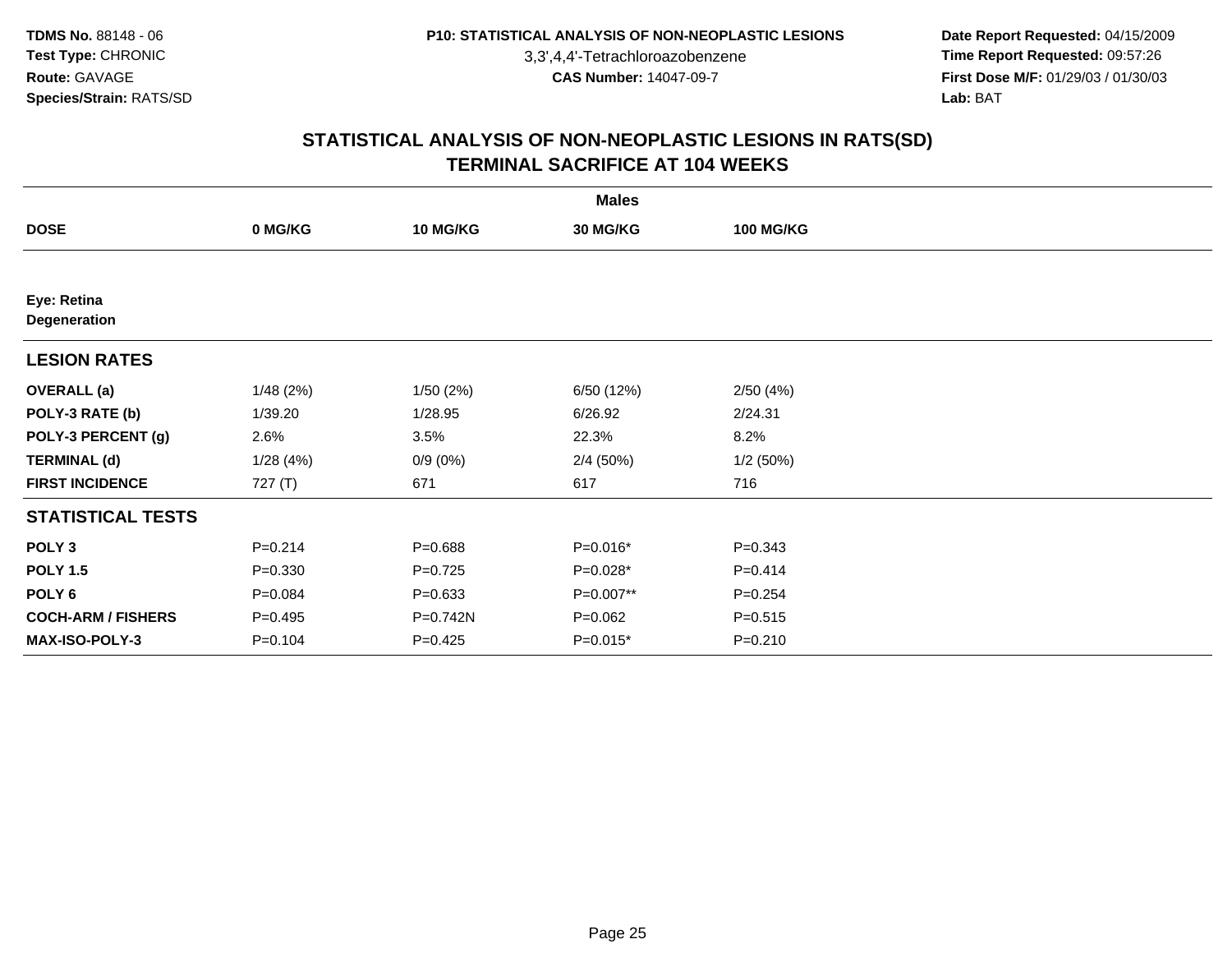**TDMS No.** 88148 - 06
**Test Type:** CHRONIC
**Route:** GAVAGE
**Species/Strain:** RATS/SD

**P10: STATISTICAL ANALYSIS OF NON-NEOPLASTIC LESIONS**
3,3',4,4'-Tetrachloroazobenzene
**CAS Number:** 14047-09-7

**Date Report Requested:** 04/15/2009
**Time Report Requested:** 09:57:26
**First Dose M/F:** 01/29/03 / 01/30/03
**Lab:** BAT

## STATISTICAL ANALYSIS OF NON-NEOPLASTIC LESIONS IN RATS(SD)
## TERMINAL SACRIFICE AT 104 WEEKS

| | Males | | | |
|---|---|---|---|---|
| **DOSE** | **0 MG/KG** | **10 MG/KG** | **30 MG/KG** | **100 MG/KG** |
| **Eye: Retina** | | | | |
| **Degeneration** | | | | |
| **LESION RATES** | | | | |
| **OVERALL (a)** | 1/48 (2%) | 1/50 (2%) | 6/50 (12%) | 2/50 (4%) |
| **POLY-3 RATE (b)** | 1/39.20 | 1/28.95 | 6/26.92 | 2/24.31 |
| **POLY-3 PERCENT (g)** | 2.6% | 3.5% | 22.3% | 8.2% |
| **TERMINAL (d)** | 1/28 (4%) | 0/9 (0%) | 2/4 (50%) | 1/2 (50%) |
| **FIRST INCIDENCE** | 727 (T) | 671 | 617 | 716 |
| **STATISTICAL TESTS** | | | | |
| **POLY 3** | P=0.214 | P=0.688 | P=0.016* | P=0.343 |
| **POLY 1.5** | P=0.330 | P=0.725 | P=0.028* | P=0.414 |
| **POLY 6** | P=0.084 | P=0.633 | P=0.007** | P=0.254 |
| **COCH-ARM / FISHERS** | P=0.495 | P=0.742N | P=0.062 | P=0.515 |
| **MAX-ISO-POLY-3** | P=0.104 | P=0.425 | P=0.015* | P=0.210 |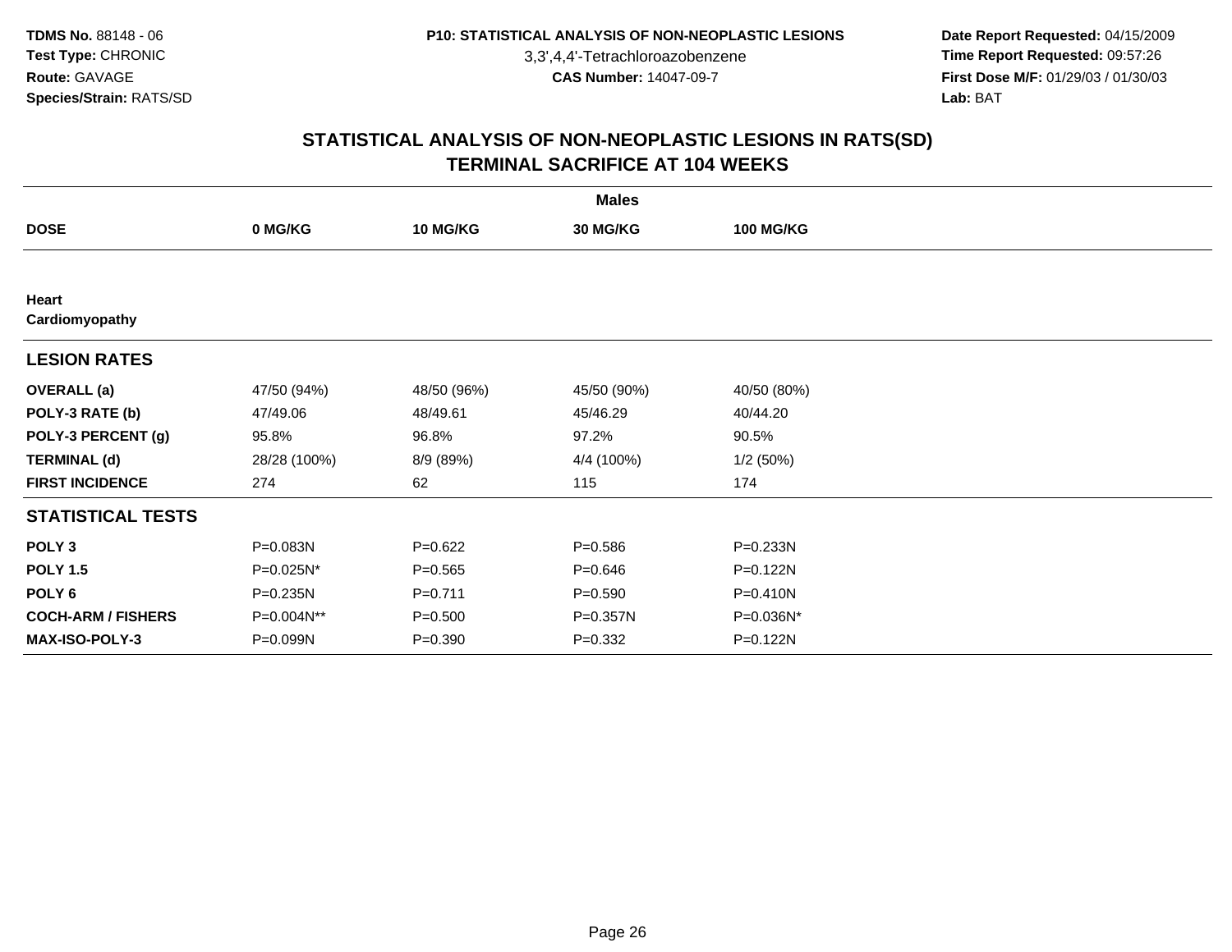# STATISTICAL ANALYSIS OF NON-NEOPLASTIC LESIONS IN RATS(SD)
## TERMINAL SACRIFICE AT 104 WEEKS

| | Males | | | |
|---|---|---|---|---|
| **DOSE** | **0 MG/KG** | **10 MG/KG** | **30 MG/KG** | **100 MG/KG** |
| **Heart** | | | | |
| **Cardiomyopathy** | | | | |
| **LESION RATES** | | | | |
| **OVERALL (a)** | 47/50 (94%) | 48/50 (96%) | 45/50 (90%) | 40/50 (80%) |
| **POLY-3 RATE (b)** | 47/49.06 | 48/49.61 | 45/46.29 | 40/44.20 |
| **POLY-3 PERCENT (g)** | 95.8% | 96.8% | 97.2% | 90.5% |
| **TERMINAL (d)** | 28/28 (100%) | 8/9 (89%) | 4/4 (100%) | 1/2 (50%) |
| **FIRST INCIDENCE** | 274 | 62 | 115 | 174 |
| **STATISTICAL TESTS** | | | | |
| **POLY 3** | P=0.083N | P=0.622 | P=0.586 | P=0.233N |
| **POLY 1.5** | P=0.025N* | P=0.565 | P=0.646 | P=0.122N |
| **POLY 6** | P=0.235N | P=0.711 | P=0.590 | P=0.410N |
| **COCH-ARM / FISHERS** | P=0.004N** | P=0.500 | P=0.357N | P=0.036N* |
| **MAX-ISO-POLY-3** | P=0.099N | P=0.390 | P=0.332 | P=0.122N |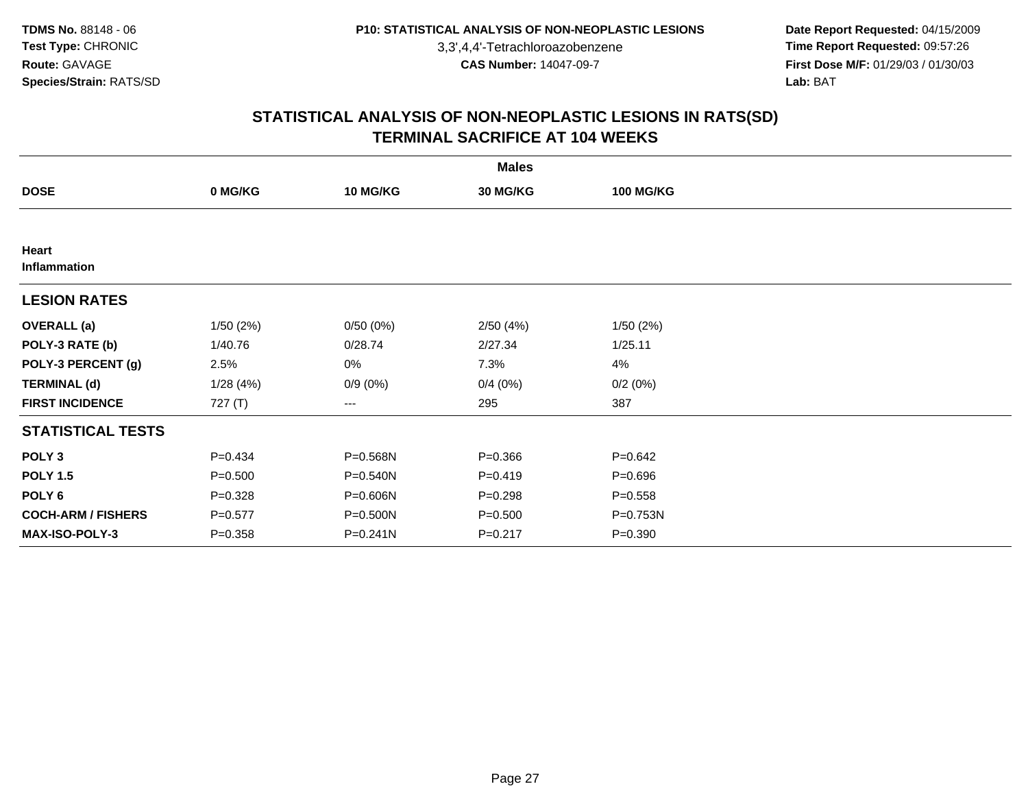TDMS No. 88148 - 06
Test Type: CHRONIC
Route: GAVAGE
Species/Strain: RATS/SD

P10: STATISTICAL ANALYSIS OF NON-NEOPLASTIC LESIONS
3,3',4,4'-Tetrachloroazobenzene
CAS Number: 14047-09-7

Date Report Requested: 04/15/2009
Time Report Requested: 09:57:26
First Dose M/F: 01/29/03 / 01/30/03
Lab: BAT

## STATISTICAL ANALYSIS OF NON-NEOPLASTIC LESIONS IN RATS(SD)
## TERMINAL SACRIFICE AT 104 WEEKS

| | Males | | | |
|---|---|---|---|---|
| **DOSE** | **0 MG/KG** | **10 MG/KG** | **30 MG/KG** | **100 MG/KG** |
| **Heart** | | | | |
| **Inflammation** | | | | |
| **LESION RATES** | | | | |
| **OVERALL (a)** | 1/50 (2%) | 0/50 (0%) | 2/50 (4%) | 1/50 (2%) |
| **POLY-3 RATE (b)** | 1/40.76 | 0/28.74 | 2/27.34 | 1/25.11 |
| **POLY-3 PERCENT (g)** | 2.5% | 0% | 7.3% | 4% |
| **TERMINAL (d)** | 1/28 (4%) | 0/9 (0%) | 0/4 (0%) | 0/2 (0%) |
| **FIRST INCIDENCE** | 727 (T) | --- | 295 | 387 |
| **STATISTICAL TESTS** | | | | |
| **POLY 3** | P=0.434 | P=0.568N | P=0.366 | P=0.642 |
| **POLY 1.5** | P=0.500 | P=0.540N | P=0.419 | P=0.696 |
| **POLY 6** | P=0.328 | P=0.606N | P=0.298 | P=0.558 |
| **COCH-ARM / FISHERS** | P=0.577 | P=0.500N | P=0.500 | P=0.753N |
| **MAX-ISO-POLY-3** | P=0.358 | P=0.241N | P=0.217 | P=0.390 |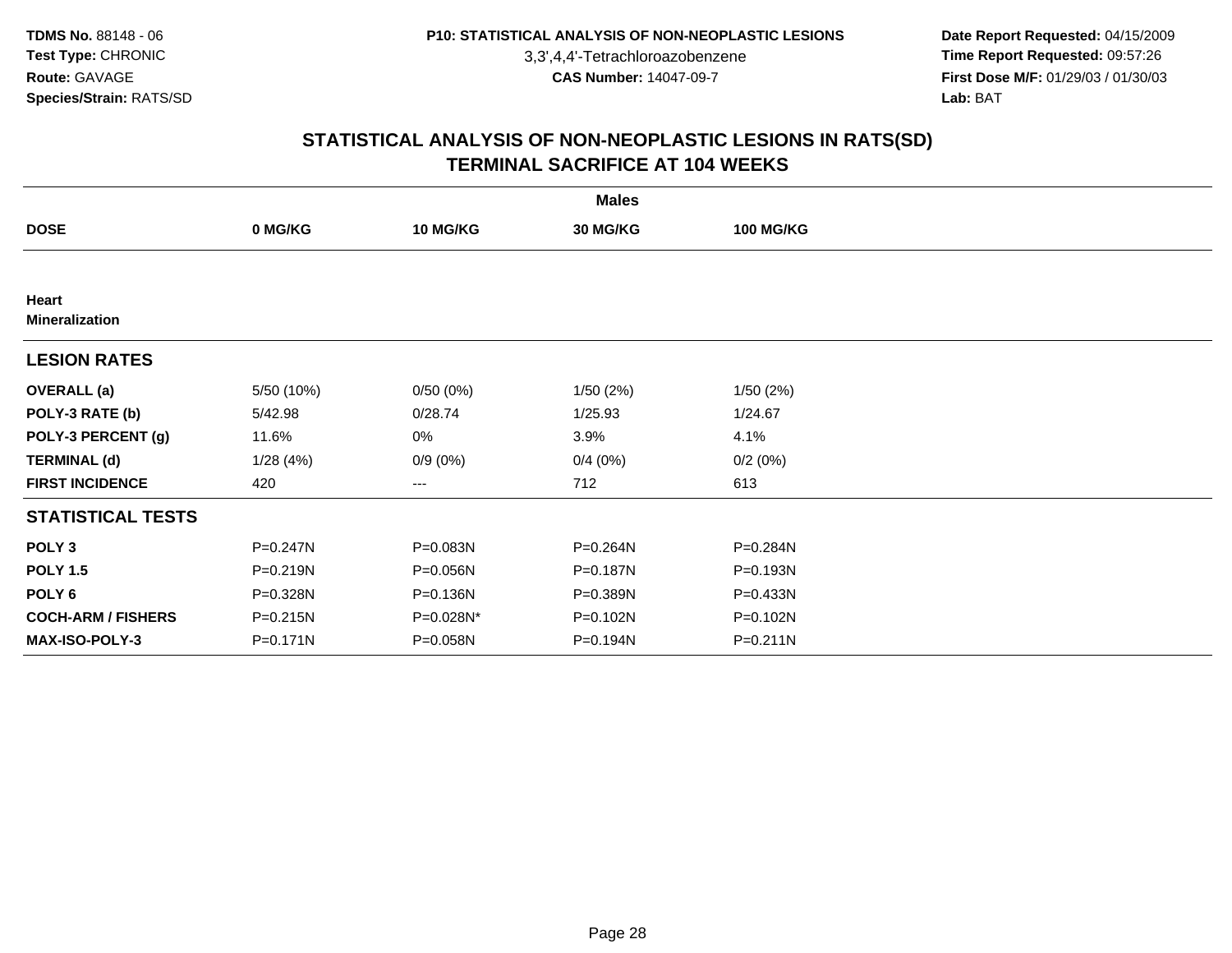# STATISTICAL ANALYSIS OF NON-NEOPLASTIC LESIONS IN RATS(SD)
## TERMINAL SACRIFICE AT 104 WEEKS

| | Males | | | |
|---|---|---|---|---|
| **DOSE** | **0 MG/KG** | **10 MG/KG** | **30 MG/KG** | **100 MG/KG** |
| **Heart** | | | | |
| **Mineralization** | | | | |
| **LESION RATES** | | | | |
| **OVERALL (a)** | 5/50 (10%) | 0/50 (0%) | 1/50 (2%) | 1/50 (2%) |
| **POLY-3 RATE (b)** | 5/42.98 | 0/28.74 | 1/25.93 | 1/24.67 |
| **POLY-3 PERCENT (g)** | 11.6% | 0% | 3.9% | 4.1% |
| **TERMINAL (d)** | 1/28 (4%) | 0/9 (0%) | 0/4 (0%) | 0/2 (0%) |
| **FIRST INCIDENCE** | 420 | --- | 712 | 613 |
| **STATISTICAL TESTS** | | | | |
| **POLY 3** | P=0.247N | P=0.083N | P=0.264N | P=0.284N |
| **POLY 1.5** | P=0.219N | P=0.056N | P=0.187N | P=0.193N |
| **POLY 6** | P=0.328N | P=0.136N | P=0.389N | P=0.433N |
| **COCH-ARM / FISHERS** | P=0.215N | P=0.028N* | P=0.102N | P=0.102N |
| **MAX-ISO-POLY-3** | P=0.171N | P=0.058N | P=0.194N | P=0.211N |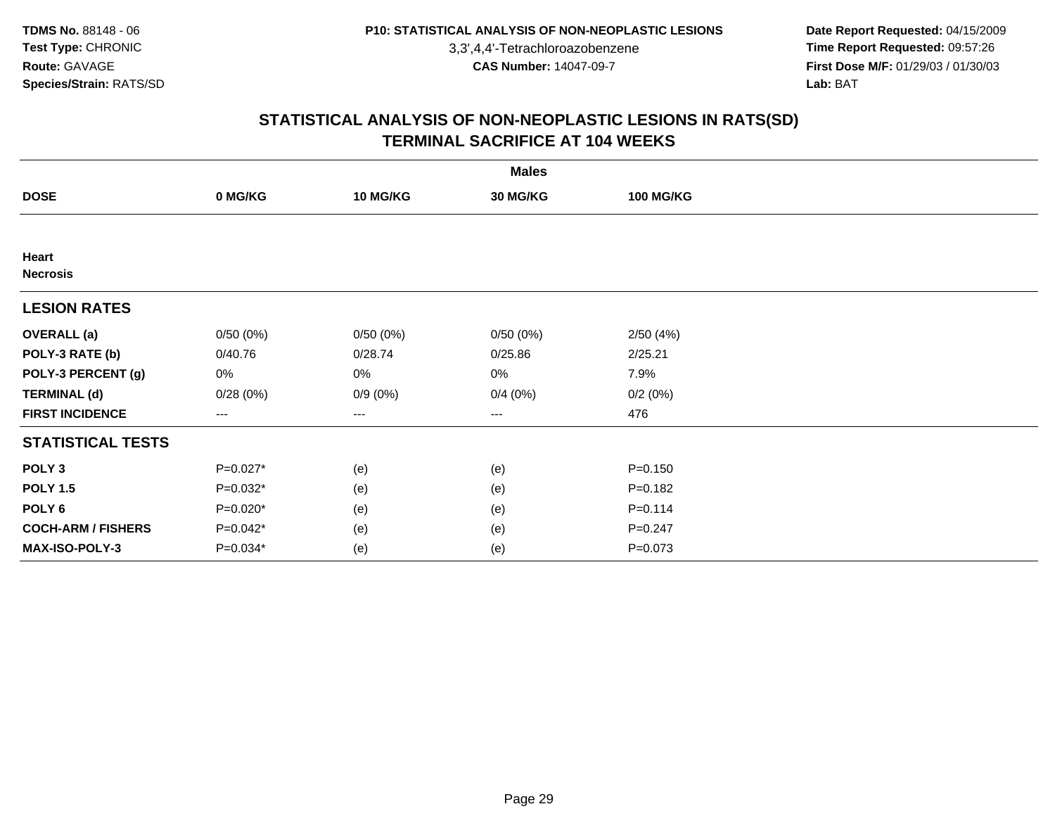**TDMS No.** 88148 - 06
**Test Type:** CHRONIC
**Route:** GAVAGE
**Species/Strain:** RATS/SD

**P10: STATISTICAL ANALYSIS OF NON-NEOPLASTIC LESIONS**
3,3',4,4'-Tetrachloroazobenzene
**CAS Number:** 14047-09-7

**Date Report Requested:** 04/15/2009
**Time Report Requested:** 09:57:26
**First Dose M/F:** 01/29/03 / 01/30/03
**Lab:** BAT

## STATISTICAL ANALYSIS OF NON-NEOPLASTIC LESIONS IN RATS(SD) TERMINAL SACRIFICE AT 104 WEEKS

| | Males | | | |
|---|---|---|---|---|
| **DOSE** | **0 MG/KG** | **10 MG/KG** | **30 MG/KG** | **100 MG/KG** |
| **Heart** | | | | |
| **Necrosis** | | | | |
| **LESION RATES** | | | | |
| **OVERALL (a)** | 0/50 (0%) | 0/50 (0%) | 0/50 (0%) | 2/50 (4%) |
| **POLY-3 RATE (b)** | 0/40.76 | 0/28.74 | 0/25.86 | 2/25.21 |
| **POLY-3 PERCENT (g)** | 0% | 0% | 0% | 7.9% |
| **TERMINAL (d)** | 0/28 (0%) | 0/9 (0%) | 0/4 (0%) | 0/2 (0%) |
| **FIRST INCIDENCE** | --- | --- | --- | 476 |
| **STATISTICAL TESTS** | | | | |
| **POLY 3** | P=0.027* | (e) | (e) | P=0.150 |
| **POLY 1.5** | P=0.032* | (e) | (e) | P=0.182 |
| **POLY 6** | P=0.020* | (e) | (e) | P=0.114 |
| **COCH-ARM / FISHERS** | P=0.042* | (e) | (e) | P=0.247 |
| **MAX-ISO-POLY-3** | P=0.034* | (e) | (e) | P=0.073 |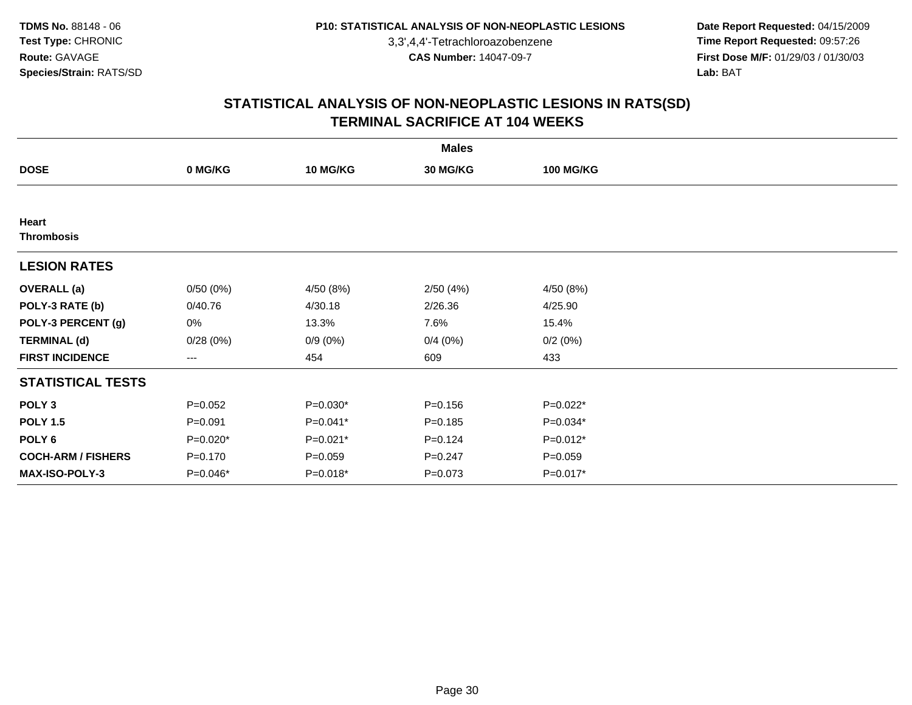TDMS No. 88148 - 06
Test Type: CHRONIC
Route: GAVAGE
Species/Strain: RATS/SD

P10: STATISTICAL ANALYSIS OF NON-NEOPLASTIC LESIONS
3,3',4,4'-Tetrachloroazobenzene
CAS Number: 14047-09-7

Date Report Requested: 04/15/2009
Time Report Requested: 09:57:26
First Dose M/F: 01/29/03 / 01/30/03
Lab: BAT

# STATISTICAL ANALYSIS OF NON-NEOPLASTIC LESIONS IN RATS(SD)
## TERMINAL SACRIFICE AT 104 WEEKS

| | Males | | | |
|---|---|---|---|---|
| **DOSE** | **0 MG/KG** | **10 MG/KG** | **30 MG/KG** | **100 MG/KG** |
| **Heart** | | | | |
| **Thrombosis** | | | | |
| **LESION RATES** | | | | |
| **OVERALL (a)** | 0/50 (0%) | 4/50 (8%) | 2/50 (4%) | 4/50 (8%) |
| **POLY-3 RATE (b)** | 0/40.76 | 4/30.18 | 2/26.36 | 4/25.90 |
| **POLY-3 PERCENT (g)** | 0% | 13.3% | 7.6% | 15.4% |
| **TERMINAL (d)** | 0/28 (0%) | 0/9 (0%) | 0/4 (0%) | 0/2 (0%) |
| **FIRST INCIDENCE** | --- | 454 | 609 | 433 |
| **STATISTICAL TESTS** | | | | |
| **POLY 3** | P=0.052 | P=0.030* | P=0.156 | P=0.022* |
| **POLY 1.5** | P=0.091 | P=0.041* | P=0.185 | P=0.034* |
| **POLY 6** | P=0.020* | P=0.021* | P=0.124 | P=0.012* |
| **COCH-ARM / FISHERS** | P=0.170 | P=0.059 | P=0.247 | P=0.059 |
| **MAX-ISO-POLY-3** | P=0.046* | P=0.018* | P=0.073 | P=0.017* |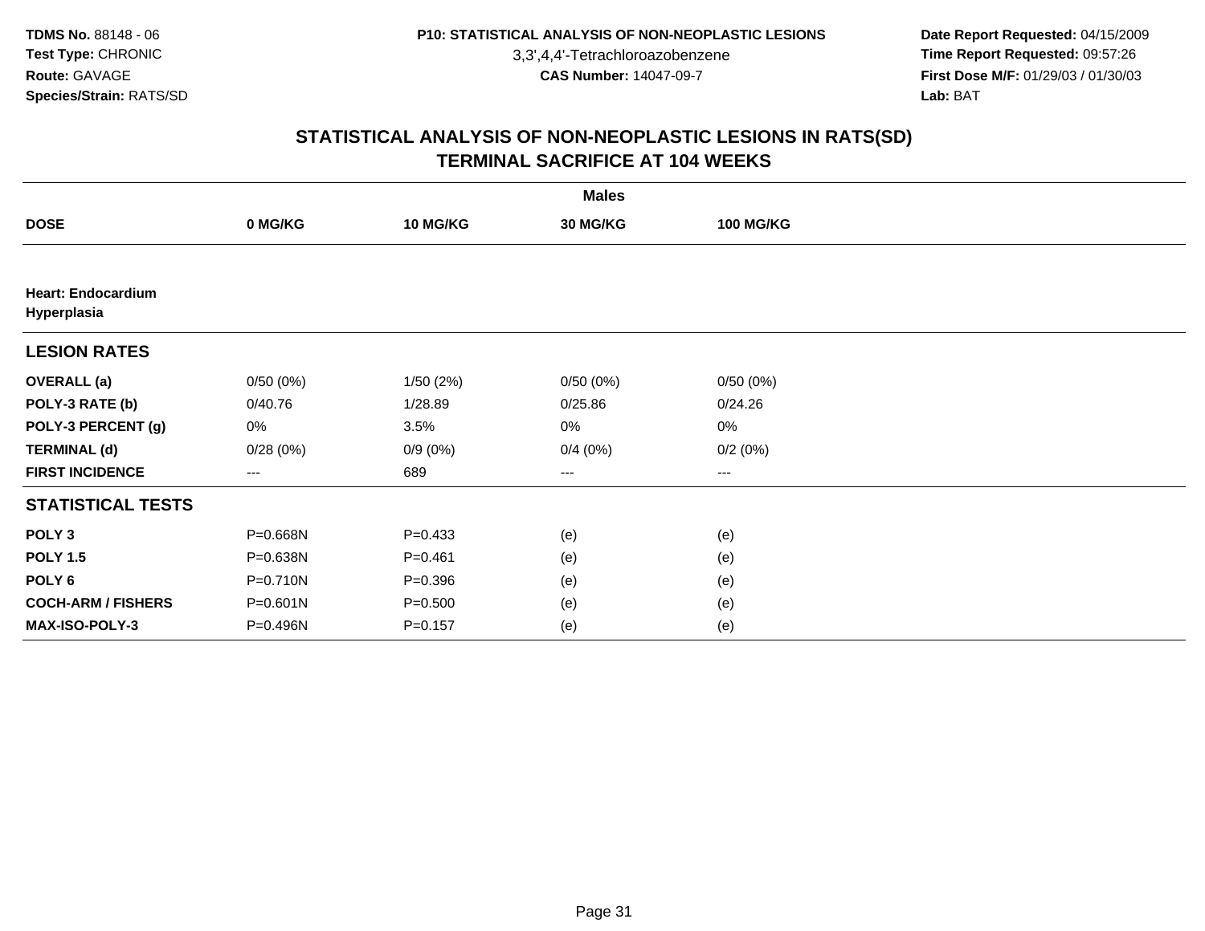**TDMS No.** 88148 - 06
**Test Type:** CHRONIC
**Route:** GAVAGE
**Species/Strain:** RATS/SD

**P10: STATISTICAL ANALYSIS OF NON-NEOPLASTIC LESIONS**
3,3',4,4'-Tetrachloroazobenzene
**CAS Number:** 14047-09-7

**Date Report Requested:** 04/15/2009
**Time Report Requested:** 09:57:26
**First Dose M/F:** 01/29/03 / 01/30/03
**Lab:** BAT

## STATISTICAL ANALYSIS OF NON-NEOPLASTIC LESIONS IN RATS(SD)
## TERMINAL SACRIFICE AT 104 WEEKS

| | Males | | | |
|---|---|---|---|---|
| **DOSE** | **0 MG/KG** | **10 MG/KG** | **30 MG/KG** | **100 MG/KG** |
| **Heart: Endocardium Hyperplasia** | | | | |
| **LESION RATES** | | | | |
| **OVERALL (a)** | 0/50 (0%) | 1/50 (2%) | 0/50 (0%) | 0/50 (0%) |
| **POLY-3 RATE (b)** | 0/40.76 | 1/28.89 | 0/25.86 | 0/24.26 |
| **POLY-3 PERCENT (g)** | 0% | 3.5% | 0% | 0% |
| **TERMINAL (d)** | 0/28 (0%) | 0/9 (0%) | 0/4 (0%) | 0/2 (0%) |
| **FIRST INCIDENCE** | --- | 689 | --- | --- |
| **STATISTICAL TESTS** | | | | |
| **POLY 3** | P=0.668N | P=0.433 | (e) | (e) |
| **POLY 1.5** | P=0.638N | P=0.461 | (e) | (e) |
| **POLY 6** | P=0.710N | P=0.396 | (e) | (e) |
| **COCH-ARM / FISHERS** | P=0.601N | P=0.500 | (e) | (e) |
| **MAX-ISO-POLY-3** | P=0.496N | P=0.157 | (e) | (e) |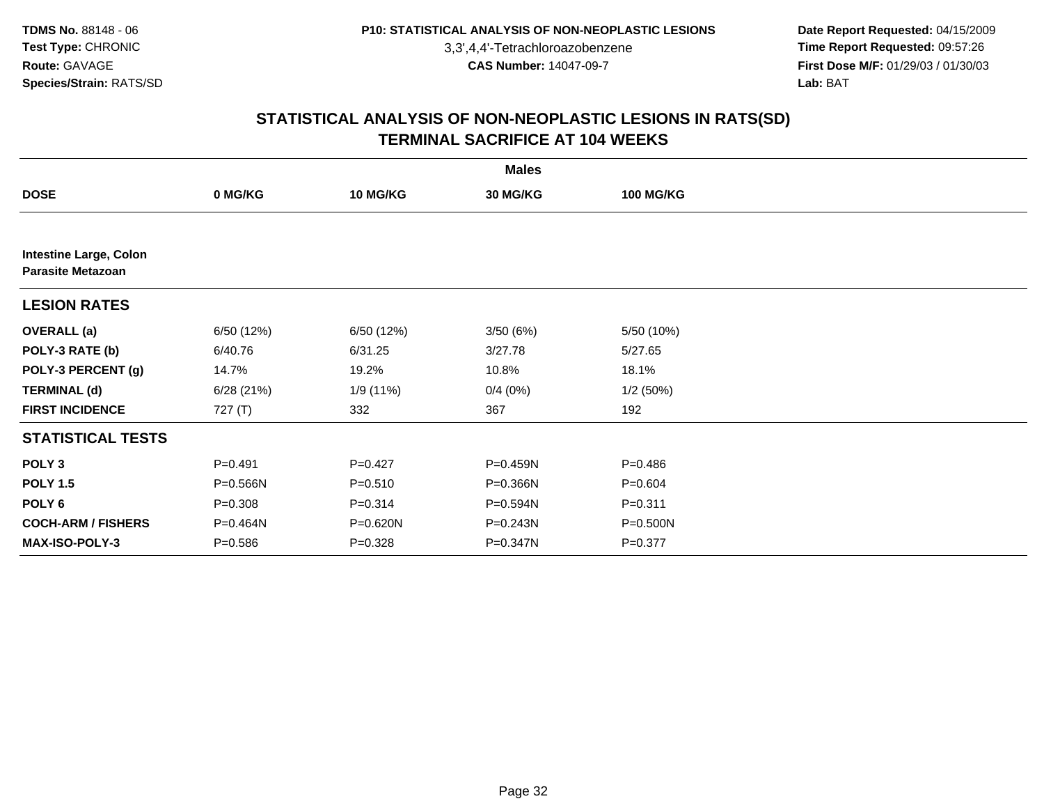TDMS No. 88148 - 06
Test Type: CHRONIC
Route: GAVAGE
Species/Strain: RATS/SD

P10: STATISTICAL ANALYSIS OF NON-NEOPLASTIC LESIONS
3,3',4,4'-Tetrachloroazobenzene
CAS Number: 14047-09-7

Date Report Requested: 04/15/2009
Time Report Requested: 09:57:26
First Dose M/F: 01/29/03 / 01/30/03
Lab: BAT

## STATISTICAL ANALYSIS OF NON-NEOPLASTIC LESIONS IN RATS(SD)
## TERMINAL SACRIFICE AT 104 WEEKS

| | Males | | | |
|---|---|---|---|---|
| **DOSE** | **0 MG/KG** | **10 MG/KG** | **30 MG/KG** | **100 MG/KG** |
| **Intestine Large, Colon** | | | | |
| **Parasite Metazoan** | | | | |
| **LESION RATES** | | | | |
| **OVERALL (a)** | 6/50 (12%) | 6/50 (12%) | 3/50 (6%) | 5/50 (10%) |
| **POLY-3 RATE (b)** | 6/40.76 | 6/31.25 | 3/27.78 | 5/27.65 |
| **POLY-3 PERCENT (g)** | 14.7% | 19.2% | 10.8% | 18.1% |
| **TERMINAL (d)** | 6/28 (21%) | 1/9 (11%) | 0/4 (0%) | 1/2 (50%) |
| **FIRST INCIDENCE** | 727 (T) | 332 | 367 | 192 |
| **STATISTICAL TESTS** | | | | |
| **POLY 3** | P=0.491 | P=0.427 | P=0.459N | P=0.486 |
| **POLY 1.5** | P=0.566N | P=0.510 | P=0.366N | P=0.604 |
| **POLY 6** | P=0.308 | P=0.314 | P=0.594N | P=0.311 |
| **COCH-ARM / FISHERS** | P=0.464N | P=0.620N | P=0.243N | P=0.500N |
| **MAX-ISO-POLY-3** | P=0.586 | P=0.328 | P=0.347N | P=0.377 |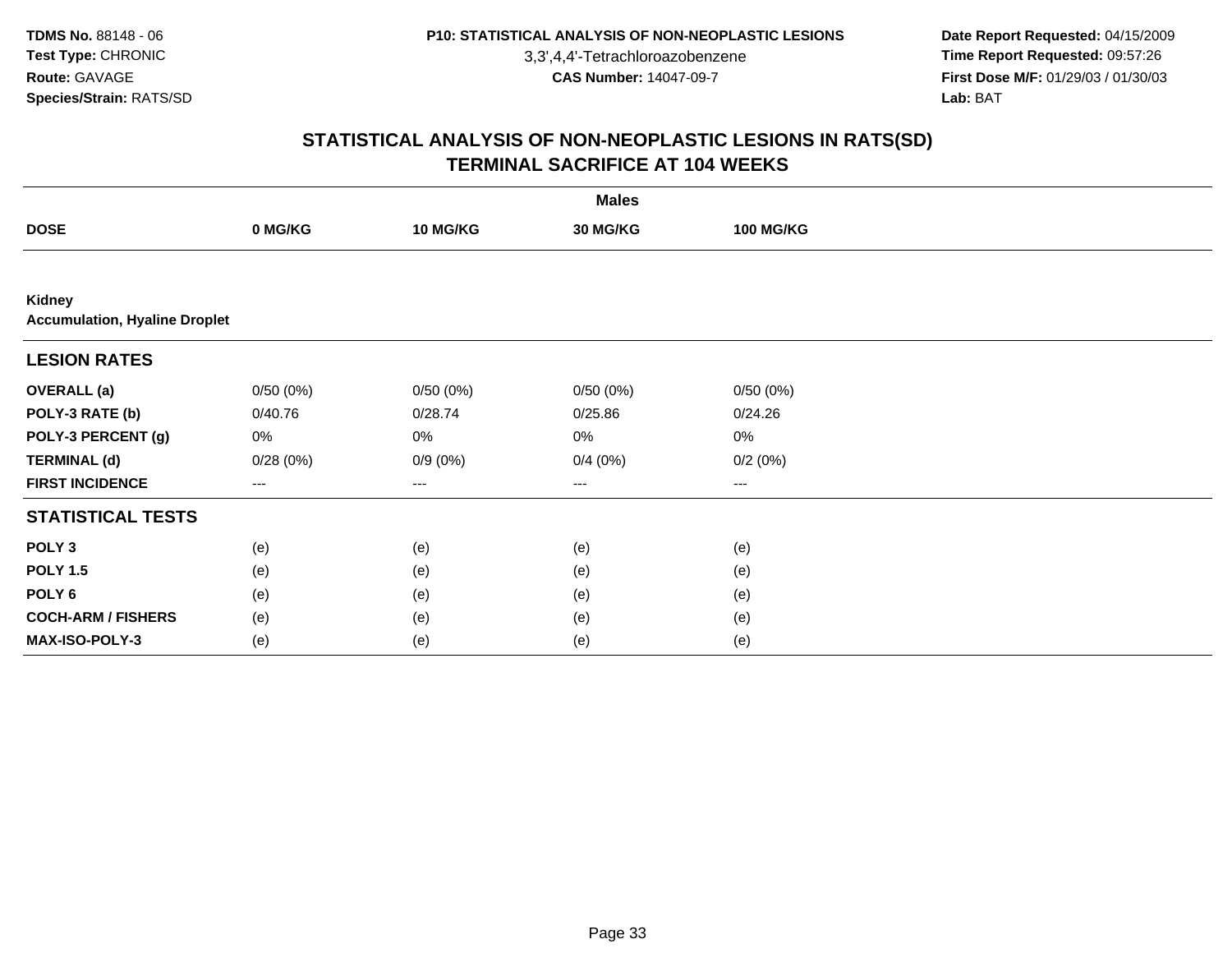**TDMS No.** 88148 - 06
**Test Type:** CHRONIC
**Route:** GAVAGE
**Species/Strain:** RATS/SD

**P10: STATISTICAL ANALYSIS OF NON-NEOPLASTIC LESIONS**
3,3',4,4'-Tetrachloroazobenzene
**CAS Number:** 14047-09-7

**Date Report Requested:** 04/15/2009
**Time Report Requested:** 09:57:26
**First Dose M/F:** 01/29/03 / 01/30/03
**Lab:** BAT

## STATISTICAL ANALYSIS OF NON-NEOPLASTIC LESIONS IN RATS(SD)
## TERMINAL SACRIFICE AT 104 WEEKS

| | Males | | | |
|---|---|---|---|---|
| **DOSE** | **0 MG/KG** | **10 MG/KG** | **30 MG/KG** | **100 MG/KG** |
| **Kidney** | | | | |
| **Accumulation, Hyaline Droplet** | | | | |
| **LESION RATES** | | | | |
| **OVERALL (a)** | 0/50 (0%) | 0/50 (0%) | 0/50 (0%) | 0/50 (0%) |
| **POLY-3 RATE (b)** | 0/40.76 | 0/28.74 | 0/25.86 | 0/24.26 |
| **POLY-3 PERCENT (g)** | 0% | 0% | 0% | 0% |
| **TERMINAL (d)** | 0/28 (0%) | 0/9 (0%) | 0/4 (0%) | 0/2 (0%) |
| **FIRST INCIDENCE** | --- | --- | --- | --- |
| **STATISTICAL TESTS** | | | | |
| **POLY 3** | (e) | (e) | (e) | (e) |
| **POLY 1.5** | (e) | (e) | (e) | (e) |
| **POLY 6** | (e) | (e) | (e) | (e) |
| **COCH-ARM / FISHERS** | (e) | (e) | (e) | (e) |
| **MAX-ISO-POLY-3** | (e) | (e) | (e) | (e) |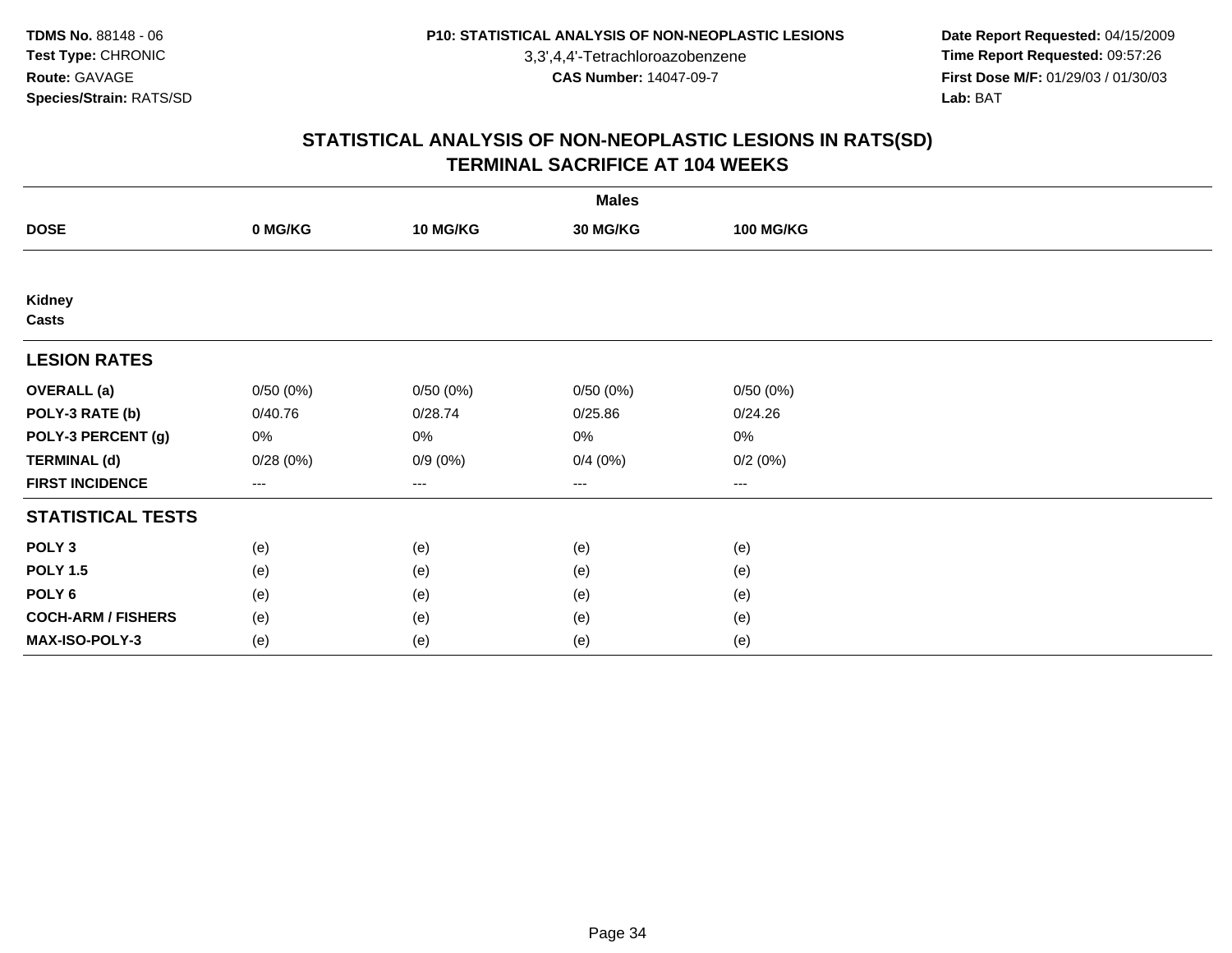**TDMS No.** 88148 - 06
**Test Type:** CHRONIC
**Route:** GAVAGE
**Species/Strain:** RATS/SD

**P10: STATISTICAL ANALYSIS OF NON-NEOPLASTIC LESIONS**
3,3',4,4'-Tetrachloroazobenzene
**CAS Number:** 14047-09-7

**Date Report Requested:** 04/15/2009
**Time Report Requested:** 09:57:26
**First Dose M/F:** 01/29/03 / 01/30/03
**Lab:** BAT

## STATISTICAL ANALYSIS OF NON-NEOPLASTIC LESIONS IN RATS(SD)
## TERMINAL SACRIFICE AT 104 WEEKS

| | Males | | | |
|---|---|---|---|---|
| **DOSE** | **0 MG/KG** | **10 MG/KG** | **30 MG/KG** | **100 MG/KG** |
| **Kidney** | | | | |
| **Casts** | | | | |
| **LESION RATES** | | | | |
| **OVERALL (a)** | 0/50 (0%) | 0/50 (0%) | 0/50 (0%) | 0/50 (0%) |
| **POLY-3 RATE (b)** | 0/40.76 | 0/28.74 | 0/25.86 | 0/24.26 |
| **POLY-3 PERCENT (g)** | 0% | 0% | 0% | 0% |
| **TERMINAL (d)** | 0/28 (0%) | 0/9 (0%) | 0/4 (0%) | 0/2 (0%) |
| **FIRST INCIDENCE** | --- | --- | --- | --- |
| **STATISTICAL TESTS** | | | | |
| **POLY 3** | (e) | (e) | (e) | (e) |
| **POLY 1.5** | (e) | (e) | (e) | (e) |
| **POLY 6** | (e) | (e) | (e) | (e) |
| **COCH-ARM / FISHERS** | (e) | (e) | (e) | (e) |
| **MAX-ISO-POLY-3** | (e) | (e) | (e) | (e) |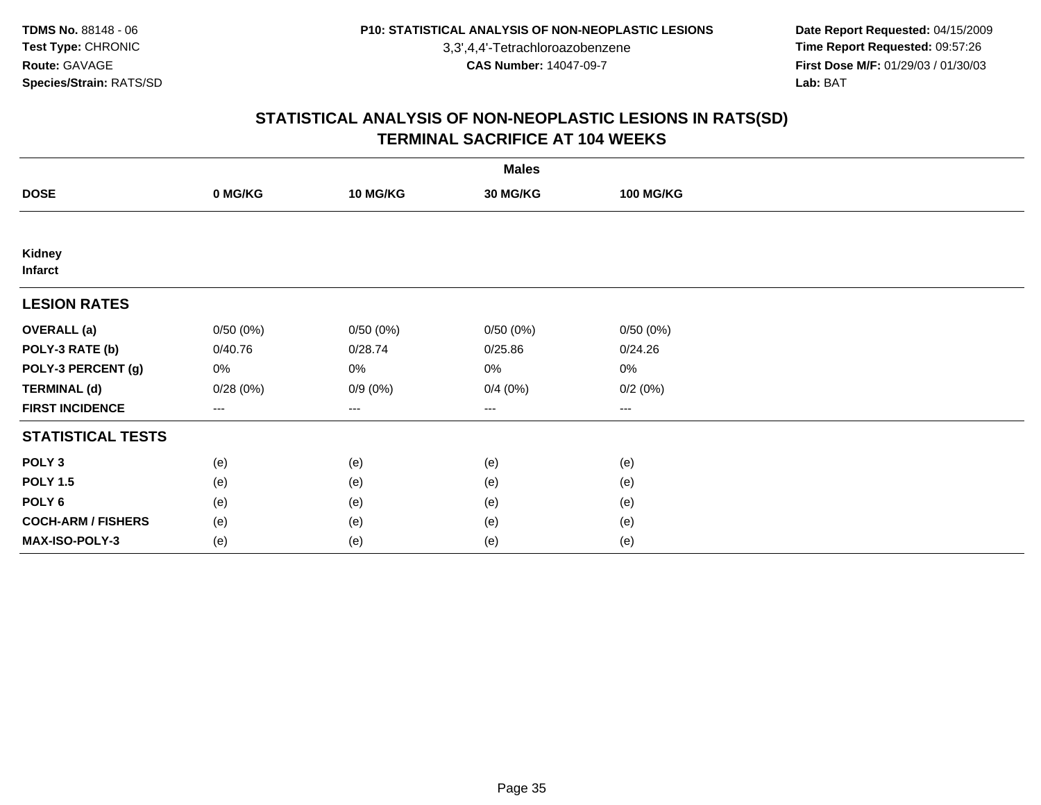TDMS No. 88148 - 06
Test Type: CHRONIC
Route: GAVAGE
Species/Strain: RATS/SD

P10: STATISTICAL ANALYSIS OF NON-NEOPLASTIC LESIONS
3,3',4,4'-Tetrachloroazobenzene
CAS Number: 14047-09-7

Date Report Requested: 04/15/2009
Time Report Requested: 09:57:26
First Dose M/F: 01/29/03 / 01/30/03
Lab: BAT

## STATISTICAL ANALYSIS OF NON-NEOPLASTIC LESIONS IN RATS(SD)
## TERMINAL SACRIFICE AT 104 WEEKS

| | Males | | | |
|---|---|---|---|---|
| **DOSE** | **0 MG/KG** | **10 MG/KG** | **30 MG/KG** | **100 MG/KG** |
| **Kidney** | | | | |
| **Infarct** | | | | |
| **LESION RATES** | | | | |
| **OVERALL (a)** | 0/50 (0%) | 0/50 (0%) | 0/50 (0%) | 0/50 (0%) |
| **POLY-3 RATE (b)** | 0/40.76 | 0/28.74 | 0/25.86 | 0/24.26 |
| **POLY-3 PERCENT (g)** | 0% | 0% | 0% | 0% |
| **TERMINAL (d)** | 0/28 (0%) | 0/9 (0%) | 0/4 (0%) | 0/2 (0%) |
| **FIRST INCIDENCE** | --- | --- | --- | --- |
| **STATISTICAL TESTS** | | | | |
| **POLY 3** | (e) | (e) | (e) | (e) |
| **POLY 1.5** | (e) | (e) | (e) | (e) |
| **POLY 6** | (e) | (e) | (e) | (e) |
| **COCH-ARM / FISHERS** | (e) | (e) | (e) | (e) |
| **MAX-ISO-POLY-3** | (e) | (e) | (e) | (e) |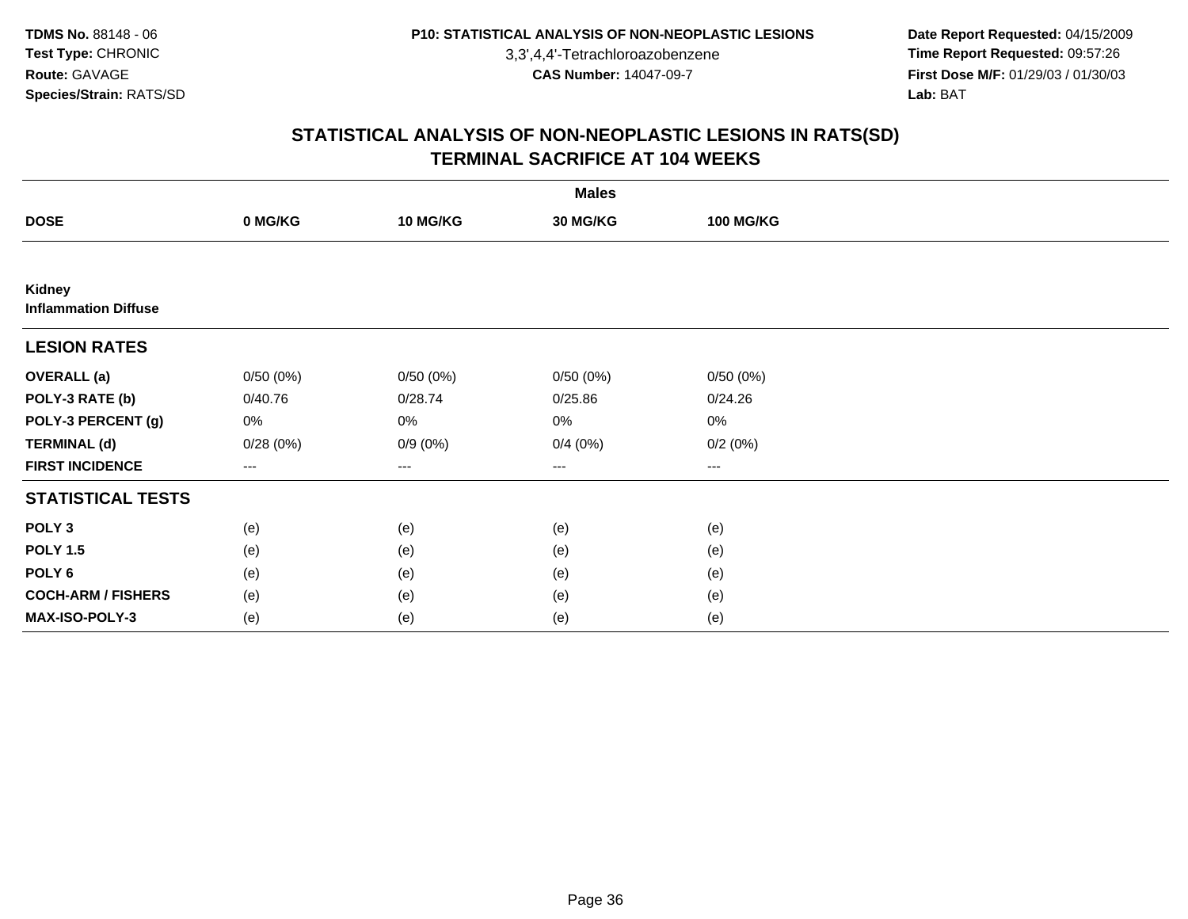**TDMS No.** 88148 - 06
**Test Type:** CHRONIC
**Route:** GAVAGE
**Species/Strain:** RATS/SD

**P10: STATISTICAL ANALYSIS OF NON-NEOPLASTIC LESIONS**
3,3',4,4'-Tetrachloroazobenzene
**CAS Number:** 14047-09-7

**Date Report Requested:** 04/15/2009
**Time Report Requested:** 09:57:26
**First Dose M/F:** 01/29/03 / 01/30/03
**Lab:** BAT

## STATISTICAL ANALYSIS OF NON-NEOPLASTIC LESIONS IN RATS(SD)
## TERMINAL SACRIFICE AT 104 WEEKS

| | Males | | | |
|---|---|---|---|---|
| **DOSE** | **0 MG/KG** | **10 MG/KG** | **30 MG/KG** | **100 MG/KG** |
| **Kidney** | | | | |
| **Inflammation Diffuse** | | | | |
| **LESION RATES** | | | | |
| **OVERALL (a)** | 0/50 (0%) | 0/50 (0%) | 0/50 (0%) | 0/50 (0%) |
| **POLY-3 RATE (b)** | 0/40.76 | 0/28.74 | 0/25.86 | 0/24.26 |
| **POLY-3 PERCENT (g)** | 0% | 0% | 0% | 0% |
| **TERMINAL (d)** | 0/28 (0%) | 0/9 (0%) | 0/4 (0%) | 0/2 (0%) |
| **FIRST INCIDENCE** | --- | --- | --- | --- |
| **STATISTICAL TESTS** | | | | |
| **POLY 3** | (e) | (e) | (e) | (e) |
| **POLY 1.5** | (e) | (e) | (e) | (e) |
| **POLY 6** | (e) | (e) | (e) | (e) |
| **COCH-ARM / FISHERS** | (e) | (e) | (e) | (e) |
| **MAX-ISO-POLY-3** | (e) | (e) | (e) | (e) |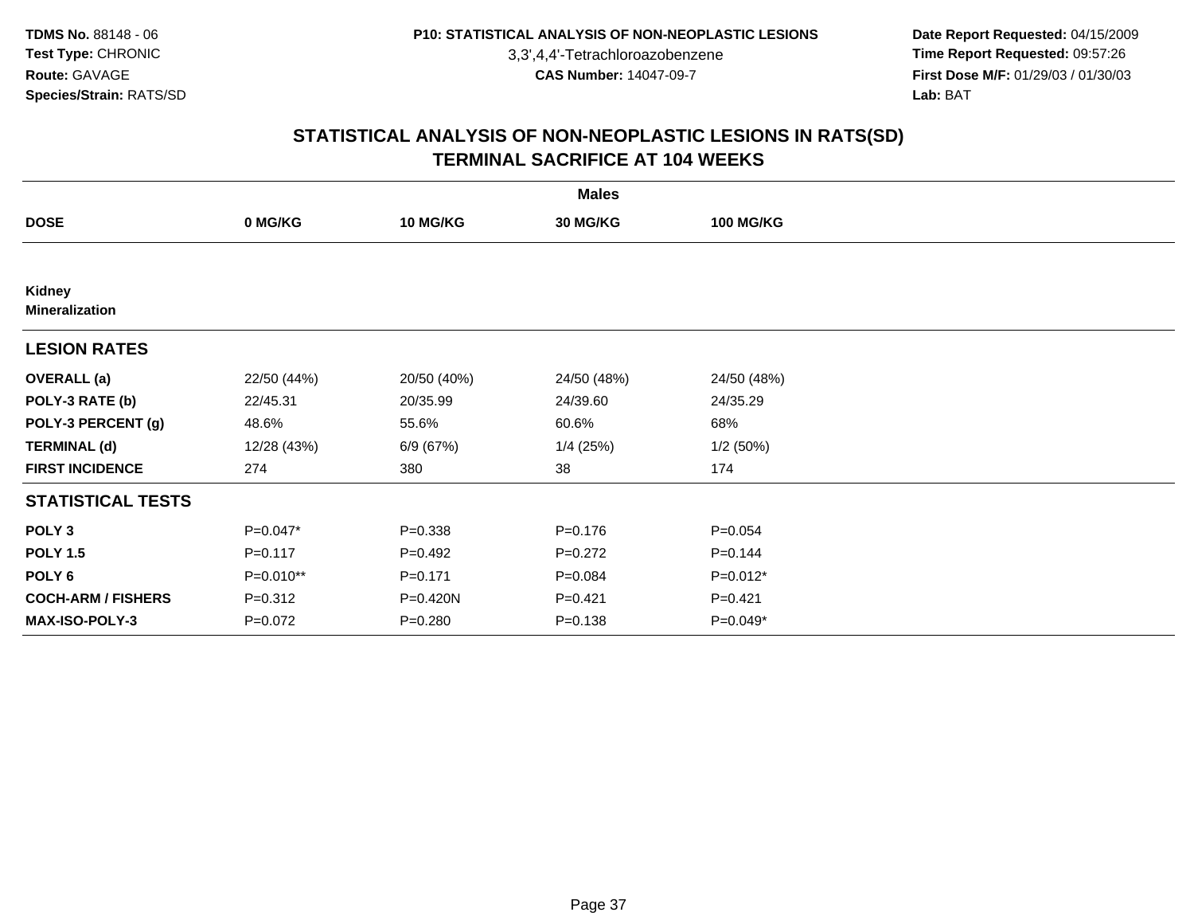**TDMS No.** 88148 - 06
**Test Type:** CHRONIC
**Route:** GAVAGE
**Species/Strain:** RATS/SD

**P10: STATISTICAL ANALYSIS OF NON-NEOPLASTIC LESIONS**
3,3',4,4'-Tetrachloroazobenzene
**CAS Number:** 14047-09-7

**Date Report Requested:** 04/15/2009
**Time Report Requested:** 09:57:26
**First Dose M/F:** 01/29/03 / 01/30/03
**Lab:** BAT

## STATISTICAL ANALYSIS OF NON-NEOPLASTIC LESIONS IN RATS(SD)
## TERMINAL SACRIFICE AT 104 WEEKS

| | Males | | | |
|---|---|---|---|---|
| **DOSE** | **0 MG/KG** | **10 MG/KG** | **30 MG/KG** | **100 MG/KG** |
| **Kidney** | | | | |
| **Mineralization** | | | | |
| **LESION RATES** | | | | |
| **OVERALL (a)** | 22/50 (44%) | 20/50 (40%) | 24/50 (48%) | 24/50 (48%) |
| **POLY-3 RATE (b)** | 22/45.31 | 20/35.99 | 24/39.60 | 24/35.29 |
| **POLY-3 PERCENT (g)** | 48.6% | 55.6% | 60.6% | 68% |
| **TERMINAL (d)** | 12/28 (43%) | 6/9 (67%) | 1/4 (25%) | 1/2 (50%) |
| **FIRST INCIDENCE** | 274 | 380 | 38 | 174 |
| **STATISTICAL TESTS** | | | | |
| **POLY 3** | P=0.047* | P=0.338 | P=0.176 | P=0.054 |
| **POLY 1.5** | P=0.117 | P=0.492 | P=0.272 | P=0.144 |
| **POLY 6** | P=0.010** | P=0.171 | P=0.084 | P=0.012* |
| **COCH-ARM / FISHERS** | P=0.312 | P=0.420N | P=0.421 | P=0.421 |
| **MAX-ISO-POLY-3** | P=0.072 | P=0.280 | P=0.138 | P=0.049* |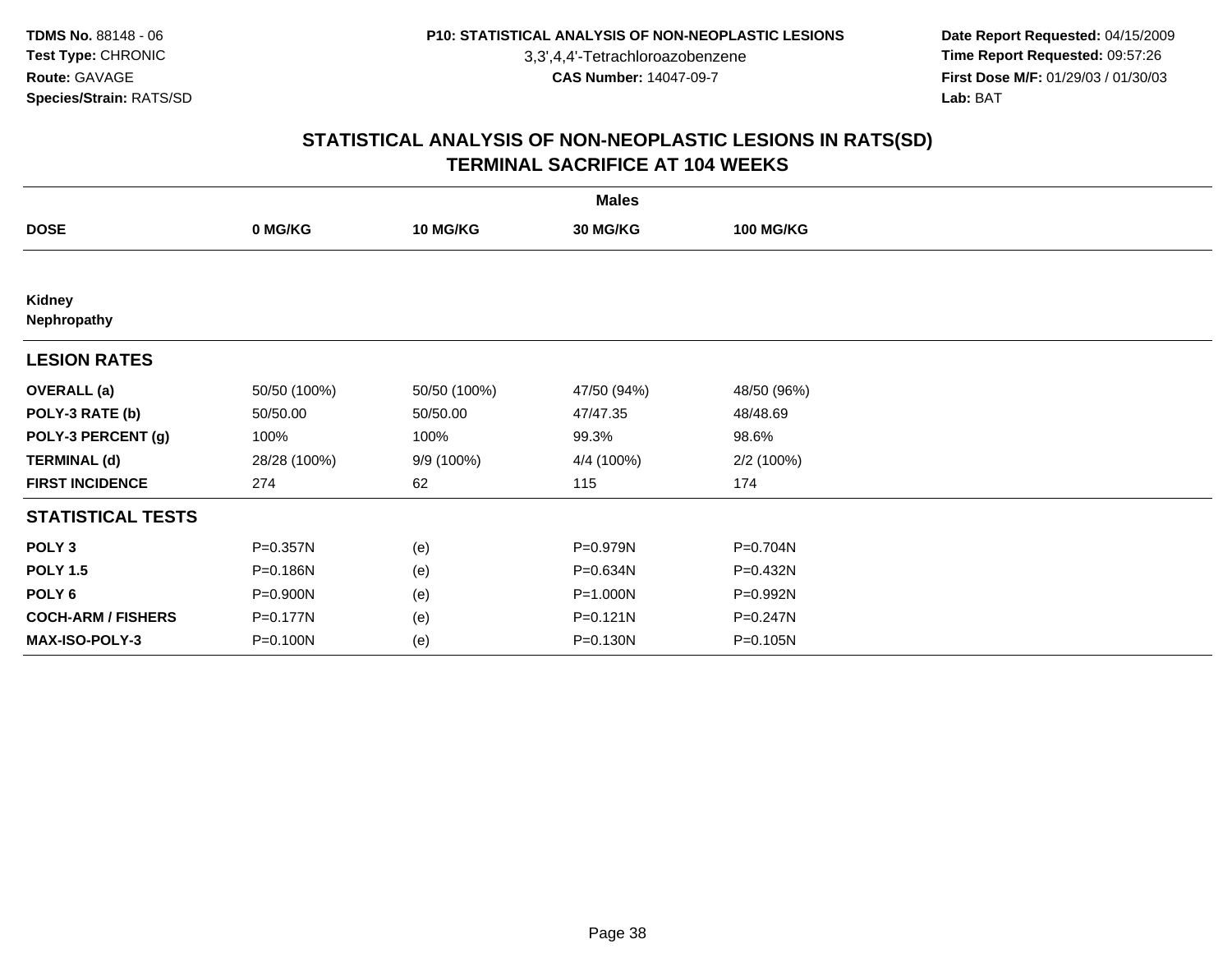**TDMS No.** 88148 - 06
**Test Type:** CHRONIC
**Route:** GAVAGE
**Species/Strain:** RATS/SD

**P10: STATISTICAL ANALYSIS OF NON-NEOPLASTIC LESIONS**
3,3',4,4'-Tetrachloroazobenzene
**CAS Number:** 14047-09-7

**Date Report Requested:** 04/15/2009
**Time Report Requested:** 09:57:26
**First Dose M/F:** 01/29/03 / 01/30/03
**Lab:** BAT

## STATISTICAL ANALYSIS OF NON-NEOPLASTIC LESIONS IN RATS(SD) TERMINAL SACRIFICE AT 104 WEEKS

| | Males | | | |
|---|---|---|---|---|
| **DOSE** | **0 MG/KG** | **10 MG/KG** | **30 MG/KG** | **100 MG/KG** |
| **Kidney** | | | | |
| **Nephropathy** | | | | |
| **LESION RATES** | | | | |
| **OVERALL (a)** | 50/50 (100%) | 50/50 (100%) | 47/50 (94%) | 48/50 (96%) |
| **POLY-3 RATE (b)** | 50/50.00 | 50/50.00 | 47/47.35 | 48/48.69 |
| **POLY-3 PERCENT (g)** | 100% | 100% | 99.3% | 98.6% |
| **TERMINAL (d)** | 28/28 (100%) | 9/9 (100%) | 4/4 (100%) | 2/2 (100%) |
| **FIRST INCIDENCE** | 274 | 62 | 115 | 174 |
| **STATISTICAL TESTS** | | | | |
| **POLY 3** | P=0.357N | (e) | P=0.979N | P=0.704N |
| **POLY 1.5** | P=0.186N | (e) | P=0.634N | P=0.432N |
| **POLY 6** | P=0.900N | (e) | P=1.000N | P=0.992N |
| **COCH-ARM / FISHERS** | P=0.177N | (e) | P=0.121N | P=0.247N |
| **MAX-ISO-POLY-3** | P=0.100N | (e) | P=0.130N | P=0.105N |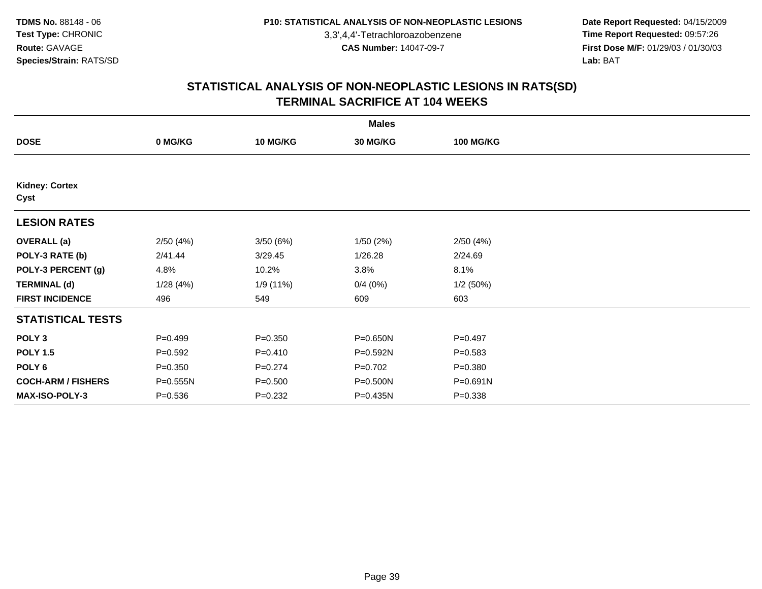TDMS No. 88148 - 06
Test Type: CHRONIC
Route: GAVAGE
Species/Strain: RATS/SD

P10: STATISTICAL ANALYSIS OF NON-NEOPLASTIC LESIONS
3,3',4,4'-Tetrachloroazobenzene
CAS Number: 14047-09-7

Date Report Requested: 04/15/2009
Time Report Requested: 09:57:26
First Dose M/F: 01/29/03 / 01/30/03
Lab: BAT

## STATISTICAL ANALYSIS OF NON-NEOPLASTIC LESIONS IN RATS(SD)
## TERMINAL SACRIFICE AT 104 WEEKS

| | Males | | | |
|---|---|---|---|---|
| **DOSE** | **0 MG/KG** | **10 MG/KG** | **30 MG/KG** | **100 MG/KG** |
| **Kidney: Cortex** | | | | |
| **Cyst** | | | | |
| **LESION RATES** | | | | |
| **OVERALL (a)** | 2/50 (4%) | 3/50 (6%) | 1/50 (2%) | 2/50 (4%) |
| **POLY-3 RATE (b)** | 2/41.44 | 3/29.45 | 1/26.28 | 2/24.69 |
| **POLY-3 PERCENT (g)** | 4.8% | 10.2% | 3.8% | 8.1% |
| **TERMINAL (d)** | 1/28 (4%) | 1/9 (11%) | 0/4 (0%) | 1/2 (50%) |
| **FIRST INCIDENCE** | 496 | 549 | 609 | 603 |
| **STATISTICAL TESTS** | | | | |
| **POLY 3** | P=0.499 | P=0.350 | P=0.650N | P=0.497 |
| **POLY 1.5** | P=0.592 | P=0.410 | P=0.592N | P=0.583 |
| **POLY 6** | P=0.350 | P=0.274 | P=0.702 | P=0.380 |
| **COCH-ARM / FISHERS** | P=0.555N | P=0.500 | P=0.500N | P=0.691N |
| **MAX-ISO-POLY-3** | P=0.536 | P=0.232 | P=0.435N | P=0.338 |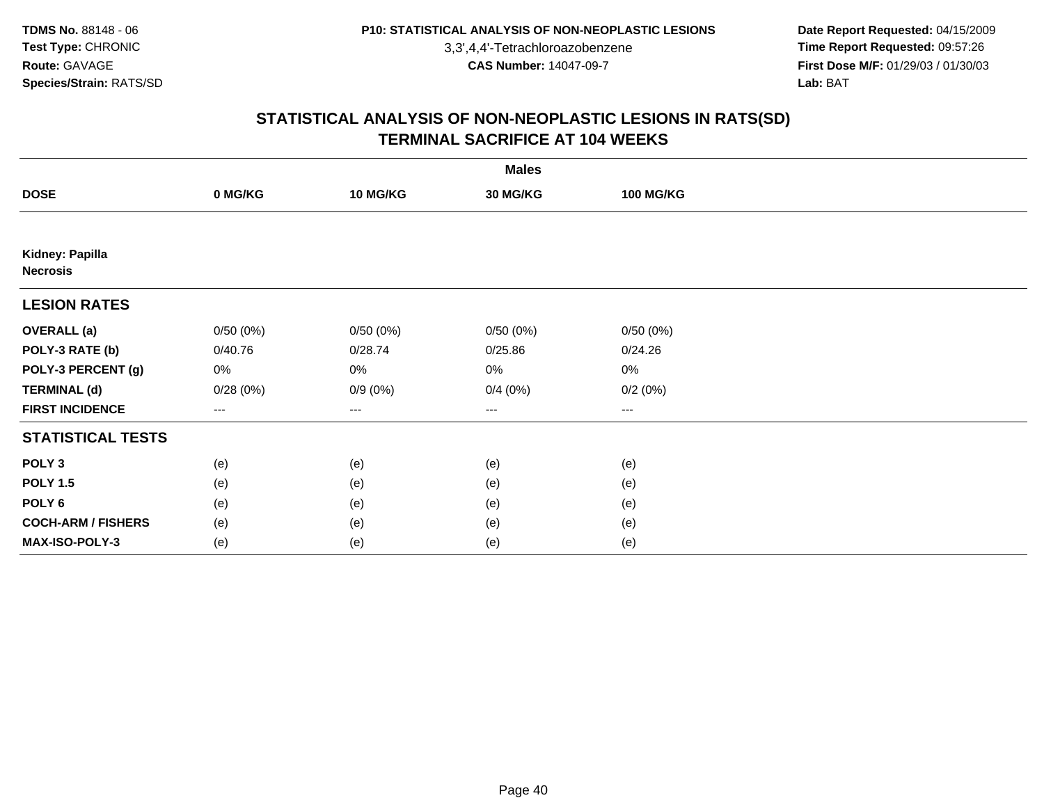**TDMS No.** 88148 - 06
**Test Type:** CHRONIC
**Route:** GAVAGE
**Species/Strain:** RATS/SD

**P10: STATISTICAL ANALYSIS OF NON-NEOPLASTIC LESIONS**
3,3',4,4'-Tetrachloroazobenzene
**CAS Number:** 14047-09-7

**Date Report Requested:** 04/15/2009
**Time Report Requested:** 09:57:26
**First Dose M/F:** 01/29/03 / 01/30/03
**Lab:** BAT

## STATISTICAL ANALYSIS OF NON-NEOPLASTIC LESIONS IN RATS(SD)
## TERMINAL SACRIFICE AT 104 WEEKS

| | Males | | | |
|---|---|---|---|---|
| **DOSE** | **0 MG/KG** | **10 MG/KG** | **30 MG/KG** | **100 MG/KG** |
| **Kidney: Papilla Necrosis** | | | | |
| **LESION RATES** | | | | |
| **OVERALL (a)** | 0/50 (0%) | 0/50 (0%) | 0/50 (0%) | 0/50 (0%) |
| **POLY-3 RATE (b)** | 0/40.76 | 0/28.74 | 0/25.86 | 0/24.26 |
| **POLY-3 PERCENT (g)** | 0% | 0% | 0% | 0% |
| **TERMINAL (d)** | 0/28 (0%) | 0/9 (0%) | 0/4 (0%) | 0/2 (0%) |
| **FIRST INCIDENCE** | --- | --- | --- | --- |
| **STATISTICAL TESTS** | | | | |
| **POLY 3** | (e) | (e) | (e) | (e) |
| **POLY 1.5** | (e) | (e) | (e) | (e) |
| **POLY 6** | (e) | (e) | (e) | (e) |
| **COCH-ARM / FISHERS** | (e) | (e) | (e) | (e) |
| **MAX-ISO-POLY-3** | (e) | (e) | (e) | (e) |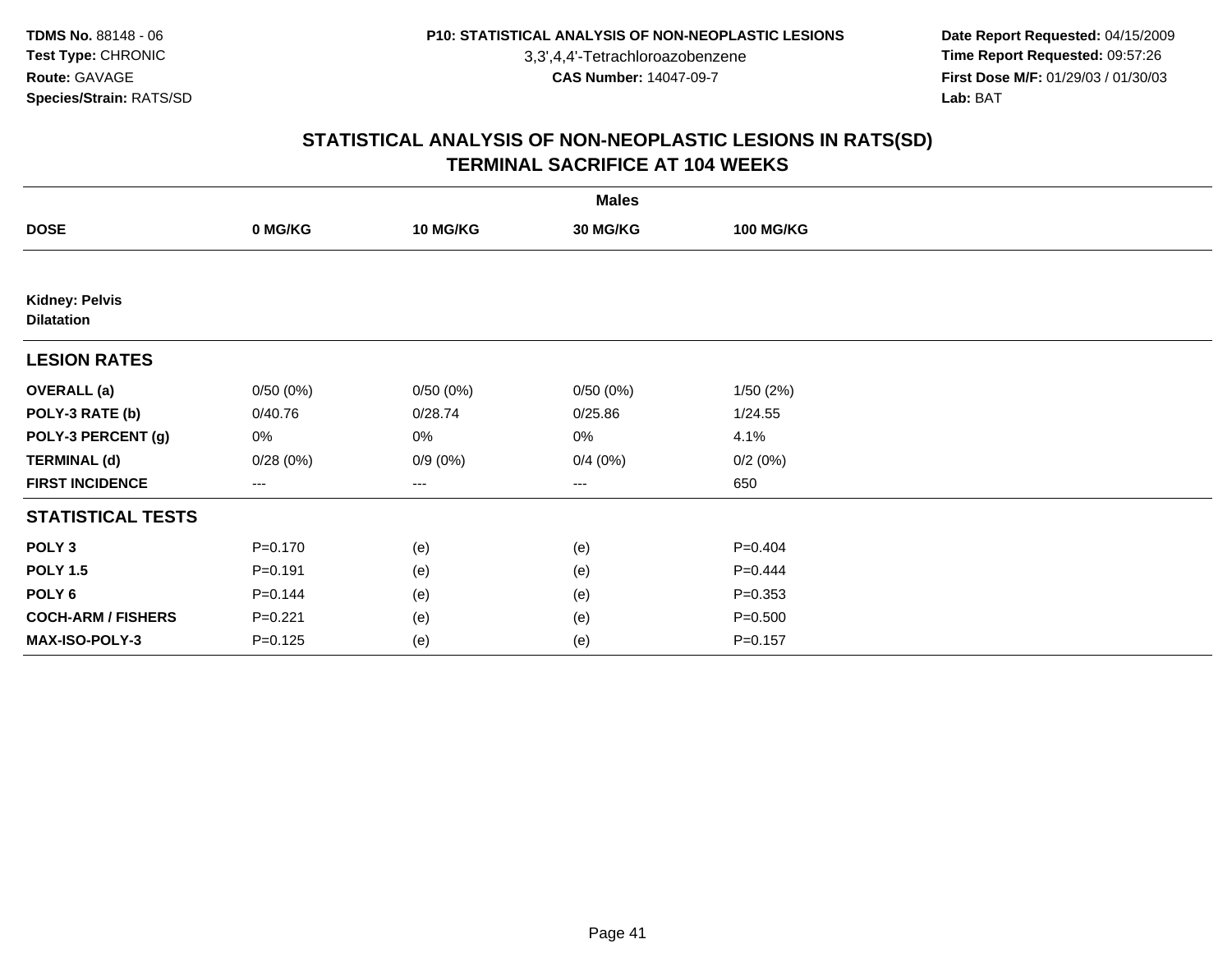**TDMS No.** 88148 - 06
**Test Type:** CHRONIC
**Route:** GAVAGE
**Species/Strain:** RATS/SD

**P10: STATISTICAL ANALYSIS OF NON-NEOPLASTIC LESIONS**
3,3',4,4'-Tetrachloroazobenzene
**CAS Number:** 14047-09-7

**Date Report Requested:** 04/15/2009
**Time Report Requested:** 09:57:26
**First Dose M/F:** 01/29/03 / 01/30/03
**Lab:** BAT

## STATISTICAL ANALYSIS OF NON-NEOPLASTIC LESIONS IN RATS(SD)
## TERMINAL SACRIFICE AT 104 WEEKS

| | Males | | | |
|---|---|---|---|---|
| **DOSE** | **0 MG/KG** | **10 MG/KG** | **30 MG/KG** | **100 MG/KG** |
| **Kidney: Pelvis** | | | | |
| **Dilatation** | | | | |
| **LESION RATES** | | | | |
| **OVERALL (a)** | 0/50 (0%) | 0/50 (0%) | 0/50 (0%) | 1/50 (2%) |
| **POLY-3 RATE (b)** | 0/40.76 | 0/28.74 | 0/25.86 | 1/24.55 |
| **POLY-3 PERCENT (g)** | 0% | 0% | 0% | 4.1% |
| **TERMINAL (d)** | 0/28 (0%) | 0/9 (0%) | 0/4 (0%) | 0/2 (0%) |
| **FIRST INCIDENCE** | --- | --- | --- | 650 |
| **STATISTICAL TESTS** | | | | |
| **POLY 3** | P=0.170 | (e) | (e) | P=0.404 |
| **POLY 1.5** | P=0.191 | (e) | (e) | P=0.444 |
| **POLY 6** | P=0.144 | (e) | (e) | P=0.353 |
| **COCH-ARM / FISHERS** | P=0.221 | (e) | (e) | P=0.500 |
| **MAX-ISO-POLY-3** | P=0.125 | (e) | (e) | P=0.157 |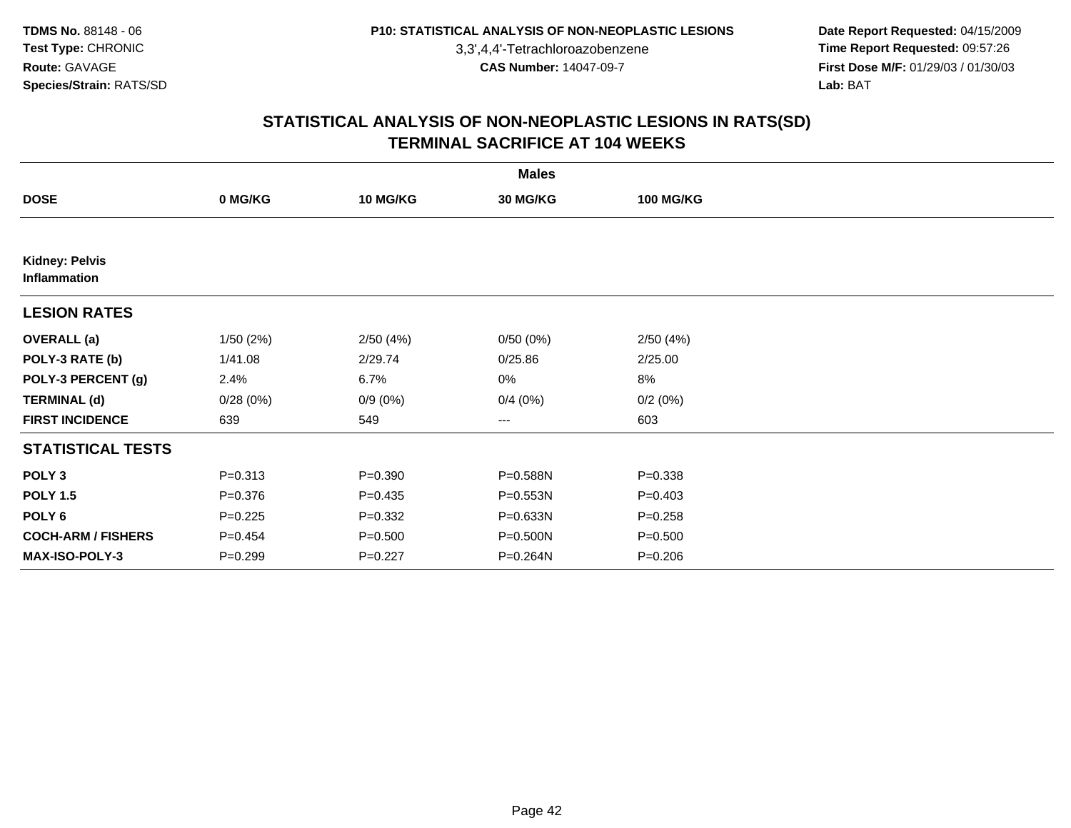TDMS No. 88148 - 06
Test Type: CHRONIC
Route: GAVAGE
Species/Strain: RATS/SD

P10: STATISTICAL ANALYSIS OF NON-NEOPLASTIC LESIONS
3,3',4,4'-Tetrachloroazobenzene
CAS Number: 14047-09-7

Date Report Requested: 04/15/2009
Time Report Requested: 09:57:26
First Dose M/F: 01/29/03 / 01/30/03
Lab: BAT

## STATISTICAL ANALYSIS OF NON-NEOPLASTIC LESIONS IN RATS(SD)
## TERMINAL SACRIFICE AT 104 WEEKS

| | Males | | | |
|---|---|---|---|---|
| **DOSE** | **0 MG/KG** | **10 MG/KG** | **30 MG/KG** | **100 MG/KG** |
| **Kidney: Pelvis Inflammation** | | | | |
| **LESION RATES** | | | | |
| **OVERALL (a)** | 1/50 (2%) | 2/50 (4%) | 0/50 (0%) | 2/50 (4%) |
| **POLY-3 RATE (b)** | 1/41.08 | 2/29.74 | 0/25.86 | 2/25.00 |
| **POLY-3 PERCENT (g)** | 2.4% | 6.7% | 0% | 8% |
| **TERMINAL (d)** | 0/28 (0%) | 0/9 (0%) | 0/4 (0%) | 0/2 (0%) |
| **FIRST INCIDENCE** | 639 | 549 | --- | 603 |
| **STATISTICAL TESTS** | | | | |
| **POLY 3** | P=0.313 | P=0.390 | P=0.588N | P=0.338 |
| **POLY 1.5** | P=0.376 | P=0.435 | P=0.553N | P=0.403 |
| **POLY 6** | P=0.225 | P=0.332 | P=0.633N | P=0.258 |
| **COCH-ARM / FISHERS** | P=0.454 | P=0.500 | P=0.500N | P=0.500 |
| **MAX-ISO-POLY-3** | P=0.299 | P=0.227 | P=0.264N | P=0.206 |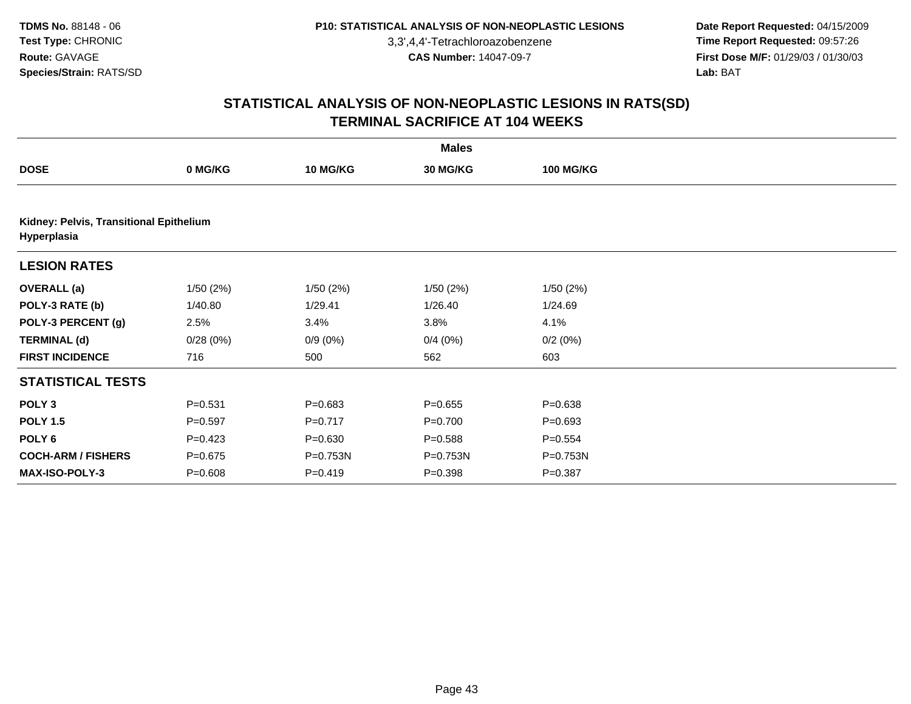# STATISTICAL ANALYSIS OF NON-NEOPLASTIC LESIONS IN RATS(SD)
## TERMINAL SACRIFICE AT 104 WEEKS

| | Males | | | |
|---|---|---|---|---|
| **DOSE** | **0 MG/KG** | **10 MG/KG** | **30 MG/KG** | **100 MG/KG** |
| **Kidney: Pelvis, Transitional Epithelium Hyperplasia** | | | | |
| **LESION RATES** | | | | |
| **OVERALL (a)** | 1/50 (2%) | 1/50 (2%) | 1/50 (2%) | 1/50 (2%) |
| **POLY-3 RATE (b)** | 1/40.80 | 1/29.41 | 1/26.40 | 1/24.69 |
| **POLY-3 PERCENT (g)** | 2.5% | 3.4% | 3.8% | 4.1% |
| **TERMINAL (d)** | 0/28 (0%) | 0/9 (0%) | 0/4 (0%) | 0/2 (0%) |
| **FIRST INCIDENCE** | 716 | 500 | 562 | 603 |
| **STATISTICAL TESTS** | | | | |
| **POLY 3** | P=0.531 | P=0.683 | P=0.655 | P=0.638 |
| **POLY 1.5** | P=0.597 | P=0.717 | P=0.700 | P=0.693 |
| **POLY 6** | P=0.423 | P=0.630 | P=0.588 | P=0.554 |
| **COCH-ARM / FISHERS** | P=0.675 | P=0.753N | P=0.753N | P=0.753N |
| **MAX-ISO-POLY-3** | P=0.608 | P=0.419 | P=0.398 | P=0.387 |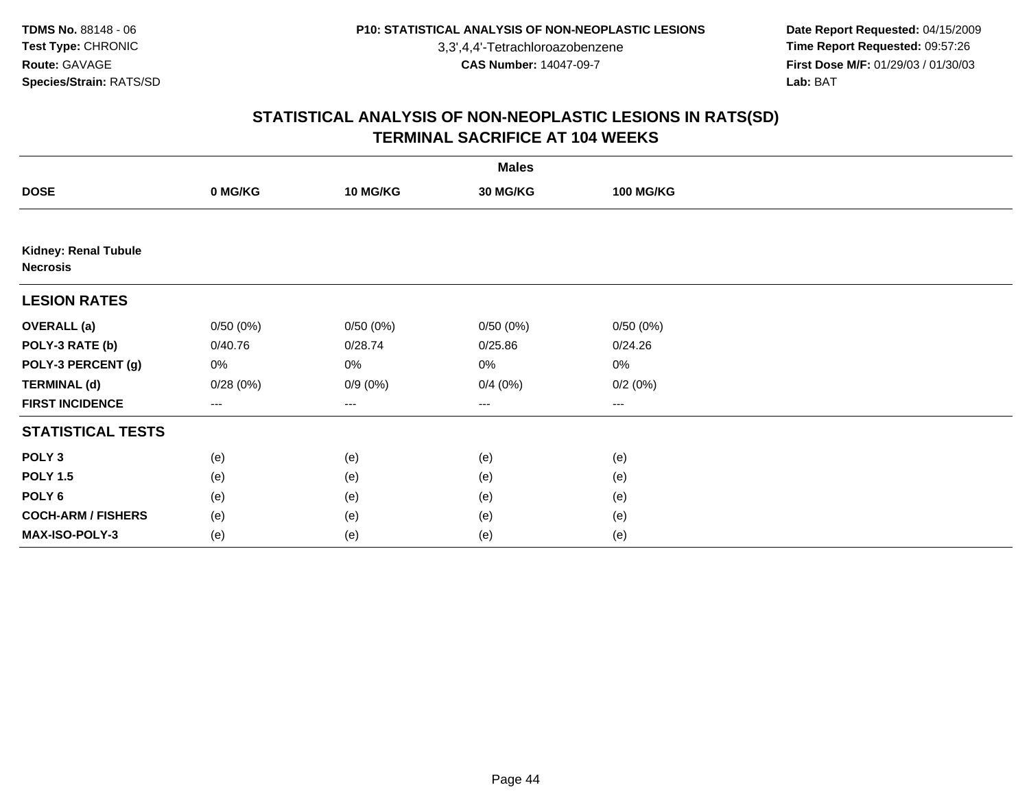**TDMS No.** 88148 - 06
**Test Type:** CHRONIC
**Route:** GAVAGE
**Species/Strain:** RATS/SD

**P10: STATISTICAL ANALYSIS OF NON-NEOPLASTIC LESIONS**
3,3',4,4'-Tetrachloroazobenzene
**CAS Number:** 14047-09-7

**Date Report Requested:** 04/15/2009
**Time Report Requested:** 09:57:26
**First Dose M/F:** 01/29/03 / 01/30/03
**Lab:** BAT

## STATISTICAL ANALYSIS OF NON-NEOPLASTIC LESIONS IN RATS(SD)
## TERMINAL SACRIFICE AT 104 WEEKS

| | Males | | | |
|---|---|---|---|---|
| **DOSE** | **0 MG/KG** | **10 MG/KG** | **30 MG/KG** | **100 MG/KG** |
| **Kidney: Renal Tubule Necrosis** | | | | |
| **LESION RATES** | | | | |
| **OVERALL (a)** | 0/50 (0%) | 0/50 (0%) | 0/50 (0%) | 0/50 (0%) |
| **POLY-3 RATE (b)** | 0/40.76 | 0/28.74 | 0/25.86 | 0/24.26 |
| **POLY-3 PERCENT (g)** | 0% | 0% | 0% | 0% |
| **TERMINAL (d)** | 0/28 (0%) | 0/9 (0%) | 0/4 (0%) | 0/2 (0%) |
| **FIRST INCIDENCE** | --- | --- | --- | --- |
| **STATISTICAL TESTS** | | | | |
| **POLY 3** | (e) | (e) | (e) | (e) |
| **POLY 1.5** | (e) | (e) | (e) | (e) |
| **POLY 6** | (e) | (e) | (e) | (e) |
| **COCH-ARM / FISHERS** | (e) | (e) | (e) | (e) |
| **MAX-ISO-POLY-3** | (e) | (e) | (e) | (e) |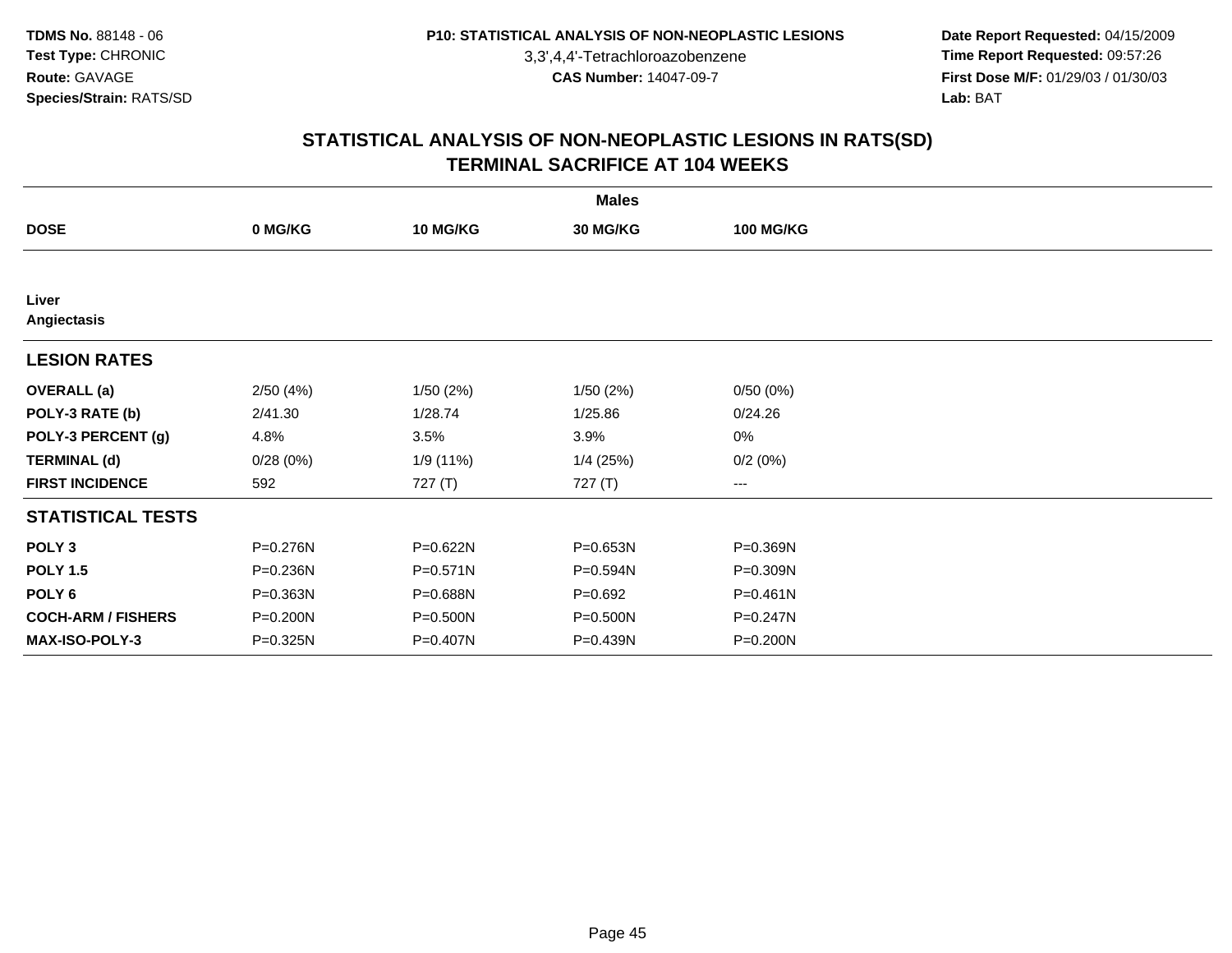TDMS No. 88148 - 06
Test Type: CHRONIC
Route: GAVAGE
Species/Strain: RATS/SD

P10: STATISTICAL ANALYSIS OF NON-NEOPLASTIC LESIONS
3,3',4,4'-Tetrachloroazobenzene
CAS Number: 14047-09-7

Date Report Requested: 04/15/2009
Time Report Requested: 09:57:26
First Dose M/F: 01/29/03 / 01/30/03
Lab: BAT

## STATISTICAL ANALYSIS OF NON-NEOPLASTIC LESIONS IN RATS(SD)
## TERMINAL SACRIFICE AT 104 WEEKS

| | Males | | | |
|---|---|---|---|---|
| **DOSE** | **0 MG/KG** | **10 MG/KG** | **30 MG/KG** | **100 MG/KG** |
| **Liver** | | | | |
| **Angiectasis** | | | | |
| **LESION RATES** | | | | |
| **OVERALL (a)** | 2/50 (4%) | 1/50 (2%) | 1/50 (2%) | 0/50 (0%) |
| **POLY-3 RATE (b)** | 2/41.30 | 1/28.74 | 1/25.86 | 0/24.26 |
| **POLY-3 PERCENT (g)** | 4.8% | 3.5% | 3.9% | 0% |
| **TERMINAL (d)** | 0/28 (0%) | 1/9 (11%) | 1/4 (25%) | 0/2 (0%) |
| **FIRST INCIDENCE** | 592 | 727 (T) | 727 (T) | --- |
| **STATISTICAL TESTS** | | | | |
| **POLY 3** | P=0.276N | P=0.622N | P=0.653N | P=0.369N |
| **POLY 1.5** | P=0.236N | P=0.571N | P=0.594N | P=0.309N |
| **POLY 6** | P=0.363N | P=0.688N | P=0.692 | P=0.461N |
| **COCH-ARM / FISHERS** | P=0.200N | P=0.500N | P=0.500N | P=0.247N |
| **MAX-ISO-POLY-3** | P=0.325N | P=0.407N | P=0.439N | P=0.200N |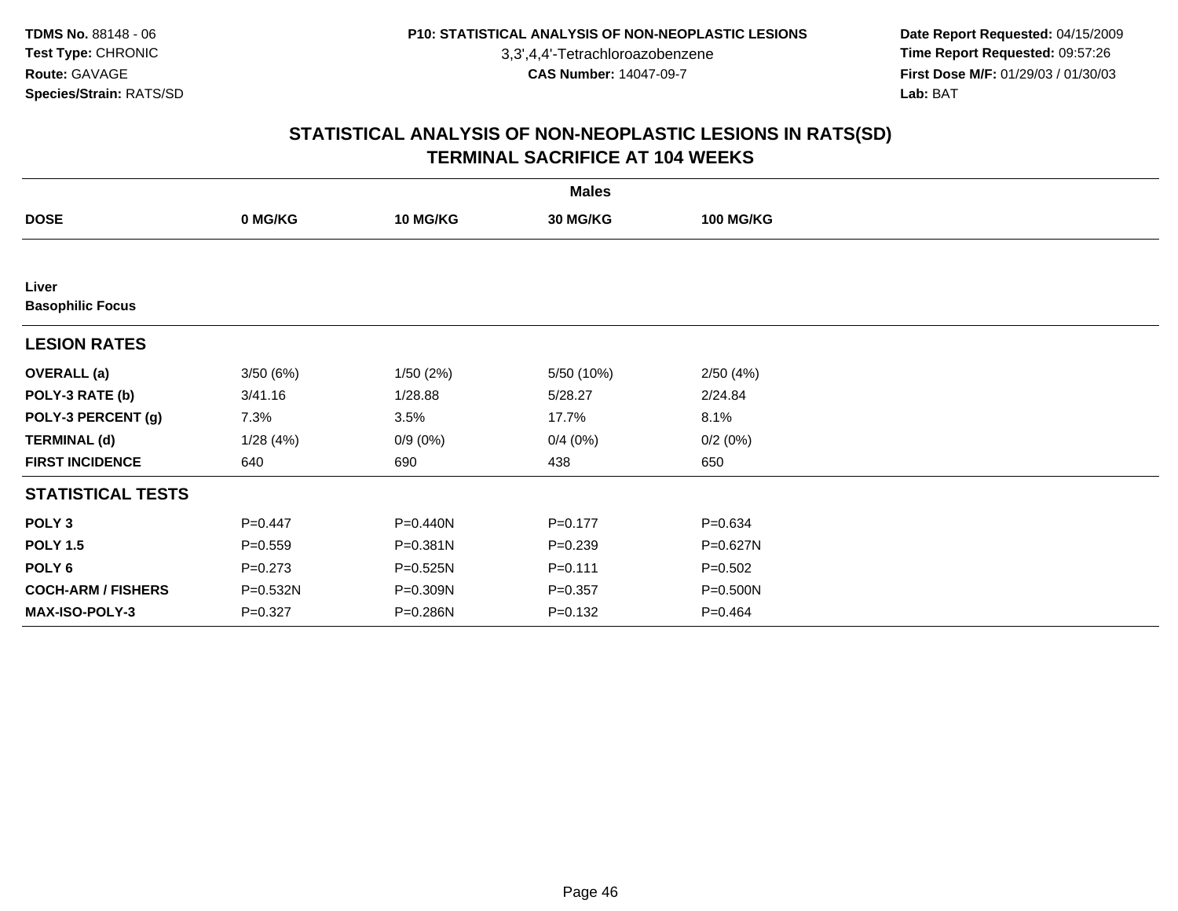TDMS No. 88148 - 06
Test Type: CHRONIC
Route: GAVAGE
Species/Strain: RATS/SD

P10: STATISTICAL ANALYSIS OF NON-NEOPLASTIC LESIONS
3,3',4,4'-Tetrachloroazobenzene
CAS Number: 14047-09-7

Date Report Requested: 04/15/2009
Time Report Requested: 09:57:26
First Dose M/F: 01/29/03 / 01/30/03
Lab: BAT

## STATISTICAL ANALYSIS OF NON-NEOPLASTIC LESIONS IN RATS(SD)
## TERMINAL SACRIFICE AT 104 WEEKS

| | Males | | | |
|---|---|---|---|---|
| **DOSE** | **0 MG/KG** | **10 MG/KG** | **30 MG/KG** | **100 MG/KG** |
| **Liver** | | | | |
| **Basophilic Focus** | | | | |
| **LESION RATES** | | | | |
| **OVERALL (a)** | 3/50 (6%) | 1/50 (2%) | 5/50 (10%) | 2/50 (4%) |
| **POLY-3 RATE (b)** | 3/41.16 | 1/28.88 | 5/28.27 | 2/24.84 |
| **POLY-3 PERCENT (g)** | 7.3% | 3.5% | 17.7% | 8.1% |
| **TERMINAL (d)** | 1/28 (4%) | 0/9 (0%) | 0/4 (0%) | 0/2 (0%) |
| **FIRST INCIDENCE** | 640 | 690 | 438 | 650 |
| **STATISTICAL TESTS** | | | | |
| **POLY 3** | P=0.447 | P=0.440N | P=0.177 | P=0.634 |
| **POLY 1.5** | P=0.559 | P=0.381N | P=0.239 | P=0.627N |
| **POLY 6** | P=0.273 | P=0.525N | P=0.111 | P=0.502 |
| **COCH-ARM / FISHERS** | P=0.532N | P=0.309N | P=0.357 | P=0.500N |
| **MAX-ISO-POLY-3** | P=0.327 | P=0.286N | P=0.132 | P=0.464 |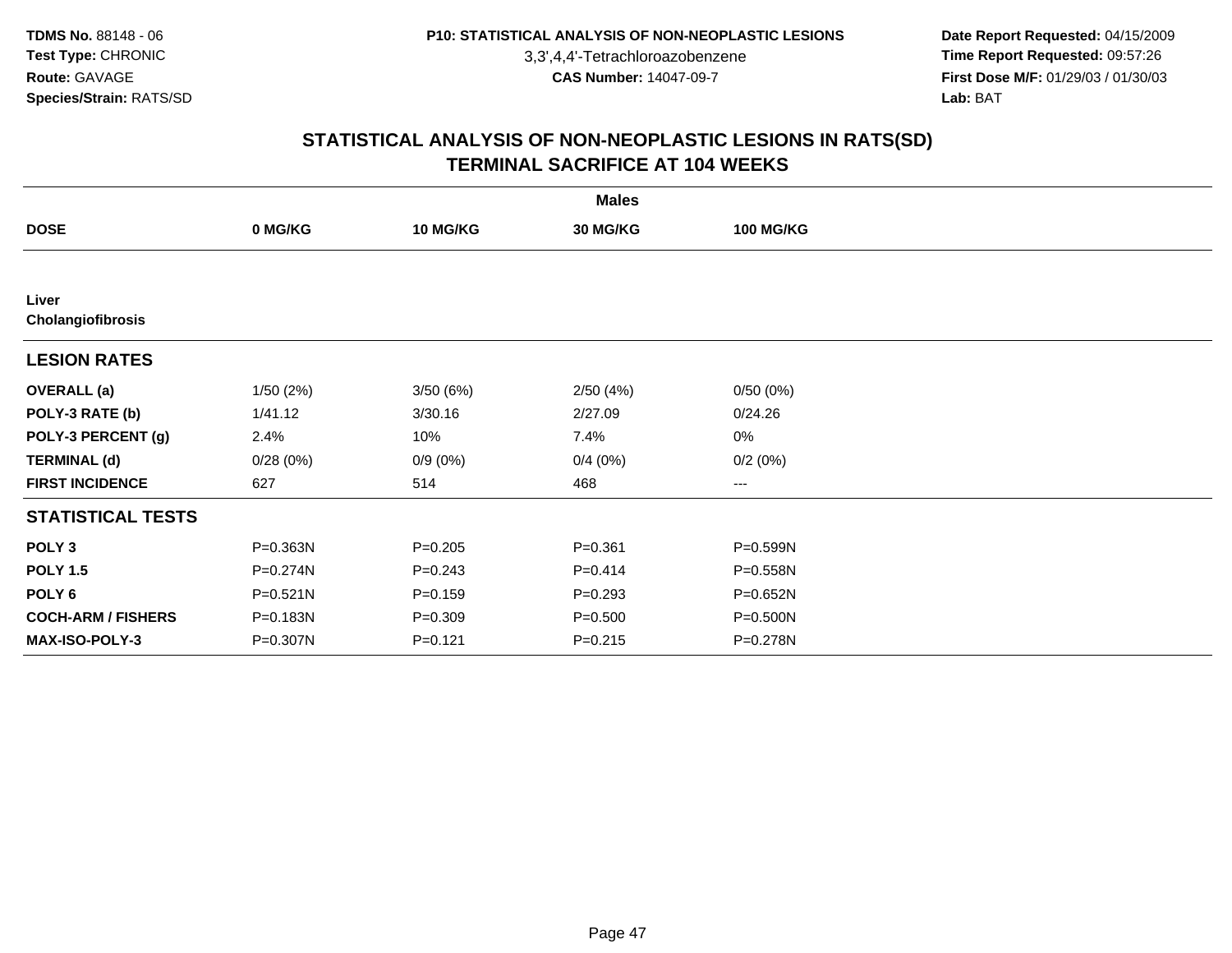TDMS No. 88148 - 06
Test Type: CHRONIC
Route: GAVAGE
Species/Strain: RATS/SD

P10: STATISTICAL ANALYSIS OF NON-NEOPLASTIC LESIONS
3,3',4,4'-Tetrachloroazobenzene
CAS Number: 14047-09-7

Date Report Requested: 04/15/2009
Time Report Requested: 09:57:26
First Dose M/F: 01/29/03 / 01/30/03
Lab: BAT

## STATISTICAL ANALYSIS OF NON-NEOPLASTIC LESIONS IN RATS(SD)
## TERMINAL SACRIFICE AT 104 WEEKS

| | Males | | | |
|---|---|---|---|---|
| **DOSE** | **0 MG/KG** | **10 MG/KG** | **30 MG/KG** | **100 MG/KG** |
| **Liver** | | | | |
| **Cholangiofibrosis** | | | | |
| **LESION RATES** | | | | |
| **OVERALL (a)** | 1/50 (2%) | 3/50 (6%) | 2/50 (4%) | 0/50 (0%) |
| **POLY-3 RATE (b)** | 1/41.12 | 3/30.16 | 2/27.09 | 0/24.26 |
| **POLY-3 PERCENT (g)** | 2.4% | 10% | 7.4% | 0% |
| **TERMINAL (d)** | 0/28 (0%) | 0/9 (0%) | 0/4 (0%) | 0/2 (0%) |
| **FIRST INCIDENCE** | 627 | 514 | 468 | --- |
| **STATISTICAL TESTS** | | | | |
| **POLY 3** | P=0.363N | P=0.205 | P=0.361 | P=0.599N |
| **POLY 1.5** | P=0.274N | P=0.243 | P=0.414 | P=0.558N |
| **POLY 6** | P=0.521N | P=0.159 | P=0.293 | P=0.652N |
| **COCH-ARM / FISHERS** | P=0.183N | P=0.309 | P=0.500 | P=0.500N |
| **MAX-ISO-POLY-3** | P=0.307N | P=0.121 | P=0.215 | P=0.278N |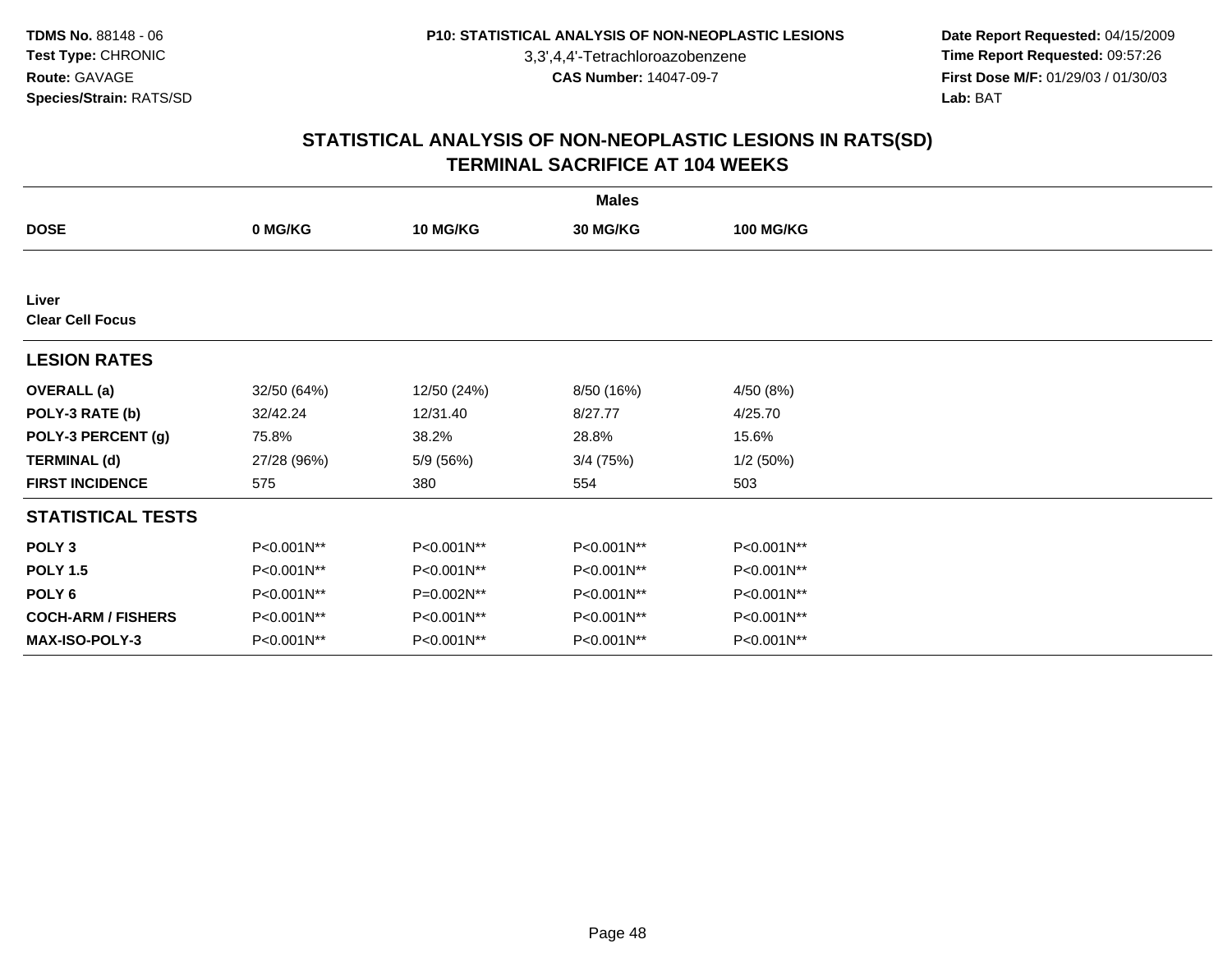**TDMS No.** 88148 - 06
**Test Type:** CHRONIC
**Route:** GAVAGE
**Species/Strain:** RATS/SD

**P10: STATISTICAL ANALYSIS OF NON-NEOPLASTIC LESIONS**
3,3',4,4'-Tetrachloroazobenzene
**CAS Number:** 14047-09-7

**Date Report Requested:** 04/15/2009
**Time Report Requested:** 09:57:26
**First Dose M/F:** 01/29/03 / 01/30/03
**Lab:** BAT

## STATISTICAL ANALYSIS OF NON-NEOPLASTIC LESIONS IN RATS(SD)
## TERMINAL SACRIFICE AT 104 WEEKS

| | Males | | | |
|---|---|---|---|---|
| **DOSE** | **0 MG/KG** | **10 MG/KG** | **30 MG/KG** | **100 MG/KG** |
| **Liver** | | | | |
| **Clear Cell Focus** | | | | |
| **LESION RATES** | | | | |
| **OVERALL (a)** | 32/50 (64%) | 12/50 (24%) | 8/50 (16%) | 4/50 (8%) |
| **POLY-3 RATE (b)** | 32/42.24 | 12/31.40 | 8/27.77 | 4/25.70 |
| **POLY-3 PERCENT (g)** | 75.8% | 38.2% | 28.8% | 15.6% |
| **TERMINAL (d)** | 27/28 (96%) | 5/9 (56%) | 3/4 (75%) | 1/2 (50%) |
| **FIRST INCIDENCE** | 575 | 380 | 554 | 503 |
| **STATISTICAL TESTS** | | | | |
| **POLY 3** | P<0.001N** | P<0.001N** | P<0.001N** | P<0.001N** |
| **POLY 1.5** | P<0.001N** | P<0.001N** | P<0.001N** | P<0.001N** |
| **POLY 6** | P<0.001N** | P=0.002N** | P<0.001N** | P<0.001N** |
| **COCH-ARM / FISHERS** | P<0.001N** | P<0.001N** | P<0.001N** | P<0.001N** |
| **MAX-ISO-POLY-3** | P<0.001N** | P<0.001N** | P<0.001N** | P<0.001N** |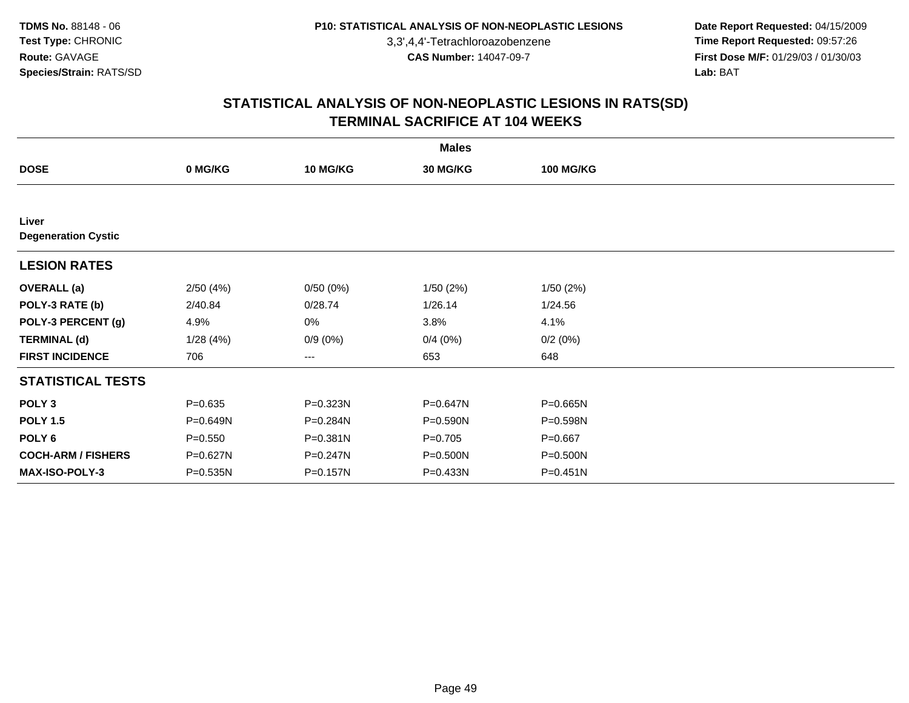TDMS No. 88148 - 06
Test Type: CHRONIC
Route: GAVAGE
Species/Strain: RATS/SD

P10: STATISTICAL ANALYSIS OF NON-NEOPLASTIC LESIONS
3,3',4,4'-Tetrachloroazobenzene
CAS Number: 14047-09-7

Date Report Requested: 04/15/2009
Time Report Requested: 09:57:26
First Dose M/F: 01/29/03 / 01/30/03
Lab: BAT

## STATISTICAL ANALYSIS OF NON-NEOPLASTIC LESIONS IN RATS(SD)
## TERMINAL SACRIFICE AT 104 WEEKS

| | Males | | | |
|---|---|---|---|---|
| **DOSE** | **0 MG/KG** | **10 MG/KG** | **30 MG/KG** | **100 MG/KG** |
| **Liver** | | | | |
| **Degeneration Cystic** | | | | |
| **LESION RATES** | | | | |
| **OVERALL (a)** | 2/50 (4%) | 0/50 (0%) | 1/50 (2%) | 1/50 (2%) |
| **POLY-3 RATE (b)** | 2/40.84 | 0/28.74 | 1/26.14 | 1/24.56 |
| **POLY-3 PERCENT (g)** | 4.9% | 0% | 3.8% | 4.1% |
| **TERMINAL (d)** | 1/28 (4%) | 0/9 (0%) | 0/4 (0%) | 0/2 (0%) |
| **FIRST INCIDENCE** | 706 | --- | 653 | 648 |
| **STATISTICAL TESTS** | | | | |
| **POLY 3** | P=0.635 | P=0.323N | P=0.647N | P=0.665N |
| **POLY 1.5** | P=0.649N | P=0.284N | P=0.590N | P=0.598N |
| **POLY 6** | P=0.550 | P=0.381N | P=0.705 | P=0.667 |
| **COCH-ARM / FISHERS** | P=0.627N | P=0.247N | P=0.500N | P=0.500N |
| **MAX-ISO-POLY-3** | P=0.535N | P=0.157N | P=0.433N | P=0.451N |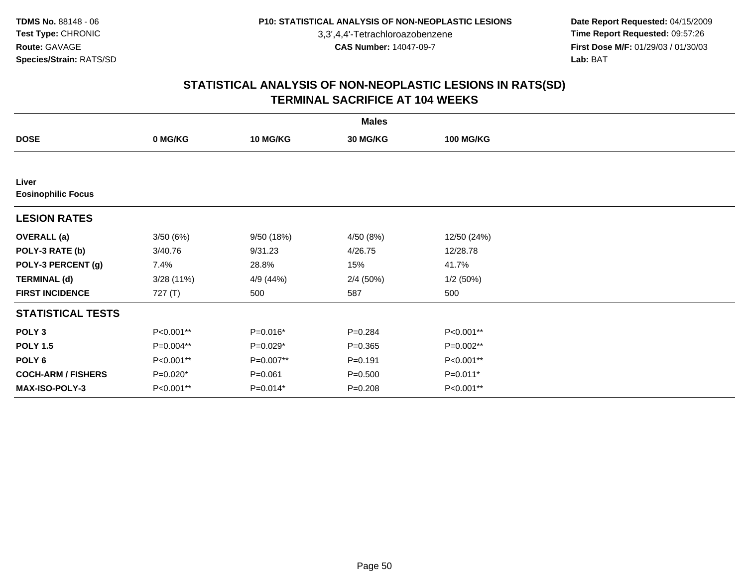TDMS No. 88148 - 06
Test Type: CHRONIC
Route: GAVAGE
Species/Strain: RATS/SD

P10: STATISTICAL ANALYSIS OF NON-NEOPLASTIC LESIONS
3,3',4,4'-Tetrachloroazobenzene
CAS Number: 14047-09-7

Date Report Requested: 04/15/2009
Time Report Requested: 09:57:26
First Dose M/F: 01/29/03 / 01/30/03
Lab: BAT

## STATISTICAL ANALYSIS OF NON-NEOPLASTIC LESIONS IN RATS(SD)
## TERMINAL SACRIFICE AT 104 WEEKS

| | Males | | | |
|---|---|---|---|---|
| **DOSE** | **0 MG/KG** | **10 MG/KG** | **30 MG/KG** | **100 MG/KG** |
| **Liver** | | | | |
| **Eosinophilic Focus** | | | | |
| **LESION RATES** | | | | |
| **OVERALL (a)** | 3/50 (6%) | 9/50 (18%) | 4/50 (8%) | 12/50 (24%) |
| **POLY-3 RATE (b)** | 3/40.76 | 9/31.23 | 4/26.75 | 12/28.78 |
| **POLY-3 PERCENT (g)** | 7.4% | 28.8% | 15% | 41.7% |
| **TERMINAL (d)** | 3/28 (11%) | 4/9 (44%) | 2/4 (50%) | 1/2 (50%) |
| **FIRST INCIDENCE** | 727 (T) | 500 | 587 | 500 |
| **STATISTICAL TESTS** | | | | |
| **POLY 3** | P<0.001** | P=0.016* | P=0.284 | P<0.001** |
| **POLY 1.5** | P=0.004** | P=0.029* | P=0.365 | P=0.002** |
| **POLY 6** | P<0.001** | P=0.007** | P=0.191 | P<0.001** |
| **COCH-ARM / FISHERS** | P=0.020* | P=0.061 | P=0.500 | P=0.011* |
| **MAX-ISO-POLY-3** | P<0.001** | P=0.014* | P=0.208 | P<0.001** |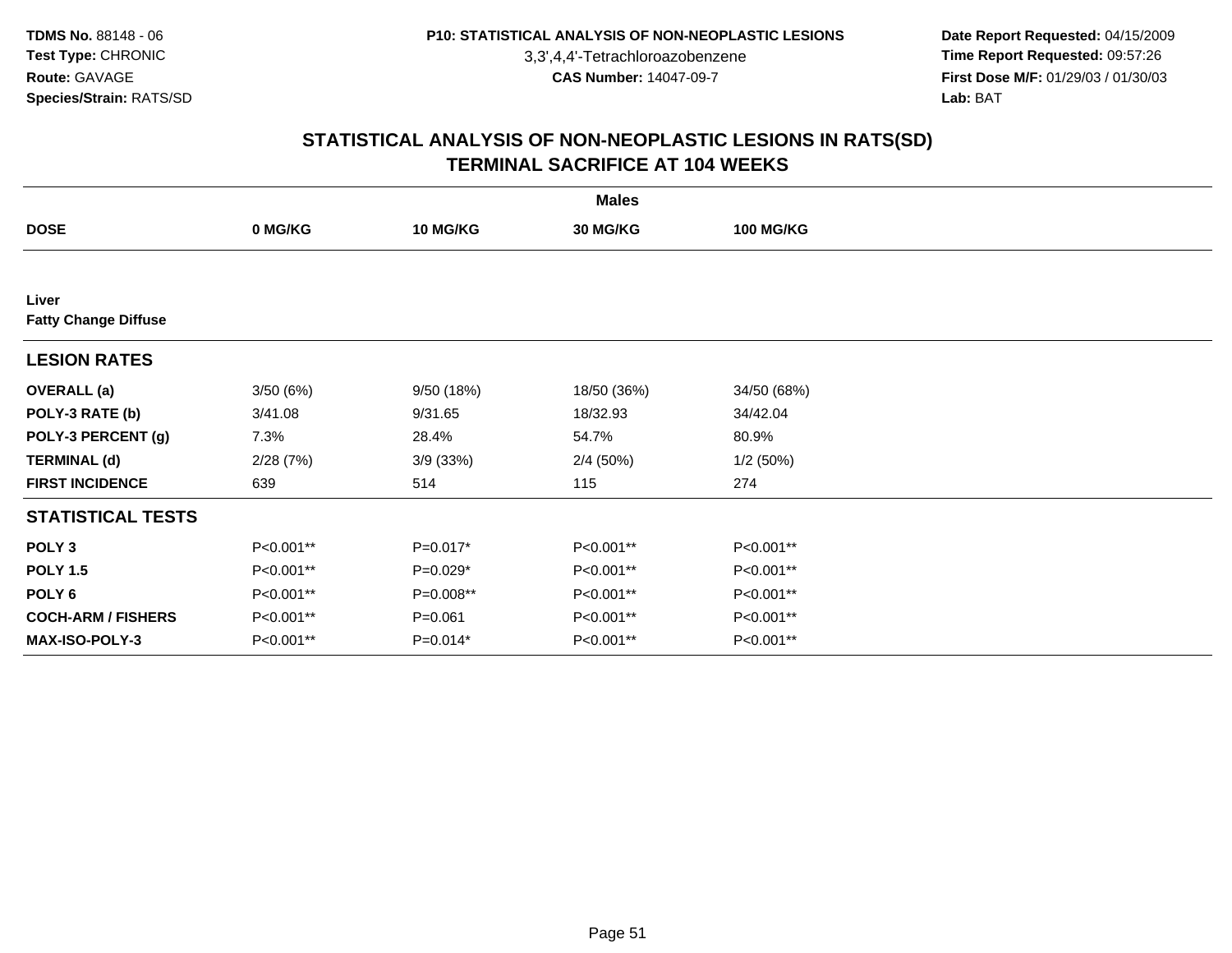**TDMS No.** 88148 - 06
**Test Type:** CHRONIC
**Route:** GAVAGE
**Species/Strain:** RATS/SD

**P10: STATISTICAL ANALYSIS OF NON-NEOPLASTIC LESIONS**
3,3',4,4'-Tetrachloroazobenzene
**CAS Number:** 14047-09-7

**Date Report Requested:** 04/15/2009
**Time Report Requested:** 09:57:26
**First Dose M/F:** 01/29/03 / 01/30/03
**Lab:** BAT

## STATISTICAL ANALYSIS OF NON-NEOPLASTIC LESIONS IN RATS(SD)
## TERMINAL SACRIFICE AT 104 WEEKS

| | Males | | | |
|---|---|---|---|---|
| **DOSE** | **0 MG/KG** | **10 MG/KG** | **30 MG/KG** | **100 MG/KG** |
| **Liver** | | | | |
| **Fatty Change Diffuse** | | | | |
| **LESION RATES** | | | | |
| **OVERALL (a)** | 3/50 (6%) | 9/50 (18%) | 18/50 (36%) | 34/50 (68%) |
| **POLY-3 RATE (b)** | 3/41.08 | 9/31.65 | 18/32.93 | 34/42.04 |
| **POLY-3 PERCENT (g)** | 7.3% | 28.4% | 54.7% | 80.9% |
| **TERMINAL (d)** | 2/28 (7%) | 3/9 (33%) | 2/4 (50%) | 1/2 (50%) |
| **FIRST INCIDENCE** | 639 | 514 | 115 | 274 |
| **STATISTICAL TESTS** | | | | |
| **POLY 3** | P<0.001** | P=0.017* | P<0.001** | P<0.001** |
| **POLY 1.5** | P<0.001** | P=0.029* | P<0.001** | P<0.001** |
| **POLY 6** | P<0.001** | P=0.008** | P<0.001** | P<0.001** |
| **COCH-ARM / FISHERS** | P<0.001** | P=0.061 | P<0.001** | P<0.001** |
| **MAX-ISO-POLY-3** | P<0.001** | P=0.014* | P<0.001** | P<0.001** |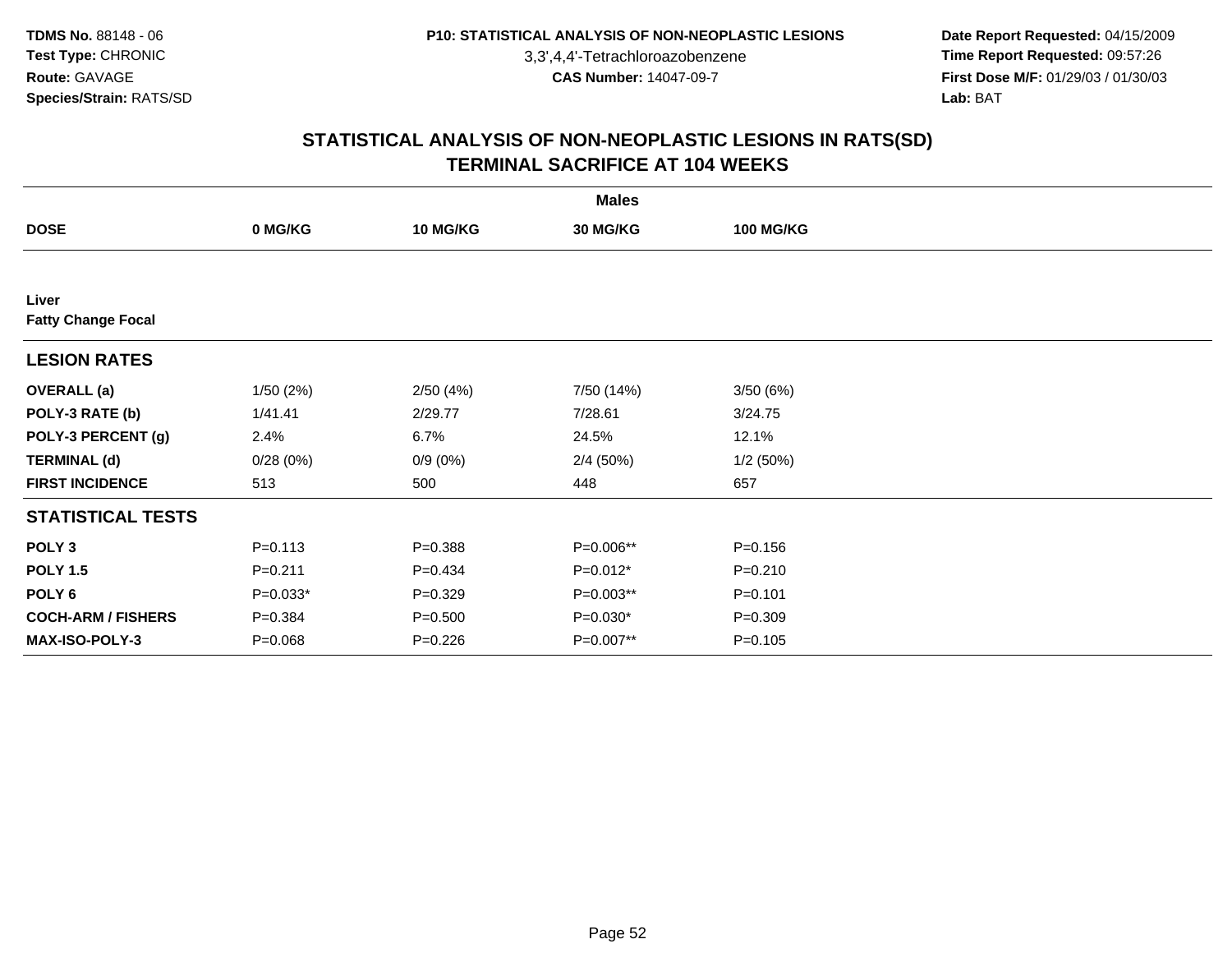**TDMS No.** 88148 - 06
**Test Type:** CHRONIC
**Route:** GAVAGE
**Species/Strain:** RATS/SD

**P10: STATISTICAL ANALYSIS OF NON-NEOPLASTIC LESIONS**
3,3',4,4'-Tetrachloroazobenzene
**CAS Number:** 14047-09-7

**Date Report Requested:** 04/15/2009
**Time Report Requested:** 09:57:26
**First Dose M/F:** 01/29/03 / 01/30/03
**Lab:** BAT

## STATISTICAL ANALYSIS OF NON-NEOPLASTIC LESIONS IN RATS(SD)
## TERMINAL SACRIFICE AT 104 WEEKS

| | Males | | | |
|---|---|---|---|---|
| **DOSE** | **0 MG/KG** | **10 MG/KG** | **30 MG/KG** | **100 MG/KG** |
| **Liver** | | | | |
| **Fatty Change Focal** | | | | |
| **LESION RATES** | | | | |
| **OVERALL (a)** | 1/50 (2%) | 2/50 (4%) | 7/50 (14%) | 3/50 (6%) |
| **POLY-3 RATE (b)** | 1/41.41 | 2/29.77 | 7/28.61 | 3/24.75 |
| **POLY-3 PERCENT (g)** | 2.4% | 6.7% | 24.5% | 12.1% |
| **TERMINAL (d)** | 0/28 (0%) | 0/9 (0%) | 2/4 (50%) | 1/2 (50%) |
| **FIRST INCIDENCE** | 513 | 500 | 448 | 657 |
| **STATISTICAL TESTS** | | | | |
| **POLY 3** | P=0.113 | P=0.388 | P=0.006** | P=0.156 |
| **POLY 1.5** | P=0.211 | P=0.434 | P=0.012* | P=0.210 |
| **POLY 6** | P=0.033* | P=0.329 | P=0.003** | P=0.101 |
| **COCH-ARM / FISHERS** | P=0.384 | P=0.500 | P=0.030* | P=0.309 |
| **MAX-ISO-POLY-3** | P=0.068 | P=0.226 | P=0.007** | P=0.105 |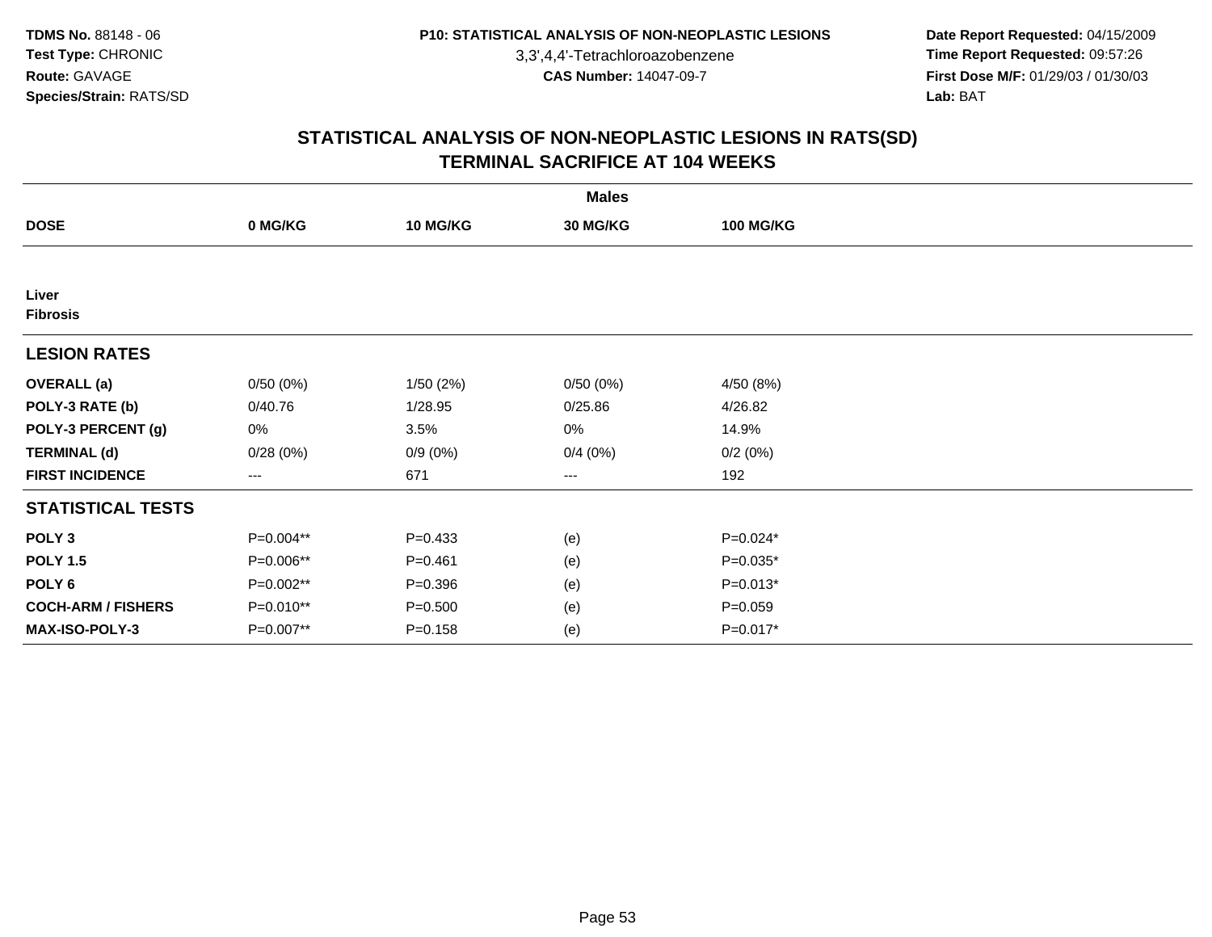TDMS No. 88148 - 06
Test Type: CHRONIC
Route: GAVAGE
Species/Strain: RATS/SD

P10: STATISTICAL ANALYSIS OF NON-NEOPLASTIC LESIONS
3,3',4,4'-Tetrachloroazobenzene
CAS Number: 14047-09-7

Date Report Requested: 04/15/2009
Time Report Requested: 09:57:26
First Dose M/F: 01/29/03 / 01/30/03
Lab: BAT

## STATISTICAL ANALYSIS OF NON-NEOPLASTIC LESIONS IN RATS(SD)
## TERMINAL SACRIFICE AT 104 WEEKS

| | Males | | | |
|---|---|---|---|---|
| **DOSE** | **0 MG/KG** | **10 MG/KG** | **30 MG/KG** | **100 MG/KG** |
| **Liver** | | | | |
| **Fibrosis** | | | | |
| **LESION RATES** | | | | |
| **OVERALL (a)** | 0/50 (0%) | 1/50 (2%) | 0/50 (0%) | 4/50 (8%) |
| **POLY-3 RATE (b)** | 0/40.76 | 1/28.95 | 0/25.86 | 4/26.82 |
| **POLY-3 PERCENT (g)** | 0% | 3.5% | 0% | 14.9% |
| **TERMINAL (d)** | 0/28 (0%) | 0/9 (0%) | 0/4 (0%) | 0/2 (0%) |
| **FIRST INCIDENCE** | --- | 671 | --- | 192 |
| **STATISTICAL TESTS** | | | | |
| **POLY 3** | P=0.004** | P=0.433 | (e) | P=0.024* |
| **POLY 1.5** | P=0.006** | P=0.461 | (e) | P=0.035* |
| **POLY 6** | P=0.002** | P=0.396 | (e) | P=0.013* |
| **COCH-ARM / FISHERS** | P=0.010** | P=0.500 | (e) | P=0.059 |
| **MAX-ISO-POLY-3** | P=0.007** | P=0.158 | (e) | P=0.017* |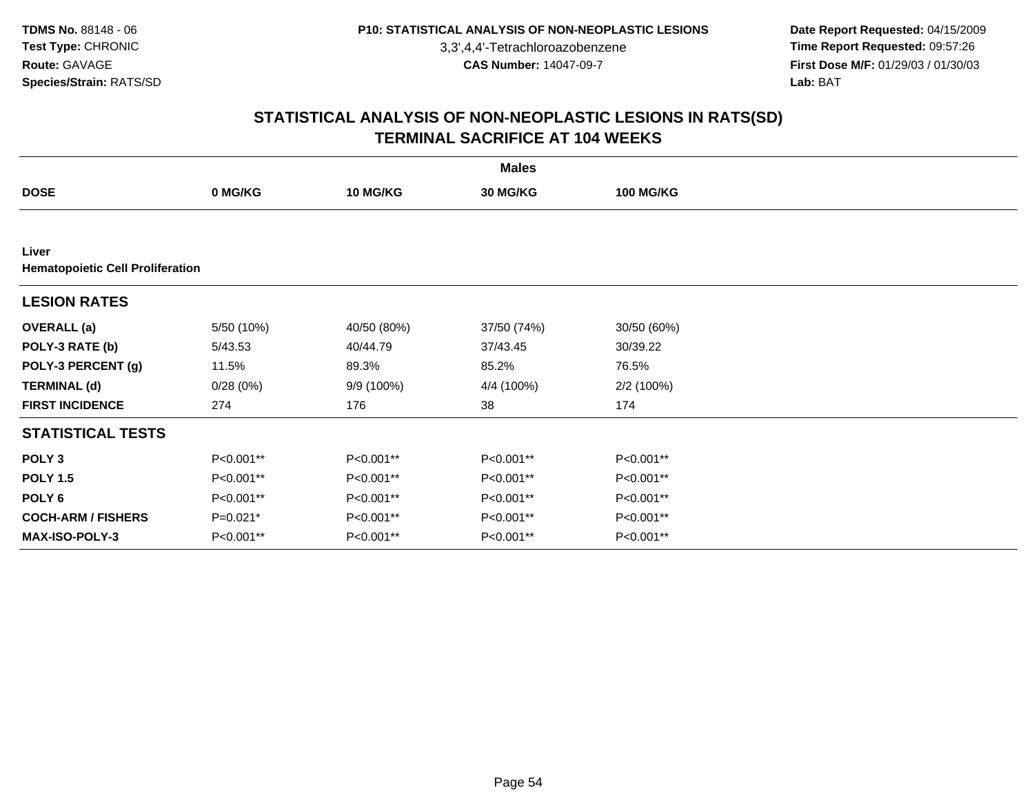# STATISTICAL ANALYSIS OF NON-NEOPLASTIC LESIONS IN RATS(SD)
## TERMINAL SACRIFICE AT 104 WEEKS

| | Males | | | |
|---|---|---|---|---|
| **DOSE** | **0 MG/KG** | **10 MG/KG** | **30 MG/KG** | **100 MG/KG** |
| **Liver** | | | | |
| **Hematopoietic Cell Proliferation** | | | | |
| **LESION RATES** | | | | |
| **OVERALL (a)** | 5/50 (10%) | 40/50 (80%) | 37/50 (74%) | 30/50 (60%) |
| **POLY-3 RATE (b)** | 5/43.53 | 40/44.79 | 37/43.45 | 30/39.22 |
| **POLY-3 PERCENT (g)** | 11.5% | 89.3% | 85.2% | 76.5% |
| **TERMINAL (d)** | 0/28 (0%) | 9/9 (100%) | 4/4 (100%) | 2/2 (100%) |
| **FIRST INCIDENCE** | 274 | 176 | 38 | 174 |
| **STATISTICAL TESTS** | | | | |
| **POLY 3** | P<0.001** | P<0.001** | P<0.001** | P<0.001** |
| **POLY 1.5** | P<0.001** | P<0.001** | P<0.001** | P<0.001** |
| **POLY 6** | P<0.001** | P<0.001** | P<0.001** | P<0.001** |
| **COCH-ARM / FISHERS** | P=0.021* | P<0.001** | P<0.001** | P<0.001** |
| **MAX-ISO-POLY-3** | P<0.001** | P<0.001** | P<0.001** | P<0.001** |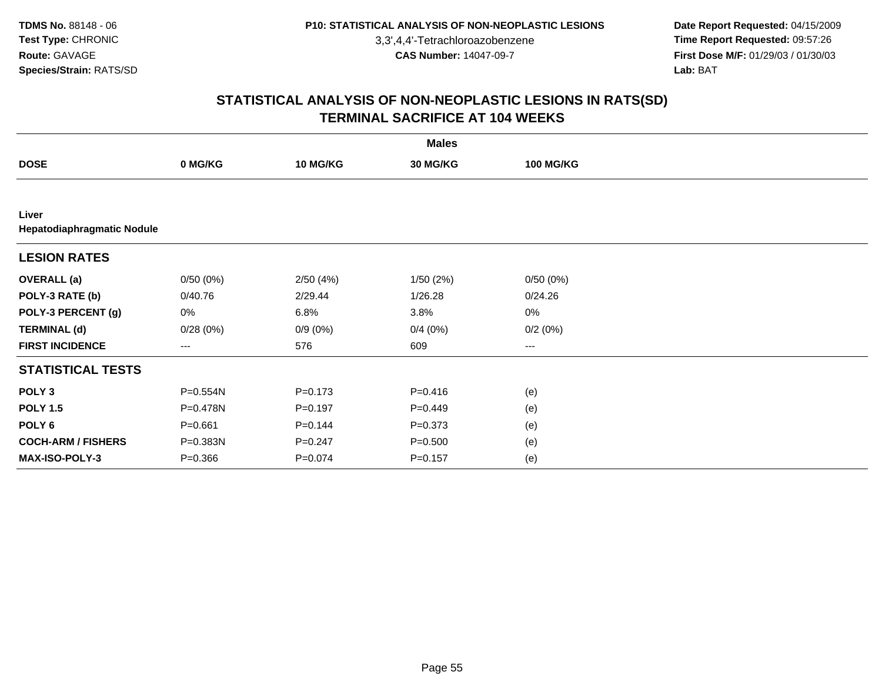**TDMS No.** 88148 - 06
**Test Type:** CHRONIC
**Route:** GAVAGE
**Species/Strain:** RATS/SD

**P10: STATISTICAL ANALYSIS OF NON-NEOPLASTIC LESIONS**
3,3',4,4'-Tetrachloroazobenzene
**CAS Number:** 14047-09-7

**Date Report Requested:** 04/15/2009
**Time Report Requested:** 09:57:26
**First Dose M/F:** 01/29/03 / 01/30/03
**Lab:** BAT

## STATISTICAL ANALYSIS OF NON-NEOPLASTIC LESIONS IN RATS(SD)
## TERMINAL SACRIFICE AT 104 WEEKS

| | Males | | | |
|---|---|---|---|---|
| **DOSE** | **0 MG/KG** | **10 MG/KG** | **30 MG/KG** | **100 MG/KG** |
| **Liver** | | | | |
| **Hepatodiaphragmatic Nodule** | | | | |
| **LESION RATES** | | | | |
| **OVERALL (a)** | 0/50 (0%) | 2/50 (4%) | 1/50 (2%) | 0/50 (0%) |
| **POLY-3 RATE (b)** | 0/40.76 | 2/29.44 | 1/26.28 | 0/24.26 |
| **POLY-3 PERCENT (g)** | 0% | 6.8% | 3.8% | 0% |
| **TERMINAL (d)** | 0/28 (0%) | 0/9 (0%) | 0/4 (0%) | 0/2 (0%) |
| **FIRST INCIDENCE** | --- | 576 | 609 | --- |
| **STATISTICAL TESTS** | | | | |
| **POLY 3** | P=0.554N | P=0.173 | P=0.416 | (e) |
| **POLY 1.5** | P=0.478N | P=0.197 | P=0.449 | (e) |
| **POLY 6** | P=0.661 | P=0.144 | P=0.373 | (e) |
| **COCH-ARM / FISHERS** | P=0.383N | P=0.247 | P=0.500 | (e) |
| **MAX-ISO-POLY-3** | P=0.366 | P=0.074 | P=0.157 | (e) |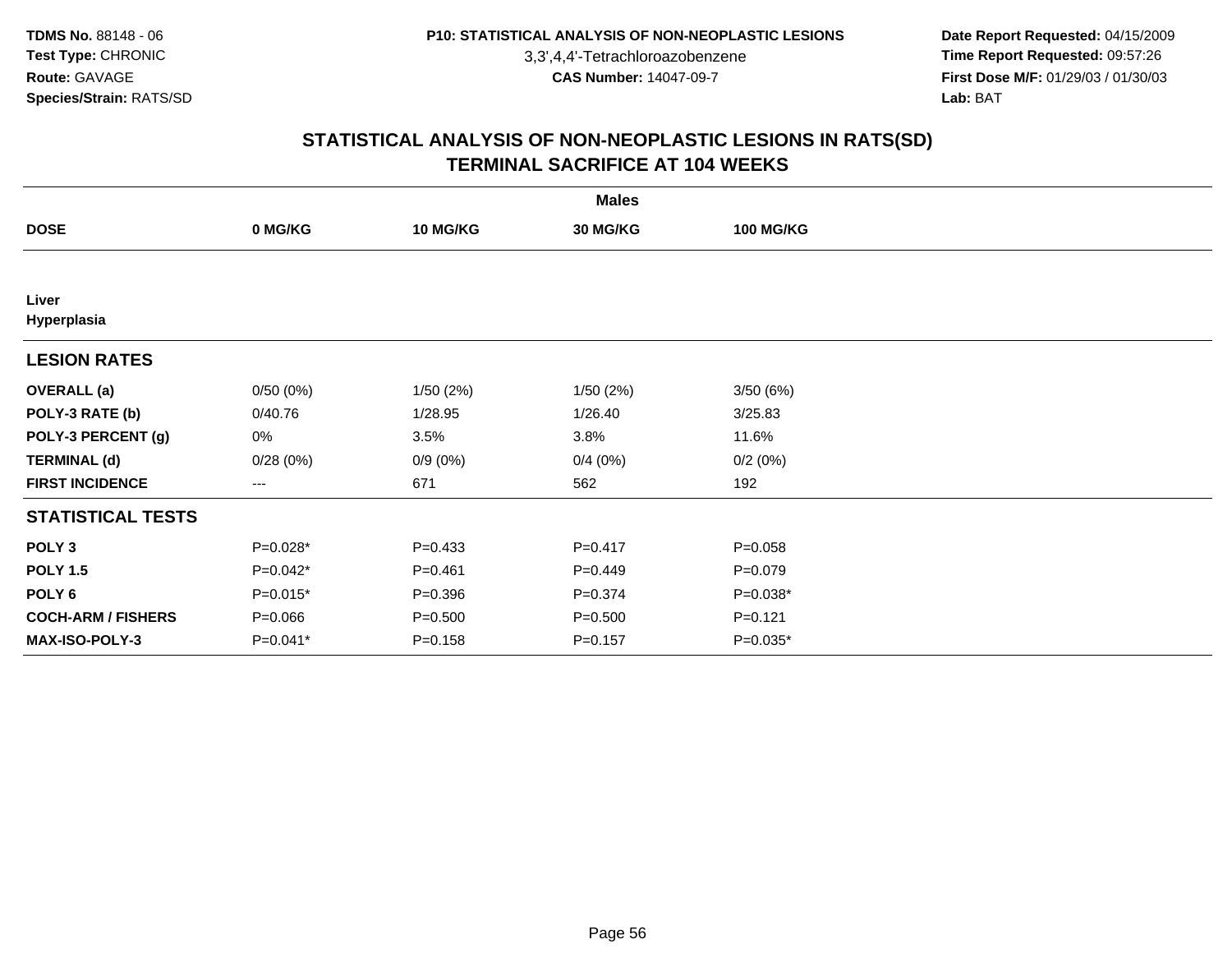**TDMS No.** 88148 - 06
**Test Type:** CHRONIC
**Route:** GAVAGE
**Species/Strain:** RATS/SD

**P10: STATISTICAL ANALYSIS OF NON-NEOPLASTIC LESIONS**
3,3',4,4'-Tetrachloroazobenzene
**CAS Number:** 14047-09-7

**Date Report Requested:** 04/15/2009
**Time Report Requested:** 09:57:26
**First Dose M/F:** 01/29/03 / 01/30/03
**Lab:** BAT

## STATISTICAL ANALYSIS OF NON-NEOPLASTIC LESIONS IN RATS(SD)
## TERMINAL SACRIFICE AT 104 WEEKS

| | Males | | | |
|---|---|---|---|---|
| **DOSE** | **0 MG/KG** | **10 MG/KG** | **30 MG/KG** | **100 MG/KG** |
| **Liver** | | | | |
| **Hyperplasia** | | | | |
| **LESION RATES** | | | | |
| **OVERALL (a)** | 0/50 (0%) | 1/50 (2%) | 1/50 (2%) | 3/50 (6%) |
| **POLY-3 RATE (b)** | 0/40.76 | 1/28.95 | 1/26.40 | 3/25.83 |
| **POLY-3 PERCENT (g)** | 0% | 3.5% | 3.8% | 11.6% |
| **TERMINAL (d)** | 0/28 (0%) | 0/9 (0%) | 0/4 (0%) | 0/2 (0%) |
| **FIRST INCIDENCE** | --- | 671 | 562 | 192 |
| **STATISTICAL TESTS** | | | | |
| **POLY 3** | P=0.028* | P=0.433 | P=0.417 | P=0.058 |
| **POLY 1.5** | P=0.042* | P=0.461 | P=0.449 | P=0.079 |
| **POLY 6** | P=0.015* | P=0.396 | P=0.374 | P=0.038* |
| **COCH-ARM / FISHERS** | P=0.066 | P=0.500 | P=0.500 | P=0.121 |
| **MAX-ISO-POLY-3** | P=0.041* | P=0.158 | P=0.157 | P=0.035* |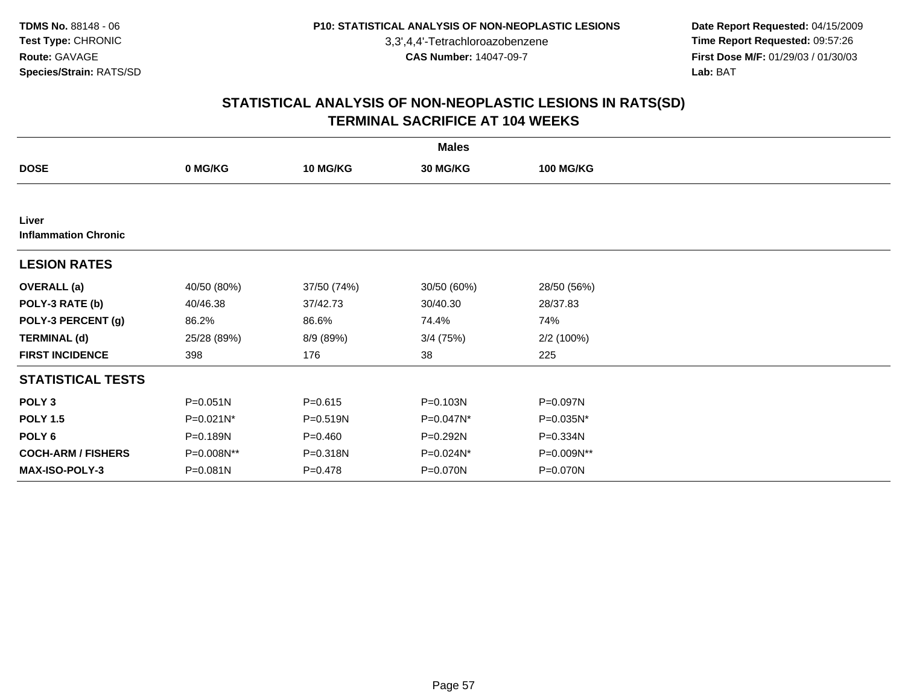**TDMS No.** 88148 - 06
**Test Type:** CHRONIC
**Route:** GAVAGE
**Species/Strain:** RATS/SD

**P10: STATISTICAL ANALYSIS OF NON-NEOPLASTIC LESIONS**
3,3',4,4'-Tetrachloroazobenzene
**CAS Number:** 14047-09-7

**Date Report Requested:** 04/15/2009
**Time Report Requested:** 09:57:26
**First Dose M/F:** 01/29/03 / 01/30/03
**Lab:** BAT

## STATISTICAL ANALYSIS OF NON-NEOPLASTIC LESIONS IN RATS(SD)
## TERMINAL SACRIFICE AT 104 WEEKS

| | Males | | | |
|---|---|---|---|---|
| **DOSE** | **0 MG/KG** | **10 MG/KG** | **30 MG/KG** | **100 MG/KG** |
| **Liver** | | | | |
| **Inflammation Chronic** | | | | |
| **LESION RATES** | | | | |
| **OVERALL (a)** | 40/50 (80%) | 37/50 (74%) | 30/50 (60%) | 28/50 (56%) |
| **POLY-3 RATE (b)** | 40/46.38 | 37/42.73 | 30/40.30 | 28/37.83 |
| **POLY-3 PERCENT (g)** | 86.2% | 86.6% | 74.4% | 74% |
| **TERMINAL (d)** | 25/28 (89%) | 8/9 (89%) | 3/4 (75%) | 2/2 (100%) |
| **FIRST INCIDENCE** | 398 | 176 | 38 | 225 |
| **STATISTICAL TESTS** | | | | |
| **POLY 3** | P=0.051N | P=0.615 | P=0.103N | P=0.097N |
| **POLY 1.5** | P=0.021N* | P=0.519N | P=0.047N* | P=0.035N* |
| **POLY 6** | P=0.189N | P=0.460 | P=0.292N | P=0.334N |
| **COCH-ARM / FISHERS** | P=0.008N** | P=0.318N | P=0.024N* | P=0.009N** |
| **MAX-ISO-POLY-3** | P=0.081N | P=0.478 | P=0.070N | P=0.070N |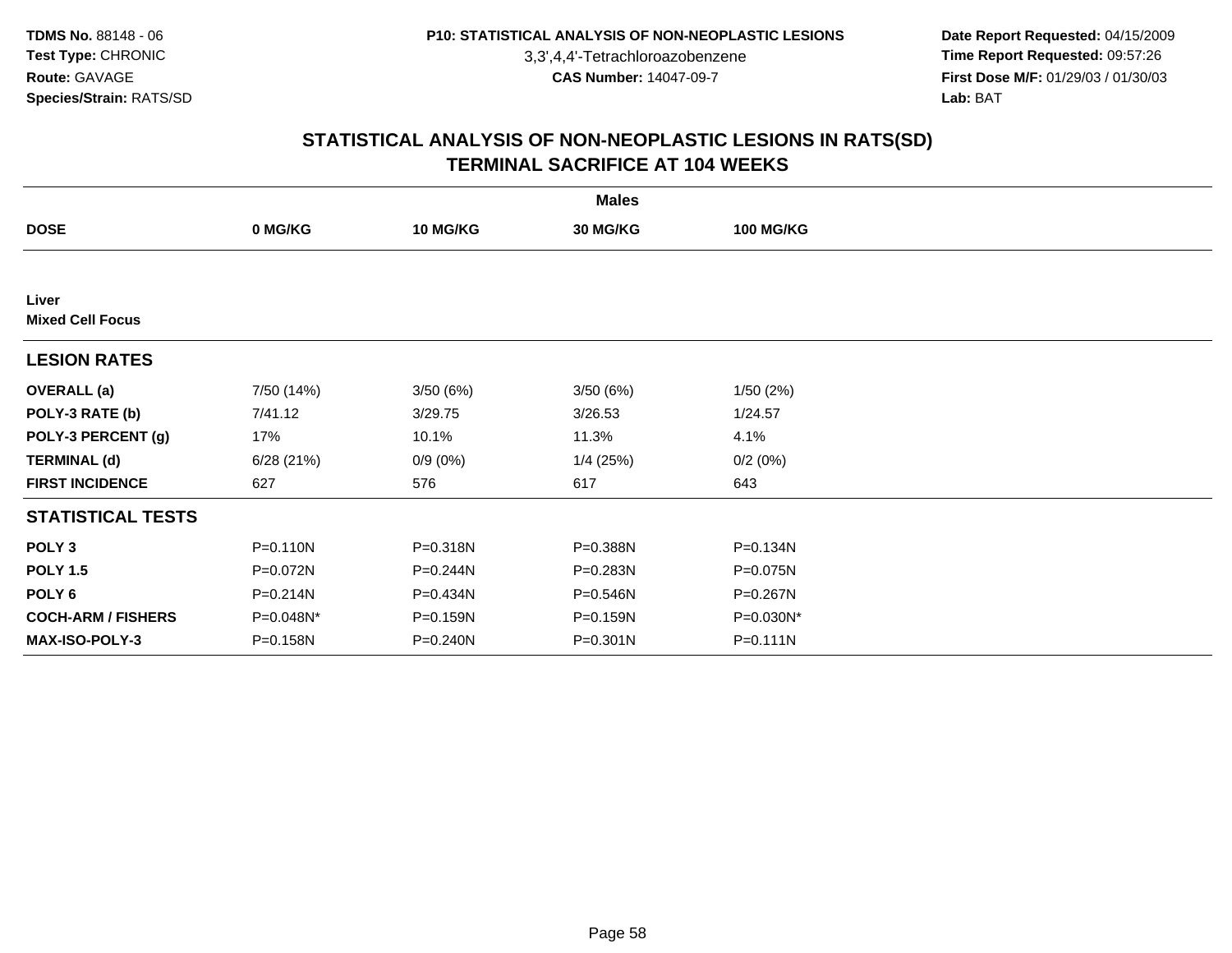**TDMS No.** 88148 - 06
**Test Type:** CHRONIC
**Route:** GAVAGE
**Species/Strain:** RATS/SD

**P10: STATISTICAL ANALYSIS OF NON-NEOPLASTIC LESIONS**
3,3',4,4'-Tetrachloroazobenzene
**CAS Number:** 14047-09-7

**Date Report Requested:** 04/15/2009
**Time Report Requested:** 09:57:26
**First Dose M/F:** 01/29/03 / 01/30/03
**Lab:** BAT

## STATISTICAL ANALYSIS OF NON-NEOPLASTIC LESIONS IN RATS(SD)
## TERMINAL SACRIFICE AT 104 WEEKS

| | Males | | | |
|---|---|---|---|---|
| **DOSE** | **0 MG/KG** | **10 MG/KG** | **30 MG/KG** | **100 MG/KG** |
| **Liver** | | | | |
| **Mixed Cell Focus** | | | | |
| **LESION RATES** | | | | |
| **OVERALL (a)** | 7/50 (14%) | 3/50 (6%) | 3/50 (6%) | 1/50 (2%) |
| **POLY-3 RATE (b)** | 7/41.12 | 3/29.75 | 3/26.53 | 1/24.57 |
| **POLY-3 PERCENT (g)** | 17% | 10.1% | 11.3% | 4.1% |
| **TERMINAL (d)** | 6/28 (21%) | 0/9 (0%) | 1/4 (25%) | 0/2 (0%) |
| **FIRST INCIDENCE** | 627 | 576 | 617 | 643 |
| **STATISTICAL TESTS** | | | | |
| **POLY 3** | P=0.110N | P=0.318N | P=0.388N | P=0.134N |
| **POLY 1.5** | P=0.072N | P=0.244N | P=0.283N | P=0.075N |
| **POLY 6** | P=0.214N | P=0.434N | P=0.546N | P=0.267N |
| **COCH-ARM / FISHERS** | P=0.048N* | P=0.159N | P=0.159N | P=0.030N* |
| **MAX-ISO-POLY-3** | P=0.158N | P=0.240N | P=0.301N | P=0.111N |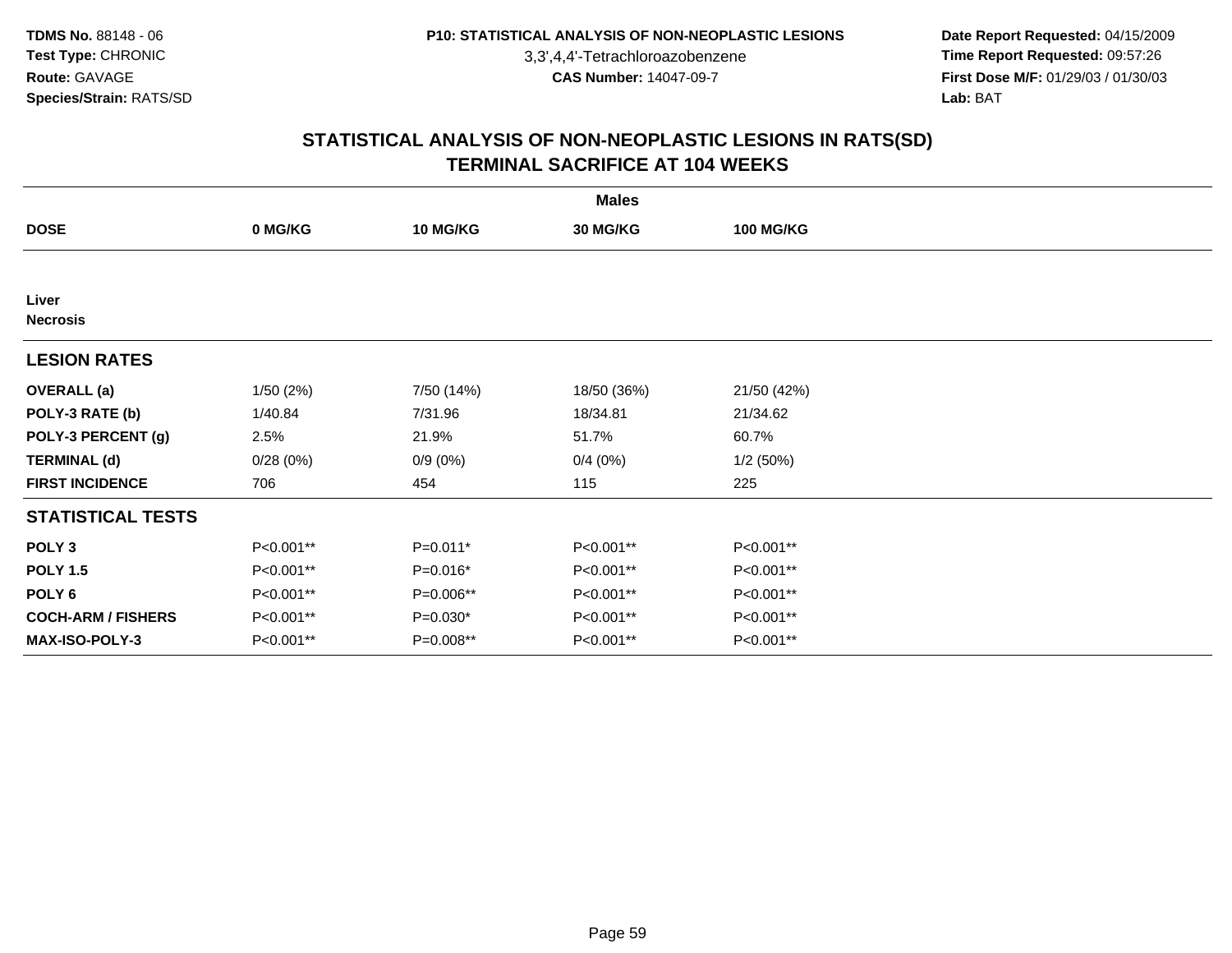TDMS No. 88148 - 06
Test Type: CHRONIC
Route: GAVAGE
Species/Strain: RATS/SD

P10: STATISTICAL ANALYSIS OF NON-NEOPLASTIC LESIONS
3,3',4,4'-Tetrachloroazobenzene
CAS Number: 14047-09-7

Date Report Requested: 04/15/2009
Time Report Requested: 09:57:26
First Dose M/F: 01/29/03 / 01/30/03
Lab: BAT

## STATISTICAL ANALYSIS OF NON-NEOPLASTIC LESIONS IN RATS(SD)
## TERMINAL SACRIFICE AT 104 WEEKS

| | Males | | | |
|---|---|---|---|---|
| **DOSE** | **0 MG/KG** | **10 MG/KG** | **30 MG/KG** | **100 MG/KG** |
| **Liver** | | | | |
| **Necrosis** | | | | |
| **LESION RATES** | | | | |
| **OVERALL (a)** | 1/50 (2%) | 7/50 (14%) | 18/50 (36%) | 21/50 (42%) |
| **POLY-3 RATE (b)** | 1/40.84 | 7/31.96 | 18/34.81 | 21/34.62 |
| **POLY-3 PERCENT (g)** | 2.5% | 21.9% | 51.7% | 60.7% |
| **TERMINAL (d)** | 0/28 (0%) | 0/9 (0%) | 0/4 (0%) | 1/2 (50%) |
| **FIRST INCIDENCE** | 706 | 454 | 115 | 225 |
| **STATISTICAL TESTS** | | | | |
| **POLY 3** | P<0.001** | P=0.011* | P<0.001** | P<0.001** |
| **POLY 1.5** | P<0.001** | P=0.016* | P<0.001** | P<0.001** |
| **POLY 6** | P<0.001** | P=0.006** | P<0.001** | P<0.001** |
| **COCH-ARM / FISHERS** | P<0.001** | P=0.030* | P<0.001** | P<0.001** |
| **MAX-ISO-POLY-3** | P<0.001** | P=0.008** | P<0.001** | P<0.001** |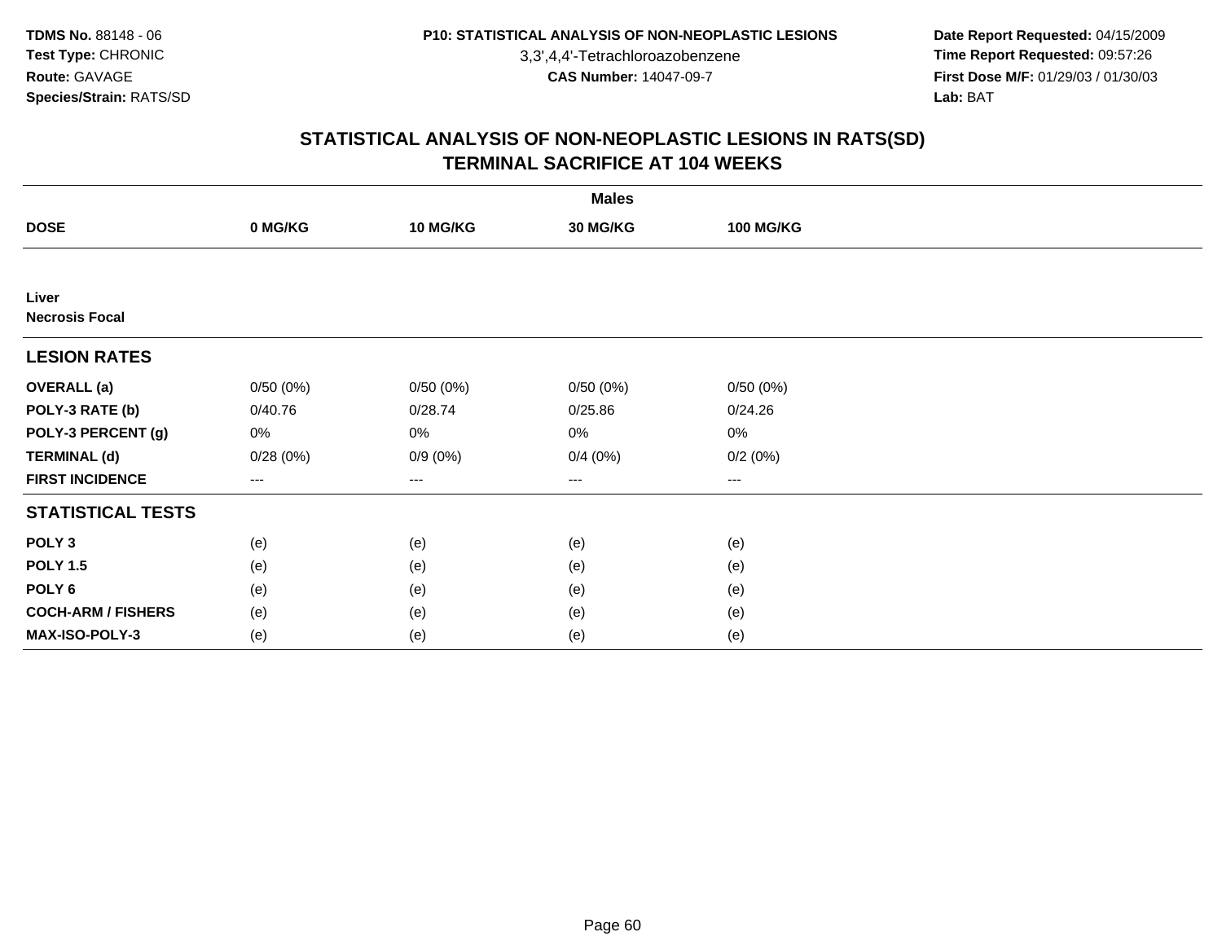**TDMS No.** 88148 - 06
**Test Type:** CHRONIC
**Route:** GAVAGE
**Species/Strain:** RATS/SD

**P10: STATISTICAL ANALYSIS OF NON-NEOPLASTIC LESIONS**
3,3',4,4'-Tetrachloroazobenzene
**CAS Number:** 14047-09-7

**Date Report Requested:** 04/15/2009
**Time Report Requested:** 09:57:26
**First Dose M/F:** 01/29/03 / 01/30/03
**Lab:** BAT

## STATISTICAL ANALYSIS OF NON-NEOPLASTIC LESIONS IN RATS(SD)
## TERMINAL SACRIFICE AT 104 WEEKS

| | Males | | | |
|---|---|---|---|---|
| **DOSE** | **0 MG/KG** | **10 MG/KG** | **30 MG/KG** | **100 MG/KG** |
| **Liver** | | | | |
| **Necrosis Focal** | | | | |
| **LESION RATES** | | | | |
| **OVERALL (a)** | 0/50 (0%) | 0/50 (0%) | 0/50 (0%) | 0/50 (0%) |
| **POLY-3 RATE (b)** | 0/40.76 | 0/28.74 | 0/25.86 | 0/24.26 |
| **POLY-3 PERCENT (g)** | 0% | 0% | 0% | 0% |
| **TERMINAL (d)** | 0/28 (0%) | 0/9 (0%) | 0/4 (0%) | 0/2 (0%) |
| **FIRST INCIDENCE** | --- | --- | --- | --- |
| **STATISTICAL TESTS** | | | | |
| **POLY 3** | (e) | (e) | (e) | (e) |
| **POLY 1.5** | (e) | (e) | (e) | (e) |
| **POLY 6** | (e) | (e) | (e) | (e) |
| **COCH-ARM / FISHERS** | (e) | (e) | (e) | (e) |
| **MAX-ISO-POLY-3** | (e) | (e) | (e) | (e) |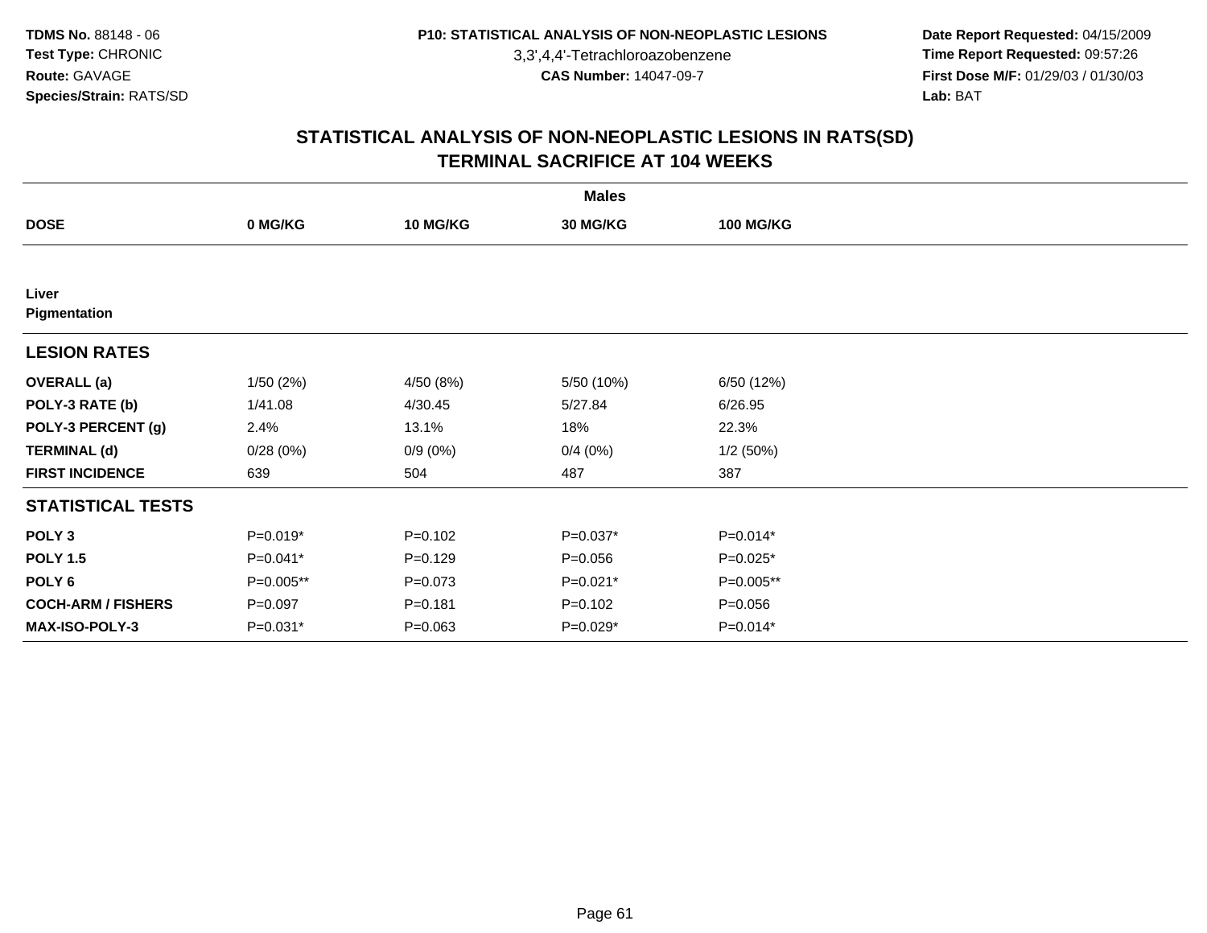TDMS No. 88148 - 06
Test Type: CHRONIC
Route: GAVAGE
Species/Strain: RATS/SD

P10: STATISTICAL ANALYSIS OF NON-NEOPLASTIC LESIONS
3,3',4,4'-Tetrachloroazobenzene
CAS Number: 14047-09-7

Date Report Requested: 04/15/2009
Time Report Requested: 09:57:26
First Dose M/F: 01/29/03 / 01/30/03
Lab: BAT

## STATISTICAL ANALYSIS OF NON-NEOPLASTIC LESIONS IN RATS(SD)
## TERMINAL SACRIFICE AT 104 WEEKS

| | Males | | | |
|---|---|---|---|---|
| **DOSE** | **0 MG/KG** | **10 MG/KG** | **30 MG/KG** | **100 MG/KG** |
| **Liver** | | | | |
| **Pigmentation** | | | | |
| **LESION RATES** | | | | |
| **OVERALL (a)** | 1/50 (2%) | 4/50 (8%) | 5/50 (10%) | 6/50 (12%) |
| **POLY-3 RATE (b)** | 1/41.08 | 4/30.45 | 5/27.84 | 6/26.95 |
| **POLY-3 PERCENT (g)** | 2.4% | 13.1% | 18% | 22.3% |
| **TERMINAL (d)** | 0/28 (0%) | 0/9 (0%) | 0/4 (0%) | 1/2 (50%) |
| **FIRST INCIDENCE** | 639 | 504 | 487 | 387 |
| **STATISTICAL TESTS** | | | | |
| **POLY 3** | P=0.019* | P=0.102 | P=0.037* | P=0.014* |
| **POLY 1.5** | P=0.041* | P=0.129 | P=0.056 | P=0.025* |
| **POLY 6** | P=0.005** | P=0.073 | P=0.021* | P=0.005** |
| **COCH-ARM / FISHERS** | P=0.097 | P=0.181 | P=0.102 | P=0.056 |
| **MAX-ISO-POLY-3** | P=0.031* | P=0.063 | P=0.029* | P=0.014* |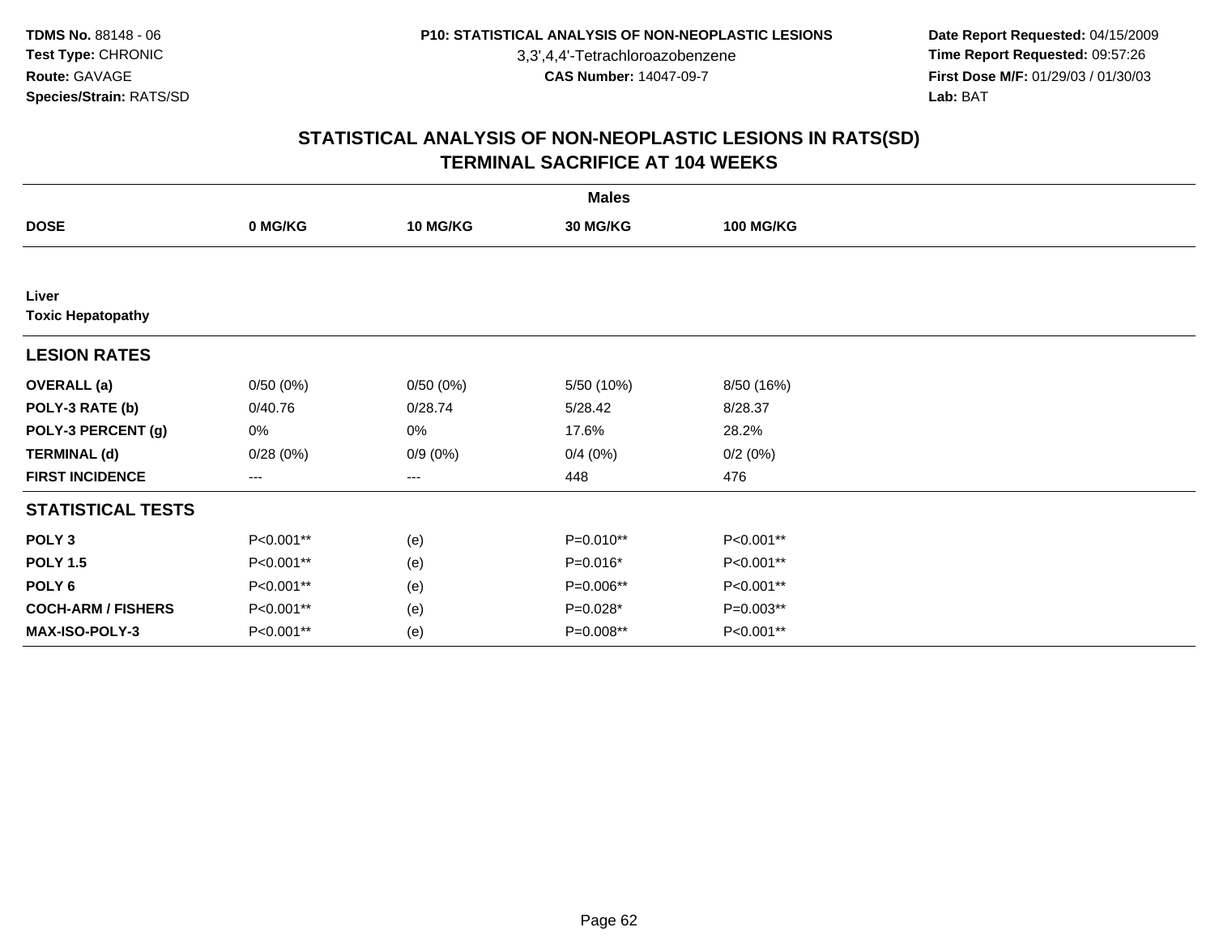**TDMS No.** 88148 - 06
**Test Type:** CHRONIC
**Route:** GAVAGE
**Species/Strain:** RATS/SD

**P10: STATISTICAL ANALYSIS OF NON-NEOPLASTIC LESIONS**
3,3',4,4'-Tetrachloroazobenzene
**CAS Number:** 14047-09-7

**Date Report Requested:** 04/15/2009
**Time Report Requested:** 09:57:26
**First Dose M/F:** 01/29/03 / 01/30/03
**Lab:** BAT

## STATISTICAL ANALYSIS OF NON-NEOPLASTIC LESIONS IN RATS(SD)
## TERMINAL SACRIFICE AT 104 WEEKS

| | Males | | | |
|---|---|---|---|---|
| **DOSE** | **0 MG/KG** | **10 MG/KG** | **30 MG/KG** | **100 MG/KG** |
| **Liver** | | | | |
| **Toxic Hepatopathy** | | | | |
| **LESION RATES** | | | | |
| **OVERALL (a)** | 0/50 (0%) | 0/50 (0%) | 5/50 (10%) | 8/50 (16%) |
| **POLY-3 RATE (b)** | 0/40.76 | 0/28.74 | 5/28.42 | 8/28.37 |
| **POLY-3 PERCENT (g)** | 0% | 0% | 17.6% | 28.2% |
| **TERMINAL (d)** | 0/28 (0%) | 0/9 (0%) | 0/4 (0%) | 0/2 (0%) |
| **FIRST INCIDENCE** | --- | --- | 448 | 476 |
| **STATISTICAL TESTS** | | | | |
| **POLY 3** | P<0.001** | (e) | P=0.010** | P<0.001** |
| **POLY 1.5** | P<0.001** | (e) | P=0.016* | P<0.001** |
| **POLY 6** | P<0.001** | (e) | P=0.006** | P<0.001** |
| **COCH-ARM / FISHERS** | P<0.001** | (e) | P=0.028* | P=0.003** |
| **MAX-ISO-POLY-3** | P<0.001** | (e) | P=0.008** | P<0.001** |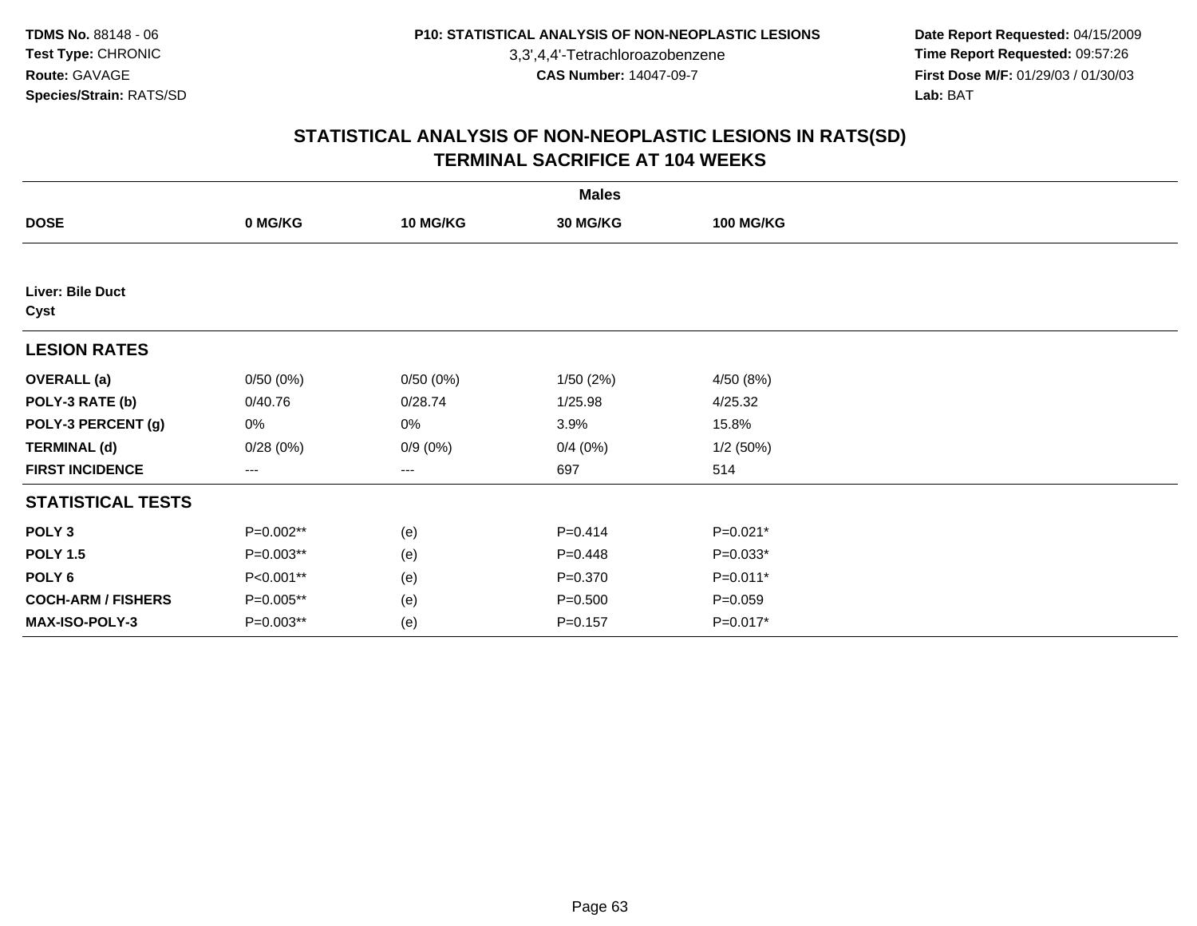TDMS No. 88148 - 06
Test Type: CHRONIC
Route: GAVAGE
Species/Strain: RATS/SD

P10: STATISTICAL ANALYSIS OF NON-NEOPLASTIC LESIONS
3,3',4,4'-Tetrachloroazobenzene
CAS Number: 14047-09-7

Date Report Requested: 04/15/2009
Time Report Requested: 09:57:26
First Dose M/F: 01/29/03 / 01/30/03
Lab: BAT

## STATISTICAL ANALYSIS OF NON-NEOPLASTIC LESIONS IN RATS(SD)
## TERMINAL SACRIFICE AT 104 WEEKS

| | | Males | | |
|---|---|---|---|---|
| **DOSE** | **0 MG/KG** | **10 MG/KG** | **30 MG/KG** | **100 MG/KG** |
| **Liver: Bile Duct** | | | | |
| **Cyst** | | | | |
| **LESION RATES** | | | | |
| **OVERALL (a)** | 0/50 (0%) | 0/50 (0%) | 1/50 (2%) | 4/50 (8%) |
| **POLY-3 RATE (b)** | 0/40.76 | 0/28.74 | 1/25.98 | 4/25.32 |
| **POLY-3 PERCENT (g)** | 0% | 0% | 3.9% | 15.8% |
| **TERMINAL (d)** | 0/28 (0%) | 0/9 (0%) | 0/4 (0%) | 1/2 (50%) |
| **FIRST INCIDENCE** | --- | --- | 697 | 514 |
| **STATISTICAL TESTS** | | | | |
| **POLY 3** | P=0.002** | (e) | P=0.414 | P=0.021* |
| **POLY 1.5** | P=0.003** | (e) | P=0.448 | P=0.033* |
| **POLY 6** | P<0.001** | (e) | P=0.370 | P=0.011* |
| **COCH-ARM / FISHERS** | P=0.005** | (e) | P=0.500 | P=0.059 |
| **MAX-ISO-POLY-3** | P=0.003** | (e) | P=0.157 | P=0.017* |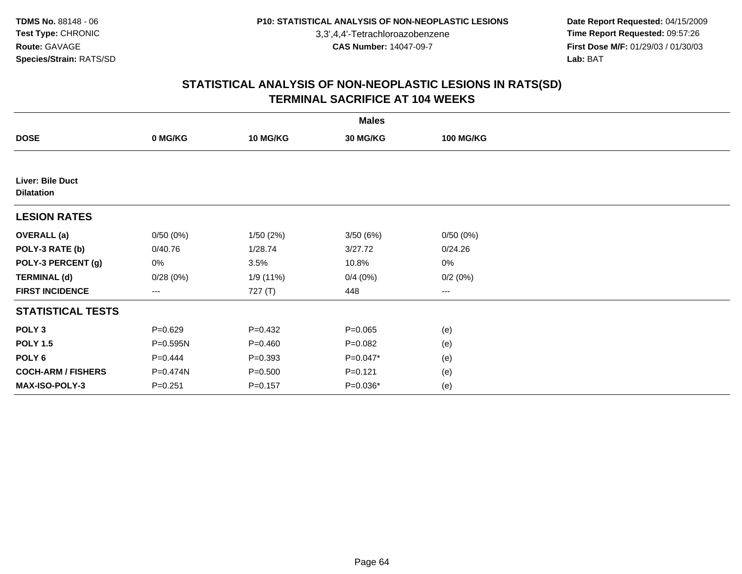**TDMS No.** 88148 - 06
**Test Type:** CHRONIC
**Route:** GAVAGE
**Species/Strain:** RATS/SD

**P10: STATISTICAL ANALYSIS OF NON-NEOPLASTIC LESIONS**
3,3',4,4'-Tetrachloroazobenzene
**CAS Number:** 14047-09-7

**Date Report Requested:** 04/15/2009
**Time Report Requested:** 09:57:26
**First Dose M/F:** 01/29/03 / 01/30/03
**Lab:** BAT

## STATISTICAL ANALYSIS OF NON-NEOPLASTIC LESIONS IN RATS(SD)
## TERMINAL SACRIFICE AT 104 WEEKS

| | Males | | | |
|---|---|---|---|---|
| **DOSE** | **0 MG/KG** | **10 MG/KG** | **30 MG/KG** | **100 MG/KG** |
| **Liver: Bile Duct Dilatation** | | | | |
| **LESION RATES** | | | | |
| **OVERALL (a)** | 0/50 (0%) | 1/50 (2%) | 3/50 (6%) | 0/50 (0%) |
| **POLY-3 RATE (b)** | 0/40.76 | 1/28.74 | 3/27.72 | 0/24.26 |
| **POLY-3 PERCENT (g)** | 0% | 3.5% | 10.8% | 0% |
| **TERMINAL (d)** | 0/28 (0%) | 1/9 (11%) | 0/4 (0%) | 0/2 (0%) |
| **FIRST INCIDENCE** | --- | 727 (T) | 448 | --- |
| **STATISTICAL TESTS** | | | | |
| **POLY 3** | P=0.629 | P=0.432 | P=0.065 | (e) |
| **POLY 1.5** | P=0.595N | P=0.460 | P=0.082 | (e) |
| **POLY 6** | P=0.444 | P=0.393 | P=0.047* | (e) |
| **COCH-ARM / FISHERS** | P=0.474N | P=0.500 | P=0.121 | (e) |
| **MAX-ISO-POLY-3** | P=0.251 | P=0.157 | P=0.036* | (e) |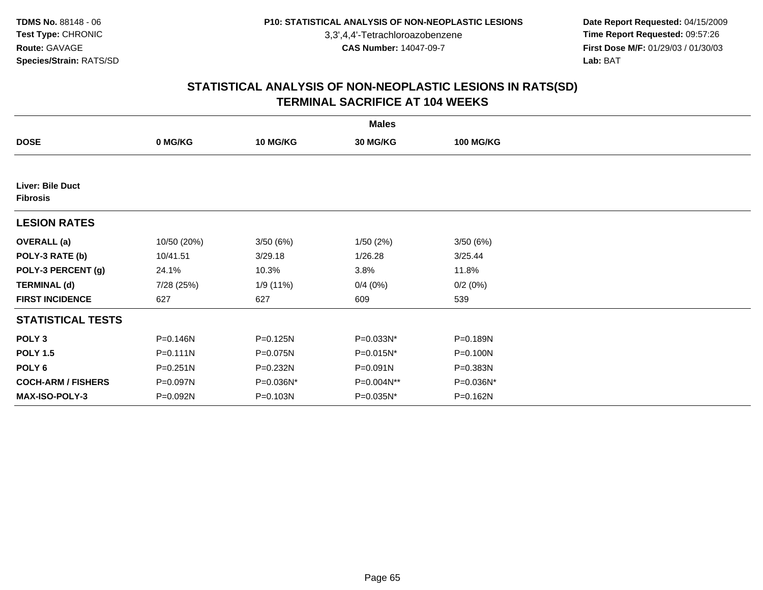TDMS No. 88148 - 06
Test Type: CHRONIC
Route: GAVAGE
Species/Strain: RATS/SD

P10: STATISTICAL ANALYSIS OF NON-NEOPLASTIC LESIONS
3,3',4,4'-Tetrachloroazobenzene
CAS Number: 14047-09-7

Date Report Requested: 04/15/2009
Time Report Requested: 09:57:26
First Dose M/F: 01/29/03 / 01/30/03
Lab: BAT

## STATISTICAL ANALYSIS OF NON-NEOPLASTIC LESIONS IN RATS(SD)
## TERMINAL SACRIFICE AT 104 WEEKS

| | Males | | | |
|---|---|---|---|---|
| **DOSE** | **0 MG/KG** | **10 MG/KG** | **30 MG/KG** | **100 MG/KG** |
| **Liver: Bile Duct** | | | | |
| **Fibrosis** | | | | |
| **LESION RATES** | | | | |
| **OVERALL (a)** | 10/50 (20%) | 3/50 (6%) | 1/50 (2%) | 3/50 (6%) |
| **POLY-3 RATE (b)** | 10/41.51 | 3/29.18 | 1/26.28 | 3/25.44 |
| **POLY-3 PERCENT (g)** | 24.1% | 10.3% | 3.8% | 11.8% |
| **TERMINAL (d)** | 7/28 (25%) | 1/9 (11%) | 0/4 (0%) | 0/2 (0%) |
| **FIRST INCIDENCE** | 627 | 627 | 609 | 539 |
| **STATISTICAL TESTS** | | | | |
| **POLY 3** | P=0.146N | P=0.125N | P=0.033N* | P=0.189N |
| **POLY 1.5** | P=0.111N | P=0.075N | P=0.015N* | P=0.100N |
| **POLY 6** | P=0.251N | P=0.232N | P=0.091N | P=0.383N |
| **COCH-ARM / FISHERS** | P=0.097N | P=0.036N* | P=0.004N** | P=0.036N* |
| **MAX-ISO-POLY-3** | P=0.092N | P=0.103N | P=0.035N* | P=0.162N |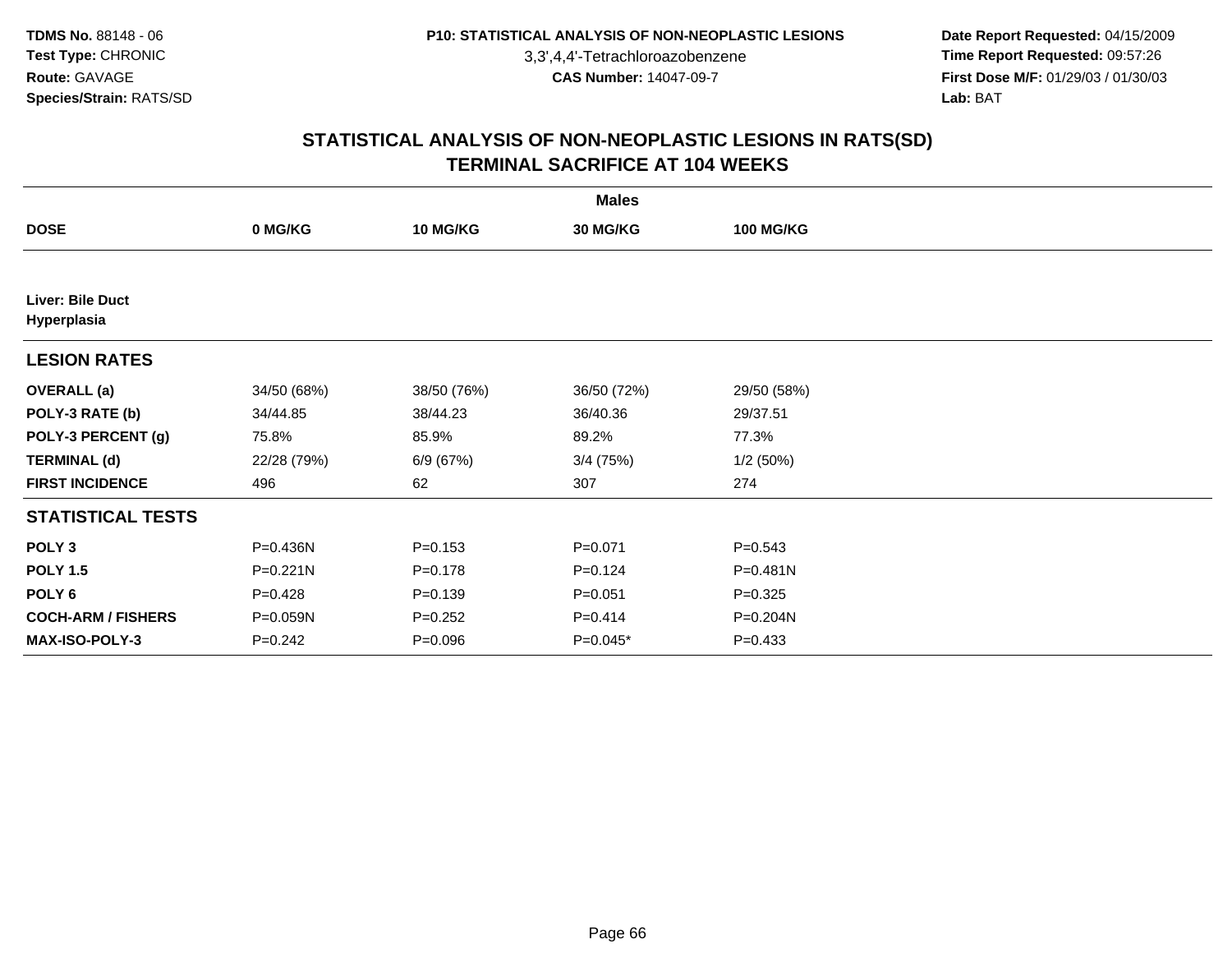# STATISTICAL ANALYSIS OF NON-NEOPLASTIC LESIONS IN RATS(SD)
## TERMINAL SACRIFICE AT 104 WEEKS

| | Males | | | |
|---|---|---|---|---|
| **DOSE** | **0 MG/KG** | **10 MG/KG** | **30 MG/KG** | **100 MG/KG** |
| **Liver: Bile Duct Hyperplasia** | | | | |
| **LESION RATES** | | | | |
| **OVERALL (a)** | 34/50 (68%) | 38/50 (76%) | 36/50 (72%) | 29/50 (58%) |
| **POLY-3 RATE (b)** | 34/44.85 | 38/44.23 | 36/40.36 | 29/37.51 |
| **POLY-3 PERCENT (g)** | 75.8% | 85.9% | 89.2% | 77.3% |
| **TERMINAL (d)** | 22/28 (79%) | 6/9 (67%) | 3/4 (75%) | 1/2 (50%) |
| **FIRST INCIDENCE** | 496 | 62 | 307 | 274 |
| **STATISTICAL TESTS** | | | | |
| **POLY 3** | P=0.436N | P=0.153 | P=0.071 | P=0.543 |
| **POLY 1.5** | P=0.221N | P=0.178 | P=0.124 | P=0.481N |
| **POLY 6** | P=0.428 | P=0.139 | P=0.051 | P=0.325 |
| **COCH-ARM / FISHERS** | P=0.059N | P=0.252 | P=0.414 | P=0.204N |
| **MAX-ISO-POLY-3** | P=0.242 | P=0.096 | P=0.045* | P=0.433 |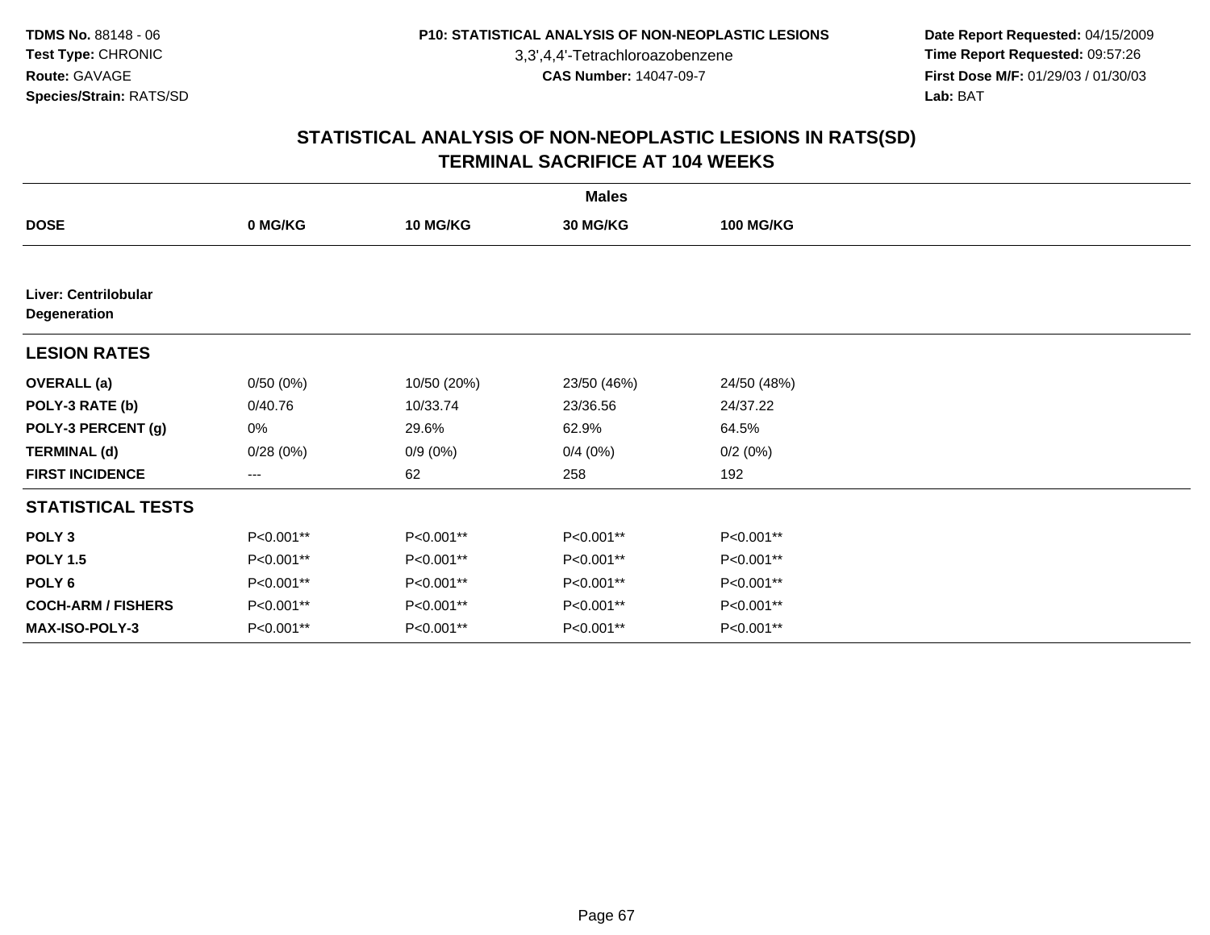TDMS No. 88148 - 06
Test Type: CHRONIC
Route: GAVAGE
Species/Strain: RATS/SD

P10: STATISTICAL ANALYSIS OF NON-NEOPLASTIC LESIONS
3,3',4,4'-Tetrachloroazobenzene
CAS Number: 14047-09-7

Date Report Requested: 04/15/2009
Time Report Requested: 09:57:26
First Dose M/F: 01/29/03 / 01/30/03
Lab: BAT

## STATISTICAL ANALYSIS OF NON-NEOPLASTIC LESIONS IN RATS(SD)
## TERMINAL SACRIFICE AT 104 WEEKS

| | Males | | | |
|---|---|---|---|---|
| **DOSE** | **0 MG/KG** | **10 MG/KG** | **30 MG/KG** | **100 MG/KG** |
| **Liver: Centrilobular Degeneration** | | | | |
| **LESION RATES** | | | | |
| **OVERALL (a)** | 0/50 (0%) | 10/50 (20%) | 23/50 (46%) | 24/50 (48%) |
| **POLY-3 RATE (b)** | 0/40.76 | 10/33.74 | 23/36.56 | 24/37.22 |
| **POLY-3 PERCENT (g)** | 0% | 29.6% | 62.9% | 64.5% |
| **TERMINAL (d)** | 0/28 (0%) | 0/9 (0%) | 0/4 (0%) | 0/2 (0%) |
| **FIRST INCIDENCE** | --- | 62 | 258 | 192 |
| **STATISTICAL TESTS** | | | | |
| **POLY 3** | P<0.001** | P<0.001** | P<0.001** | P<0.001** |
| **POLY 1.5** | P<0.001** | P<0.001** | P<0.001** | P<0.001** |
| **POLY 6** | P<0.001** | P<0.001** | P<0.001** | P<0.001** |
| **COCH-ARM / FISHERS** | P<0.001** | P<0.001** | P<0.001** | P<0.001** |
| **MAX-ISO-POLY-3** | P<0.001** | P<0.001** | P<0.001** | P<0.001** |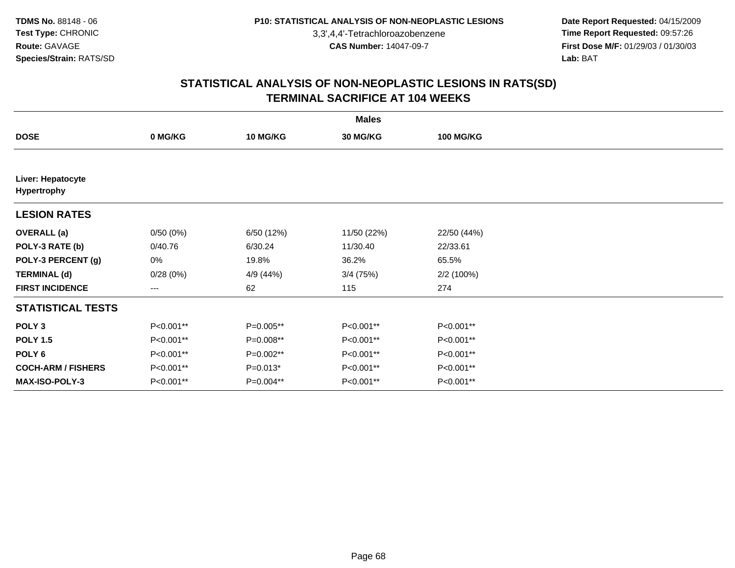**TDMS No.** 88148 - 06
**Test Type:** CHRONIC
**Route:** GAVAGE
**Species/Strain:** RATS/SD

**P10: STATISTICAL ANALYSIS OF NON-NEOPLASTIC LESIONS**
3,3',4,4'-Tetrachloroazobenzene
**CAS Number:** 14047-09-7

**Date Report Requested:** 04/15/2009
**Time Report Requested:** 09:57:26
**First Dose M/F:** 01/29/03 / 01/30/03
**Lab:** BAT

## STATISTICAL ANALYSIS OF NON-NEOPLASTIC LESIONS IN RATS(SD)
## TERMINAL SACRIFICE AT 104 WEEKS

| | Males | | | |
|---|---|---|---|---|
| **DOSE** | **0 MG/KG** | **10 MG/KG** | **30 MG/KG** | **100 MG/KG** |
| **Liver: Hepatocyte Hypertrophy** | | | | |
| **LESION RATES** | | | | |
| **OVERALL (a)** | 0/50 (0%) | 6/50 (12%) | 11/50 (22%) | 22/50 (44%) |
| **POLY-3 RATE (b)** | 0/40.76 | 6/30.24 | 11/30.40 | 22/33.61 |
| **POLY-3 PERCENT (g)** | 0% | 19.8% | 36.2% | 65.5% |
| **TERMINAL (d)** | 0/28 (0%) | 4/9 (44%) | 3/4 (75%) | 2/2 (100%) |
| **FIRST INCIDENCE** | --- | 62 | 115 | 274 |
| **STATISTICAL TESTS** | | | | |
| **POLY 3** | P<0.001** | P=0.005** | P<0.001** | P<0.001** |
| **POLY 1.5** | P<0.001** | P=0.008** | P<0.001** | P<0.001** |
| **POLY 6** | P<0.001** | P=0.002** | P<0.001** | P<0.001** |
| **COCH-ARM / FISHERS** | P<0.001** | P=0.013* | P<0.001** | P<0.001** |
| **MAX-ISO-POLY-3** | P<0.001** | P=0.004** | P<0.001** | P<0.001** |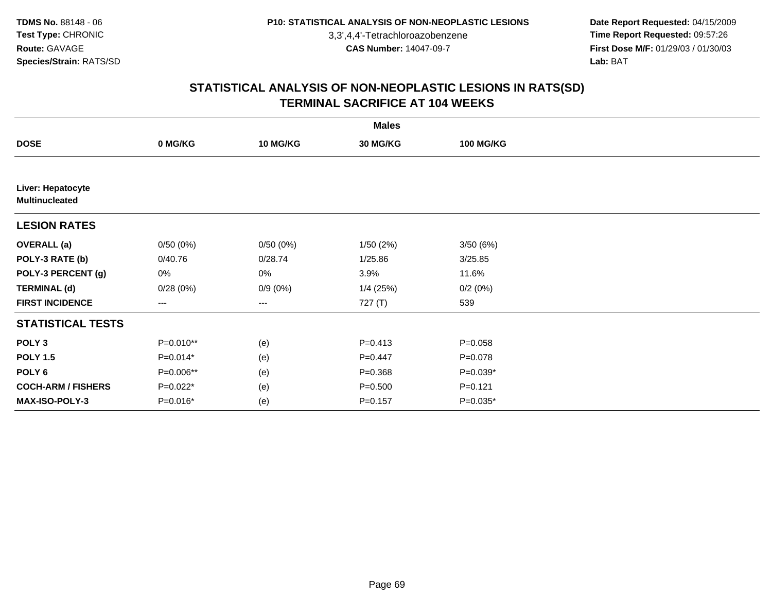**TDMS No.** 88148 - 06
**Test Type:** CHRONIC
**Route:** GAVAGE
**Species/Strain:** RATS/SD

**P10: STATISTICAL ANALYSIS OF NON-NEOPLASTIC LESIONS**
3,3',4,4'-Tetrachloroazobenzene
**CAS Number:** 14047-09-7

**Date Report Requested:** 04/15/2009
**Time Report Requested:** 09:57:26
**First Dose M/F:** 01/29/03 / 01/30/03
**Lab:** BAT

## STATISTICAL ANALYSIS OF NON-NEOPLASTIC LESIONS IN RATS(SD) TERMINAL SACRIFICE AT 104 WEEKS

| | Males | | | |
|---|---|---|---|---|
| **DOSE** | **0 MG/KG** | **10 MG/KG** | **30 MG/KG** | **100 MG/KG** |
| **Liver: Hepatocyte Multinucleated** | | | | |
| **LESION RATES** | | | | |
| **OVERALL (a)** | 0/50 (0%) | 0/50 (0%) | 1/50 (2%) | 3/50 (6%) |
| **POLY-3 RATE (b)** | 0/40.76 | 0/28.74 | 1/25.86 | 3/25.85 |
| **POLY-3 PERCENT (g)** | 0% | 0% | 3.9% | 11.6% |
| **TERMINAL (d)** | 0/28 (0%) | 0/9 (0%) | 1/4 (25%) | 0/2 (0%) |
| **FIRST INCIDENCE** | --- | --- | 727 (T) | 539 |
| **STATISTICAL TESTS** | | | | |
| **POLY 3** | P=0.010** | (e) | P=0.413 | P=0.058 |
| **POLY 1.5** | P=0.014* | (e) | P=0.447 | P=0.078 |
| **POLY 6** | P=0.006** | (e) | P=0.368 | P=0.039* |
| **COCH-ARM / FISHERS** | P=0.022* | (e) | P=0.500 | P=0.121 |
| **MAX-ISO-POLY-3** | P=0.016* | (e) | P=0.157 | P=0.035* |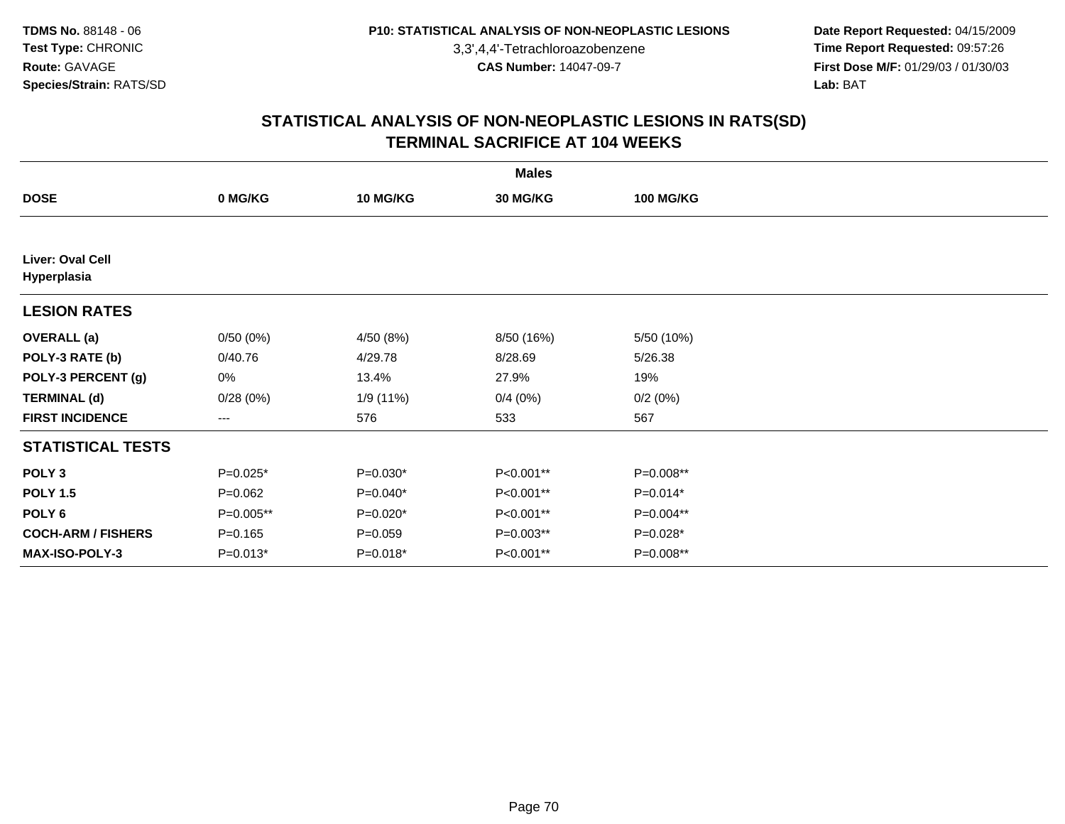**TDMS No.** 88148 - 06
**Test Type:** CHRONIC
**Route:** GAVAGE
**Species/Strain:** RATS/SD

**P10: STATISTICAL ANALYSIS OF NON-NEOPLASTIC LESIONS**
3,3',4,4'-Tetrachloroazobenzene
**CAS Number:** 14047-09-7

**Date Report Requested:** 04/15/2009
**Time Report Requested:** 09:57:26
**First Dose M/F:** 01/29/03 / 01/30/03
**Lab:** BAT

## STATISTICAL ANALYSIS OF NON-NEOPLASTIC LESIONS IN RATS(SD) TERMINAL SACRIFICE AT 104 WEEKS

| | Males | | | |
|---|---|---|---|---|
| **DOSE** | **0 MG/KG** | **10 MG/KG** | **30 MG/KG** | **100 MG/KG** |
| **Liver: Oval Cell Hyperplasia** | | | | |
| **LESION RATES** | | | | |
| **OVERALL (a)** | 0/50 (0%) | 4/50 (8%) | 8/50 (16%) | 5/50 (10%) |
| **POLY-3 RATE (b)** | 0/40.76 | 4/29.78 | 8/28.69 | 5/26.38 |
| **POLY-3 PERCENT (g)** | 0% | 13.4% | 27.9% | 19% |
| **TERMINAL (d)** | 0/28 (0%) | 1/9 (11%) | 0/4 (0%) | 0/2 (0%) |
| **FIRST INCIDENCE** | --- | 576 | 533 | 567 |
| **STATISTICAL TESTS** | | | | |
| **POLY 3** | P=0.025* | P=0.030* | P<0.001** | P=0.008** |
| **POLY 1.5** | P=0.062 | P=0.040* | P<0.001** | P=0.014* |
| **POLY 6** | P=0.005** | P=0.020* | P<0.001** | P=0.004** |
| **COCH-ARM / FISHERS** | P=0.165 | P=0.059 | P=0.003** | P=0.028* |
| **MAX-ISO-POLY-3** | P=0.013* | P=0.018* | P<0.001** | P=0.008** |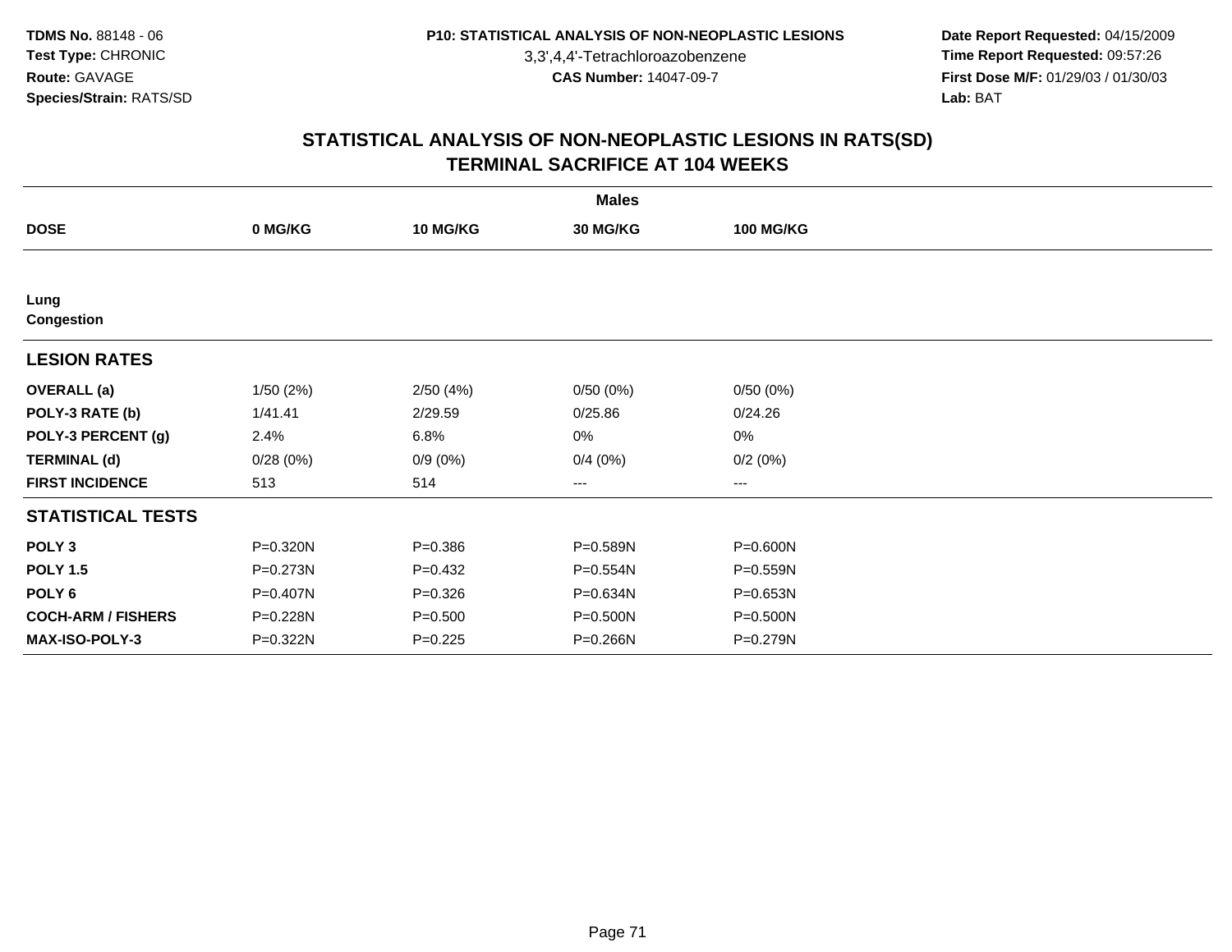TDMS No. 88148 - 06
Test Type: CHRONIC
Route: GAVAGE
Species/Strain: RATS/SD

P10: STATISTICAL ANALYSIS OF NON-NEOPLASTIC LESIONS
3,3',4,4'-Tetrachloroazobenzene
CAS Number: 14047-09-7

Date Report Requested: 04/15/2009
Time Report Requested: 09:57:26
First Dose M/F: 01/29/03 / 01/30/03
Lab: BAT

## STATISTICAL ANALYSIS OF NON-NEOPLASTIC LESIONS IN RATS(SD)
## TERMINAL SACRIFICE AT 104 WEEKS

| | Males | | | |
|---|---|---|---|---|
| **DOSE** | **0 MG/KG** | **10 MG/KG** | **30 MG/KG** | **100 MG/KG** |
| **Lung** | | | | |
| **Congestion** | | | | |
| **LESION RATES** | | | | |
| **OVERALL (a)** | 1/50 (2%) | 2/50 (4%) | 0/50 (0%) | 0/50 (0%) |
| **POLY-3 RATE (b)** | 1/41.41 | 2/29.59 | 0/25.86 | 0/24.26 |
| **POLY-3 PERCENT (g)** | 2.4% | 6.8% | 0% | 0% |
| **TERMINAL (d)** | 0/28 (0%) | 0/9 (0%) | 0/4 (0%) | 0/2 (0%) |
| **FIRST INCIDENCE** | 513 | 514 | --- | --- |
| **STATISTICAL TESTS** | | | | |
| **POLY 3** | P=0.320N | P=0.386 | P=0.589N | P=0.600N |
| **POLY 1.5** | P=0.273N | P=0.432 | P=0.554N | P=0.559N |
| **POLY 6** | P=0.407N | P=0.326 | P=0.634N | P=0.653N |
| **COCH-ARM / FISHERS** | P=0.228N | P=0.500 | P=0.500N | P=0.500N |
| **MAX-ISO-POLY-3** | P=0.322N | P=0.225 | P=0.266N | P=0.279N |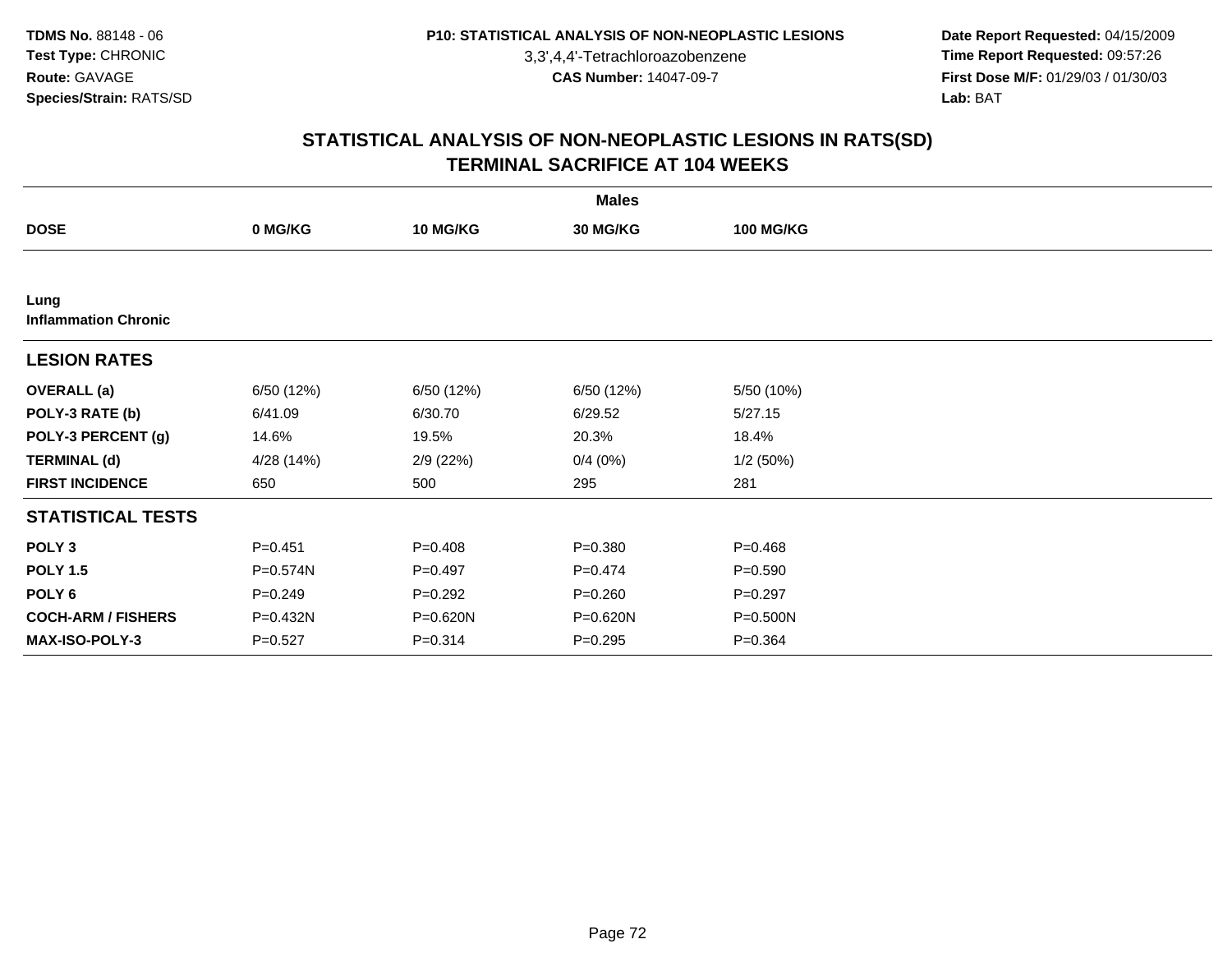TDMS No. 88148 - 06
Test Type: CHRONIC
Route: GAVAGE
Species/Strain: RATS/SD

P10: STATISTICAL ANALYSIS OF NON-NEOPLASTIC LESIONS
3,3',4,4'-Tetrachloroazobenzene
CAS Number: 14047-09-7

Date Report Requested: 04/15/2009
Time Report Requested: 09:57:26
First Dose M/F: 01/29/03 / 01/30/03
Lab: BAT

## STATISTICAL ANALYSIS OF NON-NEOPLASTIC LESIONS IN RATS(SD)
## TERMINAL SACRIFICE AT 104 WEEKS

| | Males | | | |
|---|---|---|---|---|
| **DOSE** | **0 MG/KG** | **10 MG/KG** | **30 MG/KG** | **100 MG/KG** |
| **Lung** | | | | |
| **Inflammation Chronic** | | | | |
| **LESION RATES** | | | | |
| **OVERALL (a)** | 6/50 (12%) | 6/50 (12%) | 6/50 (12%) | 5/50 (10%) |
| **POLY-3 RATE (b)** | 6/41.09 | 6/30.70 | 6/29.52 | 5/27.15 |
| **POLY-3 PERCENT (g)** | 14.6% | 19.5% | 20.3% | 18.4% |
| **TERMINAL (d)** | 4/28 (14%) | 2/9 (22%) | 0/4 (0%) | 1/2 (50%) |
| **FIRST INCIDENCE** | 650 | 500 | 295 | 281 |
| **STATISTICAL TESTS** | | | | |
| **POLY 3** | P=0.451 | P=0.408 | P=0.380 | P=0.468 |
| **POLY 1.5** | P=0.574N | P=0.497 | P=0.474 | P=0.590 |
| **POLY 6** | P=0.249 | P=0.292 | P=0.260 | P=0.297 |
| **COCH-ARM / FISHERS** | P=0.432N | P=0.620N | P=0.620N | P=0.500N |
| **MAX-ISO-POLY-3** | P=0.527 | P=0.314 | P=0.295 | P=0.364 |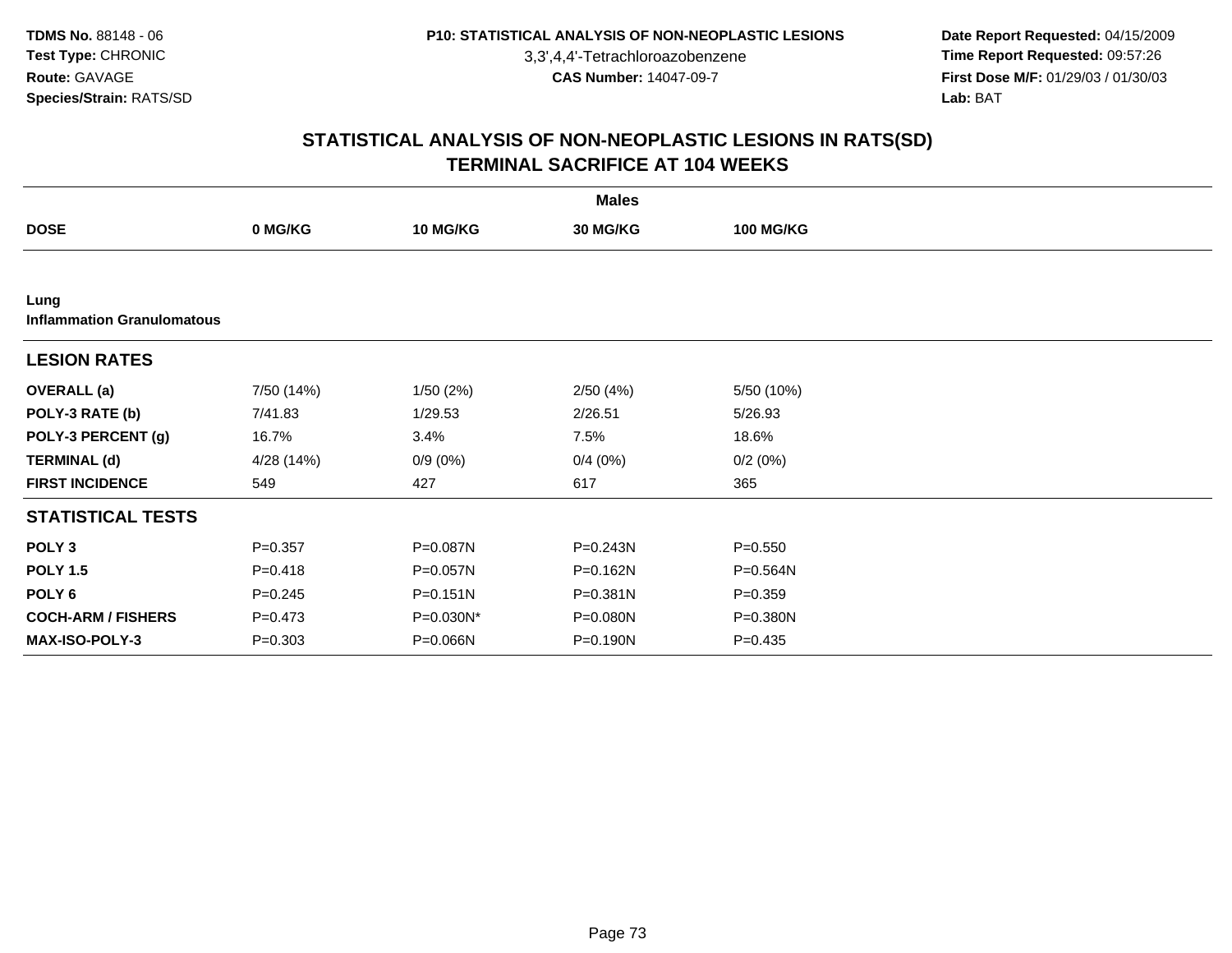**TDMS No.** 88148 - 06
**Test Type:** CHRONIC
**Route:** GAVAGE
**Species/Strain:** RATS/SD

**P10: STATISTICAL ANALYSIS OF NON-NEOPLASTIC LESIONS**
3,3',4,4'-Tetrachloroazobenzene
**CAS Number:** 14047-09-7

**Date Report Requested:** 04/15/2009
**Time Report Requested:** 09:57:26
**First Dose M/F:** 01/29/03 / 01/30/03
**Lab:** BAT

## STATISTICAL ANALYSIS OF NON-NEOPLASTIC LESIONS IN RATS(SD) TERMINAL SACRIFICE AT 104 WEEKS

| | Males | | | |
|---|---|---|---|---|
| **DOSE** | **0 MG/KG** | **10 MG/KG** | **30 MG/KG** | **100 MG/KG** |
| **Lung** | | | | |
| **Inflammation Granulomatous** | | | | |
| **LESION RATES** | | | | |
| **OVERALL (a)** | 7/50 (14%) | 1/50 (2%) | 2/50 (4%) | 5/50 (10%) |
| **POLY-3 RATE (b)** | 7/41.83 | 1/29.53 | 2/26.51 | 5/26.93 |
| **POLY-3 PERCENT (g)** | 16.7% | 3.4% | 7.5% | 18.6% |
| **TERMINAL (d)** | 4/28 (14%) | 0/9 (0%) | 0/4 (0%) | 0/2 (0%) |
| **FIRST INCIDENCE** | 549 | 427 | 617 | 365 |
| **STATISTICAL TESTS** | | | | |
| **POLY 3** | P=0.357 | P=0.087N | P=0.243N | P=0.550 |
| **POLY 1.5** | P=0.418 | P=0.057N | P=0.162N | P=0.564N |
| **POLY 6** | P=0.245 | P=0.151N | P=0.381N | P=0.359 |
| **COCH-ARM / FISHERS** | P=0.473 | P=0.030N* | P=0.080N | P=0.380N |
| **MAX-ISO-POLY-3** | P=0.303 | P=0.066N | P=0.190N | P=0.435 |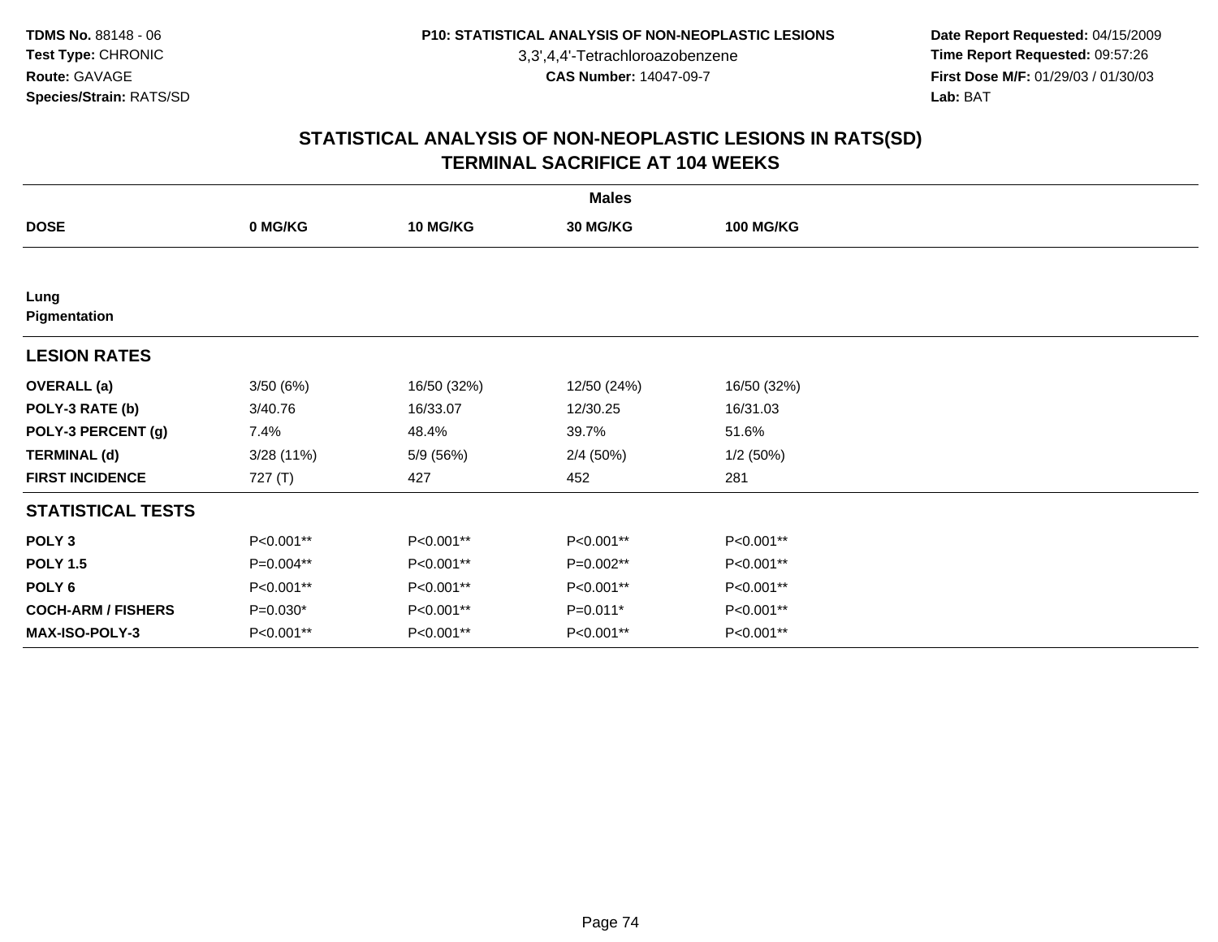# STATISTICAL ANALYSIS OF NON-NEOPLASTIC LESIONS IN RATS(SD)
## TERMINAL SACRIFICE AT 104 WEEKS

| | Males | | | |
|---|---|---|---|---|
| **DOSE** | **0 MG/KG** | **10 MG/KG** | **30 MG/KG** | **100 MG/KG** |
| **Lung** | | | | |
| **Pigmentation** | | | | |
| **LESION RATES** | | | | |
| **OVERALL (a)** | 3/50 (6%) | 16/50 (32%) | 12/50 (24%) | 16/50 (32%) |
| **POLY-3 RATE (b)** | 3/40.76 | 16/33.07 | 12/30.25 | 16/31.03 |
| **POLY-3 PERCENT (g)** | 7.4% | 48.4% | 39.7% | 51.6% |
| **TERMINAL (d)** | 3/28 (11%) | 5/9 (56%) | 2/4 (50%) | 1/2 (50%) |
| **FIRST INCIDENCE** | 727 (T) | 427 | 452 | 281 |
| **STATISTICAL TESTS** | | | | |
| **POLY 3** | P<0.001** | P<0.001** | P<0.001** | P<0.001** |
| **POLY 1.5** | P=0.004** | P<0.001** | P=0.002** | P<0.001** |
| **POLY 6** | P<0.001** | P<0.001** | P<0.001** | P<0.001** |
| **COCH-ARM / FISHERS** | P=0.030* | P<0.001** | P=0.011* | P<0.001** |
| **MAX-ISO-POLY-3** | P<0.001** | P<0.001** | P<0.001** | P<0.001** |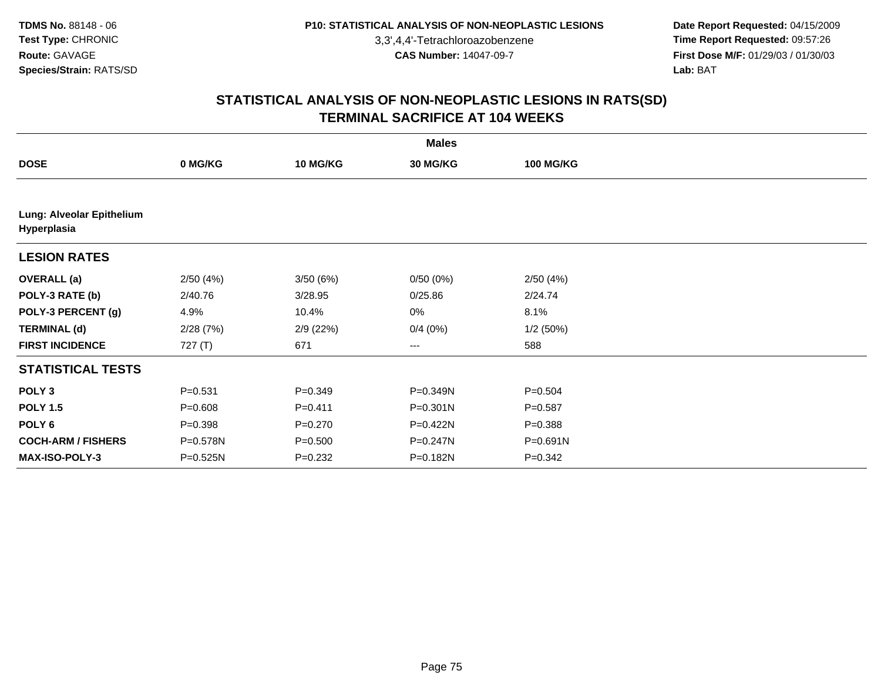**TDMS No.** 88148 - 06
**Test Type:** CHRONIC
**Route:** GAVAGE
**Species/Strain:** RATS/SD

**P10: STATISTICAL ANALYSIS OF NON-NEOPLASTIC LESIONS**
3,3',4,4'-Tetrachloroazobenzene
**CAS Number:** 14047-09-7

**Date Report Requested:** 04/15/2009
**Time Report Requested:** 09:57:26
**First Dose M/F:** 01/29/03 / 01/30/03
**Lab:** BAT

## STATISTICAL ANALYSIS OF NON-NEOPLASTIC LESIONS IN RATS(SD)
## TERMINAL SACRIFICE AT 104 WEEKS

| | Males | | | |
|---|---|---|---|---|
| **DOSE** | **0 MG/KG** | **10 MG/KG** | **30 MG/KG** | **100 MG/KG** |
| **Lung: Alveolar Epithelium Hyperplasia** | | | | |
| **LESION RATES** | | | | |
| **OVERALL (a)** | 2/50 (4%) | 3/50 (6%) | 0/50 (0%) | 2/50 (4%) |
| **POLY-3 RATE (b)** | 2/40.76 | 3/28.95 | 0/25.86 | 2/24.74 |
| **POLY-3 PERCENT (g)** | 4.9% | 10.4% | 0% | 8.1% |
| **TERMINAL (d)** | 2/28 (7%) | 2/9 (22%) | 0/4 (0%) | 1/2 (50%) |
| **FIRST INCIDENCE** | 727 (T) | 671 | --- | 588 |
| **STATISTICAL TESTS** | | | | |
| **POLY 3** | P=0.531 | P=0.349 | P=0.349N | P=0.504 |
| **POLY 1.5** | P=0.608 | P=0.411 | P=0.301N | P=0.587 |
| **POLY 6** | P=0.398 | P=0.270 | P=0.422N | P=0.388 |
| **COCH-ARM / FISHERS** | P=0.578N | P=0.500 | P=0.247N | P=0.691N |
| **MAX-ISO-POLY-3** | P=0.525N | P=0.232 | P=0.182N | P=0.342 |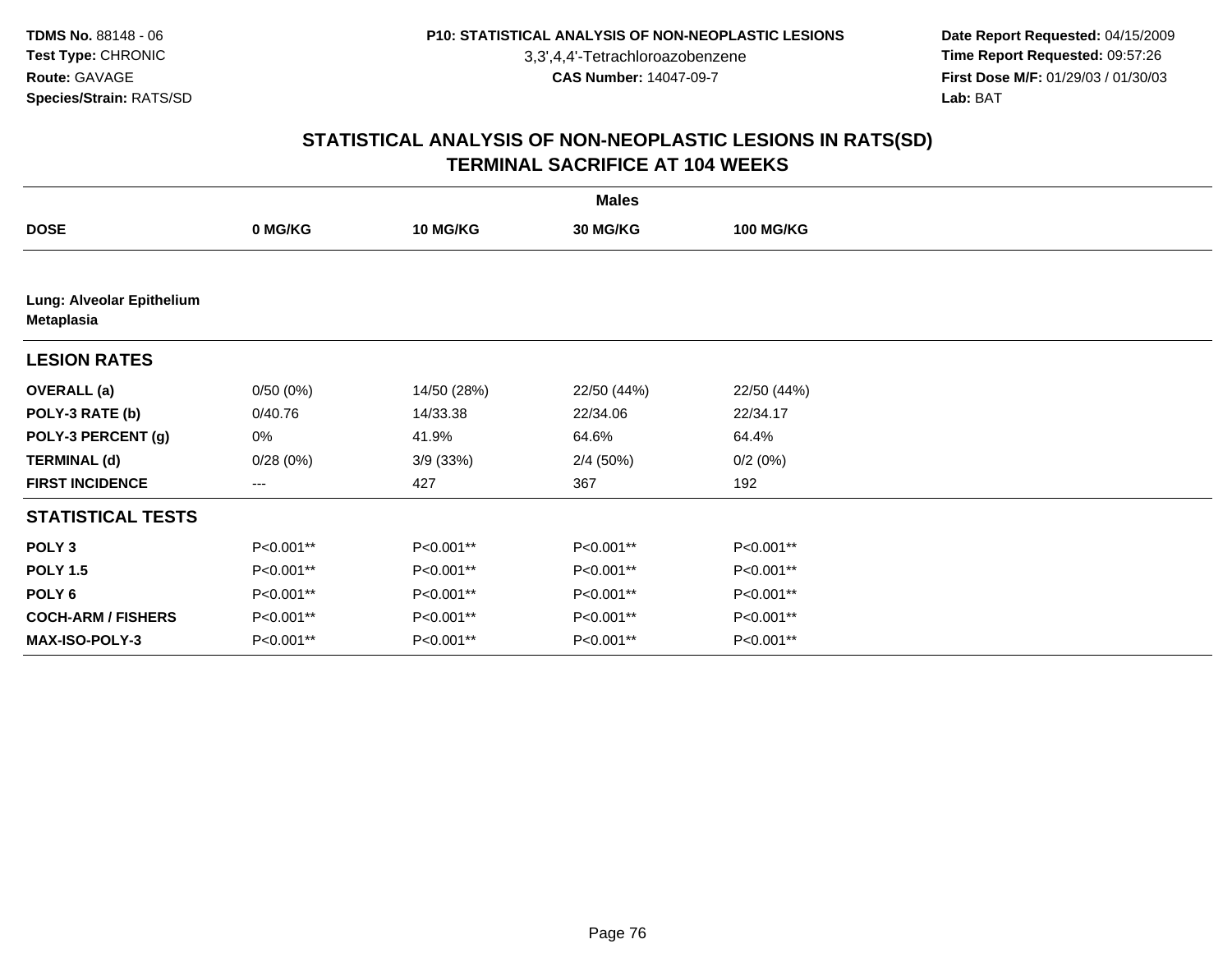## STATISTICAL ANALYSIS OF NON-NEOPLASTIC LESIONS IN RATS(SD)
## TERMINAL SACRIFICE AT 104 WEEKS

| | Males | | | |
|---|---|---|---|---|
| **DOSE** | **0 MG/KG** | **10 MG/KG** | **30 MG/KG** | **100 MG/KG** |
| **Lung: Alveolar Epithelium Metaplasia** | | | | |
| **LESION RATES** | | | | |
| **OVERALL (a)** | 0/50 (0%) | 14/50 (28%) | 22/50 (44%) | 22/50 (44%) |
| **POLY-3 RATE (b)** | 0/40.76 | 14/33.38 | 22/34.06 | 22/34.17 |
| **POLY-3 PERCENT (g)** | 0% | 41.9% | 64.6% | 64.4% |
| **TERMINAL (d)** | 0/28 (0%) | 3/9 (33%) | 2/4 (50%) | 0/2 (0%) |
| **FIRST INCIDENCE** | --- | 427 | 367 | 192 |
| **STATISTICAL TESTS** | | | | |
| **POLY 3** | P<0.001** | P<0.001** | P<0.001** | P<0.001** |
| **POLY 1.5** | P<0.001** | P<0.001** | P<0.001** | P<0.001** |
| **POLY 6** | P<0.001** | P<0.001** | P<0.001** | P<0.001** |
| **COCH-ARM / FISHERS** | P<0.001** | P<0.001** | P<0.001** | P<0.001** |
| **MAX-ISO-POLY-3** | P<0.001** | P<0.001** | P<0.001** | P<0.001** |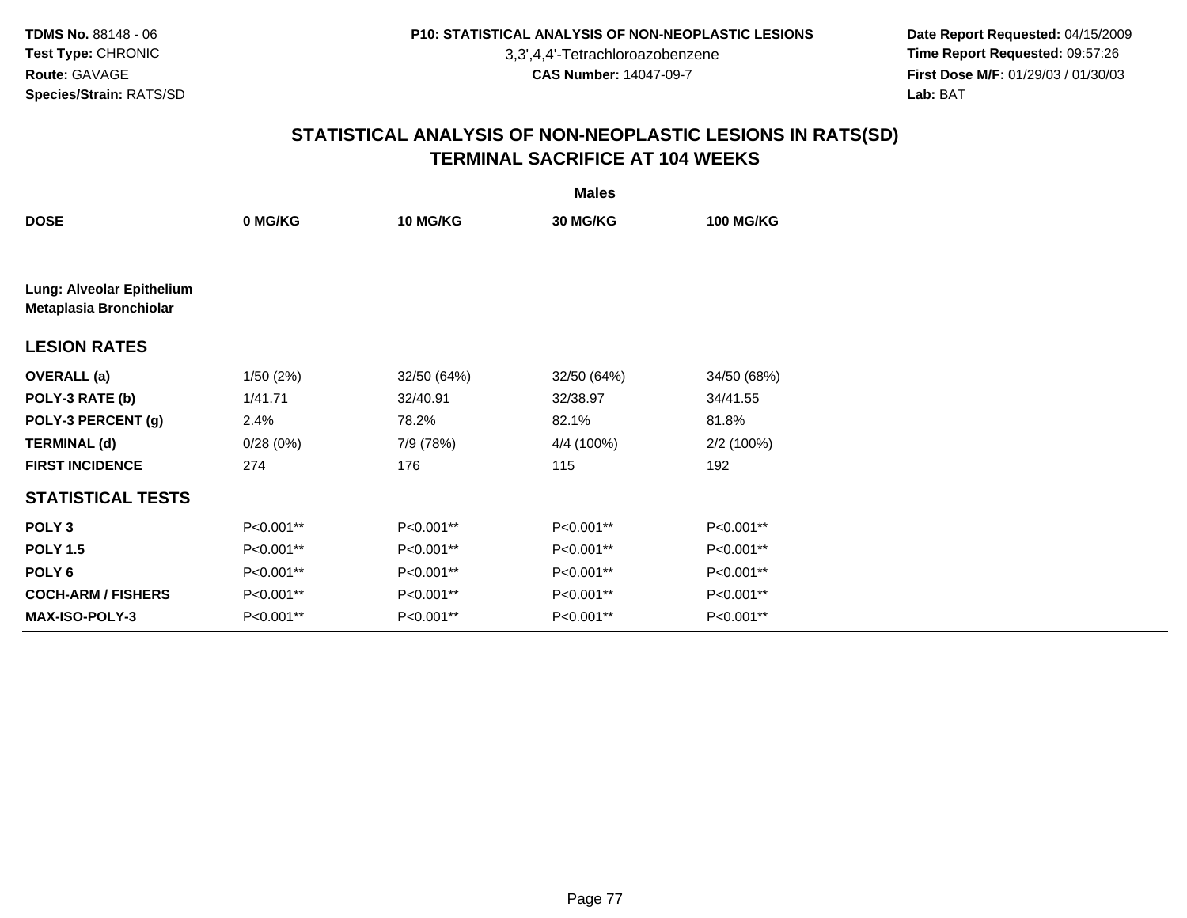# STATISTICAL ANALYSIS OF NON-NEOPLASTIC LESIONS IN RATS(SD)
## TERMINAL SACRIFICE AT 104 WEEKS

| | Males | | | |
|---|---|---|---|---|
| **DOSE** | **0 MG/KG** | **10 MG/KG** | **30 MG/KG** | **100 MG/KG** |
| **Lung: Alveolar Epithelium Metaplasia Bronchiolar** | | | | |
| **LESION RATES** | | | | |
| **OVERALL (a)** | 1/50 (2%) | 32/50 (64%) | 32/50 (64%) | 34/50 (68%) |
| **POLY-3 RATE (b)** | 1/41.71 | 32/40.91 | 32/38.97 | 34/41.55 |
| **POLY-3 PERCENT (g)** | 2.4% | 78.2% | 82.1% | 81.8% |
| **TERMINAL (d)** | 0/28 (0%) | 7/9 (78%) | 4/4 (100%) | 2/2 (100%) |
| **FIRST INCIDENCE** | 274 | 176 | 115 | 192 |
| **STATISTICAL TESTS** | | | | |
| **POLY 3** | P<0.001** | P<0.001** | P<0.001** | P<0.001** |
| **POLY 1.5** | P<0.001** | P<0.001** | P<0.001** | P<0.001** |
| **POLY 6** | P<0.001** | P<0.001** | P<0.001** | P<0.001** |
| **COCH-ARM / FISHERS** | P<0.001** | P<0.001** | P<0.001** | P<0.001** |
| **MAX-ISO-POLY-3** | P<0.001** | P<0.001** | P<0.001** | P<0.001** |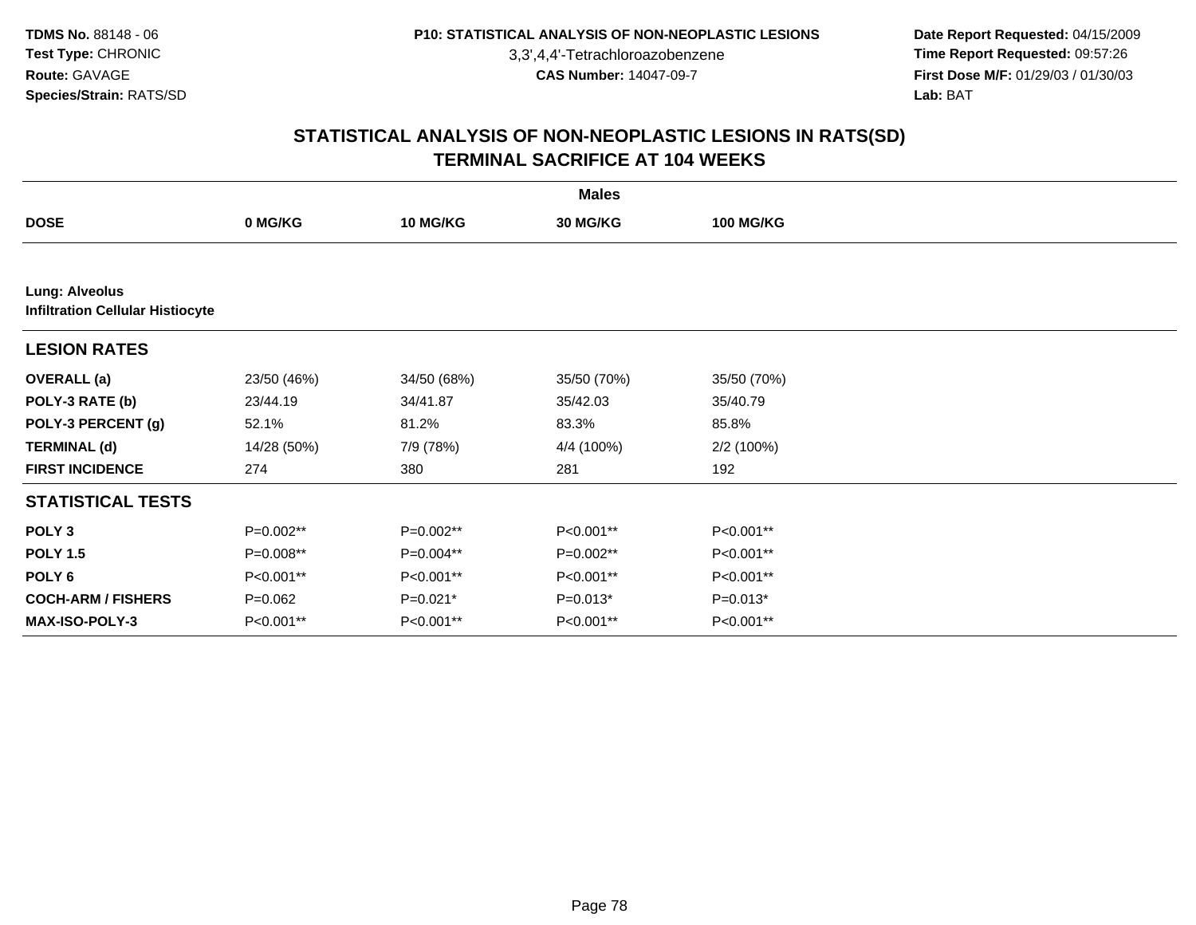TDMS No. 88148 - 06
Test Type: CHRONIC
Route: GAVAGE
Species/Strain: RATS/SD

P10: STATISTICAL ANALYSIS OF NON-NEOPLASTIC LESIONS
3,3',4,4'-Tetrachloroazobenzene
CAS Number: 14047-09-7

Date Report Requested: 04/15/2009
Time Report Requested: 09:57:26
First Dose M/F: 01/29/03 / 01/30/03
Lab: BAT

## STATISTICAL ANALYSIS OF NON-NEOPLASTIC LESIONS IN RATS(SD)
## TERMINAL SACRIFICE AT 104 WEEKS

| | Males | | | |
|---|---|---|---|---|
| **DOSE** | **0 MG/KG** | **10 MG/KG** | **30 MG/KG** | **100 MG/KG** |
| **Lung: Alveolus** | | | | |
| **Infiltration Cellular Histiocyte** | | | | |
| **LESION RATES** | | | | |
| **OVERALL (a)** | 23/50 (46%) | 34/50 (68%) | 35/50 (70%) | 35/50 (70%) |
| **POLY-3 RATE (b)** | 23/44.19 | 34/41.87 | 35/42.03 | 35/40.79 |
| **POLY-3 PERCENT (g)** | 52.1% | 81.2% | 83.3% | 85.8% |
| **TERMINAL (d)** | 14/28 (50%) | 7/9 (78%) | 4/4 (100%) | 2/2 (100%) |
| **FIRST INCIDENCE** | 274 | 380 | 281 | 192 |
| **STATISTICAL TESTS** | | | | |
| **POLY 3** | P=0.002** | P=0.002** | P<0.001** | P<0.001** |
| **POLY 1.5** | P=0.008** | P=0.004** | P=0.002** | P<0.001** |
| **POLY 6** | P<0.001** | P<0.001** | P<0.001** | P<0.001** |
| **COCH-ARM / FISHERS** | P=0.062 | P=0.021* | P=0.013* | P=0.013* |
| **MAX-ISO-POLY-3** | P<0.001** | P<0.001** | P<0.001** | P<0.001** |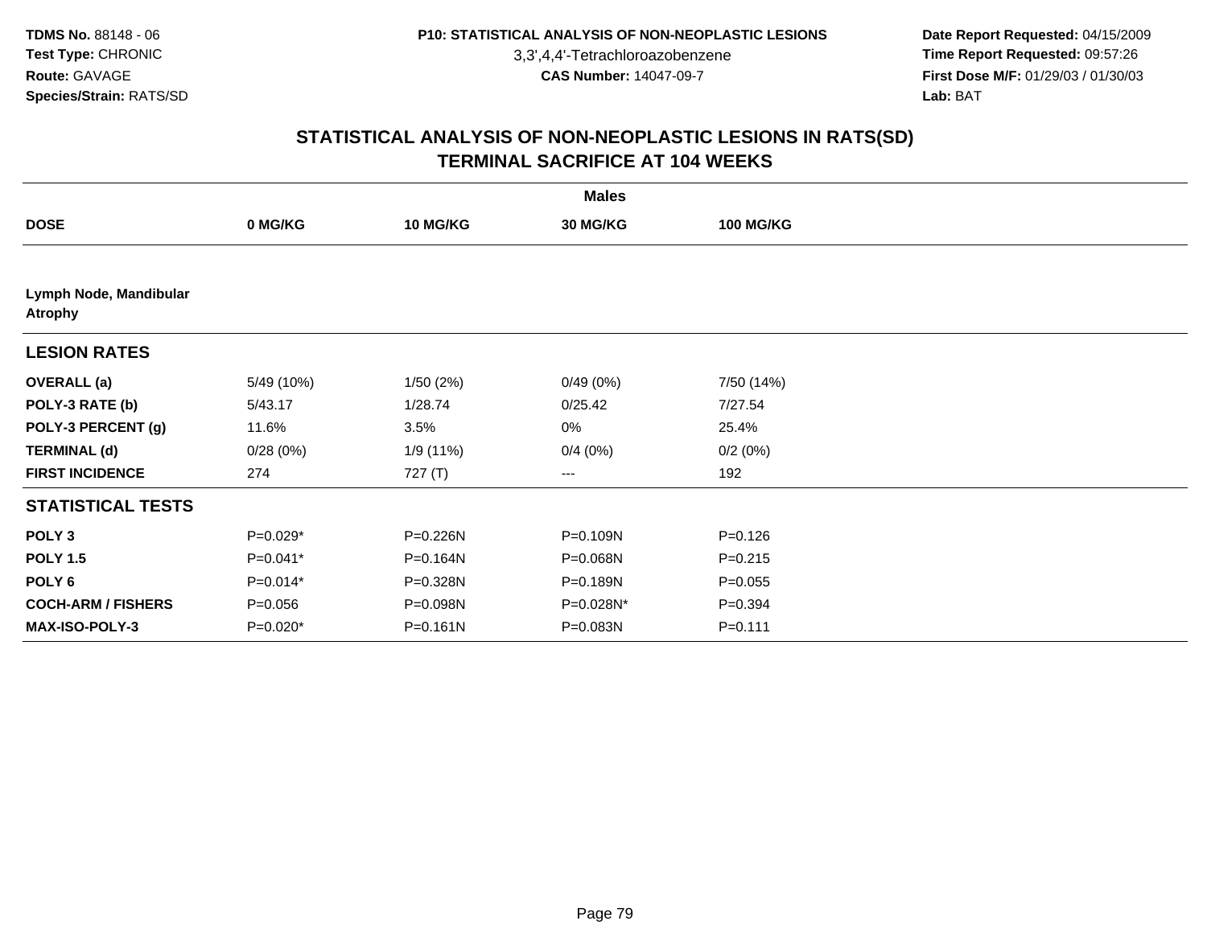**TDMS No.** 88148 - 06
**Test Type:** CHRONIC
**Route:** GAVAGE
**Species/Strain:** RATS/SD

**P10: STATISTICAL ANALYSIS OF NON-NEOPLASTIC LESIONS**
3,3',4,4'-Tetrachloroazobenzene
**CAS Number:** 14047-09-7

**Date Report Requested:** 04/15/2009
**Time Report Requested:** 09:57:26
**First Dose M/F:** 01/29/03 / 01/30/03
**Lab:** BAT

## STATISTICAL ANALYSIS OF NON-NEOPLASTIC LESIONS IN RATS(SD)
## TERMINAL SACRIFICE AT 104 WEEKS

| | Males | | | |
|---|---|---|---|---|
| **DOSE** | **0 MG/KG** | **10 MG/KG** | **30 MG/KG** | **100 MG/KG** |
| **Lymph Node, Mandibular Atrophy** | | | | |
| **LESION RATES** | | | | |
| **OVERALL (a)** | 5/49 (10%) | 1/50 (2%) | 0/49 (0%) | 7/50 (14%) |
| **POLY-3 RATE (b)** | 5/43.17 | 1/28.74 | 0/25.42 | 7/27.54 |
| **POLY-3 PERCENT (g)** | 11.6% | 3.5% | 0% | 25.4% |
| **TERMINAL (d)** | 0/28 (0%) | 1/9 (11%) | 0/4 (0%) | 0/2 (0%) |
| **FIRST INCIDENCE** | 274 | 727 (T) | --- | 192 |
| **STATISTICAL TESTS** | | | | |
| **POLY 3** | P=0.029* | P=0.226N | P=0.109N | P=0.126 |
| **POLY 1.5** | P=0.041* | P=0.164N | P=0.068N | P=0.215 |
| **POLY 6** | P=0.014* | P=0.328N | P=0.189N | P=0.055 |
| **COCH-ARM / FISHERS** | P=0.056 | P=0.098N | P=0.028N* | P=0.394 |
| **MAX-ISO-POLY-3** | P=0.020* | P=0.161N | P=0.083N | P=0.111 |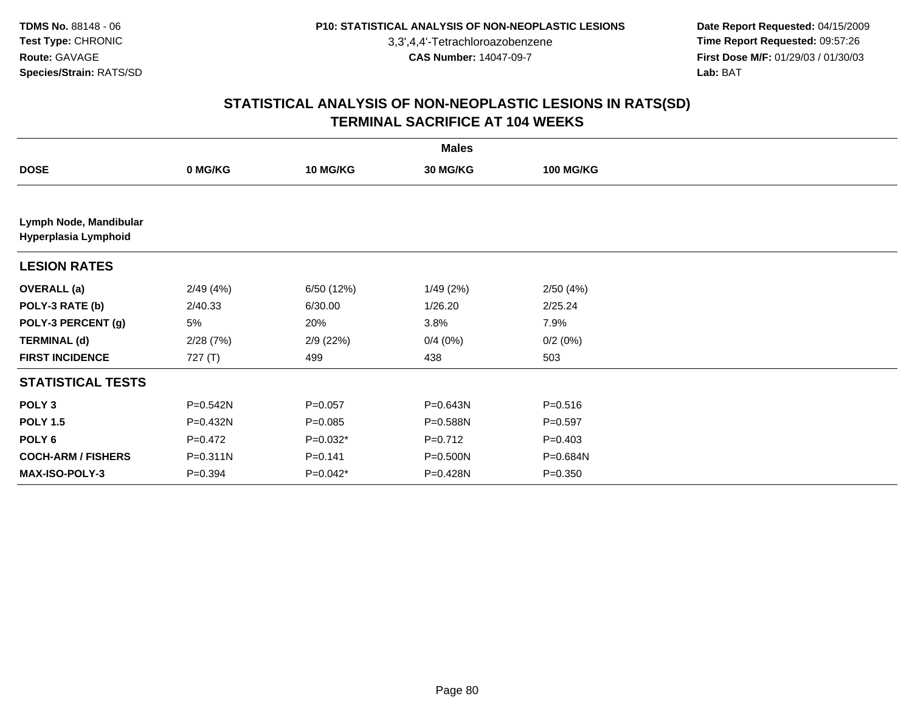**TDMS No.** 88148 - 06
**Test Type:** CHRONIC
**Route:** GAVAGE
**Species/Strain:** RATS/SD

**P10: STATISTICAL ANALYSIS OF NON-NEOPLASTIC LESIONS**
3,3',4,4'-Tetrachloroazobenzene
**CAS Number:** 14047-09-7

**Date Report Requested:** 04/15/2009
**Time Report Requested:** 09:57:26
**First Dose M/F:** 01/29/03 / 01/30/03
**Lab:** BAT

## STATISTICAL ANALYSIS OF NON-NEOPLASTIC LESIONS IN RATS(SD) TERMINAL SACRIFICE AT 104 WEEKS

| | Males | | | |
|---|---|---|---|---|
| **DOSE** | **0 MG/KG** | **10 MG/KG** | **30 MG/KG** | **100 MG/KG** |
| **Lymph Node, Mandibular** **Hyperplasia Lymphoid** | | | | |
| **LESION RATES** | | | | |
| **OVERALL (a)** | 2/49 (4%) | 6/50 (12%) | 1/49 (2%) | 2/50 (4%) |
| **POLY-3 RATE (b)** | 2/40.33 | 6/30.00 | 1/26.20 | 2/25.24 |
| **POLY-3 PERCENT (g)** | 5% | 20% | 3.8% | 7.9% |
| **TERMINAL (d)** | 2/28 (7%) | 2/9 (22%) | 0/4 (0%) | 0/2 (0%) |
| **FIRST INCIDENCE** | 727 (T) | 499 | 438 | 503 |
| **STATISTICAL TESTS** | | | | |
| **POLY 3** | P=0.542N | P=0.057 | P=0.643N | P=0.516 |
| **POLY 1.5** | P=0.432N | P=0.085 | P=0.588N | P=0.597 |
| **POLY 6** | P=0.472 | P=0.032* | P=0.712 | P=0.403 |
| **COCH-ARM / FISHERS** | P=0.311N | P=0.141 | P=0.500N | P=0.684N |
| **MAX-ISO-POLY-3** | P=0.394 | P=0.042* | P=0.428N | P=0.350 |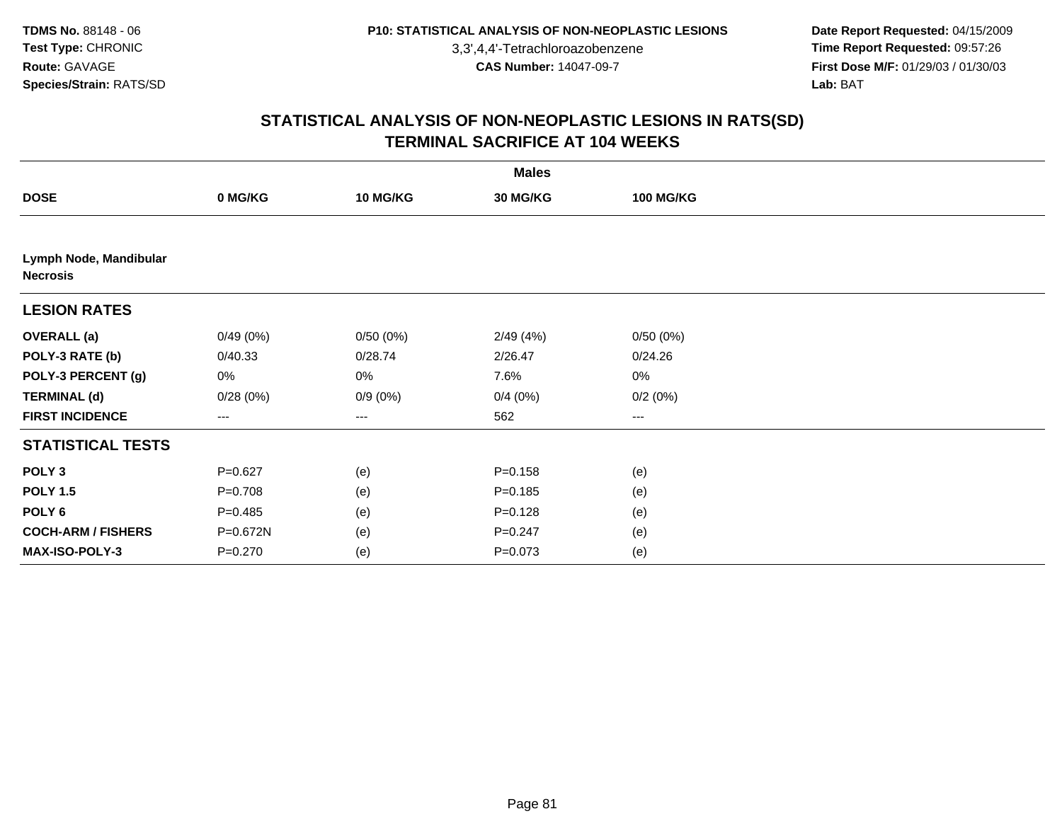## STATISTICAL ANALYSIS OF NON-NEOPLASTIC LESIONS IN RATS(SD)
## TERMINAL SACRIFICE AT 104 WEEKS

| | Males | | | |
|---|---|---|---|---|
| **DOSE** | **0 MG/KG** | **10 MG/KG** | **30 MG/KG** | **100 MG/KG** |
| **Lymph Node, Mandibular** | | | | |
| **Necrosis** | | | | |
| **LESION RATES** | | | | |
| **OVERALL (a)** | 0/49 (0%) | 0/50 (0%) | 2/49 (4%) | 0/50 (0%) |
| **POLY-3 RATE (b)** | 0/40.33 | 0/28.74 | 2/26.47 | 0/24.26 |
| **POLY-3 PERCENT (g)** | 0% | 0% | 7.6% | 0% |
| **TERMINAL (d)** | 0/28 (0%) | 0/9 (0%) | 0/4 (0%) | 0/2 (0%) |
| **FIRST INCIDENCE** | --- | --- | 562 | --- |
| **STATISTICAL TESTS** | | | | |
| **POLY 3** | P=0.627 | (e) | P=0.158 | (e) |
| **POLY 1.5** | P=0.708 | (e) | P=0.185 | (e) |
| **POLY 6** | P=0.485 | (e) | P=0.128 | (e) |
| **COCH-ARM / FISHERS** | P=0.672N | (e) | P=0.247 | (e) |
| **MAX-ISO-POLY-3** | P=0.270 | (e) | P=0.073 | (e) |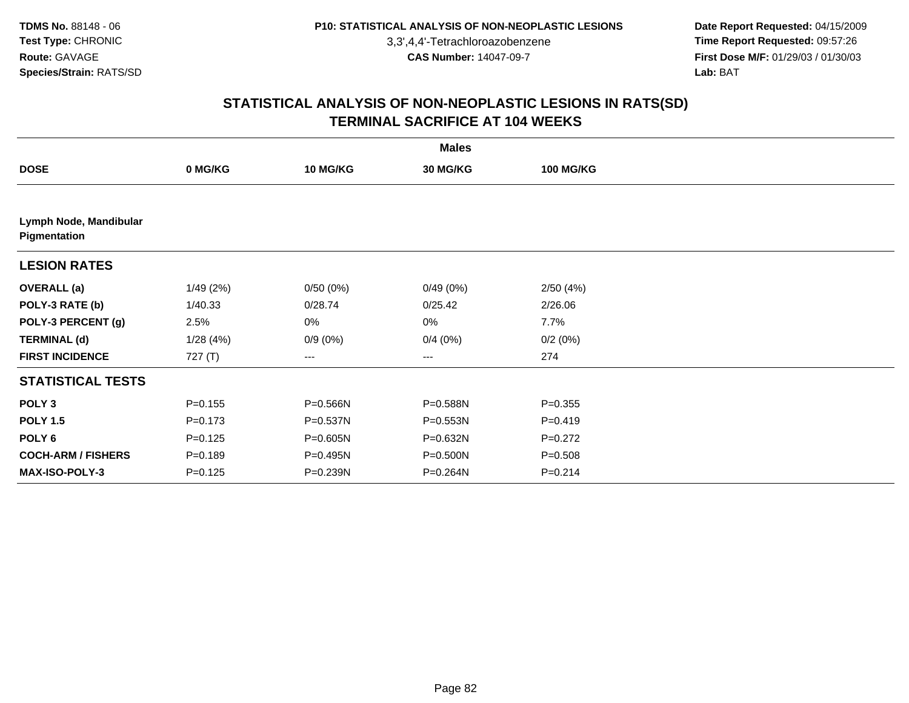**TDMS No.** 88148 - 06
**Test Type:** CHRONIC
**Route:** GAVAGE
**Species/Strain:** RATS/SD

**P10: STATISTICAL ANALYSIS OF NON-NEOPLASTIC LESIONS**
3,3',4,4'-Tetrachloroazobenzene
**CAS Number:** 14047-09-7

**Date Report Requested:** 04/15/2009
**Time Report Requested:** 09:57:26
**First Dose M/F:** 01/29/03 / 01/30/03
**Lab:** BAT

## STATISTICAL ANALYSIS OF NON-NEOPLASTIC LESIONS IN RATS(SD)
## TERMINAL SACRIFICE AT 104 WEEKS

| | Males | | | |
|---|---|---|---|---|
| **DOSE** | **0 MG/KG** | **10 MG/KG** | **30 MG/KG** | **100 MG/KG** |
| **Lymph Node, Mandibular Pigmentation** | | | | |
| **LESION RATES** | | | | |
| **OVERALL (a)** | 1/49 (2%) | 0/50 (0%) | 0/49 (0%) | 2/50 (4%) |
| **POLY-3 RATE (b)** | 1/40.33 | 0/28.74 | 0/25.42 | 2/26.06 |
| **POLY-3 PERCENT (g)** | 2.5% | 0% | 0% | 7.7% |
| **TERMINAL (d)** | 1/28 (4%) | 0/9 (0%) | 0/4 (0%) | 0/2 (0%) |
| **FIRST INCIDENCE** | 727 (T) | --- | --- | 274 |
| **STATISTICAL TESTS** | | | | |
| **POLY 3** | P=0.155 | P=0.566N | P=0.588N | P=0.355 |
| **POLY 1.5** | P=0.173 | P=0.537N | P=0.553N | P=0.419 |
| **POLY 6** | P=0.125 | P=0.605N | P=0.632N | P=0.272 |
| **COCH-ARM / FISHERS** | P=0.189 | P=0.495N | P=0.500N | P=0.508 |
| **MAX-ISO-POLY-3** | P=0.125 | P=0.239N | P=0.264N | P=0.214 |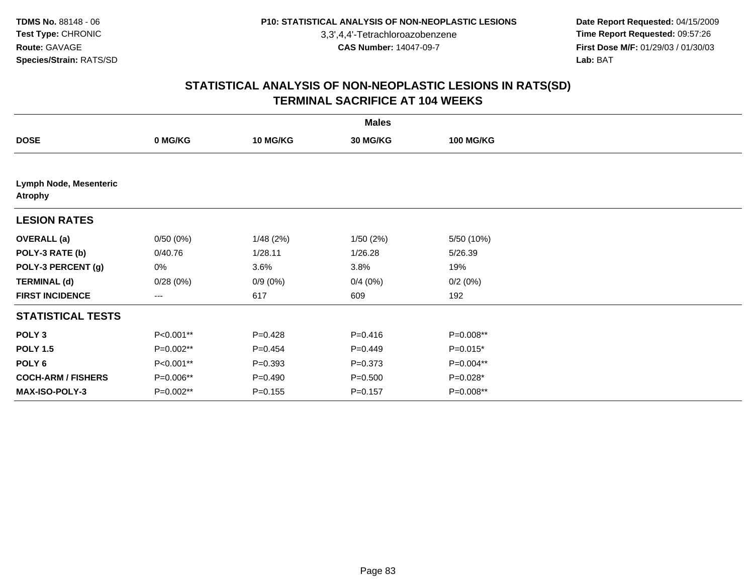TDMS No. 88148 - 06
Test Type: CHRONIC
Route: GAVAGE
Species/Strain: RATS/SD

P10: STATISTICAL ANALYSIS OF NON-NEOPLASTIC LESIONS
3,3',4,4'-Tetrachloroazobenzene
CAS Number: 14047-09-7

Date Report Requested: 04/15/2009
Time Report Requested: 09:57:26
First Dose M/F: 01/29/03 / 01/30/03
Lab: BAT

## STATISTICAL ANALYSIS OF NON-NEOPLASTIC LESIONS IN RATS(SD)
## TERMINAL SACRIFICE AT 104 WEEKS

| | Males | | | |
|---|---|---|---|---|
| **DOSE** | **0 MG/KG** | **10 MG/KG** | **30 MG/KG** | **100 MG/KG** |
| **Lymph Node, Mesenteric Atrophy** | | | | |
| **LESION RATES** | | | | |
| **OVERALL (a)** | 0/50 (0%) | 1/48 (2%) | 1/50 (2%) | 5/50 (10%) |
| **POLY-3 RATE (b)** | 0/40.76 | 1/28.11 | 1/26.28 | 5/26.39 |
| **POLY-3 PERCENT (g)** | 0% | 3.6% | 3.8% | 19% |
| **TERMINAL (d)** | 0/28 (0%) | 0/9 (0%) | 0/4 (0%) | 0/2 (0%) |
| **FIRST INCIDENCE** | --- | 617 | 609 | 192 |
| **STATISTICAL TESTS** | | | | |
| **POLY 3** | P<0.001** | P=0.428 | P=0.416 | P=0.008** |
| **POLY 1.5** | P=0.002** | P=0.454 | P=0.449 | P=0.015* |
| **POLY 6** | P<0.001** | P=0.393 | P=0.373 | P=0.004** |
| **COCH-ARM / FISHERS** | P=0.006** | P=0.490 | P=0.500 | P=0.028* |
| **MAX-ISO-POLY-3** | P=0.002** | P=0.155 | P=0.157 | P=0.008** |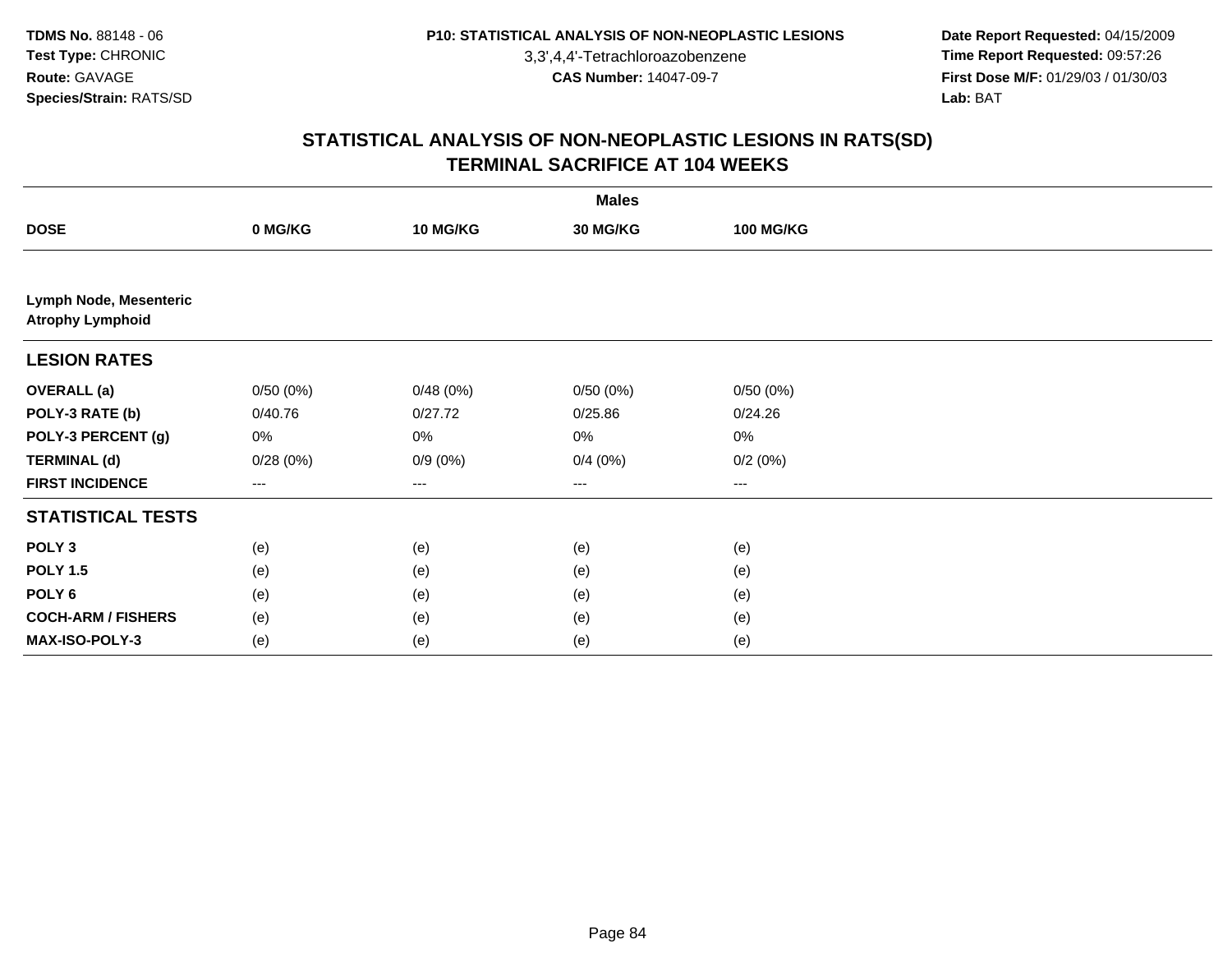**TDMS No.** 88148 - 06
**Test Type:** CHRONIC
**Route:** GAVAGE
**Species/Strain:** RATS/SD

**P10: STATISTICAL ANALYSIS OF NON-NEOPLASTIC LESIONS**
3,3',4,4'-Tetrachloroazobenzene
**CAS Number:** 14047-09-7

**Date Report Requested:** 04/15/2009
**Time Report Requested:** 09:57:26
**First Dose M/F:** 01/29/03 / 01/30/03
**Lab:** BAT

## STATISTICAL ANALYSIS OF NON-NEOPLASTIC LESIONS IN RATS(SD)
## TERMINAL SACRIFICE AT 104 WEEKS

| | Males | | | |
|---|---|---|---|---|
| **DOSE** | **0 MG/KG** | **10 MG/KG** | **30 MG/KG** | **100 MG/KG** |
| **Lymph Node, Mesenteric** | | | | |
| **Atrophy Lymphoid** | | | | |
| **LESION RATES** | | | | |
| **OVERALL (a)** | 0/50 (0%) | 0/48 (0%) | 0/50 (0%) | 0/50 (0%) |
| **POLY-3 RATE (b)** | 0/40.76 | 0/27.72 | 0/25.86 | 0/24.26 |
| **POLY-3 PERCENT (g)** | 0% | 0% | 0% | 0% |
| **TERMINAL (d)** | 0/28 (0%) | 0/9 (0%) | 0/4 (0%) | 0/2 (0%) |
| **FIRST INCIDENCE** | --- | --- | --- | --- |
| **STATISTICAL TESTS** | | | | |
| **POLY 3** | (e) | (e) | (e) | (e) |
| **POLY 1.5** | (e) | (e) | (e) | (e) |
| **POLY 6** | (e) | (e) | (e) | (e) |
| **COCH-ARM / FISHERS** | (e) | (e) | (e) | (e) |
| **MAX-ISO-POLY-3** | (e) | (e) | (e) | (e) |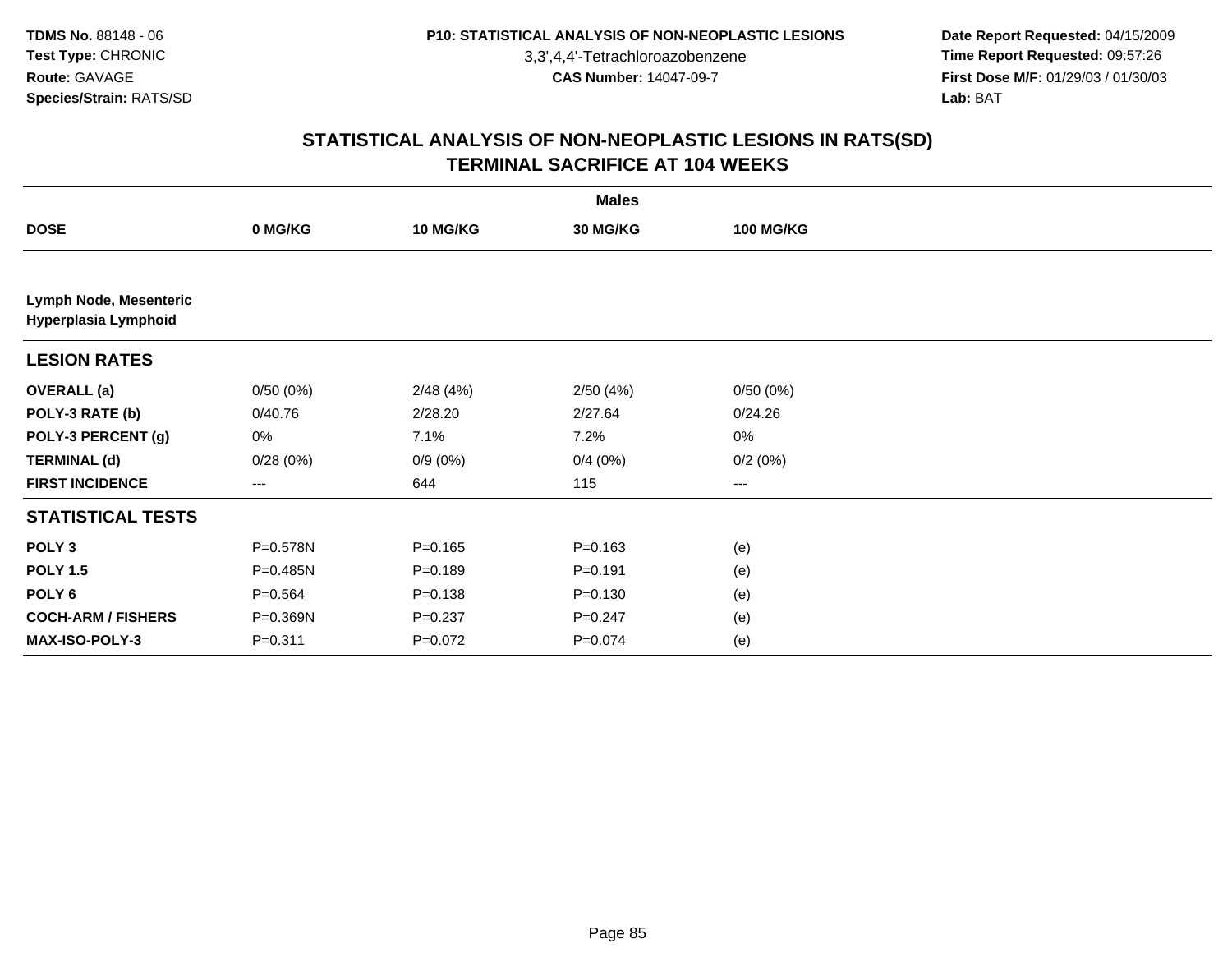## STATISTICAL ANALYSIS OF NON-NEOPLASTIC LESIONS IN RATS(SD)
## TERMINAL SACRIFICE AT 104 WEEKS

| | Males | | | |
|---|---|---|---|---|
| **DOSE** | **0 MG/KG** | **10 MG/KG** | **30 MG/KG** | **100 MG/KG** |
| **Lymph Node, Mesenteric Hyperplasia Lymphoid** | | | | |
| **LESION RATES** | | | | |
| **OVERALL (a)** | 0/50 (0%) | 2/48 (4%) | 2/50 (4%) | 0/50 (0%) |
| **POLY-3 RATE (b)** | 0/40.76 | 2/28.20 | 2/27.64 | 0/24.26 |
| **POLY-3 PERCENT (g)** | 0% | 7.1% | 7.2% | 0% |
| **TERMINAL (d)** | 0/28 (0%) | 0/9 (0%) | 0/4 (0%) | 0/2 (0%) |
| **FIRST INCIDENCE** | --- | 644 | 115 | --- |
| **STATISTICAL TESTS** | | | | |
| **POLY 3** | P=0.578N | P=0.165 | P=0.163 | (e) |
| **POLY 1.5** | P=0.485N | P=0.189 | P=0.191 | (e) |
| **POLY 6** | P=0.564 | P=0.138 | P=0.130 | (e) |
| **COCH-ARM / FISHERS** | P=0.369N | P=0.237 | P=0.247 | (e) |
| **MAX-ISO-POLY-3** | P=0.311 | P=0.072 | P=0.074 | (e) |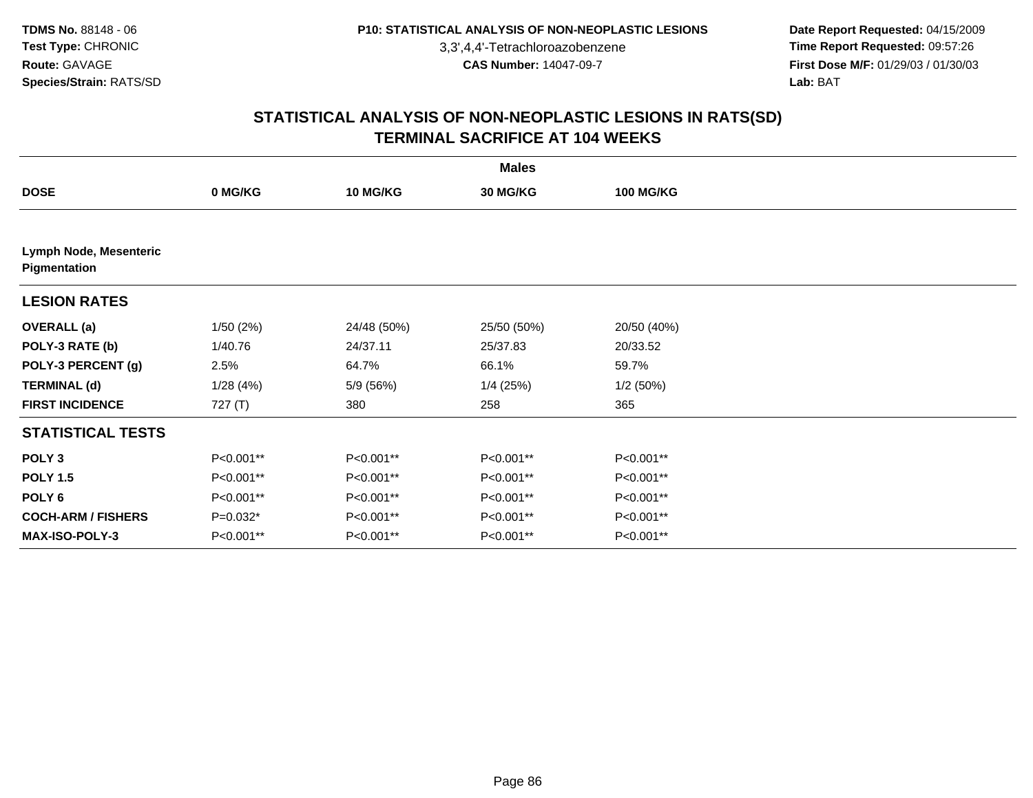**TDMS No.** 88148 - 06
**Test Type:** CHRONIC
**Route:** GAVAGE
**Species/Strain:** RATS/SD

**P10: STATISTICAL ANALYSIS OF NON-NEOPLASTIC LESIONS**
3,3',4,4'-Tetrachloroazobenzene
**CAS Number:** 14047-09-7

**Date Report Requested:** 04/15/2009
**Time Report Requested:** 09:57:26
**First Dose M/F:** 01/29/03 / 01/30/03
**Lab:** BAT

## STATISTICAL ANALYSIS OF NON-NEOPLASTIC LESIONS IN RATS(SD)
## TERMINAL SACRIFICE AT 104 WEEKS

| | Males | | | |
|---|---|---|---|---|
| **DOSE** | **0 MG/KG** | **10 MG/KG** | **30 MG/KG** | **100 MG/KG** |
| **Lymph Node, Mesenteric** | | | | |
| **Pigmentation** | | | | |
| **LESION RATES** | | | | |
| **OVERALL (a)** | 1/50 (2%) | 24/48 (50%) | 25/50 (50%) | 20/50 (40%) |
| **POLY-3 RATE (b)** | 1/40.76 | 24/37.11 | 25/37.83 | 20/33.52 |
| **POLY-3 PERCENT (g)** | 2.5% | 64.7% | 66.1% | 59.7% |
| **TERMINAL (d)** | 1/28 (4%) | 5/9 (56%) | 1/4 (25%) | 1/2 (50%) |
| **FIRST INCIDENCE** | 727 (T) | 380 | 258 | 365 |
| **STATISTICAL TESTS** | | | | |
| **POLY 3** | P<0.001** | P<0.001** | P<0.001** | P<0.001** |
| **POLY 1.5** | P<0.001** | P<0.001** | P<0.001** | P<0.001** |
| **POLY 6** | P<0.001** | P<0.001** | P<0.001** | P<0.001** |
| **COCH-ARM / FISHERS** | P=0.032* | P<0.001** | P<0.001** | P<0.001** |
| **MAX-ISO-POLY-3** | P<0.001** | P<0.001** | P<0.001** | P<0.001** |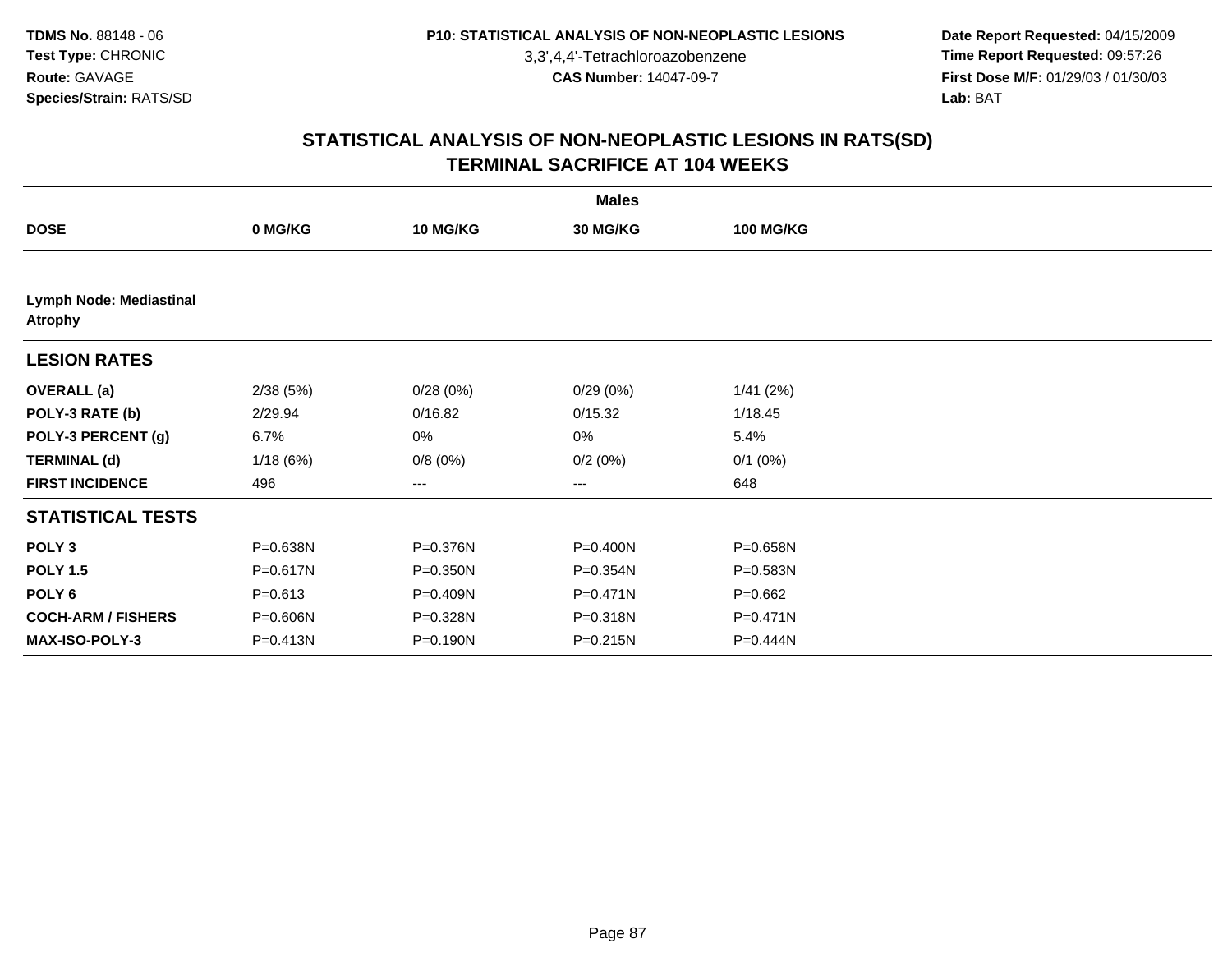# STATISTICAL ANALYSIS OF NON-NEOPLASTIC LESIONS IN RATS(SD)
## TERMINAL SACRIFICE AT 104 WEEKS

| | Males | | | |
|---|---|---|---|---|
| **DOSE** | **0 MG/KG** | **10 MG/KG** | **30 MG/KG** | **100 MG/KG** |
| **Lymph Node: Mediastinal Atrophy** | | | | |
| **LESION RATES** | | | | |
| **OVERALL (a)** | 2/38 (5%) | 0/28 (0%) | 0/29 (0%) | 1/41 (2%) |
| **POLY-3 RATE (b)** | 2/29.94 | 0/16.82 | 0/15.32 | 1/18.45 |
| **POLY-3 PERCENT (g)** | 6.7% | 0% | 0% | 5.4% |
| **TERMINAL (d)** | 1/18 (6%) | 0/8 (0%) | 0/2 (0%) | 0/1 (0%) |
| **FIRST INCIDENCE** | 496 | --- | --- | 648 |
| **STATISTICAL TESTS** | | | | |
| **POLY 3** | P=0.638N | P=0.376N | P=0.400N | P=0.658N |
| **POLY 1.5** | P=0.617N | P=0.350N | P=0.354N | P=0.583N |
| **POLY 6** | P=0.613 | P=0.409N | P=0.471N | P=0.662 |
| **COCH-ARM / FISHERS** | P=0.606N | P=0.328N | P=0.318N | P=0.471N |
| **MAX-ISO-POLY-3** | P=0.413N | P=0.190N | P=0.215N | P=0.444N |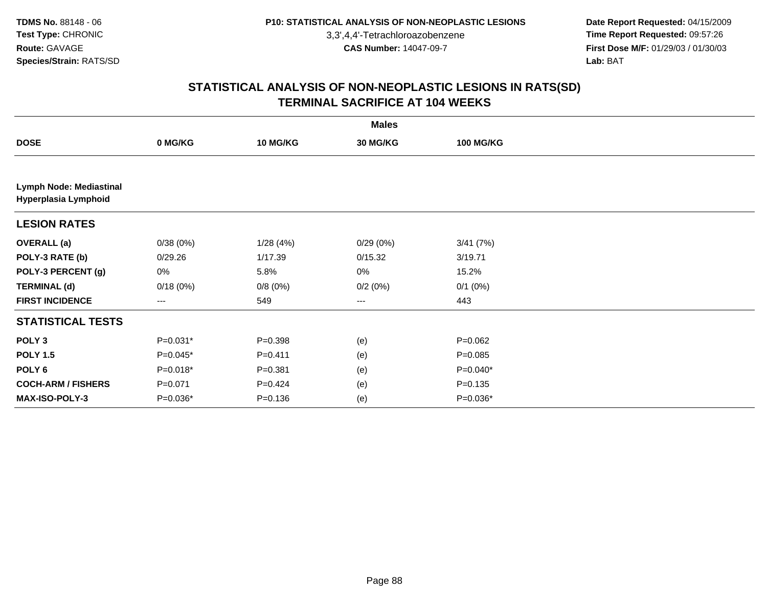## STATISTICAL ANALYSIS OF NON-NEOPLASTIC LESIONS IN RATS(SD)
## TERMINAL SACRIFICE AT 104 WEEKS

| | Males | | | |
|---|---|---|---|---|
| **DOSE** | **0 MG/KG** | **10 MG/KG** | **30 MG/KG** | **100 MG/KG** |
| **Lymph Node: Mediastinal Hyperplasia Lymphoid** | | | | |
| **LESION RATES** | | | | |
| **OVERALL (a)** | 0/38 (0%) | 1/28 (4%) | 0/29 (0%) | 3/41 (7%) |
| **POLY-3 RATE (b)** | 0/29.26 | 1/17.39 | 0/15.32 | 3/19.71 |
| **POLY-3 PERCENT (g)** | 0% | 5.8% | 0% | 15.2% |
| **TERMINAL (d)** | 0/18 (0%) | 0/8 (0%) | 0/2 (0%) | 0/1 (0%) |
| **FIRST INCIDENCE** | --- | 549 | --- | 443 |
| **STATISTICAL TESTS** | | | | |
| **POLY 3** | P=0.031* | P=0.398 | (e) | P=0.062 |
| **POLY 1.5** | P=0.045* | P=0.411 | (e) | P=0.085 |
| **POLY 6** | P=0.018* | P=0.381 | (e) | P=0.040* |
| **COCH-ARM / FISHERS** | P=0.071 | P=0.424 | (e) | P=0.135 |
| **MAX-ISO-POLY-3** | P=0.036* | P=0.136 | (e) | P=0.036* |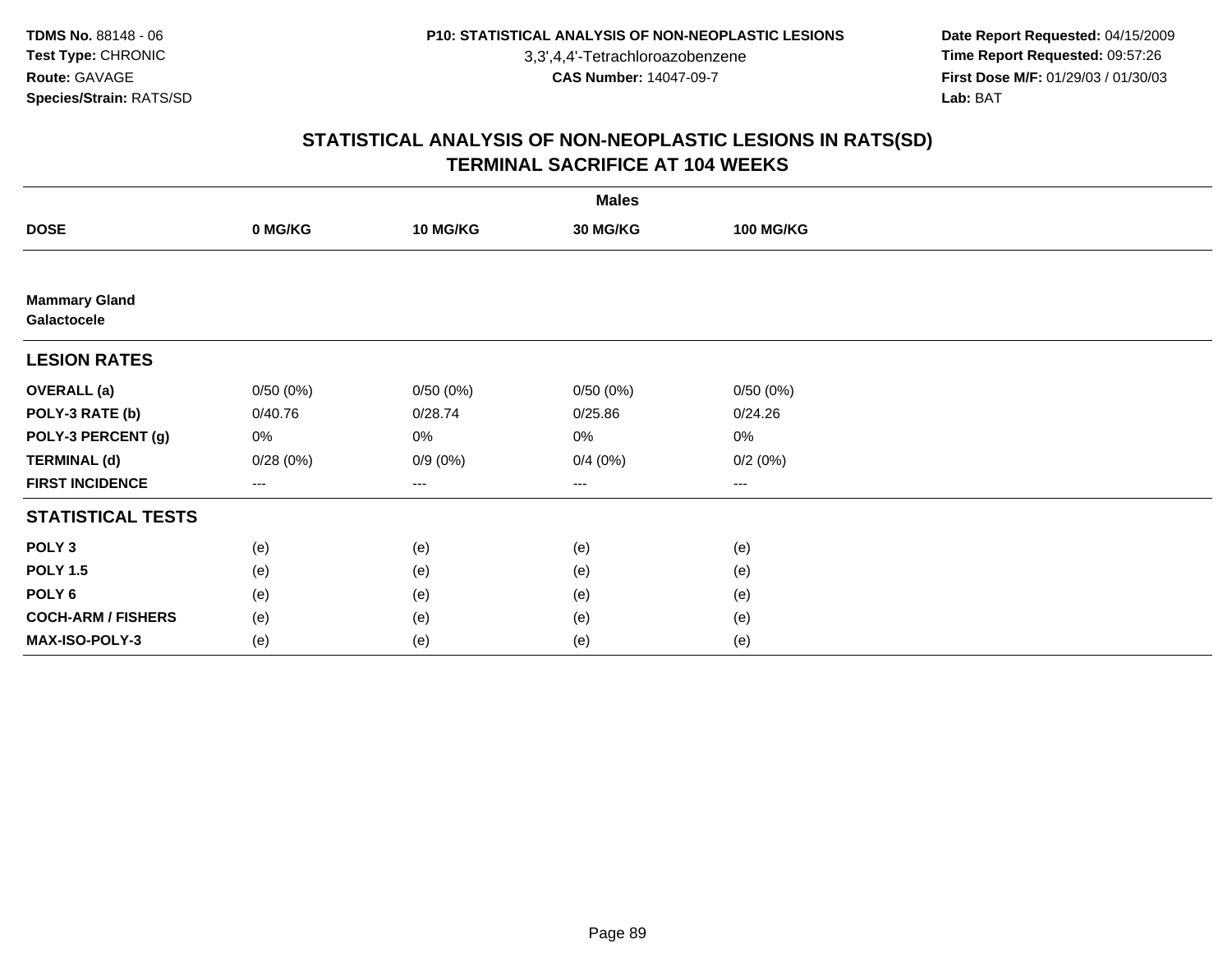TDMS No. 88148 - 06
Test Type: CHRONIC
Route: GAVAGE
Species/Strain: RATS/SD

P10: STATISTICAL ANALYSIS OF NON-NEOPLASTIC LESIONS
3,3',4,4'-Tetrachloroazobenzene
CAS Number: 14047-09-7

Date Report Requested: 04/15/2009
Time Report Requested: 09:57:26
First Dose M/F: 01/29/03 / 01/30/03
Lab: BAT

## STATISTICAL ANALYSIS OF NON-NEOPLASTIC LESIONS IN RATS(SD)
## TERMINAL SACRIFICE AT 104 WEEKS

| | Males | | | |
|---|---|---|---|---|
| **DOSE** | **0 MG/KG** | **10 MG/KG** | **30 MG/KG** | **100 MG/KG** |
| **Mammary Gland** | | | | |
| **Galactocele** | | | | |
| **LESION RATES** | | | | |
| **OVERALL (a)** | 0/50 (0%) | 0/50 (0%) | 0/50 (0%) | 0/50 (0%) |
| **POLY-3 RATE (b)** | 0/40.76 | 0/28.74 | 0/25.86 | 0/24.26 |
| **POLY-3 PERCENT (g)** | 0% | 0% | 0% | 0% |
| **TERMINAL (d)** | 0/28 (0%) | 0/9 (0%) | 0/4 (0%) | 0/2 (0%) |
| **FIRST INCIDENCE** | --- | --- | --- | --- |
| **STATISTICAL TESTS** | | | | |
| **POLY 3** | (e) | (e) | (e) | (e) |
| **POLY 1.5** | (e) | (e) | (e) | (e) |
| **POLY 6** | (e) | (e) | (e) | (e) |
| **COCH-ARM / FISHERS** | (e) | (e) | (e) | (e) |
| **MAX-ISO-POLY-3** | (e) | (e) | (e) | (e) |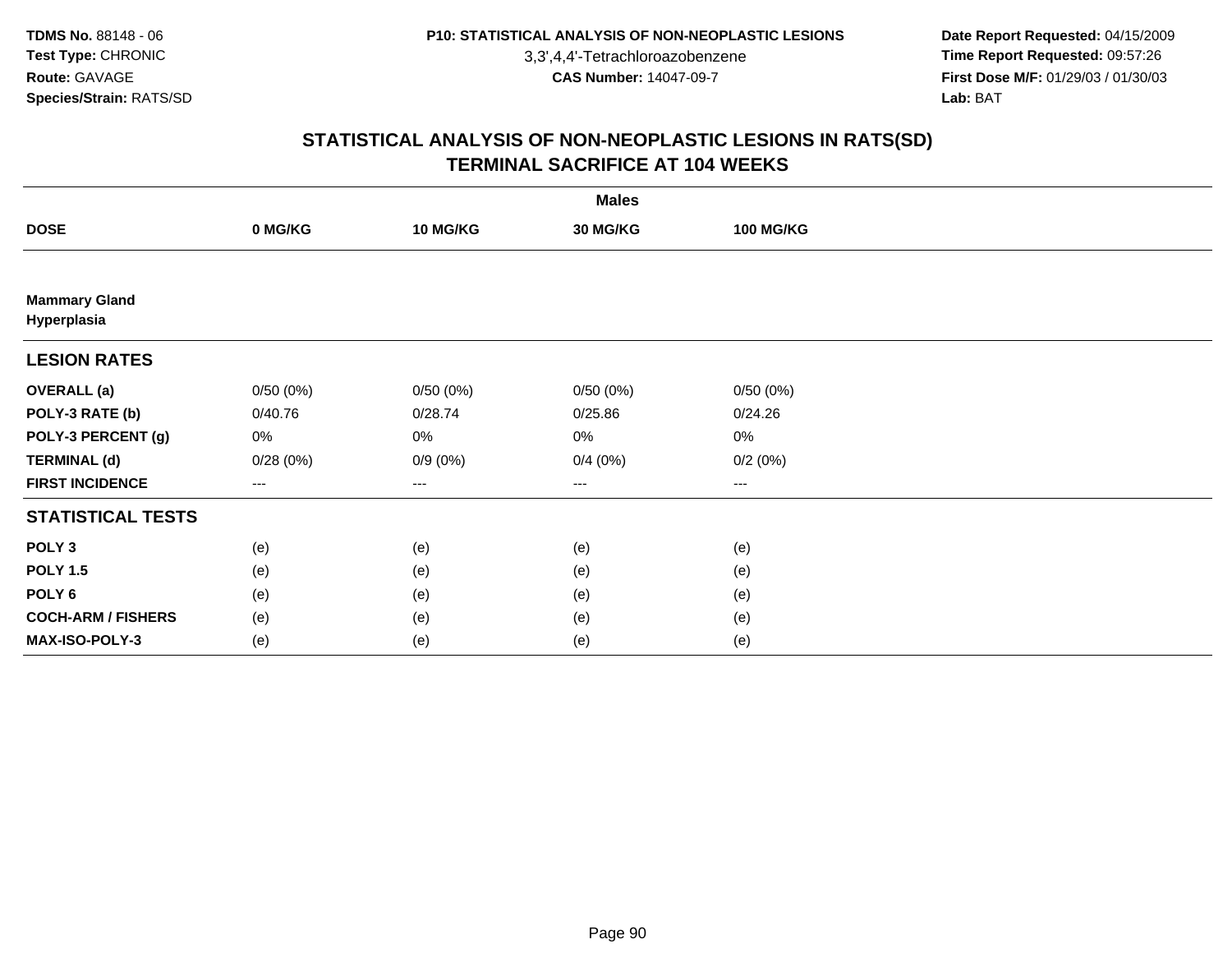# STATISTICAL ANALYSIS OF NON-NEOPLASTIC LESIONS IN RATS(SD)
## TERMINAL SACRIFICE AT 104 WEEKS

| | Males | | | |
|---|---|---|---|---|
| **DOSE** | **0 MG/KG** | **10 MG/KG** | **30 MG/KG** | **100 MG/KG** |
| **Mammary Gland Hyperplasia** | | | | |
| **LESION RATES** | | | | |
| **OVERALL (a)** | 0/50 (0%) | 0/50 (0%) | 0/50 (0%) | 0/50 (0%) |
| **POLY-3 RATE (b)** | 0/40.76 | 0/28.74 | 0/25.86 | 0/24.26 |
| **POLY-3 PERCENT (g)** | 0% | 0% | 0% | 0% |
| **TERMINAL (d)** | 0/28 (0%) | 0/9 (0%) | 0/4 (0%) | 0/2 (0%) |
| **FIRST INCIDENCE** | --- | --- | --- | --- |
| **STATISTICAL TESTS** | | | | |
| **POLY 3** | (e) | (e) | (e) | (e) |
| **POLY 1.5** | (e) | (e) | (e) | (e) |
| **POLY 6** | (e) | (e) | (e) | (e) |
| **COCH-ARM / FISHERS** | (e) | (e) | (e) | (e) |
| **MAX-ISO-POLY-3** | (e) | (e) | (e) | (e) |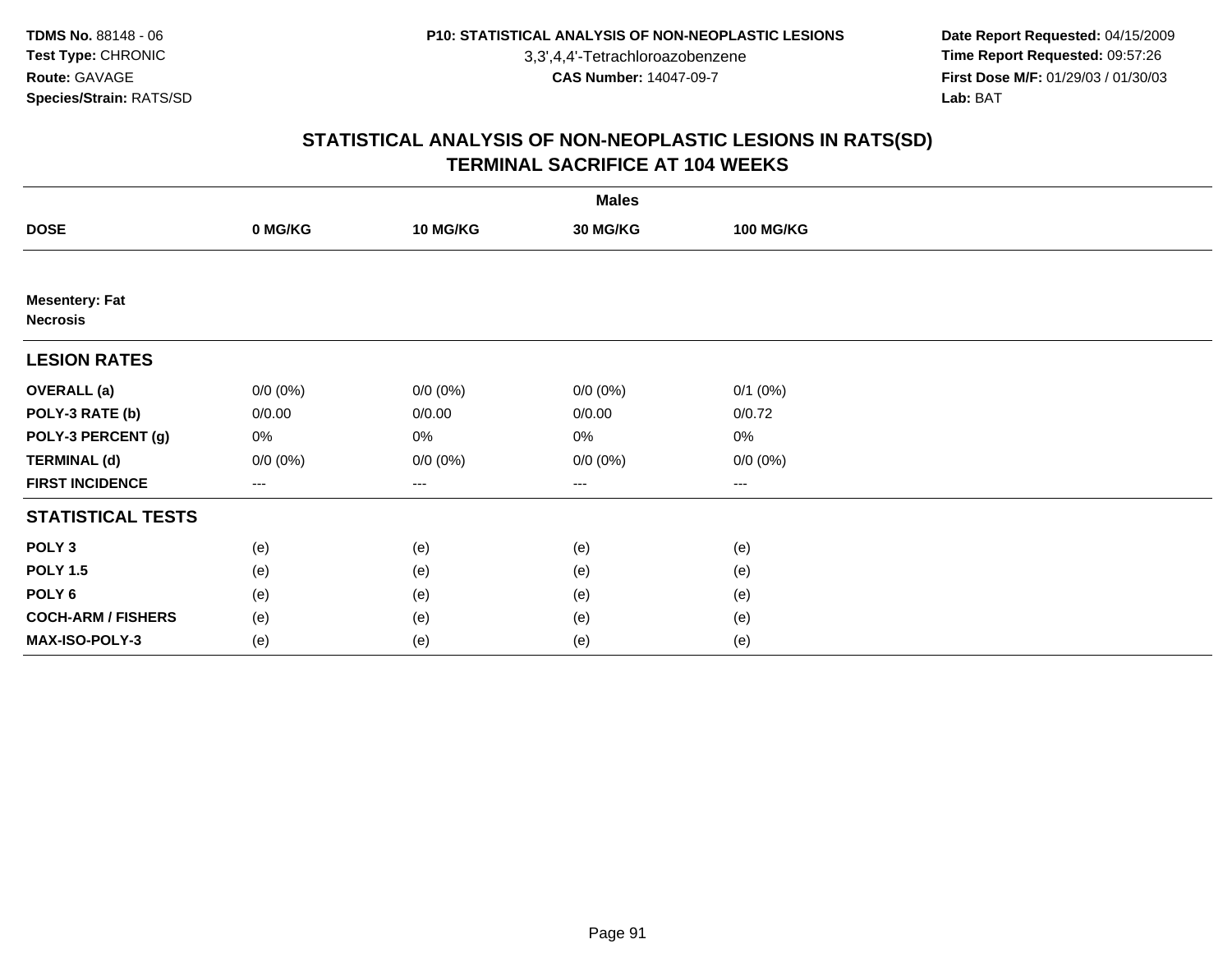TDMS No. 88148 - 06
Test Type: CHRONIC
Route: GAVAGE
Species/Strain: RATS/SD

P10: STATISTICAL ANALYSIS OF NON-NEOPLASTIC LESIONS
3,3',4,4'-Tetrachloroazobenzene
CAS Number: 14047-09-7

Date Report Requested: 04/15/2009
Time Report Requested: 09:57:26
First Dose M/F: 01/29/03 / 01/30/03
Lab: BAT

## STATISTICAL ANALYSIS OF NON-NEOPLASTIC LESIONS IN RATS(SD)
## TERMINAL SACRIFICE AT 104 WEEKS

| | Males | | | |
|---|---|---|---|---|
| **DOSE** | **0 MG/KG** | **10 MG/KG** | **30 MG/KG** | **100 MG/KG** |
| **Mesentery: Fat** | | | | |
| **Necrosis** | | | | |
| **LESION RATES** | | | | |
| **OVERALL (a)** | 0/0 (0%) | 0/0 (0%) | 0/0 (0%) | 0/1 (0%) |
| **POLY-3 RATE (b)** | 0/0.00 | 0/0.00 | 0/0.00 | 0/0.72 |
| **POLY-3 PERCENT (g)** | 0% | 0% | 0% | 0% |
| **TERMINAL (d)** | 0/0 (0%) | 0/0 (0%) | 0/0 (0%) | 0/0 (0%) |
| **FIRST INCIDENCE** | --- | --- | --- | --- |
| **STATISTICAL TESTS** | | | | |
| **POLY 3** | (e) | (e) | (e) | (e) |
| **POLY 1.5** | (e) | (e) | (e) | (e) |
| **POLY 6** | (e) | (e) | (e) | (e) |
| **COCH-ARM / FISHERS** | (e) | (e) | (e) | (e) |
| **MAX-ISO-POLY-3** | (e) | (e) | (e) | (e) |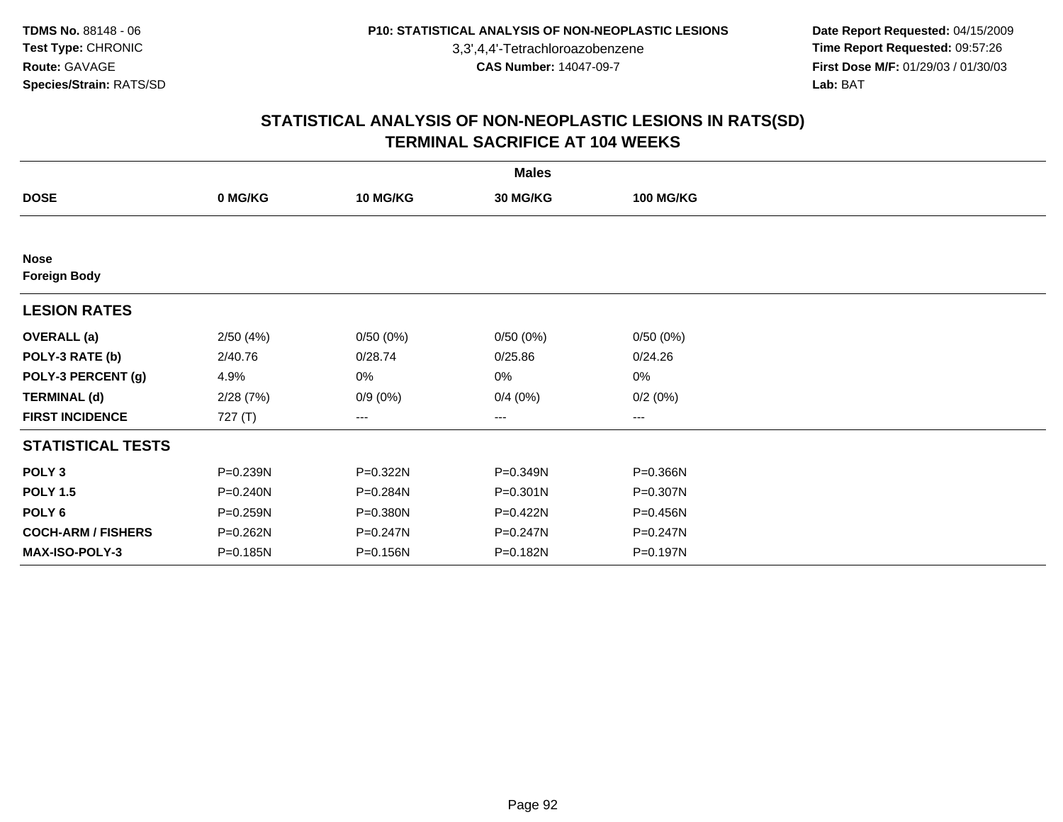**TDMS No.** 88148 - 06
**Test Type:** CHRONIC
**Route:** GAVAGE
**Species/Strain:** RATS/SD

**P10: STATISTICAL ANALYSIS OF NON-NEOPLASTIC LESIONS**
3,3',4,4'-Tetrachloroazobenzene
**CAS Number:** 14047-09-7

**Date Report Requested:** 04/15/2009
**Time Report Requested:** 09:57:26
**First Dose M/F:** 01/29/03 / 01/30/03
**Lab:** BAT

## STATISTICAL ANALYSIS OF NON-NEOPLASTIC LESIONS IN RATS(SD)
## TERMINAL SACRIFICE AT 104 WEEKS

| | Males | | | |
|---|---|---|---|---|
| **DOSE** | **0 MG/KG** | **10 MG/KG** | **30 MG/KG** | **100 MG/KG** |
| **Nose** | | | | |
| **Foreign Body** | | | | |
| **LESION RATES** | | | | |
| **OVERALL (a)** | 2/50 (4%) | 0/50 (0%) | 0/50 (0%) | 0/50 (0%) |
| **POLY-3 RATE (b)** | 2/40.76 | 0/28.74 | 0/25.86 | 0/24.26 |
| **POLY-3 PERCENT (g)** | 4.9% | 0% | 0% | 0% |
| **TERMINAL (d)** | 2/28 (7%) | 0/9 (0%) | 0/4 (0%) | 0/2 (0%) |
| **FIRST INCIDENCE** | 727 (T) | --- | --- | --- |
| **STATISTICAL TESTS** | | | | |
| **POLY 3** | P=0.239N | P=0.322N | P=0.349N | P=0.366N |
| **POLY 1.5** | P=0.240N | P=0.284N | P=0.301N | P=0.307N |
| **POLY 6** | P=0.259N | P=0.380N | P=0.422N | P=0.456N |
| **COCH-ARM / FISHERS** | P=0.262N | P=0.247N | P=0.247N | P=0.247N |
| **MAX-ISO-POLY-3** | P=0.185N | P=0.156N | P=0.182N | P=0.197N |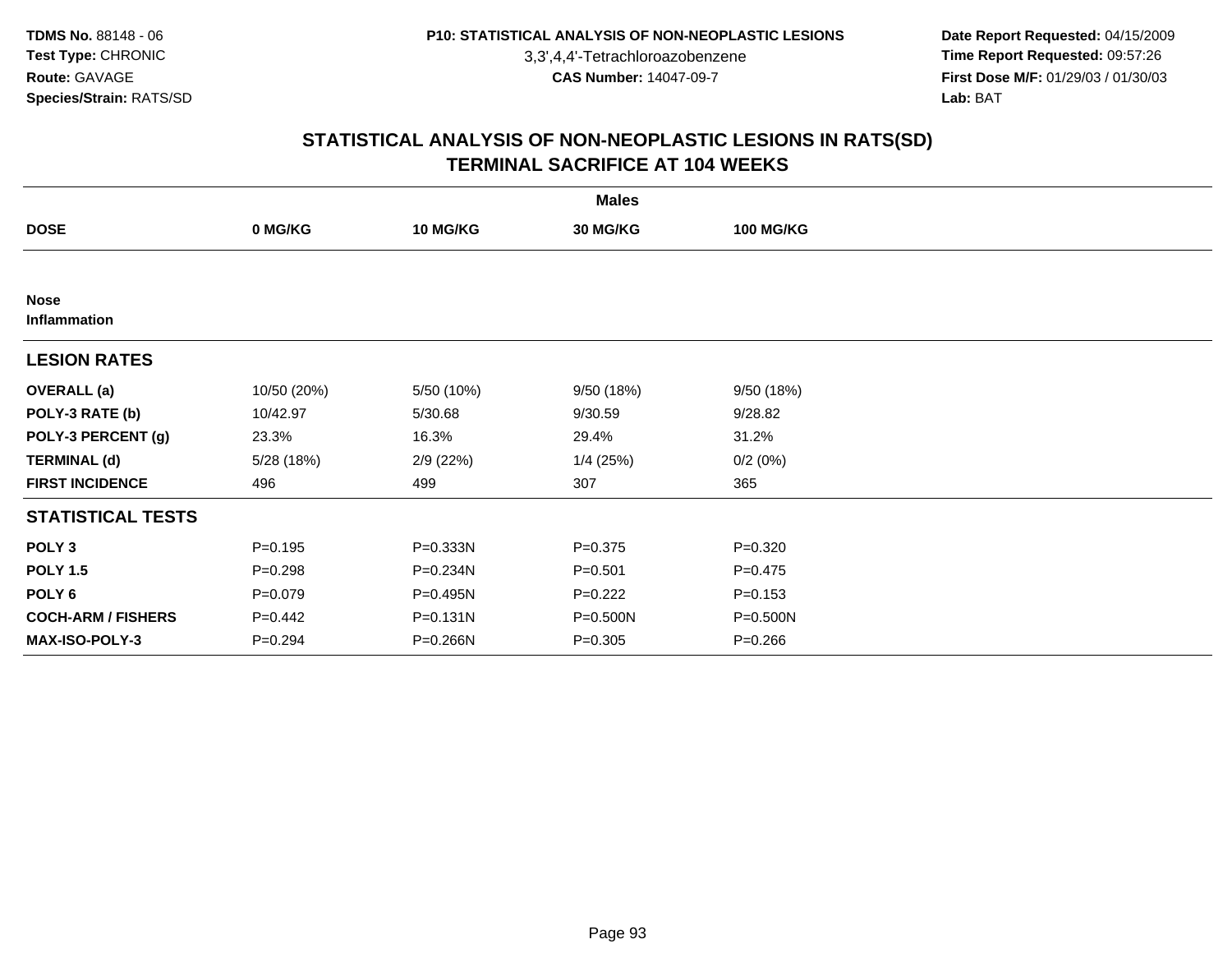TDMS No. 88148 - 06
Test Type: CHRONIC
Route: GAVAGE
Species/Strain: RATS/SD

P10: STATISTICAL ANALYSIS OF NON-NEOPLASTIC LESIONS
3,3',4,4'-Tetrachloroazobenzene
CAS Number: 14047-09-7

Date Report Requested: 04/15/2009
Time Report Requested: 09:57:26
First Dose M/F: 01/29/03 / 01/30/03
Lab: BAT

## STATISTICAL ANALYSIS OF NON-NEOPLASTIC LESIONS IN RATS(SD)
## TERMINAL SACRIFICE AT 104 WEEKS

| | Males | | | |
|---|---|---|---|---|
| **DOSE** | **0 MG/KG** | **10 MG/KG** | **30 MG/KG** | **100 MG/KG** |
| **Nose** | | | | |
| **Inflammation** | | | | |
| **LESION RATES** | | | | |
| **OVERALL (a)** | 10/50 (20%) | 5/50 (10%) | 9/50 (18%) | 9/50 (18%) |
| **POLY-3 RATE (b)** | 10/42.97 | 5/30.68 | 9/30.59 | 9/28.82 |
| **POLY-3 PERCENT (g)** | 23.3% | 16.3% | 29.4% | 31.2% |
| **TERMINAL (d)** | 5/28 (18%) | 2/9 (22%) | 1/4 (25%) | 0/2 (0%) |
| **FIRST INCIDENCE** | 496 | 499 | 307 | 365 |
| **STATISTICAL TESTS** | | | | |
| **POLY 3** | P=0.195 | P=0.333N | P=0.375 | P=0.320 |
| **POLY 1.5** | P=0.298 | P=0.234N | P=0.501 | P=0.475 |
| **POLY 6** | P=0.079 | P=0.495N | P=0.222 | P=0.153 |
| **COCH-ARM / FISHERS** | P=0.442 | P=0.131N | P=0.500N | P=0.500N |
| **MAX-ISO-POLY-3** | P=0.294 | P=0.266N | P=0.305 | P=0.266 |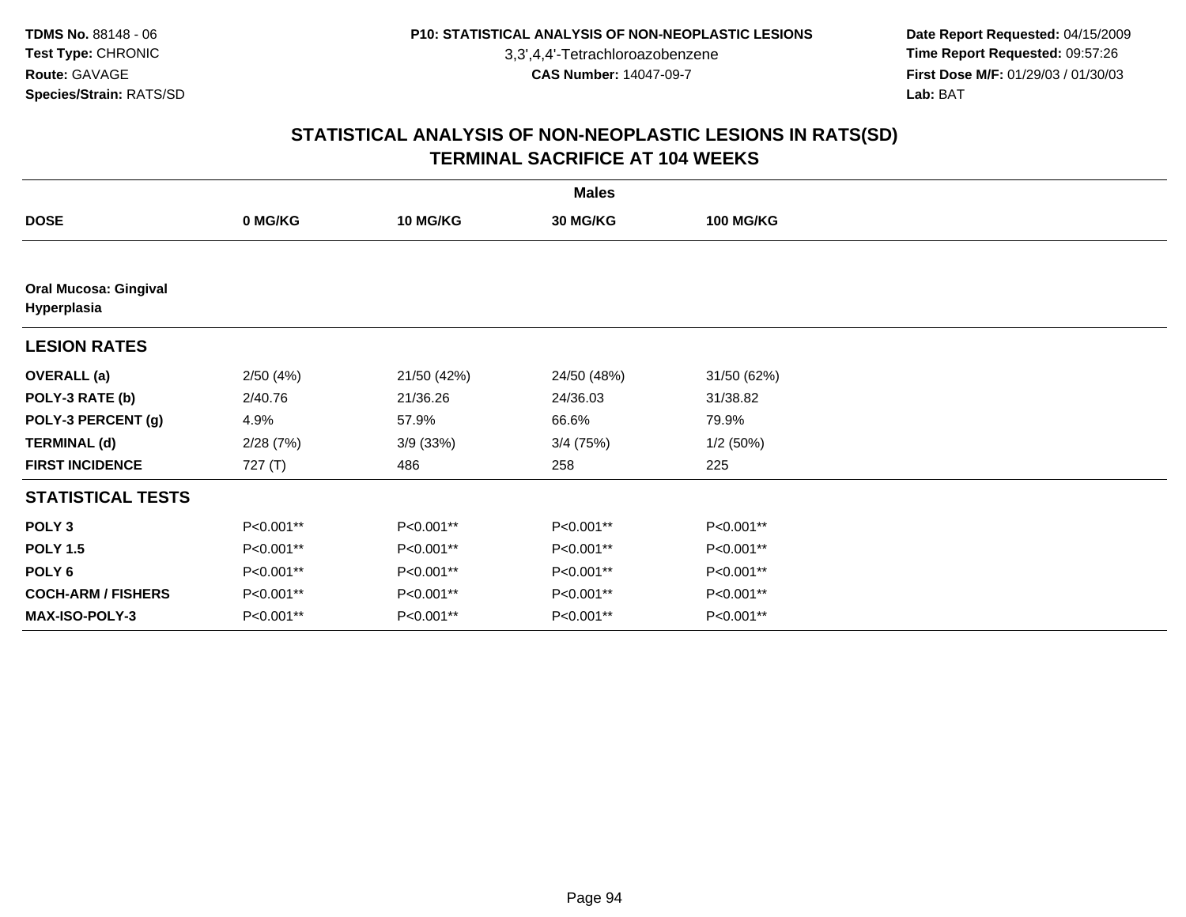TDMS No. 88148 - 06
Test Type: CHRONIC
Route: GAVAGE
Species/Strain: RATS/SD

P10: STATISTICAL ANALYSIS OF NON-NEOPLASTIC LESIONS
3,3',4,4'-Tetrachloroazobenzene
CAS Number: 14047-09-7

Date Report Requested: 04/15/2009
Time Report Requested: 09:57:26
First Dose M/F: 01/29/03 / 01/30/03
Lab: BAT

## STATISTICAL ANALYSIS OF NON-NEOPLASTIC LESIONS IN RATS(SD)
## TERMINAL SACRIFICE AT 104 WEEKS

| | Males | | | |
|---|---|---|---|---|
| **DOSE** | **0 MG/KG** | **10 MG/KG** | **30 MG/KG** | **100 MG/KG** |
| **Oral Mucosa: Gingival Hyperplasia** | | | | |
| **LESION RATES** | | | | |
| **OVERALL (a)** | 2/50 (4%) | 21/50 (42%) | 24/50 (48%) | 31/50 (62%) |
| **POLY-3 RATE (b)** | 2/40.76 | 21/36.26 | 24/36.03 | 31/38.82 |
| **POLY-3 PERCENT (g)** | 4.9% | 57.9% | 66.6% | 79.9% |
| **TERMINAL (d)** | 2/28 (7%) | 3/9 (33%) | 3/4 (75%) | 1/2 (50%) |
| **FIRST INCIDENCE** | 727 (T) | 486 | 258 | 225 |
| **STATISTICAL TESTS** | | | | |
| **POLY 3** | P<0.001** | P<0.001** | P<0.001** | P<0.001** |
| **POLY 1.5** | P<0.001** | P<0.001** | P<0.001** | P<0.001** |
| **POLY 6** | P<0.001** | P<0.001** | P<0.001** | P<0.001** |
| **COCH-ARM / FISHERS** | P<0.001** | P<0.001** | P<0.001** | P<0.001** |
| **MAX-ISO-POLY-3** | P<0.001** | P<0.001** | P<0.001** | P<0.001** |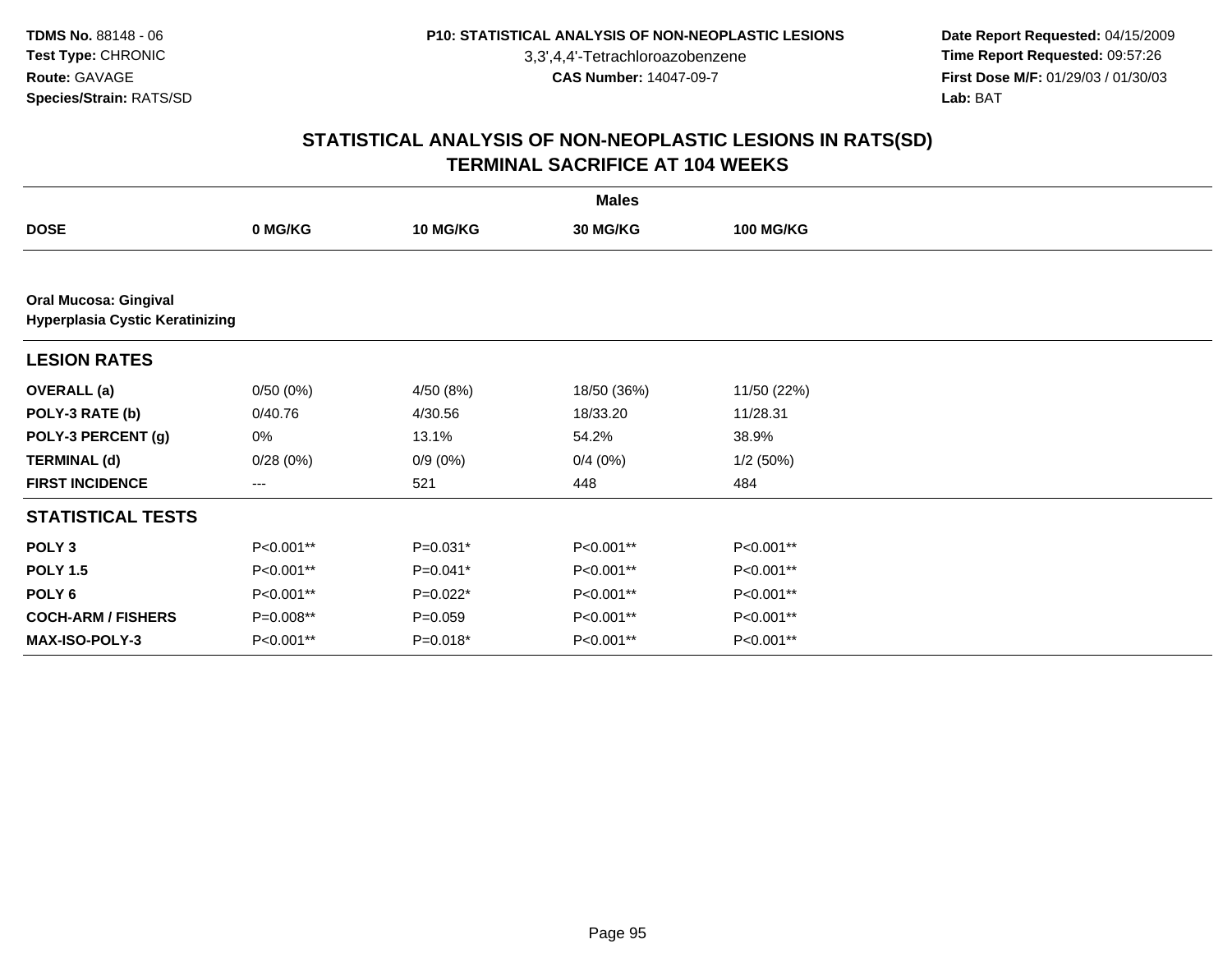**TDMS No.** 88148 - 06
**Test Type:** CHRONIC
**Route:** GAVAGE
**Species/Strain:** RATS/SD

**P10: STATISTICAL ANALYSIS OF NON-NEOPLASTIC LESIONS**
3,3',4,4'-Tetrachloroazobenzene
**CAS Number:** 14047-09-7

**Date Report Requested:** 04/15/2009
**Time Report Requested:** 09:57:26
**First Dose M/F:** 01/29/03 / 01/30/03
**Lab:** BAT

## STATISTICAL ANALYSIS OF NON-NEOPLASTIC LESIONS IN RATS(SD)
## TERMINAL SACRIFICE AT 104 WEEKS

| | Males | | | |
|---|---|---|---|---|
| **DOSE** | **0 MG/KG** | **10 MG/KG** | **30 MG/KG** | **100 MG/KG** |
| **Oral Mucosa: Gingival** **Hyperplasia Cystic Keratinizing** | | | | |
| **LESION RATES** | | | | |
| **OVERALL (a)** | 0/50 (0%) | 4/50 (8%) | 18/50 (36%) | 11/50 (22%) |
| **POLY-3 RATE (b)** | 0/40.76 | 4/30.56 | 18/33.20 | 11/28.31 |
| **POLY-3 PERCENT (g)** | 0% | 13.1% | 54.2% | 38.9% |
| **TERMINAL (d)** | 0/28 (0%) | 0/9 (0%) | 0/4 (0%) | 1/2 (50%) |
| **FIRST INCIDENCE** | --- | 521 | 448 | 484 |
| **STATISTICAL TESTS** | | | | |
| **POLY 3** | P<0.001** | P=0.031* | P<0.001** | P<0.001** |
| **POLY 1.5** | P<0.001** | P=0.041* | P<0.001** | P<0.001** |
| **POLY 6** | P<0.001** | P=0.022* | P<0.001** | P<0.001** |
| **COCH-ARM / FISHERS** | P=0.008** | P=0.059 | P<0.001** | P<0.001** |
| **MAX-ISO-POLY-3** | P<0.001** | P=0.018* | P<0.001** | P<0.001** |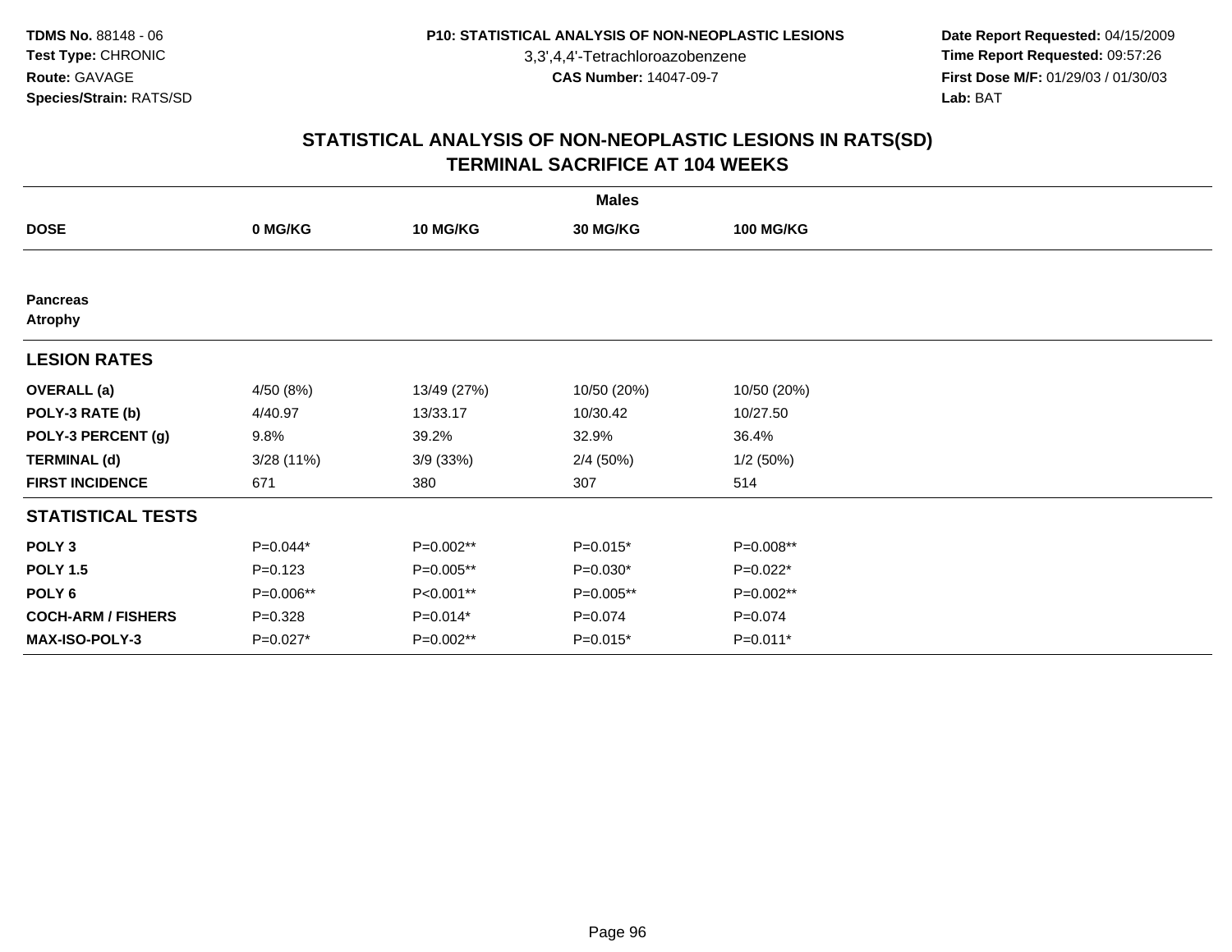# STATISTICAL ANALYSIS OF NON-NEOPLASTIC LESIONS IN RATS(SD)
## TERMINAL SACRIFICE AT 104 WEEKS

| | Males | | | |
|---|---|---|---|---|
| **DOSE** | **0 MG/KG** | **10 MG/KG** | **30 MG/KG** | **100 MG/KG** |
| **Pancreas** | | | | |
| **Atrophy** | | | | |
| **LESION RATES** | | | | |
| **OVERALL (a)** | 4/50 (8%) | 13/49 (27%) | 10/50 (20%) | 10/50 (20%) |
| **POLY-3 RATE (b)** | 4/40.97 | 13/33.17 | 10/30.42 | 10/27.50 |
| **POLY-3 PERCENT (g)** | 9.8% | 39.2% | 32.9% | 36.4% |
| **TERMINAL (d)** | 3/28 (11%) | 3/9 (33%) | 2/4 (50%) | 1/2 (50%) |
| **FIRST INCIDENCE** | 671 | 380 | 307 | 514 |
| **STATISTICAL TESTS** | | | | |
| **POLY 3** | P=0.044* | P=0.002** | P=0.015* | P=0.008** |
| **POLY 1.5** | P=0.123 | P=0.005** | P=0.030* | P=0.022* |
| **POLY 6** | P=0.006** | P<0.001** | P=0.005** | P=0.002** |
| **COCH-ARM / FISHERS** | P=0.328 | P=0.014* | P=0.074 | P=0.074 |
| **MAX-ISO-POLY-3** | P=0.027* | P=0.002** | P=0.015* | P=0.011* |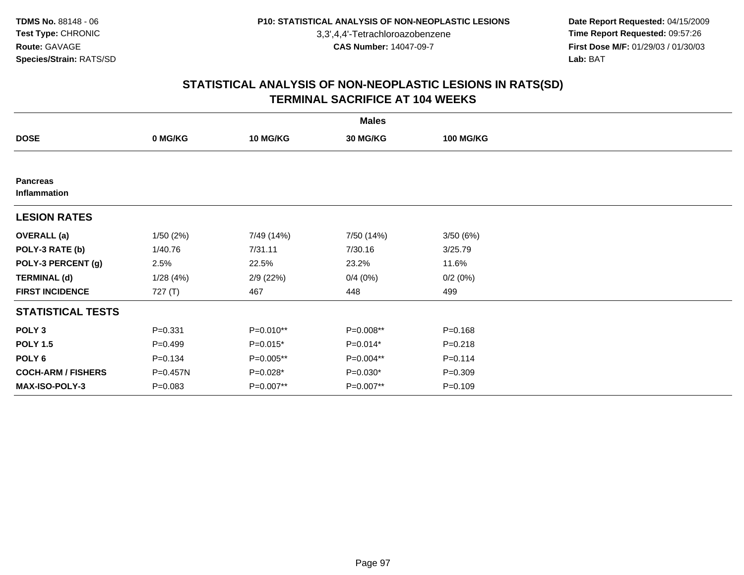TDMS No. 88148 - 06
Test Type: CHRONIC
Route: GAVAGE
Species/Strain: RATS/SD

P10: STATISTICAL ANALYSIS OF NON-NEOPLASTIC LESIONS
3,3',4,4'-Tetrachloroazobenzene
CAS Number: 14047-09-7

Date Report Requested: 04/15/2009
Time Report Requested: 09:57:26
First Dose M/F: 01/29/03 / 01/30/03
Lab: BAT

## STATISTICAL ANALYSIS OF NON-NEOPLASTIC LESIONS IN RATS(SD)
## TERMINAL SACRIFICE AT 104 WEEKS

| | Males | | | |
|---|---|---|---|---|
| **DOSE** | **0 MG/KG** | **10 MG/KG** | **30 MG/KG** | **100 MG/KG** |
| **Pancreas**<br>**Inflammation** | | | | |
| **LESION RATES** | | | | |
| **OVERALL (a)** | 1/50 (2%) | 7/49 (14%) | 7/50 (14%) | 3/50 (6%) |
| **POLY-3 RATE (b)** | 1/40.76 | 7/31.11 | 7/30.16 | 3/25.79 |
| **POLY-3 PERCENT (g)** | 2.5% | 22.5% | 23.2% | 11.6% |
| **TERMINAL (d)** | 1/28 (4%) | 2/9 (22%) | 0/4 (0%) | 0/2 (0%) |
| **FIRST INCIDENCE** | 727 (T) | 467 | 448 | 499 |
| **STATISTICAL TESTS** | | | | |
| **POLY 3** | P=0.331 | P=0.010** | P=0.008** | P=0.168 |
| **POLY 1.5** | P=0.499 | P=0.015* | P=0.014* | P=0.218 |
| **POLY 6** | P=0.134 | P=0.005** | P=0.004** | P=0.114 |
| **COCH-ARM / FISHERS** | P=0.457N | P=0.028* | P=0.030* | P=0.309 |
| **MAX-ISO-POLY-3** | P=0.083 | P=0.007** | P=0.007** | P=0.109 |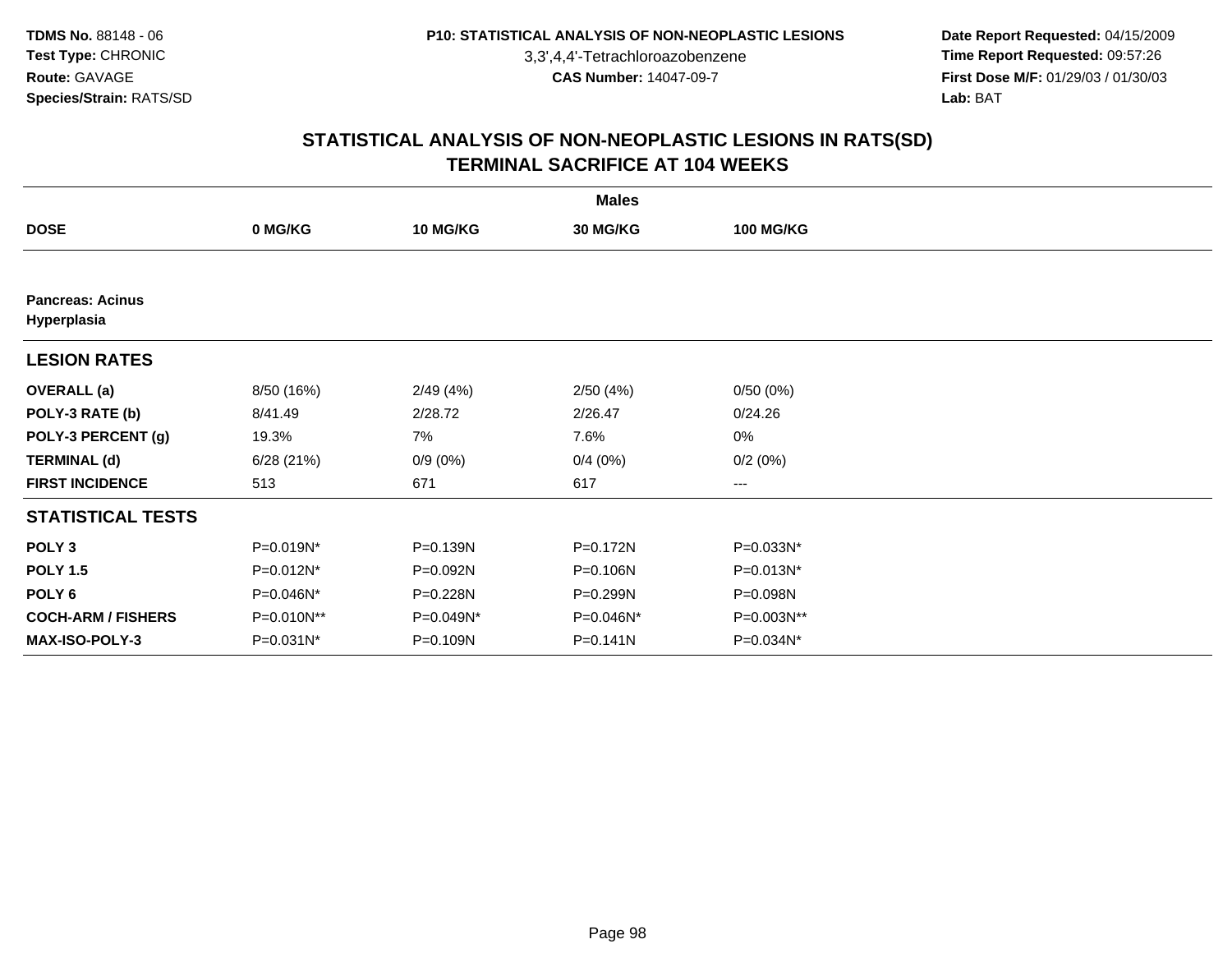## STATISTICAL ANALYSIS OF NON-NEOPLASTIC LESIONS IN RATS(SD) TERMINAL SACRIFICE AT 104 WEEKS

| | Males | | | |
|---|---|---|---|---|
| **DOSE** | **0 MG/KG** | **10 MG/KG** | **30 MG/KG** | **100 MG/KG** |
| **Pancreas: Acinus Hyperplasia** | | | | |
| **LESION RATES** | | | | |
| **OVERALL (a)** | 8/50 (16%) | 2/49 (4%) | 2/50 (4%) | 0/50 (0%) |
| **POLY-3 RATE (b)** | 8/41.49 | 2/28.72 | 2/26.47 | 0/24.26 |
| **POLY-3 PERCENT (g)** | 19.3% | 7% | 7.6% | 0% |
| **TERMINAL (d)** | 6/28 (21%) | 0/9 (0%) | 0/4 (0%) | 0/2 (0%) |
| **FIRST INCIDENCE** | 513 | 671 | 617 | --- |
| **STATISTICAL TESTS** | | | | |
| **POLY 3** | P=0.019N* | P=0.139N | P=0.172N | P=0.033N* |
| **POLY 1.5** | P=0.012N* | P=0.092N | P=0.106N | P=0.013N* |
| **POLY 6** | P=0.046N* | P=0.228N | P=0.299N | P=0.098N |
| **COCH-ARM / FISHERS** | P=0.010N** | P=0.049N* | P=0.046N* | P=0.003N** |
| **MAX-ISO-POLY-3** | P=0.031N* | P=0.109N | P=0.141N | P=0.034N* |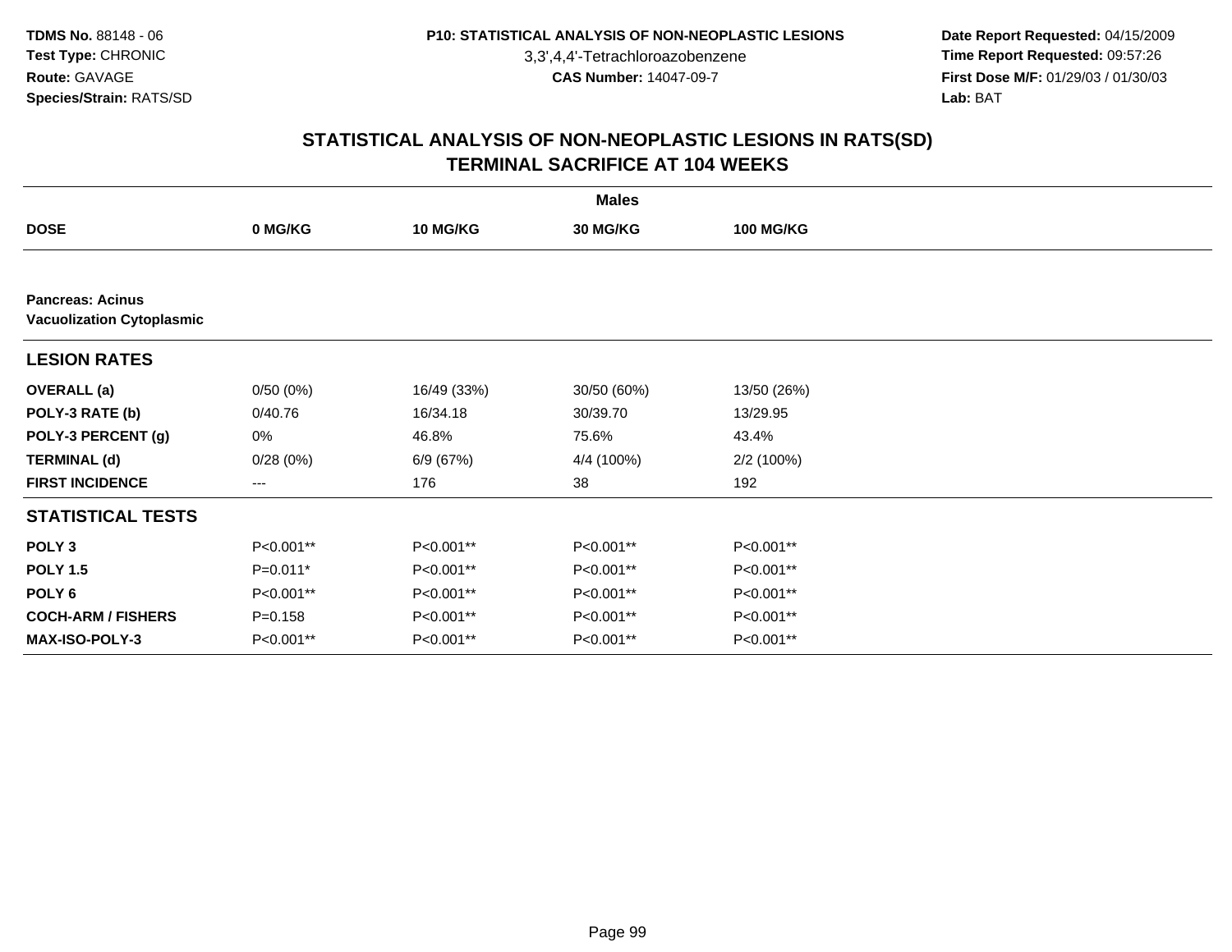**TDMS No.** 88148 - 06
**Test Type:** CHRONIC
**Route:** GAVAGE
**Species/Strain:** RATS/SD

**P10: STATISTICAL ANALYSIS OF NON-NEOPLASTIC LESIONS**
3,3',4,4'-Tetrachloroazobenzene
**CAS Number:** 14047-09-7

**Date Report Requested:** 04/15/2009
**Time Report Requested:** 09:57:26
**First Dose M/F:** 01/29/03 / 01/30/03
**Lab:** BAT

## STATISTICAL ANALYSIS OF NON-NEOPLASTIC LESIONS IN RATS(SD)
## TERMINAL SACRIFICE AT 104 WEEKS

| | Males | | | |
|---|---|---|---|---|
| **DOSE** | **0 MG/KG** | **10 MG/KG** | **30 MG/KG** | **100 MG/KG** |
| **Pancreas: Acinus** | | | | |
| **Vacuolization Cytoplasmic** | | | | |
| **LESION RATES** | | | | |
| **OVERALL (a)** | 0/50 (0%) | 16/49 (33%) | 30/50 (60%) | 13/50 (26%) |
| **POLY-3 RATE (b)** | 0/40.76 | 16/34.18 | 30/39.70 | 13/29.95 |
| **POLY-3 PERCENT (g)** | 0% | 46.8% | 75.6% | 43.4% |
| **TERMINAL (d)** | 0/28 (0%) | 6/9 (67%) | 4/4 (100%) | 2/2 (100%) |
| **FIRST INCIDENCE** | --- | 176 | 38 | 192 |
| **STATISTICAL TESTS** | | | | |
| **POLY 3** | P<0.001** | P<0.001** | P<0.001** | P<0.001** |
| **POLY 1.5** | P=0.011* | P<0.001** | P<0.001** | P<0.001** |
| **POLY 6** | P<0.001** | P<0.001** | P<0.001** | P<0.001** |
| **COCH-ARM / FISHERS** | P=0.158 | P<0.001** | P<0.001** | P<0.001** |
| **MAX-ISO-POLY-3** | P<0.001** | P<0.001** | P<0.001** | P<0.001** |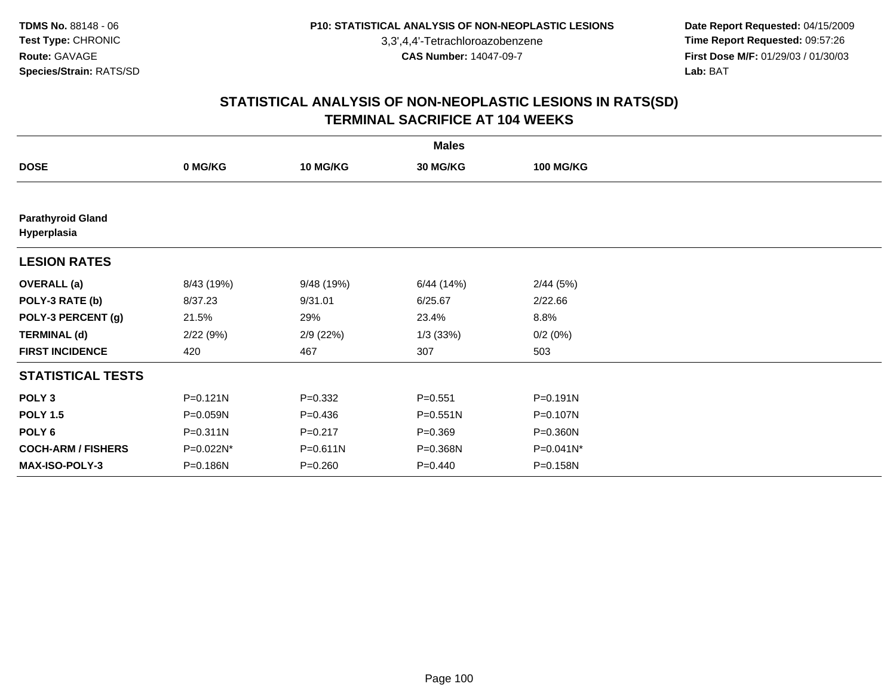## STATISTICAL ANALYSIS OF NON-NEOPLASTIC LESIONS IN RATS(SD)
## TERMINAL SACRIFICE AT 104 WEEKS

| | Males | | | |
|---|---|---|---|---|
| **DOSE** | **0 MG/KG** | **10 MG/KG** | **30 MG/KG** | **100 MG/KG** |
| **Parathyroid Gland** | | | | |
| **Hyperplasia** | | | | |
| **LESION RATES** | | | | |
| **OVERALL (a)** | 8/43 (19%) | 9/48 (19%) | 6/44 (14%) | 2/44 (5%) |
| **POLY-3 RATE (b)** | 8/37.23 | 9/31.01 | 6/25.67 | 2/22.66 |
| **POLY-3 PERCENT (g)** | 21.5% | 29% | 23.4% | 8.8% |
| **TERMINAL (d)** | 2/22 (9%) | 2/9 (22%) | 1/3 (33%) | 0/2 (0%) |
| **FIRST INCIDENCE** | 420 | 467 | 307 | 503 |
| **STATISTICAL TESTS** | | | | |
| **POLY 3** | P=0.121N | P=0.332 | P=0.551 | P=0.191N |
| **POLY 1.5** | P=0.059N | P=0.436 | P=0.551N | P=0.107N |
| **POLY 6** | P=0.311N | P=0.217 | P=0.369 | P=0.360N |
| **COCH-ARM / FISHERS** | P=0.022N* | P=0.611N | P=0.368N | P=0.041N* |
| **MAX-ISO-POLY-3** | P=0.186N | P=0.260 | P=0.440 | P=0.158N |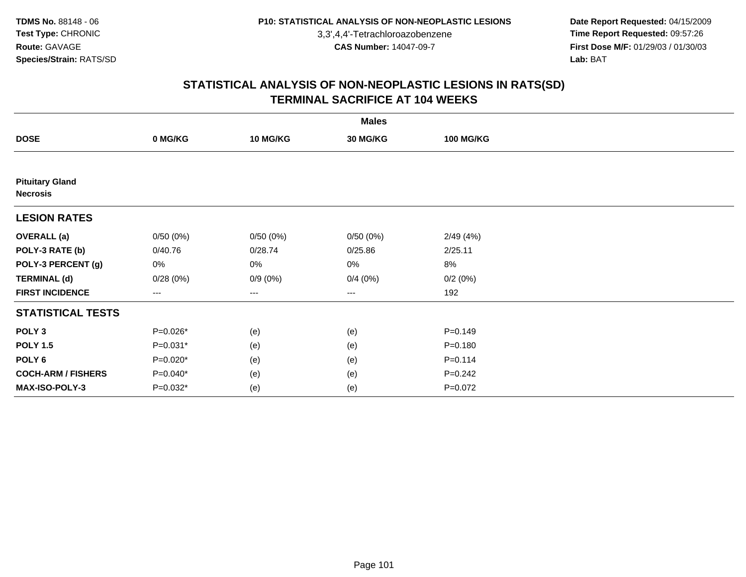# STATISTICAL ANALYSIS OF NON-NEOPLASTIC LESIONS IN RATS(SD)
## TERMINAL SACRIFICE AT 104 WEEKS

| | Males | | | |
|---|---|---|---|---|
| **DOSE** | **0 MG/KG** | **10 MG/KG** | **30 MG/KG** | **100 MG/KG** |
| **Pituitary Gland Necrosis** | | | | |
| **LESION RATES** | | | | |
| **OVERALL (a)** | 0/50 (0%) | 0/50 (0%) | 0/50 (0%) | 2/49 (4%) |
| **POLY-3 RATE (b)** | 0/40.76 | 0/28.74 | 0/25.86 | 2/25.11 |
| **POLY-3 PERCENT (g)** | 0% | 0% | 0% | 8% |
| **TERMINAL (d)** | 0/28 (0%) | 0/9 (0%) | 0/4 (0%) | 0/2 (0%) |
| **FIRST INCIDENCE** | --- | --- | --- | 192 |
| **STATISTICAL TESTS** | | | | |
| **POLY 3** | P=0.026* | (e) | (e) | P=0.149 |
| **POLY 1.5** | P=0.031* | (e) | (e) | P=0.180 |
| **POLY 6** | P=0.020* | (e) | (e) | P=0.114 |
| **COCH-ARM / FISHERS** | P=0.040* | (e) | (e) | P=0.242 |
| **MAX-ISO-POLY-3** | P=0.032* | (e) | (e) | P=0.072 |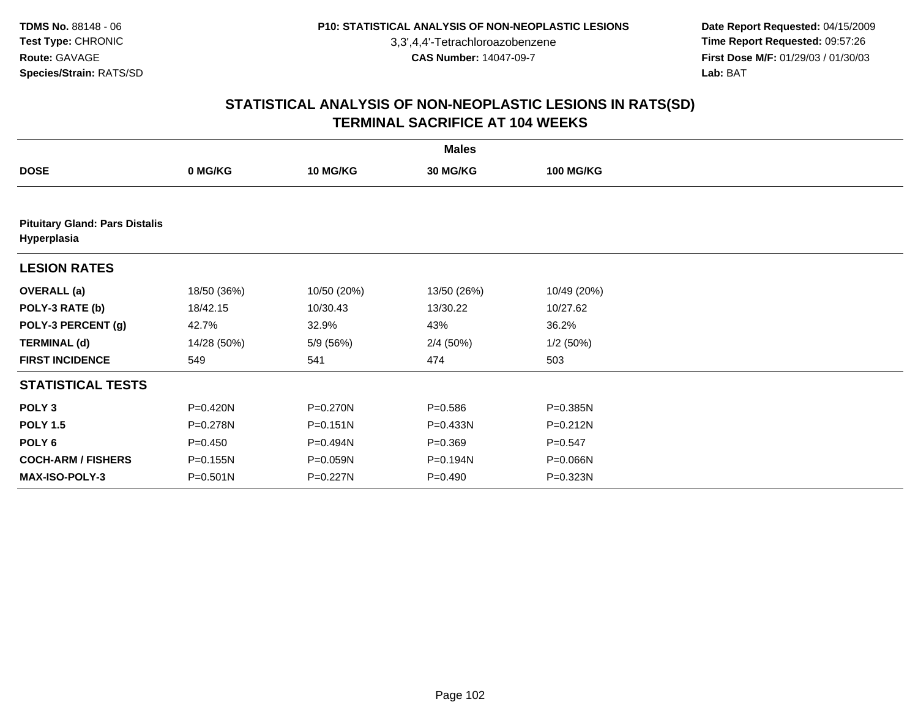**TDMS No.** 88148 - 06
**Test Type:** CHRONIC
**Route:** GAVAGE
**Species/Strain:** RATS/SD

**P10: STATISTICAL ANALYSIS OF NON-NEOPLASTIC LESIONS**
3,3',4,4'-Tetrachloroazobenzene
**CAS Number:** 14047-09-7

**Date Report Requested:** 04/15/2009
**Time Report Requested:** 09:57:26
**First Dose M/F:** 01/29/03 / 01/30/03
**Lab:** BAT

## STATISTICAL ANALYSIS OF NON-NEOPLASTIC LESIONS IN RATS(SD) TERMINAL SACRIFICE AT 104 WEEKS

| | Males | | | |
|---|---|---|---|---|
| **DOSE** | **0 MG/KG** | **10 MG/KG** | **30 MG/KG** | **100 MG/KG** |
| **Pituitary Gland: Pars Distalis Hyperplasia** | | | | |
| **LESION RATES** | | | | |
| **OVERALL (a)** | 18/50 (36%) | 10/50 (20%) | 13/50 (26%) | 10/49 (20%) |
| **POLY-3 RATE (b)** | 18/42.15 | 10/30.43 | 13/30.22 | 10/27.62 |
| **POLY-3 PERCENT (g)** | 42.7% | 32.9% | 43% | 36.2% |
| **TERMINAL (d)** | 14/28 (50%) | 5/9 (56%) | 2/4 (50%) | 1/2 (50%) |
| **FIRST INCIDENCE** | 549 | 541 | 474 | 503 |
| **STATISTICAL TESTS** | | | | |
| **POLY 3** | P=0.420N | P=0.270N | P=0.586 | P=0.385N |
| **POLY 1.5** | P=0.278N | P=0.151N | P=0.433N | P=0.212N |
| **POLY 6** | P=0.450 | P=0.494N | P=0.369 | P=0.547 |
| **COCH-ARM / FISHERS** | P=0.155N | P=0.059N | P=0.194N | P=0.066N |
| **MAX-ISO-POLY-3** | P=0.501N | P=0.227N | P=0.490 | P=0.323N |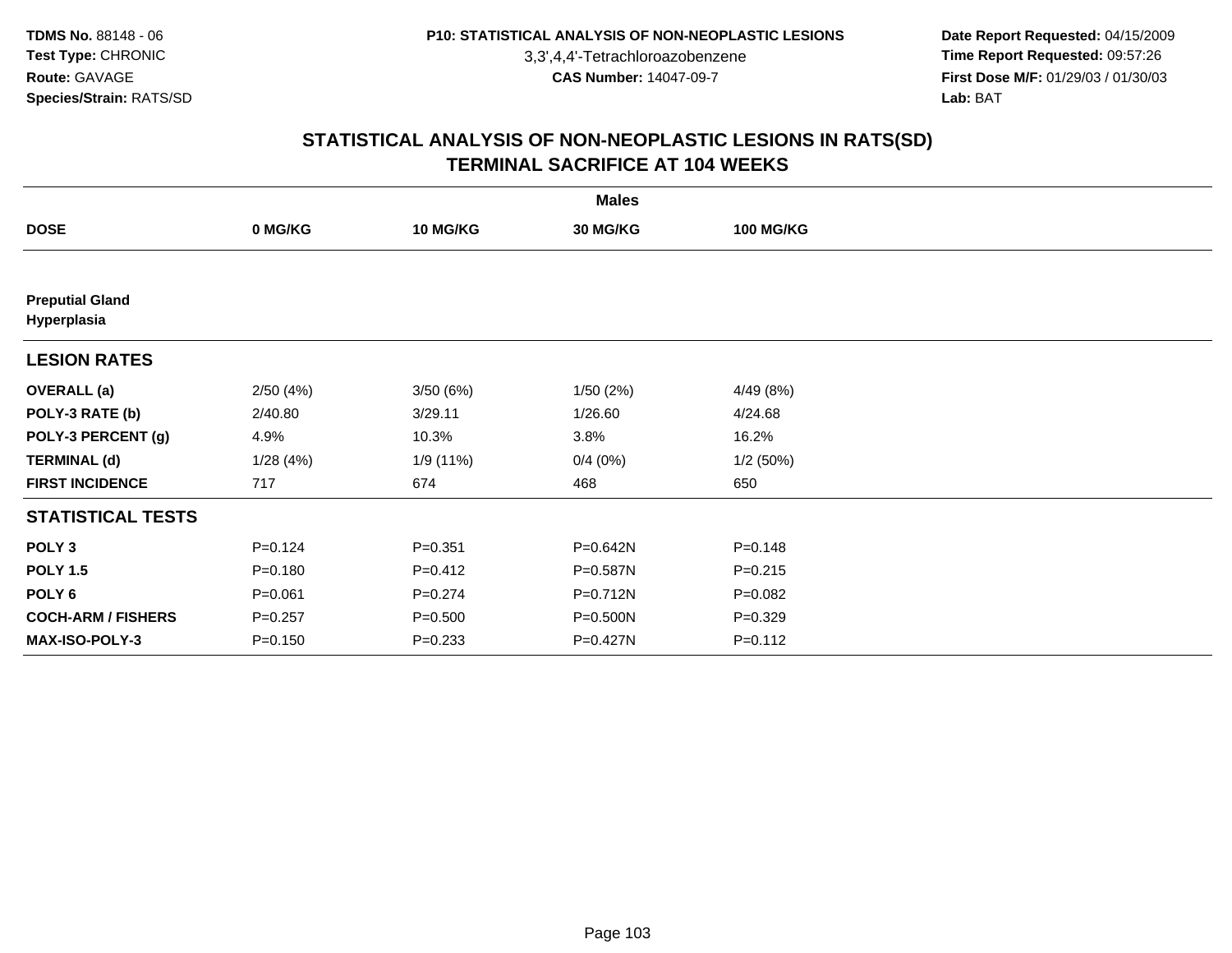TDMS No. 88148 - 06
Test Type: CHRONIC
Route: GAVAGE
Species/Strain: RATS/SD

P10: STATISTICAL ANALYSIS OF NON-NEOPLASTIC LESIONS
3,3',4,4'-Tetrachloroazobenzene
CAS Number: 14047-09-7

Date Report Requested: 04/15/2009
Time Report Requested: 09:57:26
First Dose M/F: 01/29/03 / 01/30/03
Lab: BAT

## STATISTICAL ANALYSIS OF NON-NEOPLASTIC LESIONS IN RATS(SD)
## TERMINAL SACRIFICE AT 104 WEEKS

| | Males | | | |
|---|---|---|---|---|
| **DOSE** | **0 MG/KG** | **10 MG/KG** | **30 MG/KG** | **100 MG/KG** |
| **Preputial Gland Hyperplasia** | | | | |
| **LESION RATES** | | | | |
| **OVERALL (a)** | 2/50 (4%) | 3/50 (6%) | 1/50 (2%) | 4/49 (8%) |
| **POLY-3 RATE (b)** | 2/40.80 | 3/29.11 | 1/26.60 | 4/24.68 |
| **POLY-3 PERCENT (g)** | 4.9% | 10.3% | 3.8% | 16.2% |
| **TERMINAL (d)** | 1/28 (4%) | 1/9 (11%) | 0/4 (0%) | 1/2 (50%) |
| **FIRST INCIDENCE** | 717 | 674 | 468 | 650 |
| **STATISTICAL TESTS** | | | | |
| **POLY 3** | P=0.124 | P=0.351 | P=0.642N | P=0.148 |
| **POLY 1.5** | P=0.180 | P=0.412 | P=0.587N | P=0.215 |
| **POLY 6** | P=0.061 | P=0.274 | P=0.712N | P=0.082 |
| **COCH-ARM / FISHERS** | P=0.257 | P=0.500 | P=0.500N | P=0.329 |
| **MAX-ISO-POLY-3** | P=0.150 | P=0.233 | P=0.427N | P=0.112 |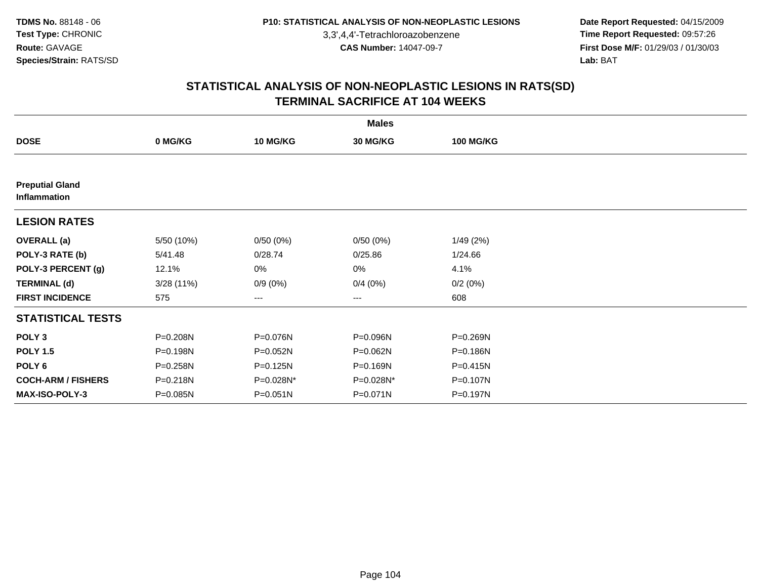TDMS No. 88148 - 06
Test Type: CHRONIC
Route: GAVAGE
Species/Strain: RATS/SD

P10: STATISTICAL ANALYSIS OF NON-NEOPLASTIC LESIONS
3,3',4,4'-Tetrachloroazobenzene
CAS Number: 14047-09-7

Date Report Requested: 04/15/2009
Time Report Requested: 09:57:26
First Dose M/F: 01/29/03 / 01/30/03
Lab: BAT

## STATISTICAL ANALYSIS OF NON-NEOPLASTIC LESIONS IN RATS(SD)
## TERMINAL SACRIFICE AT 104 WEEKS

| | Males | | | |
|---|---|---|---|---|
| **DOSE** | **0 MG/KG** | **10 MG/KG** | **30 MG/KG** | **100 MG/KG** |
| **Preputial Gland Inflammation** | | | | |
| **LESION RATES** | | | | |
| **OVERALL (a)** | 5/50 (10%) | 0/50 (0%) | 0/50 (0%) | 1/49 (2%) |
| **POLY-3 RATE (b)** | 5/41.48 | 0/28.74 | 0/25.86 | 1/24.66 |
| **POLY-3 PERCENT (g)** | 12.1% | 0% | 0% | 4.1% |
| **TERMINAL (d)** | 3/28 (11%) | 0/9 (0%) | 0/4 (0%) | 0/2 (0%) |
| **FIRST INCIDENCE** | 575 | --- | --- | 608 |
| **STATISTICAL TESTS** | | | | |
| **POLY 3** | P=0.208N | P=0.076N | P=0.096N | P=0.269N |
| **POLY 1.5** | P=0.198N | P=0.052N | P=0.062N | P=0.186N |
| **POLY 6** | P=0.258N | P=0.125N | P=0.169N | P=0.415N |
| **COCH-ARM / FISHERS** | P=0.218N | P=0.028N* | P=0.028N* | P=0.107N |
| **MAX-ISO-POLY-3** | P=0.085N | P=0.051N | P=0.071N | P=0.197N |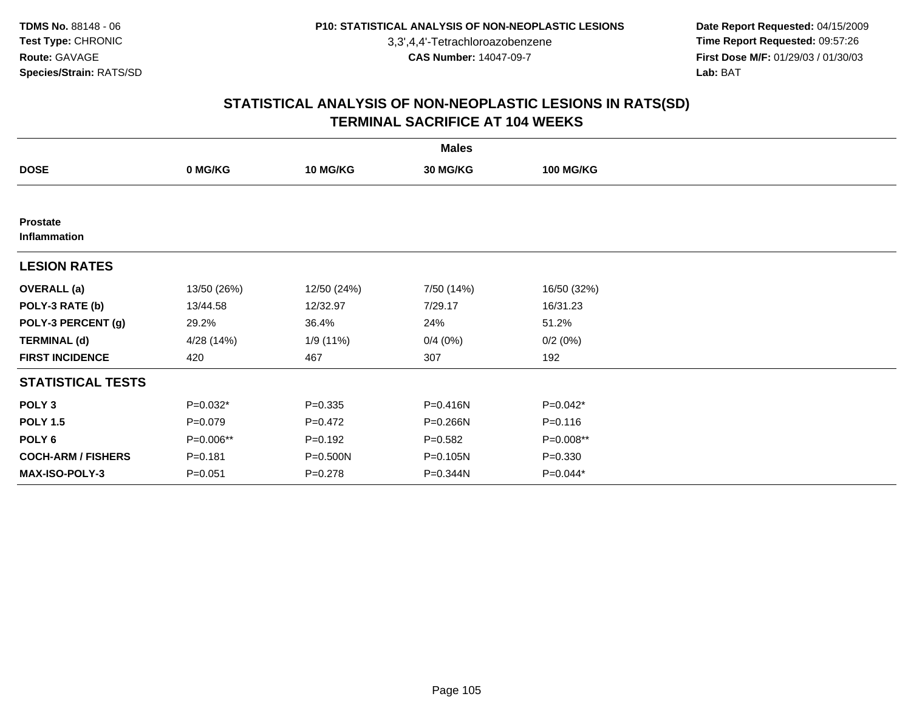**TDMS No.** 88148 - 06
**Test Type:** CHRONIC
**Route:** GAVAGE
**Species/Strain:** RATS/SD

**P10: STATISTICAL ANALYSIS OF NON-NEOPLASTIC LESIONS**
3,3',4,4'-Tetrachloroazobenzene
**CAS Number:** 14047-09-7

**Date Report Requested:** 04/15/2009
**Time Report Requested:** 09:57:26
**First Dose M/F:** 01/29/03 / 01/30/03
**Lab:** BAT

# STATISTICAL ANALYSIS OF NON-NEOPLASTIC LESIONS IN RATS(SD)
# TERMINAL SACRIFICE AT 104 WEEKS

| | Males | | | |
|---|---|---|---|---|
| **DOSE** | **0 MG/KG** | **10 MG/KG** | **30 MG/KG** | **100 MG/KG** |
| **Prostate** | | | | |
| **Inflammation** | | | | |
| **LESION RATES** | | | | |
| **OVERALL (a)** | 13/50 (26%) | 12/50 (24%) | 7/50 (14%) | 16/50 (32%) |
| **POLY-3 RATE (b)** | 13/44.58 | 12/32.97 | 7/29.17 | 16/31.23 |
| **POLY-3 PERCENT (g)** | 29.2% | 36.4% | 24% | 51.2% |
| **TERMINAL (d)** | 4/28 (14%) | 1/9 (11%) | 0/4 (0%) | 0/2 (0%) |
| **FIRST INCIDENCE** | 420 | 467 | 307 | 192 |
| **STATISTICAL TESTS** | | | | |
| **POLY 3** | P=0.032* | P=0.335 | P=0.416N | P=0.042* |
| **POLY 1.5** | P=0.079 | P=0.472 | P=0.266N | P=0.116 |
| **POLY 6** | P=0.006** | P=0.192 | P=0.582 | P=0.008** |
| **COCH-ARM / FISHERS** | P=0.181 | P=0.500N | P=0.105N | P=0.330 |
| **MAX-ISO-POLY-3** | P=0.051 | P=0.278 | P=0.344N | P=0.044* |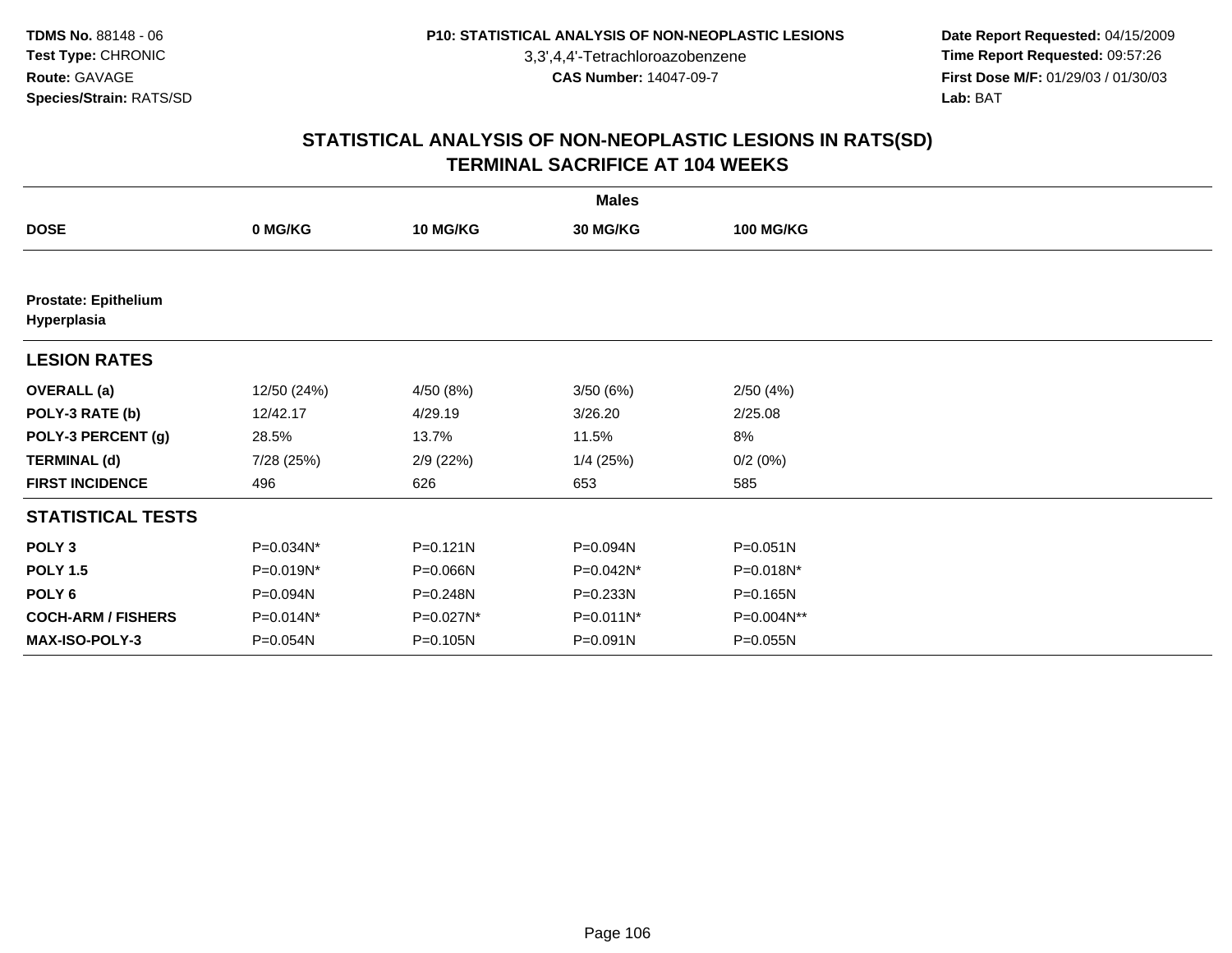TDMS No. 88148 - 06
Test Type: CHRONIC
Route: GAVAGE
Species/Strain: RATS/SD

P10: STATISTICAL ANALYSIS OF NON-NEOPLASTIC LESIONS
3,3',4,4'-Tetrachloroazobenzene
CAS Number: 14047-09-7

Date Report Requested: 04/15/2009
Time Report Requested: 09:57:26
First Dose M/F: 01/29/03 / 01/30/03
Lab: BAT

## STATISTICAL ANALYSIS OF NON-NEOPLASTIC LESIONS IN RATS(SD)
## TERMINAL SACRIFICE AT 104 WEEKS

| | Males | | | |
|---|---|---|---|---|
| **DOSE** | **0 MG/KG** | **10 MG/KG** | **30 MG/KG** | **100 MG/KG** |
| **Prostate: Epithelium Hyperplasia** | | | | |
| **LESION RATES** | | | | |
| **OVERALL (a)** | 12/50 (24%) | 4/50 (8%) | 3/50 (6%) | 2/50 (4%) |
| **POLY-3 RATE (b)** | 12/42.17 | 4/29.19 | 3/26.20 | 2/25.08 |
| **POLY-3 PERCENT (g)** | 28.5% | 13.7% | 11.5% | 8% |
| **TERMINAL (d)** | 7/28 (25%) | 2/9 (22%) | 1/4 (25%) | 0/2 (0%) |
| **FIRST INCIDENCE** | 496 | 626 | 653 | 585 |
| **STATISTICAL TESTS** | | | | |
| **POLY 3** | P=0.034N* | P=0.121N | P=0.094N | P=0.051N |
| **POLY 1.5** | P=0.019N* | P=0.066N | P=0.042N* | P=0.018N* |
| **POLY 6** | P=0.094N | P=0.248N | P=0.233N | P=0.165N |
| **COCH-ARM / FISHERS** | P=0.014N* | P=0.027N* | P=0.011N* | P=0.004N** |
| **MAX-ISO-POLY-3** | P=0.054N | P=0.105N | P=0.091N | P=0.055N |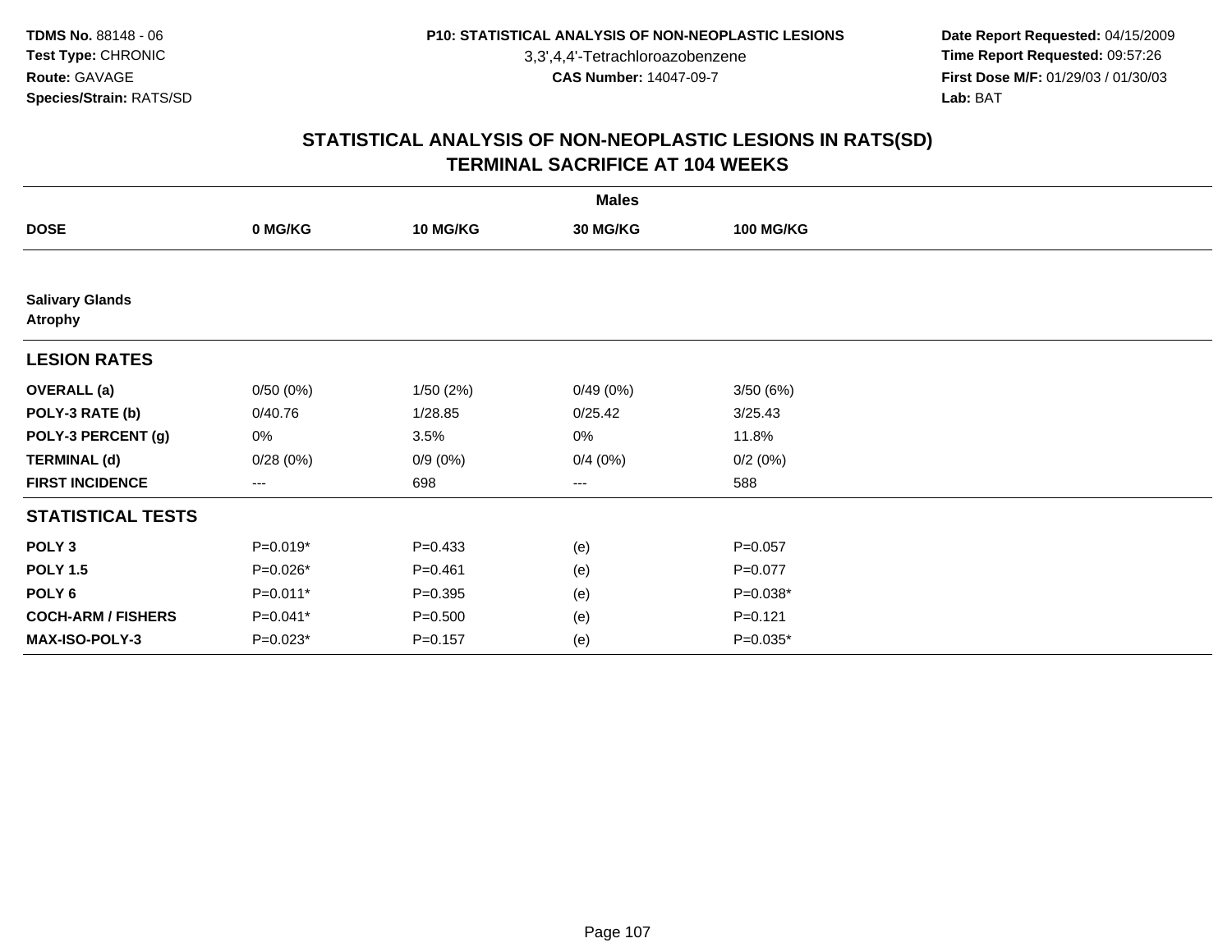**TDMS No.** 88148 - 06
**Test Type:** CHRONIC
**Route:** GAVAGE
**Species/Strain:** RATS/SD

**P10: STATISTICAL ANALYSIS OF NON-NEOPLASTIC LESIONS**
3,3',4,4'-Tetrachloroazobenzene
**CAS Number:** 14047-09-7

**Date Report Requested:** 04/15/2009
**Time Report Requested:** 09:57:26
**First Dose M/F:** 01/29/03 / 01/30/03
**Lab:** BAT

## STATISTICAL ANALYSIS OF NON-NEOPLASTIC LESIONS IN RATS(SD)
## TERMINAL SACRIFICE AT 104 WEEKS

| | Males | | | |
|---|---|---|---|---|
| **DOSE** | **0 MG/KG** | **10 MG/KG** | **30 MG/KG** | **100 MG/KG** |
| **Salivary Glands** | | | | |
| **Atrophy** | | | | |
| **LESION RATES** | | | | |
| **OVERALL (a)** | 0/50 (0%) | 1/50 (2%) | 0/49 (0%) | 3/50 (6%) |
| **POLY-3 RATE (b)** | 0/40.76 | 1/28.85 | 0/25.42 | 3/25.43 |
| **POLY-3 PERCENT (g)** | 0% | 3.5% | 0% | 11.8% |
| **TERMINAL (d)** | 0/28 (0%) | 0/9 (0%) | 0/4 (0%) | 0/2 (0%) |
| **FIRST INCIDENCE** | --- | 698 | --- | 588 |
| **STATISTICAL TESTS** | | | | |
| **POLY 3** | P=0.019* | P=0.433 | (e) | P=0.057 |
| **POLY 1.5** | P=0.026* | P=0.461 | (e) | P=0.077 |
| **POLY 6** | P=0.011* | P=0.395 | (e) | P=0.038* |
| **COCH-ARM / FISHERS** | P=0.041* | P=0.500 | (e) | P=0.121 |
| **MAX-ISO-POLY-3** | P=0.023* | P=0.157 | (e) | P=0.035* |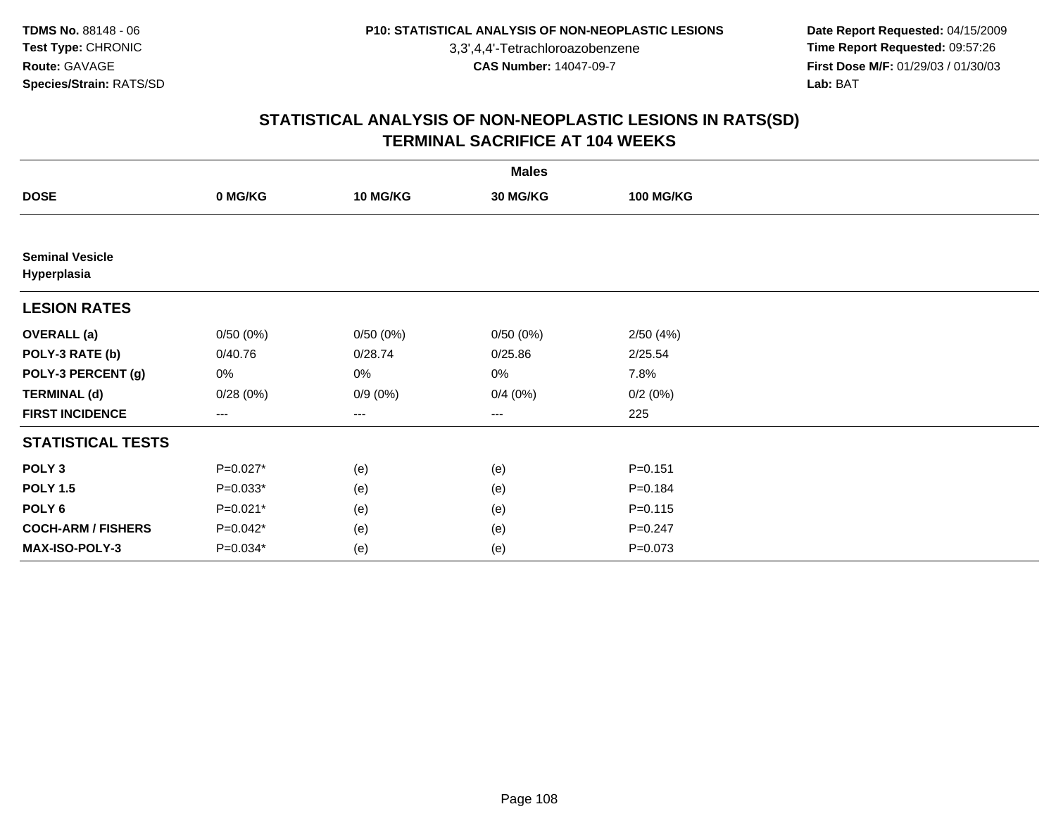**TDMS No.** 88148 - 06
**Test Type:** CHRONIC
**Route:** GAVAGE
**Species/Strain:** RATS/SD

**P10: STATISTICAL ANALYSIS OF NON-NEOPLASTIC LESIONS**
3,3',4,4'-Tetrachloroazobenzene
**CAS Number:** 14047-09-7

**Date Report Requested:** 04/15/2009
**Time Report Requested:** 09:57:26
**First Dose M/F:** 01/29/03 / 01/30/03
**Lab:** BAT

## STATISTICAL ANALYSIS OF NON-NEOPLASTIC LESIONS IN RATS(SD) TERMINAL SACRIFICE AT 104 WEEKS

| | Males | | | |
|---|---|---|---|---|
| **DOSE** | **0 MG/KG** | **10 MG/KG** | **30 MG/KG** | **100 MG/KG** |
| **Seminal Vesicle Hyperplasia** | | | | |
| **LESION RATES** | | | | |
| **OVERALL (a)** | 0/50 (0%) | 0/50 (0%) | 0/50 (0%) | 2/50 (4%) |
| **POLY-3 RATE (b)** | 0/40.76 | 0/28.74 | 0/25.86 | 2/25.54 |
| **POLY-3 PERCENT (g)** | 0% | 0% | 0% | 7.8% |
| **TERMINAL (d)** | 0/28 (0%) | 0/9 (0%) | 0/4 (0%) | 0/2 (0%) |
| **FIRST INCIDENCE** | --- | --- | --- | 225 |
| **STATISTICAL TESTS** | | | | |
| **POLY 3** | P=0.027* | (e) | (e) | P=0.151 |
| **POLY 1.5** | P=0.033* | (e) | (e) | P=0.184 |
| **POLY 6** | P=0.021* | (e) | (e) | P=0.115 |
| **COCH-ARM / FISHERS** | P=0.042* | (e) | (e) | P=0.247 |
| **MAX-ISO-POLY-3** | P=0.034* | (e) | (e) | P=0.073 |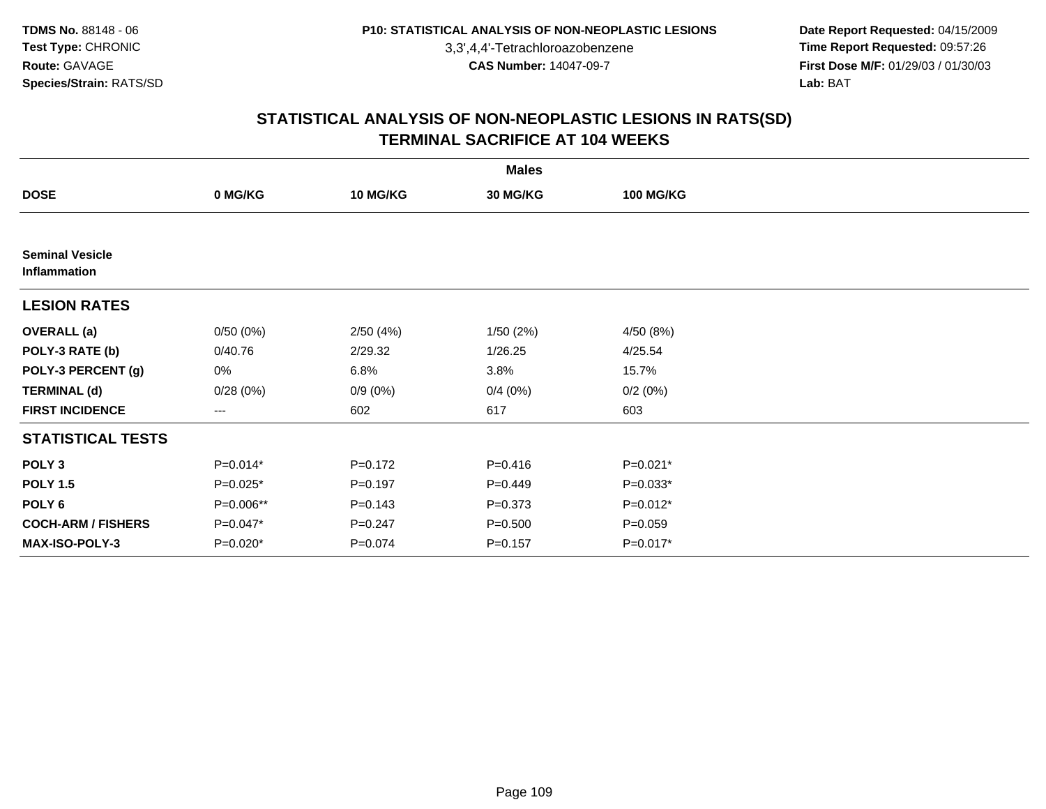**TDMS No.** 88148 - 06
**Test Type:** CHRONIC
**Route:** GAVAGE
**Species/Strain:** RATS/SD

**P10: STATISTICAL ANALYSIS OF NON-NEOPLASTIC LESIONS**
3,3',4,4'-Tetrachloroazobenzene
**CAS Number:** 14047-09-7

**Date Report Requested:** 04/15/2009
**Time Report Requested:** 09:57:26
**First Dose M/F:** 01/29/03 / 01/30/03
**Lab:** BAT

## STATISTICAL ANALYSIS OF NON-NEOPLASTIC LESIONS IN RATS(SD)
## TERMINAL SACRIFICE AT 104 WEEKS

| | Males | | | |
|---|---|---|---|---|
| **DOSE** | **0 MG/KG** | **10 MG/KG** | **30 MG/KG** | **100 MG/KG** |
| **Seminal Vesicle Inflammation** | | | | |
| **LESION RATES** | | | | |
| **OVERALL (a)** | 0/50 (0%) | 2/50 (4%) | 1/50 (2%) | 4/50 (8%) |
| **POLY-3 RATE (b)** | 0/40.76 | 2/29.32 | 1/26.25 | 4/25.54 |
| **POLY-3 PERCENT (g)** | 0% | 6.8% | 3.8% | 15.7% |
| **TERMINAL (d)** | 0/28 (0%) | 0/9 (0%) | 0/4 (0%) | 0/2 (0%) |
| **FIRST INCIDENCE** | --- | 602 | 617 | 603 |
| **STATISTICAL TESTS** | | | | |
| **POLY 3** | P=0.014* | P=0.172 | P=0.416 | P=0.021* |
| **POLY 1.5** | P=0.025* | P=0.197 | P=0.449 | P=0.033* |
| **POLY 6** | P=0.006** | P=0.143 | P=0.373 | P=0.012* |
| **COCH-ARM / FISHERS** | P=0.047* | P=0.247 | P=0.500 | P=0.059 |
| **MAX-ISO-POLY-3** | P=0.020* | P=0.074 | P=0.157 | P=0.017* |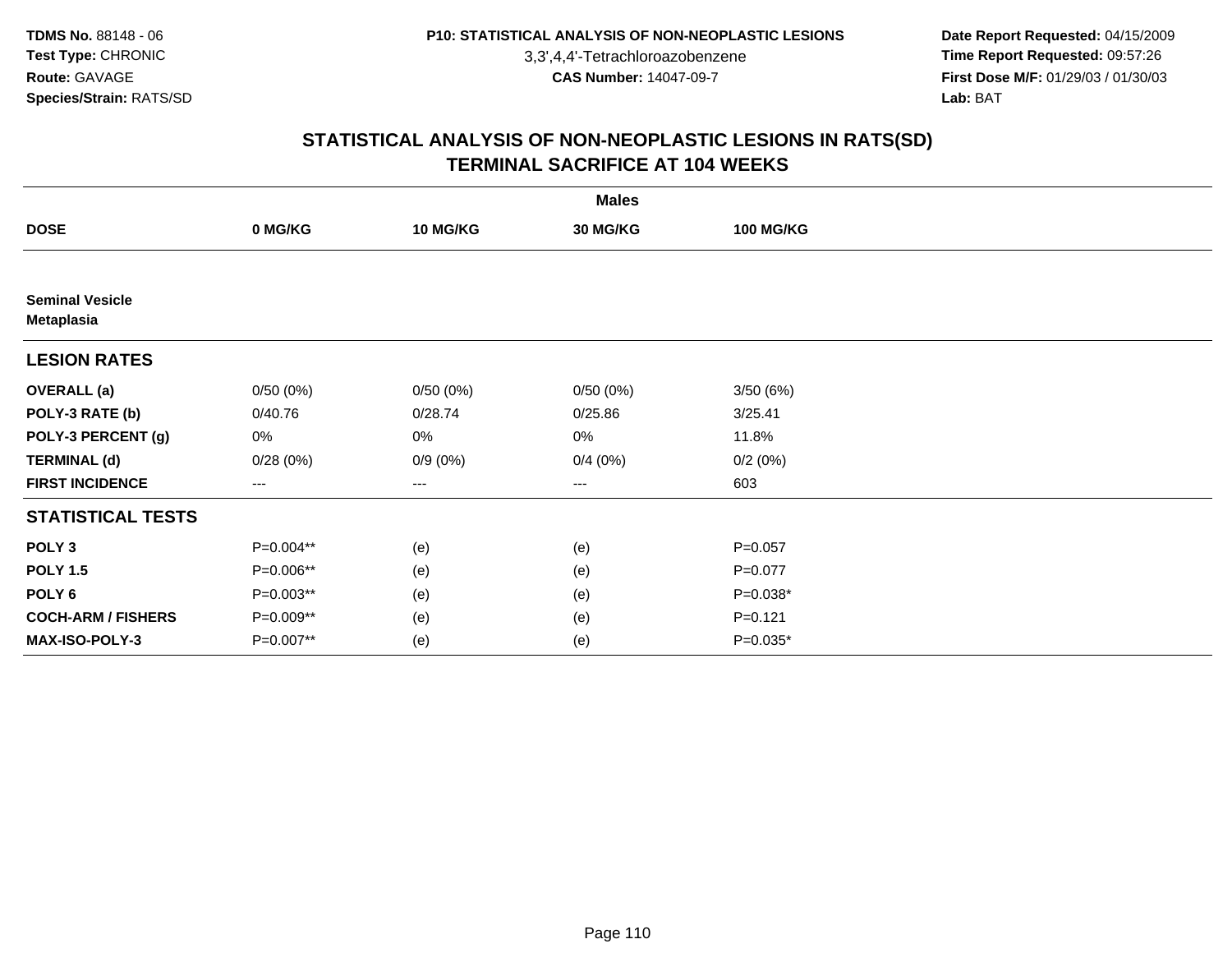# STATISTICAL ANALYSIS OF NON-NEOPLASTIC LESIONS IN RATS(SD)
## TERMINAL SACRIFICE AT 104 WEEKS

| | Males | | | |
|---|---|---|---|---|
| **DOSE** | **0 MG/KG** | **10 MG/KG** | **30 MG/KG** | **100 MG/KG** |
| **Seminal Vesicle Metaplasia** | | | | |
| **LESION RATES** | | | | |
| **OVERALL (a)** | 0/50 (0%) | 0/50 (0%) | 0/50 (0%) | 3/50 (6%) |
| **POLY-3 RATE (b)** | 0/40.76 | 0/28.74 | 0/25.86 | 3/25.41 |
| **POLY-3 PERCENT (g)** | 0% | 0% | 0% | 11.8% |
| **TERMINAL (d)** | 0/28 (0%) | 0/9 (0%) | 0/4 (0%) | 0/2 (0%) |
| **FIRST INCIDENCE** | --- | --- | --- | 603 |
| **STATISTICAL TESTS** | | | | |
| **POLY 3** | P=0.004** | (e) | (e) | P=0.057 |
| **POLY 1.5** | P=0.006** | (e) | (e) | P=0.077 |
| **POLY 6** | P=0.003** | (e) | (e) | P=0.038* |
| **COCH-ARM / FISHERS** | P=0.009** | (e) | (e) | P=0.121 |
| **MAX-ISO-POLY-3** | P=0.007** | (e) | (e) | P=0.035* |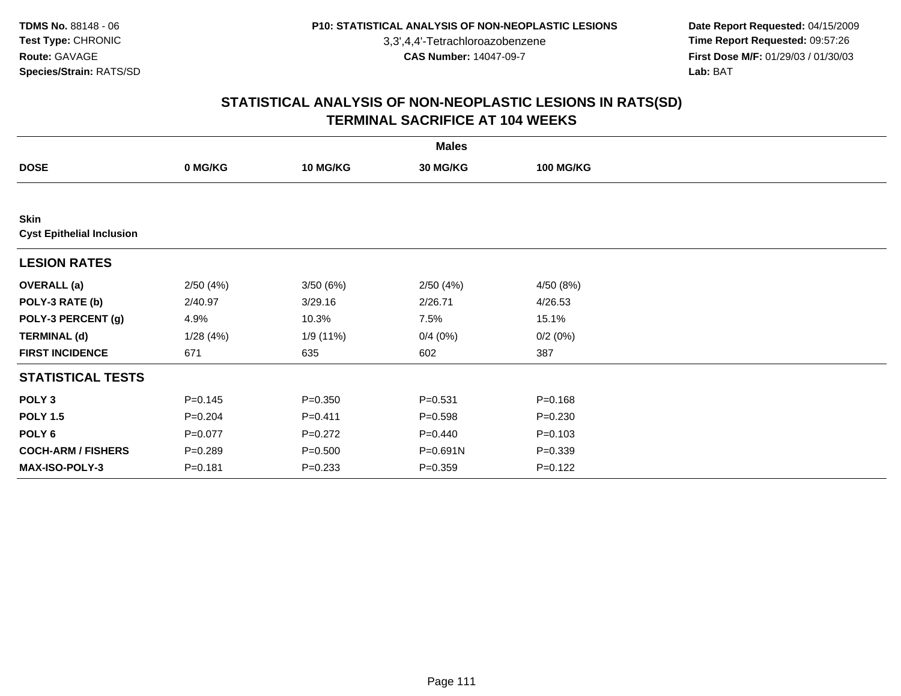**TDMS No.** 88148 - 06
**Test Type:** CHRONIC
**Route:** GAVAGE
**Species/Strain:** RATS/SD

**P10: STATISTICAL ANALYSIS OF NON-NEOPLASTIC LESIONS**
3,3',4,4'-Tetrachloroazobenzene
**CAS Number:** 14047-09-7

**Date Report Requested:** 04/15/2009
**Time Report Requested:** 09:57:26
**First Dose M/F:** 01/29/03 / 01/30/03
**Lab:** BAT

## STATISTICAL ANALYSIS OF NON-NEOPLASTIC LESIONS IN RATS(SD)
## TERMINAL SACRIFICE AT 104 WEEKS

| | Males | | | |
|---|---|---|---|---|
| **DOSE** | **0 MG/KG** | **10 MG/KG** | **30 MG/KG** | **100 MG/KG** |
| **Skin** | | | | |
| **Cyst Epithelial Inclusion** | | | | |
| **LESION RATES** | | | | |
| **OVERALL (a)** | 2/50 (4%) | 3/50 (6%) | 2/50 (4%) | 4/50 (8%) |
| **POLY-3 RATE (b)** | 2/40.97 | 3/29.16 | 2/26.71 | 4/26.53 |
| **POLY-3 PERCENT (g)** | 4.9% | 10.3% | 7.5% | 15.1% |
| **TERMINAL (d)** | 1/28 (4%) | 1/9 (11%) | 0/4 (0%) | 0/2 (0%) |
| **FIRST INCIDENCE** | 671 | 635 | 602 | 387 |
| **STATISTICAL TESTS** | | | | |
| **POLY 3** | P=0.145 | P=0.350 | P=0.531 | P=0.168 |
| **POLY 1.5** | P=0.204 | P=0.411 | P=0.598 | P=0.230 |
| **POLY 6** | P=0.077 | P=0.272 | P=0.440 | P=0.103 |
| **COCH-ARM / FISHERS** | P=0.289 | P=0.500 | P=0.691N | P=0.339 |
| **MAX-ISO-POLY-3** | P=0.181 | P=0.233 | P=0.359 | P=0.122 |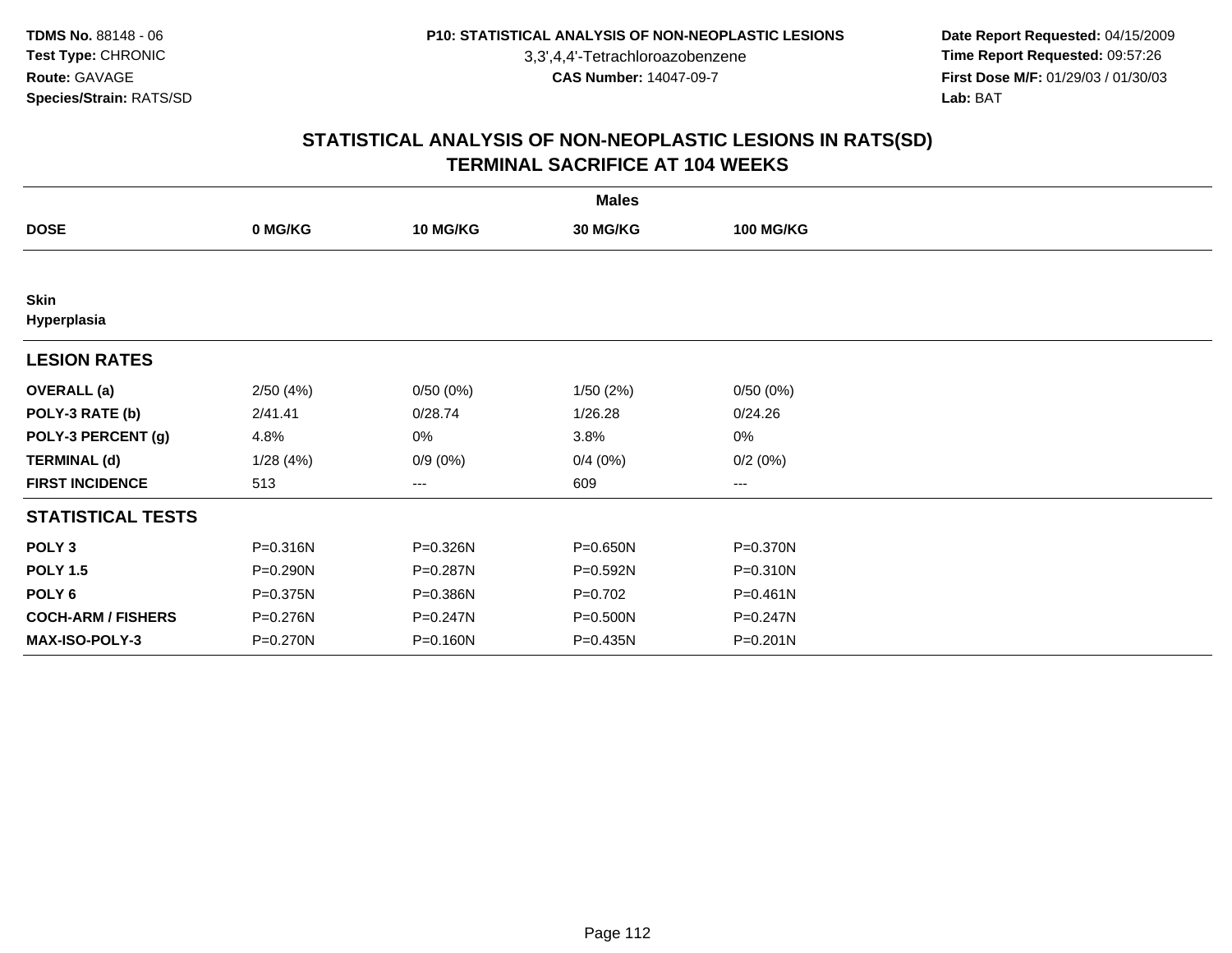TDMS No. 88148 - 06
Test Type: CHRONIC
Route: GAVAGE
Species/Strain: RATS/SD

P10: STATISTICAL ANALYSIS OF NON-NEOPLASTIC LESIONS
3,3',4,4'-Tetrachloroazobenzene
CAS Number: 14047-09-7

Date Report Requested: 04/15/2009
Time Report Requested: 09:57:26
First Dose M/F: 01/29/03 / 01/30/03
Lab: BAT

## STATISTICAL ANALYSIS OF NON-NEOPLASTIC LESIONS IN RATS(SD)
## TERMINAL SACRIFICE AT 104 WEEKS

| | Males | | | |
|---|---|---|---|---|
| **DOSE** | **0 MG/KG** | **10 MG/KG** | **30 MG/KG** | **100 MG/KG** |
| **Skin** | | | | |
| **Hyperplasia** | | | | |
| **LESION RATES** | | | | |
| **OVERALL (a)** | 2/50 (4%) | 0/50 (0%) | 1/50 (2%) | 0/50 (0%) |
| **POLY-3 RATE (b)** | 2/41.41 | 0/28.74 | 1/26.28 | 0/24.26 |
| **POLY-3 PERCENT (g)** | 4.8% | 0% | 3.8% | 0% |
| **TERMINAL (d)** | 1/28 (4%) | 0/9 (0%) | 0/4 (0%) | 0/2 (0%) |
| **FIRST INCIDENCE** | 513 | --- | 609 | --- |
| **STATISTICAL TESTS** | | | | |
| **POLY 3** | P=0.316N | P=0.326N | P=0.650N | P=0.370N |
| **POLY 1.5** | P=0.290N | P=0.287N | P=0.592N | P=0.310N |
| **POLY 6** | P=0.375N | P=0.386N | P=0.702 | P=0.461N |
| **COCH-ARM / FISHERS** | P=0.276N | P=0.247N | P=0.500N | P=0.247N |
| **MAX-ISO-POLY-3** | P=0.270N | P=0.160N | P=0.435N | P=0.201N |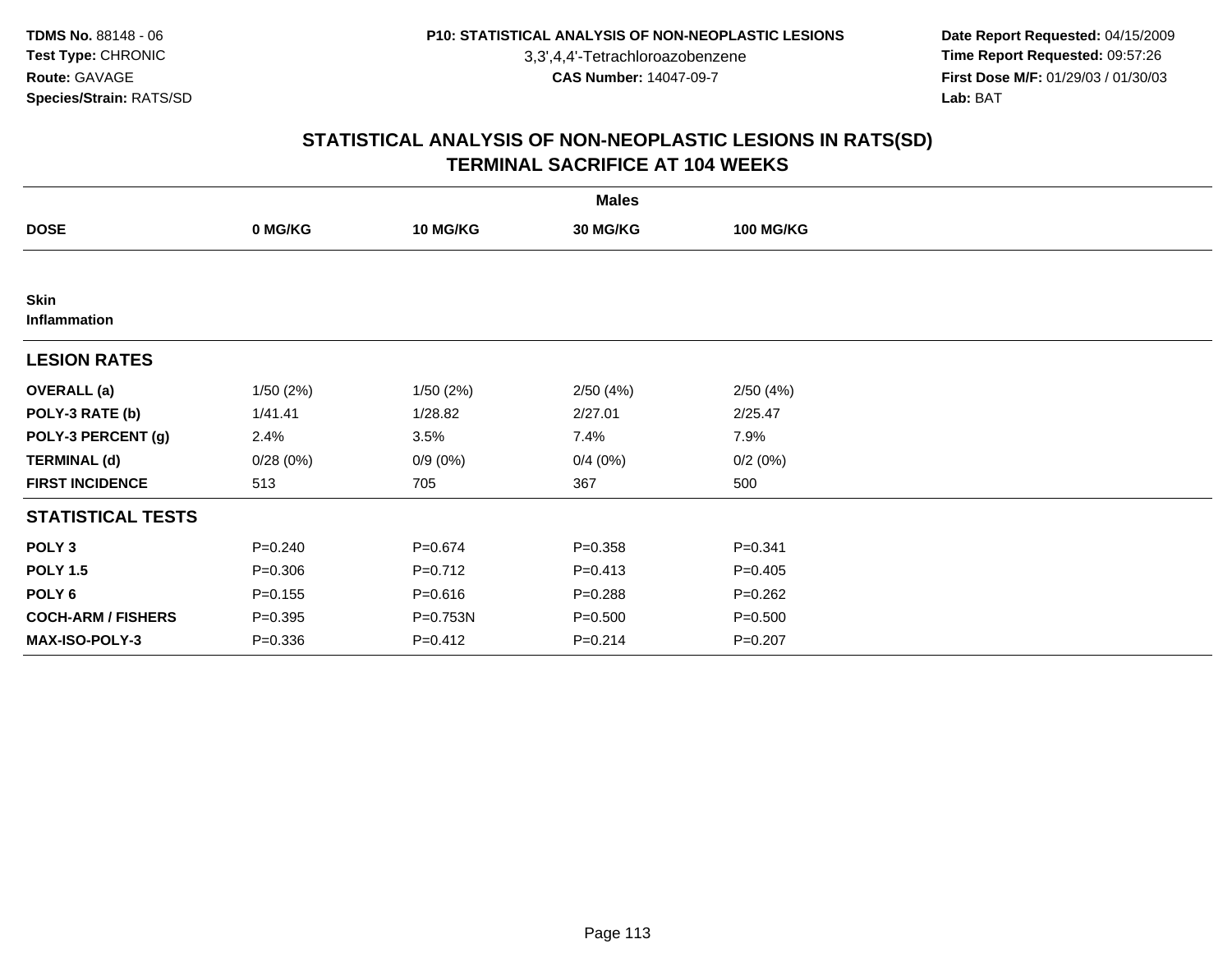TDMS No. 88148 - 06
Test Type: CHRONIC
Route: GAVAGE
Species/Strain: RATS/SD

P10: STATISTICAL ANALYSIS OF NON-NEOPLASTIC LESIONS
3,3',4,4'-Tetrachloroazobenzene
CAS Number: 14047-09-7

Date Report Requested: 04/15/2009
Time Report Requested: 09:57:26
First Dose M/F: 01/29/03 / 01/30/03
Lab: BAT

## STATISTICAL ANALYSIS OF NON-NEOPLASTIC LESIONS IN RATS(SD)
## TERMINAL SACRIFICE AT 104 WEEKS

| | Males | | | |
|---|---|---|---|---|
| **DOSE** | **0 MG/KG** | **10 MG/KG** | **30 MG/KG** | **100 MG/KG** |
| **Skin** | | | | |
| **Inflammation** | | | | |
| **LESION RATES** | | | | |
| **OVERALL (a)** | 1/50 (2%) | 1/50 (2%) | 2/50 (4%) | 2/50 (4%) |
| **POLY-3 RATE (b)** | 1/41.41 | 1/28.82 | 2/27.01 | 2/25.47 |
| **POLY-3 PERCENT (g)** | 2.4% | 3.5% | 7.4% | 7.9% |
| **TERMINAL (d)** | 0/28 (0%) | 0/9 (0%) | 0/4 (0%) | 0/2 (0%) |
| **FIRST INCIDENCE** | 513 | 705 | 367 | 500 |
| **STATISTICAL TESTS** | | | | |
| **POLY 3** | P=0.240 | P=0.674 | P=0.358 | P=0.341 |
| **POLY 1.5** | P=0.306 | P=0.712 | P=0.413 | P=0.405 |
| **POLY 6** | P=0.155 | P=0.616 | P=0.288 | P=0.262 |
| **COCH-ARM / FISHERS** | P=0.395 | P=0.753N | P=0.500 | P=0.500 |
| **MAX-ISO-POLY-3** | P=0.336 | P=0.412 | P=0.214 | P=0.207 |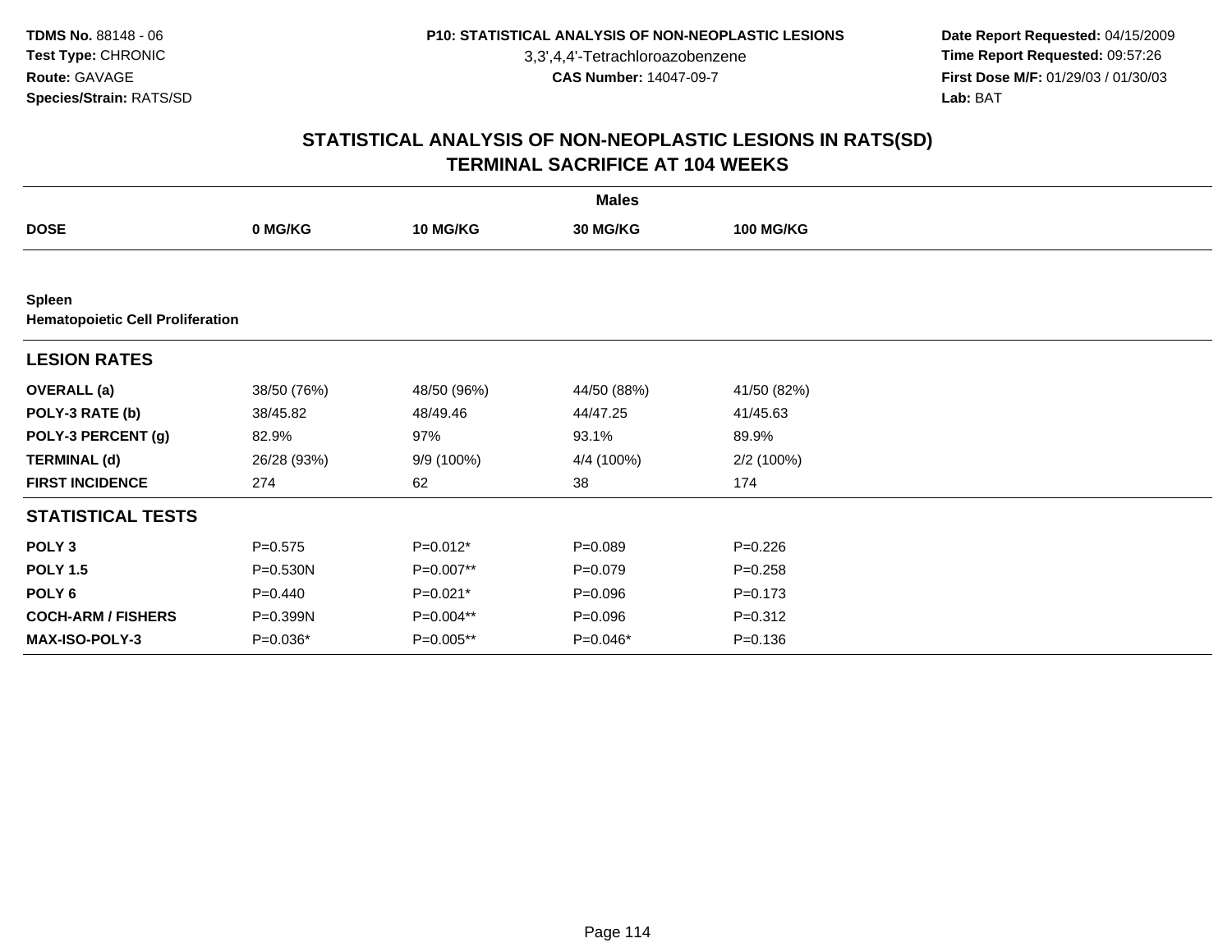# STATISTICAL ANALYSIS OF NON-NEOPLASTIC LESIONS IN RATS(SD)
## TERMINAL SACRIFICE AT 104 WEEKS

| | Males | | | |
|---|---|---|---|---|
| **DOSE** | **0 MG/KG** | **10 MG/KG** | **30 MG/KG** | **100 MG/KG** |
| **Spleen** | | | | |
| **Hematopoietic Cell Proliferation** | | | | |
| **LESION RATES** | | | | |
| **OVERALL (a)** | 38/50 (76%) | 48/50 (96%) | 44/50 (88%) | 41/50 (82%) |
| **POLY-3 RATE (b)** | 38/45.82 | 48/49.46 | 44/47.25 | 41/45.63 |
| **POLY-3 PERCENT (g)** | 82.9% | 97% | 93.1% | 89.9% |
| **TERMINAL (d)** | 26/28 (93%) | 9/9 (100%) | 4/4 (100%) | 2/2 (100%) |
| **FIRST INCIDENCE** | 274 | 62 | 38 | 174 |
| **STATISTICAL TESTS** | | | | |
| **POLY 3** | P=0.575 | P=0.012* | P=0.089 | P=0.226 |
| **POLY 1.5** | P=0.530N | P=0.007** | P=0.079 | P=0.258 |
| **POLY 6** | P=0.440 | P=0.021* | P=0.096 | P=0.173 |
| **COCH-ARM / FISHERS** | P=0.399N | P=0.004** | P=0.096 | P=0.312 |
| **MAX-ISO-POLY-3** | P=0.036* | P=0.005** | P=0.046* | P=0.136 |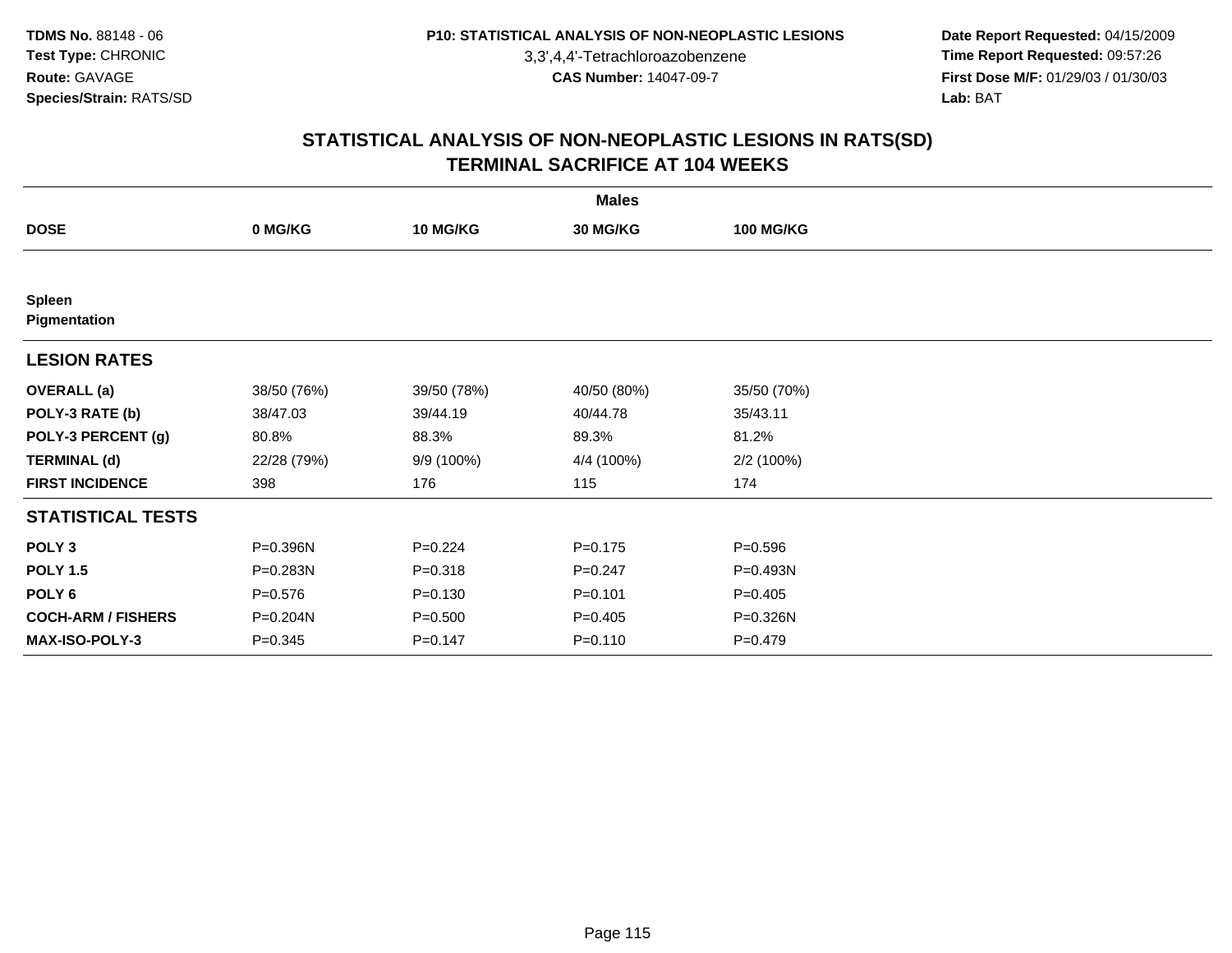TDMS No. 88148 - 06
Test Type: CHRONIC
Route: GAVAGE
Species/Strain: RATS/SD

P10: STATISTICAL ANALYSIS OF NON-NEOPLASTIC LESIONS
3,3',4,4'-Tetrachloroazobenzene
CAS Number: 14047-09-7

Date Report Requested: 04/15/2009
Time Report Requested: 09:57:26
First Dose M/F: 01/29/03 / 01/30/03
Lab: BAT

## STATISTICAL ANALYSIS OF NON-NEOPLASTIC LESIONS IN RATS(SD)
## TERMINAL SACRIFICE AT 104 WEEKS

| | Males | | | |
|---|---|---|---|---|
| **DOSE** | **0 MG/KG** | **10 MG/KG** | **30 MG/KG** | **100 MG/KG** |
| **Spleen** | | | | |
| **Pigmentation** | | | | |
| **LESION RATES** | | | | |
| **OVERALL (a)** | 38/50 (76%) | 39/50 (78%) | 40/50 (80%) | 35/50 (70%) |
| **POLY-3 RATE (b)** | 38/47.03 | 39/44.19 | 40/44.78 | 35/43.11 |
| **POLY-3 PERCENT (g)** | 80.8% | 88.3% | 89.3% | 81.2% |
| **TERMINAL (d)** | 22/28 (79%) | 9/9 (100%) | 4/4 (100%) | 2/2 (100%) |
| **FIRST INCIDENCE** | 398 | 176 | 115 | 174 |
| **STATISTICAL TESTS** | | | | |
| **POLY 3** | P=0.396N | P=0.224 | P=0.175 | P=0.596 |
| **POLY 1.5** | P=0.283N | P=0.318 | P=0.247 | P=0.493N |
| **POLY 6** | P=0.576 | P=0.130 | P=0.101 | P=0.405 |
| **COCH-ARM / FISHERS** | P=0.204N | P=0.500 | P=0.405 | P=0.326N |
| **MAX-ISO-POLY-3** | P=0.345 | P=0.147 | P=0.110 | P=0.479 |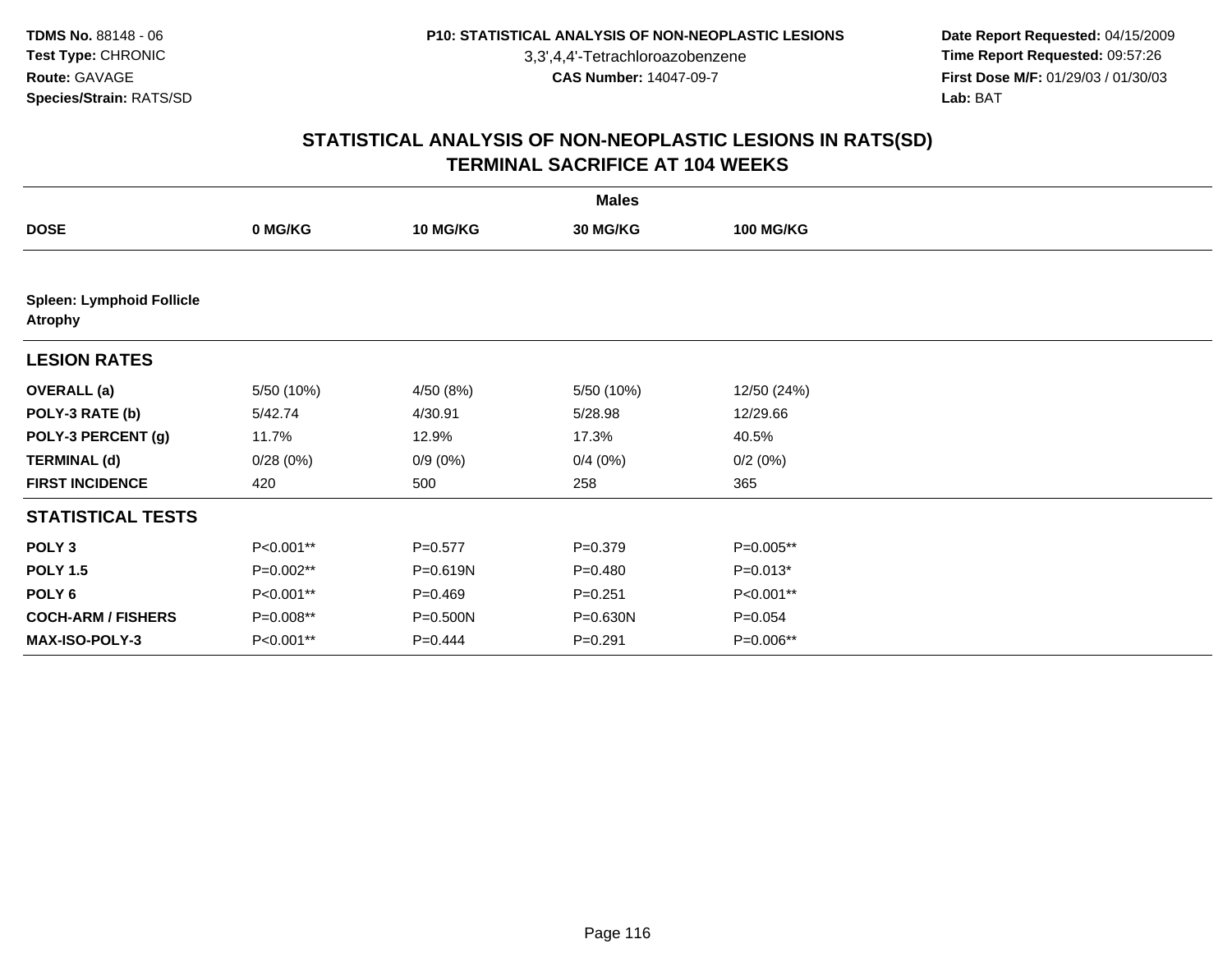TDMS No. 88148 - 06
Test Type: CHRONIC
Route: GAVAGE
Species/Strain: RATS/SD

P10: STATISTICAL ANALYSIS OF NON-NEOPLASTIC LESIONS
3,3',4,4'-Tetrachloroazobenzene
CAS Number: 14047-09-7

Date Report Requested: 04/15/2009
Time Report Requested: 09:57:26
First Dose M/F: 01/29/03 / 01/30/03
Lab: BAT

## STATISTICAL ANALYSIS OF NON-NEOPLASTIC LESIONS IN RATS(SD) TERMINAL SACRIFICE AT 104 WEEKS

| | Males | | | |
|---|---|---|---|---|
| **DOSE** | **0 MG/KG** | **10 MG/KG** | **30 MG/KG** | **100 MG/KG** |
| **Spleen: Lymphoid Follicle Atrophy** | | | | |
| **LESION RATES** | | | | |
| **OVERALL (a)** | 5/50 (10%) | 4/50 (8%) | 5/50 (10%) | 12/50 (24%) |
| **POLY-3 RATE (b)** | 5/42.74 | 4/30.91 | 5/28.98 | 12/29.66 |
| **POLY-3 PERCENT (g)** | 11.7% | 12.9% | 17.3% | 40.5% |
| **TERMINAL (d)** | 0/28 (0%) | 0/9 (0%) | 0/4 (0%) | 0/2 (0%) |
| **FIRST INCIDENCE** | 420 | 500 | 258 | 365 |
| **STATISTICAL TESTS** | | | | |
| **POLY 3** | P<0.001** | P=0.577 | P=0.379 | P=0.005** |
| **POLY 1.5** | P=0.002** | P=0.619N | P=0.480 | P=0.013* |
| **POLY 6** | P<0.001** | P=0.469 | P=0.251 | P<0.001** |
| **COCH-ARM / FISHERS** | P=0.008** | P=0.500N | P=0.630N | P=0.054 |
| **MAX-ISO-POLY-3** | P<0.001** | P=0.444 | P=0.291 | P=0.006** |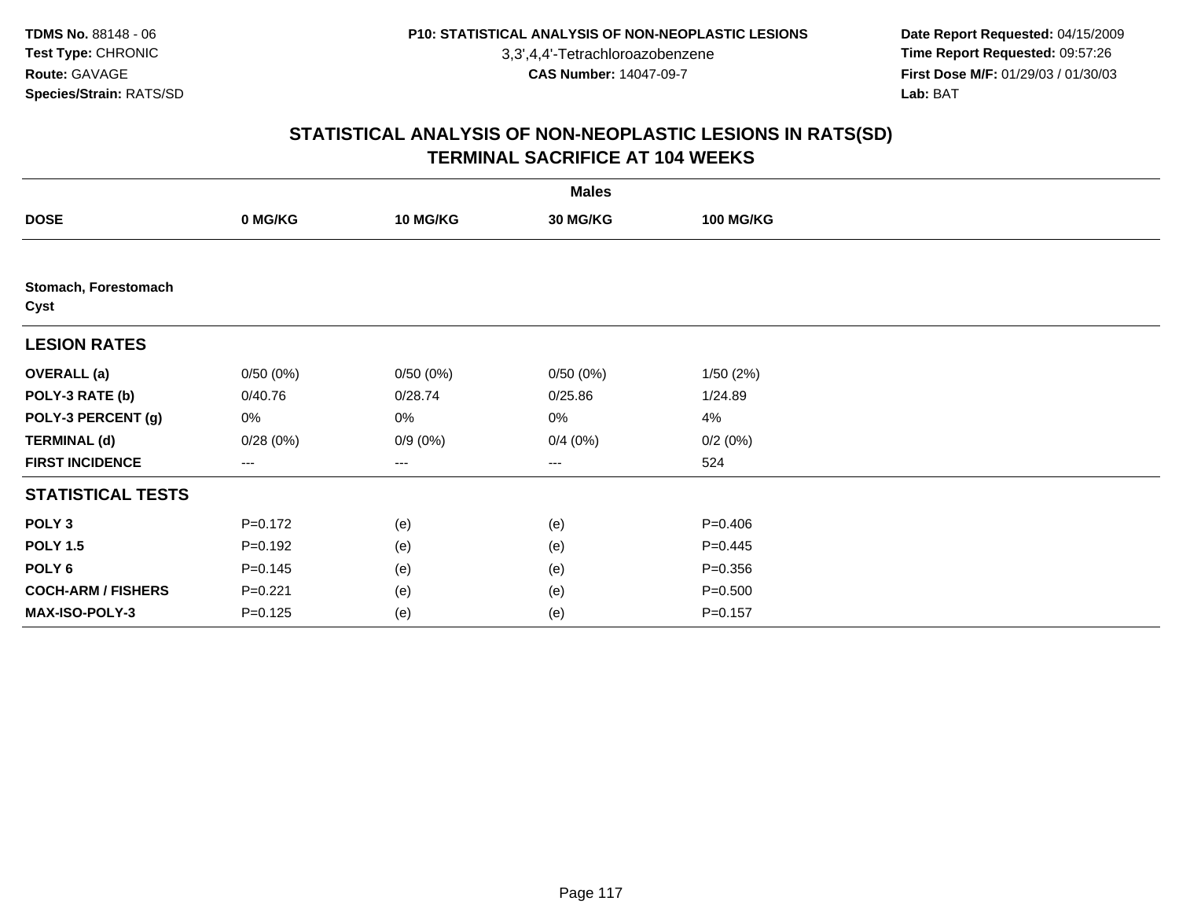TDMS No. 88148 - 06
Test Type: CHRONIC
Route: GAVAGE
Species/Strain: RATS/SD

P10: STATISTICAL ANALYSIS OF NON-NEOPLASTIC LESIONS
3,3',4,4'-Tetrachloroazobenzene
CAS Number: 14047-09-7

Date Report Requested: 04/15/2009
Time Report Requested: 09:57:26
First Dose M/F: 01/29/03 / 01/30/03
Lab: BAT

## STATISTICAL ANALYSIS OF NON-NEOPLASTIC LESIONS IN RATS(SD)
## TERMINAL SACRIFICE AT 104 WEEKS

| | Males | | | |
|---|---|---|---|---|
| **DOSE** | **0 MG/KG** | **10 MG/KG** | **30 MG/KG** | **100 MG/KG** |
| **Stomach, Forestomach** | | | | |
| **Cyst** | | | | |
| **LESION RATES** | | | | |
| **OVERALL (a)** | 0/50 (0%) | 0/50 (0%) | 0/50 (0%) | 1/50 (2%) |
| **POLY-3 RATE (b)** | 0/40.76 | 0/28.74 | 0/25.86 | 1/24.89 |
| **POLY-3 PERCENT (g)** | 0% | 0% | 0% | 4% |
| **TERMINAL (d)** | 0/28 (0%) | 0/9 (0%) | 0/4 (0%) | 0/2 (0%) |
| **FIRST INCIDENCE** | --- | --- | --- | 524 |
| **STATISTICAL TESTS** | | | | |
| **POLY 3** | P=0.172 | (e) | (e) | P=0.406 |
| **POLY 1.5** | P=0.192 | (e) | (e) | P=0.445 |
| **POLY 6** | P=0.145 | (e) | (e) | P=0.356 |
| **COCH-ARM / FISHERS** | P=0.221 | (e) | (e) | P=0.500 |
| **MAX-ISO-POLY-3** | P=0.125 | (e) | (e) | P=0.157 |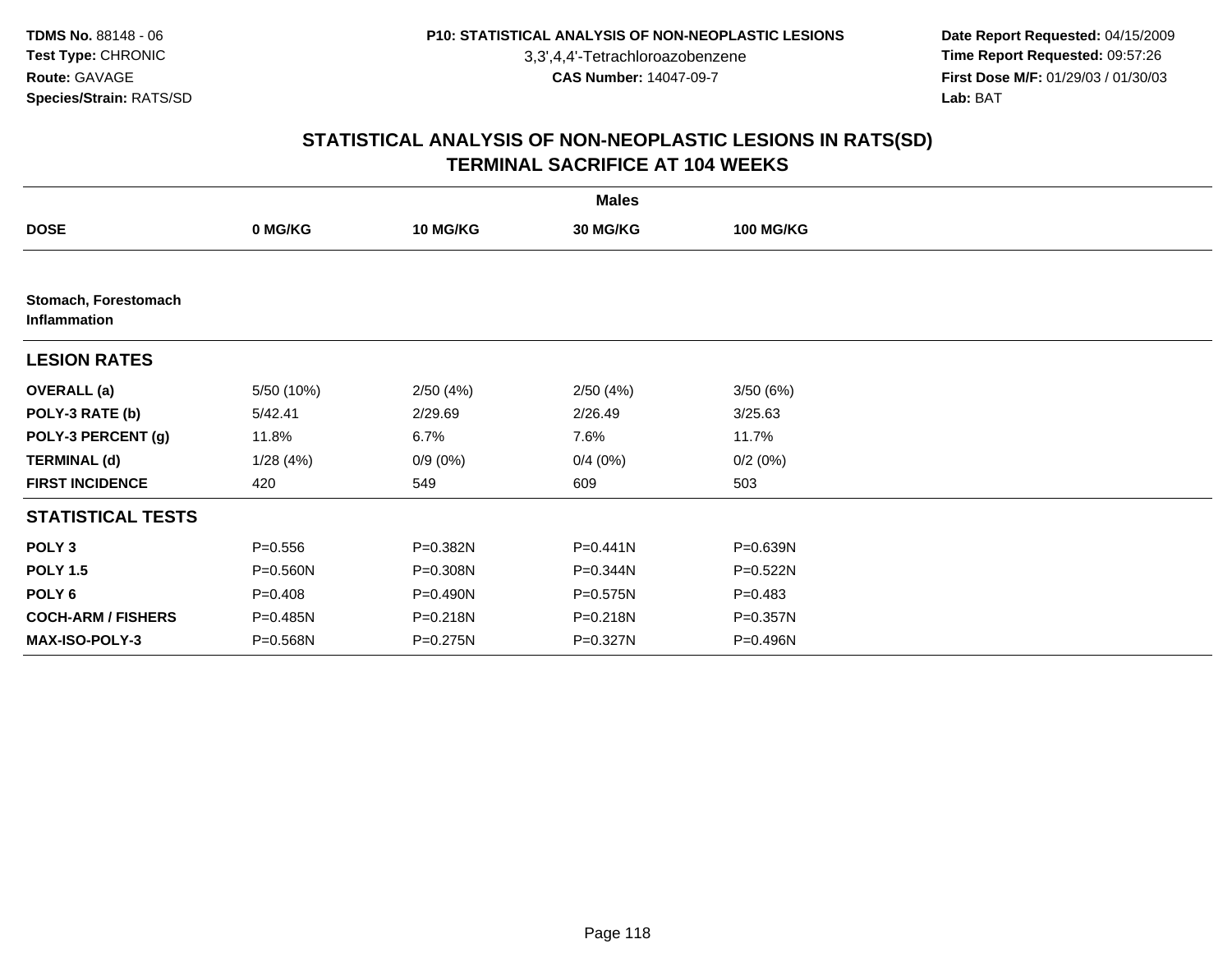# STATISTICAL ANALYSIS OF NON-NEOPLASTIC LESIONS IN RATS(SD)
## TERMINAL SACRIFICE AT 104 WEEKS

**TDMS No.** 88148 - 06
**Test Type:** CHRONIC
**Route:** GAVAGE
**Species/Strain:** RATS/SD

P10: STATISTICAL ANALYSIS OF NON-NEOPLASTIC LESIONS
3,3',4,4'-Tetrachloroazobenzene
**CAS Number:** 14047-09-7

**Date Report Requested:** 04/15/2009
**Time Report Requested:** 09:57:26
**First Dose M/F:** 01/29/03 / 01/30/03
**Lab:** BAT

| | Males | | | |
|---|---|---|---|---|
| **DOSE** | **0 MG/KG** | **10 MG/KG** | **30 MG/KG** | **100 MG/KG** |
| **Stomach, Forestomach Inflammation** | | | | |
| **LESION RATES** | | | | |
| **OVERALL (a)** | 5/50 (10%) | 2/50 (4%) | 2/50 (4%) | 3/50 (6%) |
| **POLY-3 RATE (b)** | 5/42.41 | 2/29.69 | 2/26.49 | 3/25.63 |
| **POLY-3 PERCENT (g)** | 11.8% | 6.7% | 7.6% | 11.7% |
| **TERMINAL (d)** | 1/28 (4%) | 0/9 (0%) | 0/4 (0%) | 0/2 (0%) |
| **FIRST INCIDENCE** | 420 | 549 | 609 | 503 |
| **STATISTICAL TESTS** | | | | |
| **POLY 3** | P=0.556 | P=0.382N | P=0.441N | P=0.639N |
| **POLY 1.5** | P=0.560N | P=0.308N | P=0.344N | P=0.522N |
| **POLY 6** | P=0.408 | P=0.490N | P=0.575N | P=0.483 |
| **COCH-ARM / FISHERS** | P=0.485N | P=0.218N | P=0.218N | P=0.357N |
| **MAX-ISO-POLY-3** | P=0.568N | P=0.275N | P=0.327N | P=0.496N |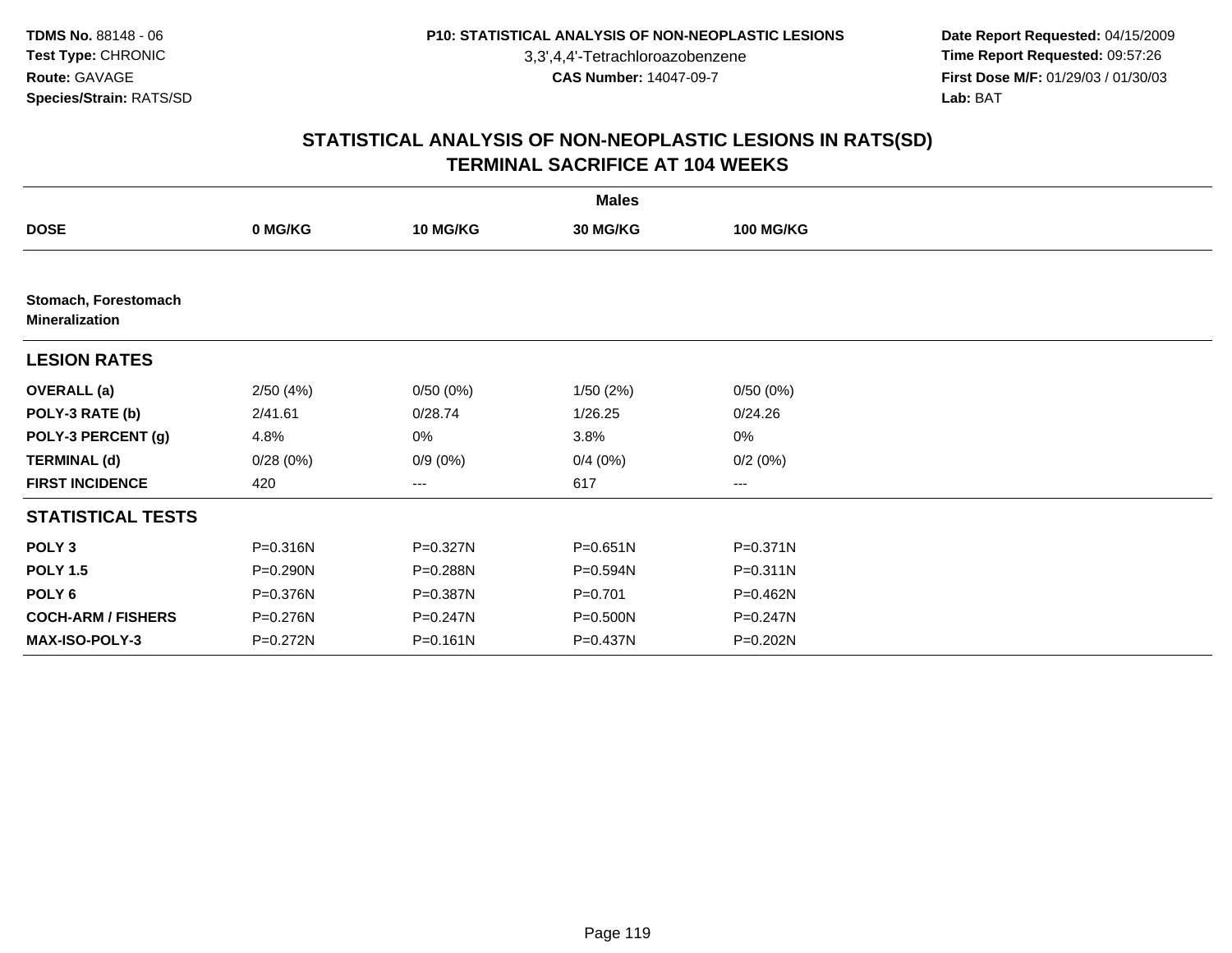**TDMS No.** 88148 - 06
**Test Type:** CHRONIC
**Route:** GAVAGE
**Species/Strain:** RATS/SD

**P10: STATISTICAL ANALYSIS OF NON-NEOPLASTIC LESIONS**
3,3',4,4'-Tetrachloroazobenzene
**CAS Number:** 14047-09-7

**Date Report Requested:** 04/15/2009
**Time Report Requested:** 09:57:26
**First Dose M/F:** 01/29/03 / 01/30/03
**Lab:** BAT

# STATISTICAL ANALYSIS OF NON-NEOPLASTIC LESIONS IN RATS(SD)
# TERMINAL SACRIFICE AT 104 WEEKS

| | Males | | | |
|---|---|---|---|---|
| **DOSE** | **0 MG/KG** | **10 MG/KG** | **30 MG/KG** | **100 MG/KG** |
| **Stomach, Forestomach Mineralization** | | | | |
| **LESION RATES** | | | | |
| **OVERALL (a)** | 2/50 (4%) | 0/50 (0%) | 1/50 (2%) | 0/50 (0%) |
| **POLY-3 RATE (b)** | 2/41.61 | 0/28.74 | 1/26.25 | 0/24.26 |
| **POLY-3 PERCENT (g)** | 4.8% | 0% | 3.8% | 0% |
| **TERMINAL (d)** | 0/28 (0%) | 0/9 (0%) | 0/4 (0%) | 0/2 (0%) |
| **FIRST INCIDENCE** | 420 | --- | 617 | --- |
| **STATISTICAL TESTS** | | | | |
| **POLY 3** | P=0.316N | P=0.327N | P=0.651N | P=0.371N |
| **POLY 1.5** | P=0.290N | P=0.288N | P=0.594N | P=0.311N |
| **POLY 6** | P=0.376N | P=0.387N | P=0.701 | P=0.462N |
| **COCH-ARM / FISHERS** | P=0.276N | P=0.247N | P=0.500N | P=0.247N |
| **MAX-ISO-POLY-3** | P=0.272N | P=0.161N | P=0.437N | P=0.202N |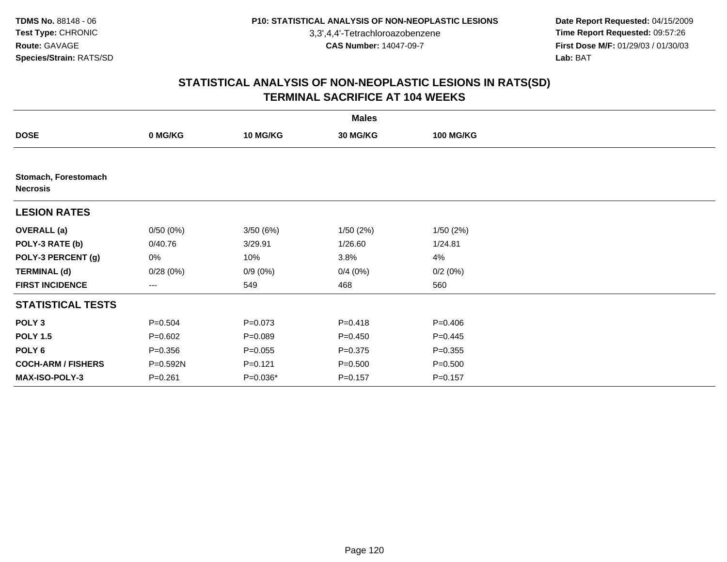**TDMS No.** 88148 - 06
**Test Type:** CHRONIC
**Route:** GAVAGE
**Species/Strain:** RATS/SD

**P10: STATISTICAL ANALYSIS OF NON-NEOPLASTIC LESIONS**
3,3',4,4'-Tetrachloroazobenzene
**CAS Number:** 14047-09-7

**Date Report Requested:** 04/15/2009
**Time Report Requested:** 09:57:26
**First Dose M/F:** 01/29/03 / 01/30/03
**Lab:** BAT

## STATISTICAL ANALYSIS OF NON-NEOPLASTIC LESIONS IN RATS(SD)
## TERMINAL SACRIFICE AT 104 WEEKS

| | Males | | | |
|---|---|---|---|---|
| **DOSE** | **0 MG/KG** | **10 MG/KG** | **30 MG/KG** | **100 MG/KG** |
| **Stomach, Forestomach** | | | | |
| **Necrosis** | | | | |
| **LESION RATES** | | | | |
| **OVERALL (a)** | 0/50 (0%) | 3/50 (6%) | 1/50 (2%) | 1/50 (2%) |
| **POLY-3 RATE (b)** | 0/40.76 | 3/29.91 | 1/26.60 | 1/24.81 |
| **POLY-3 PERCENT (g)** | 0% | 10% | 3.8% | 4% |
| **TERMINAL (d)** | 0/28 (0%) | 0/9 (0%) | 0/4 (0%) | 0/2 (0%) |
| **FIRST INCIDENCE** | --- | 549 | 468 | 560 |
| **STATISTICAL TESTS** | | | | |
| **POLY 3** | P=0.504 | P=0.073 | P=0.418 | P=0.406 |
| **POLY 1.5** | P=0.602 | P=0.089 | P=0.450 | P=0.445 |
| **POLY 6** | P=0.356 | P=0.055 | P=0.375 | P=0.355 |
| **COCH-ARM / FISHERS** | P=0.592N | P=0.121 | P=0.500 | P=0.500 |
| **MAX-ISO-POLY-3** | P=0.261 | P=0.036* | P=0.157 | P=0.157 |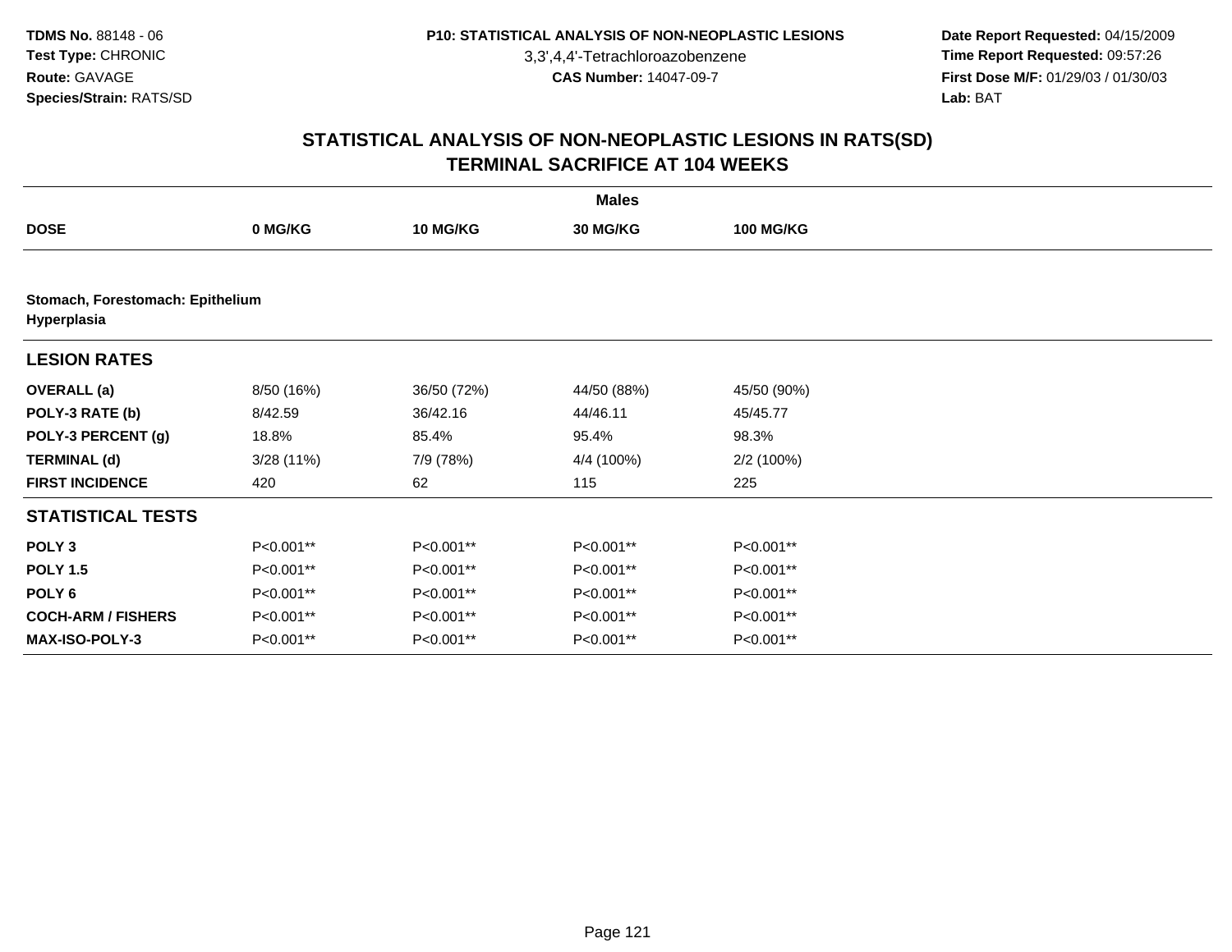**TDMS No.** 88148 - 06
**Test Type:** CHRONIC
**Route:** GAVAGE
**Species/Strain:** RATS/SD

**P10: STATISTICAL ANALYSIS OF NON-NEOPLASTIC LESIONS**
3,3',4,4'-Tetrachloroazobenzene
**CAS Number:** 14047-09-7

**Date Report Requested:** 04/15/2009
**Time Report Requested:** 09:57:26
**First Dose M/F:** 01/29/03 / 01/30/03
**Lab:** BAT

## STATISTICAL ANALYSIS OF NON-NEOPLASTIC LESIONS IN RATS(SD)
## TERMINAL SACRIFICE AT 104 WEEKS

| | Males | | | |
|---|---|---|---|---|
| **DOSE** | **0 MG/KG** | **10 MG/KG** | **30 MG/KG** | **100 MG/KG** |
| **Stomach, Forestomach: Epithelium Hyperplasia** | | | | |
| **LESION RATES** | | | | |
| **OVERALL (a)** | 8/50 (16%) | 36/50 (72%) | 44/50 (88%) | 45/50 (90%) |
| **POLY-3 RATE (b)** | 8/42.59 | 36/42.16 | 44/46.11 | 45/45.77 |
| **POLY-3 PERCENT (g)** | 18.8% | 85.4% | 95.4% | 98.3% |
| **TERMINAL (d)** | 3/28 (11%) | 7/9 (78%) | 4/4 (100%) | 2/2 (100%) |
| **FIRST INCIDENCE** | 420 | 62 | 115 | 225 |
| **STATISTICAL TESTS** | | | | |
| **POLY 3** | P<0.001** | P<0.001** | P<0.001** | P<0.001** |
| **POLY 1.5** | P<0.001** | P<0.001** | P<0.001** | P<0.001** |
| **POLY 6** | P<0.001** | P<0.001** | P<0.001** | P<0.001** |
| **COCH-ARM / FISHERS** | P<0.001** | P<0.001** | P<0.001** | P<0.001** |
| **MAX-ISO-POLY-3** | P<0.001** | P<0.001** | P<0.001** | P<0.001** |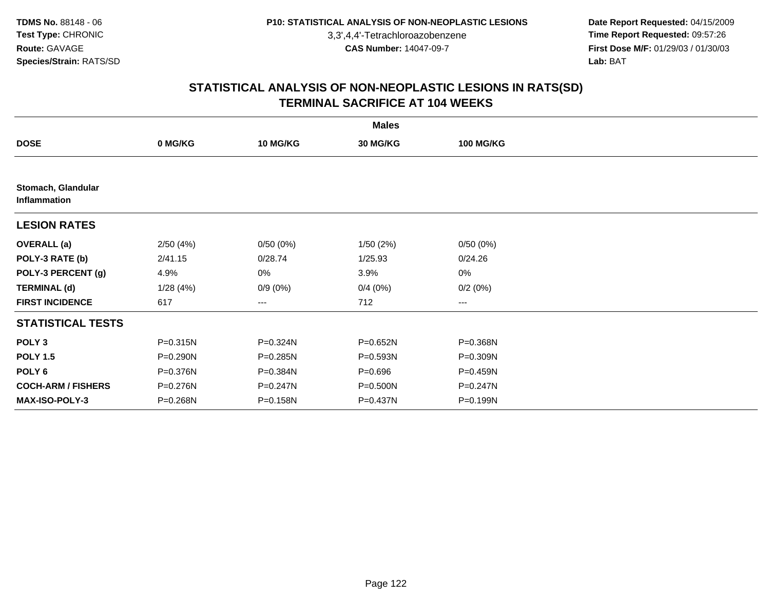TDMS No. 88148 - 06
Test Type: CHRONIC
Route: GAVAGE
Species/Strain: RATS/SD

**P10: STATISTICAL ANALYSIS OF NON-NEOPLASTIC LESIONS**
3,3',4,4'-Tetrachloroazobenzene
**CAS Number:** 14047-09-7

**Date Report Requested:** 04/15/2009
**Time Report Requested:** 09:57:26
**First Dose M/F:** 01/29/03 / 01/30/03
**Lab:** BAT

## STATISTICAL ANALYSIS OF NON-NEOPLASTIC LESIONS IN RATS(SD)
## TERMINAL SACRIFICE AT 104 WEEKS

| | Males | | | |
|---|---|---|---|---|
| **DOSE** | **0 MG/KG** | **10 MG/KG** | **30 MG/KG** | **100 MG/KG** |
| **Stomach, Glandular Inflammation** | | | | |
| **LESION RATES** | | | | |
| **OVERALL (a)** | 2/50 (4%) | 0/50 (0%) | 1/50 (2%) | 0/50 (0%) |
| **POLY-3 RATE (b)** | 2/41.15 | 0/28.74 | 1/25.93 | 0/24.26 |
| **POLY-3 PERCENT (g)** | 4.9% | 0% | 3.9% | 0% |
| **TERMINAL (d)** | 1/28 (4%) | 0/9 (0%) | 0/4 (0%) | 0/2 (0%) |
| **FIRST INCIDENCE** | 617 | --- | 712 | --- |
| **STATISTICAL TESTS** | | | | |
| **POLY 3** | P=0.315N | P=0.324N | P=0.652N | P=0.368N |
| **POLY 1.5** | P=0.290N | P=0.285N | P=0.593N | P=0.309N |
| **POLY 6** | P=0.376N | P=0.384N | P=0.696 | P=0.459N |
| **COCH-ARM / FISHERS** | P=0.276N | P=0.247N | P=0.500N | P=0.247N |
| **MAX-ISO-POLY-3** | P=0.268N | P=0.158N | P=0.437N | P=0.199N |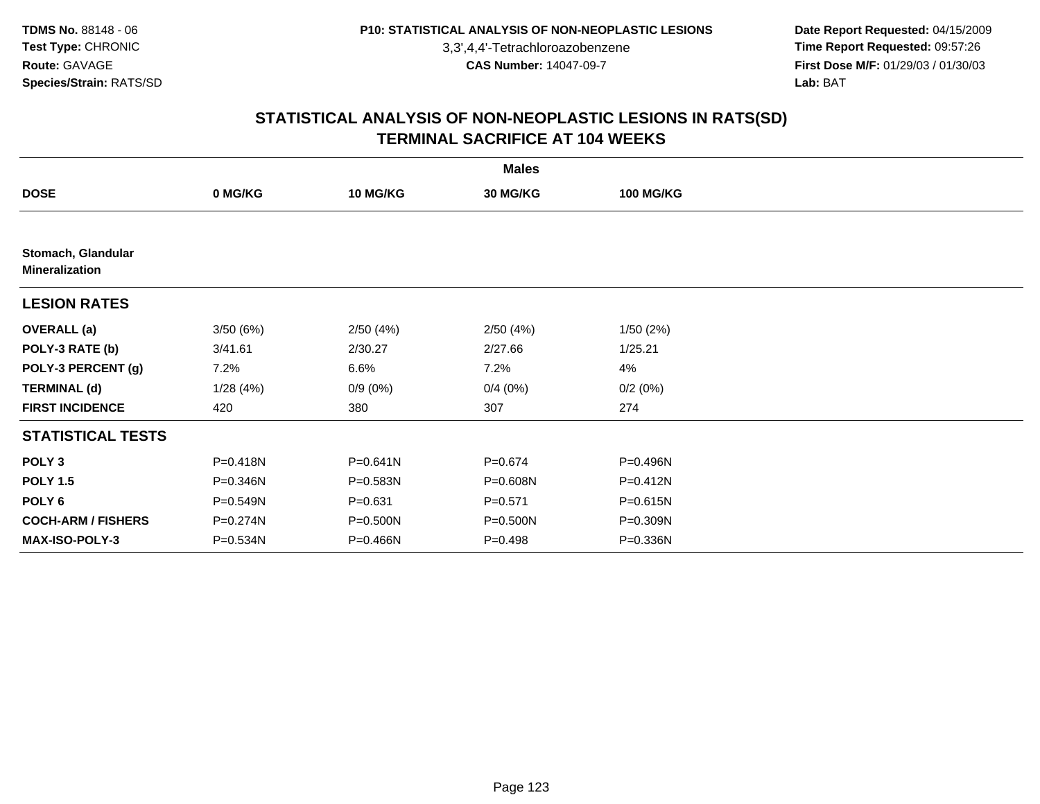TDMS No. 88148 - 06
Test Type: CHRONIC
Route: GAVAGE
Species/Strain: RATS/SD

P10: STATISTICAL ANALYSIS OF NON-NEOPLASTIC LESIONS
3,3',4,4'-Tetrachloroazobenzene
CAS Number: 14047-09-7

Date Report Requested: 04/15/2009
Time Report Requested: 09:57:26
First Dose M/F: 01/29/03 / 01/30/03
Lab: BAT

## STATISTICAL ANALYSIS OF NON-NEOPLASTIC LESIONS IN RATS(SD)
## TERMINAL SACRIFICE AT 104 WEEKS

| | Males | | | |
|---|---|---|---|---|
| **DOSE** | **0 MG/KG** | **10 MG/KG** | **30 MG/KG** | **100 MG/KG** |
| **Stomach, Glandular Mineralization** | | | | |
| **LESION RATES** | | | | |
| **OVERALL (a)** | 3/50 (6%) | 2/50 (4%) | 2/50 (4%) | 1/50 (2%) |
| **POLY-3 RATE (b)** | 3/41.61 | 2/30.27 | 2/27.66 | 1/25.21 |
| **POLY-3 PERCENT (g)** | 7.2% | 6.6% | 7.2% | 4% |
| **TERMINAL (d)** | 1/28 (4%) | 0/9 (0%) | 0/4 (0%) | 0/2 (0%) |
| **FIRST INCIDENCE** | 420 | 380 | 307 | 274 |
| **STATISTICAL TESTS** | | | | |
| **POLY 3** | P=0.418N | P=0.641N | P=0.674 | P=0.496N |
| **POLY 1.5** | P=0.346N | P=0.583N | P=0.608N | P=0.412N |
| **POLY 6** | P=0.549N | P=0.631 | P=0.571 | P=0.615N |
| **COCH-ARM / FISHERS** | P=0.274N | P=0.500N | P=0.500N | P=0.309N |
| **MAX-ISO-POLY-3** | P=0.534N | P=0.466N | P=0.498 | P=0.336N |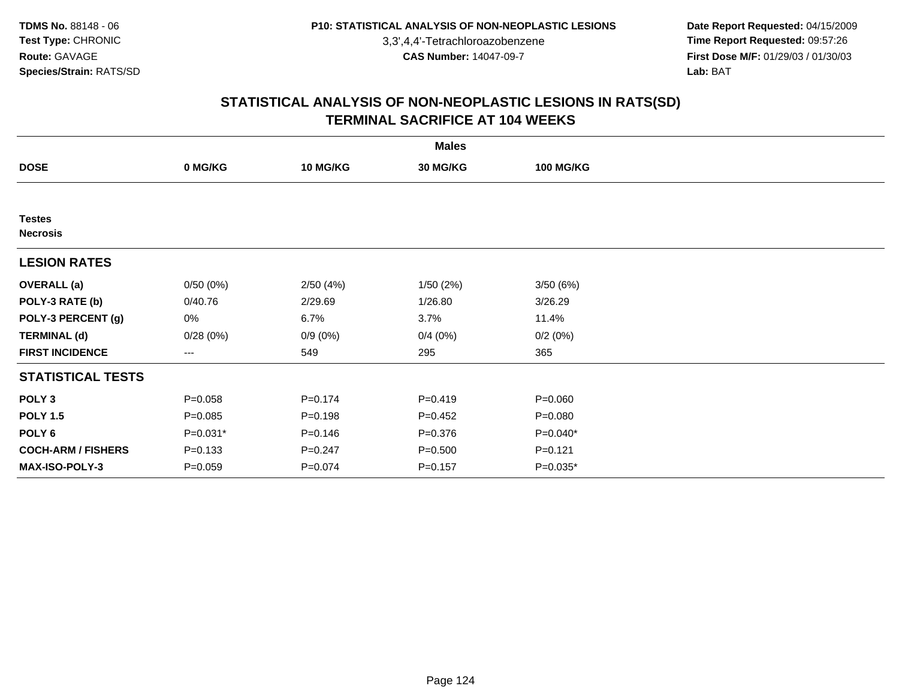**TDMS No.** 88148 - 06
**Test Type:** CHRONIC
**Route:** GAVAGE
**Species/Strain:** RATS/SD

**P10: STATISTICAL ANALYSIS OF NON-NEOPLASTIC LESIONS**
3,3',4,4'-Tetrachloroazobenzene
**CAS Number:** 14047-09-7

**Date Report Requested:** 04/15/2009
**Time Report Requested:** 09:57:26
**First Dose M/F:** 01/29/03 / 01/30/03
**Lab:** BAT

## STATISTICAL ANALYSIS OF NON-NEOPLASTIC LESIONS IN RATS(SD)
## TERMINAL SACRIFICE AT 104 WEEKS

| | Males | | | |
|---|---|---|---|---|
| **DOSE** | **0 MG/KG** | **10 MG/KG** | **30 MG/KG** | **100 MG/KG** |
| **Testes** | | | | |
| **Necrosis** | | | | |
| **LESION RATES** | | | | |
| **OVERALL (a)** | 0/50 (0%) | 2/50 (4%) | 1/50 (2%) | 3/50 (6%) |
| **POLY-3 RATE (b)** | 0/40.76 | 2/29.69 | 1/26.80 | 3/26.29 |
| **POLY-3 PERCENT (g)** | 0% | 6.7% | 3.7% | 11.4% |
| **TERMINAL (d)** | 0/28 (0%) | 0/9 (0%) | 0/4 (0%) | 0/2 (0%) |
| **FIRST INCIDENCE** | --- | 549 | 295 | 365 |
| **STATISTICAL TESTS** | | | | |
| **POLY 3** | P=0.058 | P=0.174 | P=0.419 | P=0.060 |
| **POLY 1.5** | P=0.085 | P=0.198 | P=0.452 | P=0.080 |
| **POLY 6** | P=0.031* | P=0.146 | P=0.376 | P=0.040* |
| **COCH-ARM / FISHERS** | P=0.133 | P=0.247 | P=0.500 | P=0.121 |
| **MAX-ISO-POLY-3** | P=0.059 | P=0.074 | P=0.157 | P=0.035* |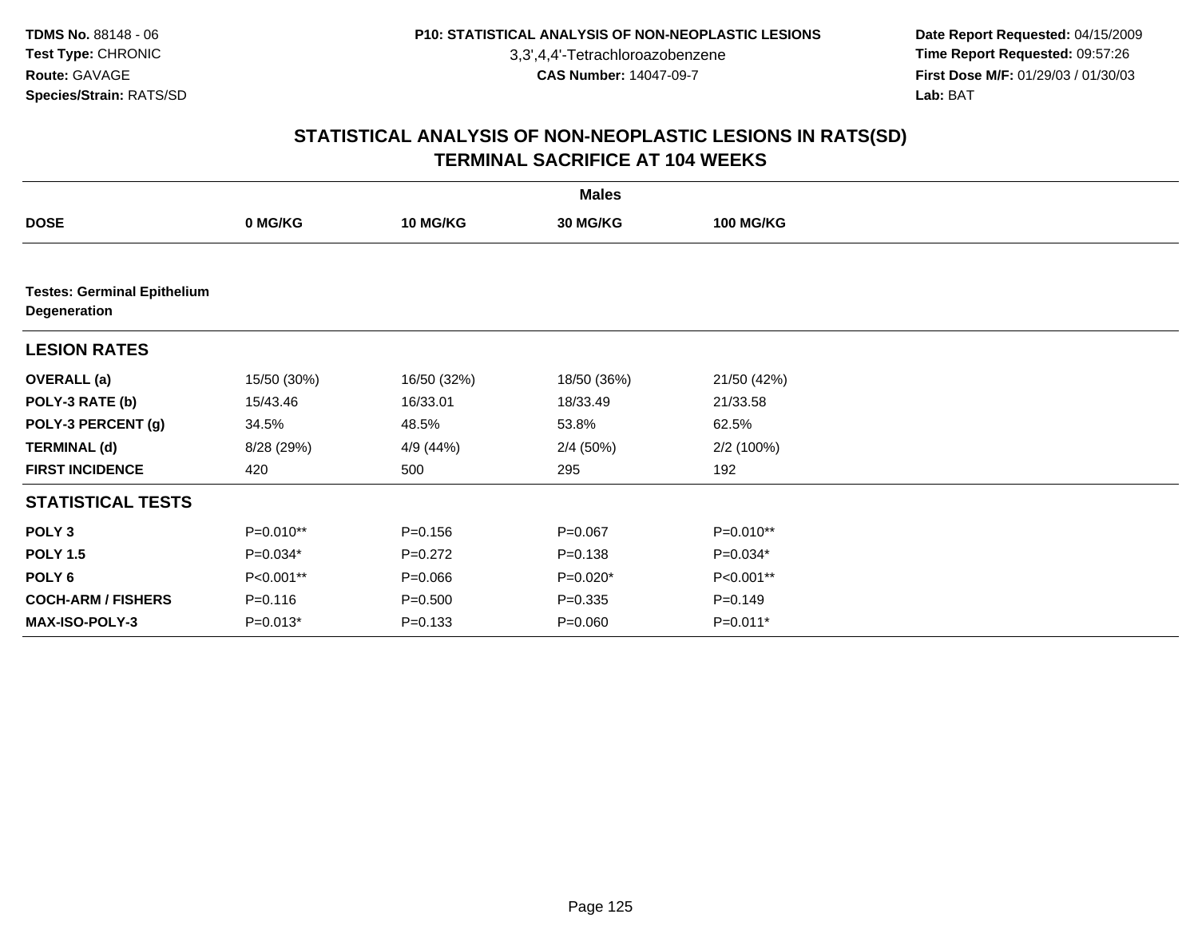TDMS No. 88148 - 06
Test Type: CHRONIC
Route: GAVAGE
Species/Strain: RATS/SD

P10: STATISTICAL ANALYSIS OF NON-NEOPLASTIC LESIONS
3,3',4,4'-Tetrachloroazobenzene
CAS Number: 14047-09-7

Date Report Requested: 04/15/2009
Time Report Requested: 09:57:26
First Dose M/F: 01/29/03 / 01/30/03
Lab: BAT

## STATISTICAL ANALYSIS OF NON-NEOPLASTIC LESIONS IN RATS(SD)
## TERMINAL SACRIFICE AT 104 WEEKS

| | Males | | | |
|---|---|---|---|---|
| **DOSE** | **0 MG/KG** | **10 MG/KG** | **30 MG/KG** | **100 MG/KG** |
| **Testes: Germinal Epithelium Degeneration** | | | | |
| **LESION RATES** | | | | |
| **OVERALL (a)** | 15/50 (30%) | 16/50 (32%) | 18/50 (36%) | 21/50 (42%) |
| **POLY-3 RATE (b)** | 15/43.46 | 16/33.01 | 18/33.49 | 21/33.58 |
| **POLY-3 PERCENT (g)** | 34.5% | 48.5% | 53.8% | 62.5% |
| **TERMINAL (d)** | 8/28 (29%) | 4/9 (44%) | 2/4 (50%) | 2/2 (100%) |
| **FIRST INCIDENCE** | 420 | 500 | 295 | 192 |
| **STATISTICAL TESTS** | | | | |
| **POLY 3** | P=0.010** | P=0.156 | P=0.067 | P=0.010** |
| **POLY 1.5** | P=0.034* | P=0.272 | P=0.138 | P=0.034* |
| **POLY 6** | P<0.001** | P=0.066 | P=0.020* | P<0.001** |
| **COCH-ARM / FISHERS** | P=0.116 | P=0.500 | P=0.335 | P=0.149 |
| **MAX-ISO-POLY-3** | P=0.013* | P=0.133 | P=0.060 | P=0.011* |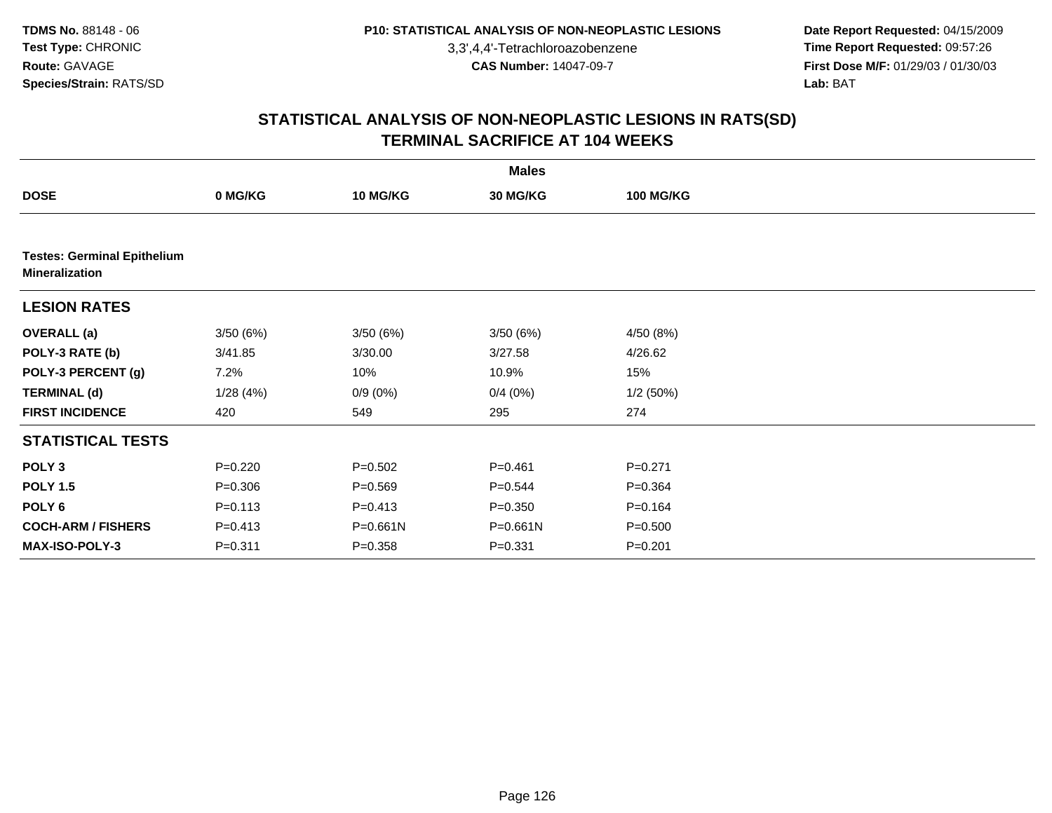# STATISTICAL ANALYSIS OF NON-NEOPLASTIC LESIONS IN RATS(SD)
## TERMINAL SACRIFICE AT 104 WEEKS

| | Males | | | |
|---|---|---|---|---|
| **DOSE** | **0 MG/KG** | **10 MG/KG** | **30 MG/KG** | **100 MG/KG** |
| **Testes: Germinal Epithelium Mineralization** | | | | |
| **LESION RATES** | | | | |
| **OVERALL (a)** | 3/50 (6%) | 3/50 (6%) | 3/50 (6%) | 4/50 (8%) |
| **POLY-3 RATE (b)** | 3/41.85 | 3/30.00 | 3/27.58 | 4/26.62 |
| **POLY-3 PERCENT (g)** | 7.2% | 10% | 10.9% | 15% |
| **TERMINAL (d)** | 1/28 (4%) | 0/9 (0%) | 0/4 (0%) | 1/2 (50%) |
| **FIRST INCIDENCE** | 420 | 549 | 295 | 274 |
| **STATISTICAL TESTS** | | | | |
| **POLY 3** | P=0.220 | P=0.502 | P=0.461 | P=0.271 |
| **POLY 1.5** | P=0.306 | P=0.569 | P=0.544 | P=0.364 |
| **POLY 6** | P=0.113 | P=0.413 | P=0.350 | P=0.164 |
| **COCH-ARM / FISHERS** | P=0.413 | P=0.661N | P=0.661N | P=0.500 |
| **MAX-ISO-POLY-3** | P=0.311 | P=0.358 | P=0.331 | P=0.201 |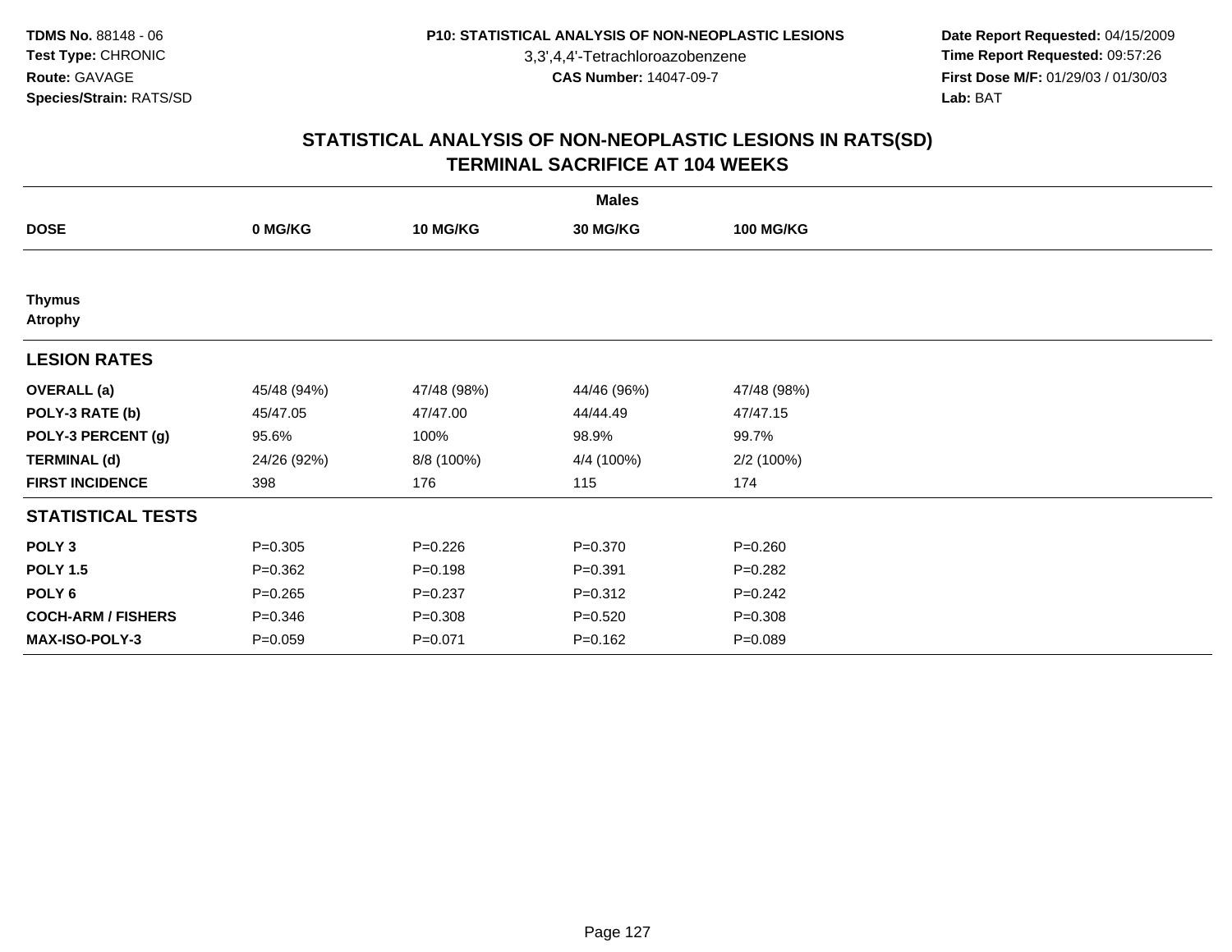TDMS No. 88148 - 06
Test Type: CHRONIC
Route: GAVAGE
Species/Strain: RATS/SD

P10: STATISTICAL ANALYSIS OF NON-NEOPLASTIC LESIONS
3,3',4,4'-Tetrachloroazobenzene
CAS Number: 14047-09-7

Date Report Requested: 04/15/2009
Time Report Requested: 09:57:26
First Dose M/F: 01/29/03 / 01/30/03
Lab: BAT

## STATISTICAL ANALYSIS OF NON-NEOPLASTIC LESIONS IN RATS(SD)
## TERMINAL SACRIFICE AT 104 WEEKS

| | Males | | | |
|---|---|---|---|---|
| **DOSE** | **0 MG/KG** | **10 MG/KG** | **30 MG/KG** | **100 MG/KG** |
| **Thymus** | | | | |
| **Atrophy** | | | | |
| **LESION RATES** | | | | |
| **OVERALL (a)** | 45/48 (94%) | 47/48 (98%) | 44/46 (96%) | 47/48 (98%) |
| **POLY-3 RATE (b)** | 45/47.05 | 47/47.00 | 44/44.49 | 47/47.15 |
| **POLY-3 PERCENT (g)** | 95.6% | 100% | 98.9% | 99.7% |
| **TERMINAL (d)** | 24/26 (92%) | 8/8 (100%) | 4/4 (100%) | 2/2 (100%) |
| **FIRST INCIDENCE** | 398 | 176 | 115 | 174 |
| **STATISTICAL TESTS** | | | | |
| **POLY 3** | P=0.305 | P=0.226 | P=0.370 | P=0.260 |
| **POLY 1.5** | P=0.362 | P=0.198 | P=0.391 | P=0.282 |
| **POLY 6** | P=0.265 | P=0.237 | P=0.312 | P=0.242 |
| **COCH-ARM / FISHERS** | P=0.346 | P=0.308 | P=0.520 | P=0.308 |
| **MAX-ISO-POLY-3** | P=0.059 | P=0.071 | P=0.162 | P=0.089 |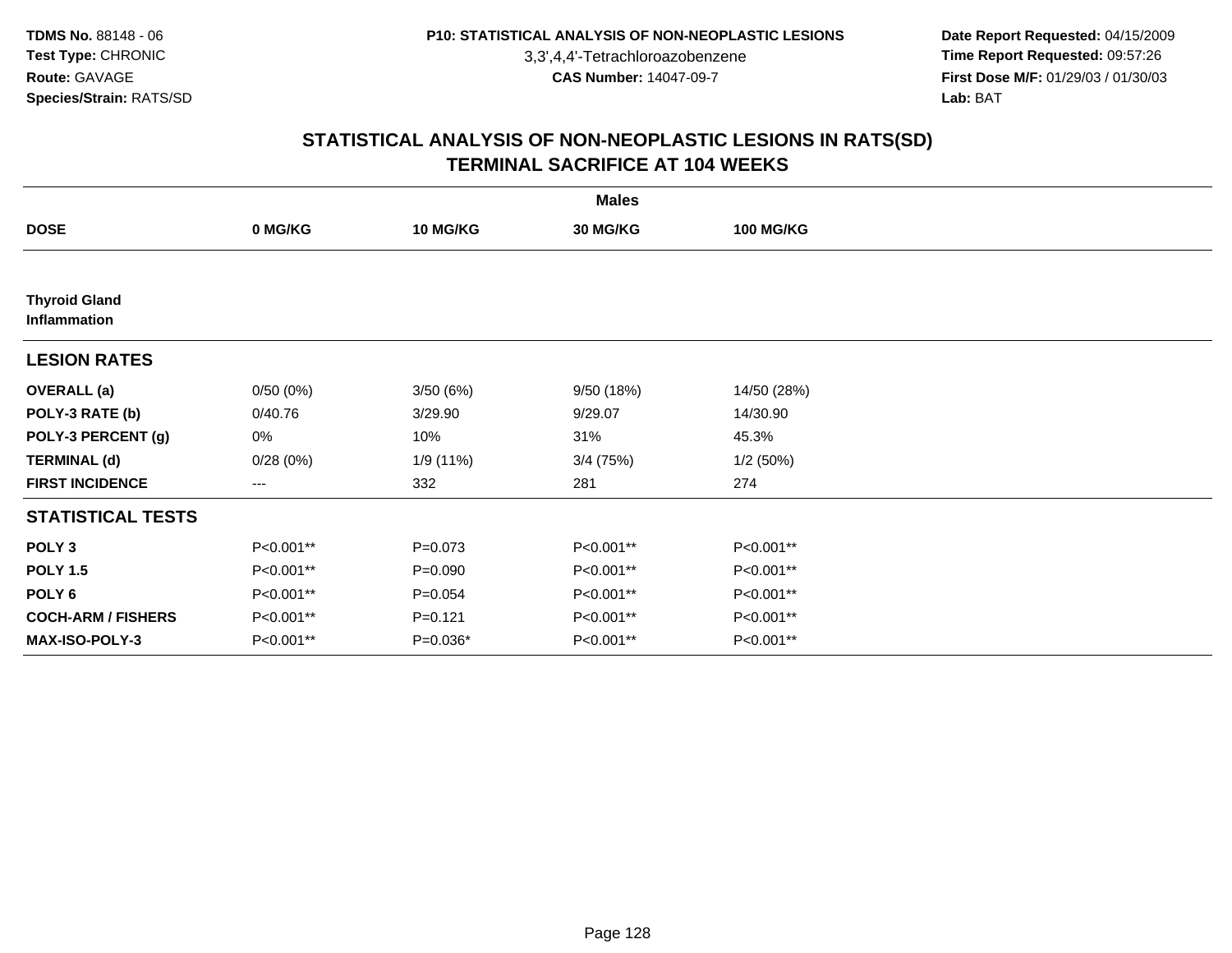TDMS No. 88148 - 06
Test Type: CHRONIC
Route: GAVAGE
Species/Strain: RATS/SD

P10: STATISTICAL ANALYSIS OF NON-NEOPLASTIC LESIONS
3,3',4,4'-Tetrachloroazobenzene
CAS Number: 14047-09-7

Date Report Requested: 04/15/2009
Time Report Requested: 09:57:26
First Dose M/F: 01/29/03 / 01/30/03
Lab: BAT

## STATISTICAL ANALYSIS OF NON-NEOPLASTIC LESIONS IN RATS(SD)
## TERMINAL SACRIFICE AT 104 WEEKS

| | Males | | | |
|---|---|---|---|---|
| **DOSE** | **0 MG/KG** | **10 MG/KG** | **30 MG/KG** | **100 MG/KG** |
| **Thyroid Gland Inflammation** | | | | |
| **LESION RATES** | | | | |
| **OVERALL (a)** | 0/50 (0%) | 3/50 (6%) | 9/50 (18%) | 14/50 (28%) |
| **POLY-3 RATE (b)** | 0/40.76 | 3/29.90 | 9/29.07 | 14/30.90 |
| **POLY-3 PERCENT (g)** | 0% | 10% | 31% | 45.3% |
| **TERMINAL (d)** | 0/28 (0%) | 1/9 (11%) | 3/4 (75%) | 1/2 (50%) |
| **FIRST INCIDENCE** | --- | 332 | 281 | 274 |
| **STATISTICAL TESTS** | | | | |
| **POLY 3** | P<0.001** | P=0.073 | P<0.001** | P<0.001** |
| **POLY 1.5** | P<0.001** | P=0.090 | P<0.001** | P<0.001** |
| **POLY 6** | P<0.001** | P=0.054 | P<0.001** | P<0.001** |
| **COCH-ARM / FISHERS** | P<0.001** | P=0.121 | P<0.001** | P<0.001** |
| **MAX-ISO-POLY-3** | P<0.001** | P=0.036* | P<0.001** | P<0.001** |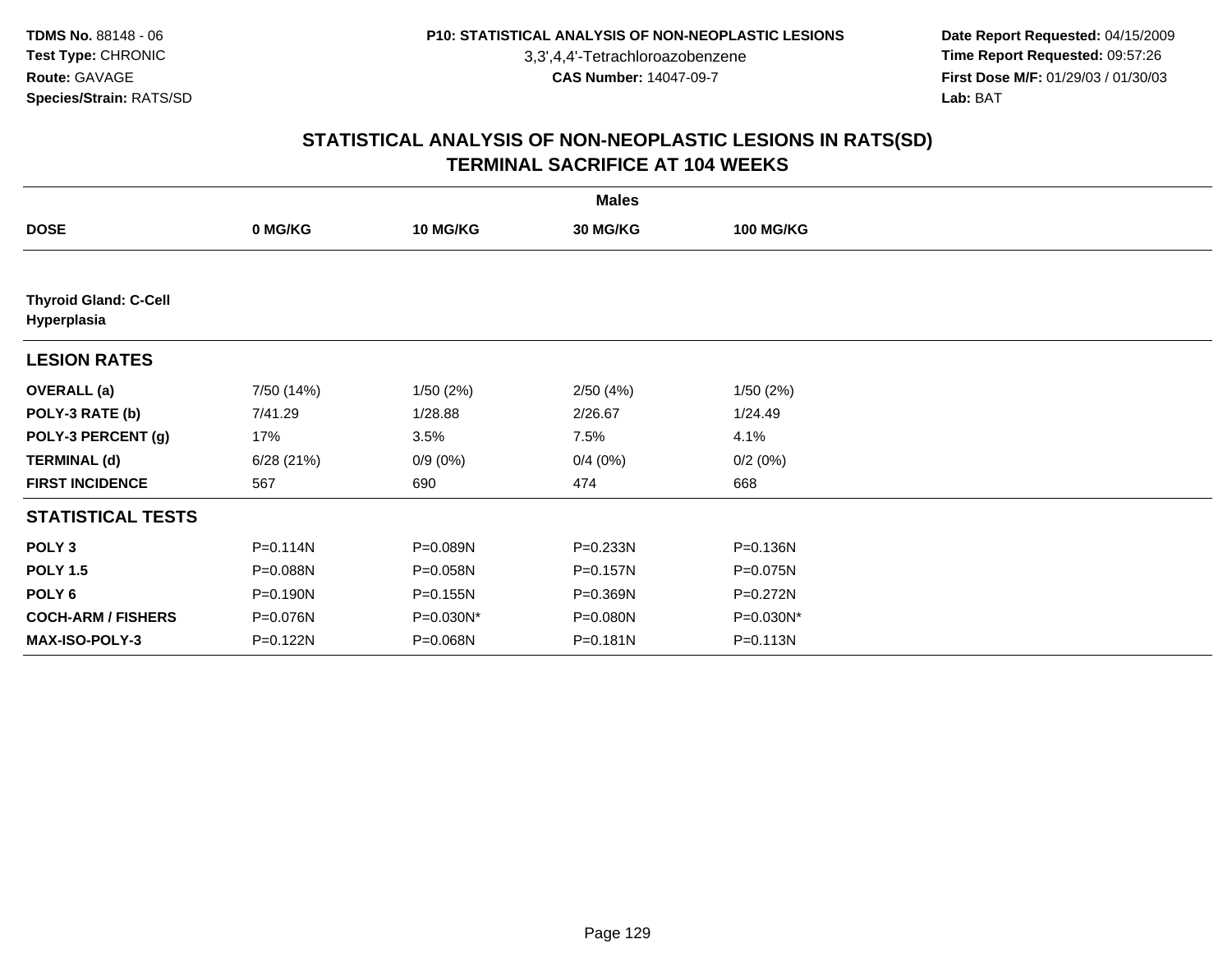## STATISTICAL ANALYSIS OF NON-NEOPLASTIC LESIONS IN RATS(SD)
## TERMINAL SACRIFICE AT 104 WEEKS

| | Males | | | |
|---|---|---|---|---|
| **DOSE** | **0 MG/KG** | **10 MG/KG** | **30 MG/KG** | **100 MG/KG** |
| **Thyroid Gland: C-Cell Hyperplasia** | | | | |
| **LESION RATES** | | | | |
| **OVERALL (a)** | 7/50 (14%) | 1/50 (2%) | 2/50 (4%) | 1/50 (2%) |
| **POLY-3 RATE (b)** | 7/41.29 | 1/28.88 | 2/26.67 | 1/24.49 |
| **POLY-3 PERCENT (g)** | 17% | 3.5% | 7.5% | 4.1% |
| **TERMINAL (d)** | 6/28 (21%) | 0/9 (0%) | 0/4 (0%) | 0/2 (0%) |
| **FIRST INCIDENCE** | 567 | 690 | 474 | 668 |
| **STATISTICAL TESTS** | | | | |
| **POLY 3** | P=0.114N | P=0.089N | P=0.233N | P=0.136N |
| **POLY 1.5** | P=0.088N | P=0.058N | P=0.157N | P=0.075N |
| **POLY 6** | P=0.190N | P=0.155N | P=0.369N | P=0.272N |
| **COCH-ARM / FISHERS** | P=0.076N | P=0.030N* | P=0.080N | P=0.030N* |
| **MAX-ISO-POLY-3** | P=0.122N | P=0.068N | P=0.181N | P=0.113N |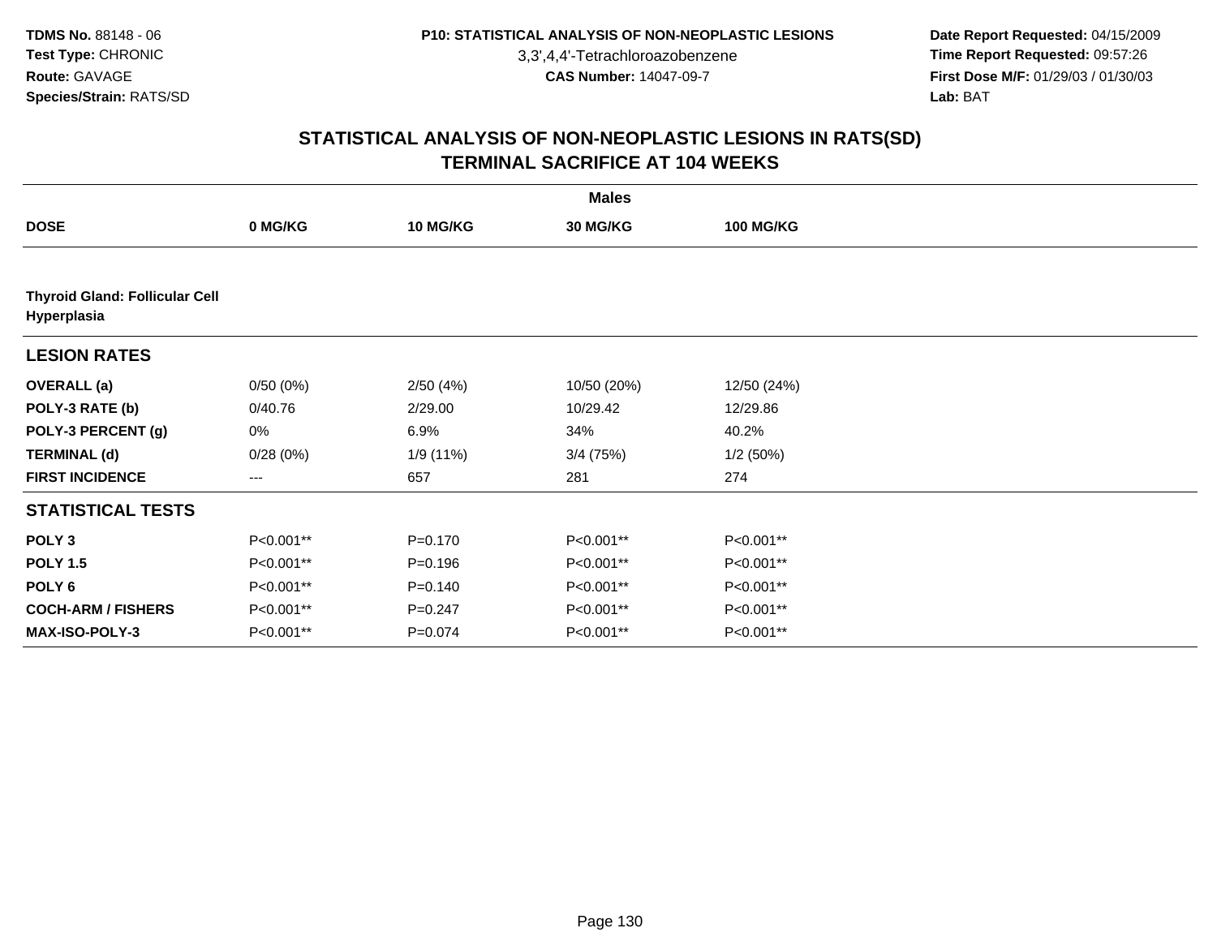# STATISTICAL ANALYSIS OF NON-NEOPLASTIC LESIONS IN RATS(SD)
## TERMINAL SACRIFICE AT 104 WEEKS

| | Males | | | |
|---|---|---|---|---|
| **DOSE** | **0 MG/KG** | **10 MG/KG** | **30 MG/KG** | **100 MG/KG** |
| **Thyroid Gland: Follicular Cell Hyperplasia** | | | | |
| **LESION RATES** | | | | |
| **OVERALL (a)** | 0/50 (0%) | 2/50 (4%) | 10/50 (20%) | 12/50 (24%) |
| **POLY-3 RATE (b)** | 0/40.76 | 2/29.00 | 10/29.42 | 12/29.86 |
| **POLY-3 PERCENT (g)** | 0% | 6.9% | 34% | 40.2% |
| **TERMINAL (d)** | 0/28 (0%) | 1/9 (11%) | 3/4 (75%) | 1/2 (50%) |
| **FIRST INCIDENCE** | --- | 657 | 281 | 274 |
| **STATISTICAL TESTS** | | | | |
| **POLY 3** | P<0.001** | P=0.170 | P<0.001** | P<0.001** |
| **POLY 1.5** | P<0.001** | P=0.196 | P<0.001** | P<0.001** |
| **POLY 6** | P<0.001** | P=0.140 | P<0.001** | P<0.001** |
| **COCH-ARM / FISHERS** | P<0.001** | P=0.247 | P<0.001** | P<0.001** |
| **MAX-ISO-POLY-3** | P<0.001** | P=0.074 | P<0.001** | P<0.001** |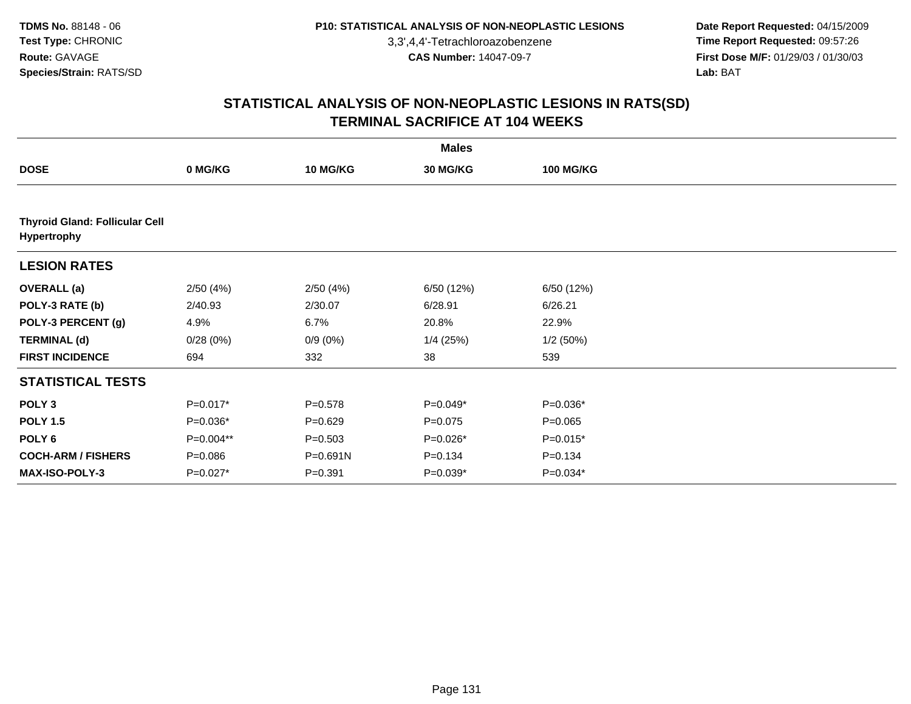TDMS No. 88148 - 06
Test Type: CHRONIC
Route: GAVAGE
Species/Strain: RATS/SD

P10: STATISTICAL ANALYSIS OF NON-NEOPLASTIC LESIONS
3,3',4,4'-Tetrachloroazobenzene
CAS Number: 14047-09-7

Date Report Requested: 04/15/2009
Time Report Requested: 09:57:26
First Dose M/F: 01/29/03 / 01/30/03
Lab: BAT

## STATISTICAL ANALYSIS OF NON-NEOPLASTIC LESIONS IN RATS(SD)
## TERMINAL SACRIFICE AT 104 WEEKS

| | Males | | | |
|---|---|---|---|---|
| **DOSE** | **0 MG/KG** | **10 MG/KG** | **30 MG/KG** | **100 MG/KG** |
| **Thyroid Gland: Follicular Cell Hypertrophy** | | | | |
| **LESION RATES** | | | | |
| **OVERALL (a)** | 2/50 (4%) | 2/50 (4%) | 6/50 (12%) | 6/50 (12%) |
| **POLY-3 RATE (b)** | 2/40.93 | 2/30.07 | 6/28.91 | 6/26.21 |
| **POLY-3 PERCENT (g)** | 4.9% | 6.7% | 20.8% | 22.9% |
| **TERMINAL (d)** | 0/28 (0%) | 0/9 (0%) | 1/4 (25%) | 1/2 (50%) |
| **FIRST INCIDENCE** | 694 | 332 | 38 | 539 |
| **STATISTICAL TESTS** | | | | |
| **POLY 3** | P=0.017* | P=0.578 | P=0.049* | P=0.036* |
| **POLY 1.5** | P=0.036* | P=0.629 | P=0.075 | P=0.065 |
| **POLY 6** | P=0.004** | P=0.503 | P=0.026* | P=0.015* |
| **COCH-ARM / FISHERS** | P=0.086 | P=0.691N | P=0.134 | P=0.134 |
| **MAX-ISO-POLY-3** | P=0.027* | P=0.391 | P=0.039* | P=0.034* |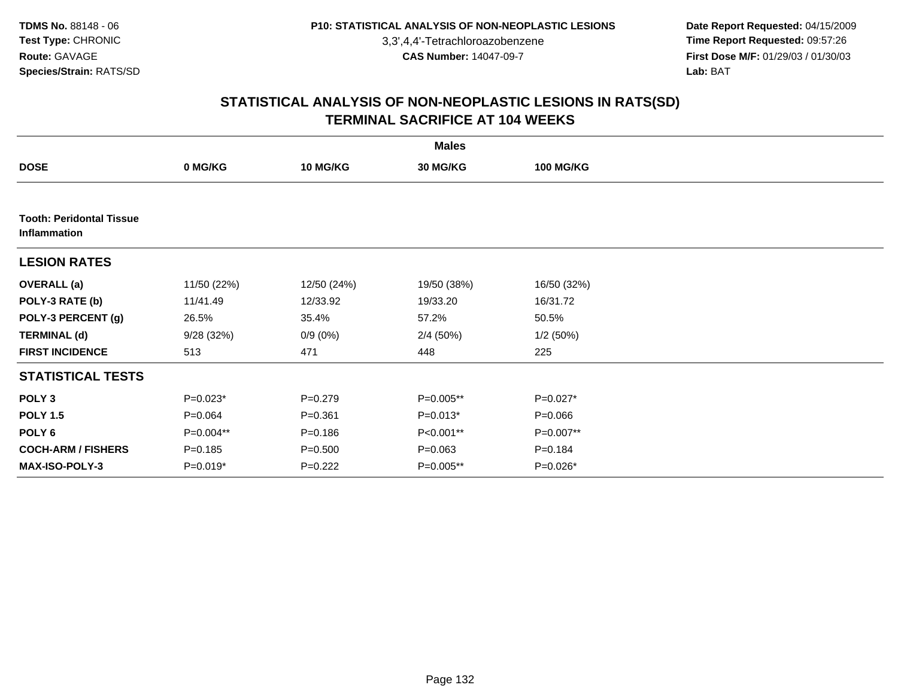**TDMS No.** 88148 - 06
**Test Type:** CHRONIC
**Route:** GAVAGE
**Species/Strain:** RATS/SD

**P10: STATISTICAL ANALYSIS OF NON-NEOPLASTIC LESIONS**
3,3',4,4'-Tetrachloroazobenzene
**CAS Number:** 14047-09-7

**Date Report Requested:** 04/15/2009
**Time Report Requested:** 09:57:26
**First Dose M/F:** 01/29/03 / 01/30/03
**Lab:** BAT

## STATISTICAL ANALYSIS OF NON-NEOPLASTIC LESIONS IN RATS(SD)
## TERMINAL SACRIFICE AT 104 WEEKS

| | Males | | | |
|---|---|---|---|---|
| **DOSE** | **0 MG/KG** | **10 MG/KG** | **30 MG/KG** | **100 MG/KG** |
| **Tooth: Peridontal Tissue Inflammation** | | | | |
| **LESION RATES** | | | | |
| **OVERALL (a)** | 11/50 (22%) | 12/50 (24%) | 19/50 (38%) | 16/50 (32%) |
| **POLY-3 RATE (b)** | 11/41.49 | 12/33.92 | 19/33.20 | 16/31.72 |
| **POLY-3 PERCENT (g)** | 26.5% | 35.4% | 57.2% | 50.5% |
| **TERMINAL (d)** | 9/28 (32%) | 0/9 (0%) | 2/4 (50%) | 1/2 (50%) |
| **FIRST INCIDENCE** | 513 | 471 | 448 | 225 |
| **STATISTICAL TESTS** | | | | |
| **POLY 3** | P=0.023* | P=0.279 | P=0.005** | P=0.027* |
| **POLY 1.5** | P=0.064 | P=0.361 | P=0.013* | P=0.066 |
| **POLY 6** | P=0.004** | P=0.186 | P<0.001** | P=0.007** |
| **COCH-ARM / FISHERS** | P=0.185 | P=0.500 | P=0.063 | P=0.184 |
| **MAX-ISO-POLY-3** | P=0.019* | P=0.222 | P=0.005** | P=0.026* |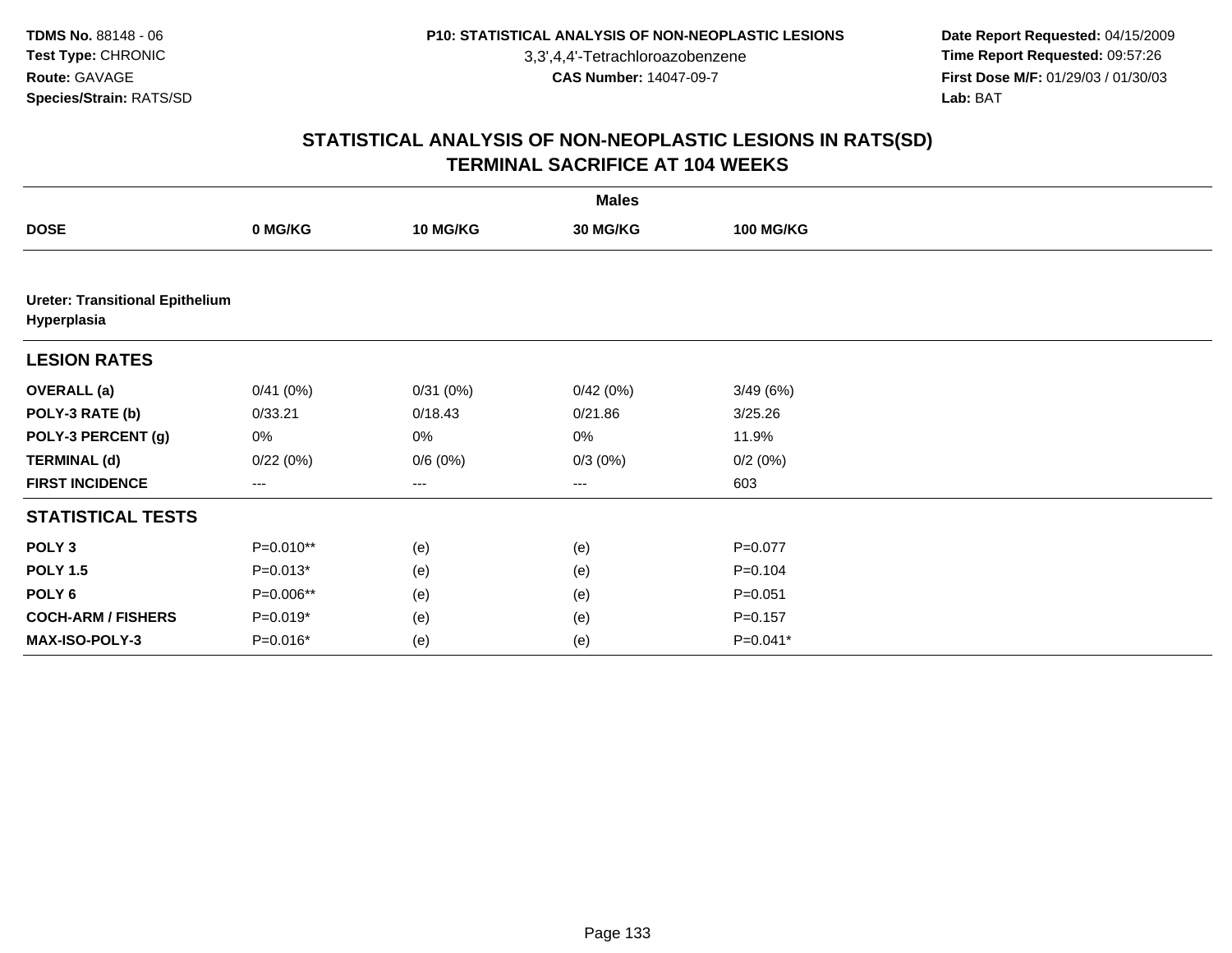**TDMS No.** 88148 - 06
**Test Type:** CHRONIC
**Route:** GAVAGE
**Species/Strain:** RATS/SD

**P10: STATISTICAL ANALYSIS OF NON-NEOPLASTIC LESIONS**
3,3',4,4'-Tetrachloroazobenzene
**CAS Number:** 14047-09-7

**Date Report Requested:** 04/15/2009
**Time Report Requested:** 09:57:26
**First Dose M/F:** 01/29/03 / 01/30/03
**Lab:** BAT

## STATISTICAL ANALYSIS OF NON-NEOPLASTIC LESIONS IN RATS(SD)
## TERMINAL SACRIFICE AT 104 WEEKS

| | Males | | | |
|---|---|---|---|---|
| **DOSE** | **0 MG/KG** | **10 MG/KG** | **30 MG/KG** | **100 MG/KG** |
| **Ureter: Transitional Epithelium Hyperplasia** | | | | |
| **LESION RATES** | | | | |
| **OVERALL (a)** | 0/41 (0%) | 0/31 (0%) | 0/42 (0%) | 3/49 (6%) |
| **POLY-3 RATE (b)** | 0/33.21 | 0/18.43 | 0/21.86 | 3/25.26 |
| **POLY-3 PERCENT (g)** | 0% | 0% | 0% | 11.9% |
| **TERMINAL (d)** | 0/22 (0%) | 0/6 (0%) | 0/3 (0%) | 0/2 (0%) |
| **FIRST INCIDENCE** | --- | --- | --- | 603 |
| **STATISTICAL TESTS** | | | | |
| **POLY 3** | P=0.010** | (e) | (e) | P=0.077 |
| **POLY 1.5** | P=0.013* | (e) | (e) | P=0.104 |
| **POLY 6** | P=0.006** | (e) | (e) | P=0.051 |
| **COCH-ARM / FISHERS** | P=0.019* | (e) | (e) | P=0.157 |
| **MAX-ISO-POLY-3** | P=0.016* | (e) | (e) | P=0.041* |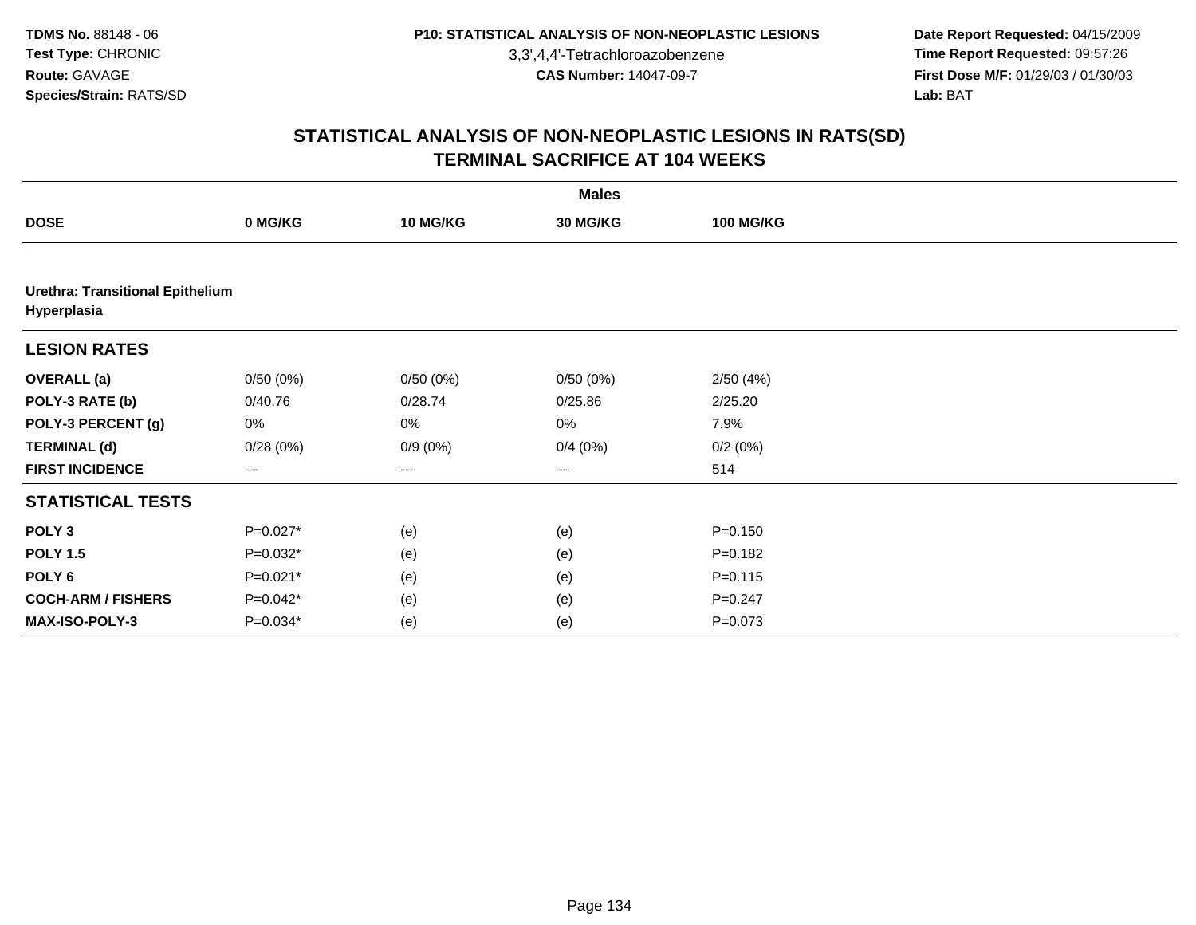**TDMS No.** 88148 - 06
**Test Type:** CHRONIC
**Route:** GAVAGE
**Species/Strain:** RATS/SD

**P10: STATISTICAL ANALYSIS OF NON-NEOPLASTIC LESIONS**
3,3',4,4'-Tetrachloroazobenzene
**CAS Number:** 14047-09-7

**Date Report Requested:** 04/15/2009
**Time Report Requested:** 09:57:26
**First Dose M/F:** 01/29/03 / 01/30/03
**Lab:** BAT

## STATISTICAL ANALYSIS OF NON-NEOPLASTIC LESIONS IN RATS(SD) TERMINAL SACRIFICE AT 104 WEEKS

| | Males | | | |
|---|---|---|---|---|
| **DOSE** | **0 MG/KG** | **10 MG/KG** | **30 MG/KG** | **100 MG/KG** |
| **Urethra: Transitional Epithelium Hyperplasia** | | | | |
| **LESION RATES** | | | | |
| **OVERALL (a)** | 0/50 (0%) | 0/50 (0%) | 0/50 (0%) | 2/50 (4%) |
| **POLY-3 RATE (b)** | 0/40.76 | 0/28.74 | 0/25.86 | 2/25.20 |
| **POLY-3 PERCENT (g)** | 0% | 0% | 0% | 7.9% |
| **TERMINAL (d)** | 0/28 (0%) | 0/9 (0%) | 0/4 (0%) | 0/2 (0%) |
| **FIRST INCIDENCE** | --- | --- | --- | 514 |
| **STATISTICAL TESTS** | | | | |
| **POLY 3** | P=0.027* | (e) | (e) | P=0.150 |
| **POLY 1.5** | P=0.032* | (e) | (e) | P=0.182 |
| **POLY 6** | P=0.021* | (e) | (e) | P=0.115 |
| **COCH-ARM / FISHERS** | P=0.042* | (e) | (e) | P=0.247 |
| **MAX-ISO-POLY-3** | P=0.034* | (e) | (e) | P=0.073 |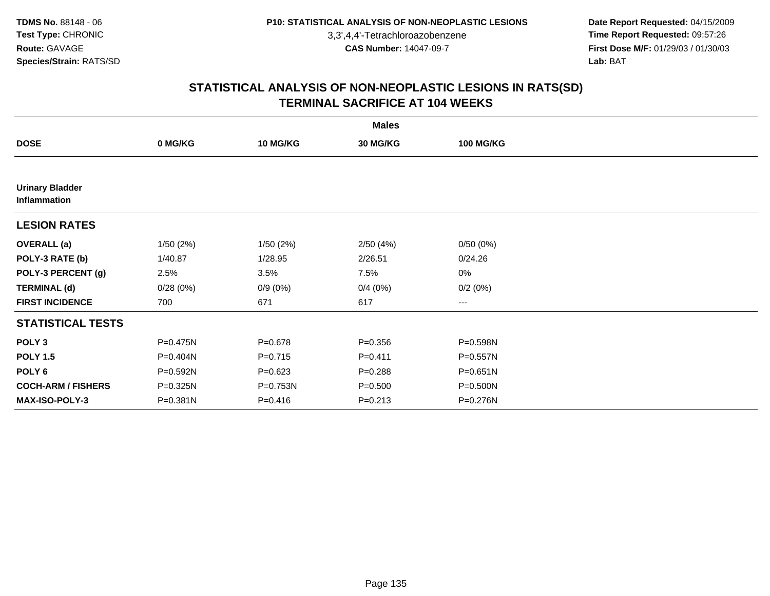# STATISTICAL ANALYSIS OF NON-NEOPLASTIC LESIONS IN RATS(SD)
## TERMINAL SACRIFICE AT 104 WEEKS

| | Males | | | |
|---|---|---|---|---|
| **DOSE** | **0 MG/KG** | **10 MG/KG** | **30 MG/KG** | **100 MG/KG** |
| **Urinary Bladder** | | | | |
| **Inflammation** | | | | |
| **LESION RATES** | | | | |
| **OVERALL (a)** | 1/50 (2%) | 1/50 (2%) | 2/50 (4%) | 0/50 (0%) |
| **POLY-3 RATE (b)** | 1/40.87 | 1/28.95 | 2/26.51 | 0/24.26 |
| **POLY-3 PERCENT (g)** | 2.5% | 3.5% | 7.5% | 0% |
| **TERMINAL (d)** | 0/28 (0%) | 0/9 (0%) | 0/4 (0%) | 0/2 (0%) |
| **FIRST INCIDENCE** | 700 | 671 | 617 | --- |
| **STATISTICAL TESTS** | | | | |
| **POLY 3** | P=0.475N | P=0.678 | P=0.356 | P=0.598N |
| **POLY 1.5** | P=0.404N | P=0.715 | P=0.411 | P=0.557N |
| **POLY 6** | P=0.592N | P=0.623 | P=0.288 | P=0.651N |
| **COCH-ARM / FISHERS** | P=0.325N | P=0.753N | P=0.500 | P=0.500N |
| **MAX-ISO-POLY-3** | P=0.381N | P=0.416 | P=0.213 | P=0.276N |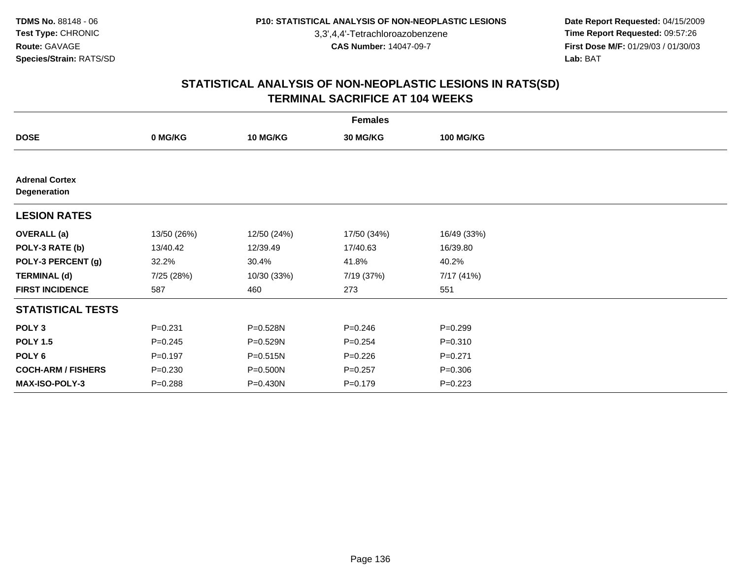**TDMS No.** 88148 - 06
**Test Type:** CHRONIC
**Route:** GAVAGE
**Species/Strain:** RATS/SD

**P10: STATISTICAL ANALYSIS OF NON-NEOPLASTIC LESIONS**
3,3',4,4'-Tetrachloroazobenzene
**CAS Number:** 14047-09-7

**Date Report Requested:** 04/15/2009
**Time Report Requested:** 09:57:26
**First Dose M/F:** 01/29/03 / 01/30/03
**Lab:** BAT

## STATISTICAL ANALYSIS OF NON-NEOPLASTIC LESIONS IN RATS(SD)
## TERMINAL SACRIFICE AT 104 WEEKS

| Females | | | | |
|---|---|---|---|---|
| **DOSE** | **0 MG/KG** | **10 MG/KG** | **30 MG/KG** | **100 MG/KG** |
| **Adrenal Cortex Degeneration** | | | | |
| **LESION RATES** | | | | |
| **OVERALL (a)** | 13/50 (26%) | 12/50 (24%) | 17/50 (34%) | 16/49 (33%) |
| **POLY-3 RATE (b)** | 13/40.42 | 12/39.49 | 17/40.63 | 16/39.80 |
| **POLY-3 PERCENT (g)** | 32.2% | 30.4% | 41.8% | 40.2% |
| **TERMINAL (d)** | 7/25 (28%) | 10/30 (33%) | 7/19 (37%) | 7/17 (41%) |
| **FIRST INCIDENCE** | 587 | 460 | 273 | 551 |
| **STATISTICAL TESTS** | | | | |
| **POLY 3** | P=0.231 | P=0.528N | P=0.246 | P=0.299 |
| **POLY 1.5** | P=0.245 | P=0.529N | P=0.254 | P=0.310 |
| **POLY 6** | P=0.197 | P=0.515N | P=0.226 | P=0.271 |
| **COCH-ARM / FISHERS** | P=0.230 | P=0.500N | P=0.257 | P=0.306 |
| **MAX-ISO-POLY-3** | P=0.288 | P=0.430N | P=0.179 | P=0.223 |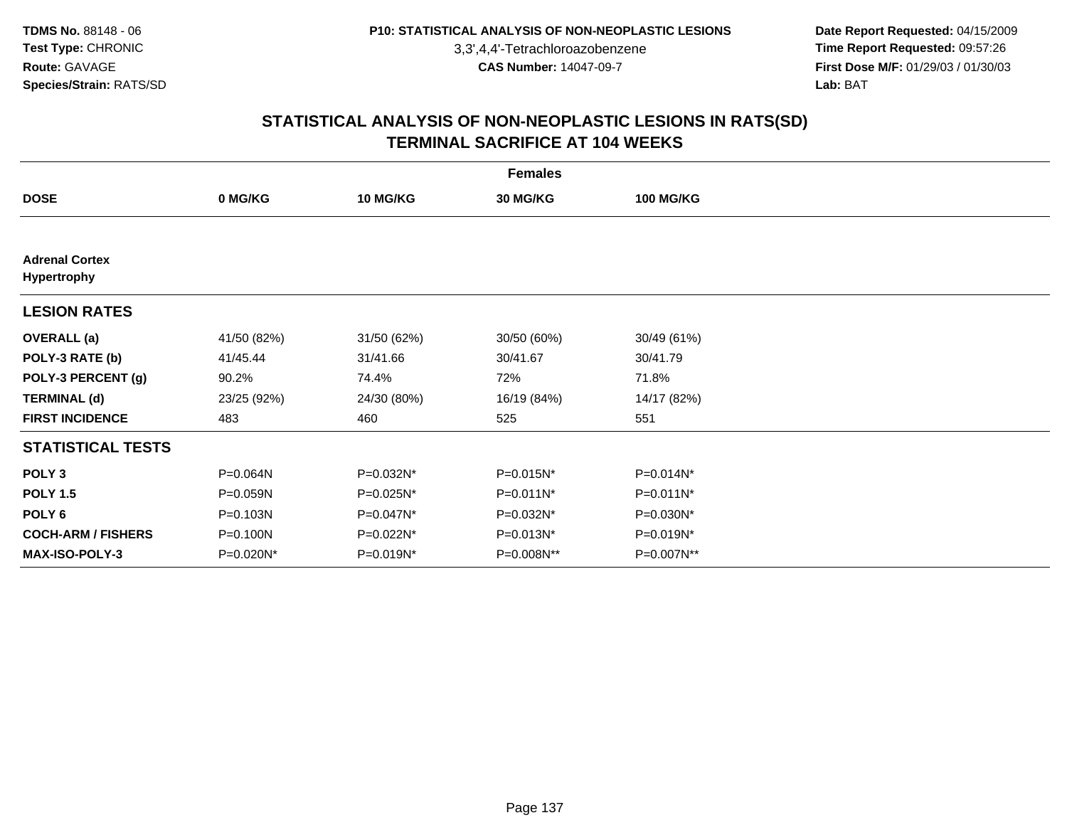**TDMS No.** 88148 - 06
**Test Type:** CHRONIC
**Route:** GAVAGE
**Species/Strain:** RATS/SD

**P10: STATISTICAL ANALYSIS OF NON-NEOPLASTIC LESIONS**
3,3',4,4'-Tetrachloroazobenzene
**CAS Number:** 14047-09-7

**Date Report Requested:** 04/15/2009
**Time Report Requested:** 09:57:26
**First Dose M/F:** 01/29/03 / 01/30/03
**Lab:** BAT

# STATISTICAL ANALYSIS OF NON-NEOPLASTIC LESIONS IN RATS(SD)
# TERMINAL SACRIFICE AT 104 WEEKS

**Females**

| DOSE | 0 MG/KG | 10 MG/KG | 30 MG/KG | 100 MG/KG |
|---|---|---|---|---|
| **Adrenal Cortex** | | | | |
| **Hypertrophy** | | | | |
| **LESION RATES** | | | | |
| **OVERALL (a)** | 41/50 (82%) | 31/50 (62%) | 30/50 (60%) | 30/49 (61%) |
| **POLY-3 RATE (b)** | 41/45.44 | 31/41.66 | 30/41.67 | 30/41.79 |
| **POLY-3 PERCENT (g)** | 90.2% | 74.4% | 72% | 71.8% |
| **TERMINAL (d)** | 23/25 (92%) | 24/30 (80%) | 16/19 (84%) | 14/17 (82%) |
| **FIRST INCIDENCE** | 483 | 460 | 525 | 551 |
| **STATISTICAL TESTS** | | | | |
| **POLY 3** | P=0.064N | P=0.032N* | P=0.015N* | P=0.014N* |
| **POLY 1.5** | P=0.059N | P=0.025N* | P=0.011N* | P=0.011N* |
| **POLY 6** | P=0.103N | P=0.047N* | P=0.032N* | P=0.030N* |
| **COCH-ARM / FISHERS** | P=0.100N | P=0.022N* | P=0.013N* | P=0.019N* |
| **MAX-ISO-POLY-3** | P=0.020N* | P=0.019N* | P=0.008N** | P=0.007N** |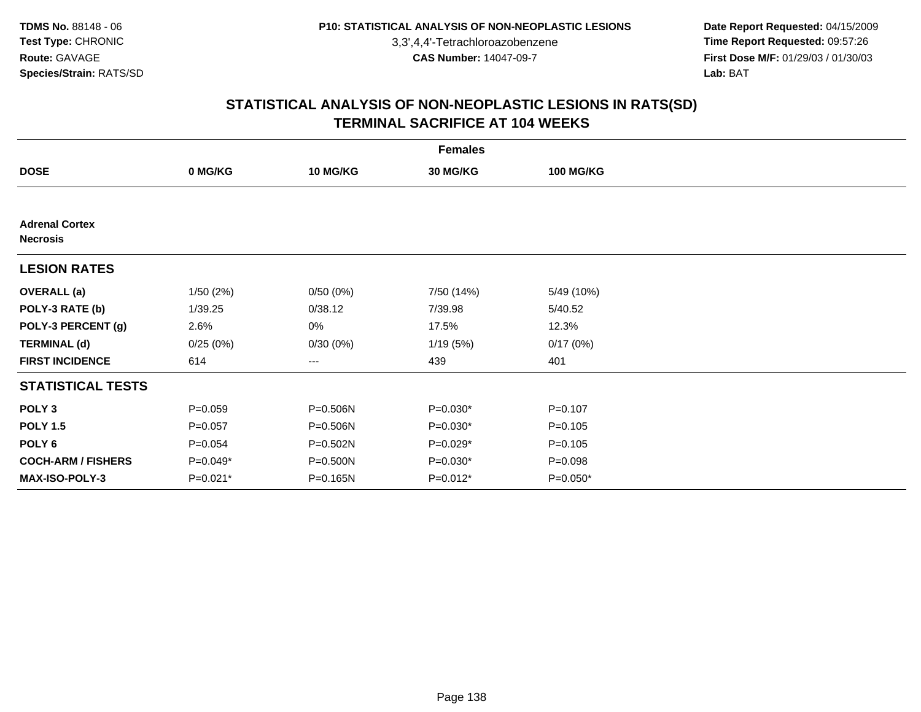**TDMS No.** 88148 - 06
**Test Type:** CHRONIC
**Route:** GAVAGE
**Species/Strain:** RATS/SD

**P10: STATISTICAL ANALYSIS OF NON-NEOPLASTIC LESIONS**
3,3',4,4'-Tetrachloroazobenzene
**CAS Number:** 14047-09-7

**Date Report Requested:** 04/15/2009
**Time Report Requested:** 09:57:26
**First Dose M/F:** 01/29/03 / 01/30/03
**Lab:** BAT

## STATISTICAL ANALYSIS OF NON-NEOPLASTIC LESIONS IN RATS(SD) TERMINAL SACRIFICE AT 104 WEEKS

| | Females | | | |
|---|---|---|---|---|
| **DOSE** | **0 MG/KG** | **10 MG/KG** | **30 MG/KG** | **100 MG/KG** |
| **Adrenal Cortex** | | | | |
| **Necrosis** | | | | |
| **LESION RATES** | | | | |
| **OVERALL (a)** | 1/50 (2%) | 0/50 (0%) | 7/50 (14%) | 5/49 (10%) |
| **POLY-3 RATE (b)** | 1/39.25 | 0/38.12 | 7/39.98 | 5/40.52 |
| **POLY-3 PERCENT (g)** | 2.6% | 0% | 17.5% | 12.3% |
| **TERMINAL (d)** | 0/25 (0%) | 0/30 (0%) | 1/19 (5%) | 0/17 (0%) |
| **FIRST INCIDENCE** | 614 | --- | 439 | 401 |
| **STATISTICAL TESTS** | | | | |
| **POLY 3** | P=0.059 | P=0.506N | P=0.030* | P=0.107 |
| **POLY 1.5** | P=0.057 | P=0.506N | P=0.030* | P=0.105 |
| **POLY 6** | P=0.054 | P=0.502N | P=0.029* | P=0.105 |
| **COCH-ARM / FISHERS** | P=0.049* | P=0.500N | P=0.030* | P=0.098 |
| **MAX-ISO-POLY-3** | P=0.021* | P=0.165N | P=0.012* | P=0.050* |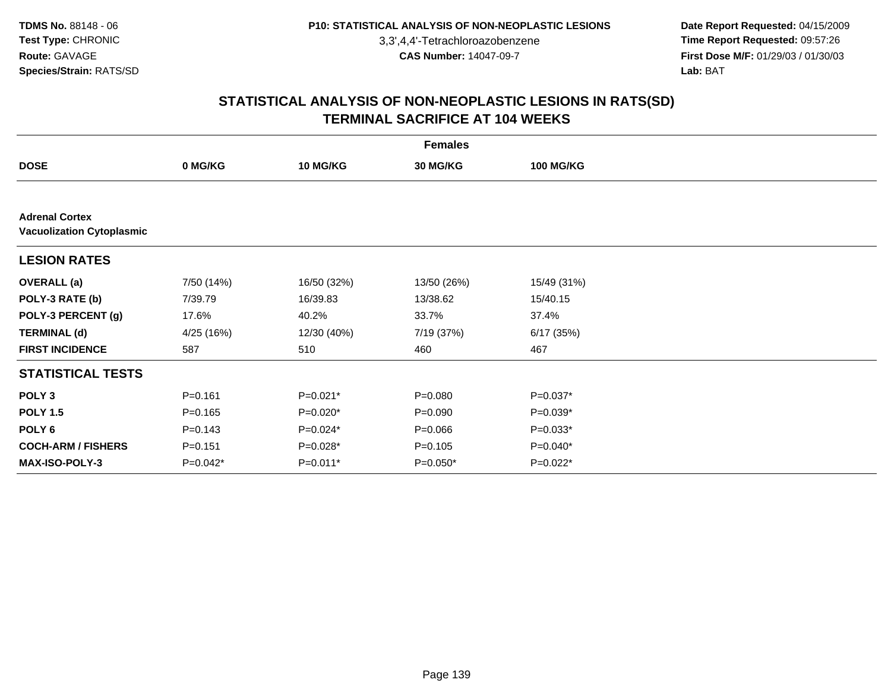**TDMS No.** 88148 - 06
**Test Type:** CHRONIC
**Route:** GAVAGE
**Species/Strain:** RATS/SD

**P10: STATISTICAL ANALYSIS OF NON-NEOPLASTIC LESIONS**
3,3',4,4'-Tetrachloroazobenzene
**CAS Number:** 14047-09-7

**Date Report Requested:** 04/15/2009
**Time Report Requested:** 09:57:26
**First Dose M/F:** 01/29/03 / 01/30/03
**Lab:** BAT

## STATISTICAL ANALYSIS OF NON-NEOPLASTIC LESIONS IN RATS(SD)
## TERMINAL SACRIFICE AT 104 WEEKS

| Females | | | | |
|---|---|---|---|---|
| **DOSE** | **0 MG/KG** | **10 MG/KG** | **30 MG/KG** | **100 MG/KG** |
| **Adrenal Cortex** | | | | |
| **Vacuolization Cytoplasmic** | | | | |
| **LESION RATES** | | | | |
| **OVERALL (a)** | 7/50 (14%) | 16/50 (32%) | 13/50 (26%) | 15/49 (31%) |
| **POLY-3 RATE (b)** | 7/39.79 | 16/39.83 | 13/38.62 | 15/40.15 |
| **POLY-3 PERCENT (g)** | 17.6% | 40.2% | 33.7% | 37.4% |
| **TERMINAL (d)** | 4/25 (16%) | 12/30 (40%) | 7/19 (37%) | 6/17 (35%) |
| **FIRST INCIDENCE** | 587 | 510 | 460 | 467 |
| **STATISTICAL TESTS** | | | | |
| **POLY 3** | P=0.161 | P=0.021* | P=0.080 | P=0.037* |
| **POLY 1.5** | P=0.165 | P=0.020* | P=0.090 | P=0.039* |
| **POLY 6** | P=0.143 | P=0.024* | P=0.066 | P=0.033* |
| **COCH-ARM / FISHERS** | P=0.151 | P=0.028* | P=0.105 | P=0.040* |
| **MAX-ISO-POLY-3** | P=0.042* | P=0.011* | P=0.050* | P=0.022* |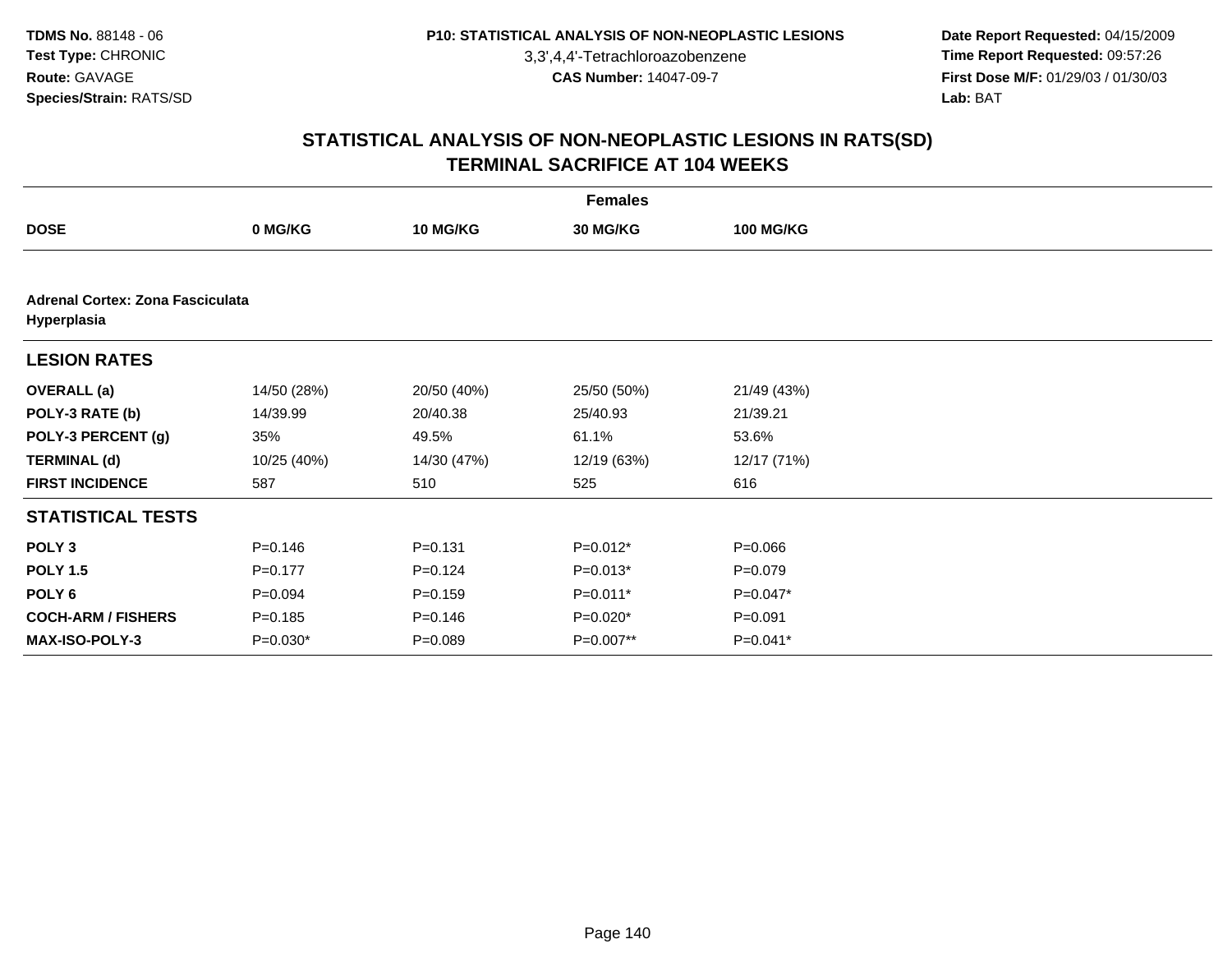# STATISTICAL ANALYSIS OF NON-NEOPLASTIC LESIONS IN RATS(SD)
## TERMINAL SACRIFICE AT 104 WEEKS

| | Females | | | |
|---|---|---|---|---|
| **DOSE** | **0 MG/KG** | **10 MG/KG** | **30 MG/KG** | **100 MG/KG** |
| **Adrenal Cortex: Zona Fasciculata Hyperplasia** | | | | |
| **LESION RATES** | | | | |
| **OVERALL (a)** | 14/50 (28%) | 20/50 (40%) | 25/50 (50%) | 21/49 (43%) |
| **POLY-3 RATE (b)** | 14/39.99 | 20/40.38 | 25/40.93 | 21/39.21 |
| **POLY-3 PERCENT (g)** | 35% | 49.5% | 61.1% | 53.6% |
| **TERMINAL (d)** | 10/25 (40%) | 14/30 (47%) | 12/19 (63%) | 12/17 (71%) |
| **FIRST INCIDENCE** | 587 | 510 | 525 | 616 |
| **STATISTICAL TESTS** | | | | |
| **POLY 3** | P=0.146 | P=0.131 | P=0.012* | P=0.066 |
| **POLY 1.5** | P=0.177 | P=0.124 | P=0.013* | P=0.079 |
| **POLY 6** | P=0.094 | P=0.159 | P=0.011* | P=0.047* |
| **COCH-ARM / FISHERS** | P=0.185 | P=0.146 | P=0.020* | P=0.091 |
| **MAX-ISO-POLY-3** | P=0.030* | P=0.089 | P=0.007** | P=0.041* |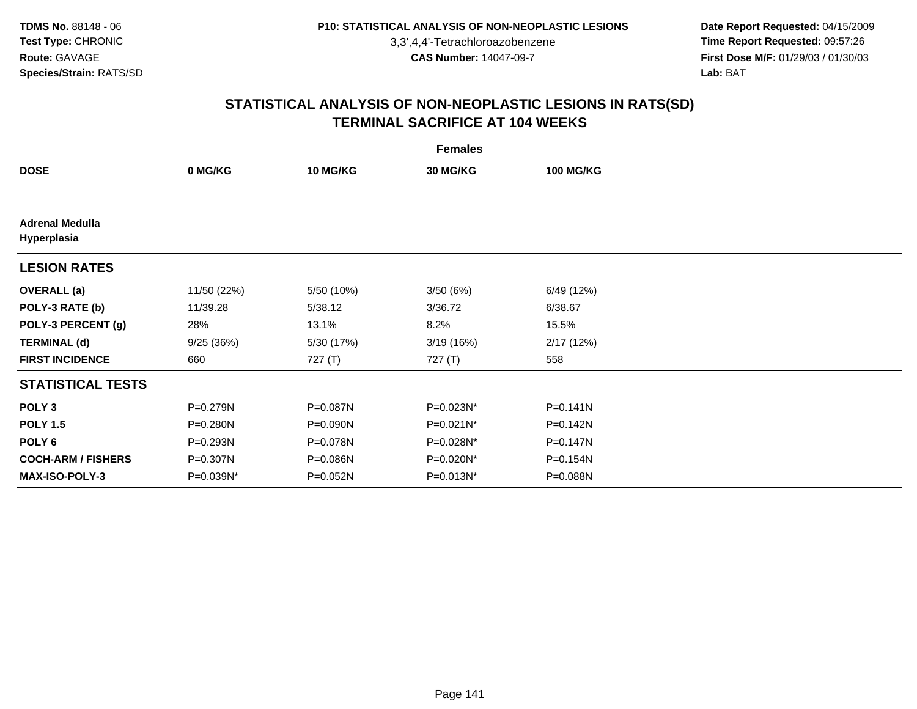**TDMS No.** 88148 - 06
**Test Type:** CHRONIC
**Route:** GAVAGE
**Species/Strain:** RATS/SD

**P10: STATISTICAL ANALYSIS OF NON-NEOPLASTIC LESIONS**
3,3',4,4'-Tetrachloroazobenzene
**CAS Number:** 14047-09-7

**Date Report Requested:** 04/15/2009
**Time Report Requested:** 09:57:26
**First Dose M/F:** 01/29/03 / 01/30/03
**Lab:** BAT

# STATISTICAL ANALYSIS OF NON-NEOPLASTIC LESIONS IN RATS(SD)
# TERMINAL SACRIFICE AT 104 WEEKS

| | Females | | | |
|---|---|---|---|---|
| **DOSE** | **0 MG/KG** | **10 MG/KG** | **30 MG/KG** | **100 MG/KG** |
| **Adrenal Medulla** | | | | |
| **Hyperplasia** | | | | |
| **LESION RATES** | | | | |
| **OVERALL (a)** | 11/50 (22%) | 5/50 (10%) | 3/50 (6%) | 6/49 (12%) |
| **POLY-3 RATE (b)** | 11/39.28 | 5/38.12 | 3/36.72 | 6/38.67 |
| **POLY-3 PERCENT (g)** | 28% | 13.1% | 8.2% | 15.5% |
| **TERMINAL (d)** | 9/25 (36%) | 5/30 (17%) | 3/19 (16%) | 2/17 (12%) |
| **FIRST INCIDENCE** | 660 | 727 (T) | 727 (T) | 558 |
| **STATISTICAL TESTS** | | | | |
| **POLY 3** | P=0.279N | P=0.087N | P=0.023N* | P=0.141N |
| **POLY 1.5** | P=0.280N | P=0.090N | P=0.021N* | P=0.142N |
| **POLY 6** | P=0.293N | P=0.078N | P=0.028N* | P=0.147N |
| **COCH-ARM / FISHERS** | P=0.307N | P=0.086N | P=0.020N* | P=0.154N |
| **MAX-ISO-POLY-3** | P=0.039N* | P=0.052N | P=0.013N* | P=0.088N |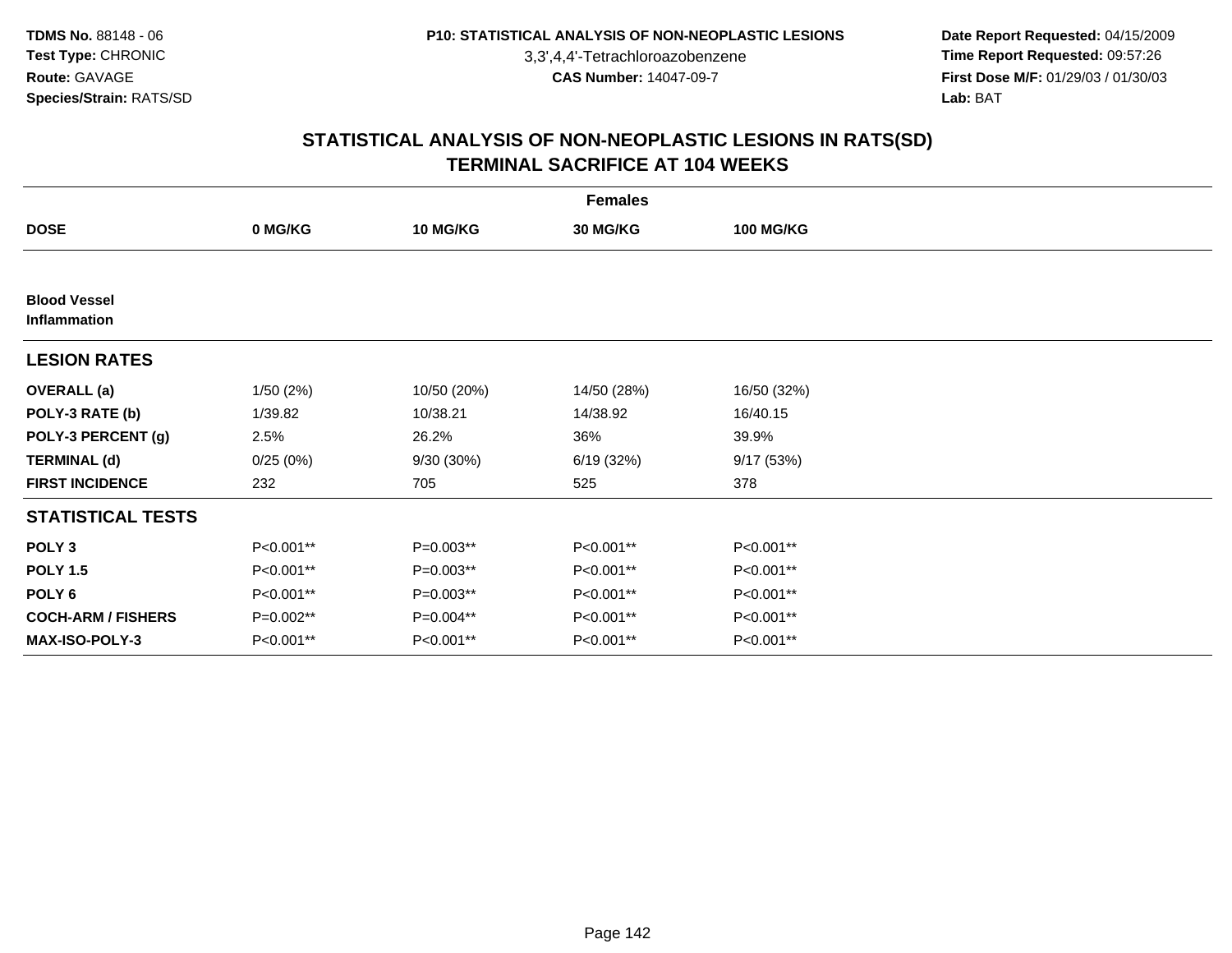TDMS No. 88148 - 06
Test Type: CHRONIC
Route: GAVAGE
Species/Strain: RATS/SD

P10: STATISTICAL ANALYSIS OF NON-NEOPLASTIC LESIONS
3,3',4,4'-Tetrachloroazobenzene
CAS Number: 14047-09-7

Date Report Requested: 04/15/2009
Time Report Requested: 09:57:26
First Dose M/F: 01/29/03 / 01/30/03
Lab: BAT

## STATISTICAL ANALYSIS OF NON-NEOPLASTIC LESIONS IN RATS(SD)
## TERMINAL SACRIFICE AT 104 WEEKS

| | Females | | | |
|---|---|---|---|---|
| **DOSE** | **0 MG/KG** | **10 MG/KG** | **30 MG/KG** | **100 MG/KG** |
| **Blood Vessel** | | | | |
| **Inflammation** | | | | |
| **LESION RATES** | | | | |
| **OVERALL (a)** | 1/50 (2%) | 10/50 (20%) | 14/50 (28%) | 16/50 (32%) |
| **POLY-3 RATE (b)** | 1/39.82 | 10/38.21 | 14/38.92 | 16/40.15 |
| **POLY-3 PERCENT (g)** | 2.5% | 26.2% | 36% | 39.9% |
| **TERMINAL (d)** | 0/25 (0%) | 9/30 (30%) | 6/19 (32%) | 9/17 (53%) |
| **FIRST INCIDENCE** | 232 | 705 | 525 | 378 |
| **STATISTICAL TESTS** | | | | |
| **POLY 3** | P<0.001** | P=0.003** | P<0.001** | P<0.001** |
| **POLY 1.5** | P<0.001** | P=0.003** | P<0.001** | P<0.001** |
| **POLY 6** | P<0.001** | P=0.003** | P<0.001** | P<0.001** |
| **COCH-ARM / FISHERS** | P=0.002** | P=0.004** | P<0.001** | P<0.001** |
| **MAX-ISO-POLY-3** | P<0.001** | P<0.001** | P<0.001** | P<0.001** |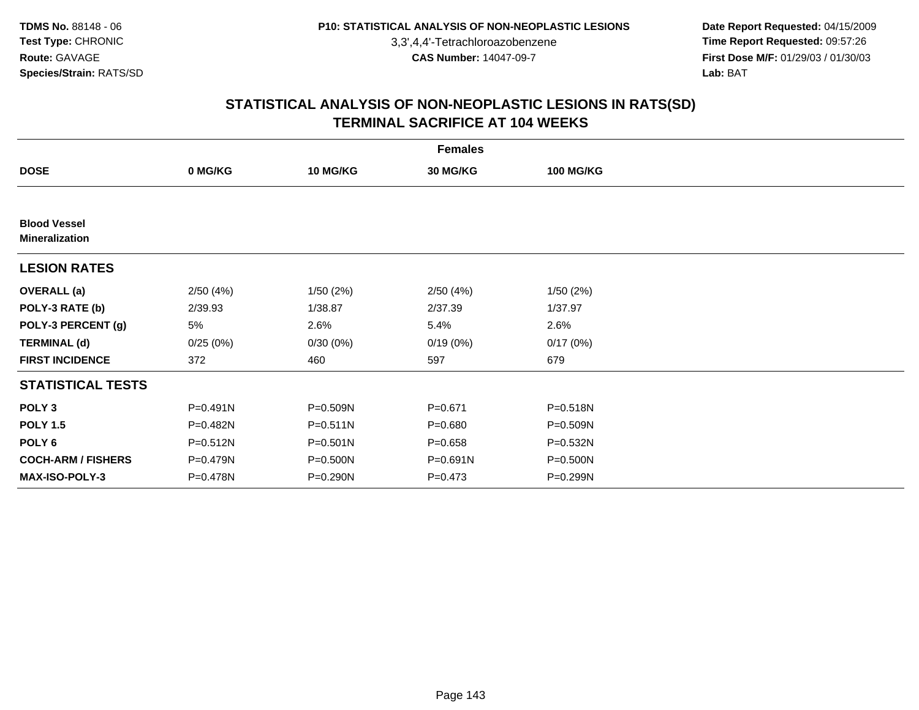TDMS No. 88148 - 06
Test Type: CHRONIC
Route: GAVAGE
Species/Strain: RATS/SD

P10: STATISTICAL ANALYSIS OF NON-NEOPLASTIC LESIONS
3,3',4,4'-Tetrachloroazobenzene
CAS Number: 14047-09-7

Date Report Requested: 04/15/2009
Time Report Requested: 09:57:26
First Dose M/F: 01/29/03 / 01/30/03
Lab: BAT

## STATISTICAL ANALYSIS OF NON-NEOPLASTIC LESIONS IN RATS(SD)
## TERMINAL SACRIFICE AT 104 WEEKS

| | Females | | | |
|---|---|---|---|---|
| **DOSE** | **0 MG/KG** | **10 MG/KG** | **30 MG/KG** | **100 MG/KG** |
| **Blood Vessel** | | | | |
| **Mineralization** | | | | |
| **LESION RATES** | | | | |
| **OVERALL (a)** | 2/50 (4%) | 1/50 (2%) | 2/50 (4%) | 1/50 (2%) |
| **POLY-3 RATE (b)** | 2/39.93 | 1/38.87 | 2/37.39 | 1/37.97 |
| **POLY-3 PERCENT (g)** | 5% | 2.6% | 5.4% | 2.6% |
| **TERMINAL (d)** | 0/25 (0%) | 0/30 (0%) | 0/19 (0%) | 0/17 (0%) |
| **FIRST INCIDENCE** | 372 | 460 | 597 | 679 |
| **STATISTICAL TESTS** | | | | |
| **POLY 3** | P=0.491N | P=0.509N | P=0.671 | P=0.518N |
| **POLY 1.5** | P=0.482N | P=0.511N | P=0.680 | P=0.509N |
| **POLY 6** | P=0.512N | P=0.501N | P=0.658 | P=0.532N |
| **COCH-ARM / FISHERS** | P=0.479N | P=0.500N | P=0.691N | P=0.500N |
| **MAX-ISO-POLY-3** | P=0.478N | P=0.290N | P=0.473 | P=0.299N |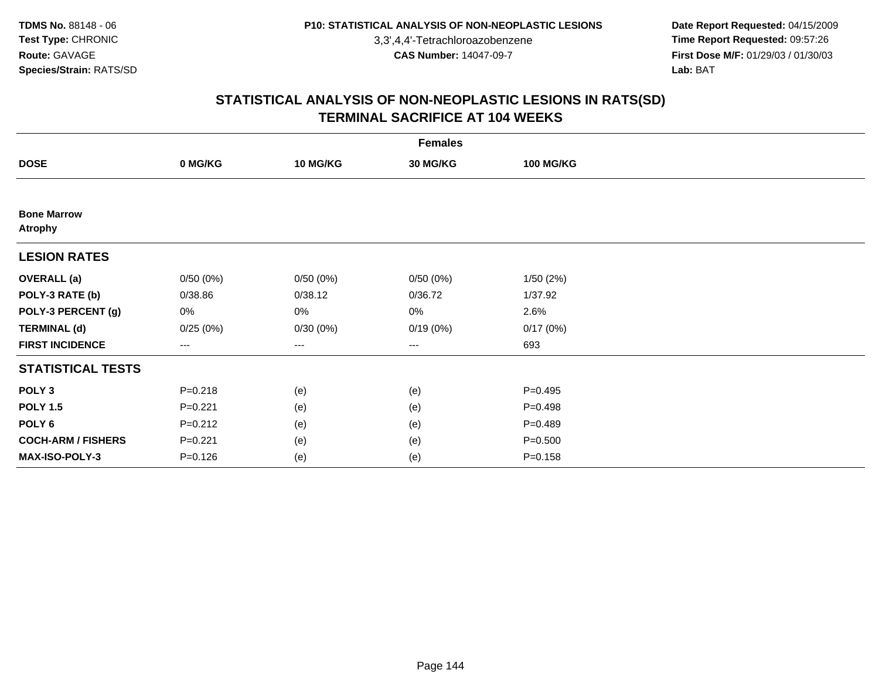TDMS No. 88148 - 06
Test Type: CHRONIC
Route: GAVAGE
Species/Strain: RATS/SD

P10: STATISTICAL ANALYSIS OF NON-NEOPLASTIC LESIONS
3,3',4,4'-Tetrachloroazobenzene
CAS Number: 14047-09-7

Date Report Requested: 04/15/2009
Time Report Requested: 09:57:26
First Dose M/F: 01/29/03 / 01/30/03
Lab: BAT

## STATISTICAL ANALYSIS OF NON-NEOPLASTIC LESIONS IN RATS(SD)
## TERMINAL SACRIFICE AT 104 WEEKS

| | Females | | | |
|---|---|---|---|---|
| **DOSE** | **0 MG/KG** | **10 MG/KG** | **30 MG/KG** | **100 MG/KG** |
| **Bone Marrow** | | | | |
| **Atrophy** | | | | |
| **LESION RATES** | | | | |
| **OVERALL (a)** | 0/50 (0%) | 0/50 (0%) | 0/50 (0%) | 1/50 (2%) |
| **POLY-3 RATE (b)** | 0/38.86 | 0/38.12 | 0/36.72 | 1/37.92 |
| **POLY-3 PERCENT (g)** | 0% | 0% | 0% | 2.6% |
| **TERMINAL (d)** | 0/25 (0%) | 0/30 (0%) | 0/19 (0%) | 0/17 (0%) |
| **FIRST INCIDENCE** | --- | --- | --- | 693 |
| **STATISTICAL TESTS** | | | | |
| **POLY 3** | P=0.218 | (e) | (e) | P=0.495 |
| **POLY 1.5** | P=0.221 | (e) | (e) | P=0.498 |
| **POLY 6** | P=0.212 | (e) | (e) | P=0.489 |
| **COCH-ARM / FISHERS** | P=0.221 | (e) | (e) | P=0.500 |
| **MAX-ISO-POLY-3** | P=0.126 | (e) | (e) | P=0.158 |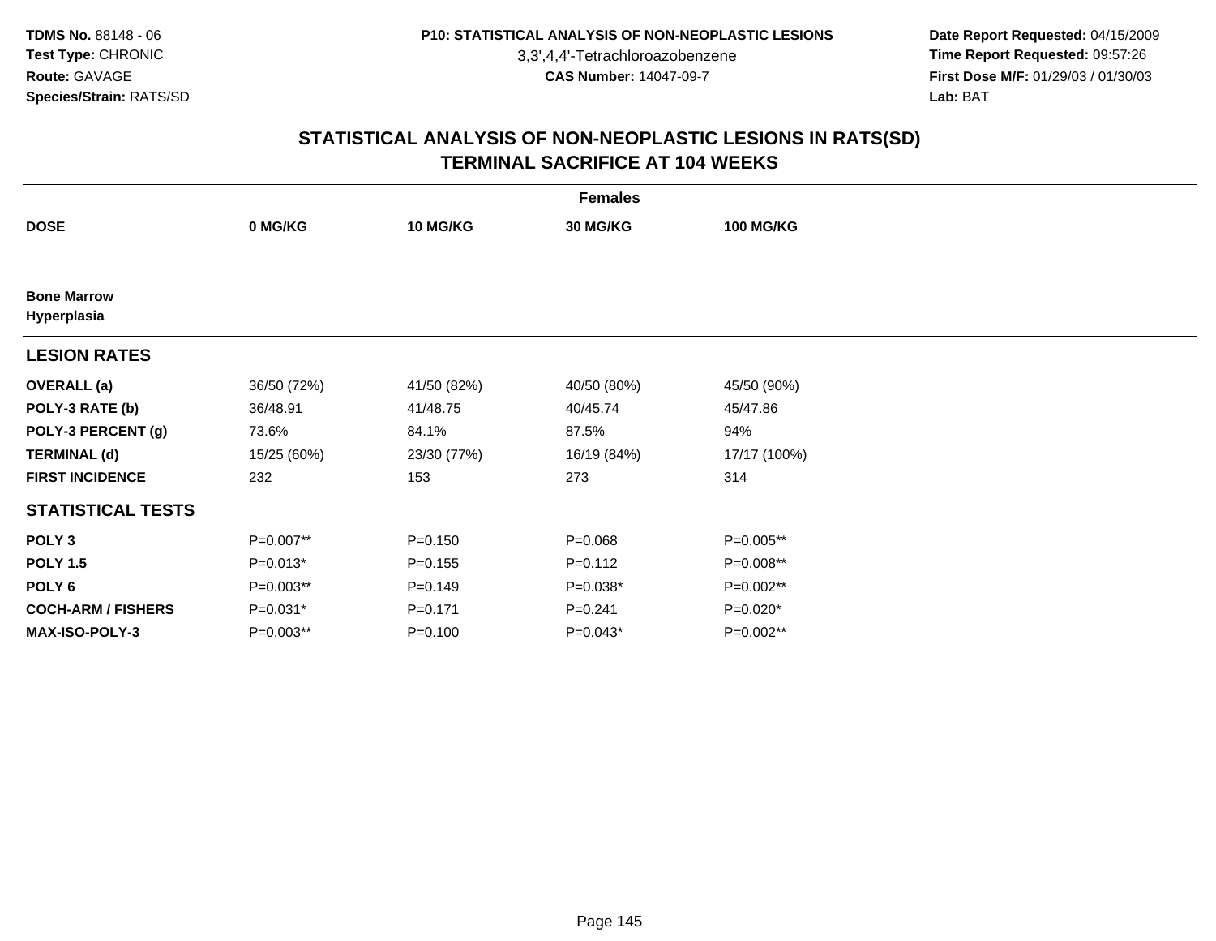**TDMS No.** 88148 - 06
**Test Type:** CHRONIC
**Route:** GAVAGE
**Species/Strain:** RATS/SD

**P10: STATISTICAL ANALYSIS OF NON-NEOPLASTIC LESIONS**
3,3',4,4'-Tetrachloroazobenzene
**CAS Number:** 14047-09-7

**Date Report Requested:** 04/15/2009
**Time Report Requested:** 09:57:26
**First Dose M/F:** 01/29/03 / 01/30/03
**Lab:** BAT

## STATISTICAL ANALYSIS OF NON-NEOPLASTIC LESIONS IN RATS(SD)
## TERMINAL SACRIFICE AT 104 WEEKS

| | Females | | | |
|---|---|---|---|---|
| **DOSE** | **0 MG/KG** | **10 MG/KG** | **30 MG/KG** | **100 MG/KG** |
| **Bone Marrow** | | | | |
| **Hyperplasia** | | | | |
| **LESION RATES** | | | | |
| **OVERALL (a)** | 36/50 (72%) | 41/50 (82%) | 40/50 (80%) | 45/50 (90%) |
| **POLY-3 RATE (b)** | 36/48.91 | 41/48.75 | 40/45.74 | 45/47.86 |
| **POLY-3 PERCENT (g)** | 73.6% | 84.1% | 87.5% | 94% |
| **TERMINAL (d)** | 15/25 (60%) | 23/30 (77%) | 16/19 (84%) | 17/17 (100%) |
| **FIRST INCIDENCE** | 232 | 153 | 273 | 314 |
| **STATISTICAL TESTS** | | | | |
| **POLY 3** | P=0.007** | P=0.150 | P=0.068 | P=0.005** |
| **POLY 1.5** | P=0.013* | P=0.155 | P=0.112 | P=0.008** |
| **POLY 6** | P=0.003** | P=0.149 | P=0.038* | P=0.002** |
| **COCH-ARM / FISHERS** | P=0.031* | P=0.171 | P=0.241 | P=0.020* |
| **MAX-ISO-POLY-3** | P=0.003** | P=0.100 | P=0.043* | P=0.002** |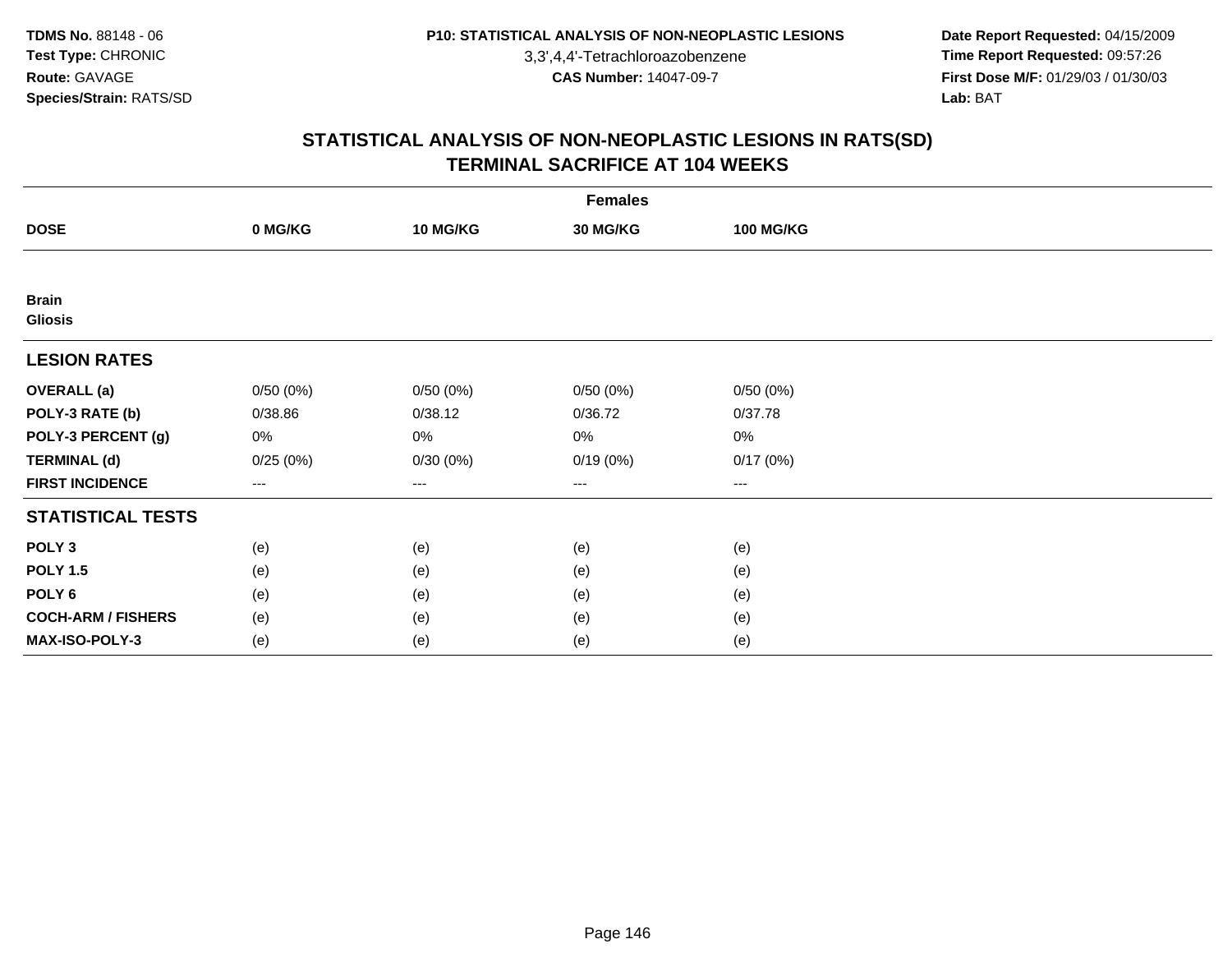**TDMS No.** 88148 - 06
**Test Type:** CHRONIC
**Route:** GAVAGE
**Species/Strain:** RATS/SD

**P10: STATISTICAL ANALYSIS OF NON-NEOPLASTIC LESIONS**
3,3',4,4'-Tetrachloroazobenzene
**CAS Number:** 14047-09-7

**Date Report Requested:** 04/15/2009
**Time Report Requested:** 09:57:26
**First Dose M/F:** 01/29/03 / 01/30/03
**Lab:** BAT

# STATISTICAL ANALYSIS OF NON-NEOPLASTIC LESIONS IN RATS(SD)
# TERMINAL SACRIFICE AT 104 WEEKS

| | Females | | | |
|---|---|---|---|---|
| **DOSE** | **0 MG/KG** | **10 MG/KG** | **30 MG/KG** | **100 MG/KG** |
| **Brain** | | | | |
| **Gliosis** | | | | |
| **LESION RATES** | | | | |
| **OVERALL (a)** | 0/50 (0%) | 0/50 (0%) | 0/50 (0%) | 0/50 (0%) |
| **POLY-3 RATE (b)** | 0/38.86 | 0/38.12 | 0/36.72 | 0/37.78 |
| **POLY-3 PERCENT (g)** | 0% | 0% | 0% | 0% |
| **TERMINAL (d)** | 0/25 (0%) | 0/30 (0%) | 0/19 (0%) | 0/17 (0%) |
| **FIRST INCIDENCE** | --- | --- | --- | --- |
| **STATISTICAL TESTS** | | | | |
| **POLY 3** | (e) | (e) | (e) | (e) |
| **POLY 1.5** | (e) | (e) | (e) | (e) |
| **POLY 6** | (e) | (e) | (e) | (e) |
| **COCH-ARM / FISHERS** | (e) | (e) | (e) | (e) |
| **MAX-ISO-POLY-3** | (e) | (e) | (e) | (e) |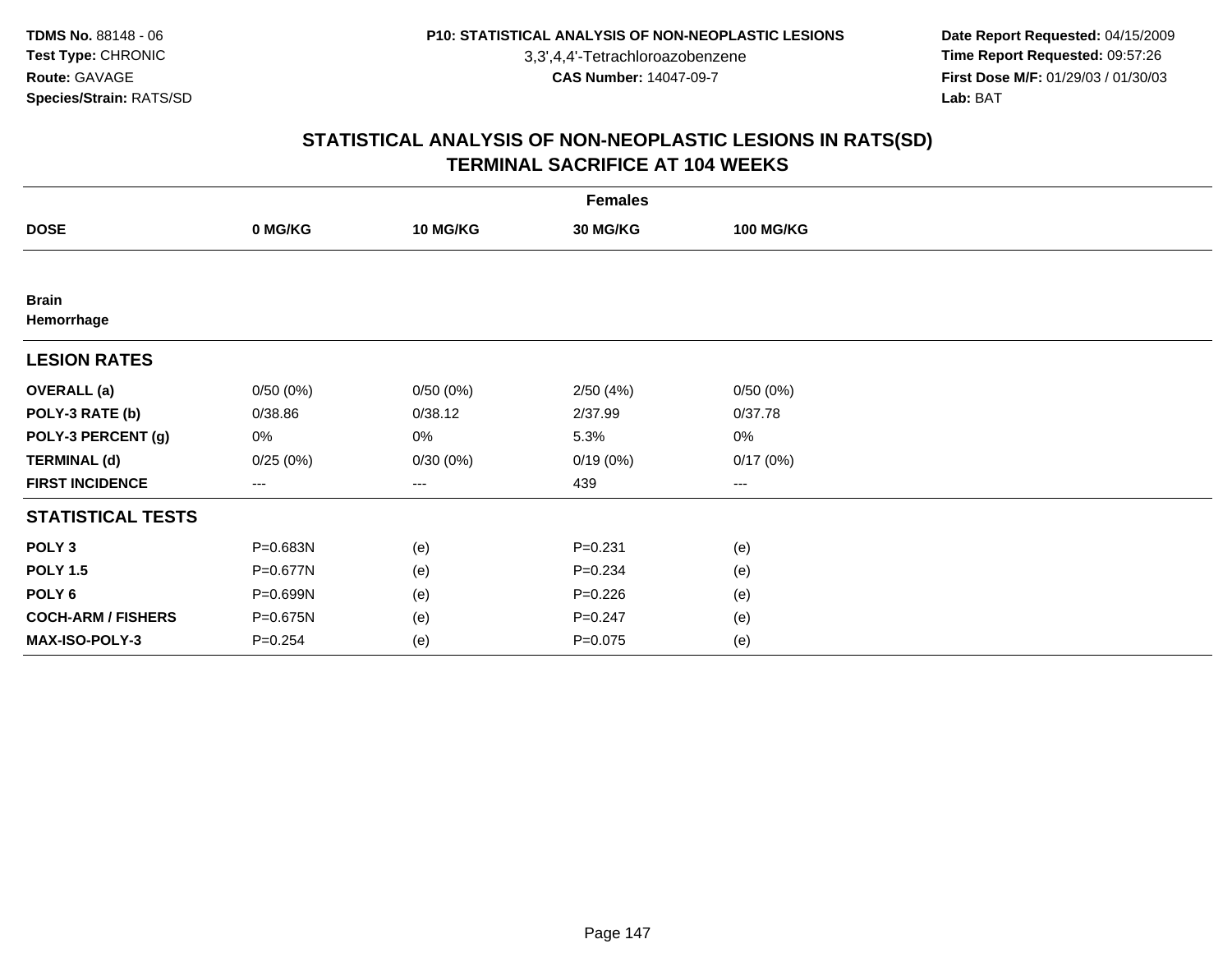**TDMS No.** 88148 - 06
**Test Type:** CHRONIC
**Route:** GAVAGE
**Species/Strain:** RATS/SD

**P10: STATISTICAL ANALYSIS OF NON-NEOPLASTIC LESIONS**
3,3',4,4'-Tetrachloroazobenzene
**CAS Number:** 14047-09-7

**Date Report Requested:** 04/15/2009
**Time Report Requested:** 09:57:26
**First Dose M/F:** 01/29/03 / 01/30/03
**Lab:** BAT

## STATISTICAL ANALYSIS OF NON-NEOPLASTIC LESIONS IN RATS(SD)
## TERMINAL SACRIFICE AT 104 WEEKS

| | Females | | | |
|---|---|---|---|---|
| **DOSE** | **0 MG/KG** | **10 MG/KG** | **30 MG/KG** | **100 MG/KG** |
| **Brain** | | | | |
| **Hemorrhage** | | | | |
| **LESION RATES** | | | | |
| **OVERALL (a)** | 0/50 (0%) | 0/50 (0%) | 2/50 (4%) | 0/50 (0%) |
| **POLY-3 RATE (b)** | 0/38.86 | 0/38.12 | 2/37.99 | 0/37.78 |
| **POLY-3 PERCENT (g)** | 0% | 0% | 5.3% | 0% |
| **TERMINAL (d)** | 0/25 (0%) | 0/30 (0%) | 0/19 (0%) | 0/17 (0%) |
| **FIRST INCIDENCE** | --- | --- | 439 | --- |
| **STATISTICAL TESTS** | | | | |
| **POLY 3** | P=0.683N | (e) | P=0.231 | (e) |
| **POLY 1.5** | P=0.677N | (e) | P=0.234 | (e) |
| **POLY 6** | P=0.699N | (e) | P=0.226 | (e) |
| **COCH-ARM / FISHERS** | P=0.675N | (e) | P=0.247 | (e) |
| **MAX-ISO-POLY-3** | P=0.254 | (e) | P=0.075 | (e) |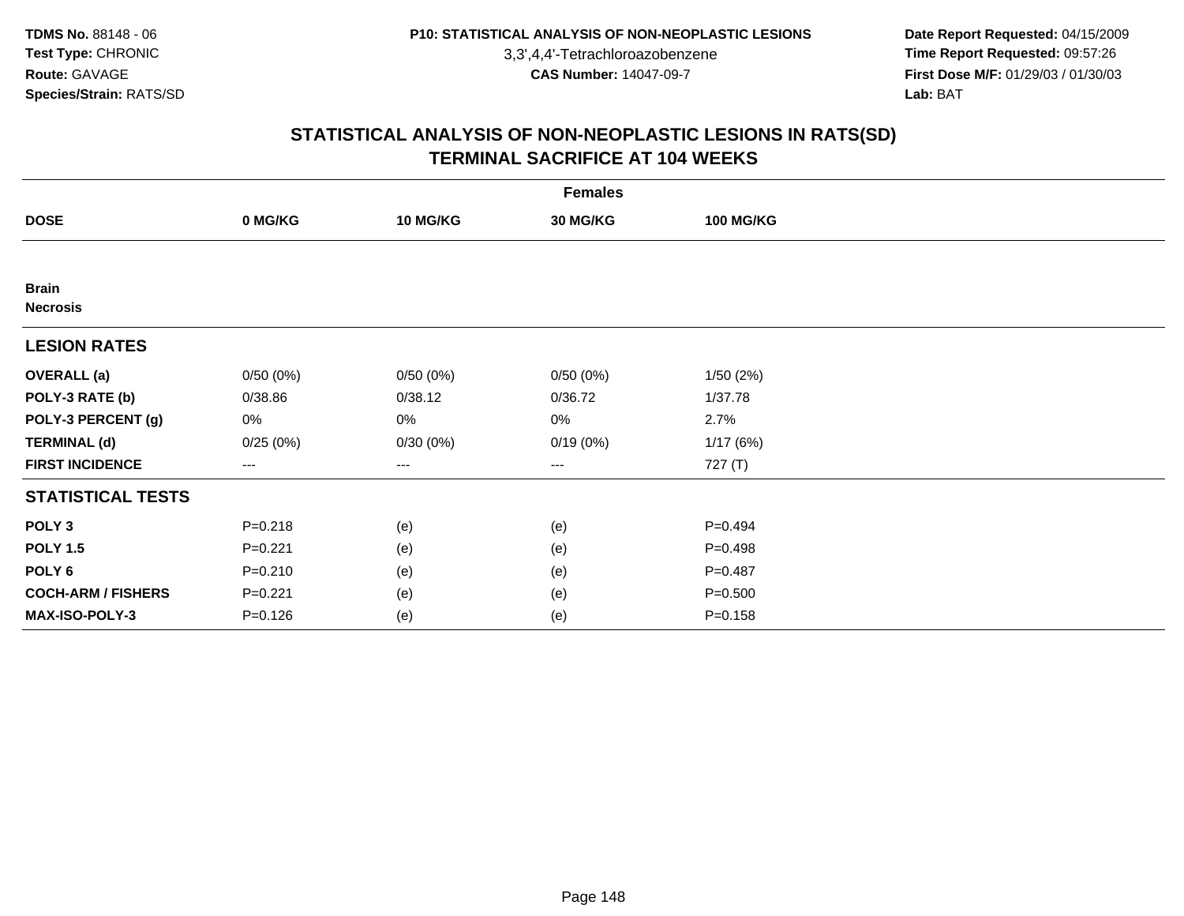**TDMS No.** 88148 - 06
**Test Type:** CHRONIC
**Route:** GAVAGE
**Species/Strain:** RATS/SD

**P10: STATISTICAL ANALYSIS OF NON-NEOPLASTIC LESIONS**
3,3',4,4'-Tetrachloroazobenzene
**CAS Number:** 14047-09-7

**Date Report Requested:** 04/15/2009
**Time Report Requested:** 09:57:26
**First Dose M/F:** 01/29/03 / 01/30/03
**Lab:** BAT

## STATISTICAL ANALYSIS OF NON-NEOPLASTIC LESIONS IN RATS(SD)
## TERMINAL SACRIFICE AT 104 WEEKS

| Females | | | | |
|---|---|---|---|---|
| **DOSE** | **0 MG/KG** | **10 MG/KG** | **30 MG/KG** | **100 MG/KG** |
| **Brain** | | | | |
| **Necrosis** | | | | |
| **LESION RATES** | | | | |
| **OVERALL (a)** | 0/50 (0%) | 0/50 (0%) | 0/50 (0%) | 1/50 (2%) |
| **POLY-3 RATE (b)** | 0/38.86 | 0/38.12 | 0/36.72 | 1/37.78 |
| **POLY-3 PERCENT (g)** | 0% | 0% | 0% | 2.7% |
| **TERMINAL (d)** | 0/25 (0%) | 0/30 (0%) | 0/19 (0%) | 1/17 (6%) |
| **FIRST INCIDENCE** | --- | --- | --- | 727 (T) |
| **STATISTICAL TESTS** | | | | |
| **POLY 3** | P=0.218 | (e) | (e) | P=0.494 |
| **POLY 1.5** | P=0.221 | (e) | (e) | P=0.498 |
| **POLY 6** | P=0.210 | (e) | (e) | P=0.487 |
| **COCH-ARM / FISHERS** | P=0.221 | (e) | (e) | P=0.500 |
| **MAX-ISO-POLY-3** | P=0.126 | (e) | (e) | P=0.158 |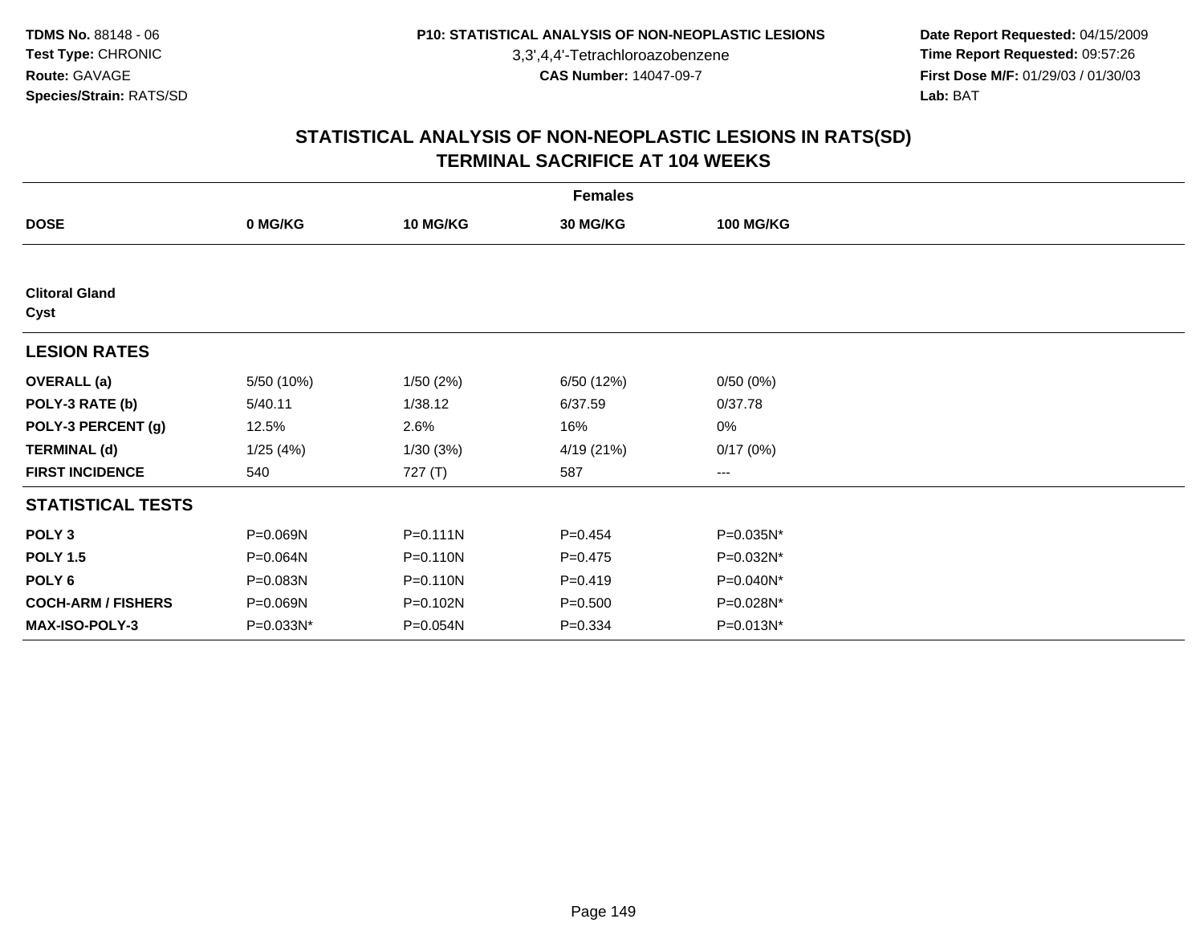TDMS No. 88148 - 06
Test Type: CHRONIC
Route: GAVAGE
Species/Strain: RATS/SD

P10: STATISTICAL ANALYSIS OF NON-NEOPLASTIC LESIONS
3,3',4,4'-Tetrachloroazobenzene
CAS Number: 14047-09-7

Date Report Requested: 04/15/2009
Time Report Requested: 09:57:26
First Dose M/F: 01/29/03 / 01/30/03
Lab: BAT

## STATISTICAL ANALYSIS OF NON-NEOPLASTIC LESIONS IN RATS(SD)
## TERMINAL SACRIFICE AT 104 WEEKS

| | Females | | | |
|---|---|---|---|---|
| **DOSE** | **0 MG/KG** | **10 MG/KG** | **30 MG/KG** | **100 MG/KG** |
| **Clitoral Gland** | | | | |
| **Cyst** | | | | |
| **LESION RATES** | | | | |
| **OVERALL (a)** | 5/50 (10%) | 1/50 (2%) | 6/50 (12%) | 0/50 (0%) |
| **POLY-3 RATE (b)** | 5/40.11 | 1/38.12 | 6/37.59 | 0/37.78 |
| **POLY-3 PERCENT (g)** | 12.5% | 2.6% | 16% | 0% |
| **TERMINAL (d)** | 1/25 (4%) | 1/30 (3%) | 4/19 (21%) | 0/17 (0%) |
| **FIRST INCIDENCE** | 540 | 727 (T) | 587 | --- |
| **STATISTICAL TESTS** | | | | |
| **POLY 3** | P=0.069N | P=0.111N | P=0.454 | P=0.035N* |
| **POLY 1.5** | P=0.064N | P=0.110N | P=0.475 | P=0.032N* |
| **POLY 6** | P=0.083N | P=0.110N | P=0.419 | P=0.040N* |
| **COCH-ARM / FISHERS** | P=0.069N | P=0.102N | P=0.500 | P=0.028N* |
| **MAX-ISO-POLY-3** | P=0.033N* | P=0.054N | P=0.334 | P=0.013N* |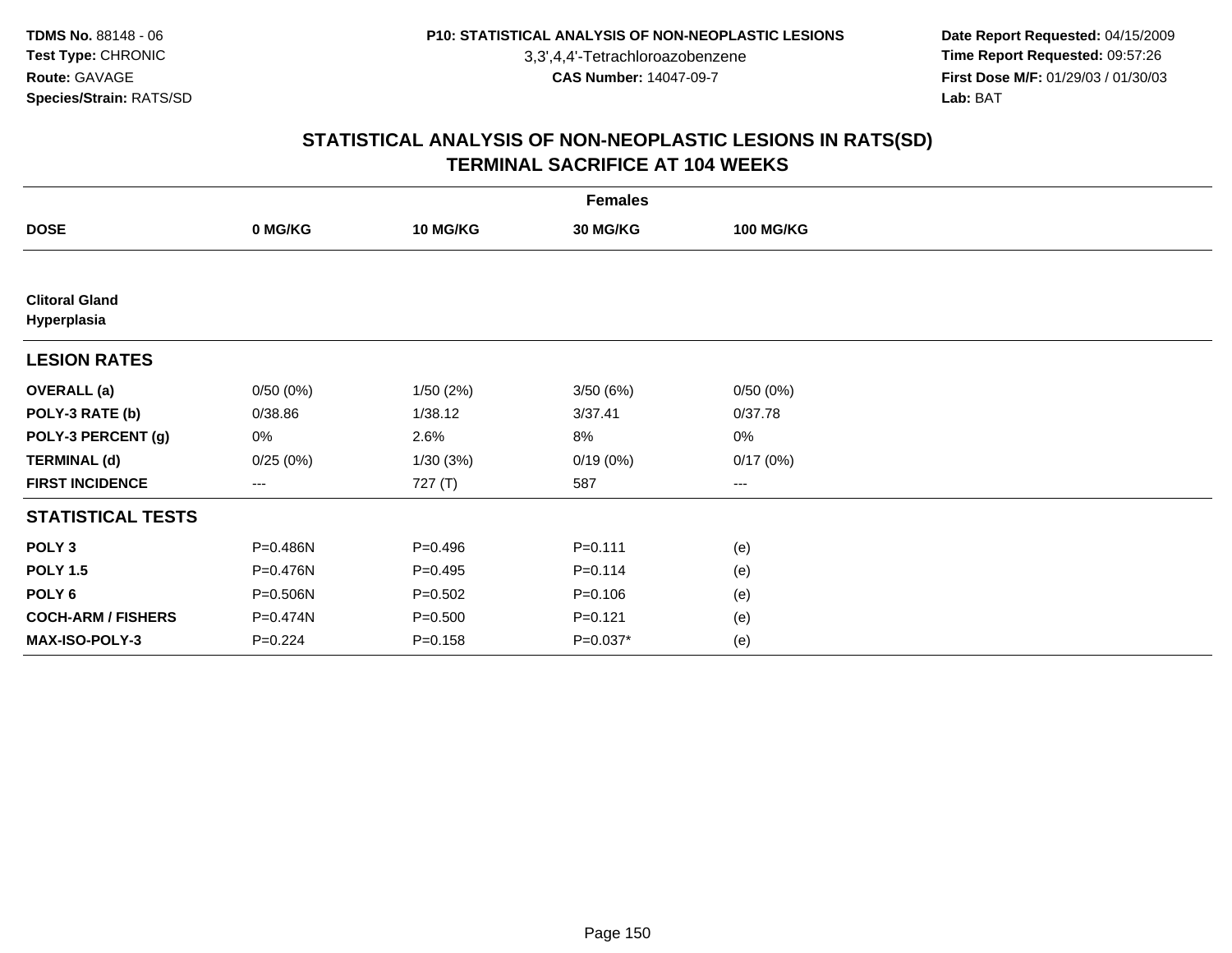TDMS No. 88148 - 06
Test Type: CHRONIC
Route: GAVAGE
Species/Strain: RATS/SD

P10: STATISTICAL ANALYSIS OF NON-NEOPLASTIC LESIONS
3,3',4,4'-Tetrachloroazobenzene
CAS Number: 14047-09-7

Date Report Requested: 04/15/2009
Time Report Requested: 09:57:26
First Dose M/F: 01/29/03 / 01/30/03
Lab: BAT

## STATISTICAL ANALYSIS OF NON-NEOPLASTIC LESIONS IN RATS(SD) TERMINAL SACRIFICE AT 104 WEEKS

| Females | | | | |
|---|---|---|---|---|
| **DOSE** | **0 MG/KG** | **10 MG/KG** | **30 MG/KG** | **100 MG/KG** |
| **Clitoral Gland Hyperplasia** | | | | |
| **LESION RATES** | | | | |
| **OVERALL (a)** | 0/50 (0%) | 1/50 (2%) | 3/50 (6%) | 0/50 (0%) |
| **POLY-3 RATE (b)** | 0/38.86 | 1/38.12 | 3/37.41 | 0/37.78 |
| **POLY-3 PERCENT (g)** | 0% | 2.6% | 8% | 0% |
| **TERMINAL (d)** | 0/25 (0%) | 1/30 (3%) | 0/19 (0%) | 0/17 (0%) |
| **FIRST INCIDENCE** | --- | 727 (T) | 587 | --- |
| **STATISTICAL TESTS** | | | | |
| **POLY 3** | P=0.486N | P=0.496 | P=0.111 | (e) |
| **POLY 1.5** | P=0.476N | P=0.495 | P=0.114 | (e) |
| **POLY 6** | P=0.506N | P=0.502 | P=0.106 | (e) |
| **COCH-ARM / FISHERS** | P=0.474N | P=0.500 | P=0.121 | (e) |
| **MAX-ISO-POLY-3** | P=0.224 | P=0.158 | P=0.037* | (e) |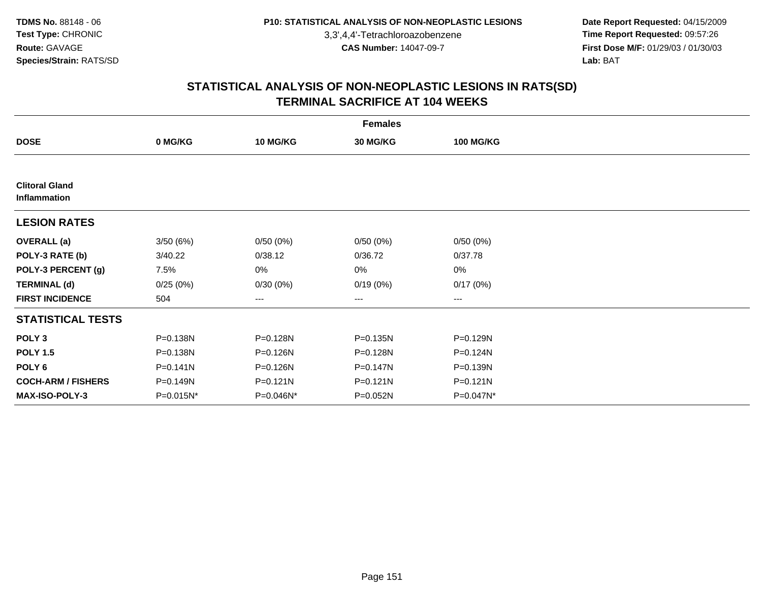# STATISTICAL ANALYSIS OF NON-NEOPLASTIC LESIONS IN RATS(SD)
## TERMINAL SACRIFICE AT 104 WEEKS

| | Females | | | |
|---|---|---|---|---|
| **DOSE** | **0 MG/KG** | **10 MG/KG** | **30 MG/KG** | **100 MG/KG** |
| **Clitoral Gland** | | | | |
| **Inflammation** | | | | |
| **LESION RATES** | | | | |
| **OVERALL (a)** | 3/50 (6%) | 0/50 (0%) | 0/50 (0%) | 0/50 (0%) |
| **POLY-3 RATE (b)** | 3/40.22 | 0/38.12 | 0/36.72 | 0/37.78 |
| **POLY-3 PERCENT (g)** | 7.5% | 0% | 0% | 0% |
| **TERMINAL (d)** | 0/25 (0%) | 0/30 (0%) | 0/19 (0%) | 0/17 (0%) |
| **FIRST INCIDENCE** | 504 | --- | --- | --- |
| **STATISTICAL TESTS** | | | | |
| **POLY 3** | P=0.138N | P=0.128N | P=0.135N | P=0.129N |
| **POLY 1.5** | P=0.138N | P=0.126N | P=0.128N | P=0.124N |
| **POLY 6** | P=0.141N | P=0.126N | P=0.147N | P=0.139N |
| **COCH-ARM / FISHERS** | P=0.149N | P=0.121N | P=0.121N | P=0.121N |
| **MAX-ISO-POLY-3** | P=0.015N* | P=0.046N* | P=0.052N | P=0.047N* |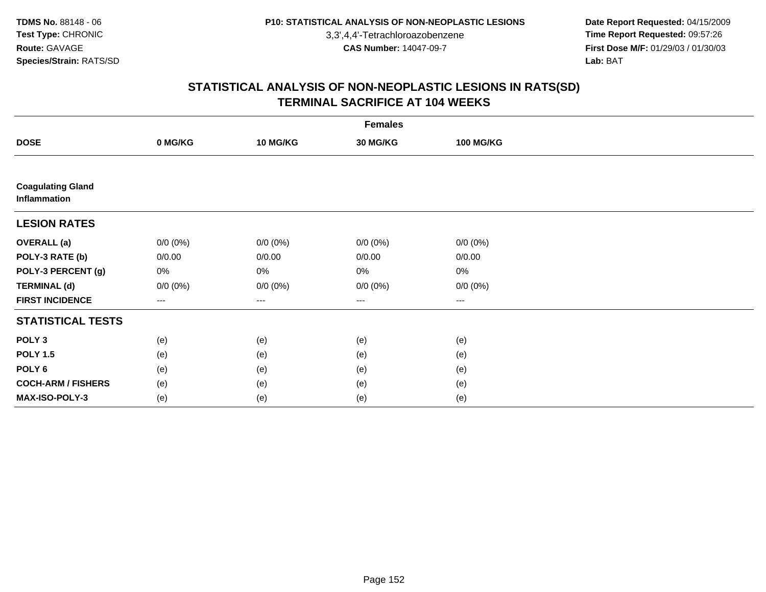**TDMS No.** 88148 - 06
**Test Type:** CHRONIC
**Route:** GAVAGE
**Species/Strain:** RATS/SD

**P10: STATISTICAL ANALYSIS OF NON-NEOPLASTIC LESIONS**
3,3',4,4'-Tetrachloroazobenzene
**CAS Number:** 14047-09-7

**Date Report Requested:** 04/15/2009
**Time Report Requested:** 09:57:26
**First Dose M/F:** 01/29/03 / 01/30/03
**Lab:** BAT

## STATISTICAL ANALYSIS OF NON-NEOPLASTIC LESIONS IN RATS(SD) TERMINAL SACRIFICE AT 104 WEEKS

| | Females | | | |
|---|---|---|---|---|
| **DOSE** | **0 MG/KG** | **10 MG/KG** | **30 MG/KG** | **100 MG/KG** |
| **Coagulating Gland Inflammation** | | | | |
| **LESION RATES** | | | | |
| **OVERALL (a)** | 0/0 (0%) | 0/0 (0%) | 0/0 (0%) | 0/0 (0%) |
| **POLY-3 RATE (b)** | 0/0.00 | 0/0.00 | 0/0.00 | 0/0.00 |
| **POLY-3 PERCENT (g)** | 0% | 0% | 0% | 0% |
| **TERMINAL (d)** | 0/0 (0%) | 0/0 (0%) | 0/0 (0%) | 0/0 (0%) |
| **FIRST INCIDENCE** | --- | --- | --- | --- |
| **STATISTICAL TESTS** | | | | |
| **POLY 3** | (e) | (e) | (e) | (e) |
| **POLY 1.5** | (e) | (e) | (e) | (e) |
| **POLY 6** | (e) | (e) | (e) | (e) |
| **COCH-ARM / FISHERS** | (e) | (e) | (e) | (e) |
| **MAX-ISO-POLY-3** | (e) | (e) | (e) | (e) |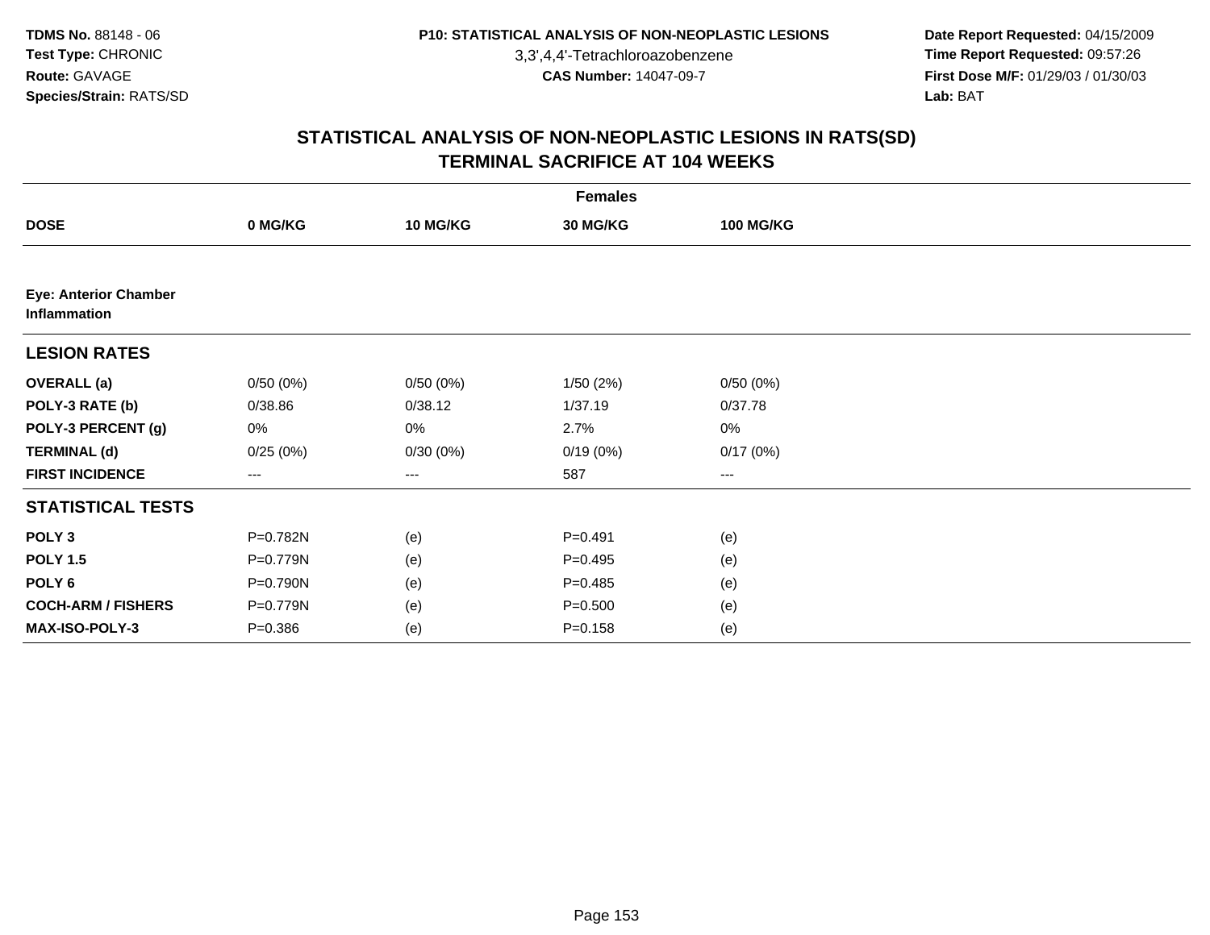# STATISTICAL ANALYSIS OF NON-NEOPLASTIC LESIONS IN RATS(SD)
## TERMINAL SACRIFICE AT 104 WEEKS

| | Females | | | |
|---|---|---|---|---|
| **DOSE** | **0 MG/KG** | **10 MG/KG** | **30 MG/KG** | **100 MG/KG** |
| **Eye: Anterior Chamber Inflammation** | | | | |
| **LESION RATES** | | | | |
| **OVERALL (a)** | 0/50 (0%) | 0/50 (0%) | 1/50 (2%) | 0/50 (0%) |
| **POLY-3 RATE (b)** | 0/38.86 | 0/38.12 | 1/37.19 | 0/37.78 |
| **POLY-3 PERCENT (g)** | 0% | 0% | 2.7% | 0% |
| **TERMINAL (d)** | 0/25 (0%) | 0/30 (0%) | 0/19 (0%) | 0/17 (0%) |
| **FIRST INCIDENCE** | --- | --- | 587 | --- |
| **STATISTICAL TESTS** | | | | |
| **POLY 3** | P=0.782N | (e) | P=0.491 | (e) |
| **POLY 1.5** | P=0.779N | (e) | P=0.495 | (e) |
| **POLY 6** | P=0.790N | (e) | P=0.485 | (e) |
| **COCH-ARM / FISHERS** | P=0.779N | (e) | P=0.500 | (e) |
| **MAX-ISO-POLY-3** | P=0.386 | (e) | P=0.158 | (e) |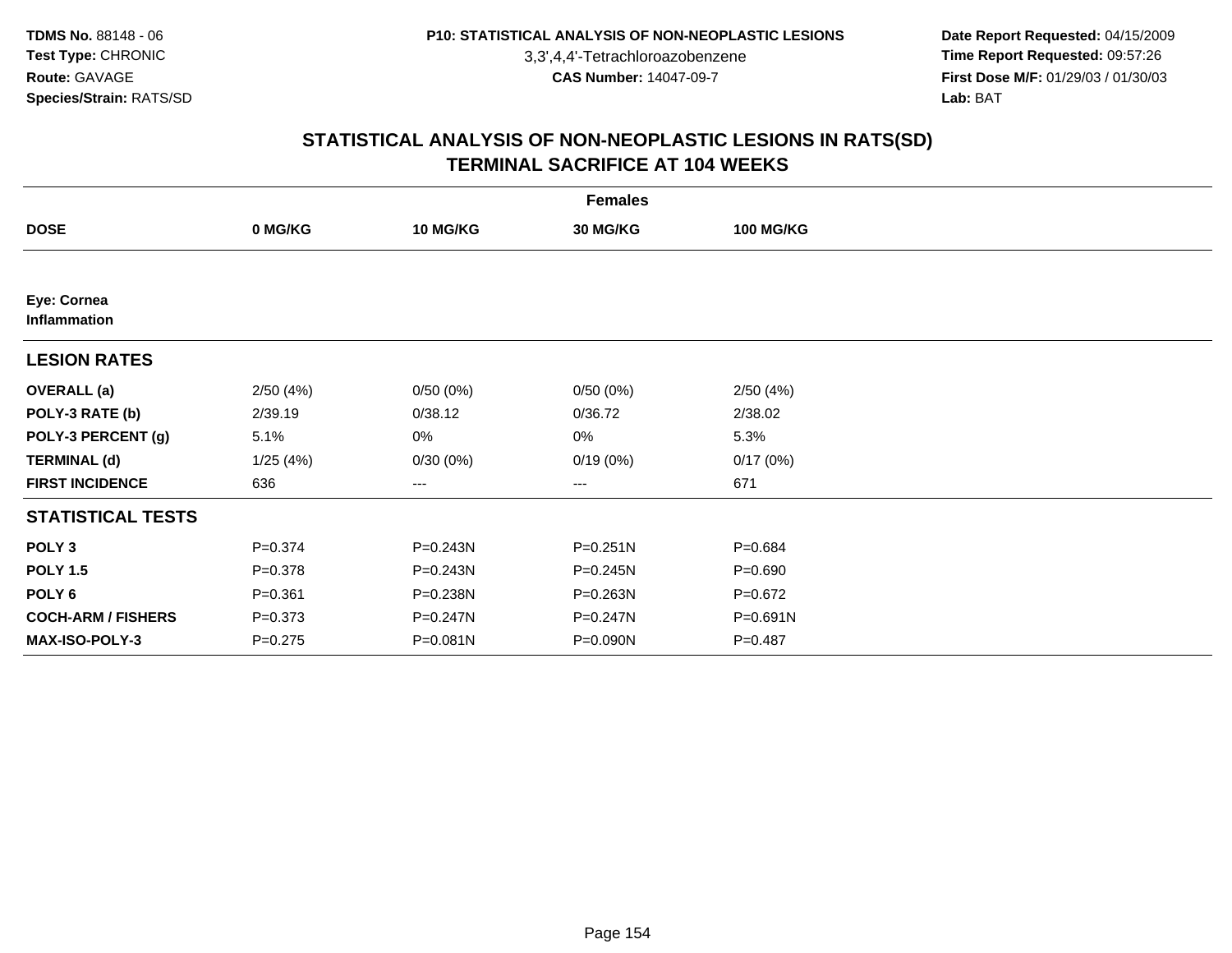**TDMS No.** 88148 - 06
**Test Type:** CHRONIC
**Route:** GAVAGE
**Species/Strain:** RATS/SD

**P10: STATISTICAL ANALYSIS OF NON-NEOPLASTIC LESIONS**
3,3',4,4'-Tetrachloroazobenzene
**CAS Number:** 14047-09-7

**Date Report Requested:** 04/15/2009
**Time Report Requested:** 09:57:26
**First Dose M/F:** 01/29/03 / 01/30/03
**Lab:** BAT

## STATISTICAL ANALYSIS OF NON-NEOPLASTIC LESIONS IN RATS(SD) TERMINAL SACRIFICE AT 104 WEEKS

| Females | | | | |
|---|---|---|---|---|
| **DOSE** | **0 MG/KG** | **10 MG/KG** | **30 MG/KG** | **100 MG/KG** |
| **Eye: Cornea Inflammation** | | | | |
| **LESION RATES** | | | | |
| **OVERALL (a)** | 2/50 (4%) | 0/50 (0%) | 0/50 (0%) | 2/50 (4%) |
| **POLY-3 RATE (b)** | 2/39.19 | 0/38.12 | 0/36.72 | 2/38.02 |
| **POLY-3 PERCENT (g)** | 5.1% | 0% | 0% | 5.3% |
| **TERMINAL (d)** | 1/25 (4%) | 0/30 (0%) | 0/19 (0%) | 0/17 (0%) |
| **FIRST INCIDENCE** | 636 | --- | --- | 671 |
| **STATISTICAL TESTS** | | | | |
| **POLY 3** | P=0.374 | P=0.243N | P=0.251N | P=0.684 |
| **POLY 1.5** | P=0.378 | P=0.243N | P=0.245N | P=0.690 |
| **POLY 6** | P=0.361 | P=0.238N | P=0.263N | P=0.672 |
| **COCH-ARM / FISHERS** | P=0.373 | P=0.247N | P=0.247N | P=0.691N |
| **MAX-ISO-POLY-3** | P=0.275 | P=0.081N | P=0.090N | P=0.487 |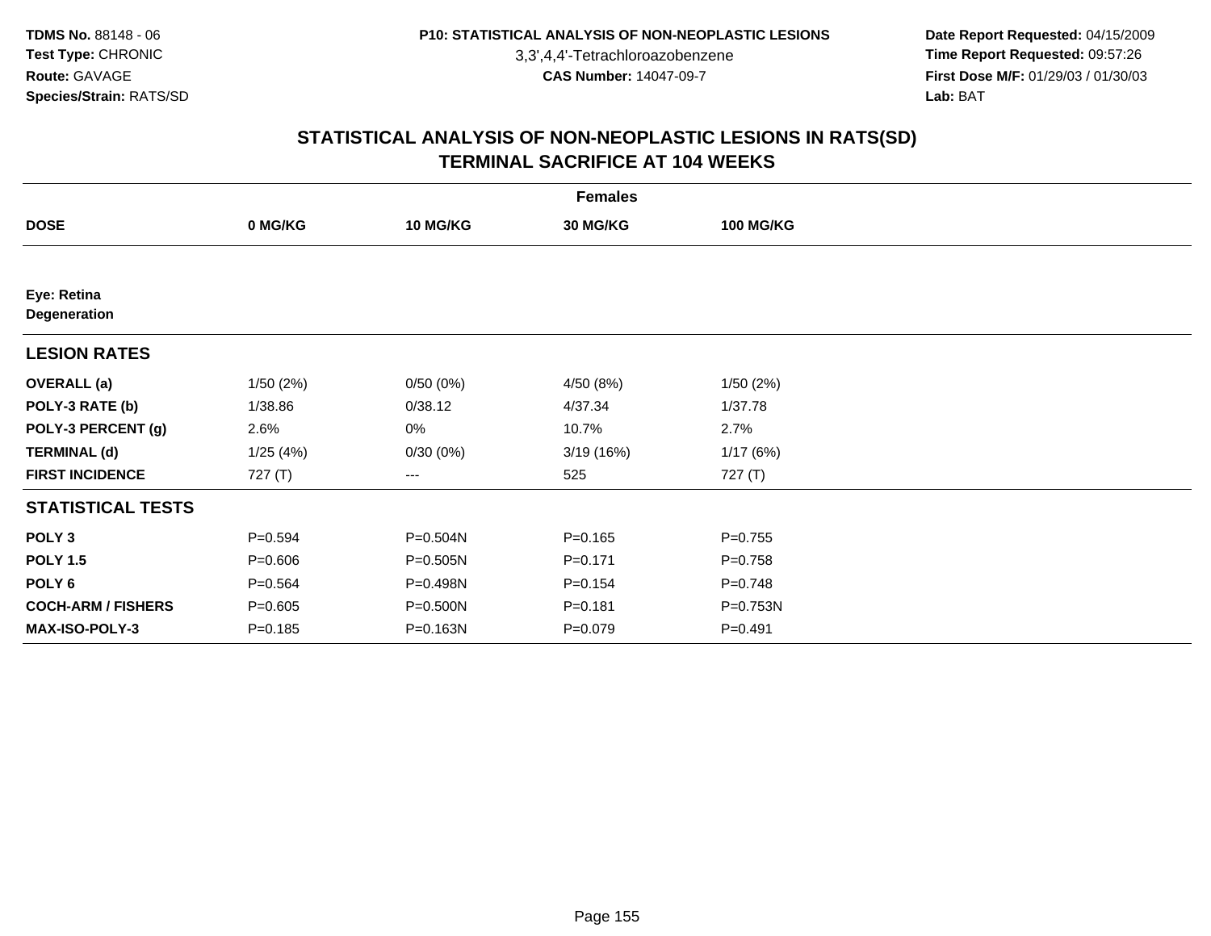TDMS No. 88148 - 06
Test Type: CHRONIC
Route: GAVAGE
Species/Strain: RATS/SD

P10: STATISTICAL ANALYSIS OF NON-NEOPLASTIC LESIONS
3,3',4,4'-Tetrachloroazobenzene
CAS Number: 14047-09-7

Date Report Requested: 04/15/2009
Time Report Requested: 09:57:26
First Dose M/F: 01/29/03 / 01/30/03
Lab: BAT

## STATISTICAL ANALYSIS OF NON-NEOPLASTIC LESIONS IN RATS(SD)
## TERMINAL SACRIFICE AT 104 WEEKS

| Females | | | | |
|---|---|---|---|---|
| **DOSE** | **0 MG/KG** | **10 MG/KG** | **30 MG/KG** | **100 MG/KG** |
| **Eye: Retina** | | | | |
| **Degeneration** | | | | |
| **LESION RATES** | | | | |
| **OVERALL (a)** | 1/50 (2%) | 0/50 (0%) | 4/50 (8%) | 1/50 (2%) |
| **POLY-3 RATE (b)** | 1/38.86 | 0/38.12 | 4/37.34 | 1/37.78 |
| **POLY-3 PERCENT (g)** | 2.6% | 0% | 10.7% | 2.7% |
| **TERMINAL (d)** | 1/25 (4%) | 0/30 (0%) | 3/19 (16%) | 1/17 (6%) |
| **FIRST INCIDENCE** | 727 (T) | --- | 525 | 727 (T) |
| **STATISTICAL TESTS** | | | | |
| **POLY 3** | P=0.594 | P=0.504N | P=0.165 | P=0.755 |
| **POLY 1.5** | P=0.606 | P=0.505N | P=0.171 | P=0.758 |
| **POLY 6** | P=0.564 | P=0.498N | P=0.154 | P=0.748 |
| **COCH-ARM / FISHERS** | P=0.605 | P=0.500N | P=0.181 | P=0.753N |
| **MAX-ISO-POLY-3** | P=0.185 | P=0.163N | P=0.079 | P=0.491 |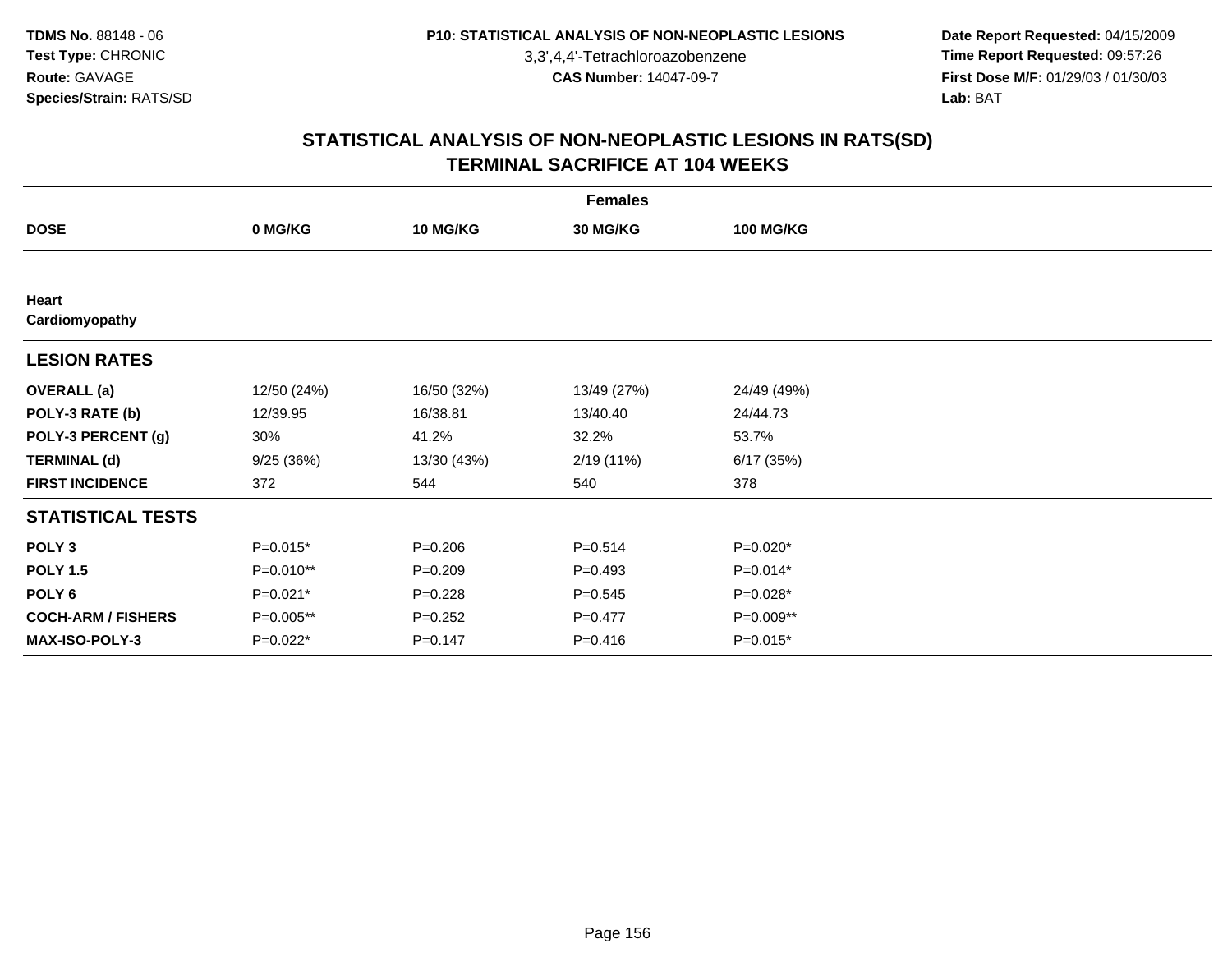**TDMS No.** 88148 - 06
**Test Type:** CHRONIC
**Route:** GAVAGE
**Species/Strain:** RATS/SD

**P10: STATISTICAL ANALYSIS OF NON-NEOPLASTIC LESIONS**
3,3',4,4'-Tetrachloroazobenzene
**CAS Number:** 14047-09-7

**Date Report Requested:** 04/15/2009
**Time Report Requested:** 09:57:26
**First Dose M/F:** 01/29/03 / 01/30/03
**Lab:** BAT

# STATISTICAL ANALYSIS OF NON-NEOPLASTIC LESIONS IN RATS(SD)
## TERMINAL SACRIFICE AT 104 WEEKS

| | Females | | | |
|---|---|---|---|---|
| **DOSE** | **0 MG/KG** | **10 MG/KG** | **30 MG/KG** | **100 MG/KG** |
| **Heart** | | | | |
| **Cardiomyopathy** | | | | |
| **LESION RATES** | | | | |
| **OVERALL (a)** | 12/50 (24%) | 16/50 (32%) | 13/49 (27%) | 24/49 (49%) |
| **POLY-3 RATE (b)** | 12/39.95 | 16/38.81 | 13/40.40 | 24/44.73 |
| **POLY-3 PERCENT (g)** | 30% | 41.2% | 32.2% | 53.7% |
| **TERMINAL (d)** | 9/25 (36%) | 13/30 (43%) | 2/19 (11%) | 6/17 (35%) |
| **FIRST INCIDENCE** | 372 | 544 | 540 | 378 |
| **STATISTICAL TESTS** | | | | |
| **POLY 3** | P=0.015* | P=0.206 | P=0.514 | P=0.020* |
| **POLY 1.5** | P=0.010** | P=0.209 | P=0.493 | P=0.014* |
| **POLY 6** | P=0.021* | P=0.228 | P=0.545 | P=0.028* |
| **COCH-ARM / FISHERS** | P=0.005** | P=0.252 | P=0.477 | P=0.009** |
| **MAX-ISO-POLY-3** | P=0.022* | P=0.147 | P=0.416 | P=0.015* |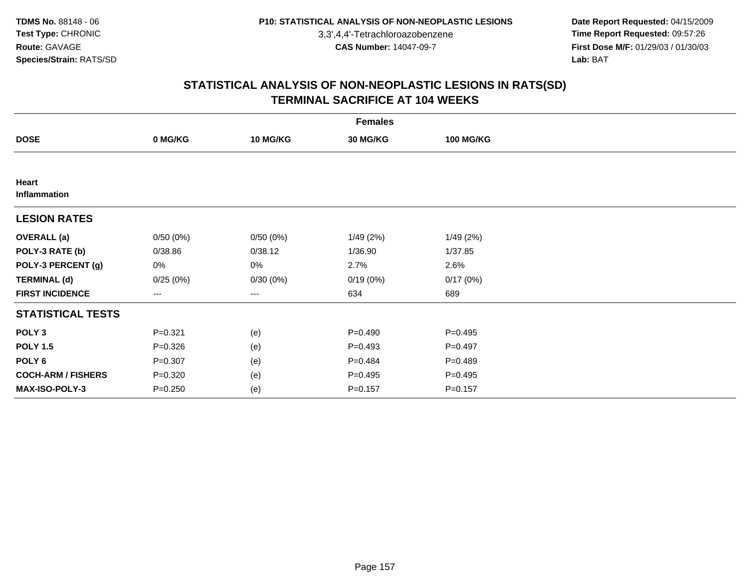TDMS No. 88148 - 06
Test Type: CHRONIC
Route: GAVAGE
Species/Strain: RATS/SD

P10: STATISTICAL ANALYSIS OF NON-NEOPLASTIC LESIONS
3,3',4,4'-Tetrachloroazobenzene
CAS Number: 14047-09-7

Date Report Requested: 04/15/2009
Time Report Requested: 09:57:26
First Dose M/F: 01/29/03 / 01/30/03
Lab: BAT

# STATISTICAL ANALYSIS OF NON-NEOPLASTIC LESIONS IN RATS(SD)
# TERMINAL SACRIFICE AT 104 WEEKS

| | Females | | | |
|---|---|---|---|---|
| **DOSE** | **0 MG/KG** | **10 MG/KG** | **30 MG/KG** | **100 MG/KG** |
| **Heart** | | | | |
| **Inflammation** | | | | |
| **LESION RATES** | | | | |
| **OVERALL (a)** | 0/50 (0%) | 0/50 (0%) | 1/49 (2%) | 1/49 (2%) |
| **POLY-3 RATE (b)** | 0/38.86 | 0/38.12 | 1/36.90 | 1/37.85 |
| **POLY-3 PERCENT (g)** | 0% | 0% | 2.7% | 2.6% |
| **TERMINAL (d)** | 0/25 (0%) | 0/30 (0%) | 0/19 (0%) | 0/17 (0%) |
| **FIRST INCIDENCE** | --- | --- | 634 | 689 |
| **STATISTICAL TESTS** | | | | |
| **POLY 3** | P=0.321 | (e) | P=0.490 | P=0.495 |
| **POLY 1.5** | P=0.326 | (e) | P=0.493 | P=0.497 |
| **POLY 6** | P=0.307 | (e) | P=0.484 | P=0.489 |
| **COCH-ARM / FISHERS** | P=0.320 | (e) | P=0.495 | P=0.495 |
| **MAX-ISO-POLY-3** | P=0.250 | (e) | P=0.157 | P=0.157 |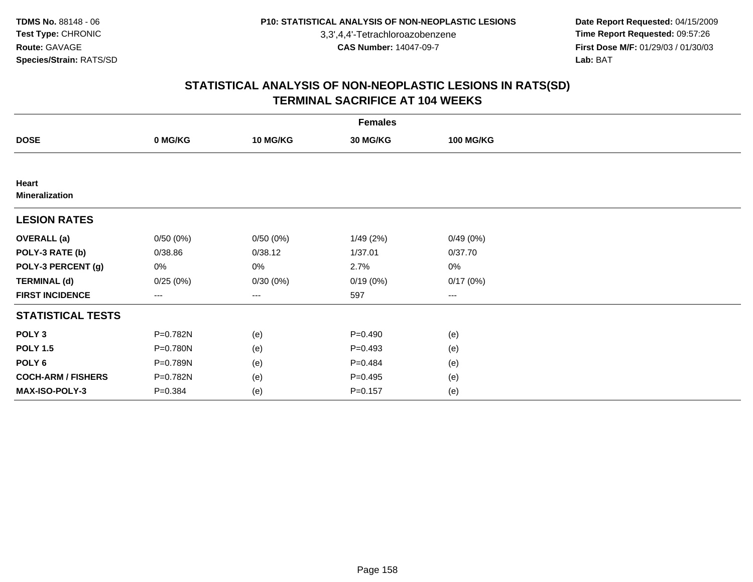**TDMS No.** 88148 - 06
**Test Type:** CHRONIC
**Route:** GAVAGE
**Species/Strain:** RATS/SD

**P10: STATISTICAL ANALYSIS OF NON-NEOPLASTIC LESIONS**
3,3',4,4'-Tetrachloroazobenzene
**CAS Number:** 14047-09-7

**Date Report Requested:** 04/15/2009
**Time Report Requested:** 09:57:26
**First Dose M/F:** 01/29/03 / 01/30/03
**Lab:** BAT

## STATISTICAL ANALYSIS OF NON-NEOPLASTIC LESIONS IN RATS(SD)
## TERMINAL SACRIFICE AT 104 WEEKS

| | Females | | | |
|---|---|---|---|---|
| **DOSE** | **0 MG/KG** | **10 MG/KG** | **30 MG/KG** | **100 MG/KG** |
| **Heart** | | | | |
| **Mineralization** | | | | |
| **LESION RATES** | | | | |
| **OVERALL (a)** | 0/50 (0%) | 0/50 (0%) | 1/49 (2%) | 0/49 (0%) |
| **POLY-3 RATE (b)** | 0/38.86 | 0/38.12 | 1/37.01 | 0/37.70 |
| **POLY-3 PERCENT (g)** | 0% | 0% | 2.7% | 0% |
| **TERMINAL (d)** | 0/25 (0%) | 0/30 (0%) | 0/19 (0%) | 0/17 (0%) |
| **FIRST INCIDENCE** | --- | --- | 597 | --- |
| **STATISTICAL TESTS** | | | | |
| **POLY 3** | P=0.782N | (e) | P=0.490 | (e) |
| **POLY 1.5** | P=0.780N | (e) | P=0.493 | (e) |
| **POLY 6** | P=0.789N | (e) | P=0.484 | (e) |
| **COCH-ARM / FISHERS** | P=0.782N | (e) | P=0.495 | (e) |
| **MAX-ISO-POLY-3** | P=0.384 | (e) | P=0.157 | (e) |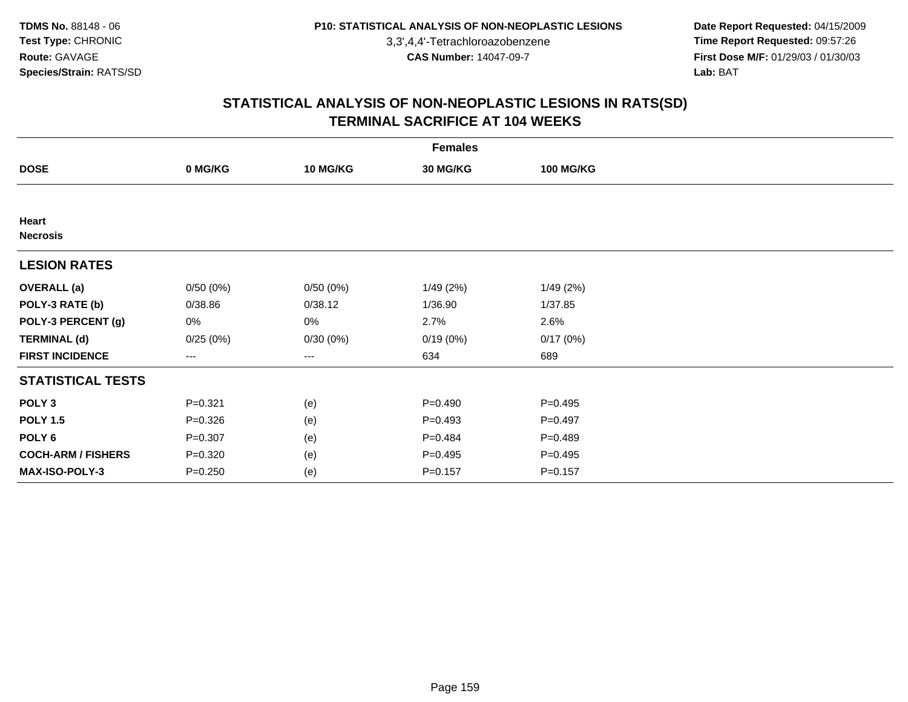# STATISTICAL ANALYSIS OF NON-NEOPLASTIC LESIONS IN RATS(SD)
## TERMINAL SACRIFICE AT 104 WEEKS

| | Females | | | |
|---|---|---|---|---|
| **DOSE** | **0 MG/KG** | **10 MG/KG** | **30 MG/KG** | **100 MG/KG** |
| **Heart** | | | | |
| **Necrosis** | | | | |
| **LESION RATES** | | | | |
| **OVERALL (a)** | 0/50 (0%) | 0/50 (0%) | 1/49 (2%) | 1/49 (2%) |
| **POLY-3 RATE (b)** | 0/38.86 | 0/38.12 | 1/36.90 | 1/37.85 |
| **POLY-3 PERCENT (g)** | 0% | 0% | 2.7% | 2.6% |
| **TERMINAL (d)** | 0/25 (0%) | 0/30 (0%) | 0/19 (0%) | 0/17 (0%) |
| **FIRST INCIDENCE** | --- | --- | 634 | 689 |
| **STATISTICAL TESTS** | | | | |
| **POLY 3** | P=0.321 | (e) | P=0.490 | P=0.495 |
| **POLY 1.5** | P=0.326 | (e) | P=0.493 | P=0.497 |
| **POLY 6** | P=0.307 | (e) | P=0.484 | P=0.489 |
| **COCH-ARM / FISHERS** | P=0.320 | (e) | P=0.495 | P=0.495 |
| **MAX-ISO-POLY-3** | P=0.250 | (e) | P=0.157 | P=0.157 |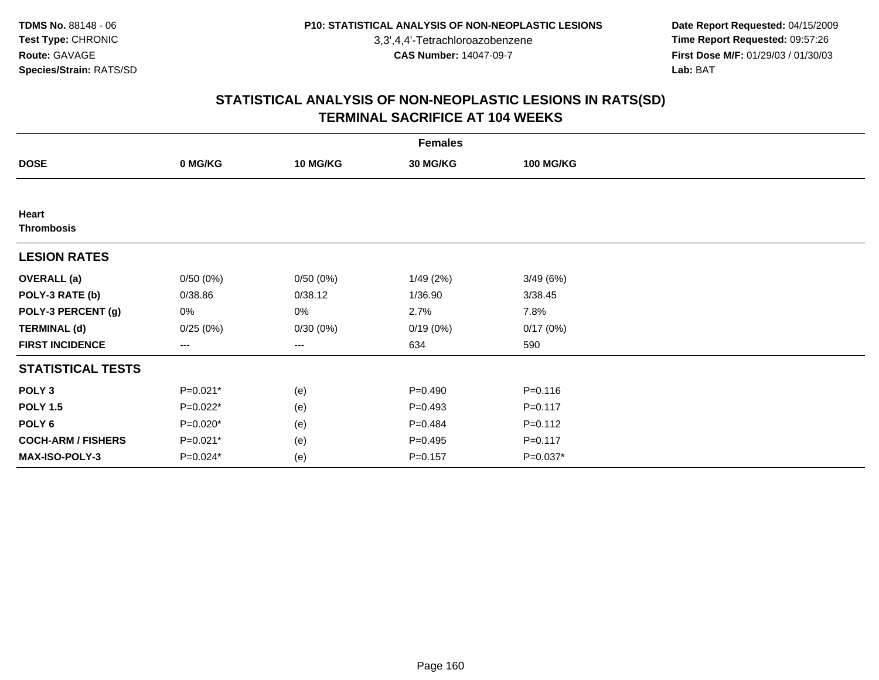# STATISTICAL ANALYSIS OF NON-NEOPLASTIC LESIONS IN RATS(SD)
## TERMINAL SACRIFICE AT 104 WEEKS

| | Females | | | |
|---|---|---|---|---|
| **DOSE** | **0 MG/KG** | **10 MG/KG** | **30 MG/KG** | **100 MG/KG** |
| **Heart** | | | | |
| **Thrombosis** | | | | |
| **LESION RATES** | | | | |
| **OVERALL (a)** | 0/50 (0%) | 0/50 (0%) | 1/49 (2%) | 3/49 (6%) |
| **POLY-3 RATE (b)** | 0/38.86 | 0/38.12 | 1/36.90 | 3/38.45 |
| **POLY-3 PERCENT (g)** | 0% | 0% | 2.7% | 7.8% |
| **TERMINAL (d)** | 0/25 (0%) | 0/30 (0%) | 0/19 (0%) | 0/17 (0%) |
| **FIRST INCIDENCE** | --- | --- | 634 | 590 |
| **STATISTICAL TESTS** | | | | |
| **POLY 3** | P=0.021* | (e) | P=0.490 | P=0.116 |
| **POLY 1.5** | P=0.022* | (e) | P=0.493 | P=0.117 |
| **POLY 6** | P=0.020* | (e) | P=0.484 | P=0.112 |
| **COCH-ARM / FISHERS** | P=0.021* | (e) | P=0.495 | P=0.117 |
| **MAX-ISO-POLY-3** | P=0.024* | (e) | P=0.157 | P=0.037* |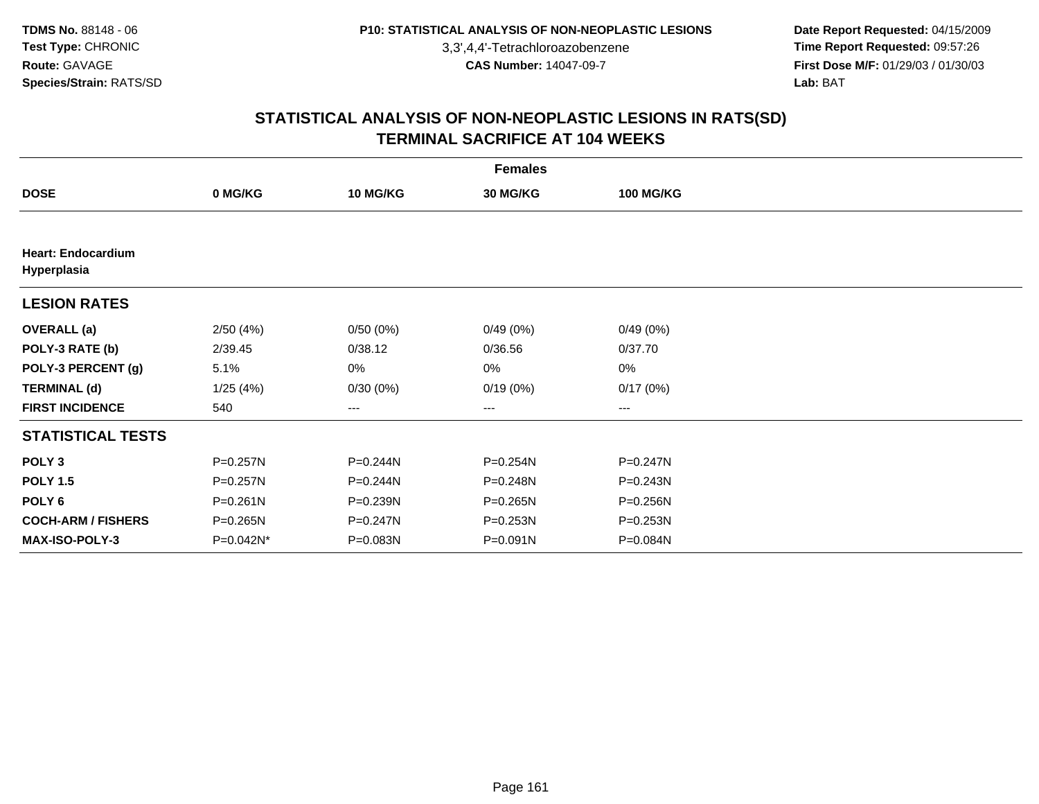**TDMS No.** 88148 - 06
**Test Type:** CHRONIC
**Route:** GAVAGE
**Species/Strain:** RATS/SD

**P10: STATISTICAL ANALYSIS OF NON-NEOPLASTIC LESIONS**
3,3',4,4'-Tetrachloroazobenzene
**CAS Number:** 14047-09-7

**Date Report Requested:** 04/15/2009
**Time Report Requested:** 09:57:26
**First Dose M/F:** 01/29/03 / 01/30/03
**Lab:** BAT

## STATISTICAL ANALYSIS OF NON-NEOPLASTIC LESIONS IN RATS(SD)
## TERMINAL SACRIFICE AT 104 WEEKS

| Females | | | | |
|---|---|---|---|---|
| **DOSE** | **0 MG/KG** | **10 MG/KG** | **30 MG/KG** | **100 MG/KG** |
| **Heart: Endocardium Hyperplasia** | | | | |
| **LESION RATES** | | | | |
| **OVERALL (a)** | 2/50 (4%) | 0/50 (0%) | 0/49 (0%) | 0/49 (0%) |
| **POLY-3 RATE (b)** | 2/39.45 | 0/38.12 | 0/36.56 | 0/37.70 |
| **POLY-3 PERCENT (g)** | 5.1% | 0% | 0% | 0% |
| **TERMINAL (d)** | 1/25 (4%) | 0/30 (0%) | 0/19 (0%) | 0/17 (0%) |
| **FIRST INCIDENCE** | 540 | --- | --- | --- |
| **STATISTICAL TESTS** | | | | |
| **POLY 3** | P=0.257N | P=0.244N | P=0.254N | P=0.247N |
| **POLY 1.5** | P=0.257N | P=0.244N | P=0.248N | P=0.243N |
| **POLY 6** | P=0.261N | P=0.239N | P=0.265N | P=0.256N |
| **COCH-ARM / FISHERS** | P=0.265N | P=0.247N | P=0.253N | P=0.253N |
| **MAX-ISO-POLY-3** | P=0.042N* | P=0.083N | P=0.091N | P=0.084N |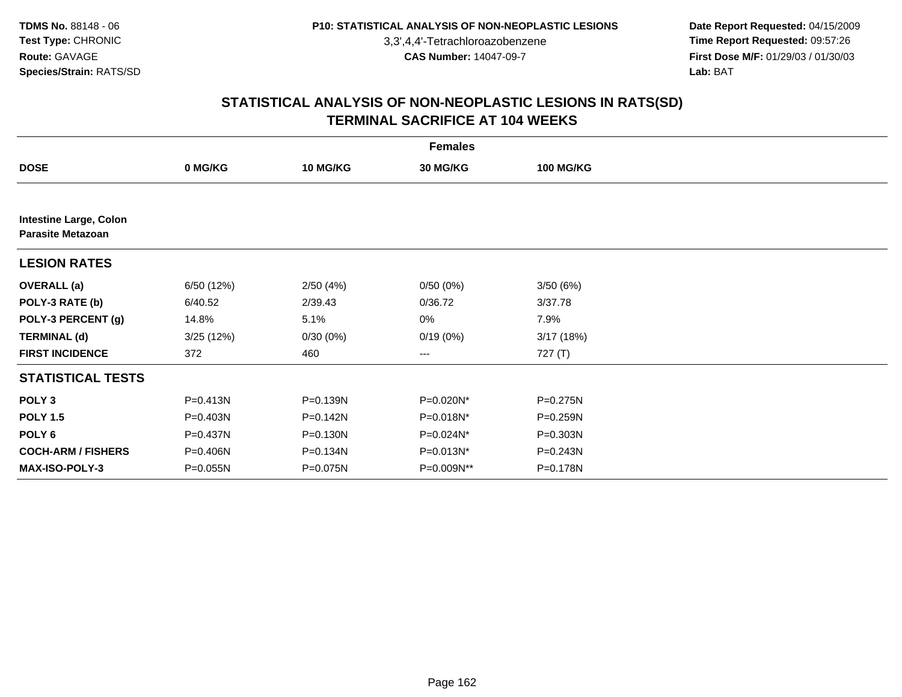**TDMS No.** 88148 - 06
**Test Type:** CHRONIC
**Route:** GAVAGE
**Species/Strain:** RATS/SD

**P10: STATISTICAL ANALYSIS OF NON-NEOPLASTIC LESIONS**
3,3',4,4'-Tetrachloroazobenzene
**CAS Number:** 14047-09-7

**Date Report Requested:** 04/15/2009
**Time Report Requested:** 09:57:26
**First Dose M/F:** 01/29/03 / 01/30/03
**Lab:** BAT

## STATISTICAL ANALYSIS OF NON-NEOPLASTIC LESIONS IN RATS(SD)
## TERMINAL SACRIFICE AT 104 WEEKS

| | Females | | | |
|---|---|---|---|---|
| **DOSE** | **0 MG/KG** | **10 MG/KG** | **30 MG/KG** | **100 MG/KG** |
| **Intestine Large, Colon** | | | | |
| **Parasite Metazoan** | | | | |
| **LESION RATES** | | | | |
| **OVERALL (a)** | 6/50 (12%) | 2/50 (4%) | 0/50 (0%) | 3/50 (6%) |
| **POLY-3 RATE (b)** | 6/40.52 | 2/39.43 | 0/36.72 | 3/37.78 |
| **POLY-3 PERCENT (g)** | 14.8% | 5.1% | 0% | 7.9% |
| **TERMINAL (d)** | 3/25 (12%) | 0/30 (0%) | 0/19 (0%) | 3/17 (18%) |
| **FIRST INCIDENCE** | 372 | 460 | --- | 727 (T) |
| **STATISTICAL TESTS** | | | | |
| **POLY 3** | P=0.413N | P=0.139N | P=0.020N* | P=0.275N |
| **POLY 1.5** | P=0.403N | P=0.142N | P=0.018N* | P=0.259N |
| **POLY 6** | P=0.437N | P=0.130N | P=0.024N* | P=0.303N |
| **COCH-ARM / FISHERS** | P=0.406N | P=0.134N | P=0.013N* | P=0.243N |
| **MAX-ISO-POLY-3** | P=0.055N | P=0.075N | P=0.009N** | P=0.178N |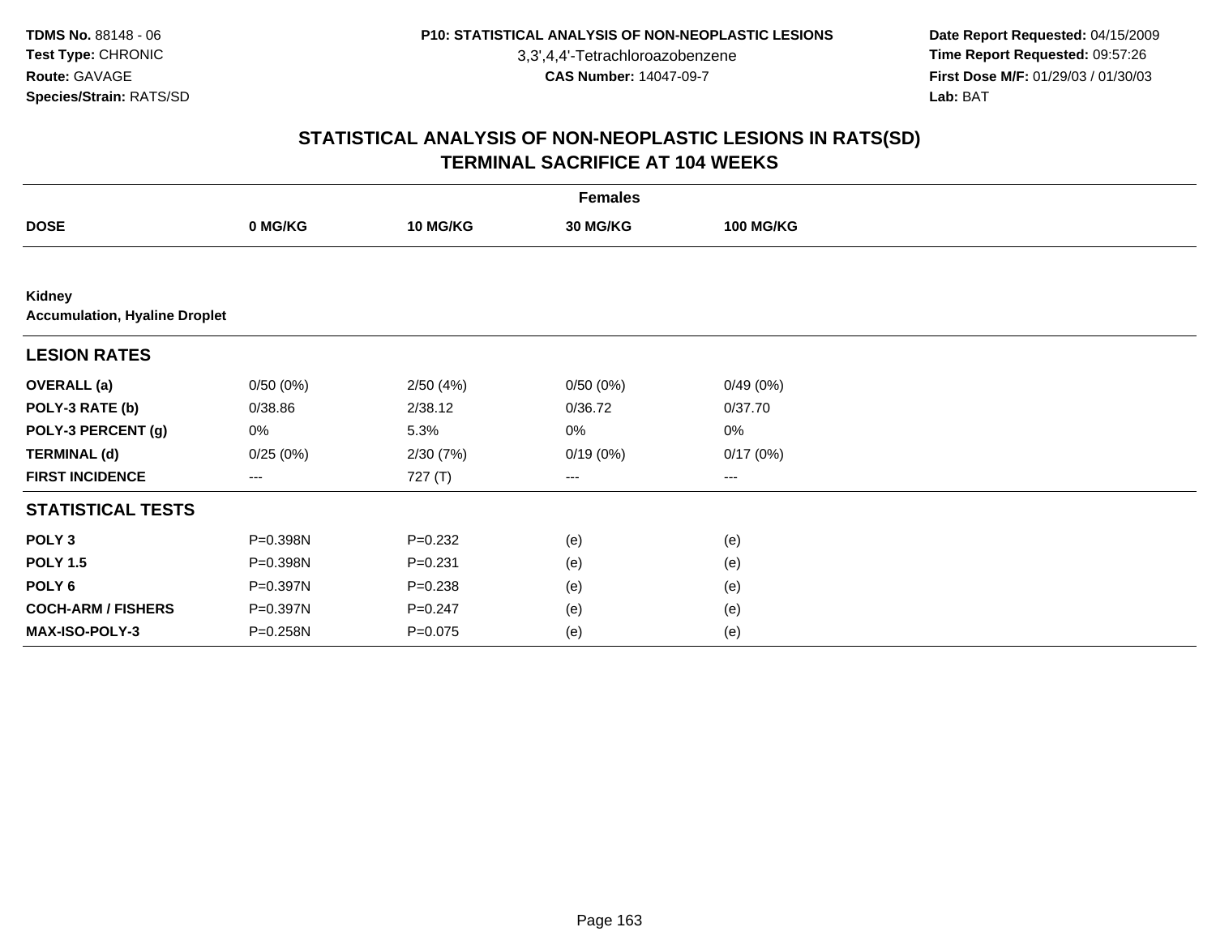TDMS No. 88148 - 06
Test Type: CHRONIC
Route: GAVAGE
Species/Strain: RATS/SD

P10: STATISTICAL ANALYSIS OF NON-NEOPLASTIC LESIONS
3,3',4,4'-Tetrachloroazobenzene
CAS Number: 14047-09-7

Date Report Requested: 04/15/2009
Time Report Requested: 09:57:26
First Dose M/F: 01/29/03 / 01/30/03
Lab: BAT

## STATISTICAL ANALYSIS OF NON-NEOPLASTIC LESIONS IN RATS(SD)
## TERMINAL SACRIFICE AT 104 WEEKS

| | Females | | | |
|---|---|---|---|---|
| **DOSE** | **0 MG/KG** | **10 MG/KG** | **30 MG/KG** | **100 MG/KG** |
| **Kidney** | | | | |
| **Accumulation, Hyaline Droplet** | | | | |
| **LESION RATES** | | | | |
| **OVERALL (a)** | 0/50 (0%) | 2/50 (4%) | 0/50 (0%) | 0/49 (0%) |
| **POLY-3 RATE (b)** | 0/38.86 | 2/38.12 | 0/36.72 | 0/37.70 |
| **POLY-3 PERCENT (g)** | 0% | 5.3% | 0% | 0% |
| **TERMINAL (d)** | 0/25 (0%) | 2/30 (7%) | 0/19 (0%) | 0/17 (0%) |
| **FIRST INCIDENCE** | --- | 727 (T) | --- | --- |
| **STATISTICAL TESTS** | | | | |
| **POLY 3** | P=0.398N | P=0.232 | (e) | (e) |
| **POLY 1.5** | P=0.398N | P=0.231 | (e) | (e) |
| **POLY 6** | P=0.397N | P=0.238 | (e) | (e) |
| **COCH-ARM / FISHERS** | P=0.397N | P=0.247 | (e) | (e) |
| **MAX-ISO-POLY-3** | P=0.258N | P=0.075 | (e) | (e) |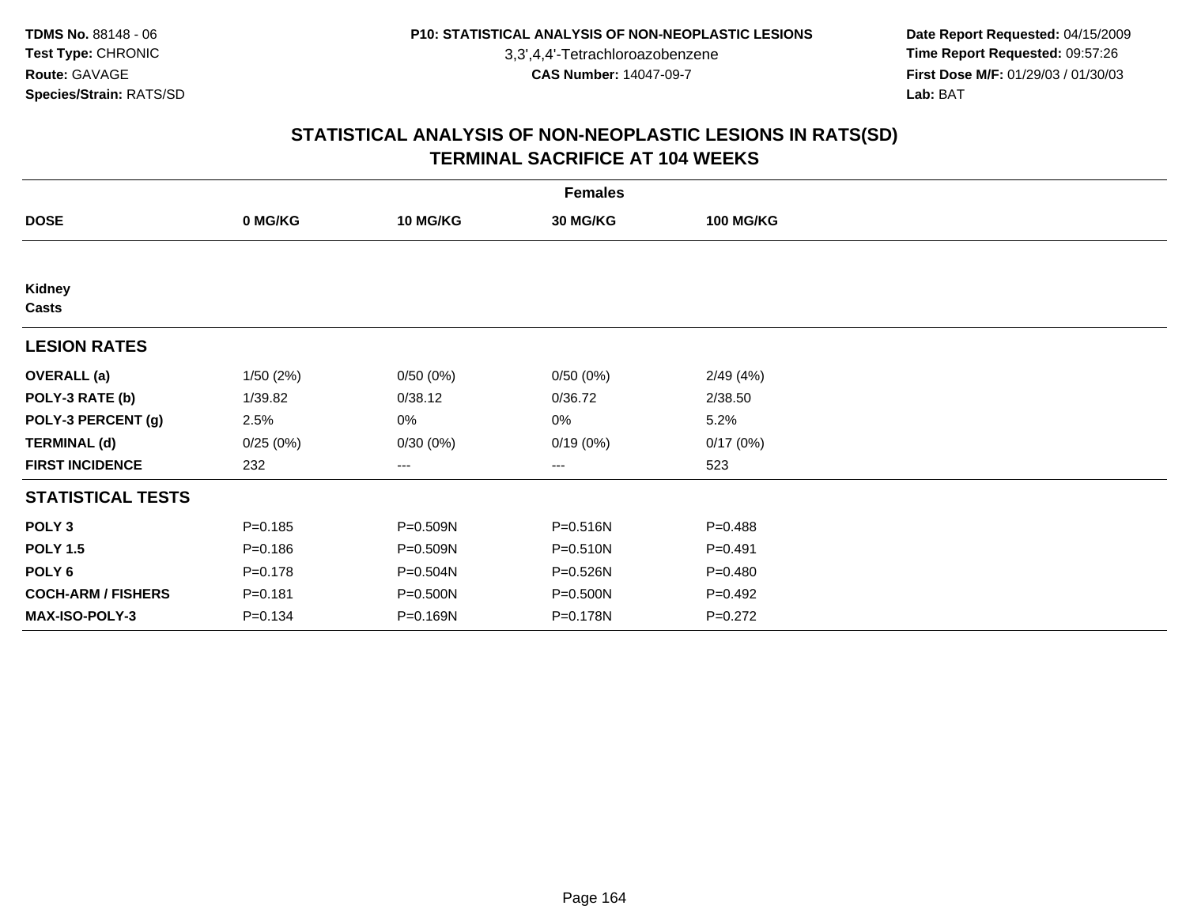**TDMS No.** 88148 - 06
**Test Type:** CHRONIC
**Route:** GAVAGE
**Species/Strain:** RATS/SD

**P10: STATISTICAL ANALYSIS OF NON-NEOPLASTIC LESIONS**
3,3',4,4'-Tetrachloroazobenzene
**CAS Number:** 14047-09-7

**Date Report Requested:** 04/15/2009
**Time Report Requested:** 09:57:26
**First Dose M/F:** 01/29/03 / 01/30/03
**Lab:** BAT

## STATISTICAL ANALYSIS OF NON-NEOPLASTIC LESIONS IN RATS(SD)
## TERMINAL SACRIFICE AT 104 WEEKS

**Females**

| DOSE | 0 MG/KG | 10 MG/KG | 30 MG/KG | 100 MG/KG |
|---|---|---|---|---|
| **Kidney** | | | | |
| **Casts** | | | | |
| **LESION RATES** | | | | |
| **OVERALL (a)** | 1/50 (2%) | 0/50 (0%) | 0/50 (0%) | 2/49 (4%) |
| **POLY-3 RATE (b)** | 1/39.82 | 0/38.12 | 0/36.72 | 2/38.50 |
| **POLY-3 PERCENT (g)** | 2.5% | 0% | 0% | 5.2% |
| **TERMINAL (d)** | 0/25 (0%) | 0/30 (0%) | 0/19 (0%) | 0/17 (0%) |
| **FIRST INCIDENCE** | 232 | --- | --- | 523 |
| **STATISTICAL TESTS** | | | | |
| **POLY 3** | P=0.185 | P=0.509N | P=0.516N | P=0.488 |
| **POLY 1.5** | P=0.186 | P=0.509N | P=0.510N | P=0.491 |
| **POLY 6** | P=0.178 | P=0.504N | P=0.526N | P=0.480 |
| **COCH-ARM / FISHERS** | P=0.181 | P=0.500N | P=0.500N | P=0.492 |
| **MAX-ISO-POLY-3** | P=0.134 | P=0.169N | P=0.178N | P=0.272 |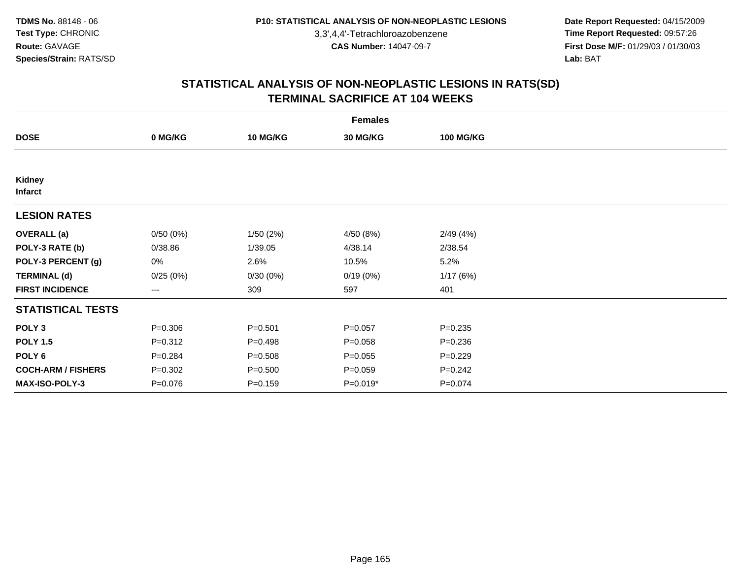**TDMS No.** 88148 - 06
**Test Type:** CHRONIC
**Route:** GAVAGE
**Species/Strain:** RATS/SD

**P10: STATISTICAL ANALYSIS OF NON-NEOPLASTIC LESIONS**
3,3',4,4'-Tetrachloroazobenzene
**CAS Number:** 14047-09-7

**Date Report Requested:** 04/15/2009
**Time Report Requested:** 09:57:26
**First Dose M/F:** 01/29/03 / 01/30/03
**Lab:** BAT

# STATISTICAL ANALYSIS OF NON-NEOPLASTIC LESIONS IN RATS(SD)
# TERMINAL SACRIFICE AT 104 WEEKS

| Females | | | | |
|---|---|---|---|---|
| **DOSE** | **0 MG/KG** | **10 MG/KG** | **30 MG/KG** | **100 MG/KG** |
| **Kidney**<br>**Infarct** | | | | |
| **LESION RATES** | | | | |
| **OVERALL (a)** | 0/50 (0%) | 1/50 (2%) | 4/50 (8%) | 2/49 (4%) |
| **POLY-3 RATE (b)** | 0/38.86 | 1/39.05 | 4/38.14 | 2/38.54 |
| **POLY-3 PERCENT (g)** | 0% | 2.6% | 10.5% | 5.2% |
| **TERMINAL (d)** | 0/25 (0%) | 0/30 (0%) | 0/19 (0%) | 1/17 (6%) |
| **FIRST INCIDENCE** | --- | 309 | 597 | 401 |
| **STATISTICAL TESTS** | | | | |
| **POLY 3** | P=0.306 | P=0.501 | P=0.057 | P=0.235 |
| **POLY 1.5** | P=0.312 | P=0.498 | P=0.058 | P=0.236 |
| **POLY 6** | P=0.284 | P=0.508 | P=0.055 | P=0.229 |
| **COCH-ARM / FISHERS** | P=0.302 | P=0.500 | P=0.059 | P=0.242 |
| **MAX-ISO-POLY-3** | P=0.076 | P=0.159 | P=0.019* | P=0.074 |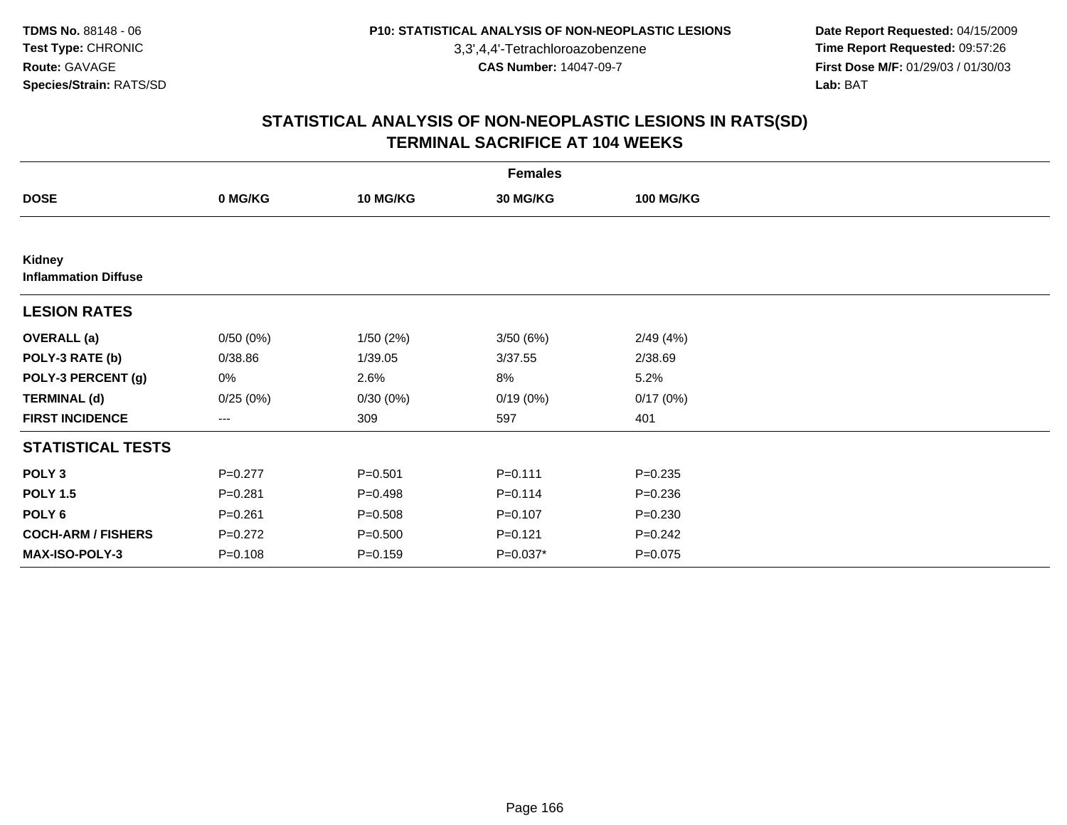TDMS No. 88148 - 06
Test Type: CHRONIC
Route: GAVAGE
Species/Strain: RATS/SD

P10: STATISTICAL ANALYSIS OF NON-NEOPLASTIC LESIONS
3,3',4,4'-Tetrachloroazobenzene
CAS Number: 14047-09-7

Date Report Requested: 04/15/2009
Time Report Requested: 09:57:26
First Dose M/F: 01/29/03 / 01/30/03
Lab: BAT

## STATISTICAL ANALYSIS OF NON-NEOPLASTIC LESIONS IN RATS(SD)
## TERMINAL SACRIFICE AT 104 WEEKS

| | Females | | | |
|---|---|---|---|---|
| DOSE | 0 MG/KG | 10 MG/KG | 30 MG/KG | 100 MG/KG |
| **Kidney** | | | | |
| **Inflammation Diffuse** | | | | |
| **LESION RATES** | | | | |
| OVERALL (a) | 0/50 (0%) | 1/50 (2%) | 3/50 (6%) | 2/49 (4%) |
| POLY-3 RATE (b) | 0/38.86 | 1/39.05 | 3/37.55 | 2/38.69 |
| POLY-3 PERCENT (g) | 0% | 2.6% | 8% | 5.2% |
| TERMINAL (d) | 0/25 (0%) | 0/30 (0%) | 0/19 (0%) | 0/17 (0%) |
| FIRST INCIDENCE | --- | 309 | 597 | 401 |
| **STATISTICAL TESTS** | | | | |
| POLY 3 | P=0.277 | P=0.501 | P=0.111 | P=0.235 |
| POLY 1.5 | P=0.281 | P=0.498 | P=0.114 | P=0.236 |
| POLY 6 | P=0.261 | P=0.508 | P=0.107 | P=0.230 |
| COCH-ARM / FISHERS | P=0.272 | P=0.500 | P=0.121 | P=0.242 |
| MAX-ISO-POLY-3 | P=0.108 | P=0.159 | P=0.037* | P=0.075 |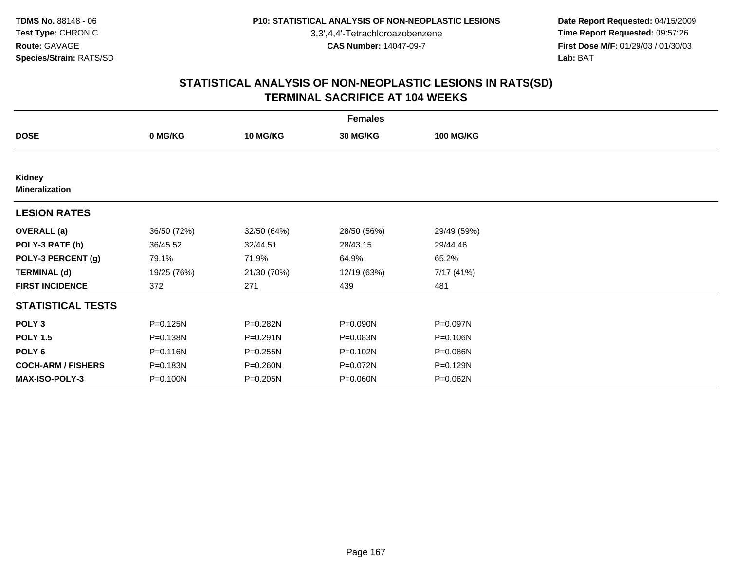TDMS No. 88148 - 06
Test Type: CHRONIC
Route: GAVAGE
Species/Strain: RATS/SD

P10: STATISTICAL ANALYSIS OF NON-NEOPLASTIC LESIONS
3,3',4,4'-Tetrachloroazobenzene
CAS Number: 14047-09-7

Date Report Requested: 04/15/2009
Time Report Requested: 09:57:26
First Dose M/F: 01/29/03 / 01/30/03
Lab: BAT

## STATISTICAL ANALYSIS OF NON-NEOPLASTIC LESIONS IN RATS(SD)
## TERMINAL SACRIFICE AT 104 WEEKS

| | Females | | | |
|---|---|---|---|---|
| **DOSE** | **0 MG/KG** | **10 MG/KG** | **30 MG/KG** | **100 MG/KG** |
| **Kidney** | | | | |
| **Mineralization** | | | | |
| **LESION RATES** | | | | |
| **OVERALL (a)** | 36/50 (72%) | 32/50 (64%) | 28/50 (56%) | 29/49 (59%) |
| **POLY-3 RATE (b)** | 36/45.52 | 32/44.51 | 28/43.15 | 29/44.46 |
| **POLY-3 PERCENT (g)** | 79.1% | 71.9% | 64.9% | 65.2% |
| **TERMINAL (d)** | 19/25 (76%) | 21/30 (70%) | 12/19 (63%) | 7/17 (41%) |
| **FIRST INCIDENCE** | 372 | 271 | 439 | 481 |
| **STATISTICAL TESTS** | | | | |
| **POLY 3** | P=0.125N | P=0.282N | P=0.090N | P=0.097N |
| **POLY 1.5** | P=0.138N | P=0.291N | P=0.083N | P=0.106N |
| **POLY 6** | P=0.116N | P=0.255N | P=0.102N | P=0.086N |
| **COCH-ARM / FISHERS** | P=0.183N | P=0.260N | P=0.072N | P=0.129N |
| **MAX-ISO-POLY-3** | P=0.100N | P=0.205N | P=0.060N | P=0.062N |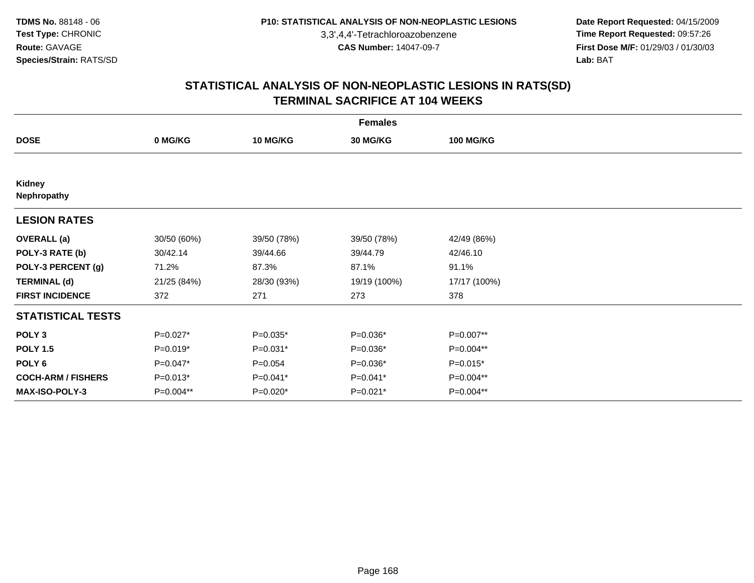# STATISTICAL ANALYSIS OF NON-NEOPLASTIC LESIONS IN RATS(SD)
## TERMINAL SACRIFICE AT 104 WEEKS

| | Females | | | |
|---|---|---|---|---|
| **DOSE** | **0 MG/KG** | **10 MG/KG** | **30 MG/KG** | **100 MG/KG** |
| **Kidney** | | | | |
| **Nephropathy** | | | | |
| **LESION RATES** | | | | |
| **OVERALL (a)** | 30/50 (60%) | 39/50 (78%) | 39/50 (78%) | 42/49 (86%) |
| **POLY-3 RATE (b)** | 30/42.14 | 39/44.66 | 39/44.79 | 42/46.10 |
| **POLY-3 PERCENT (g)** | 71.2% | 87.3% | 87.1% | 91.1% |
| **TERMINAL (d)** | 21/25 (84%) | 28/30 (93%) | 19/19 (100%) | 17/17 (100%) |
| **FIRST INCIDENCE** | 372 | 271 | 273 | 378 |
| **STATISTICAL TESTS** | | | | |
| **POLY 3** | P=0.027* | P=0.035* | P=0.036* | P=0.007** |
| **POLY 1.5** | P=0.019* | P=0.031* | P=0.036* | P=0.004** |
| **POLY 6** | P=0.047* | P=0.054 | P=0.036* | P=0.015* |
| **COCH-ARM / FISHERS** | P=0.013* | P=0.041* | P=0.041* | P=0.004** |
| **MAX-ISO-POLY-3** | P=0.004** | P=0.020* | P=0.021* | P=0.004** |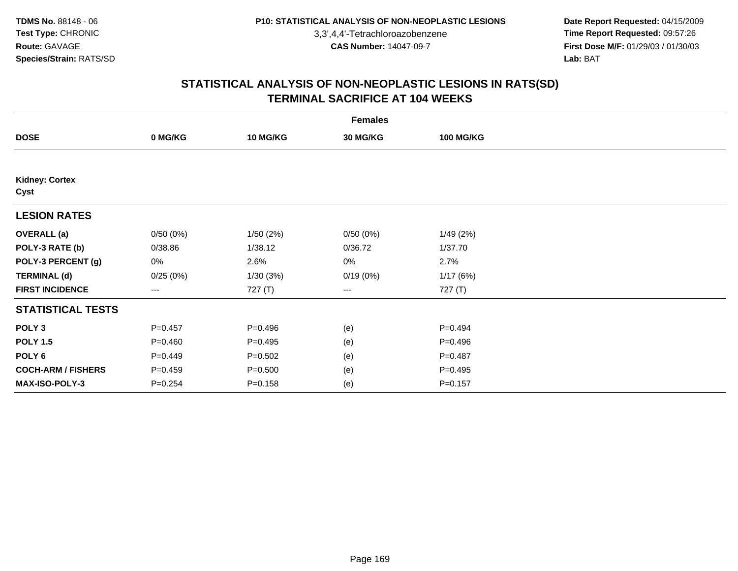**TDMS No.** 88148 - 06
**Test Type:** CHRONIC
**Route:** GAVAGE
**Species/Strain:** RATS/SD

**P10: STATISTICAL ANALYSIS OF NON-NEOPLASTIC LESIONS**
3,3',4,4'-Tetrachloroazobenzene
**CAS Number:** 14047-09-7

**Date Report Requested:** 04/15/2009
**Time Report Requested:** 09:57:26
**First Dose M/F:** 01/29/03 / 01/30/03
**Lab:** BAT

## STATISTICAL ANALYSIS OF NON-NEOPLASTIC LESIONS IN RATS(SD)
## TERMINAL SACRIFICE AT 104 WEEKS

| | Females | | | |
|---|---|---|---|---|
| **DOSE** | **0 MG/KG** | **10 MG/KG** | **30 MG/KG** | **100 MG/KG** |
| **Kidney: Cortex** | | | | |
| **Cyst** | | | | |
| **LESION RATES** | | | | |
| **OVERALL (a)** | 0/50 (0%) | 1/50 (2%) | 0/50 (0%) | 1/49 (2%) |
| **POLY-3 RATE (b)** | 0/38.86 | 1/38.12 | 0/36.72 | 1/37.70 |
| **POLY-3 PERCENT (g)** | 0% | 2.6% | 0% | 2.7% |
| **TERMINAL (d)** | 0/25 (0%) | 1/30 (3%) | 0/19 (0%) | 1/17 (6%) |
| **FIRST INCIDENCE** | --- | 727 (T) | --- | 727 (T) |
| **STATISTICAL TESTS** | | | | |
| **POLY 3** | P=0.457 | P=0.496 | (e) | P=0.494 |
| **POLY 1.5** | P=0.460 | P=0.495 | (e) | P=0.496 |
| **POLY 6** | P=0.449 | P=0.502 | (e) | P=0.487 |
| **COCH-ARM / FISHERS** | P=0.459 | P=0.500 | (e) | P=0.495 |
| **MAX-ISO-POLY-3** | P=0.254 | P=0.158 | (e) | P=0.157 |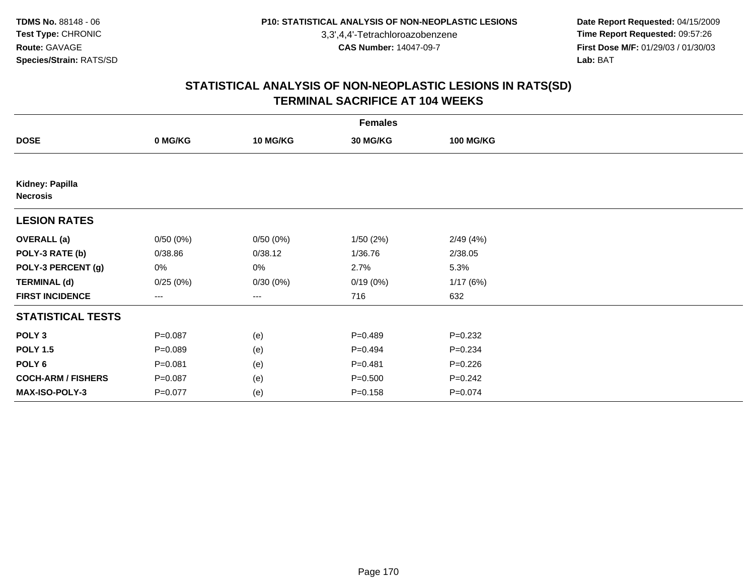TDMS No. 88148 - 06
Test Type: CHRONIC
Route: GAVAGE
Species/Strain: RATS/SD

P10: STATISTICAL ANALYSIS OF NON-NEOPLASTIC LESIONS
3,3',4,4'-Tetrachloroazobenzene
CAS Number: 14047-09-7

Date Report Requested: 04/15/2009
Time Report Requested: 09:57:26
First Dose M/F: 01/29/03 / 01/30/03
Lab: BAT

## STATISTICAL ANALYSIS OF NON-NEOPLASTIC LESIONS IN RATS(SD)
## TERMINAL SACRIFICE AT 104 WEEKS

**Females**

| DOSE | 0 MG/KG | 10 MG/KG | 30 MG/KG | 100 MG/KG |
|---|---|---|---|---|
| **Kidney: Papilla Necrosis** | | | | |
| **LESION RATES** | | | | |
| **OVERALL (a)** | 0/50 (0%) | 0/50 (0%) | 1/50 (2%) | 2/49 (4%) |
| **POLY-3 RATE (b)** | 0/38.86 | 0/38.12 | 1/36.76 | 2/38.05 |
| **POLY-3 PERCENT (g)** | 0% | 0% | 2.7% | 5.3% |
| **TERMINAL (d)** | 0/25 (0%) | 0/30 (0%) | 0/19 (0%) | 1/17 (6%) |
| **FIRST INCIDENCE** | --- | --- | 716 | 632 |
| **STATISTICAL TESTS** | | | | |
| **POLY 3** | P=0.087 | (e) | P=0.489 | P=0.232 |
| **POLY 1.5** | P=0.089 | (e) | P=0.494 | P=0.234 |
| **POLY 6** | P=0.081 | (e) | P=0.481 | P=0.226 |
| **COCH-ARM / FISHERS** | P=0.087 | (e) | P=0.500 | P=0.242 |
| **MAX-ISO-POLY-3** | P=0.077 | (e) | P=0.158 | P=0.074 |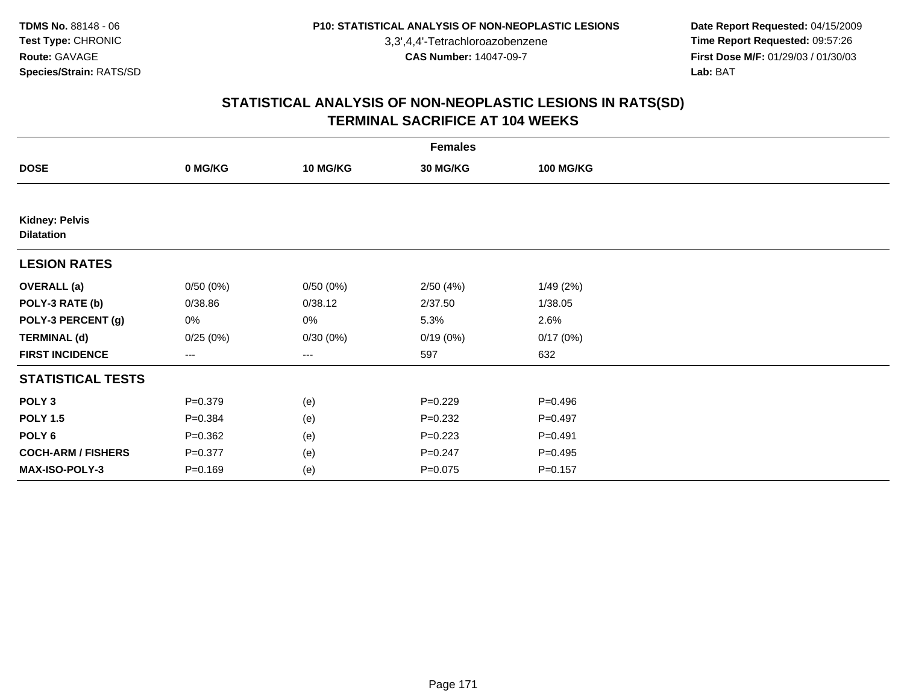TDMS No. 88148 - 06
Test Type: CHRONIC
Route: GAVAGE
Species/Strain: RATS/SD

P10: STATISTICAL ANALYSIS OF NON-NEOPLASTIC LESIONS
3,3',4,4'-Tetrachloroazobenzene
CAS Number: 14047-09-7

Date Report Requested: 04/15/2009
Time Report Requested: 09:57:26
First Dose M/F: 01/29/03 / 01/30/03
Lab: BAT

## STATISTICAL ANALYSIS OF NON-NEOPLASTIC LESIONS IN RATS(SD)
## TERMINAL SACRIFICE AT 104 WEEKS

| Females | | | | |
|---|---|---|---|---|
| **DOSE** | **0 MG/KG** | **10 MG/KG** | **30 MG/KG** | **100 MG/KG** |
| **Kidney: Pelvis** | | | | |
| **Dilatation** | | | | |
| **LESION RATES** | | | | |
| **OVERALL (a)** | 0/50 (0%) | 0/50 (0%) | 2/50 (4%) | 1/49 (2%) |
| **POLY-3 RATE (b)** | 0/38.86 | 0/38.12 | 2/37.50 | 1/38.05 |
| **POLY-3 PERCENT (g)** | 0% | 0% | 5.3% | 2.6% |
| **TERMINAL (d)** | 0/25 (0%) | 0/30 (0%) | 0/19 (0%) | 0/17 (0%) |
| **FIRST INCIDENCE** | --- | --- | 597 | 632 |
| **STATISTICAL TESTS** | | | | |
| **POLY 3** | P=0.379 | (e) | P=0.229 | P=0.496 |
| **POLY 1.5** | P=0.384 | (e) | P=0.232 | P=0.497 |
| **POLY 6** | P=0.362 | (e) | P=0.223 | P=0.491 |
| **COCH-ARM / FISHERS** | P=0.377 | (e) | P=0.247 | P=0.495 |
| **MAX-ISO-POLY-3** | P=0.169 | (e) | P=0.075 | P=0.157 |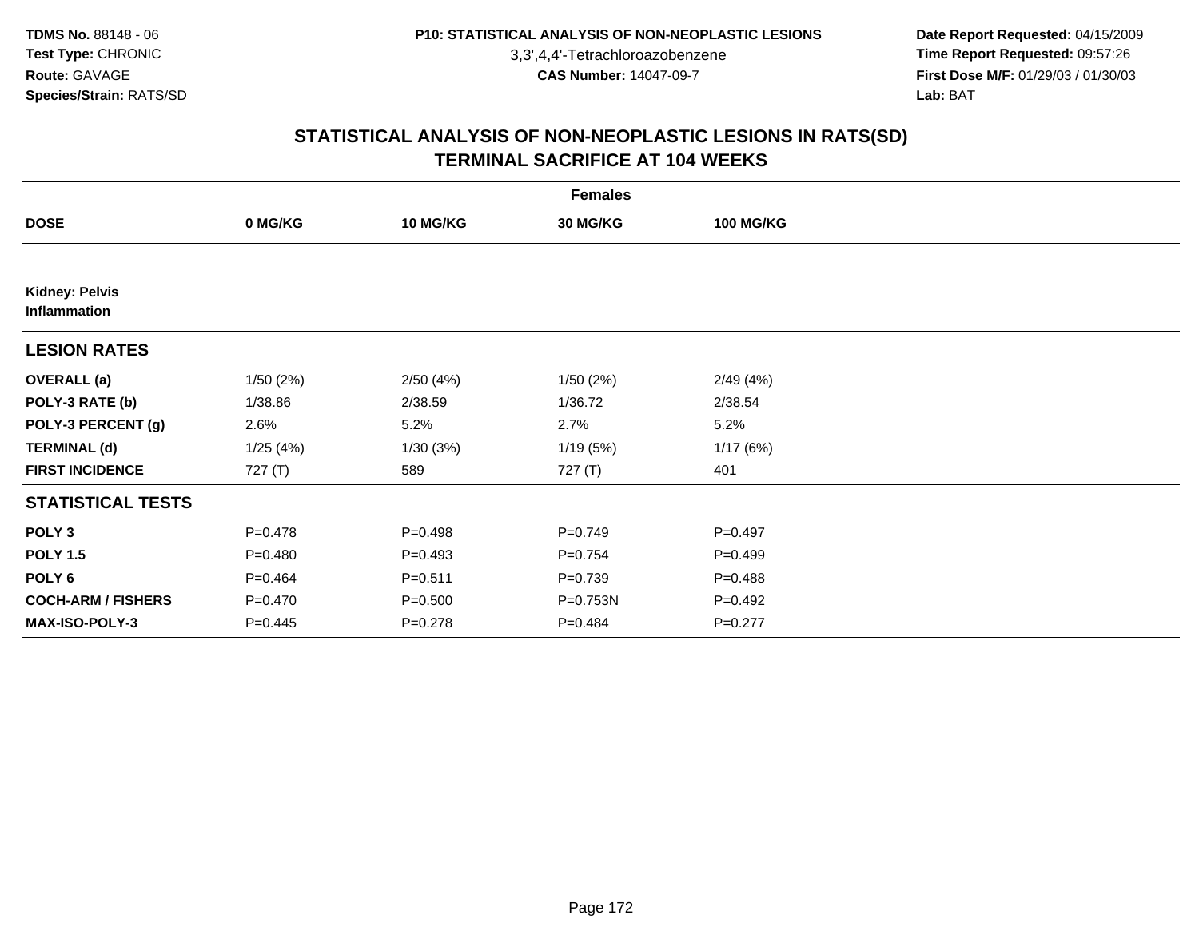TDMS No. 88148 - 06
Test Type: CHRONIC
Route: GAVAGE
Species/Strain: RATS/SD

P10: STATISTICAL ANALYSIS OF NON-NEOPLASTIC LESIONS
3,3',4,4'-Tetrachloroazobenzene
CAS Number: 14047-09-7

Date Report Requested: 04/15/2009
Time Report Requested: 09:57:26
First Dose M/F: 01/29/03 / 01/30/03
Lab: BAT

## STATISTICAL ANALYSIS OF NON-NEOPLASTIC LESIONS IN RATS(SD)
## TERMINAL SACRIFICE AT 104 WEEKS

| Females | | | | |
|---|---|---|---|---|
| **DOSE** | **0 MG/KG** | **10 MG/KG** | **30 MG/KG** | **100 MG/KG** |
| **Kidney: Pelvis** **Inflammation** | | | | |
| **LESION RATES** | | | | |
| **OVERALL (a)** | 1/50 (2%) | 2/50 (4%) | 1/50 (2%) | 2/49 (4%) |
| **POLY-3 RATE (b)** | 1/38.86 | 2/38.59 | 1/36.72 | 2/38.54 |
| **POLY-3 PERCENT (g)** | 2.6% | 5.2% | 2.7% | 5.2% |
| **TERMINAL (d)** | 1/25 (4%) | 1/30 (3%) | 1/19 (5%) | 1/17 (6%) |
| **FIRST INCIDENCE** | 727 (T) | 589 | 727 (T) | 401 |
| **STATISTICAL TESTS** | | | | |
| **POLY 3** | P=0.478 | P=0.498 | P=0.749 | P=0.497 |
| **POLY 1.5** | P=0.480 | P=0.493 | P=0.754 | P=0.499 |
| **POLY 6** | P=0.464 | P=0.511 | P=0.739 | P=0.488 |
| **COCH-ARM / FISHERS** | P=0.470 | P=0.500 | P=0.753N | P=0.492 |
| **MAX-ISO-POLY-3** | P=0.445 | P=0.278 | P=0.484 | P=0.277 |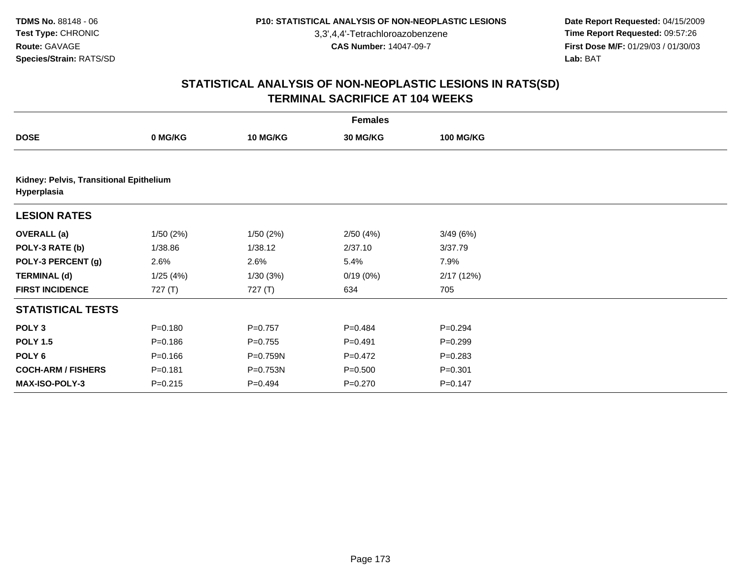TDMS No. 88148 - 06
Test Type: CHRONIC
Route: GAVAGE
Species/Strain: RATS/SD

P10: STATISTICAL ANALYSIS OF NON-NEOPLASTIC LESIONS
3,3',4,4'-Tetrachloroazobenzene
CAS Number: 14047-09-7

Date Report Requested: 04/15/2009
Time Report Requested: 09:57:26
First Dose M/F: 01/29/03 / 01/30/03
Lab: BAT

## STATISTICAL ANALYSIS OF NON-NEOPLASTIC LESIONS IN RATS(SD)
## TERMINAL SACRIFICE AT 104 WEEKS

| | Females | | | |
|---|---|---|---|---|
| **DOSE** | **0 MG/KG** | **10 MG/KG** | **30 MG/KG** | **100 MG/KG** |
| **Kidney: Pelvis, Transitional Epithelium Hyperplasia** | | | | |
| **LESION RATES** | | | | |
| **OVERALL (a)** | 1/50 (2%) | 1/50 (2%) | 2/50 (4%) | 3/49 (6%) |
| **POLY-3 RATE (b)** | 1/38.86 | 1/38.12 | 2/37.10 | 3/37.79 |
| **POLY-3 PERCENT (g)** | 2.6% | 2.6% | 5.4% | 7.9% |
| **TERMINAL (d)** | 1/25 (4%) | 1/30 (3%) | 0/19 (0%) | 2/17 (12%) |
| **FIRST INCIDENCE** | 727 (T) | 727 (T) | 634 | 705 |
| **STATISTICAL TESTS** | | | | |
| **POLY 3** | P=0.180 | P=0.757 | P=0.484 | P=0.294 |
| **POLY 1.5** | P=0.186 | P=0.755 | P=0.491 | P=0.299 |
| **POLY 6** | P=0.166 | P=0.759N | P=0.472 | P=0.283 |
| **COCH-ARM / FISHERS** | P=0.181 | P=0.753N | P=0.500 | P=0.301 |
| **MAX-ISO-POLY-3** | P=0.215 | P=0.494 | P=0.270 | P=0.147 |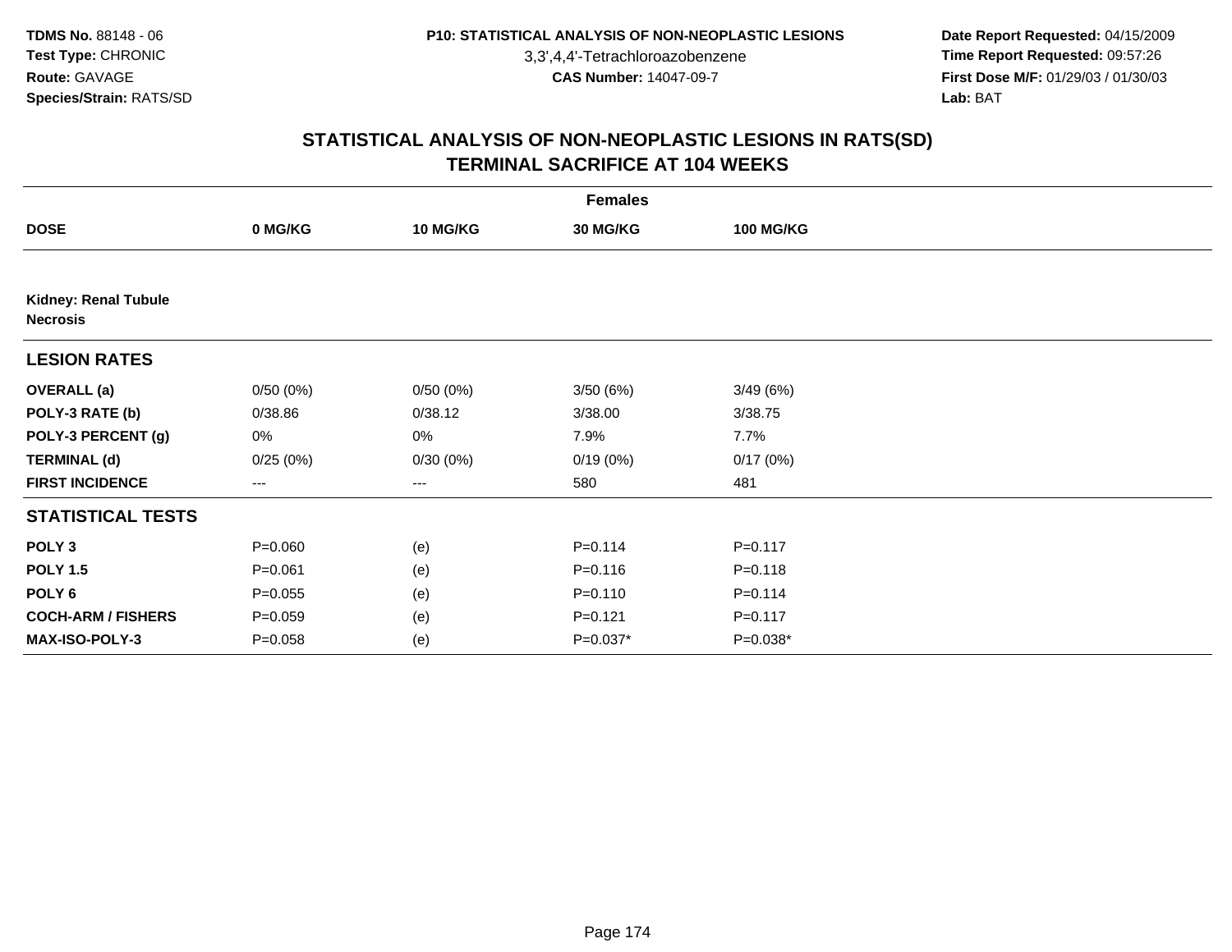TDMS No. 88148 - 06
Test Type: CHRONIC
Route: GAVAGE
Species/Strain: RATS/SD

P10: STATISTICAL ANALYSIS OF NON-NEOPLASTIC LESIONS
3,3',4,4'-Tetrachloroazobenzene
CAS Number: 14047-09-7

Date Report Requested: 04/15/2009
Time Report Requested: 09:57:26
First Dose M/F: 01/29/03 / 01/30/03
Lab: BAT

## STATISTICAL ANALYSIS OF NON-NEOPLASTIC LESIONS IN RATS(SD)
## TERMINAL SACRIFICE AT 104 WEEKS

| | Females | | | |
|---|---|---|---|---|
| **DOSE** | **0 MG/KG** | **10 MG/KG** | **30 MG/KG** | **100 MG/KG** |
| **Kidney: Renal Tubule Necrosis** | | | | |
| **LESION RATES** | | | | |
| **OVERALL (a)** | 0/50 (0%) | 0/50 (0%) | 3/50 (6%) | 3/49 (6%) |
| **POLY-3 RATE (b)** | 0/38.86 | 0/38.12 | 3/38.00 | 3/38.75 |
| **POLY-3 PERCENT (g)** | 0% | 0% | 7.9% | 7.7% |
| **TERMINAL (d)** | 0/25 (0%) | 0/30 (0%) | 0/19 (0%) | 0/17 (0%) |
| **FIRST INCIDENCE** | --- | --- | 580 | 481 |
| **STATISTICAL TESTS** | | | | |
| **POLY 3** | P=0.060 | (e) | P=0.114 | P=0.117 |
| **POLY 1.5** | P=0.061 | (e) | P=0.116 | P=0.118 |
| **POLY 6** | P=0.055 | (e) | P=0.110 | P=0.114 |
| **COCH-ARM / FISHERS** | P=0.059 | (e) | P=0.121 | P=0.117 |
| **MAX-ISO-POLY-3** | P=0.058 | (e) | P=0.037* | P=0.038* |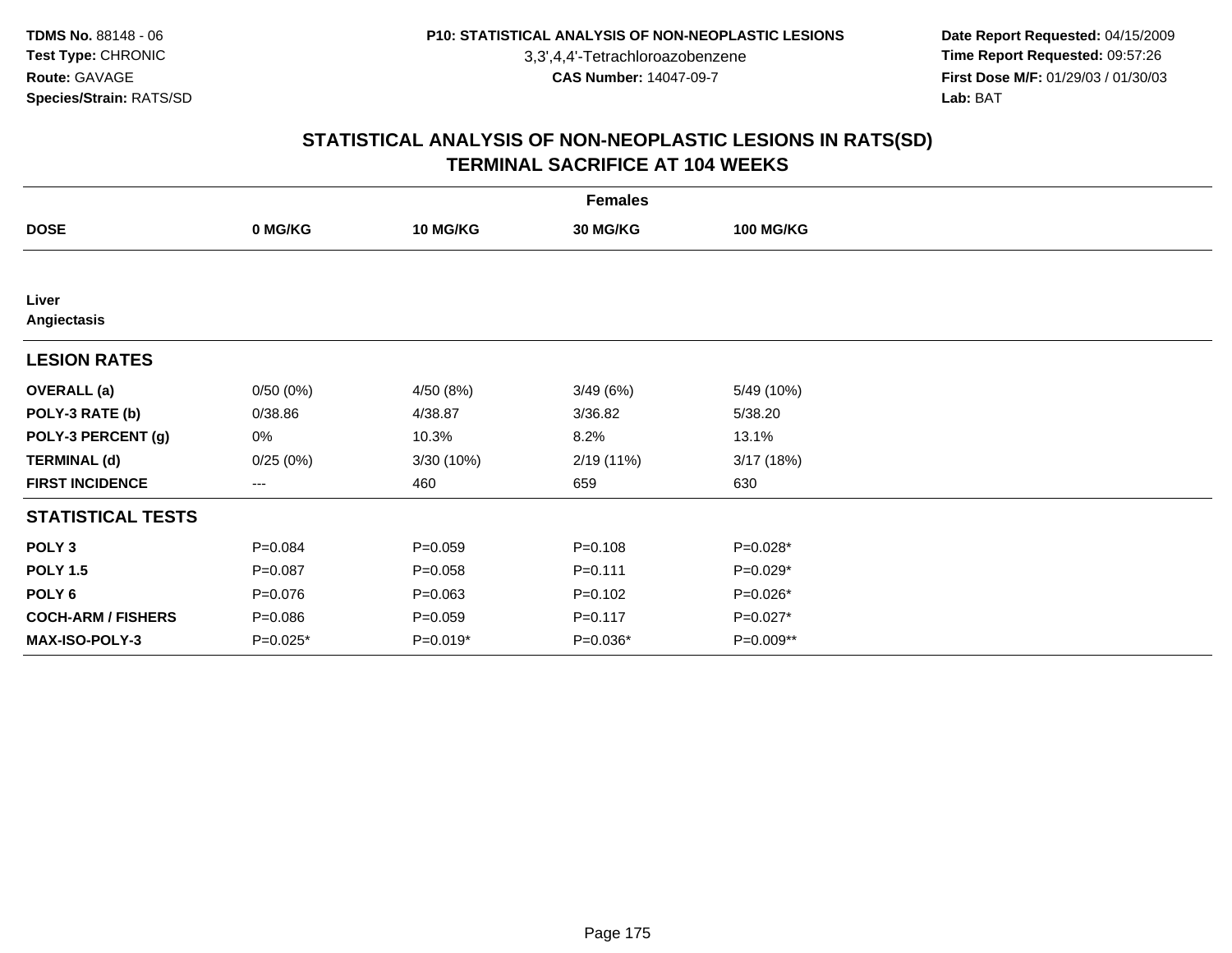TDMS No. 88148 - 06
Test Type: CHRONIC
Route: GAVAGE
Species/Strain: RATS/SD

P10: STATISTICAL ANALYSIS OF NON-NEOPLASTIC LESIONS
3,3',4,4'-Tetrachloroazobenzene
CAS Number: 14047-09-7

Date Report Requested: 04/15/2009
Time Report Requested: 09:57:26
First Dose M/F: 01/29/03 / 01/30/03
Lab: BAT

## STATISTICAL ANALYSIS OF NON-NEOPLASTIC LESIONS IN RATS(SD)
## TERMINAL SACRIFICE AT 104 WEEKS

| | Females | | | |
|---|---|---|---|---|
| **DOSE** | **0 MG/KG** | **10 MG/KG** | **30 MG/KG** | **100 MG/KG** |
| **Liver** | | | | |
| **Angiectasis** | | | | |
| **LESION RATES** | | | | |
| **OVERALL (a)** | 0/50 (0%) | 4/50 (8%) | 3/49 (6%) | 5/49 (10%) |
| **POLY-3 RATE (b)** | 0/38.86 | 4/38.87 | 3/36.82 | 5/38.20 |
| **POLY-3 PERCENT (g)** | 0% | 10.3% | 8.2% | 13.1% |
| **TERMINAL (d)** | 0/25 (0%) | 3/30 (10%) | 2/19 (11%) | 3/17 (18%) |
| **FIRST INCIDENCE** | --- | 460 | 659 | 630 |
| **STATISTICAL TESTS** | | | | |
| **POLY 3** | P=0.084 | P=0.059 | P=0.108 | P=0.028* |
| **POLY 1.5** | P=0.087 | P=0.058 | P=0.111 | P=0.029* |
| **POLY 6** | P=0.076 | P=0.063 | P=0.102 | P=0.026* |
| **COCH-ARM / FISHERS** | P=0.086 | P=0.059 | P=0.117 | P=0.027* |
| **MAX-ISO-POLY-3** | P=0.025* | P=0.019* | P=0.036* | P=0.009** |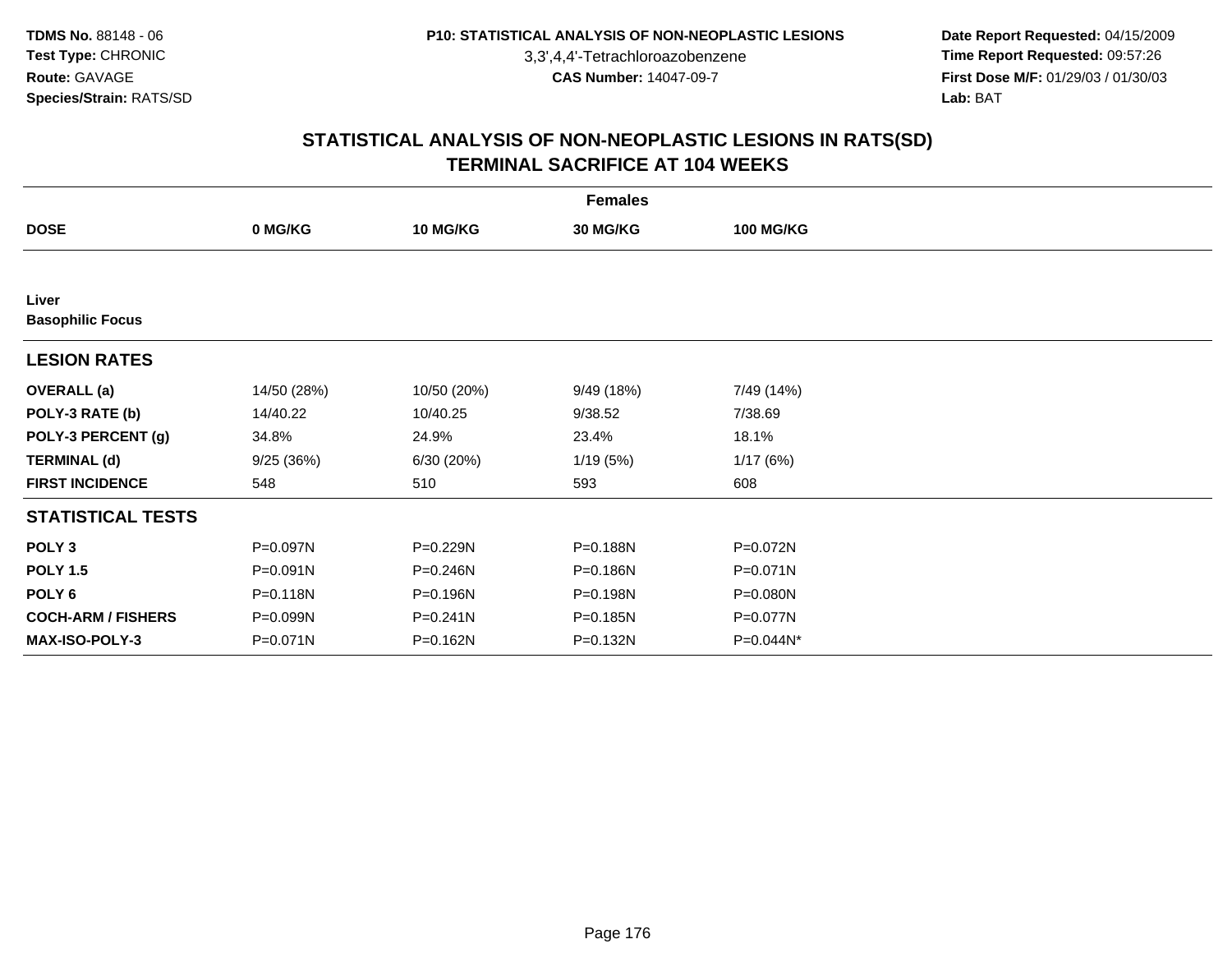**TDMS No.** 88148 - 06
**Test Type:** CHRONIC
**Route:** GAVAGE
**Species/Strain:** RATS/SD

**P10: STATISTICAL ANALYSIS OF NON-NEOPLASTIC LESIONS**
3,3',4,4'-Tetrachloroazobenzene
**CAS Number:** 14047-09-7

**Date Report Requested:** 04/15/2009
**Time Report Requested:** 09:57:26
**First Dose M/F:** 01/29/03 / 01/30/03
**Lab:** BAT

## STATISTICAL ANALYSIS OF NON-NEOPLASTIC LESIONS IN RATS(SD)
## TERMINAL SACRIFICE AT 104 WEEKS

| Females | | | | |
|---|---|---|---|---|
| **DOSE** | **0 MG/KG** | **10 MG/KG** | **30 MG/KG** | **100 MG/KG** |
| **Liver** | | | | |
| **Basophilic Focus** | | | | |
| **LESION RATES** | | | | |
| **OVERALL (a)** | 14/50 (28%) | 10/50 (20%) | 9/49 (18%) | 7/49 (14%) |
| **POLY-3 RATE (b)** | 14/40.22 | 10/40.25 | 9/38.52 | 7/38.69 |
| **POLY-3 PERCENT (g)** | 34.8% | 24.9% | 23.4% | 18.1% |
| **TERMINAL (d)** | 9/25 (36%) | 6/30 (20%) | 1/19 (5%) | 1/17 (6%) |
| **FIRST INCIDENCE** | 548 | 510 | 593 | 608 |
| **STATISTICAL TESTS** | | | | |
| **POLY 3** | P=0.097N | P=0.229N | P=0.188N | P=0.072N |
| **POLY 1.5** | P=0.091N | P=0.246N | P=0.186N | P=0.071N |
| **POLY 6** | P=0.118N | P=0.196N | P=0.198N | P=0.080N |
| **COCH-ARM / FISHERS** | P=0.099N | P=0.241N | P=0.185N | P=0.077N |
| **MAX-ISO-POLY-3** | P=0.071N | P=0.162N | P=0.132N | P=0.044N* |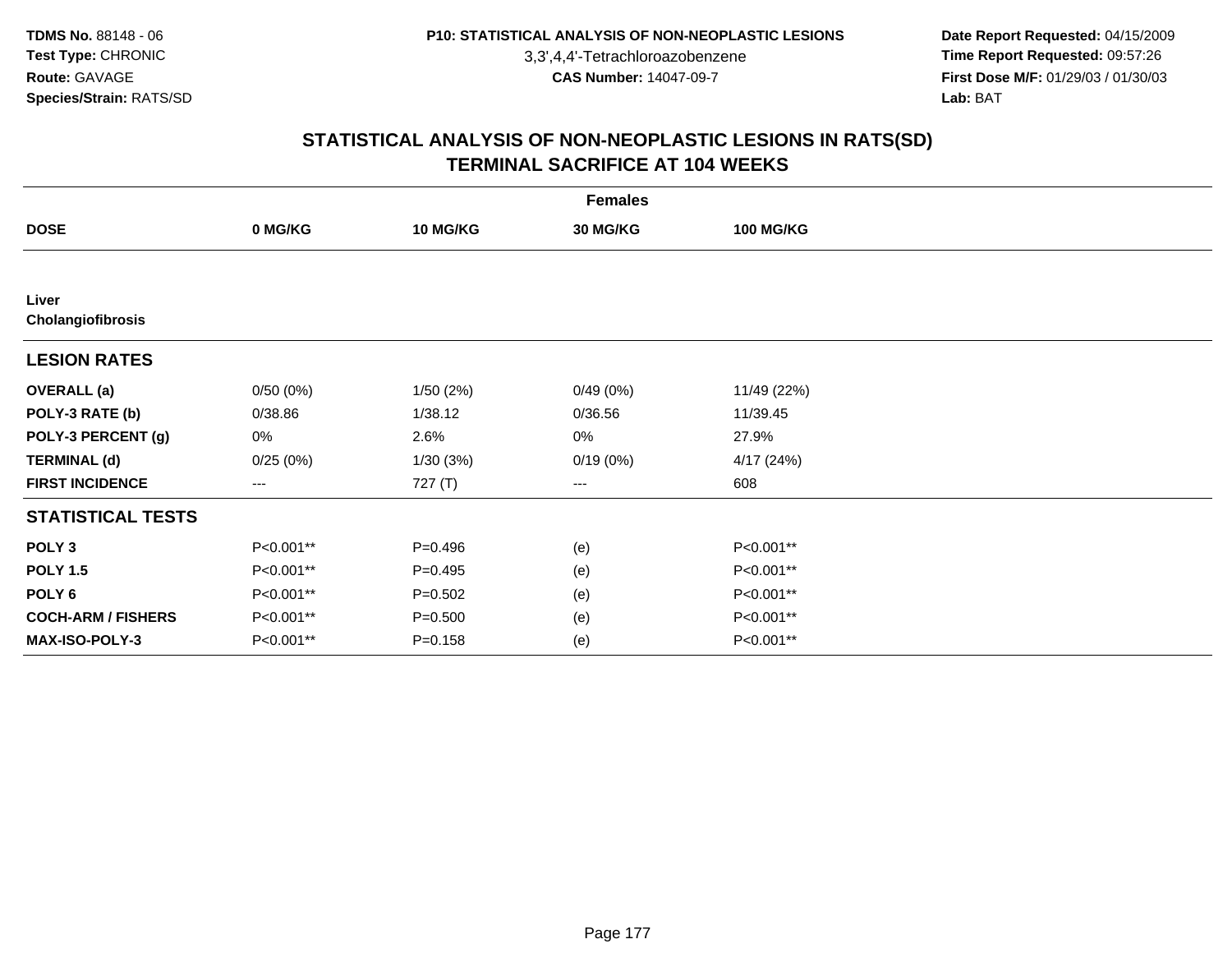**TDMS No.** 88148 - 06
**Test Type:** CHRONIC
**Route:** GAVAGE
**Species/Strain:** RATS/SD

**P10: STATISTICAL ANALYSIS OF NON-NEOPLASTIC LESIONS**
3,3',4,4'-Tetrachloroazobenzene
**CAS Number:** 14047-09-7

**Date Report Requested:** 04/15/2009
**Time Report Requested:** 09:57:26
**First Dose M/F:** 01/29/03 / 01/30/03
**Lab:** BAT

## STATISTICAL ANALYSIS OF NON-NEOPLASTIC LESIONS IN RATS(SD)
## TERMINAL SACRIFICE AT 104 WEEKS

| | Females | | | |
|---|---|---|---|---|
| **DOSE** | **0 MG/KG** | **10 MG/KG** | **30 MG/KG** | **100 MG/KG** |
| **Liver** | | | | |
| **Cholangiofibrosis** | | | | |
| **LESION RATES** | | | | |
| **OVERALL (a)** | 0/50 (0%) | 1/50 (2%) | 0/49 (0%) | 11/49 (22%) |
| **POLY-3 RATE (b)** | 0/38.86 | 1/38.12 | 0/36.56 | 11/39.45 |
| **POLY-3 PERCENT (g)** | 0% | 2.6% | 0% | 27.9% |
| **TERMINAL (d)** | 0/25 (0%) | 1/30 (3%) | 0/19 (0%) | 4/17 (24%) |
| **FIRST INCIDENCE** | --- | 727 (T) | --- | 608 |
| **STATISTICAL TESTS** | | | | |
| **POLY 3** | P<0.001** | P=0.496 | (e) | P<0.001** |
| **POLY 1.5** | P<0.001** | P=0.495 | (e) | P<0.001** |
| **POLY 6** | P<0.001** | P=0.502 | (e) | P<0.001** |
| **COCH-ARM / FISHERS** | P<0.001** | P=0.500 | (e) | P<0.001** |
| **MAX-ISO-POLY-3** | P<0.001** | P=0.158 | (e) | P<0.001** |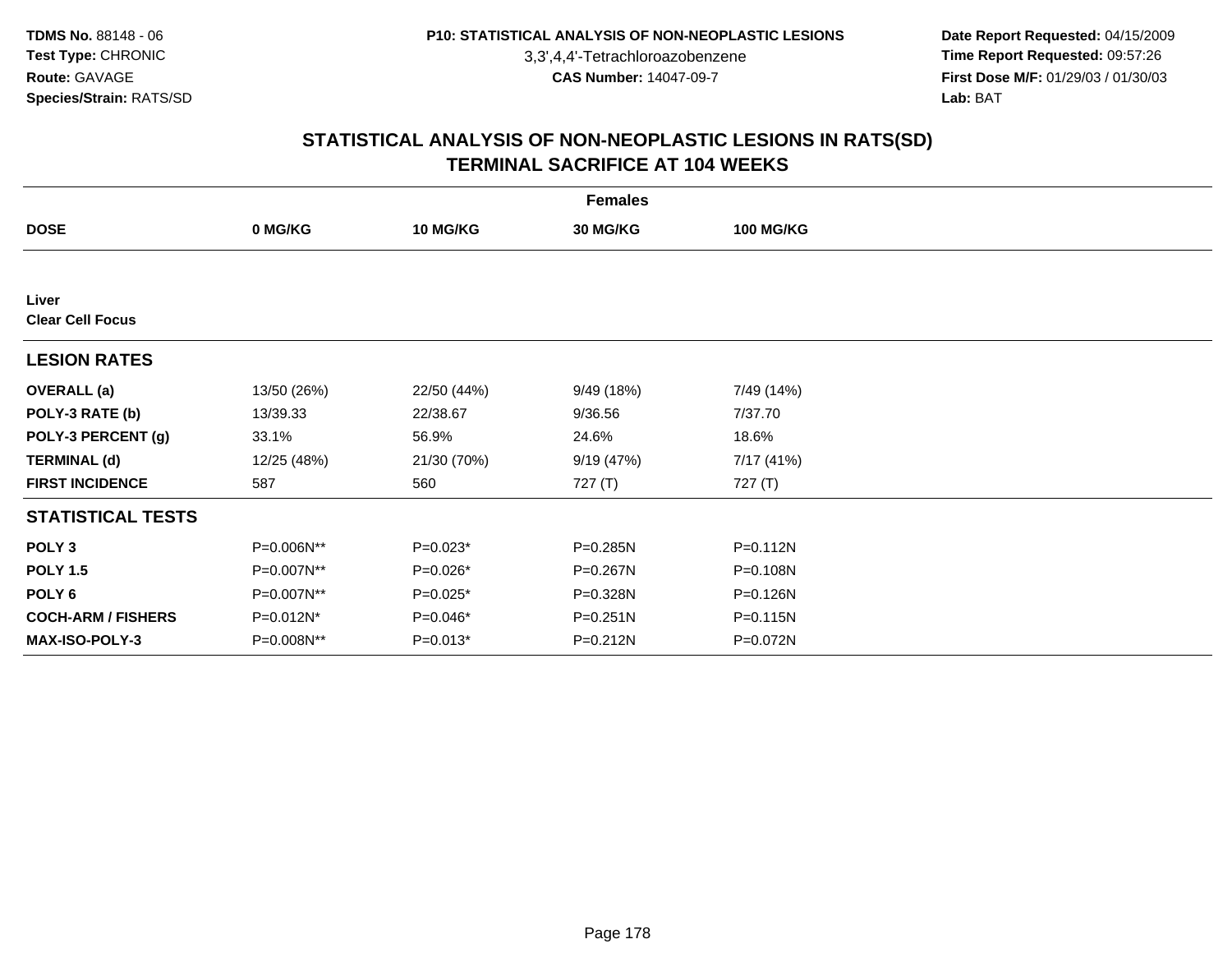# STATISTICAL ANALYSIS OF NON-NEOPLASTIC LESIONS IN RATS(SD)
## TERMINAL SACRIFICE AT 104 WEEKS

| | Females | | | |
|---|---|---|---|---|
| **DOSE** | **0 MG/KG** | **10 MG/KG** | **30 MG/KG** | **100 MG/KG** |
| **Liver** | | | | |
| **Clear Cell Focus** | | | | |
| **LESION RATES** | | | | |
| **OVERALL (a)** | 13/50 (26%) | 22/50 (44%) | 9/49 (18%) | 7/49 (14%) |
| **POLY-3 RATE (b)** | 13/39.33 | 22/38.67 | 9/36.56 | 7/37.70 |
| **POLY-3 PERCENT (g)** | 33.1% | 56.9% | 24.6% | 18.6% |
| **TERMINAL (d)** | 12/25 (48%) | 21/30 (70%) | 9/19 (47%) | 7/17 (41%) |
| **FIRST INCIDENCE** | 587 | 560 | 727 (T) | 727 (T) |
| **STATISTICAL TESTS** | | | | |
| **POLY 3** | P=0.006N** | P=0.023* | P=0.285N | P=0.112N |
| **POLY 1.5** | P=0.007N** | P=0.026* | P=0.267N | P=0.108N |
| **POLY 6** | P=0.007N** | P=0.025* | P=0.328N | P=0.126N |
| **COCH-ARM / FISHERS** | P=0.012N* | P=0.046* | P=0.251N | P=0.115N |
| **MAX-ISO-POLY-3** | P=0.008N** | P=0.013* | P=0.212N | P=0.072N |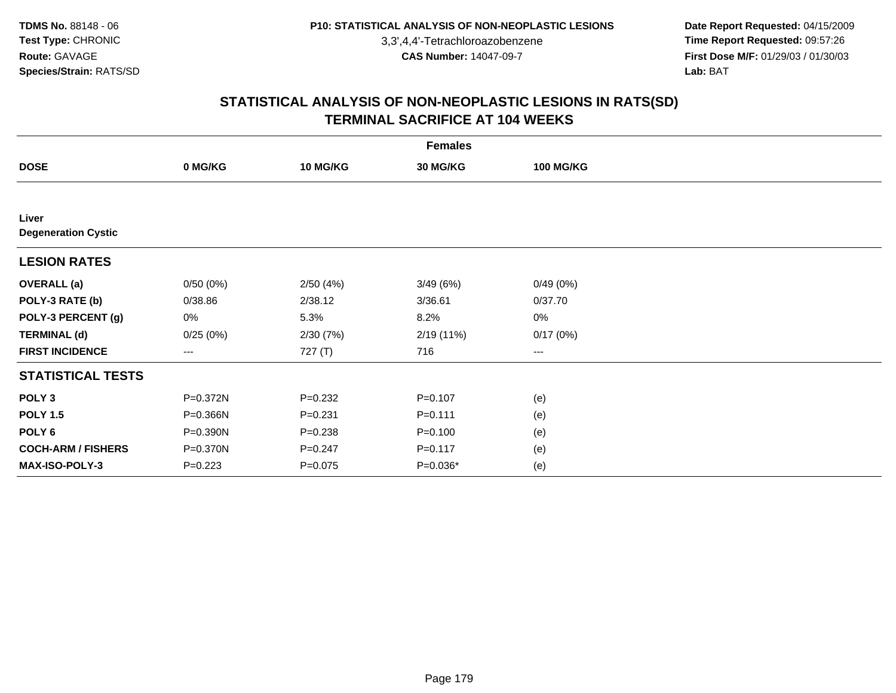# STATISTICAL ANALYSIS OF NON-NEOPLASTIC LESIONS IN RATS(SD)
## TERMINAL SACRIFICE AT 104 WEEKS

| | Females | | | |
|---|---|---|---|---|
| **DOSE** | **0 MG/KG** | **10 MG/KG** | **30 MG/KG** | **100 MG/KG** |
| **Liver** | | | | |
| **Degeneration Cystic** | | | | |
| **LESION RATES** | | | | |
| **OVERALL (a)** | 0/50 (0%) | 2/50 (4%) | 3/49 (6%) | 0/49 (0%) |
| **POLY-3 RATE (b)** | 0/38.86 | 2/38.12 | 3/36.61 | 0/37.70 |
| **POLY-3 PERCENT (g)** | 0% | 5.3% | 8.2% | 0% |
| **TERMINAL (d)** | 0/25 (0%) | 2/30 (7%) | 2/19 (11%) | 0/17 (0%) |
| **FIRST INCIDENCE** | --- | 727 (T) | 716 | --- |
| **STATISTICAL TESTS** | | | | |
| **POLY 3** | P=0.372N | P=0.232 | P=0.107 | (e) |
| **POLY 1.5** | P=0.366N | P=0.231 | P=0.111 | (e) |
| **POLY 6** | P=0.390N | P=0.238 | P=0.100 | (e) |
| **COCH-ARM / FISHERS** | P=0.370N | P=0.247 | P=0.117 | (e) |
| **MAX-ISO-POLY-3** | P=0.223 | P=0.075 | P=0.036* | (e) |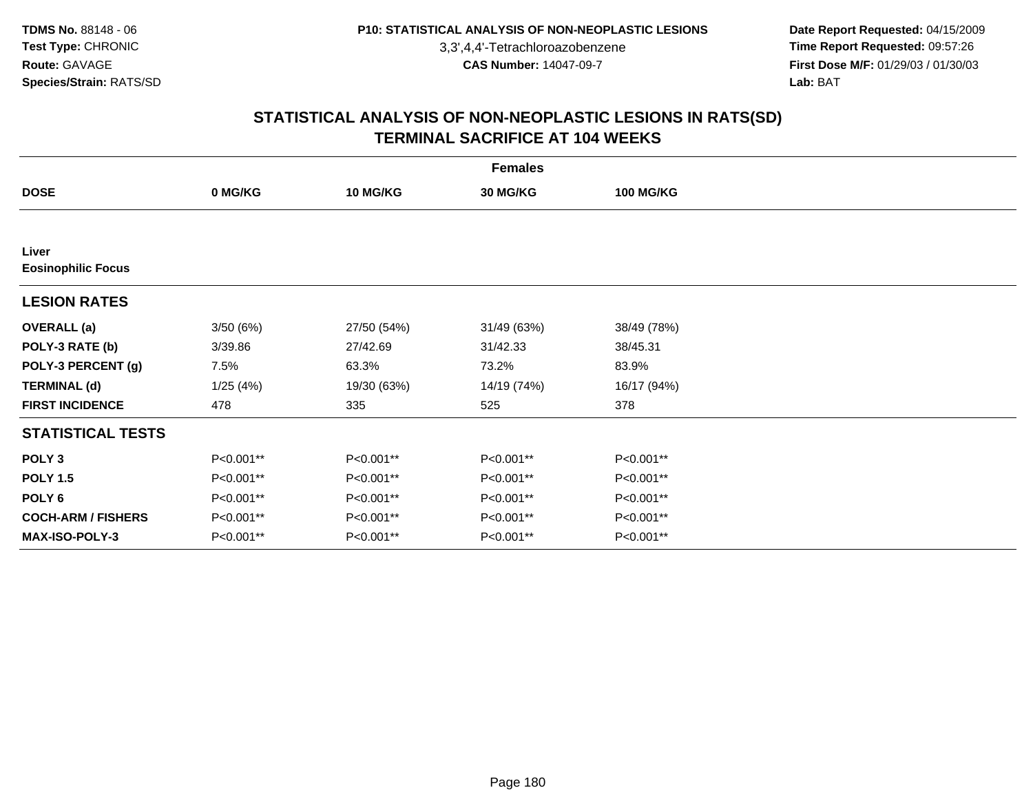TDMS No. 88148 - 06
Test Type: CHRONIC
Route: GAVAGE
Species/Strain: RATS/SD

P10: STATISTICAL ANALYSIS OF NON-NEOPLASTIC LESIONS
3,3',4,4'-Tetrachloroazobenzene
CAS Number: 14047-09-7

Date Report Requested: 04/15/2009
Time Report Requested: 09:57:26
First Dose M/F: 01/29/03 / 01/30/03
Lab: BAT

## STATISTICAL ANALYSIS OF NON-NEOPLASTIC LESIONS IN RATS(SD)
## TERMINAL SACRIFICE AT 104 WEEKS

| | Females | | | |
|---|---|---|---|---|
| **DOSE** | **0 MG/KG** | **10 MG/KG** | **30 MG/KG** | **100 MG/KG** |
| **Liver** | | | | |
| **Eosinophilic Focus** | | | | |
| **LESION RATES** | | | | |
| **OVERALL (a)** | 3/50 (6%) | 27/50 (54%) | 31/49 (63%) | 38/49 (78%) |
| **POLY-3 RATE (b)** | 3/39.86 | 27/42.69 | 31/42.33 | 38/45.31 |
| **POLY-3 PERCENT (g)** | 7.5% | 63.3% | 73.2% | 83.9% |
| **TERMINAL (d)** | 1/25 (4%) | 19/30 (63%) | 14/19 (74%) | 16/17 (94%) |
| **FIRST INCIDENCE** | 478 | 335 | 525 | 378 |
| **STATISTICAL TESTS** | | | | |
| **POLY 3** | P<0.001** | P<0.001** | P<0.001** | P<0.001** |
| **POLY 1.5** | P<0.001** | P<0.001** | P<0.001** | P<0.001** |
| **POLY 6** | P<0.001** | P<0.001** | P<0.001** | P<0.001** |
| **COCH-ARM / FISHERS** | P<0.001** | P<0.001** | P<0.001** | P<0.001** |
| **MAX-ISO-POLY-3** | P<0.001** | P<0.001** | P<0.001** | P<0.001** |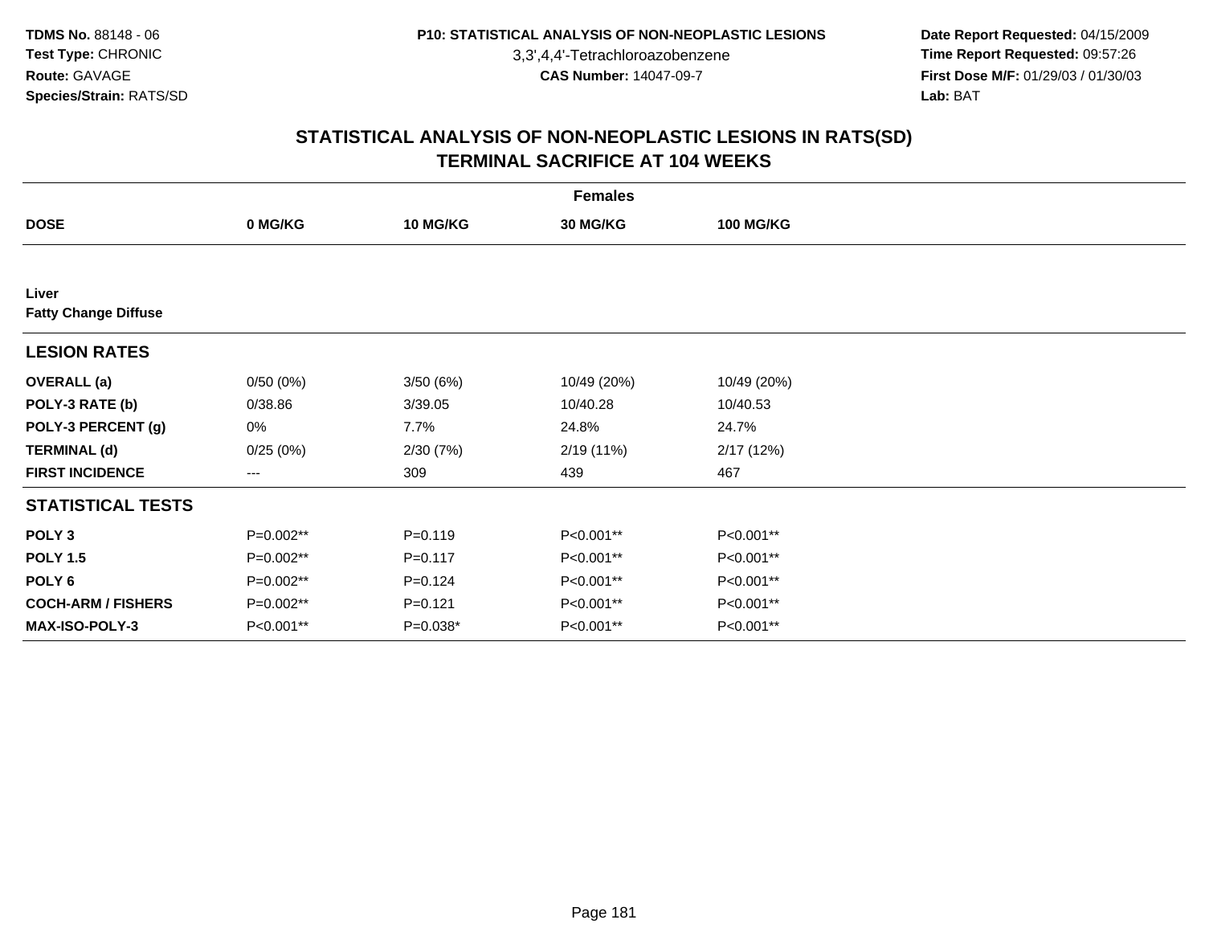TDMS No. 88148 - 06
Test Type: CHRONIC
Route: GAVAGE
Species/Strain: RATS/SD

P10: STATISTICAL ANALYSIS OF NON-NEOPLASTIC LESIONS
3,3',4,4'-Tetrachloroazobenzene
CAS Number: 14047-09-7

Date Report Requested: 04/15/2009
Time Report Requested: 09:57:26
First Dose M/F: 01/29/03 / 01/30/03
Lab: BAT

## STATISTICAL ANALYSIS OF NON-NEOPLASTIC LESIONS IN RATS(SD)
## TERMINAL SACRIFICE AT 104 WEEKS

| | Females | | | |
|---|---|---|---|---|
| **DOSE** | **0 MG/KG** | **10 MG/KG** | **30 MG/KG** | **100 MG/KG** |
| **Liver** | | | | |
| **Fatty Change Diffuse** | | | | |
| **LESION RATES** | | | | |
| **OVERALL (a)** | 0/50 (0%) | 3/50 (6%) | 10/49 (20%) | 10/49 (20%) |
| **POLY-3 RATE (b)** | 0/38.86 | 3/39.05 | 10/40.28 | 10/40.53 |
| **POLY-3 PERCENT (g)** | 0% | 7.7% | 24.8% | 24.7% |
| **TERMINAL (d)** | 0/25 (0%) | 2/30 (7%) | 2/19 (11%) | 2/17 (12%) |
| **FIRST INCIDENCE** | --- | 309 | 439 | 467 |
| **STATISTICAL TESTS** | | | | |
| **POLY 3** | P=0.002** | P=0.119 | P<0.001** | P<0.001** |
| **POLY 1.5** | P=0.002** | P=0.117 | P<0.001** | P<0.001** |
| **POLY 6** | P=0.002** | P=0.124 | P<0.001** | P<0.001** |
| **COCH-ARM / FISHERS** | P=0.002** | P=0.121 | P<0.001** | P<0.001** |
| **MAX-ISO-POLY-3** | P<0.001** | P=0.038* | P<0.001** | P<0.001** |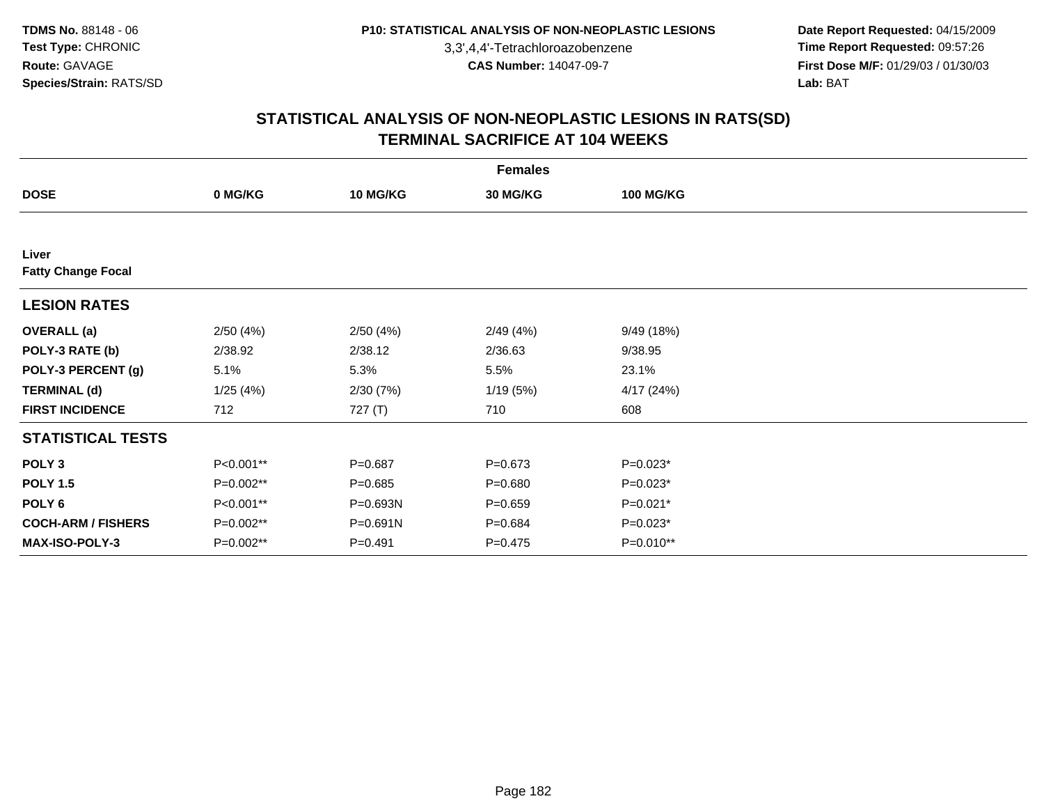TDMS No. 88148 - 06
Test Type: CHRONIC
Route: GAVAGE
Species/Strain: RATS/SD

**P10: STATISTICAL ANALYSIS OF NON-NEOPLASTIC LESIONS**
3,3',4,4'-Tetrachloroazobenzene
**CAS Number:** 14047-09-7

**Date Report Requested:** 04/15/2009
**Time Report Requested:** 09:57:26
**First Dose M/F:** 01/29/03 / 01/30/03
**Lab:** BAT

# STATISTICAL ANALYSIS OF NON-NEOPLASTIC LESIONS IN RATS(SD)
## TERMINAL SACRIFICE AT 104 WEEKS

| | Females | | | |
|---|---|---|---|---|
| **DOSE** | **0 MG/KG** | **10 MG/KG** | **30 MG/KG** | **100 MG/KG** |
| **Liver** | | | | |
| **Fatty Change Focal** | | | | |
| **LESION RATES** | | | | |
| **OVERALL (a)** | 2/50 (4%) | 2/50 (4%) | 2/49 (4%) | 9/49 (18%) |
| **POLY-3 RATE (b)** | 2/38.92 | 2/38.12 | 2/36.63 | 9/38.95 |
| **POLY-3 PERCENT (g)** | 5.1% | 5.3% | 5.5% | 23.1% |
| **TERMINAL (d)** | 1/25 (4%) | 2/30 (7%) | 1/19 (5%) | 4/17 (24%) |
| **FIRST INCIDENCE** | 712 | 727 (T) | 710 | 608 |
| **STATISTICAL TESTS** | | | | |
| **POLY 3** | P<0.001** | P=0.687 | P=0.673 | P=0.023* |
| **POLY 1.5** | P=0.002** | P=0.685 | P=0.680 | P=0.023* |
| **POLY 6** | P<0.001** | P=0.693N | P=0.659 | P=0.021* |
| **COCH-ARM / FISHERS** | P=0.002** | P=0.691N | P=0.684 | P=0.023* |
| **MAX-ISO-POLY-3** | P=0.002** | P=0.491 | P=0.475 | P=0.010** |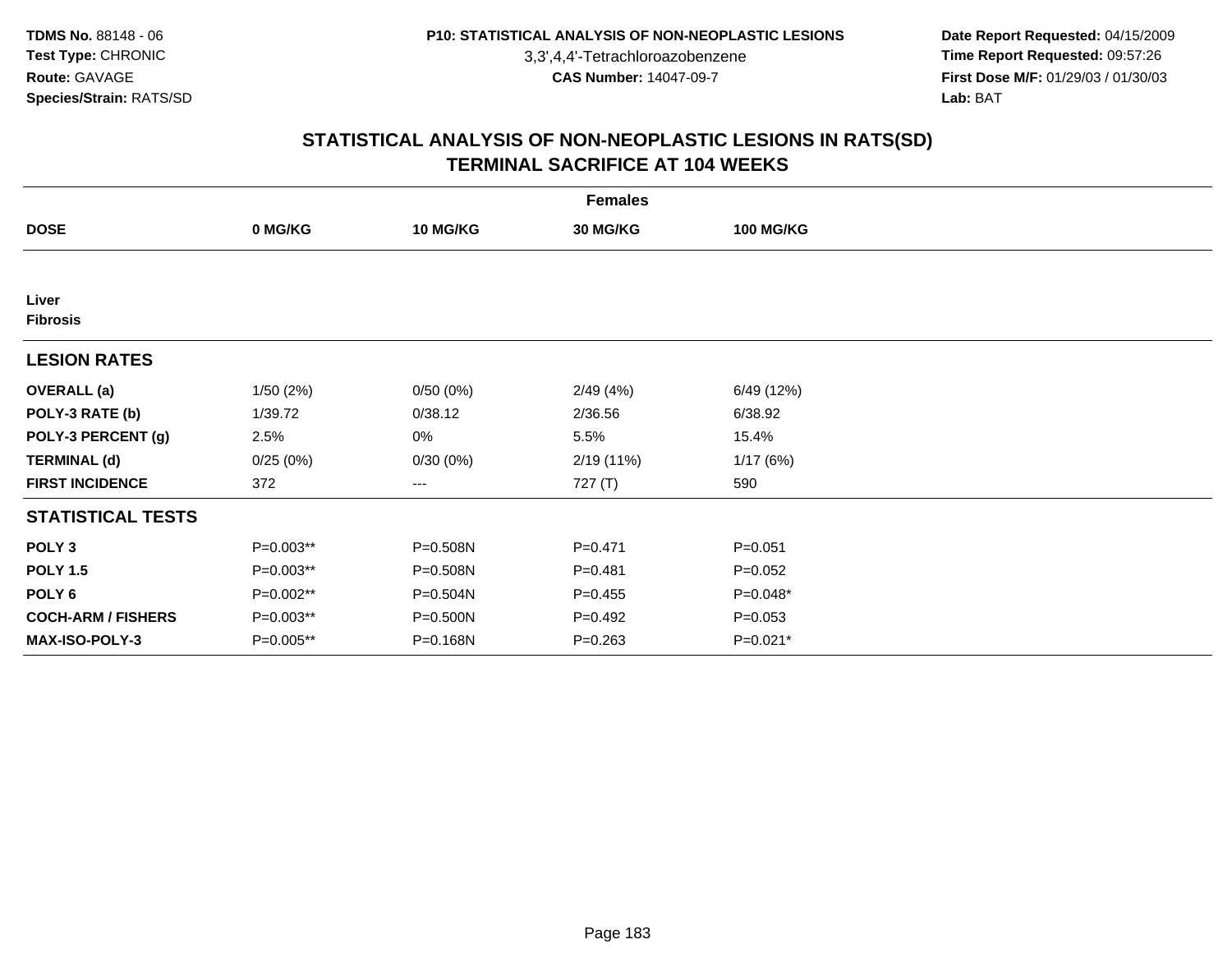TDMS No. 88148 - 06
Test Type: CHRONIC
Route: GAVAGE
Species/Strain: RATS/SD

P10: STATISTICAL ANALYSIS OF NON-NEOPLASTIC LESIONS
3,3',4,4'-Tetrachloroazobenzene
CAS Number: 14047-09-7

Date Report Requested: 04/15/2009
Time Report Requested: 09:57:26
First Dose M/F: 01/29/03 / 01/30/03
Lab: BAT

## STATISTICAL ANALYSIS OF NON-NEOPLASTIC LESIONS IN RATS(SD)
## TERMINAL SACRIFICE AT 104 WEEKS

| Females | | | | |
|---|---|---|---|---|
| **DOSE** | **0 MG/KG** | **10 MG/KG** | **30 MG/KG** | **100 MG/KG** |
| **Liver** | | | | |
| **Fibrosis** | | | | |
| **LESION RATES** | | | | |
| **OVERALL (a)** | 1/50 (2%) | 0/50 (0%) | 2/49 (4%) | 6/49 (12%) |
| **POLY-3 RATE (b)** | 1/39.72 | 0/38.12 | 2/36.56 | 6/38.92 |
| **POLY-3 PERCENT (g)** | 2.5% | 0% | 5.5% | 15.4% |
| **TERMINAL (d)** | 0/25 (0%) | 0/30 (0%) | 2/19 (11%) | 1/17 (6%) |
| **FIRST INCIDENCE** | 372 | --- | 727 (T) | 590 |
| **STATISTICAL TESTS** | | | | |
| **POLY 3** | P=0.003** | P=0.508N | P=0.471 | P=0.051 |
| **POLY 1.5** | P=0.003** | P=0.508N | P=0.481 | P=0.052 |
| **POLY 6** | P=0.002** | P=0.504N | P=0.455 | P=0.048* |
| **COCH-ARM / FISHERS** | P=0.003** | P=0.500N | P=0.492 | P=0.053 |
| **MAX-ISO-POLY-3** | P=0.005** | P=0.168N | P=0.263 | P=0.021* |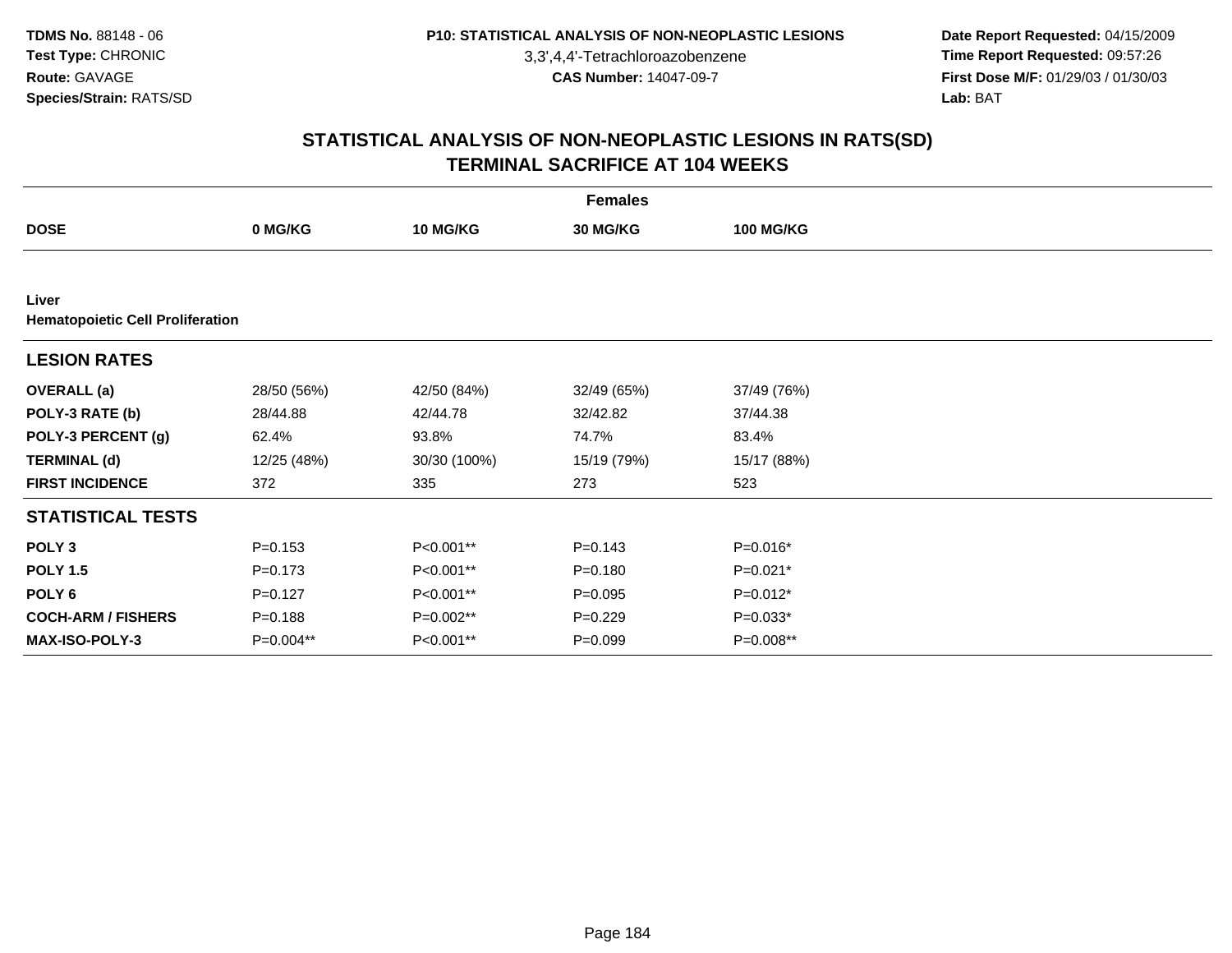**TDMS No.** 88148 - 06
**Test Type:** CHRONIC
**Route:** GAVAGE
**Species/Strain:** RATS/SD

**P10: STATISTICAL ANALYSIS OF NON-NEOPLASTIC LESIONS**
3,3',4,4'-Tetrachloroazobenzene
**CAS Number:** 14047-09-7

**Date Report Requested:** 04/15/2009
**Time Report Requested:** 09:57:26
**First Dose M/F:** 01/29/03 / 01/30/03
**Lab:** BAT

## STATISTICAL ANALYSIS OF NON-NEOPLASTIC LESIONS IN RATS(SD)
## TERMINAL SACRIFICE AT 104 WEEKS

| Females | | | | |
|---|---|---|---|---|
| **DOSE** | **0 MG/KG** | **10 MG/KG** | **30 MG/KG** | **100 MG/KG** |
| **Liver** | | | | |
| **Hematopoietic Cell Proliferation** | | | | |
| **LESION RATES** | | | | |
| **OVERALL (a)** | 28/50 (56%) | 42/50 (84%) | 32/49 (65%) | 37/49 (76%) |
| **POLY-3 RATE (b)** | 28/44.88 | 42/44.78 | 32/42.82 | 37/44.38 |
| **POLY-3 PERCENT (g)** | 62.4% | 93.8% | 74.7% | 83.4% |
| **TERMINAL (d)** | 12/25 (48%) | 30/30 (100%) | 15/19 (79%) | 15/17 (88%) |
| **FIRST INCIDENCE** | 372 | 335 | 273 | 523 |
| **STATISTICAL TESTS** | | | | |
| **POLY 3** | P=0.153 | P<0.001** | P=0.143 | P=0.016* |
| **POLY 1.5** | P=0.173 | P<0.001** | P=0.180 | P=0.021* |
| **POLY 6** | P=0.127 | P<0.001** | P=0.095 | P=0.012* |
| **COCH-ARM / FISHERS** | P=0.188 | P=0.002** | P=0.229 | P=0.033* |
| **MAX-ISO-POLY-3** | P=0.004** | P<0.001** | P=0.099 | P=0.008** |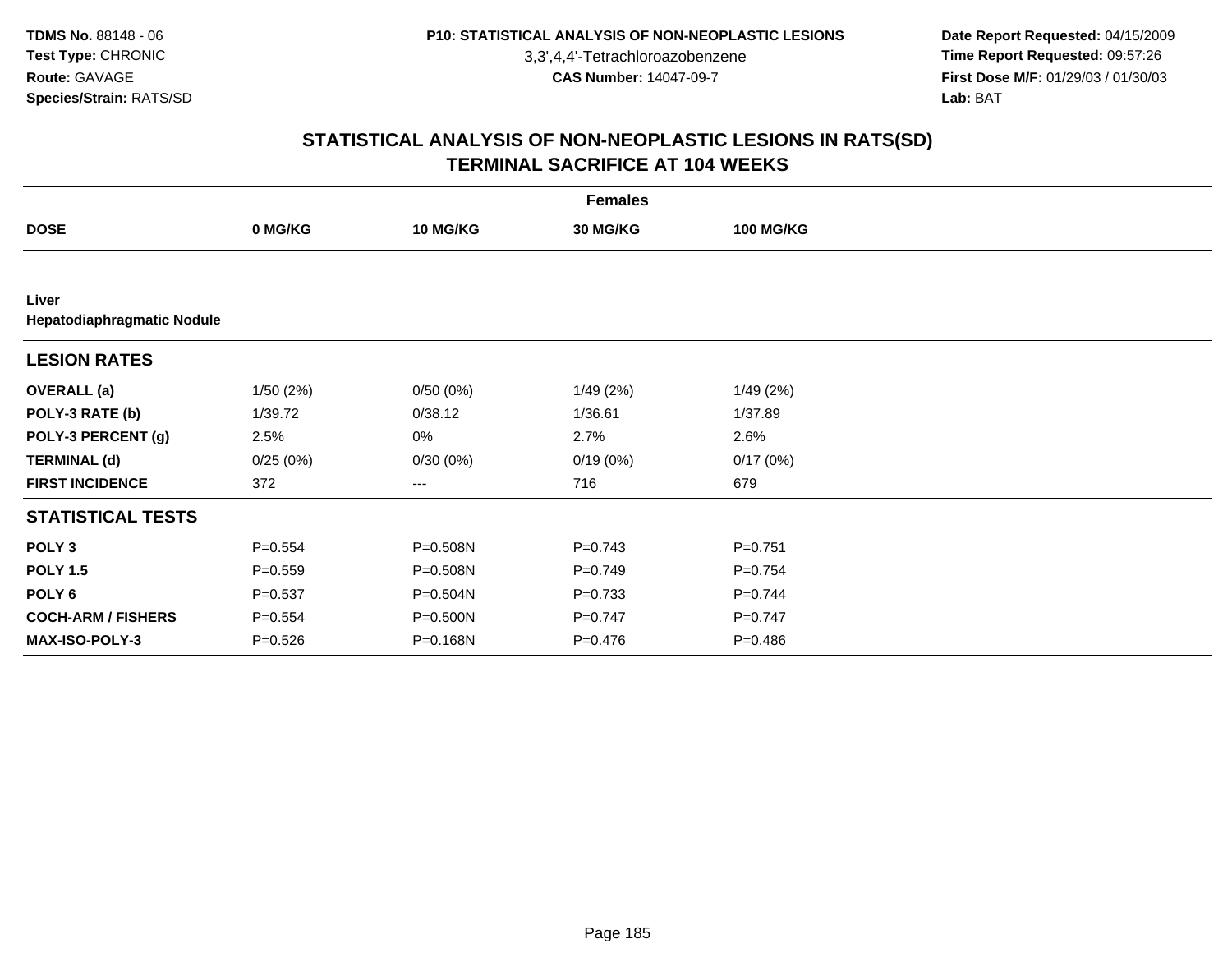TDMS No. 88148 - 06
Test Type: CHRONIC
Route: GAVAGE
Species/Strain: RATS/SD

P10: STATISTICAL ANALYSIS OF NON-NEOPLASTIC LESIONS
3,3',4,4'-Tetrachloroazobenzene
CAS Number: 14047-09-7

Date Report Requested: 04/15/2009
Time Report Requested: 09:57:26
First Dose M/F: 01/29/03 / 01/30/03
Lab: BAT

## STATISTICAL ANALYSIS OF NON-NEOPLASTIC LESIONS IN RATS(SD)
## TERMINAL SACRIFICE AT 104 WEEKS

| Females | | | | |
|---|---|---|---|---|
| **DOSE** | **0 MG/KG** | **10 MG/KG** | **30 MG/KG** | **100 MG/KG** |
| **Liver** | | | | |
| **Hepatodiaphragmatic Nodule** | | | | |
| **LESION RATES** | | | | |
| **OVERALL (a)** | 1/50 (2%) | 0/50 (0%) | 1/49 (2%) | 1/49 (2%) |
| **POLY-3 RATE (b)** | 1/39.72 | 0/38.12 | 1/36.61 | 1/37.89 |
| **POLY-3 PERCENT (g)** | 2.5% | 0% | 2.7% | 2.6% |
| **TERMINAL (d)** | 0/25 (0%) | 0/30 (0%) | 0/19 (0%) | 0/17 (0%) |
| **FIRST INCIDENCE** | 372 | --- | 716 | 679 |
| **STATISTICAL TESTS** | | | | |
| **POLY 3** | P=0.554 | P=0.508N | P=0.743 | P=0.751 |
| **POLY 1.5** | P=0.559 | P=0.508N | P=0.749 | P=0.754 |
| **POLY 6** | P=0.537 | P=0.504N | P=0.733 | P=0.744 |
| **COCH-ARM / FISHERS** | P=0.554 | P=0.500N | P=0.747 | P=0.747 |
| **MAX-ISO-POLY-3** | P=0.526 | P=0.168N | P=0.476 | P=0.486 |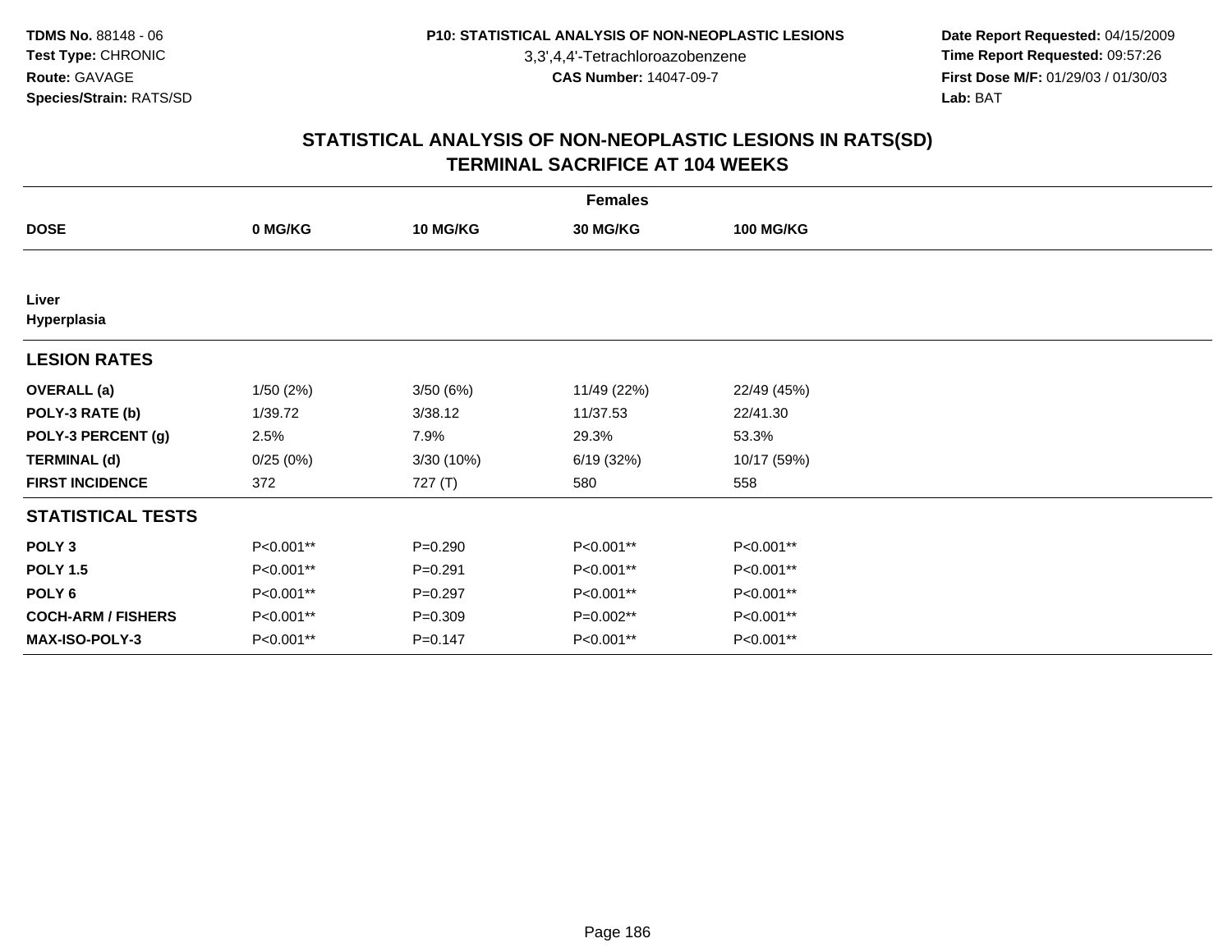**TDMS No.** 88148 - 06
**Test Type:** CHRONIC
**Route:** GAVAGE
**Species/Strain:** RATS/SD

**P10: STATISTICAL ANALYSIS OF NON-NEOPLASTIC LESIONS**
3,3',4,4'-Tetrachloroazobenzene
**CAS Number:** 14047-09-7

**Date Report Requested:** 04/15/2009
**Time Report Requested:** 09:57:26
**First Dose M/F:** 01/29/03 / 01/30/03
**Lab:** BAT

## STATISTICAL ANALYSIS OF NON-NEOPLASTIC LESIONS IN RATS(SD)
## TERMINAL SACRIFICE AT 104 WEEKS

| | Females | | | |
|---|---|---|---|---|
| **DOSE** | **0 MG/KG** | **10 MG/KG** | **30 MG/KG** | **100 MG/KG** |
| **Liver** | | | | |
| **Hyperplasia** | | | | |
| **LESION RATES** | | | | |
| **OVERALL (a)** | 1/50 (2%) | 3/50 (6%) | 11/49 (22%) | 22/49 (45%) |
| **POLY-3 RATE (b)** | 1/39.72 | 3/38.12 | 11/37.53 | 22/41.30 |
| **POLY-3 PERCENT (g)** | 2.5% | 7.9% | 29.3% | 53.3% |
| **TERMINAL (d)** | 0/25 (0%) | 3/30 (10%) | 6/19 (32%) | 10/17 (59%) |
| **FIRST INCIDENCE** | 372 | 727 (T) | 580 | 558 |
| **STATISTICAL TESTS** | | | | |
| **POLY 3** | P<0.001** | P=0.290 | P<0.001** | P<0.001** |
| **POLY 1.5** | P<0.001** | P=0.291 | P<0.001** | P<0.001** |
| **POLY 6** | P<0.001** | P=0.297 | P<0.001** | P<0.001** |
| **COCH-ARM / FISHERS** | P<0.001** | P=0.309 | P=0.002** | P<0.001** |
| **MAX-ISO-POLY-3** | P<0.001** | P=0.147 | P<0.001** | P<0.001** |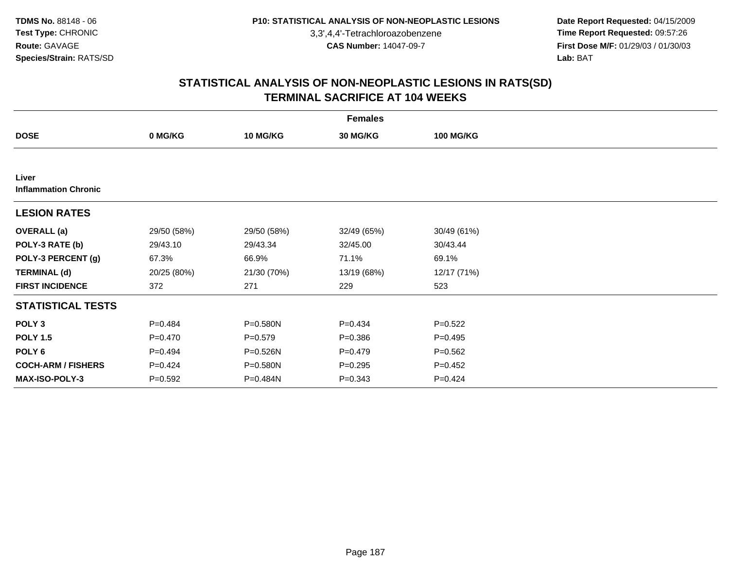**TDMS No.** 88148 - 06
**Test Type:** CHRONIC
**Route:** GAVAGE
**Species/Strain:** RATS/SD

**P10: STATISTICAL ANALYSIS OF NON-NEOPLASTIC LESIONS**
3,3',4,4'-Tetrachloroazobenzene
**CAS Number:** 14047-09-7

**Date Report Requested:** 04/15/2009
**Time Report Requested:** 09:57:26
**First Dose M/F:** 01/29/03 / 01/30/03
**Lab:** BAT

## STATISTICAL ANALYSIS OF NON-NEOPLASTIC LESIONS IN RATS(SD)
## TERMINAL SACRIFICE AT 104 WEEKS

| | Females | | | |
|---|---|---|---|---|
| **DOSE** | **0 MG/KG** | **10 MG/KG** | **30 MG/KG** | **100 MG/KG** |
| **Liver** | | | | |
| **Inflammation Chronic** | | | | |
| **LESION RATES** | | | | |
| **OVERALL (a)** | 29/50 (58%) | 29/50 (58%) | 32/49 (65%) | 30/49 (61%) |
| **POLY-3 RATE (b)** | 29/43.10 | 29/43.34 | 32/45.00 | 30/43.44 |
| **POLY-3 PERCENT (g)** | 67.3% | 66.9% | 71.1% | 69.1% |
| **TERMINAL (d)** | 20/25 (80%) | 21/30 (70%) | 13/19 (68%) | 12/17 (71%) |
| **FIRST INCIDENCE** | 372 | 271 | 229 | 523 |
| **STATISTICAL TESTS** | | | | |
| **POLY 3** | P=0.484 | P=0.580N | P=0.434 | P=0.522 |
| **POLY 1.5** | P=0.470 | P=0.579 | P=0.386 | P=0.495 |
| **POLY 6** | P=0.494 | P=0.526N | P=0.479 | P=0.562 |
| **COCH-ARM / FISHERS** | P=0.424 | P=0.580N | P=0.295 | P=0.452 |
| **MAX-ISO-POLY-3** | P=0.592 | P=0.484N | P=0.343 | P=0.424 |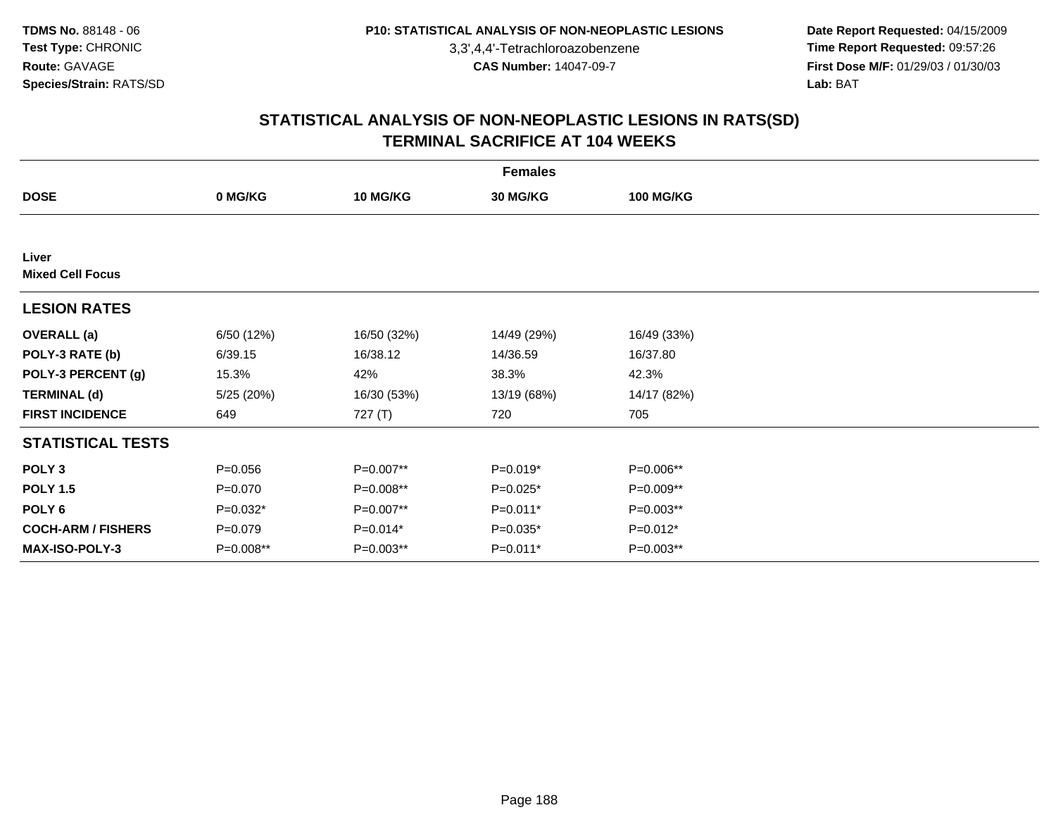**TDMS No.** 88148 - 06
**Test Type:** CHRONIC
**Route:** GAVAGE
**Species/Strain:** RATS/SD

**P10: STATISTICAL ANALYSIS OF NON-NEOPLASTIC LESIONS**
3,3',4,4'-Tetrachloroazobenzene
**CAS Number:** 14047-09-7

**Date Report Requested:** 04/15/2009
**Time Report Requested:** 09:57:26
**First Dose M/F:** 01/29/03 / 01/30/03
**Lab:** BAT

## STATISTICAL ANALYSIS OF NON-NEOPLASTIC LESIONS IN RATS(SD)
## TERMINAL SACRIFICE AT 104 WEEKS

| | Females | | | |
|---|---|---|---|---|
| **DOSE** | **0 MG/KG** | **10 MG/KG** | **30 MG/KG** | **100 MG/KG** |
| **Liver** | | | | |
| **Mixed Cell Focus** | | | | |
| **LESION RATES** | | | | |
| **OVERALL (a)** | 6/50 (12%) | 16/50 (32%) | 14/49 (29%) | 16/49 (33%) |
| **POLY-3 RATE (b)** | 6/39.15 | 16/38.12 | 14/36.59 | 16/37.80 |
| **POLY-3 PERCENT (g)** | 15.3% | 42% | 38.3% | 42.3% |
| **TERMINAL (d)** | 5/25 (20%) | 16/30 (53%) | 13/19 (68%) | 14/17 (82%) |
| **FIRST INCIDENCE** | 649 | 727 (T) | 720 | 705 |
| **STATISTICAL TESTS** | | | | |
| **POLY 3** | P=0.056 | P=0.007** | P=0.019* | P=0.006** |
| **POLY 1.5** | P=0.070 | P=0.008** | P=0.025* | P=0.009** |
| **POLY 6** | P=0.032* | P=0.007** | P=0.011* | P=0.003** |
| **COCH-ARM / FISHERS** | P=0.079 | P=0.014* | P=0.035* | P=0.012* |
| **MAX-ISO-POLY-3** | P=0.008** | P=0.003** | P=0.011* | P=0.003** |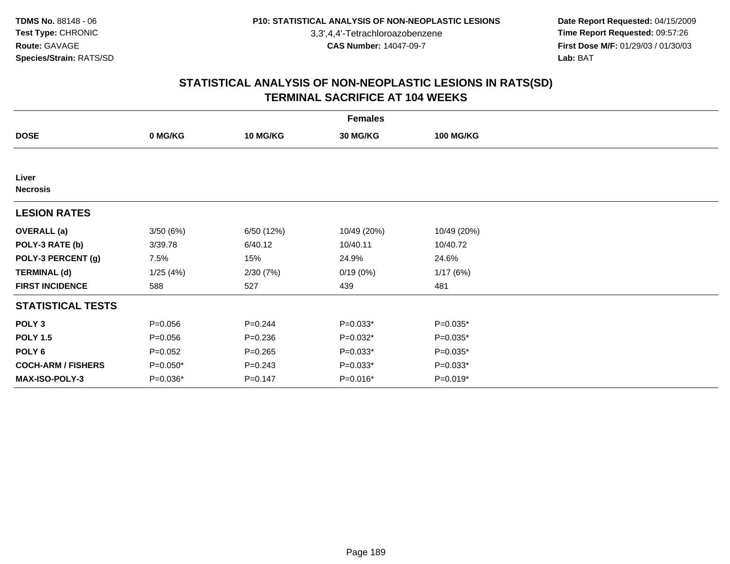**TDMS No.** 88148 - 06
**Test Type:** CHRONIC
**Route:** GAVAGE
**Species/Strain:** RATS/SD

**P10: STATISTICAL ANALYSIS OF NON-NEOPLASTIC LESIONS**
3,3',4,4'-Tetrachloroazobenzene
**CAS Number:** 14047-09-7

**Date Report Requested:** 04/15/2009
**Time Report Requested:** 09:57:26
**First Dose M/F:** 01/29/03 / 01/30/03
**Lab:** BAT

## STATISTICAL ANALYSIS OF NON-NEOPLASTIC LESIONS IN RATS(SD)
## TERMINAL SACRIFICE AT 104 WEEKS

| Females | | | | |
|---|---|---|---|---|
| **DOSE** | **0 MG/KG** | **10 MG/KG** | **30 MG/KG** | **100 MG/KG** |
| **Liver** | | | | |
| **Necrosis** | | | | |
| **LESION RATES** | | | | |
| **OVERALL (a)** | 3/50 (6%) | 6/50 (12%) | 10/49 (20%) | 10/49 (20%) |
| **POLY-3 RATE (b)** | 3/39.78 | 6/40.12 | 10/40.11 | 10/40.72 |
| **POLY-3 PERCENT (g)** | 7.5% | 15% | 24.9% | 24.6% |
| **TERMINAL (d)** | 1/25 (4%) | 2/30 (7%) | 0/19 (0%) | 1/17 (6%) |
| **FIRST INCIDENCE** | 588 | 527 | 439 | 481 |
| **STATISTICAL TESTS** | | | | |
| **POLY 3** | P=0.056 | P=0.244 | P=0.033* | P=0.035* |
| **POLY 1.5** | P=0.056 | P=0.236 | P=0.032* | P=0.035* |
| **POLY 6** | P=0.052 | P=0.265 | P=0.033* | P=0.035* |
| **COCH-ARM / FISHERS** | P=0.050* | P=0.243 | P=0.033* | P=0.033* |
| **MAX-ISO-POLY-3** | P=0.036* | P=0.147 | P=0.016* | P=0.019* |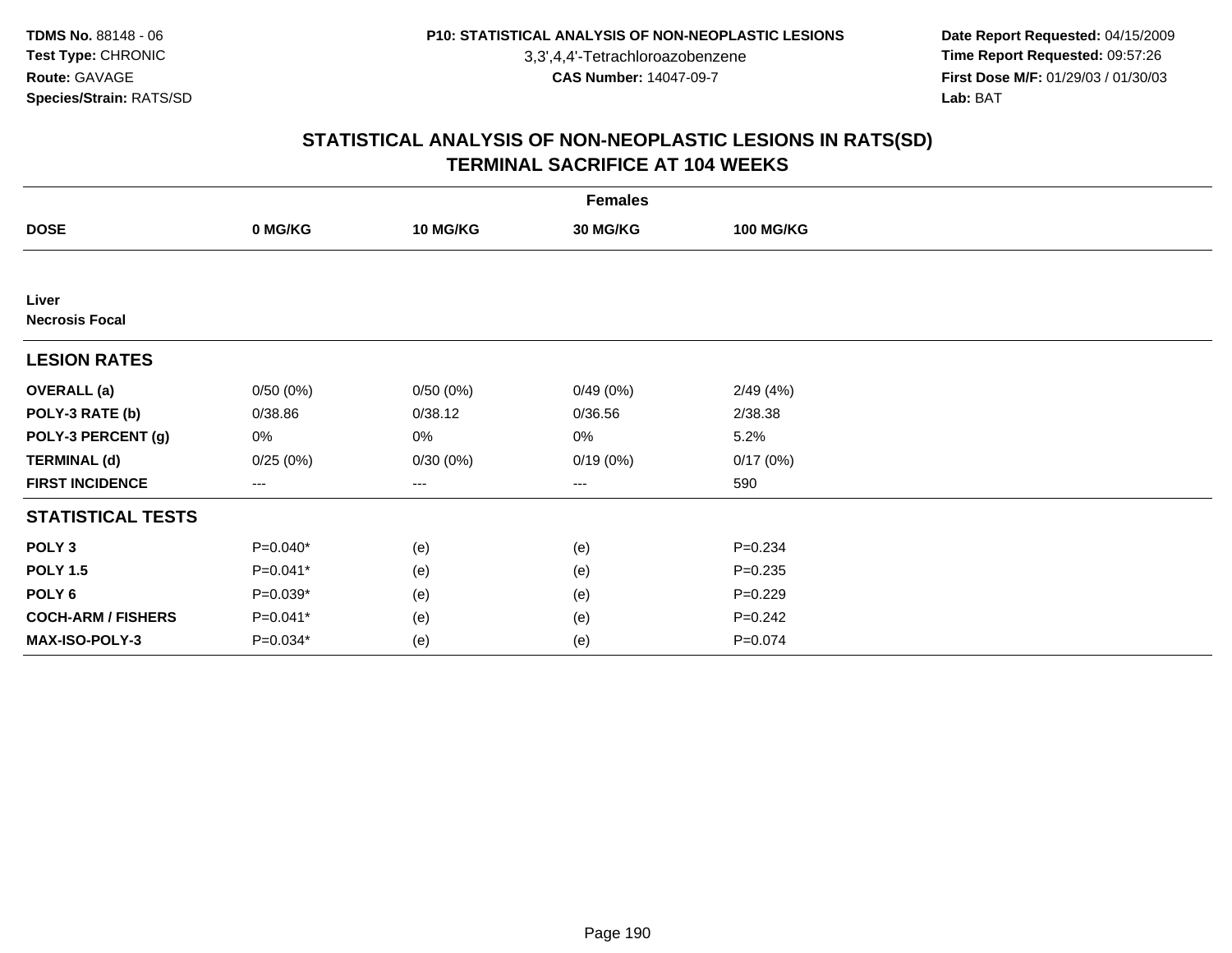**TDMS No.** 88148 - 06
**Test Type:** CHRONIC
**Route:** GAVAGE
**Species/Strain:** RATS/SD

**P10: STATISTICAL ANALYSIS OF NON-NEOPLASTIC LESIONS**
3,3',4,4'-Tetrachloroazobenzene
**CAS Number:** 14047-09-7

**Date Report Requested:** 04/15/2009
**Time Report Requested:** 09:57:26
**First Dose M/F:** 01/29/03 / 01/30/03
**Lab:** BAT

## STATISTICAL ANALYSIS OF NON-NEOPLASTIC LESIONS IN RATS(SD)
## TERMINAL SACRIFICE AT 104 WEEKS

| Females | | | | |
|---|---|---|---|---|
| **DOSE** | **0 MG/KG** | **10 MG/KG** | **30 MG/KG** | **100 MG/KG** |
| **Liver** | | | | |
| **Necrosis Focal** | | | | |
| **LESION RATES** | | | | |
| **OVERALL (a)** | 0/50 (0%) | 0/50 (0%) | 0/49 (0%) | 2/49 (4%) |
| **POLY-3 RATE (b)** | 0/38.86 | 0/38.12 | 0/36.56 | 2/38.38 |
| **POLY-3 PERCENT (g)** | 0% | 0% | 0% | 5.2% |
| **TERMINAL (d)** | 0/25 (0%) | 0/30 (0%) | 0/19 (0%) | 0/17 (0%) |
| **FIRST INCIDENCE** | --- | --- | --- | 590 |
| **STATISTICAL TESTS** | | | | |
| **POLY 3** | P=0.040* | (e) | (e) | P=0.234 |
| **POLY 1.5** | P=0.041* | (e) | (e) | P=0.235 |
| **POLY 6** | P=0.039* | (e) | (e) | P=0.229 |
| **COCH-ARM / FISHERS** | P=0.041* | (e) | (e) | P=0.242 |
| **MAX-ISO-POLY-3** | P=0.034* | (e) | (e) | P=0.074 |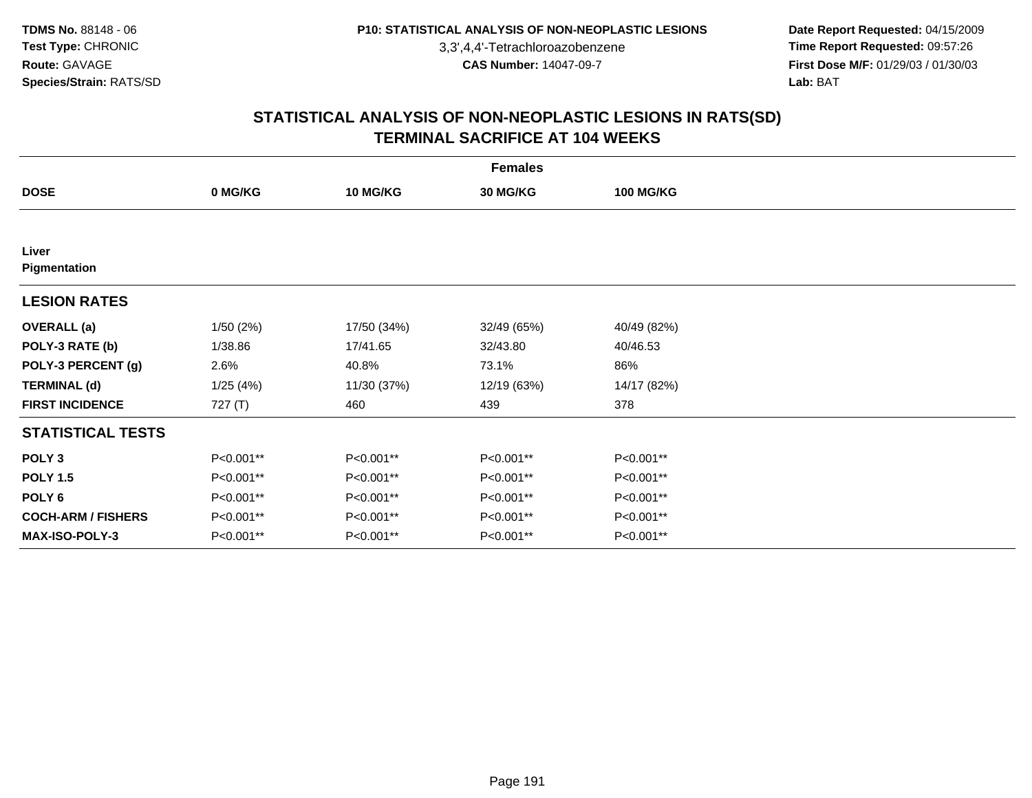**TDMS No.** 88148 - 06
**Test Type:** CHRONIC
**Route:** GAVAGE
**Species/Strain:** RATS/SD

**P10: STATISTICAL ANALYSIS OF NON-NEOPLASTIC LESIONS**
3,3',4,4'-Tetrachloroazobenzene
**CAS Number:** 14047-09-7

**Date Report Requested:** 04/15/2009
**Time Report Requested:** 09:57:26
**First Dose M/F:** 01/29/03 / 01/30/03
**Lab:** BAT

## STATISTICAL ANALYSIS OF NON-NEOPLASTIC LESIONS IN RATS(SD)
## TERMINAL SACRIFICE AT 104 WEEKS

| | Females | | | |
|---|---|---|---|---|
| **DOSE** | **0 MG/KG** | **10 MG/KG** | **30 MG/KG** | **100 MG/KG** |
| **Liver** | | | | |
| **Pigmentation** | | | | |
| **LESION RATES** | | | | |
| **OVERALL (a)** | 1/50 (2%) | 17/50 (34%) | 32/49 (65%) | 40/49 (82%) |
| **POLY-3 RATE (b)** | 1/38.86 | 17/41.65 | 32/43.80 | 40/46.53 |
| **POLY-3 PERCENT (g)** | 2.6% | 40.8% | 73.1% | 86% |
| **TERMINAL (d)** | 1/25 (4%) | 11/30 (37%) | 12/19 (63%) | 14/17 (82%) |
| **FIRST INCIDENCE** | 727 (T) | 460 | 439 | 378 |
| **STATISTICAL TESTS** | | | | |
| **POLY 3** | P<0.001** | P<0.001** | P<0.001** | P<0.001** |
| **POLY 1.5** | P<0.001** | P<0.001** | P<0.001** | P<0.001** |
| **POLY 6** | P<0.001** | P<0.001** | P<0.001** | P<0.001** |
| **COCH-ARM / FISHERS** | P<0.001** | P<0.001** | P<0.001** | P<0.001** |
| **MAX-ISO-POLY-3** | P<0.001** | P<0.001** | P<0.001** | P<0.001** |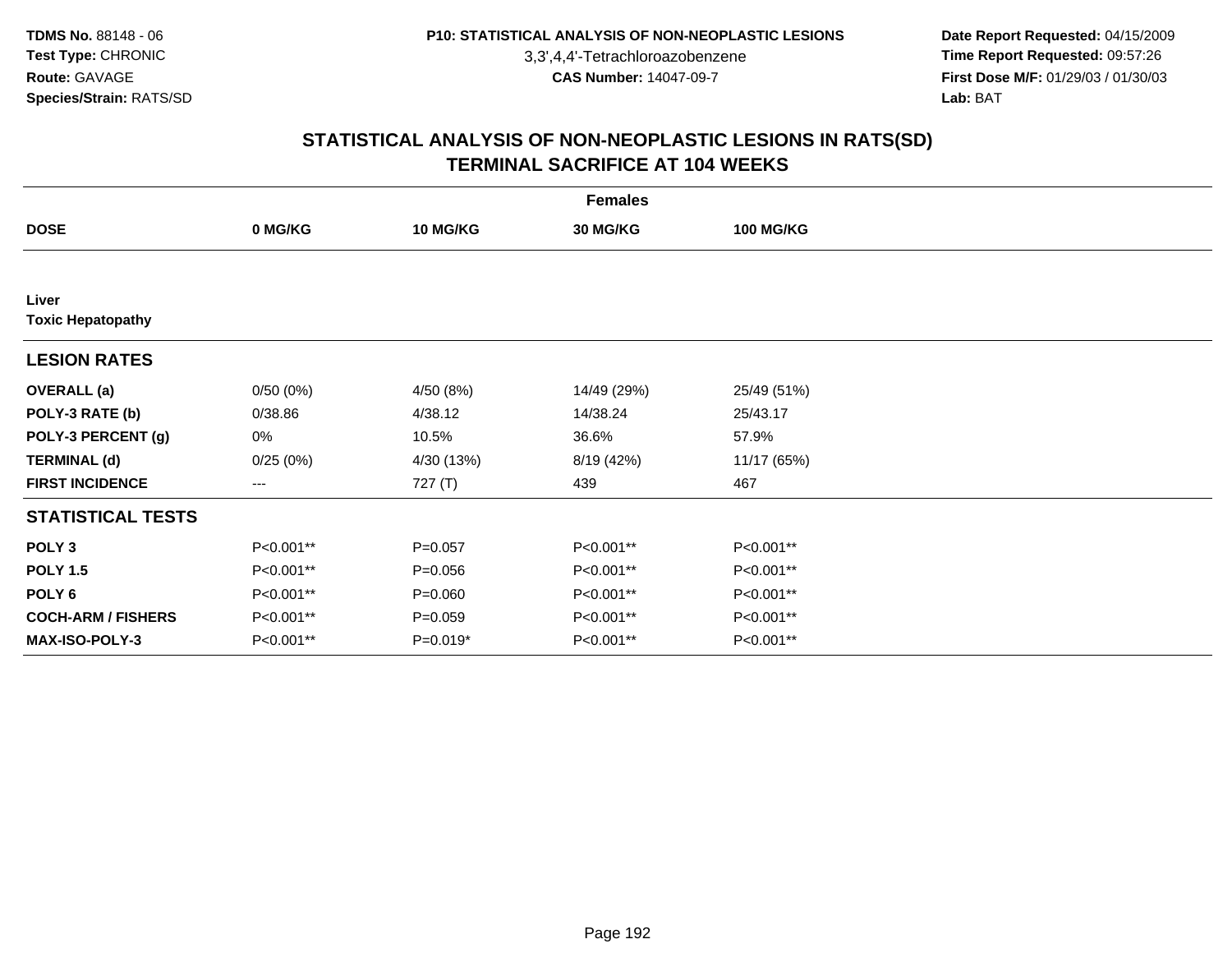TDMS No. 88148 - 06
Test Type: CHRONIC
Route: GAVAGE
Species/Strain: RATS/SD

P10: STATISTICAL ANALYSIS OF NON-NEOPLASTIC LESIONS
3,3',4,4'-Tetrachloroazobenzene
CAS Number: 14047-09-7

Date Report Requested: 04/15/2009
Time Report Requested: 09:57:26
First Dose M/F: 01/29/03 / 01/30/03
Lab: BAT

## STATISTICAL ANALYSIS OF NON-NEOPLASTIC LESIONS IN RATS(SD)
## TERMINAL SACRIFICE AT 104 WEEKS

| Females | | | | |
|---|---|---|---|---|
| **DOSE** | **0 MG/KG** | **10 MG/KG** | **30 MG/KG** | **100 MG/KG** |
| **Liver** | | | | |
| **Toxic Hepatopathy** | | | | |
| **LESION RATES** | | | | |
| **OVERALL (a)** | 0/50 (0%) | 4/50 (8%) | 14/49 (29%) | 25/49 (51%) |
| **POLY-3 RATE (b)** | 0/38.86 | 4/38.12 | 14/38.24 | 25/43.17 |
| **POLY-3 PERCENT (g)** | 0% | 10.5% | 36.6% | 57.9% |
| **TERMINAL (d)** | 0/25 (0%) | 4/30 (13%) | 8/19 (42%) | 11/17 (65%) |
| **FIRST INCIDENCE** | --- | 727 (T) | 439 | 467 |
| **STATISTICAL TESTS** | | | | |
| **POLY 3** | P<0.001** | P=0.057 | P<0.001** | P<0.001** |
| **POLY 1.5** | P<0.001** | P=0.056 | P<0.001** | P<0.001** |
| **POLY 6** | P<0.001** | P=0.060 | P<0.001** | P<0.001** |
| **COCH-ARM / FISHERS** | P<0.001** | P=0.059 | P<0.001** | P<0.001** |
| **MAX-ISO-POLY-3** | P<0.001** | P=0.019* | P<0.001** | P<0.001** |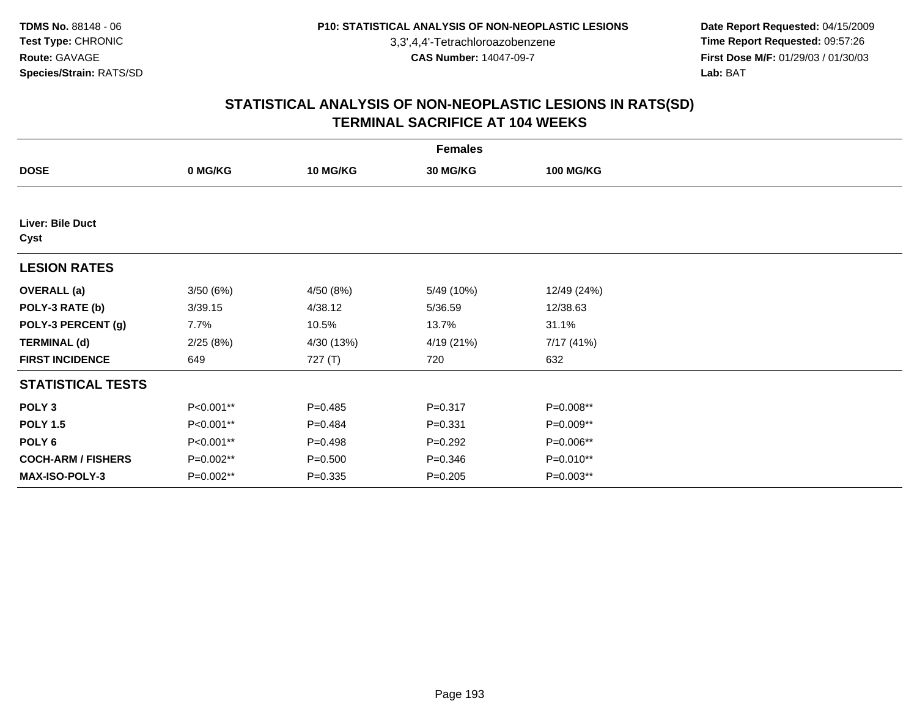# STATISTICAL ANALYSIS OF NON-NEOPLASTIC LESIONS IN RATS(SD)
## TERMINAL SACRIFICE AT 104 WEEKS

| | | Females | | |
|---|---|---|---|---|
| **DOSE** | **0 MG/KG** | **10 MG/KG** | **30 MG/KG** | **100 MG/KG** |
| **Liver: Bile Duct** | | | | |
| **Cyst** | | | | |
| **LESION RATES** | | | | |
| **OVERALL (a)** | 3/50 (6%) | 4/50 (8%) | 5/49 (10%) | 12/49 (24%) |
| **POLY-3 RATE (b)** | 3/39.15 | 4/38.12 | 5/36.59 | 12/38.63 |
| **POLY-3 PERCENT (g)** | 7.7% | 10.5% | 13.7% | 31.1% |
| **TERMINAL (d)** | 2/25 (8%) | 4/30 (13%) | 4/19 (21%) | 7/17 (41%) |
| **FIRST INCIDENCE** | 649 | 727 (T) | 720 | 632 |
| **STATISTICAL TESTS** | | | | |
| **POLY 3** | P<0.001** | P=0.485 | P=0.317 | P=0.008** |
| **POLY 1.5** | P<0.001** | P=0.484 | P=0.331 | P=0.009** |
| **POLY 6** | P<0.001** | P=0.498 | P=0.292 | P=0.006** |
| **COCH-ARM / FISHERS** | P=0.002** | P=0.500 | P=0.346 | P=0.010** |
| **MAX-ISO-POLY-3** | P=0.002** | P=0.335 | P=0.205 | P=0.003** |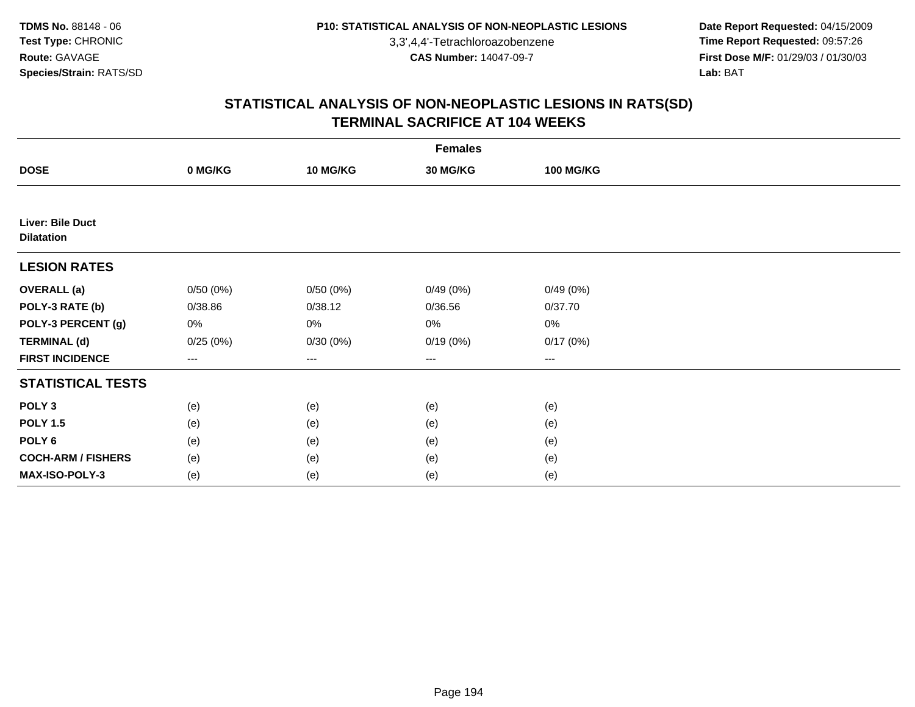# STATISTICAL ANALYSIS OF NON-NEOPLASTIC LESIONS IN RATS(SD)
## TERMINAL SACRIFICE AT 104 WEEKS

| | Females | | | |
|---|---|---|---|---|
| **DOSE** | **0 MG/KG** | **10 MG/KG** | **30 MG/KG** | **100 MG/KG** |
| **Liver: Bile Duct Dilatation** | | | | |
| **LESION RATES** | | | | |
| **OVERALL (a)** | 0/50 (0%) | 0/50 (0%) | 0/49 (0%) | 0/49 (0%) |
| **POLY-3 RATE (b)** | 0/38.86 | 0/38.12 | 0/36.56 | 0/37.70 |
| **POLY-3 PERCENT (g)** | 0% | 0% | 0% | 0% |
| **TERMINAL (d)** | 0/25 (0%) | 0/30 (0%) | 0/19 (0%) | 0/17 (0%) |
| **FIRST INCIDENCE** | --- | --- | --- | --- |
| **STATISTICAL TESTS** | | | | |
| **POLY 3** | (e) | (e) | (e) | (e) |
| **POLY 1.5** | (e) | (e) | (e) | (e) |
| **POLY 6** | (e) | (e) | (e) | (e) |
| **COCH-ARM / FISHERS** | (e) | (e) | (e) | (e) |
| **MAX-ISO-POLY-3** | (e) | (e) | (e) | (e) |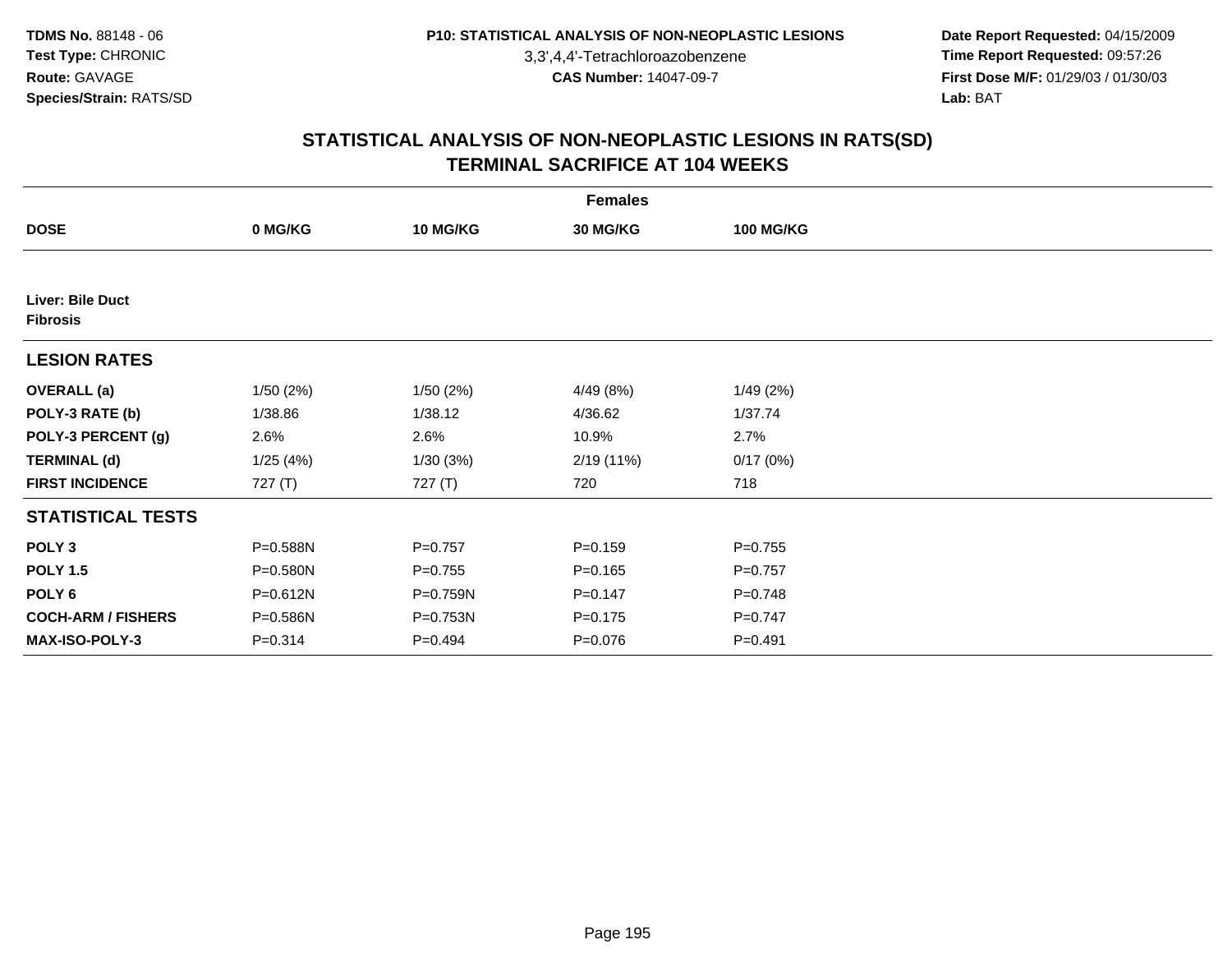# STATISTICAL ANALYSIS OF NON-NEOPLASTIC LESIONS IN RATS(SD)
## TERMINAL SACRIFICE AT 104 WEEKS

| | Females | | | |
|---|---|---|---|---|
| **DOSE** | **0 MG/KG** | **10 MG/KG** | **30 MG/KG** | **100 MG/KG** |
| **Liver: Bile Duct** | | | | |
| **Fibrosis** | | | | |
| **LESION RATES** | | | | |
| **OVERALL (a)** | 1/50 (2%) | 1/50 (2%) | 4/49 (8%) | 1/49 (2%) |
| **POLY-3 RATE (b)** | 1/38.86 | 1/38.12 | 4/36.62 | 1/37.74 |
| **POLY-3 PERCENT (g)** | 2.6% | 2.6% | 10.9% | 2.7% |
| **TERMINAL (d)** | 1/25 (4%) | 1/30 (3%) | 2/19 (11%) | 0/17 (0%) |
| **FIRST INCIDENCE** | 727 (T) | 727 (T) | 720 | 718 |
| **STATISTICAL TESTS** | | | | |
| **POLY 3** | P=0.588N | P=0.757 | P=0.159 | P=0.755 |
| **POLY 1.5** | P=0.580N | P=0.755 | P=0.165 | P=0.757 |
| **POLY 6** | P=0.612N | P=0.759N | P=0.147 | P=0.748 |
| **COCH-ARM / FISHERS** | P=0.586N | P=0.753N | P=0.175 | P=0.747 |
| **MAX-ISO-POLY-3** | P=0.314 | P=0.494 | P=0.076 | P=0.491 |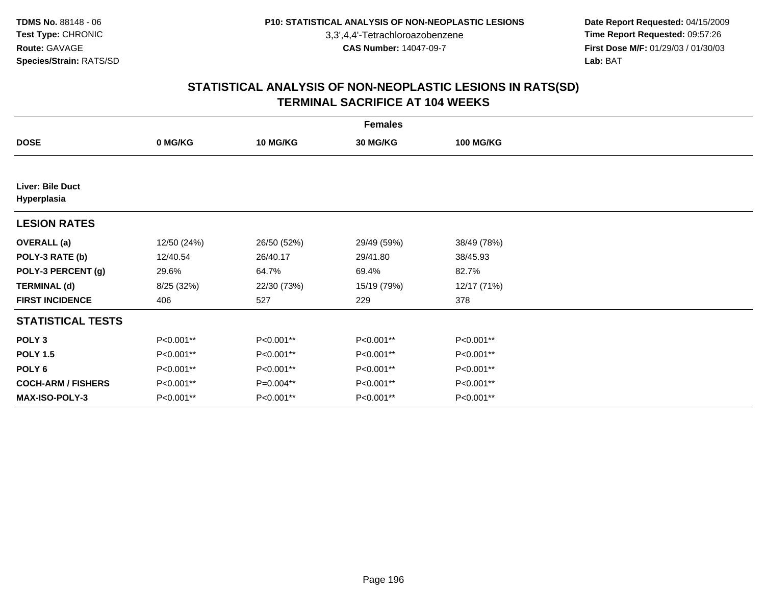**TDMS No.** 88148 - 06
**Test Type:** CHRONIC
**Route:** GAVAGE
**Species/Strain:** RATS/SD

**P10: STATISTICAL ANALYSIS OF NON-NEOPLASTIC LESIONS**
3,3',4,4'-Tetrachloroazobenzene
**CAS Number:** 14047-09-7

**Date Report Requested:** 04/15/2009
**Time Report Requested:** 09:57:26
**First Dose M/F:** 01/29/03 / 01/30/03
**Lab:** BAT

## STATISTICAL ANALYSIS OF NON-NEOPLASTIC LESIONS IN RATS(SD)
## TERMINAL SACRIFICE AT 104 WEEKS

| Females | | | | |
|---|---|---|---|---|
| **DOSE** | **0 MG/KG** | **10 MG/KG** | **30 MG/KG** | **100 MG/KG** |
| **Liver: Bile Duct Hyperplasia** | | | | |
| **LESION RATES** | | | | |
| **OVERALL (a)** | 12/50 (24%) | 26/50 (52%) | 29/49 (59%) | 38/49 (78%) |
| **POLY-3 RATE (b)** | 12/40.54 | 26/40.17 | 29/41.80 | 38/45.93 |
| **POLY-3 PERCENT (g)** | 29.6% | 64.7% | 69.4% | 82.7% |
| **TERMINAL (d)** | 8/25 (32%) | 22/30 (73%) | 15/19 (79%) | 12/17 (71%) |
| **FIRST INCIDENCE** | 406 | 527 | 229 | 378 |
| **STATISTICAL TESTS** | | | | |
| **POLY 3** | P<0.001** | P<0.001** | P<0.001** | P<0.001** |
| **POLY 1.5** | P<0.001** | P<0.001** | P<0.001** | P<0.001** |
| **POLY 6** | P<0.001** | P<0.001** | P<0.001** | P<0.001** |
| **COCH-ARM / FISHERS** | P<0.001** | P=0.004** | P<0.001** | P<0.001** |
| **MAX-ISO-POLY-3** | P<0.001** | P<0.001** | P<0.001** | P<0.001** |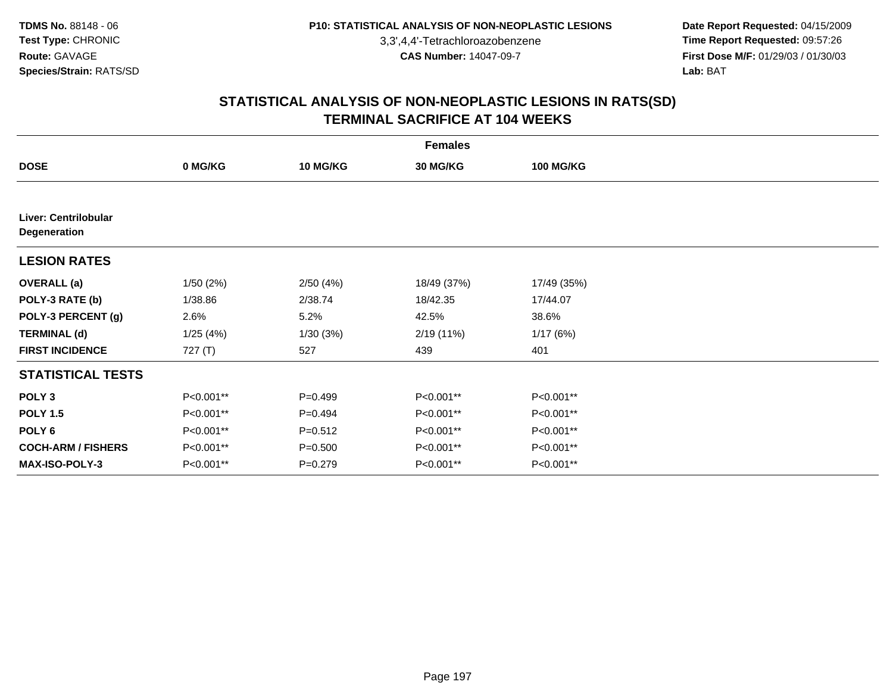# STATISTICAL ANALYSIS OF NON-NEOPLASTIC LESIONS IN RATS(SD)
## TERMINAL SACRIFICE AT 104 WEEKS

| | Females | | | |
|---|---|---|---|---|
| **DOSE** | **0 MG/KG** | **10 MG/KG** | **30 MG/KG** | **100 MG/KG** |
| **Liver: Centrilobular Degeneration** | | | | |
| **LESION RATES** | | | | |
| **OVERALL (a)** | 1/50 (2%) | 2/50 (4%) | 18/49 (37%) | 17/49 (35%) |
| **POLY-3 RATE (b)** | 1/38.86 | 2/38.74 | 18/42.35 | 17/44.07 |
| **POLY-3 PERCENT (g)** | 2.6% | 5.2% | 42.5% | 38.6% |
| **TERMINAL (d)** | 1/25 (4%) | 1/30 (3%) | 2/19 (11%) | 1/17 (6%) |
| **FIRST INCIDENCE** | 727 (T) | 527 | 439 | 401 |
| **STATISTICAL TESTS** | | | | |
| **POLY 3** | P<0.001** | P=0.499 | P<0.001** | P<0.001** |
| **POLY 1.5** | P<0.001** | P=0.494 | P<0.001** | P<0.001** |
| **POLY 6** | P<0.001** | P=0.512 | P<0.001** | P<0.001** |
| **COCH-ARM / FISHERS** | P<0.001** | P=0.500 | P<0.001** | P<0.001** |
| **MAX-ISO-POLY-3** | P<0.001** | P=0.279 | P<0.001** | P<0.001** |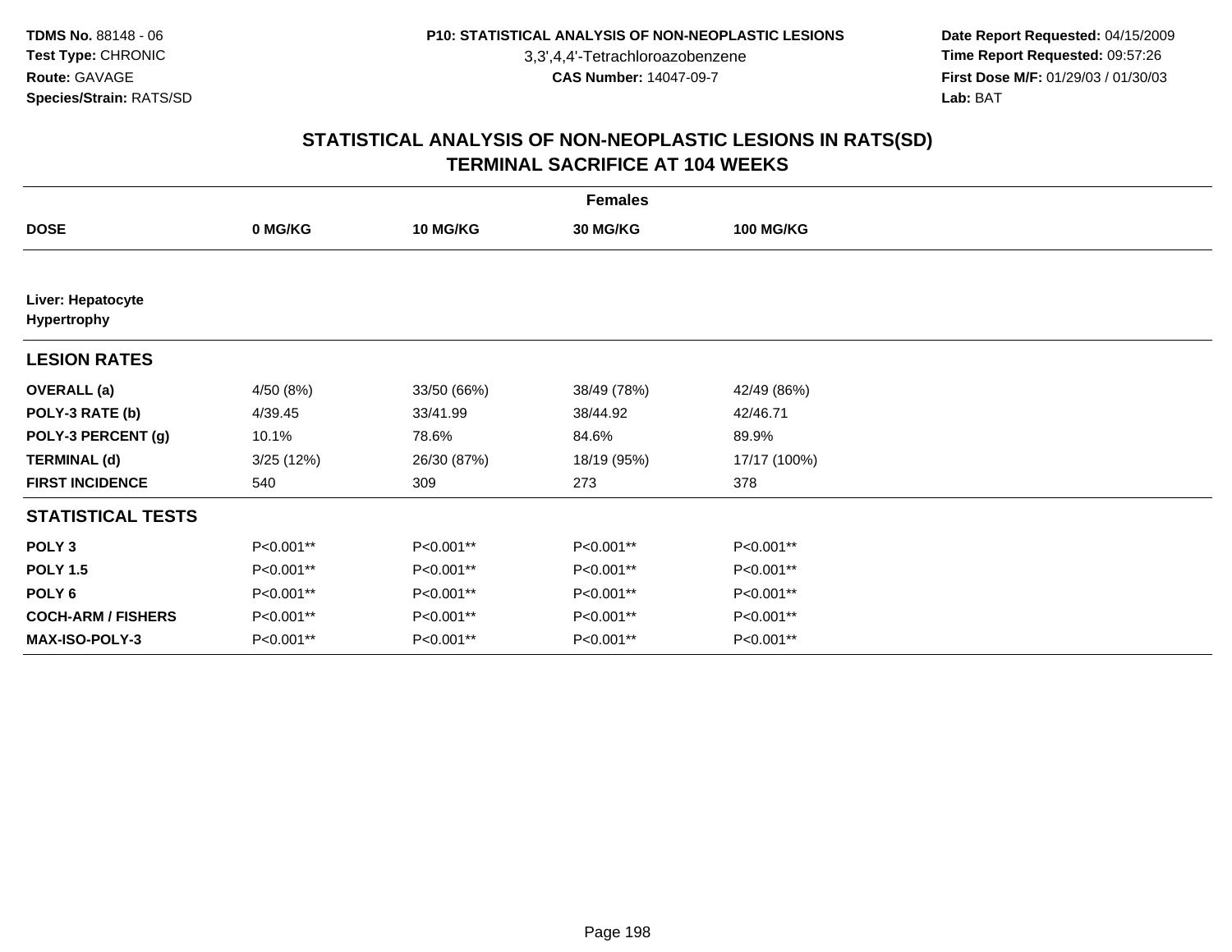# STATISTICAL ANALYSIS OF NON-NEOPLASTIC LESIONS IN RATS(SD)
## TERMINAL SACRIFICE AT 104 WEEKS

| | Females | | | |
|---|---|---|---|---|
| **DOSE** | **0 MG/KG** | **10 MG/KG** | **30 MG/KG** | **100 MG/KG** |
| **Liver: Hepatocyte Hypertrophy** | | | | |
| **LESION RATES** | | | | |
| **OVERALL (a)** | 4/50 (8%) | 33/50 (66%) | 38/49 (78%) | 42/49 (86%) |
| **POLY-3 RATE (b)** | 4/39.45 | 33/41.99 | 38/44.92 | 42/46.71 |
| **POLY-3 PERCENT (g)** | 10.1% | 78.6% | 84.6% | 89.9% |
| **TERMINAL (d)** | 3/25 (12%) | 26/30 (87%) | 18/19 (95%) | 17/17 (100%) |
| **FIRST INCIDENCE** | 540 | 309 | 273 | 378 |
| **STATISTICAL TESTS** | | | | |
| **POLY 3** | P<0.001** | P<0.001** | P<0.001** | P<0.001** |
| **POLY 1.5** | P<0.001** | P<0.001** | P<0.001** | P<0.001** |
| **POLY 6** | P<0.001** | P<0.001** | P<0.001** | P<0.001** |
| **COCH-ARM / FISHERS** | P<0.001** | P<0.001** | P<0.001** | P<0.001** |
| **MAX-ISO-POLY-3** | P<0.001** | P<0.001** | P<0.001** | P<0.001** |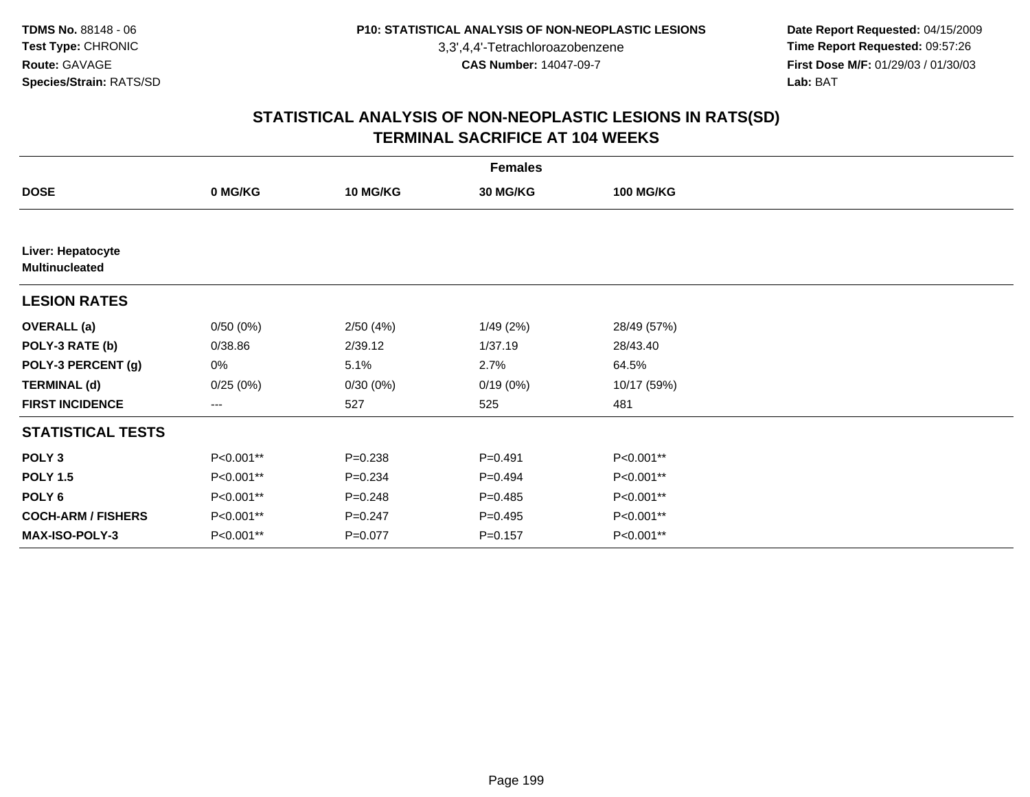**TDMS No.** 88148 - 06
**Test Type:** CHRONIC
**Route:** GAVAGE
**Species/Strain:** RATS/SD

**P10: STATISTICAL ANALYSIS OF NON-NEOPLASTIC LESIONS**
3,3',4,4'-Tetrachloroazobenzene
**CAS Number:** 14047-09-7

**Date Report Requested:** 04/15/2009
**Time Report Requested:** 09:57:26
**First Dose M/F:** 01/29/03 / 01/30/03
**Lab:** BAT

## STATISTICAL ANALYSIS OF NON-NEOPLASTIC LESIONS IN RATS(SD) TERMINAL SACRIFICE AT 104 WEEKS

| | Females | | | |
|---|---|---|---|---|
| **DOSE** | **0 MG/KG** | **10 MG/KG** | **30 MG/KG** | **100 MG/KG** |
| **Liver: Hepatocyte Multinucleated** | | | | |
| **LESION RATES** | | | | |
| **OVERALL (a)** | 0/50 (0%) | 2/50 (4%) | 1/49 (2%) | 28/49 (57%) |
| **POLY-3 RATE (b)** | 0/38.86 | 2/39.12 | 1/37.19 | 28/43.40 |
| **POLY-3 PERCENT (g)** | 0% | 5.1% | 2.7% | 64.5% |
| **TERMINAL (d)** | 0/25 (0%) | 0/30 (0%) | 0/19 (0%) | 10/17 (59%) |
| **FIRST INCIDENCE** | --- | 527 | 525 | 481 |
| **STATISTICAL TESTS** | | | | |
| **POLY 3** | P<0.001** | P=0.238 | P=0.491 | P<0.001** |
| **POLY 1.5** | P<0.001** | P=0.234 | P=0.494 | P<0.001** |
| **POLY 6** | P<0.001** | P=0.248 | P=0.485 | P<0.001** |
| **COCH-ARM / FISHERS** | P<0.001** | P=0.247 | P=0.495 | P<0.001** |
| **MAX-ISO-POLY-3** | P<0.001** | P=0.077 | P=0.157 | P<0.001** |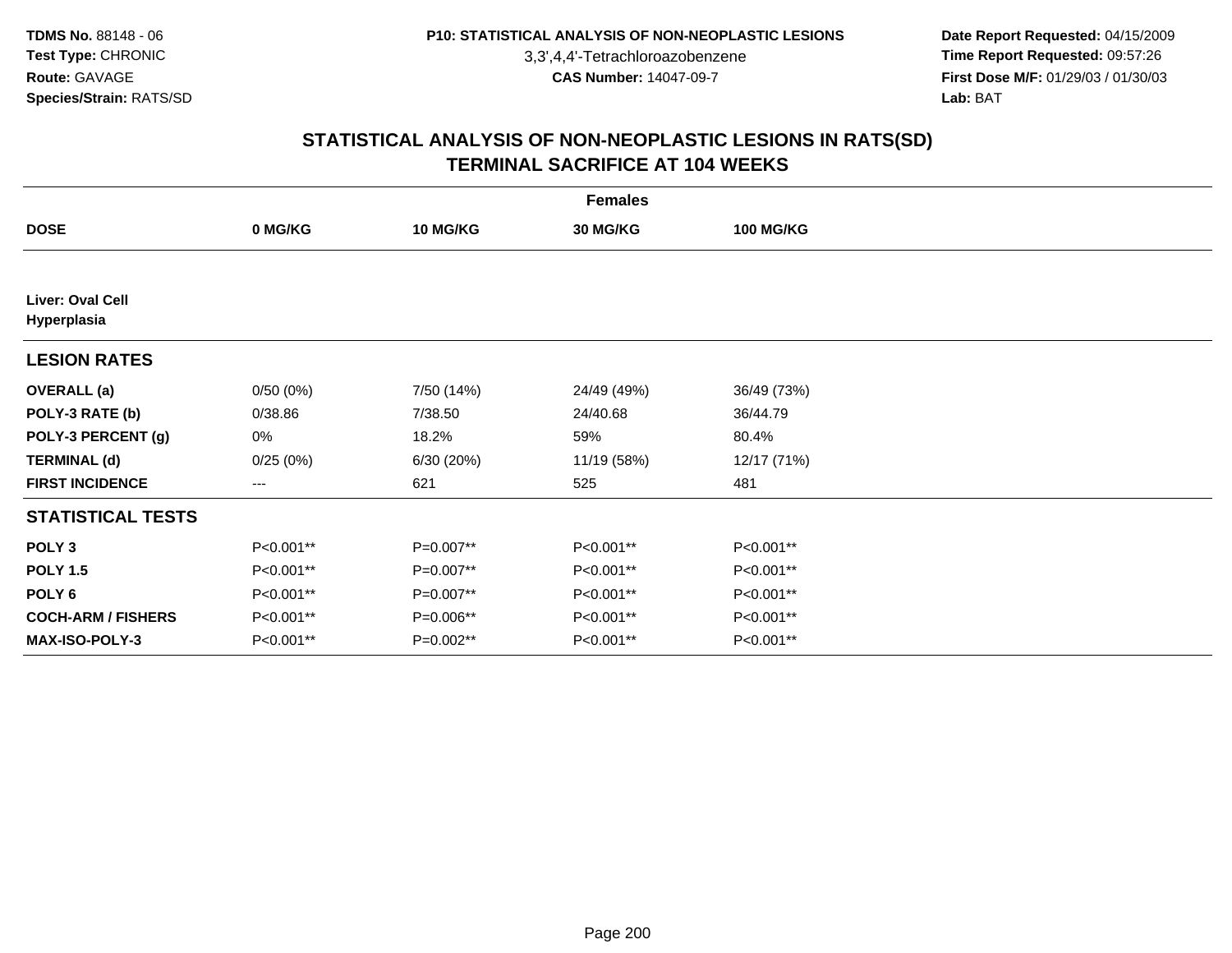TDMS No. 88148 - 06
Test Type: CHRONIC
Route: GAVAGE
Species/Strain: RATS/SD

P10: STATISTICAL ANALYSIS OF NON-NEOPLASTIC LESIONS
3,3',4,4'-Tetrachloroazobenzene
CAS Number: 14047-09-7

Date Report Requested: 04/15/2009
Time Report Requested: 09:57:26
First Dose M/F: 01/29/03 / 01/30/03
Lab: BAT

## STATISTICAL ANALYSIS OF NON-NEOPLASTIC LESIONS IN RATS(SD) TERMINAL SACRIFICE AT 104 WEEKS

| | Females | | | |
|---|---|---|---|---|
| **DOSE** | **0 MG/KG** | **10 MG/KG** | **30 MG/KG** | **100 MG/KG** |
| **Liver: Oval Cell Hyperplasia** | | | | |
| **LESION RATES** | | | | |
| **OVERALL (a)** | 0/50 (0%) | 7/50 (14%) | 24/49 (49%) | 36/49 (73%) |
| **POLY-3 RATE (b)** | 0/38.86 | 7/38.50 | 24/40.68 | 36/44.79 |
| **POLY-3 PERCENT (g)** | 0% | 18.2% | 59% | 80.4% |
| **TERMINAL (d)** | 0/25 (0%) | 6/30 (20%) | 11/19 (58%) | 12/17 (71%) |
| **FIRST INCIDENCE** | --- | 621 | 525 | 481 |
| **STATISTICAL TESTS** | | | | |
| **POLY 3** | P<0.001** | P=0.007** | P<0.001** | P<0.001** |
| **POLY 1.5** | P<0.001** | P=0.007** | P<0.001** | P<0.001** |
| **POLY 6** | P<0.001** | P=0.007** | P<0.001** | P<0.001** |
| **COCH-ARM / FISHERS** | P<0.001** | P=0.006** | P<0.001** | P<0.001** |
| **MAX-ISO-POLY-3** | P<0.001** | P=0.002** | P<0.001** | P<0.001** |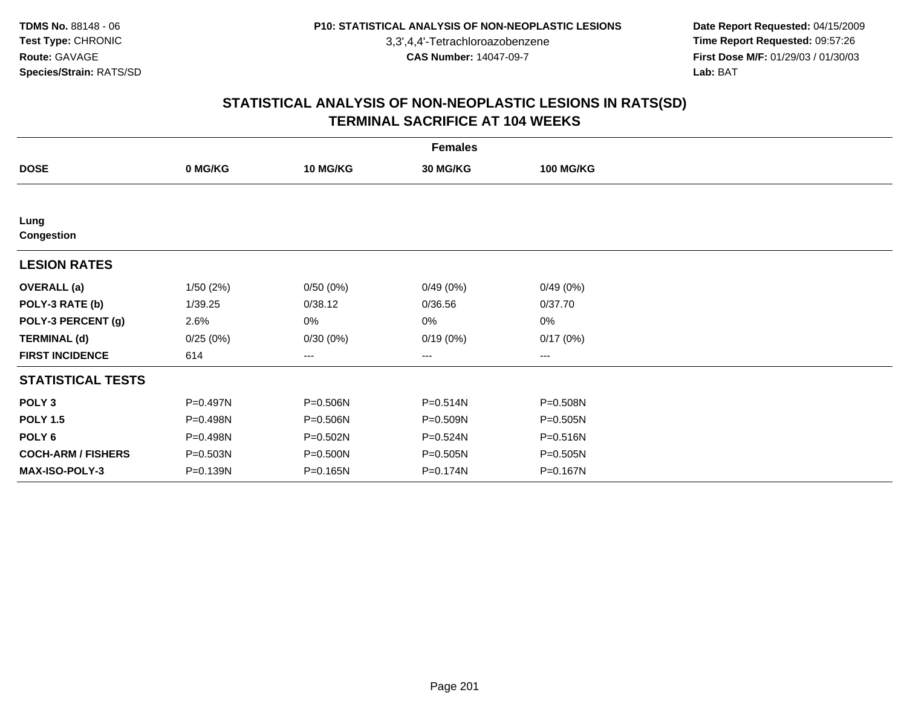**TDMS No.** 88148 - 06
**Test Type:** CHRONIC
**Route:** GAVAGE
**Species/Strain:** RATS/SD

**P10: STATISTICAL ANALYSIS OF NON-NEOPLASTIC LESIONS**
3,3',4,4'-Tetrachloroazobenzene
**CAS Number:** 14047-09-7

**Date Report Requested:** 04/15/2009
**Time Report Requested:** 09:57:26
**First Dose M/F:** 01/29/03 / 01/30/03
**Lab:** BAT

## STATISTICAL ANALYSIS OF NON-NEOPLASTIC LESIONS IN RATS(SD)
## TERMINAL SACRIFICE AT 104 WEEKS

| | Females | | | |
|---|---|---|---|---|
| **DOSE** | **0 MG/KG** | **10 MG/KG** | **30 MG/KG** | **100 MG/KG** |
| **Lung** | | | | |
| **Congestion** | | | | |
| **LESION RATES** | | | | |
| **OVERALL (a)** | 1/50 (2%) | 0/50 (0%) | 0/49 (0%) | 0/49 (0%) |
| **POLY-3 RATE (b)** | 1/39.25 | 0/38.12 | 0/36.56 | 0/37.70 |
| **POLY-3 PERCENT (g)** | 2.6% | 0% | 0% | 0% |
| **TERMINAL (d)** | 0/25 (0%) | 0/30 (0%) | 0/19 (0%) | 0/17 (0%) |
| **FIRST INCIDENCE** | 614 | --- | --- | --- |
| **STATISTICAL TESTS** | | | | |
| **POLY 3** | P=0.497N | P=0.506N | P=0.514N | P=0.508N |
| **POLY 1.5** | P=0.498N | P=0.506N | P=0.509N | P=0.505N |
| **POLY 6** | P=0.498N | P=0.502N | P=0.524N | P=0.516N |
| **COCH-ARM / FISHERS** | P=0.503N | P=0.500N | P=0.505N | P=0.505N |
| **MAX-ISO-POLY-3** | P=0.139N | P=0.165N | P=0.174N | P=0.167N |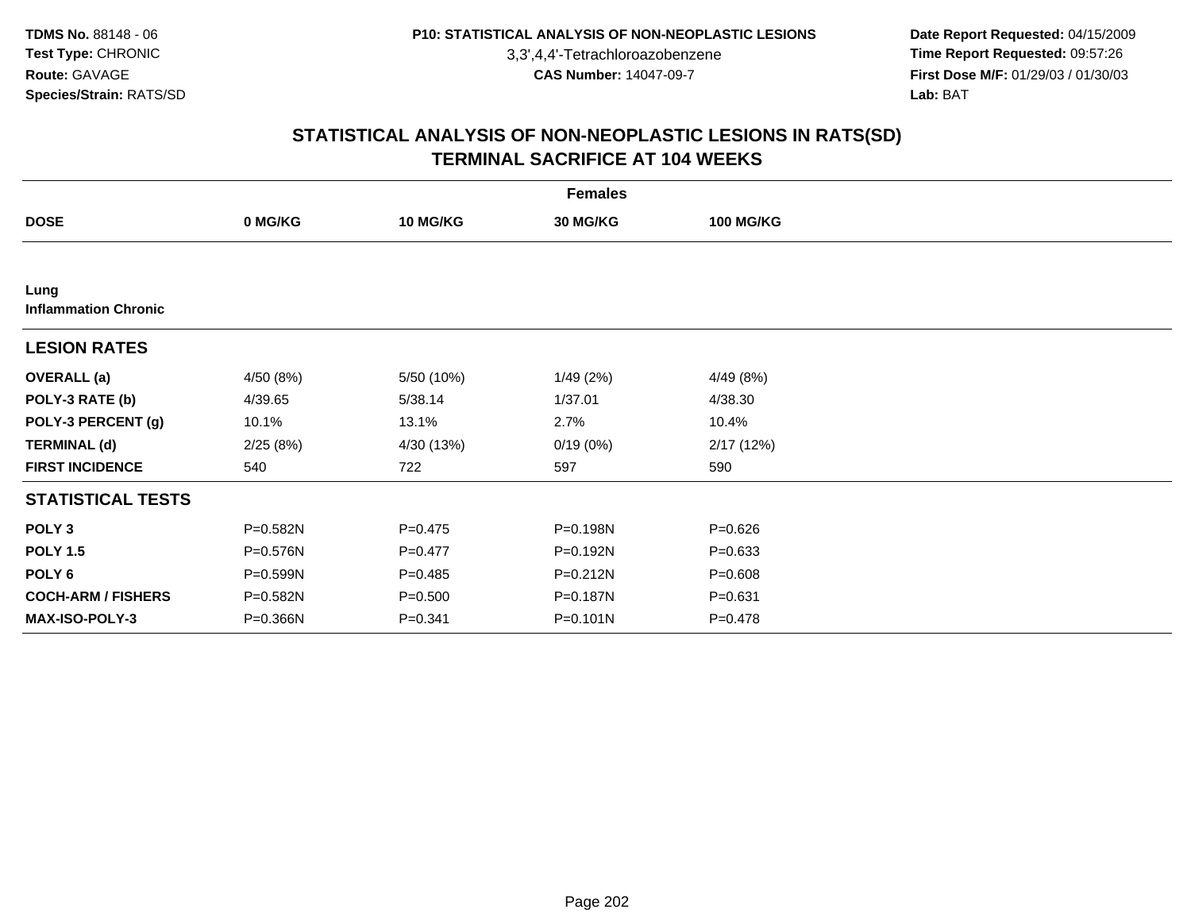TDMS No. 88148 - 06
Test Type: CHRONIC
Route: GAVAGE
Species/Strain: RATS/SD

P10: STATISTICAL ANALYSIS OF NON-NEOPLASTIC LESIONS
3,3',4,4'-Tetrachloroazobenzene
CAS Number: 14047-09-7

Date Report Requested: 04/15/2009
Time Report Requested: 09:57:26
First Dose M/F: 01/29/03 / 01/30/03
Lab: BAT

## STATISTICAL ANALYSIS OF NON-NEOPLASTIC LESIONS IN RATS(SD)
## TERMINAL SACRIFICE AT 104 WEEKS

| | Females | | | |
|---|---|---|---|---|
| **DOSE** | **0 MG/KG** | **10 MG/KG** | **30 MG/KG** | **100 MG/KG** |
| **Lung** | | | | |
| **Inflammation Chronic** | | | | |
| **LESION RATES** | | | | |
| **OVERALL (a)** | 4/50 (8%) | 5/50 (10%) | 1/49 (2%) | 4/49 (8%) |
| **POLY-3 RATE (b)** | 4/39.65 | 5/38.14 | 1/37.01 | 4/38.30 |
| **POLY-3 PERCENT (g)** | 10.1% | 13.1% | 2.7% | 10.4% |
| **TERMINAL (d)** | 2/25 (8%) | 4/30 (13%) | 0/19 (0%) | 2/17 (12%) |
| **FIRST INCIDENCE** | 540 | 722 | 597 | 590 |
| **STATISTICAL TESTS** | | | | |
| **POLY 3** | P=0.582N | P=0.475 | P=0.198N | P=0.626 |
| **POLY 1.5** | P=0.576N | P=0.477 | P=0.192N | P=0.633 |
| **POLY 6** | P=0.599N | P=0.485 | P=0.212N | P=0.608 |
| **COCH-ARM / FISHERS** | P=0.582N | P=0.500 | P=0.187N | P=0.631 |
| **MAX-ISO-POLY-3** | P=0.366N | P=0.341 | P=0.101N | P=0.478 |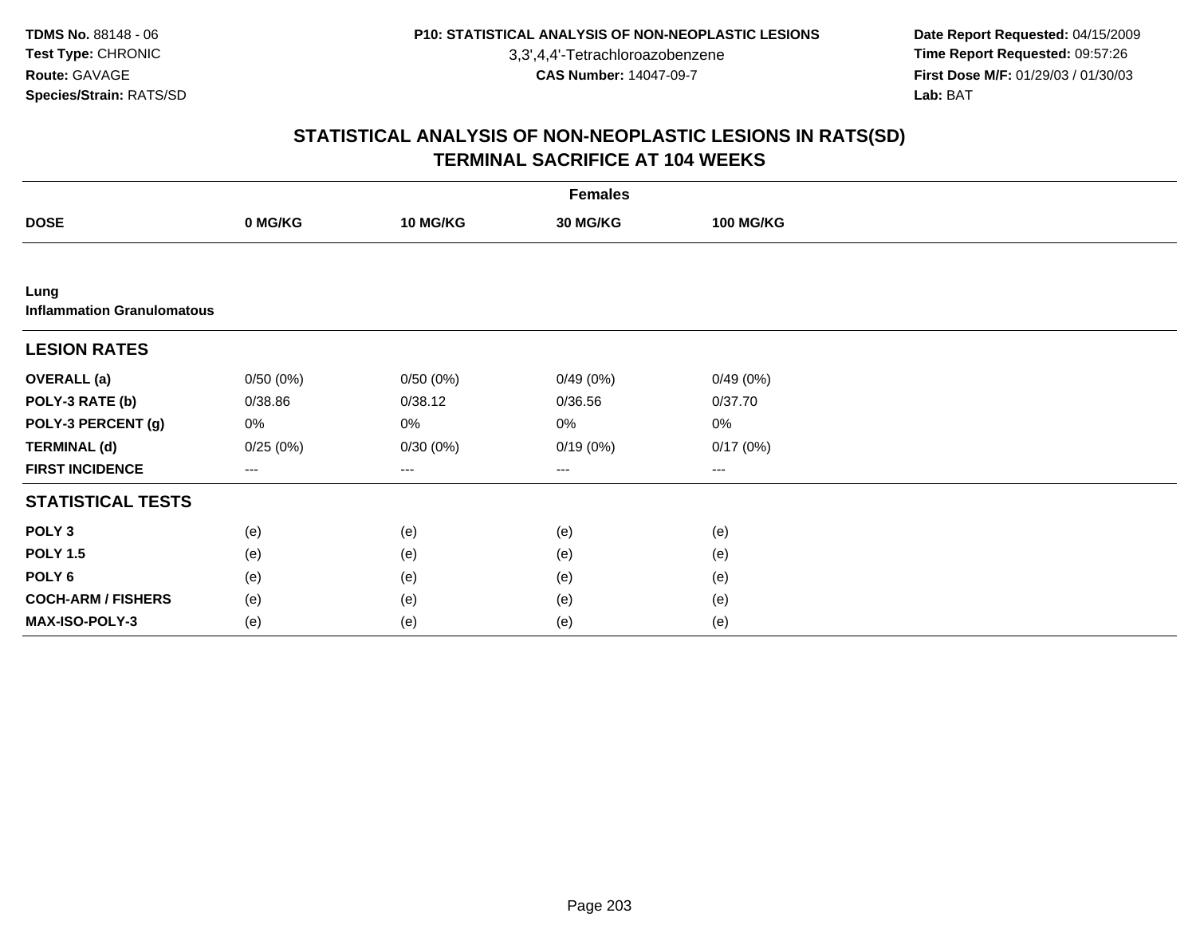# STATISTICAL ANALYSIS OF NON-NEOPLASTIC LESIONS IN RATS(SD)
## TERMINAL SACRIFICE AT 104 WEEKS

| | Females | | | |
|---|---|---|---|---|
| **DOSE** | **0 MG/KG** | **10 MG/KG** | **30 MG/KG** | **100 MG/KG** |
| **Lung** | | | | |
| **Inflammation Granulomatous** | | | | |
| **LESION RATES** | | | | |
| **OVERALL (a)** | 0/50 (0%) | 0/50 (0%) | 0/49 (0%) | 0/49 (0%) |
| **POLY-3 RATE (b)** | 0/38.86 | 0/38.12 | 0/36.56 | 0/37.70 |
| **POLY-3 PERCENT (g)** | 0% | 0% | 0% | 0% |
| **TERMINAL (d)** | 0/25 (0%) | 0/30 (0%) | 0/19 (0%) | 0/17 (0%) |
| **FIRST INCIDENCE** | --- | --- | --- | --- |
| **STATISTICAL TESTS** | | | | |
| **POLY 3** | (e) | (e) | (e) | (e) |
| **POLY 1.5** | (e) | (e) | (e) | (e) |
| **POLY 6** | (e) | (e) | (e) | (e) |
| **COCH-ARM / FISHERS** | (e) | (e) | (e) | (e) |
| **MAX-ISO-POLY-3** | (e) | (e) | (e) | (e) |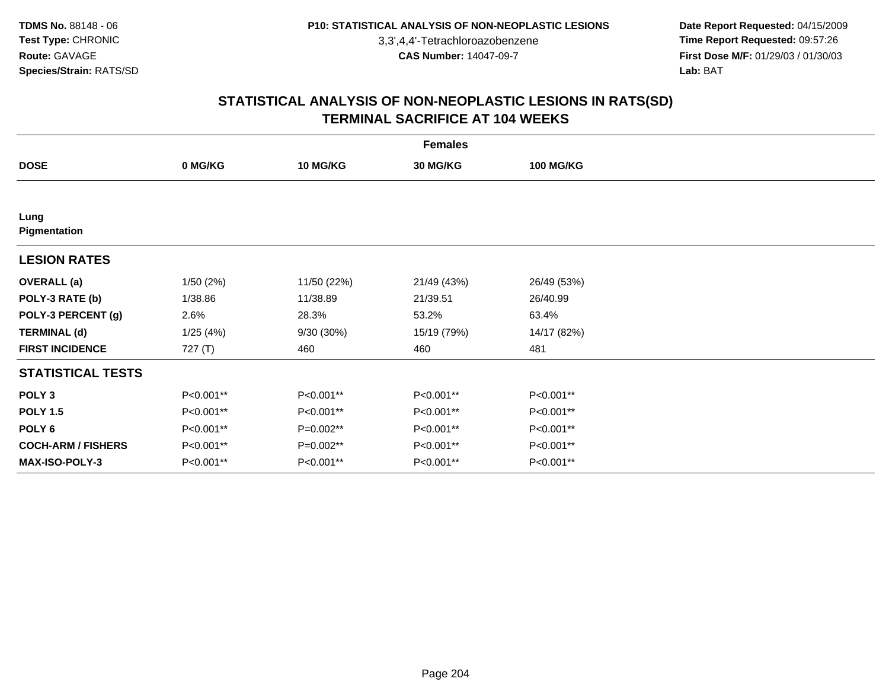# STATISTICAL ANALYSIS OF NON-NEOPLASTIC LESIONS IN RATS(SD)
## TERMINAL SACRIFICE AT 104 WEEKS

| | Females | | | |
|---|---|---|---|---|
| **DOSE** | **0 MG/KG** | **10 MG/KG** | **30 MG/KG** | **100 MG/KG** |
| **Lung** | | | | |
| **Pigmentation** | | | | |
| **LESION RATES** | | | | |
| **OVERALL (a)** | 1/50 (2%) | 11/50 (22%) | 21/49 (43%) | 26/49 (53%) |
| **POLY-3 RATE (b)** | 1/38.86 | 11/38.89 | 21/39.51 | 26/40.99 |
| **POLY-3 PERCENT (g)** | 2.6% | 28.3% | 53.2% | 63.4% |
| **TERMINAL (d)** | 1/25 (4%) | 9/30 (30%) | 15/19 (79%) | 14/17 (82%) |
| **FIRST INCIDENCE** | 727 (T) | 460 | 460 | 481 |
| **STATISTICAL TESTS** | | | | |
| **POLY 3** | P<0.001** | P<0.001** | P<0.001** | P<0.001** |
| **POLY 1.5** | P<0.001** | P<0.001** | P<0.001** | P<0.001** |
| **POLY 6** | P<0.001** | P=0.002** | P<0.001** | P<0.001** |
| **COCH-ARM / FISHERS** | P<0.001** | P=0.002** | P<0.001** | P<0.001** |
| **MAX-ISO-POLY-3** | P<0.001** | P<0.001** | P<0.001** | P<0.001** |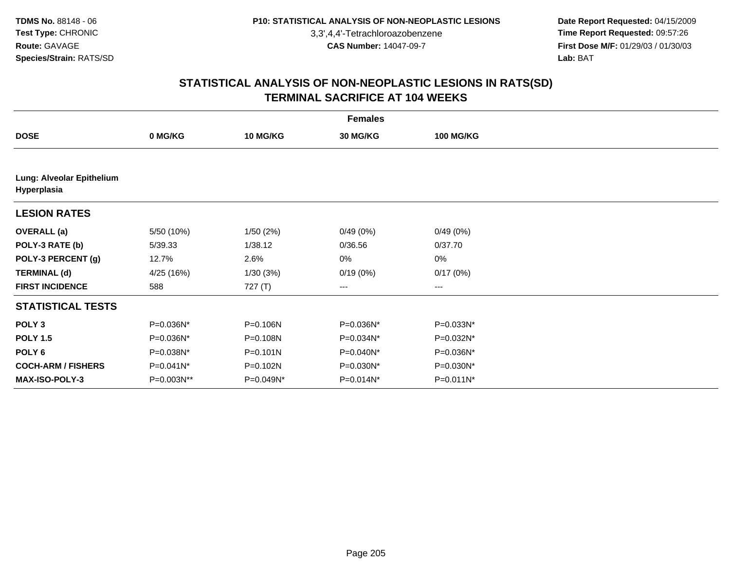**TDMS No.** 88148 - 06
**Test Type:** CHRONIC
**Route:** GAVAGE
**Species/Strain:** RATS/SD

**P10: STATISTICAL ANALYSIS OF NON-NEOPLASTIC LESIONS**
3,3',4,4'-Tetrachloroazobenzene
**CAS Number:** 14047-09-7

**Date Report Requested:** 04/15/2009
**Time Report Requested:** 09:57:26
**First Dose M/F:** 01/29/03 / 01/30/03
**Lab:** BAT

## STATISTICAL ANALYSIS OF NON-NEOPLASTIC LESIONS IN RATS(SD) TERMINAL SACRIFICE AT 104 WEEKS

| Females | | | | |
|---|---|---|---|---|
| **DOSE** | **0 MG/KG** | **10 MG/KG** | **30 MG/KG** | **100 MG/KG** |
| **Lung: Alveolar Epithelium Hyperplasia** | | | | |
| **LESION RATES** | | | | |
| **OVERALL (a)** | 5/50 (10%) | 1/50 (2%) | 0/49 (0%) | 0/49 (0%) |
| **POLY-3 RATE (b)** | 5/39.33 | 1/38.12 | 0/36.56 | 0/37.70 |
| **POLY-3 PERCENT (g)** | 12.7% | 2.6% | 0% | 0% |
| **TERMINAL (d)** | 4/25 (16%) | 1/30 (3%) | 0/19 (0%) | 0/17 (0%) |
| **FIRST INCIDENCE** | 588 | 727 (T) | --- | --- |
| **STATISTICAL TESTS** | | | | |
| **POLY 3** | P=0.036N* | P=0.106N | P=0.036N* | P=0.033N* |
| **POLY 1.5** | P=0.036N* | P=0.108N | P=0.034N* | P=0.032N* |
| **POLY 6** | P=0.038N* | P=0.101N | P=0.040N* | P=0.036N* |
| **COCH-ARM / FISHERS** | P=0.041N* | P=0.102N | P=0.030N* | P=0.030N* |
| **MAX-ISO-POLY-3** | P=0.003N** | P=0.049N* | P=0.014N* | P=0.011N* |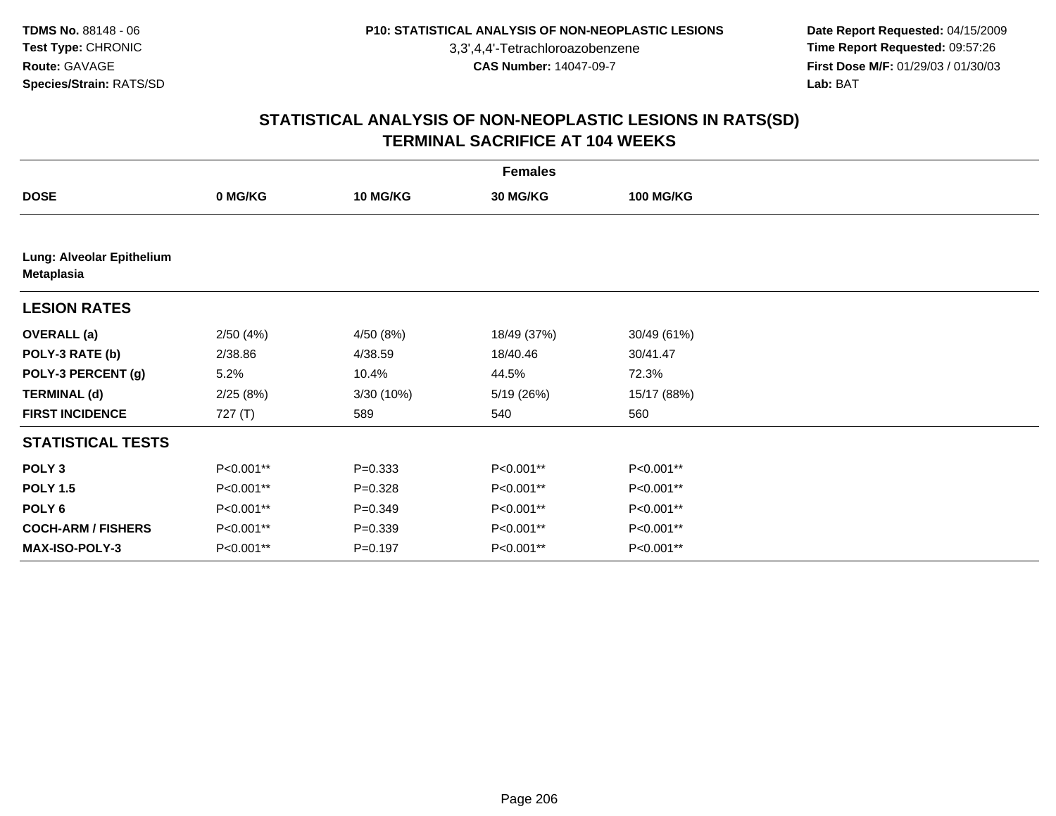**TDMS No.** 88148 - 06
**Test Type:** CHRONIC
**Route:** GAVAGE
**Species/Strain:** RATS/SD

**P10: STATISTICAL ANALYSIS OF NON-NEOPLASTIC LESIONS**
3,3',4,4'-Tetrachloroazobenzene
**CAS Number:** 14047-09-7

**Date Report Requested:** 04/15/2009
**Time Report Requested:** 09:57:26
**First Dose M/F:** 01/29/03 / 01/30/03
**Lab:** BAT

## STATISTICAL ANALYSIS OF NON-NEOPLASTIC LESIONS IN RATS(SD)
## TERMINAL SACRIFICE AT 104 WEEKS

| | Females | | | |
|---|---|---|---|---|
| **DOSE** | **0 MG/KG** | **10 MG/KG** | **30 MG/KG** | **100 MG/KG** |
| **Lung: Alveolar Epithelium Metaplasia** | | | | |
| **LESION RATES** | | | | |
| **OVERALL (a)** | 2/50 (4%) | 4/50 (8%) | 18/49 (37%) | 30/49 (61%) |
| **POLY-3 RATE (b)** | 2/38.86 | 4/38.59 | 18/40.46 | 30/41.47 |
| **POLY-3 PERCENT (g)** | 5.2% | 10.4% | 44.5% | 72.3% |
| **TERMINAL (d)** | 2/25 (8%) | 3/30 (10%) | 5/19 (26%) | 15/17 (88%) |
| **FIRST INCIDENCE** | 727 (T) | 589 | 540 | 560 |
| **STATISTICAL TESTS** | | | | |
| **POLY 3** | P<0.001** | P=0.333 | P<0.001** | P<0.001** |
| **POLY 1.5** | P<0.001** | P=0.328 | P<0.001** | P<0.001** |
| **POLY 6** | P<0.001** | P=0.349 | P<0.001** | P<0.001** |
| **COCH-ARM / FISHERS** | P<0.001** | P=0.339 | P<0.001** | P<0.001** |
| **MAX-ISO-POLY-3** | P<0.001** | P=0.197 | P<0.001** | P<0.001** |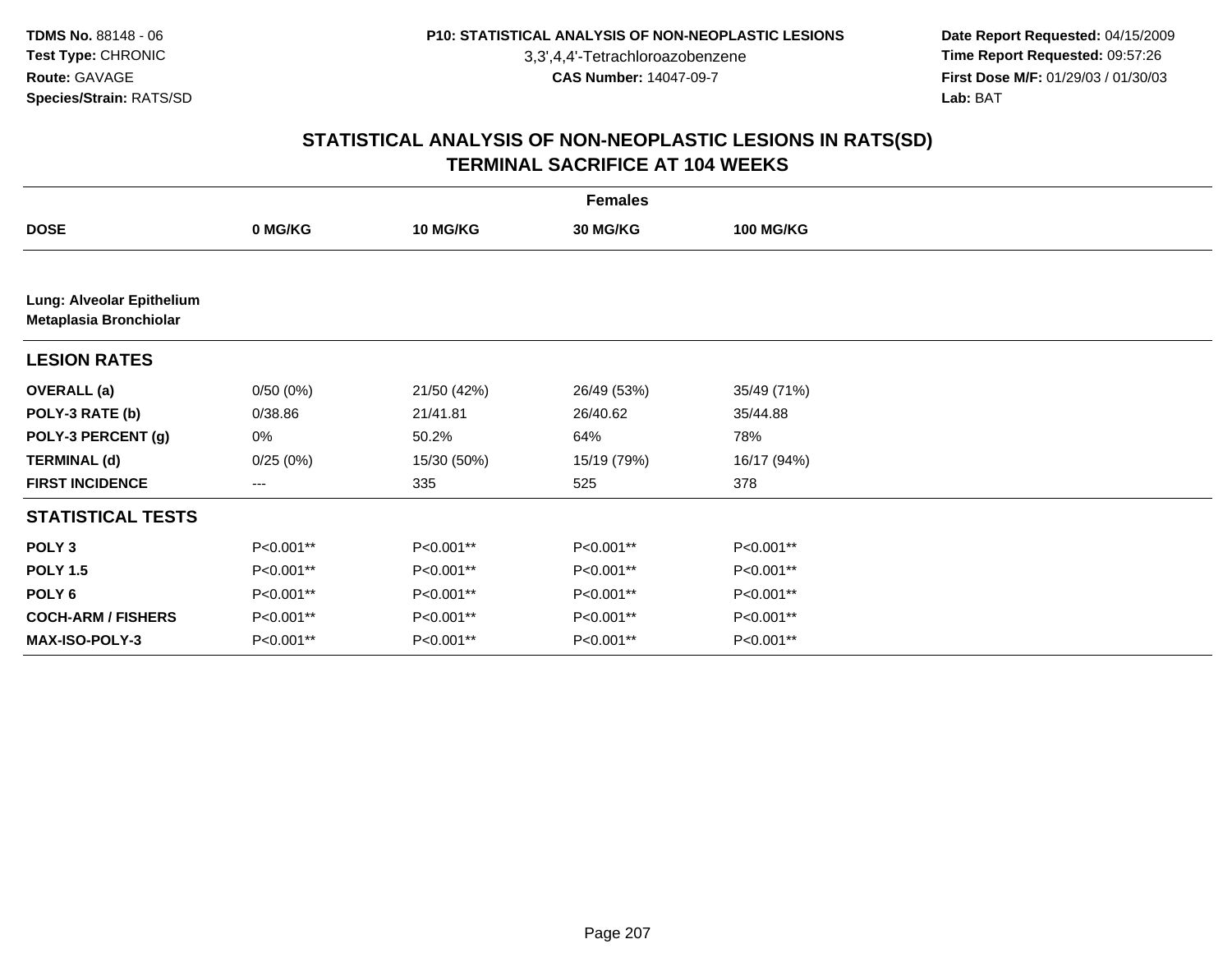TDMS No. 88148 - 06
Test Type: CHRONIC
Route: GAVAGE
Species/Strain: RATS/SD

P10: STATISTICAL ANALYSIS OF NON-NEOPLASTIC LESIONS
3,3',4,4'-Tetrachloroazobenzene
CAS Number: 14047-09-7

Date Report Requested: 04/15/2009
Time Report Requested: 09:57:26
First Dose M/F: 01/29/03 / 01/30/03
Lab: BAT

# STATISTICAL ANALYSIS OF NON-NEOPLASTIC LESIONS IN RATS(SD)
## TERMINAL SACRIFICE AT 104 WEEKS

| | Females | | | |
|---|---|---|---|---|
| **DOSE** | **0 MG/KG** | **10 MG/KG** | **30 MG/KG** | **100 MG/KG** |
| **Lung: Alveolar Epithelium Metaplasia Bronchiolar** | | | | |
| **LESION RATES** | | | | |
| **OVERALL (a)** | 0/50 (0%) | 21/50 (42%) | 26/49 (53%) | 35/49 (71%) |
| **POLY-3 RATE (b)** | 0/38.86 | 21/41.81 | 26/40.62 | 35/44.88 |
| **POLY-3 PERCENT (g)** | 0% | 50.2% | 64% | 78% |
| **TERMINAL (d)** | 0/25 (0%) | 15/30 (50%) | 15/19 (79%) | 16/17 (94%) |
| **FIRST INCIDENCE** | --- | 335 | 525 | 378 |
| **STATISTICAL TESTS** | | | | |
| **POLY 3** | P<0.001** | P<0.001** | P<0.001** | P<0.001** |
| **POLY 1.5** | P<0.001** | P<0.001** | P<0.001** | P<0.001** |
| **POLY 6** | P<0.001** | P<0.001** | P<0.001** | P<0.001** |
| **COCH-ARM / FISHERS** | P<0.001** | P<0.001** | P<0.001** | P<0.001** |
| **MAX-ISO-POLY-3** | P<0.001** | P<0.001** | P<0.001** | P<0.001** |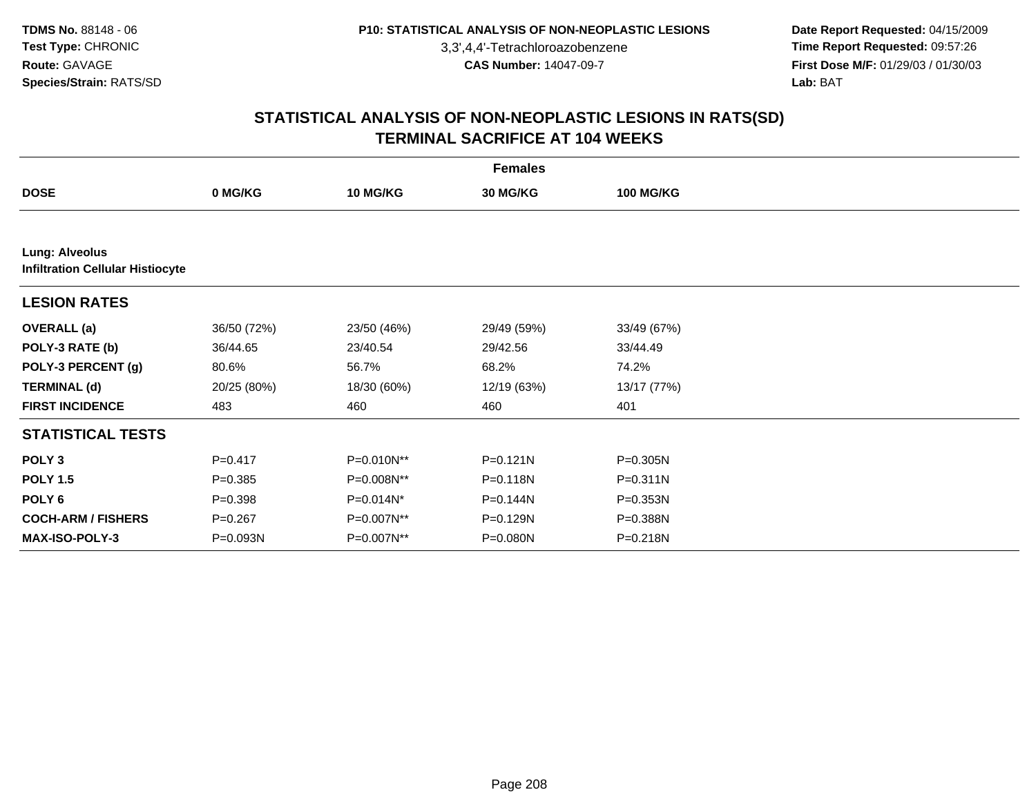TDMS No. 88148 - 06
Test Type: CHRONIC
Route: GAVAGE
Species/Strain: RATS/SD

P10: STATISTICAL ANALYSIS OF NON-NEOPLASTIC LESIONS
3,3',4,4'-Tetrachloroazobenzene
CAS Number: 14047-09-7

Date Report Requested: 04/15/2009
Time Report Requested: 09:57:26
First Dose M/F: 01/29/03 / 01/30/03
Lab: BAT

## STATISTICAL ANALYSIS OF NON-NEOPLASTIC LESIONS IN RATS(SD)
## TERMINAL SACRIFICE AT 104 WEEKS

| | Females | | | |
|---|---|---|---|---|
| **DOSE** | **0 MG/KG** | **10 MG/KG** | **30 MG/KG** | **100 MG/KG** |
| **Lung: Alveolus** | | | | |
| **Infiltration Cellular Histiocyte** | | | | |
| **LESION RATES** | | | | |
| **OVERALL (a)** | 36/50 (72%) | 23/50 (46%) | 29/49 (59%) | 33/49 (67%) |
| **POLY-3 RATE (b)** | 36/44.65 | 23/40.54 | 29/42.56 | 33/44.49 |
| **POLY-3 PERCENT (g)** | 80.6% | 56.7% | 68.2% | 74.2% |
| **TERMINAL (d)** | 20/25 (80%) | 18/30 (60%) | 12/19 (63%) | 13/17 (77%) |
| **FIRST INCIDENCE** | 483 | 460 | 460 | 401 |
| **STATISTICAL TESTS** | | | | |
| **POLY 3** | P=0.417 | P=0.010N** | P=0.121N | P=0.305N |
| **POLY 1.5** | P=0.385 | P=0.008N** | P=0.118N | P=0.311N |
| **POLY 6** | P=0.398 | P=0.014N* | P=0.144N | P=0.353N |
| **COCH-ARM / FISHERS** | P=0.267 | P=0.007N** | P=0.129N | P=0.388N |
| **MAX-ISO-POLY-3** | P=0.093N | P=0.007N** | P=0.080N | P=0.218N |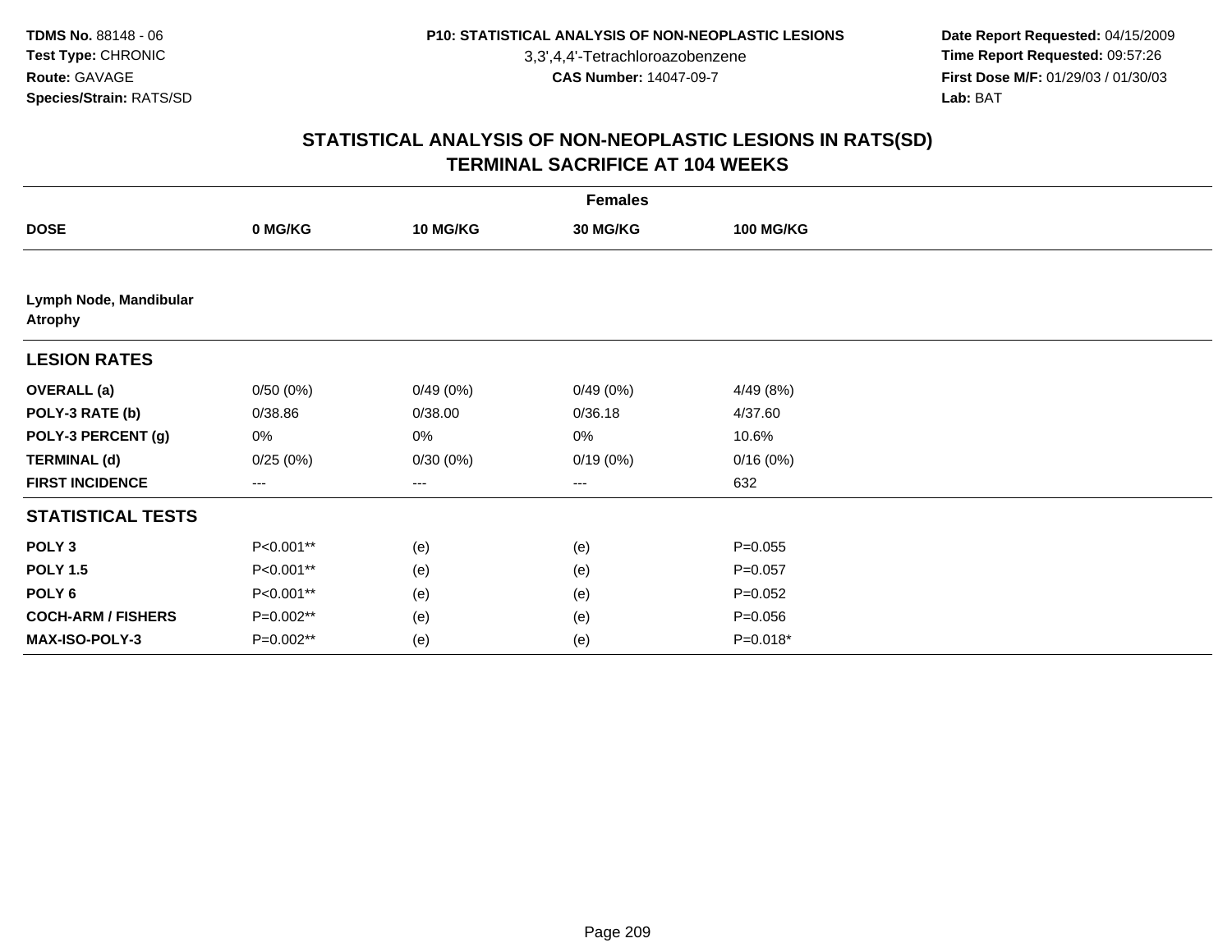TDMS No. 88148 - 06
Test Type: CHRONIC
Route: GAVAGE
Species/Strain: RATS/SD

P10: STATISTICAL ANALYSIS OF NON-NEOPLASTIC LESIONS
3,3',4,4'-Tetrachloroazobenzene
CAS Number: 14047-09-7

Date Report Requested: 04/15/2009
Time Report Requested: 09:57:26
First Dose M/F: 01/29/03 / 01/30/03
Lab: BAT

## STATISTICAL ANALYSIS OF NON-NEOPLASTIC LESIONS IN RATS(SD)
## TERMINAL SACRIFICE AT 104 WEEKS

| Females | | | | |
|---|---|---|---|---|
| **DOSE** | **0 MG/KG** | **10 MG/KG** | **30 MG/KG** | **100 MG/KG** |
| **Lymph Node, Mandibular Atrophy** | | | | |
| **LESION RATES** | | | | |
| **OVERALL (a)** | 0/50 (0%) | 0/49 (0%) | 0/49 (0%) | 4/49 (8%) |
| **POLY-3 RATE (b)** | 0/38.86 | 0/38.00 | 0/36.18 | 4/37.60 |
| **POLY-3 PERCENT (g)** | 0% | 0% | 0% | 10.6% |
| **TERMINAL (d)** | 0/25 (0%) | 0/30 (0%) | 0/19 (0%) | 0/16 (0%) |
| **FIRST INCIDENCE** | --- | --- | --- | 632 |
| **STATISTICAL TESTS** | | | | |
| **POLY 3** | P<0.001** | (e) | (e) | P=0.055 |
| **POLY 1.5** | P<0.001** | (e) | (e) | P=0.057 |
| **POLY 6** | P<0.001** | (e) | (e) | P=0.052 |
| **COCH-ARM / FISHERS** | P=0.002** | (e) | (e) | P=0.056 |
| **MAX-ISO-POLY-3** | P=0.002** | (e) | (e) | P=0.018* |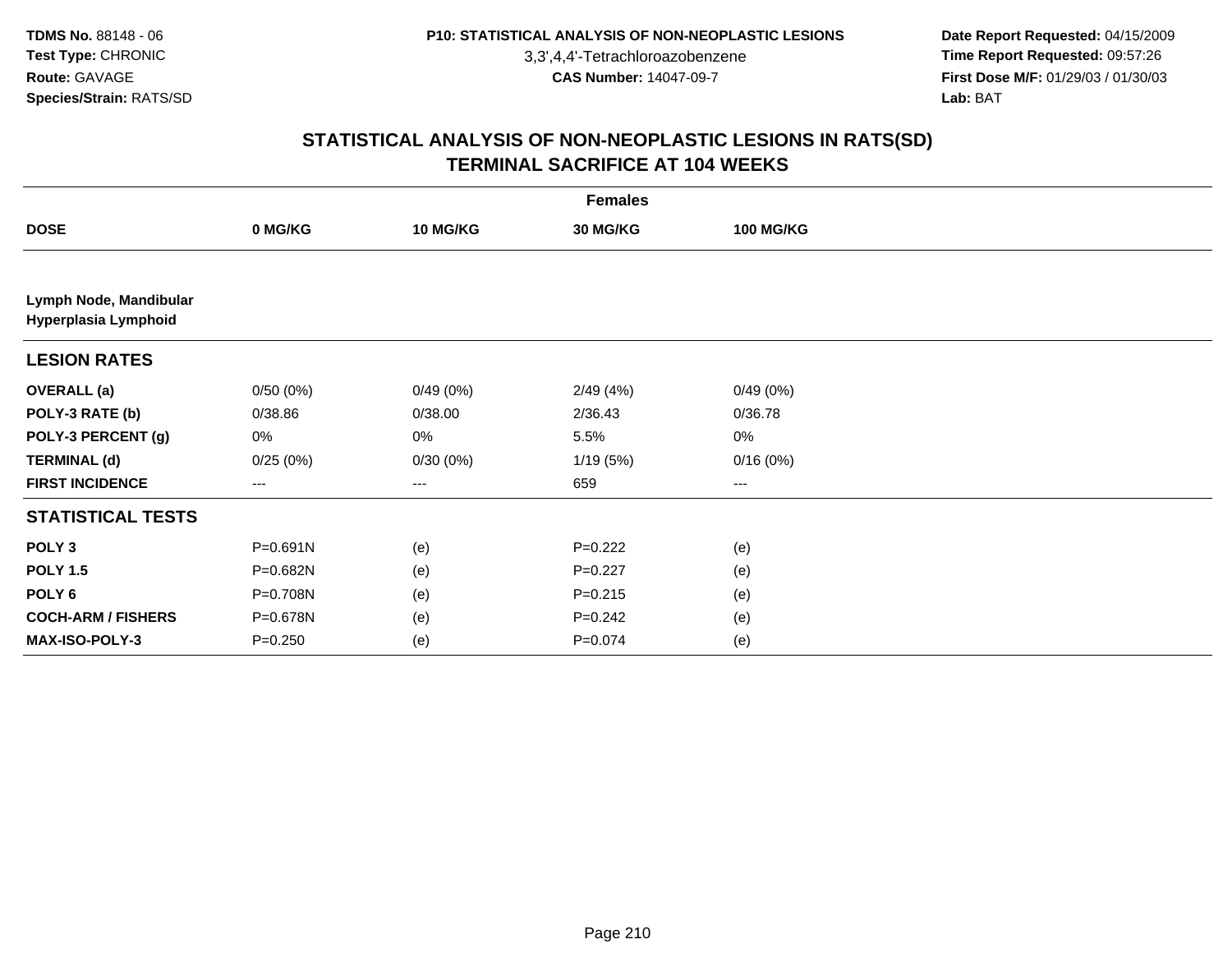TDMS No. 88148 - 06
Test Type: CHRONIC
Route: GAVAGE
Species/Strain: RATS/SD

P10: STATISTICAL ANALYSIS OF NON-NEOPLASTIC LESIONS
3,3',4,4'-Tetrachloroazobenzene
CAS Number: 14047-09-7

Date Report Requested: 04/15/2009
Time Report Requested: 09:57:26
First Dose M/F: 01/29/03 / 01/30/03
Lab: BAT

## STATISTICAL ANALYSIS OF NON-NEOPLASTIC LESIONS IN RATS(SD)
## TERMINAL SACRIFICE AT 104 WEEKS

| | Females | | | |
|---|---|---|---|---|
| **DOSE** | **0 MG/KG** | **10 MG/KG** | **30 MG/KG** | **100 MG/KG** |
| **Lymph Node, Mandibular** | | | | |
| **Hyperplasia Lymphoid** | | | | |
| **LESION RATES** | | | | |
| **OVERALL (a)** | 0/50 (0%) | 0/49 (0%) | 2/49 (4%) | 0/49 (0%) |
| **POLY-3 RATE (b)** | 0/38.86 | 0/38.00 | 2/36.43 | 0/36.78 |
| **POLY-3 PERCENT (g)** | 0% | 0% | 5.5% | 0% |
| **TERMINAL (d)** | 0/25 (0%) | 0/30 (0%) | 1/19 (5%) | 0/16 (0%) |
| **FIRST INCIDENCE** | --- | --- | 659 | --- |
| **STATISTICAL TESTS** | | | | |
| **POLY 3** | P=0.691N | (e) | P=0.222 | (e) |
| **POLY 1.5** | P=0.682N | (e) | P=0.227 | (e) |
| **POLY 6** | P=0.708N | (e) | P=0.215 | (e) |
| **COCH-ARM / FISHERS** | P=0.678N | (e) | P=0.242 | (e) |
| **MAX-ISO-POLY-3** | P=0.250 | (e) | P=0.074 | (e) |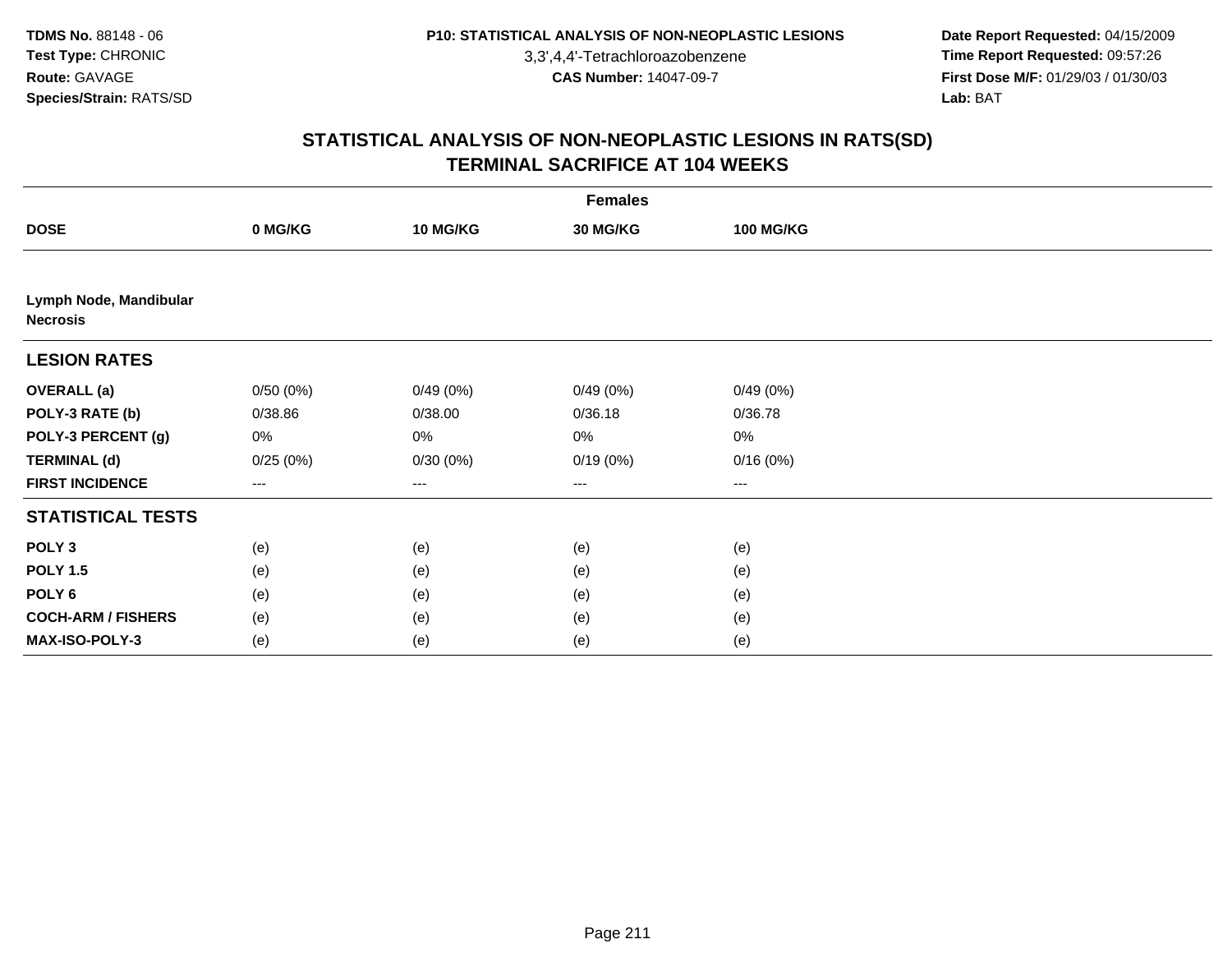TDMS No. 88148 - 06
Test Type: CHRONIC
Route: GAVAGE
Species/Strain: RATS/SD

P10: STATISTICAL ANALYSIS OF NON-NEOPLASTIC LESIONS
3,3',4,4'-Tetrachloroazobenzene
CAS Number: 14047-09-7

Date Report Requested: 04/15/2009
Time Report Requested: 09:57:26
First Dose M/F: 01/29/03 / 01/30/03
Lab: BAT

## STATISTICAL ANALYSIS OF NON-NEOPLASTIC LESIONS IN RATS(SD)
## TERMINAL SACRIFICE AT 104 WEEKS

| | Females | | | |
|---|---|---|---|---|
| **DOSE** | **0 MG/KG** | **10 MG/KG** | **30 MG/KG** | **100 MG/KG** |
| **Lymph Node, Mandibular** | | | | |
| **Necrosis** | | | | |
| **LESION RATES** | | | | |
| **OVERALL (a)** | 0/50 (0%) | 0/49 (0%) | 0/49 (0%) | 0/49 (0%) |
| **POLY-3 RATE (b)** | 0/38.86 | 0/38.00 | 0/36.18 | 0/36.78 |
| **POLY-3 PERCENT (g)** | 0% | 0% | 0% | 0% |
| **TERMINAL (d)** | 0/25 (0%) | 0/30 (0%) | 0/19 (0%) | 0/16 (0%) |
| **FIRST INCIDENCE** | --- | --- | --- | --- |
| **STATISTICAL TESTS** | | | | |
| **POLY 3** | (e) | (e) | (e) | (e) |
| **POLY 1.5** | (e) | (e) | (e) | (e) |
| **POLY 6** | (e) | (e) | (e) | (e) |
| **COCH-ARM / FISHERS** | (e) | (e) | (e) | (e) |
| **MAX-ISO-POLY-3** | (e) | (e) | (e) | (e) |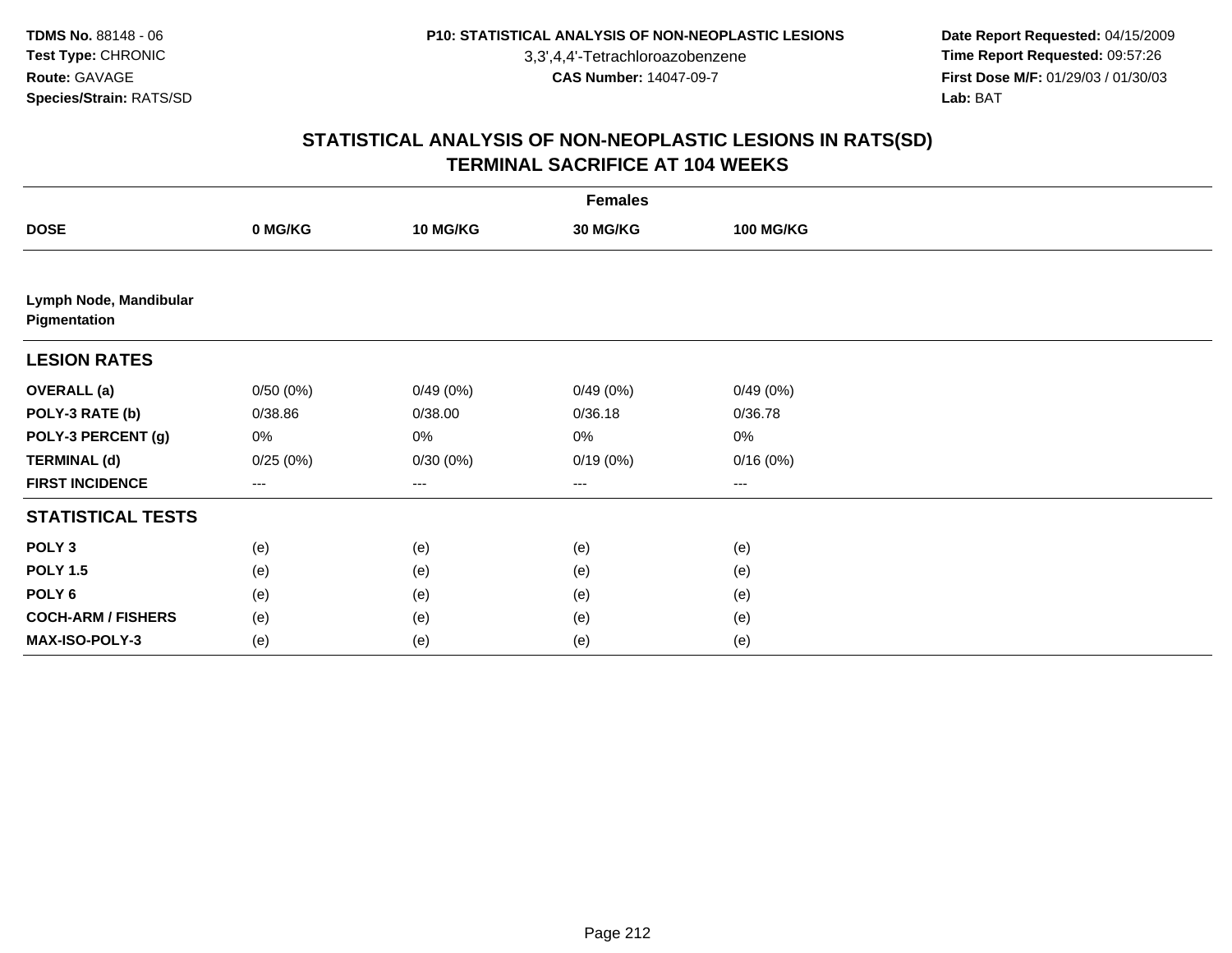**TDMS No.** 88148 - 06
**Test Type:** CHRONIC
**Route:** GAVAGE
**Species/Strain:** RATS/SD

**P10: STATISTICAL ANALYSIS OF NON-NEOPLASTIC LESIONS**
3,3',4,4'-Tetrachloroazobenzene
**CAS Number:** 14047-09-7

**Date Report Requested:** 04/15/2009
**Time Report Requested:** 09:57:26
**First Dose M/F:** 01/29/03 / 01/30/03
**Lab:** BAT

## STATISTICAL ANALYSIS OF NON-NEOPLASTIC LESIONS IN RATS(SD)
## TERMINAL SACRIFICE AT 104 WEEKS

| | Females | | | |
|---|---|---|---|---|
| **DOSE** | **0 MG/KG** | **10 MG/KG** | **30 MG/KG** | **100 MG/KG** |
| **Lymph Node, Mandibular** **Pigmentation** | | | | |
| **LESION RATES** | | | | |
| **OVERALL (a)** | 0/50 (0%) | 0/49 (0%) | 0/49 (0%) | 0/49 (0%) |
| **POLY-3 RATE (b)** | 0/38.86 | 0/38.00 | 0/36.18 | 0/36.78 |
| **POLY-3 PERCENT (g)** | 0% | 0% | 0% | 0% |
| **TERMINAL (d)** | 0/25 (0%) | 0/30 (0%) | 0/19 (0%) | 0/16 (0%) |
| **FIRST INCIDENCE** | --- | --- | --- | --- |
| **STATISTICAL TESTS** | | | | |
| **POLY 3** | (e) | (e) | (e) | (e) |
| **POLY 1.5** | (e) | (e) | (e) | (e) |
| **POLY 6** | (e) | (e) | (e) | (e) |
| **COCH-ARM / FISHERS** | (e) | (e) | (e) | (e) |
| **MAX-ISO-POLY-3** | (e) | (e) | (e) | (e) |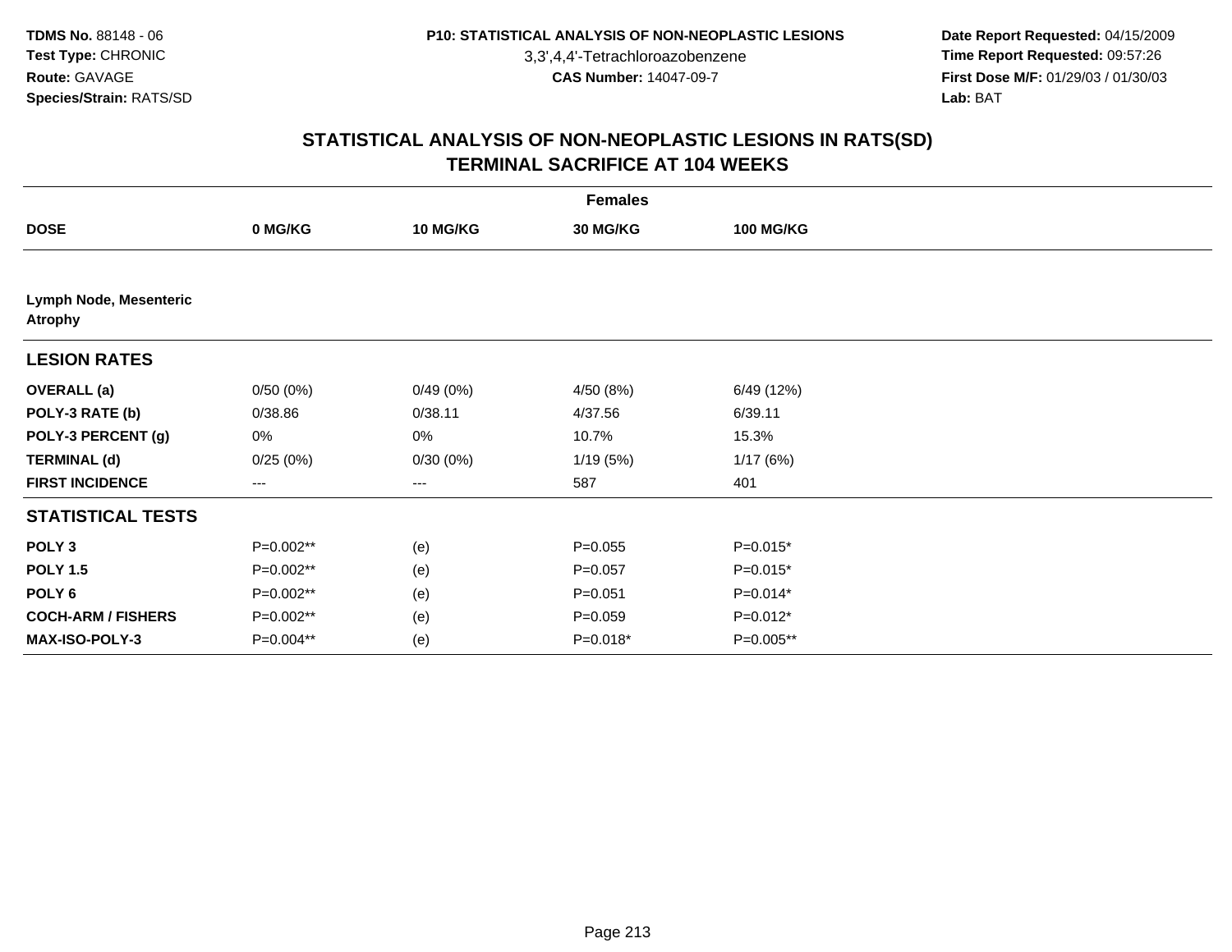**TDMS No.** 88148 - 06
**Test Type:** CHRONIC
**Route:** GAVAGE
**Species/Strain:** RATS/SD

**P10: STATISTICAL ANALYSIS OF NON-NEOPLASTIC LESIONS**
3,3',4,4'-Tetrachloroazobenzene
**CAS Number:** 14047-09-7

**Date Report Requested:** 04/15/2009
**Time Report Requested:** 09:57:26
**First Dose M/F:** 01/29/03 / 01/30/03
**Lab:** BAT

## STATISTICAL ANALYSIS OF NON-NEOPLASTIC LESIONS IN RATS(SD) TERMINAL SACRIFICE AT 104 WEEKS

| | Females | | | |
|---|---|---|---|---|
| **DOSE** | **0 MG/KG** | **10 MG/KG** | **30 MG/KG** | **100 MG/KG** |
| **Lymph Node, Mesenteric Atrophy** | | | | |
| **LESION RATES** | | | | |
| **OVERALL (a)** | 0/50 (0%) | 0/49 (0%) | 4/50 (8%) | 6/49 (12%) |
| **POLY-3 RATE (b)** | 0/38.86 | 0/38.11 | 4/37.56 | 6/39.11 |
| **POLY-3 PERCENT (g)** | 0% | 0% | 10.7% | 15.3% |
| **TERMINAL (d)** | 0/25 (0%) | 0/30 (0%) | 1/19 (5%) | 1/17 (6%) |
| **FIRST INCIDENCE** | --- | --- | 587 | 401 |
| **STATISTICAL TESTS** | | | | |
| **POLY 3** | P=0.002** | (e) | P=0.055 | P=0.015* |
| **POLY 1.5** | P=0.002** | (e) | P=0.057 | P=0.015* |
| **POLY 6** | P=0.002** | (e) | P=0.051 | P=0.014* |
| **COCH-ARM / FISHERS** | P=0.002** | (e) | P=0.059 | P=0.012* |
| **MAX-ISO-POLY-3** | P=0.004** | (e) | P=0.018* | P=0.005** |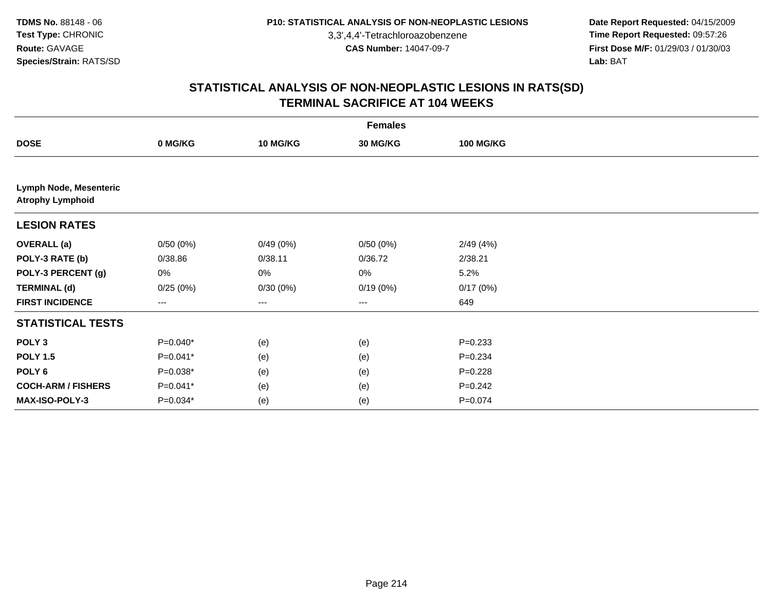TDMS No. 88148 - 06
Test Type: CHRONIC
Route: GAVAGE
Species/Strain: RATS/SD

P10: STATISTICAL ANALYSIS OF NON-NEOPLASTIC LESIONS
3,3',4,4'-Tetrachloroazobenzene
CAS Number: 14047-09-7

Date Report Requested: 04/15/2009
Time Report Requested: 09:57:26
First Dose M/F: 01/29/03 / 01/30/03
Lab: BAT

## STATISTICAL ANALYSIS OF NON-NEOPLASTIC LESIONS IN RATS(SD)
## TERMINAL SACRIFICE AT 104 WEEKS

| | Females | | | |
|---|---|---|---|---|
| **DOSE** | **0 MG/KG** | **10 MG/KG** | **30 MG/KG** | **100 MG/KG** |
| **Lymph Node, Mesenteric** | | | | |
| **Atrophy Lymphoid** | | | | |
| **LESION RATES** | | | | |
| **OVERALL (a)** | 0/50 (0%) | 0/49 (0%) | 0/50 (0%) | 2/49 (4%) |
| **POLY-3 RATE (b)** | 0/38.86 | 0/38.11 | 0/36.72 | 2/38.21 |
| **POLY-3 PERCENT (g)** | 0% | 0% | 0% | 5.2% |
| **TERMINAL (d)** | 0/25 (0%) | 0/30 (0%) | 0/19 (0%) | 0/17 (0%) |
| **FIRST INCIDENCE** | --- | --- | --- | 649 |
| **STATISTICAL TESTS** | | | | |
| **POLY 3** | P=0.040* | (e) | (e) | P=0.233 |
| **POLY 1.5** | P=0.041* | (e) | (e) | P=0.234 |
| **POLY 6** | P=0.038* | (e) | (e) | P=0.228 |
| **COCH-ARM / FISHERS** | P=0.041* | (e) | (e) | P=0.242 |
| **MAX-ISO-POLY-3** | P=0.034* | (e) | (e) | P=0.074 |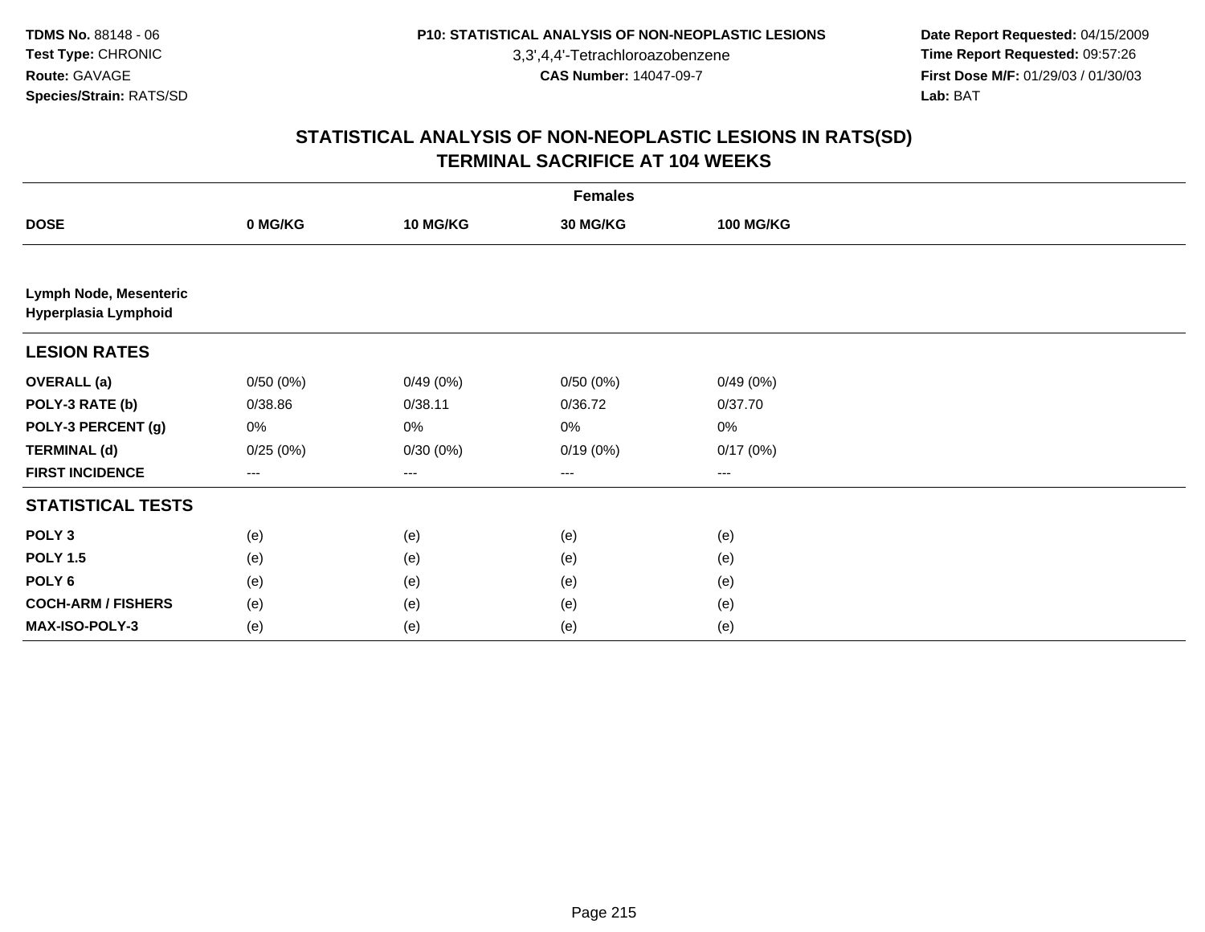**TDMS No.** 88148 - 06
**Test Type:** CHRONIC
**Route:** GAVAGE
**Species/Strain:** RATS/SD

**P10: STATISTICAL ANALYSIS OF NON-NEOPLASTIC LESIONS**
3,3',4,4'-Tetrachloroazobenzene
**CAS Number:** 14047-09-7

**Date Report Requested:** 04/15/2009
**Time Report Requested:** 09:57:26
**First Dose M/F:** 01/29/03 / 01/30/03
**Lab:** BAT

## STATISTICAL ANALYSIS OF NON-NEOPLASTIC LESIONS IN RATS(SD)
## TERMINAL SACRIFICE AT 104 WEEKS

| | Females | | | |
|---|---|---|---|---|
| **DOSE** | **0 MG/KG** | **10 MG/KG** | **30 MG/KG** | **100 MG/KG** |
| **Lymph Node, Mesenteric** | | | | |
| **Hyperplasia Lymphoid** | | | | |
| **LESION RATES** | | | | |
| **OVERALL (a)** | 0/50 (0%) | 0/49 (0%) | 0/50 (0%) | 0/49 (0%) |
| **POLY-3 RATE (b)** | 0/38.86 | 0/38.11 | 0/36.72 | 0/37.70 |
| **POLY-3 PERCENT (g)** | 0% | 0% | 0% | 0% |
| **TERMINAL (d)** | 0/25 (0%) | 0/30 (0%) | 0/19 (0%) | 0/17 (0%) |
| **FIRST INCIDENCE** | --- | --- | --- | --- |
| **STATISTICAL TESTS** | | | | |
| **POLY 3** | (e) | (e) | (e) | (e) |
| **POLY 1.5** | (e) | (e) | (e) | (e) |
| **POLY 6** | (e) | (e) | (e) | (e) |
| **COCH-ARM / FISHERS** | (e) | (e) | (e) | (e) |
| **MAX-ISO-POLY-3** | (e) | (e) | (e) | (e) |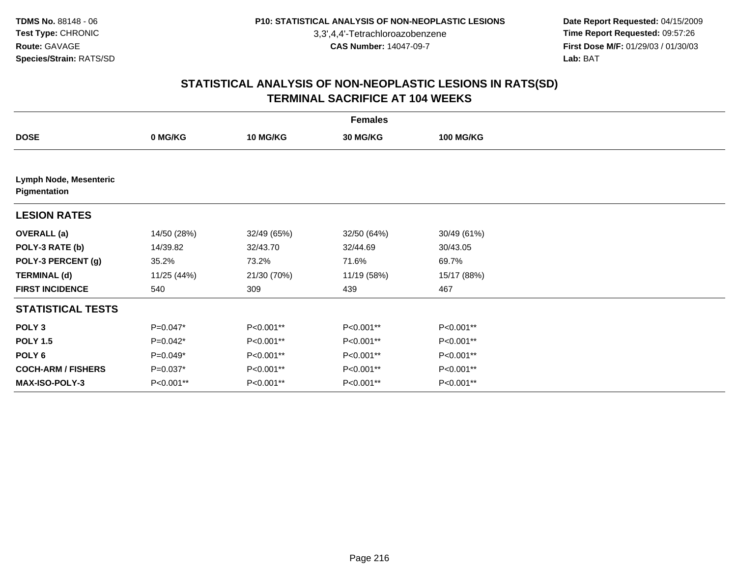**TDMS No.** 88148 - 06
**Test Type:** CHRONIC
**Route:** GAVAGE
**Species/Strain:** RATS/SD

**P10: STATISTICAL ANALYSIS OF NON-NEOPLASTIC LESIONS**
3,3',4,4'-Tetrachloroazobenzene
**CAS Number:** 14047-09-7

**Date Report Requested:** 04/15/2009
**Time Report Requested:** 09:57:26
**First Dose M/F:** 01/29/03 / 01/30/03
**Lab:** BAT

## STATISTICAL ANALYSIS OF NON-NEOPLASTIC LESIONS IN RATS(SD)
## TERMINAL SACRIFICE AT 104 WEEKS

| Females | | | | |
|---|---|---|---|---|
| **DOSE** | **0 MG/KG** | **10 MG/KG** | **30 MG/KG** | **100 MG/KG** |
| **Lymph Node, Mesenteric Pigmentation** | | | | |
| **LESION RATES** | | | | |
| **OVERALL (a)** | 14/50 (28%) | 32/49 (65%) | 32/50 (64%) | 30/49 (61%) |
| **POLY-3 RATE (b)** | 14/39.82 | 32/43.70 | 32/44.69 | 30/43.05 |
| **POLY-3 PERCENT (g)** | 35.2% | 73.2% | 71.6% | 69.7% |
| **TERMINAL (d)** | 11/25 (44%) | 21/30 (70%) | 11/19 (58%) | 15/17 (88%) |
| **FIRST INCIDENCE** | 540 | 309 | 439 | 467 |
| **STATISTICAL TESTS** | | | | |
| **POLY 3** | P=0.047* | P<0.001** | P<0.001** | P<0.001** |
| **POLY 1.5** | P=0.042* | P<0.001** | P<0.001** | P<0.001** |
| **POLY 6** | P=0.049* | P<0.001** | P<0.001** | P<0.001** |
| **COCH-ARM / FISHERS** | P=0.037* | P<0.001** | P<0.001** | P<0.001** |
| **MAX-ISO-POLY-3** | P<0.001** | P<0.001** | P<0.001** | P<0.001** |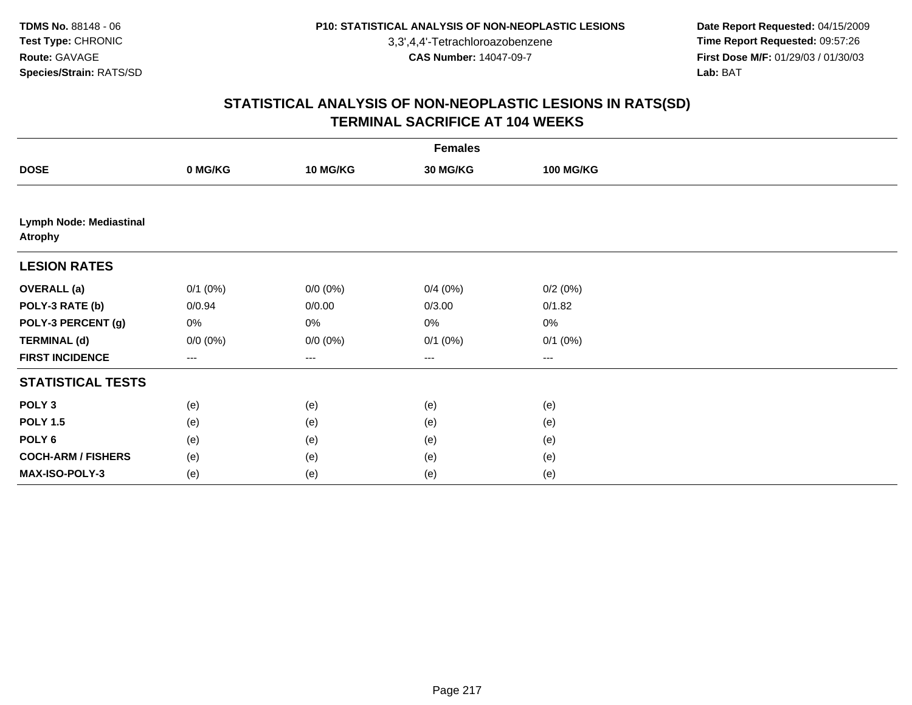**TDMS No.** 88148 - 06
**Test Type:** CHRONIC
**Route:** GAVAGE
**Species/Strain:** RATS/SD

**P10: STATISTICAL ANALYSIS OF NON-NEOPLASTIC LESIONS**
3,3',4,4'-Tetrachloroazobenzene
**CAS Number:** 14047-09-7

**Date Report Requested:** 04/15/2009
**Time Report Requested:** 09:57:26
**First Dose M/F:** 01/29/03 / 01/30/03
**Lab:** BAT

## STATISTICAL ANALYSIS OF NON-NEOPLASTIC LESIONS IN RATS(SD)
## TERMINAL SACRIFICE AT 104 WEEKS

| | Females | | | |
|---|---|---|---|---|
| **DOSE** | **0 MG/KG** | **10 MG/KG** | **30 MG/KG** | **100 MG/KG** |
| **Lymph Node: Mediastinal Atrophy** | | | | |
| **LESION RATES** | | | | |
| **OVERALL (a)** | 0/1 (0%) | 0/0 (0%) | 0/4 (0%) | 0/2 (0%) |
| **POLY-3 RATE (b)** | 0/0.94 | 0/0.00 | 0/3.00 | 0/1.82 |
| **POLY-3 PERCENT (g)** | 0% | 0% | 0% | 0% |
| **TERMINAL (d)** | 0/0 (0%) | 0/0 (0%) | 0/1 (0%) | 0/1 (0%) |
| **FIRST INCIDENCE** | --- | --- | --- | --- |
| **STATISTICAL TESTS** | | | | |
| **POLY 3** | (e) | (e) | (e) | (e) |
| **POLY 1.5** | (e) | (e) | (e) | (e) |
| **POLY 6** | (e) | (e) | (e) | (e) |
| **COCH-ARM / FISHERS** | (e) | (e) | (e) | (e) |
| **MAX-ISO-POLY-3** | (e) | (e) | (e) | (e) |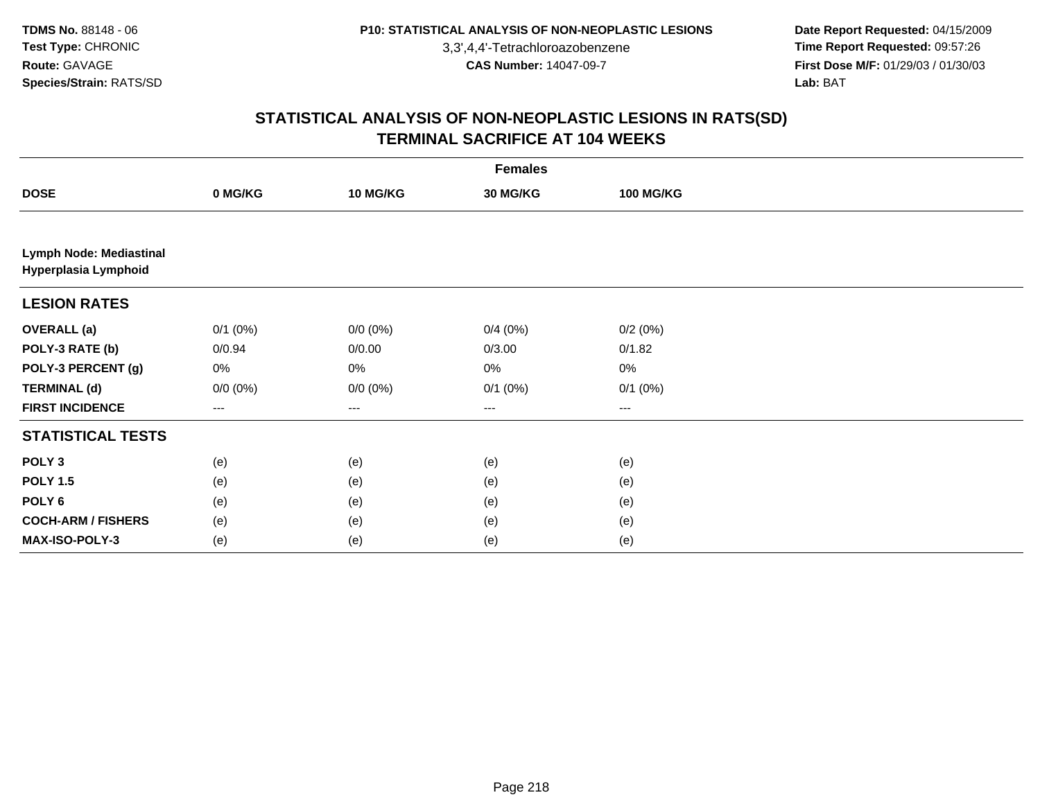# STATISTICAL ANALYSIS OF NON-NEOPLASTIC LESIONS IN RATS(SD)
## TERMINAL SACRIFICE AT 104 WEEKS

| | Females | | | |
|---|---|---|---|---|
| **DOSE** | **0 MG/KG** | **10 MG/KG** | **30 MG/KG** | **100 MG/KG** |
| **Lymph Node: Mediastinal Hyperplasia Lymphoid** | | | | |
| **LESION RATES** | | | | |
| **OVERALL (a)** | 0/1 (0%) | 0/0 (0%) | 0/4 (0%) | 0/2 (0%) |
| **POLY-3 RATE (b)** | 0/0.94 | 0/0.00 | 0/3.00 | 0/1.82 |
| **POLY-3 PERCENT (g)** | 0% | 0% | 0% | 0% |
| **TERMINAL (d)** | 0/0 (0%) | 0/0 (0%) | 0/1 (0%) | 0/1 (0%) |
| **FIRST INCIDENCE** | --- | --- | --- | --- |
| **STATISTICAL TESTS** | | | | |
| **POLY 3** | (e) | (e) | (e) | (e) |
| **POLY 1.5** | (e) | (e) | (e) | (e) |
| **POLY 6** | (e) | (e) | (e) | (e) |
| **COCH-ARM / FISHERS** | (e) | (e) | (e) | (e) |
| **MAX-ISO-POLY-3** | (e) | (e) | (e) | (e) |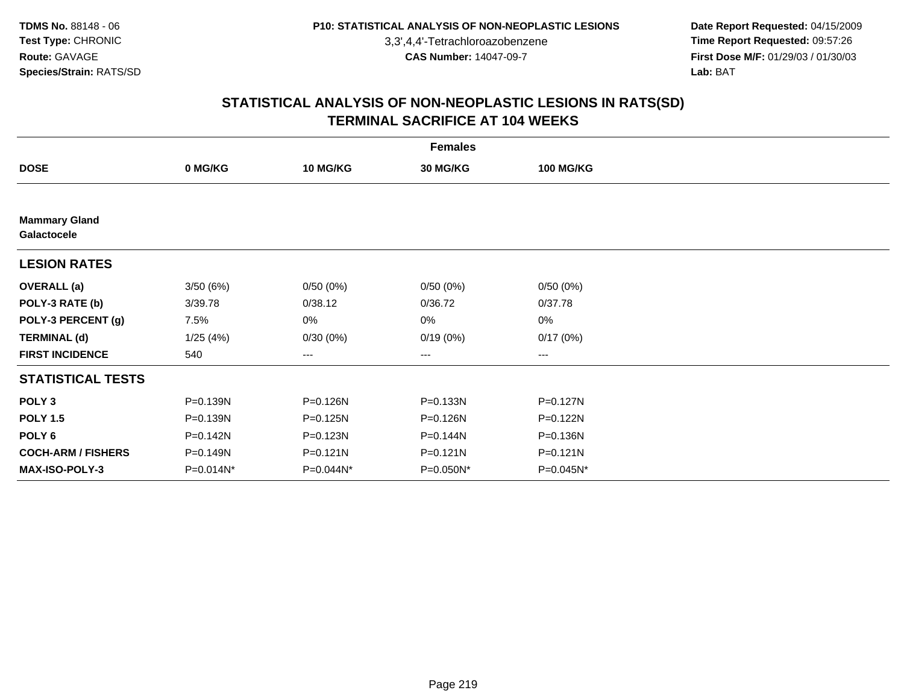**TDMS No.** 88148 - 06
**Test Type:** CHRONIC
**Route:** GAVAGE
**Species/Strain:** RATS/SD

**P10: STATISTICAL ANALYSIS OF NON-NEOPLASTIC LESIONS**
3,3',4,4'-Tetrachloroazobenzene
**CAS Number:** 14047-09-7

**Date Report Requested:** 04/15/2009
**Time Report Requested:** 09:57:26
**First Dose M/F:** 01/29/03 / 01/30/03
**Lab:** BAT

## STATISTICAL ANALYSIS OF NON-NEOPLASTIC LESIONS IN RATS(SD)
## TERMINAL SACRIFICE AT 104 WEEKS

| | Females | | | |
|---|---|---|---|---|
| **DOSE** | **0 MG/KG** | **10 MG/KG** | **30 MG/KG** | **100 MG/KG** |
| **Mammary Gland Galactocele** | | | | |
| **LESION RATES** | | | | |
| **OVERALL (a)** | 3/50 (6%) | 0/50 (0%) | 0/50 (0%) | 0/50 (0%) |
| **POLY-3 RATE (b)** | 3/39.78 | 0/38.12 | 0/36.72 | 0/37.78 |
| **POLY-3 PERCENT (g)** | 7.5% | 0% | 0% | 0% |
| **TERMINAL (d)** | 1/25 (4%) | 0/30 (0%) | 0/19 (0%) | 0/17 (0%) |
| **FIRST INCIDENCE** | 540 | --- | --- | --- |
| **STATISTICAL TESTS** | | | | |
| **POLY 3** | P=0.139N | P=0.126N | P=0.133N | P=0.127N |
| **POLY 1.5** | P=0.139N | P=0.125N | P=0.126N | P=0.122N |
| **POLY 6** | P=0.142N | P=0.123N | P=0.144N | P=0.136N |
| **COCH-ARM / FISHERS** | P=0.149N | P=0.121N | P=0.121N | P=0.121N |
| **MAX-ISO-POLY-3** | P=0.014N* | P=0.044N* | P=0.050N* | P=0.045N* |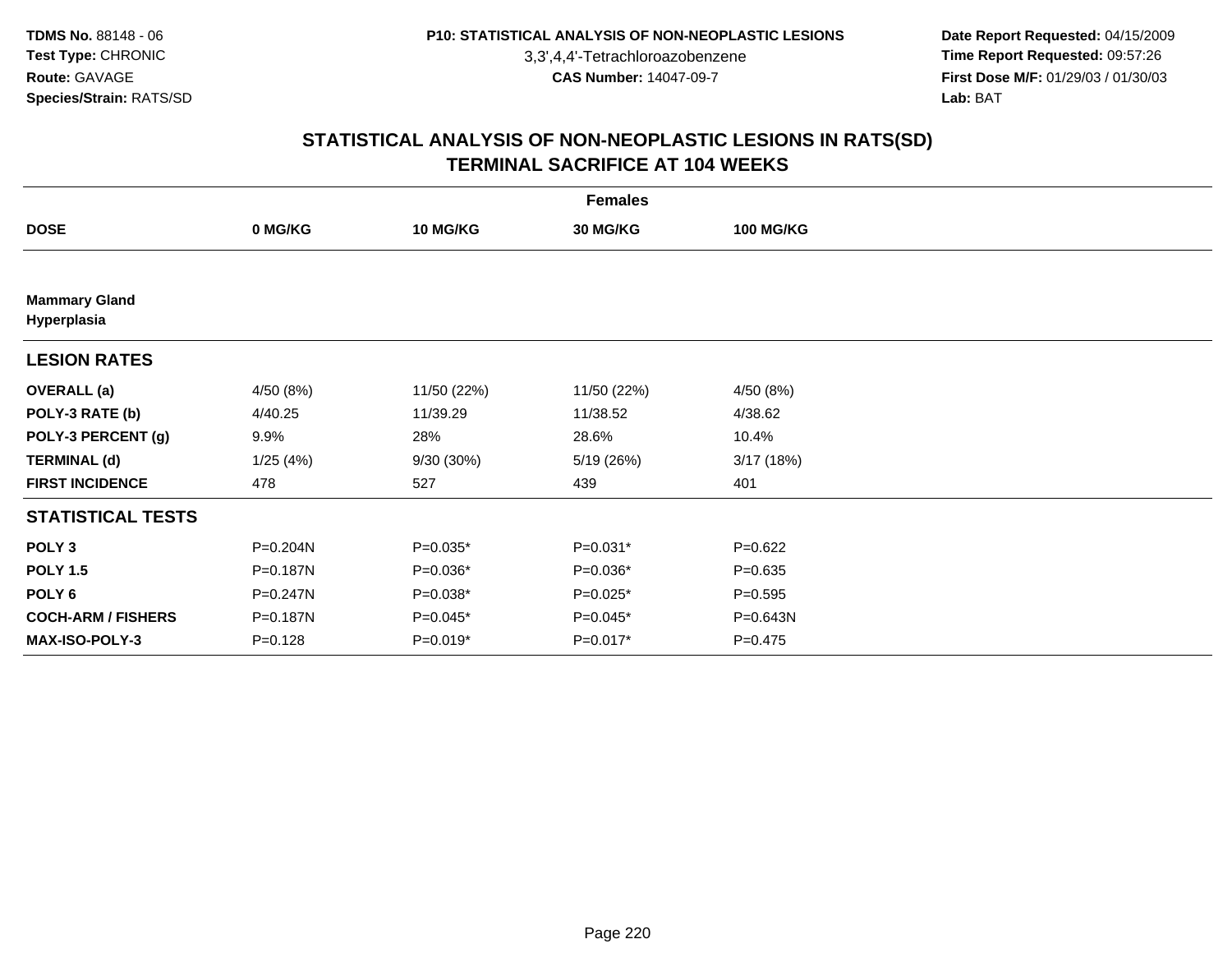# STATISTICAL ANALYSIS OF NON-NEOPLASTIC LESIONS IN RATS(SD)
## TERMINAL SACRIFICE AT 104 WEEKS

| | Females | | | |
|---|---|---|---|---|
| **DOSE** | **0 MG/KG** | **10 MG/KG** | **30 MG/KG** | **100 MG/KG** |
| **Mammary Gland** | | | | |
| **Hyperplasia** | | | | |
| **LESION RATES** | | | | |
| **OVERALL (a)** | 4/50 (8%) | 11/50 (22%) | 11/50 (22%) | 4/50 (8%) |
| **POLY-3 RATE (b)** | 4/40.25 | 11/39.29 | 11/38.52 | 4/38.62 |
| **POLY-3 PERCENT (g)** | 9.9% | 28% | 28.6% | 10.4% |
| **TERMINAL (d)** | 1/25 (4%) | 9/30 (30%) | 5/19 (26%) | 3/17 (18%) |
| **FIRST INCIDENCE** | 478 | 527 | 439 | 401 |
| **STATISTICAL TESTS** | | | | |
| **POLY 3** | P=0.204N | P=0.035* | P=0.031* | P=0.622 |
| **POLY 1.5** | P=0.187N | P=0.036* | P=0.036* | P=0.635 |
| **POLY 6** | P=0.247N | P=0.038* | P=0.025* | P=0.595 |
| **COCH-ARM / FISHERS** | P=0.187N | P=0.045* | P=0.045* | P=0.643N |
| **MAX-ISO-POLY-3** | P=0.128 | P=0.019* | P=0.017* | P=0.475 |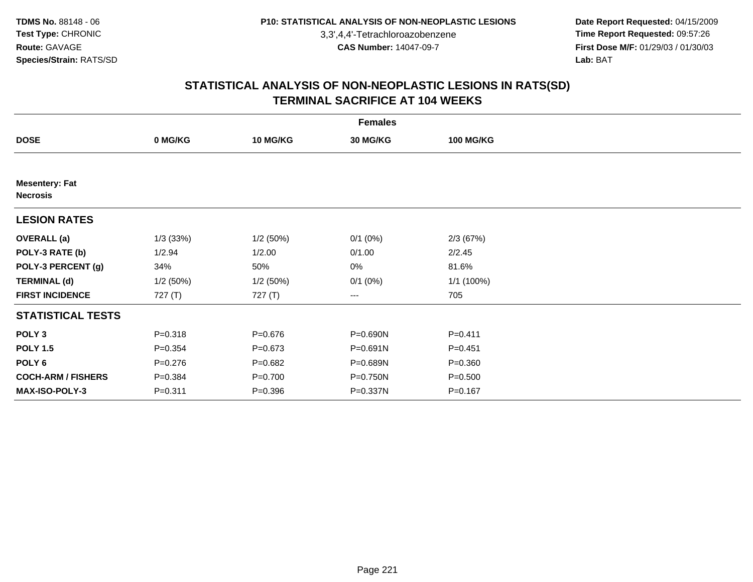**TDMS No.** 88148 - 06
**Test Type:** CHRONIC
**Route:** GAVAGE
**Species/Strain:** RATS/SD

**P10: STATISTICAL ANALYSIS OF NON-NEOPLASTIC LESIONS**
3,3',4,4'-Tetrachloroazobenzene
**CAS Number:** 14047-09-7

**Date Report Requested:** 04/15/2009
**Time Report Requested:** 09:57:26
**First Dose M/F:** 01/29/03 / 01/30/03
**Lab:** BAT

## STATISTICAL ANALYSIS OF NON-NEOPLASTIC LESIONS IN RATS(SD)
## TERMINAL SACRIFICE AT 104 WEEKS

| Females | | | | |
|---|---|---|---|---|
| **DOSE** | **0 MG/KG** | **10 MG/KG** | **30 MG/KG** | **100 MG/KG** |
| **Mesentery: Fat** | | | | |
| **Necrosis** | | | | |
| **LESION RATES** | | | | |
| **OVERALL (a)** | 1/3 (33%) | 1/2 (50%) | 0/1 (0%) | 2/3 (67%) |
| **POLY-3 RATE (b)** | 1/2.94 | 1/2.00 | 0/1.00 | 2/2.45 |
| **POLY-3 PERCENT (g)** | 34% | 50% | 0% | 81.6% |
| **TERMINAL (d)** | 1/2 (50%) | 1/2 (50%) | 0/1 (0%) | 1/1 (100%) |
| **FIRST INCIDENCE** | 727 (T) | 727 (T) | --- | 705 |
| **STATISTICAL TESTS** | | | | |
| **POLY 3** | P=0.318 | P=0.676 | P=0.690N | P=0.411 |
| **POLY 1.5** | P=0.354 | P=0.673 | P=0.691N | P=0.451 |
| **POLY 6** | P=0.276 | P=0.682 | P=0.689N | P=0.360 |
| **COCH-ARM / FISHERS** | P=0.384 | P=0.700 | P=0.750N | P=0.500 |
| **MAX-ISO-POLY-3** | P=0.311 | P=0.396 | P=0.337N | P=0.167 |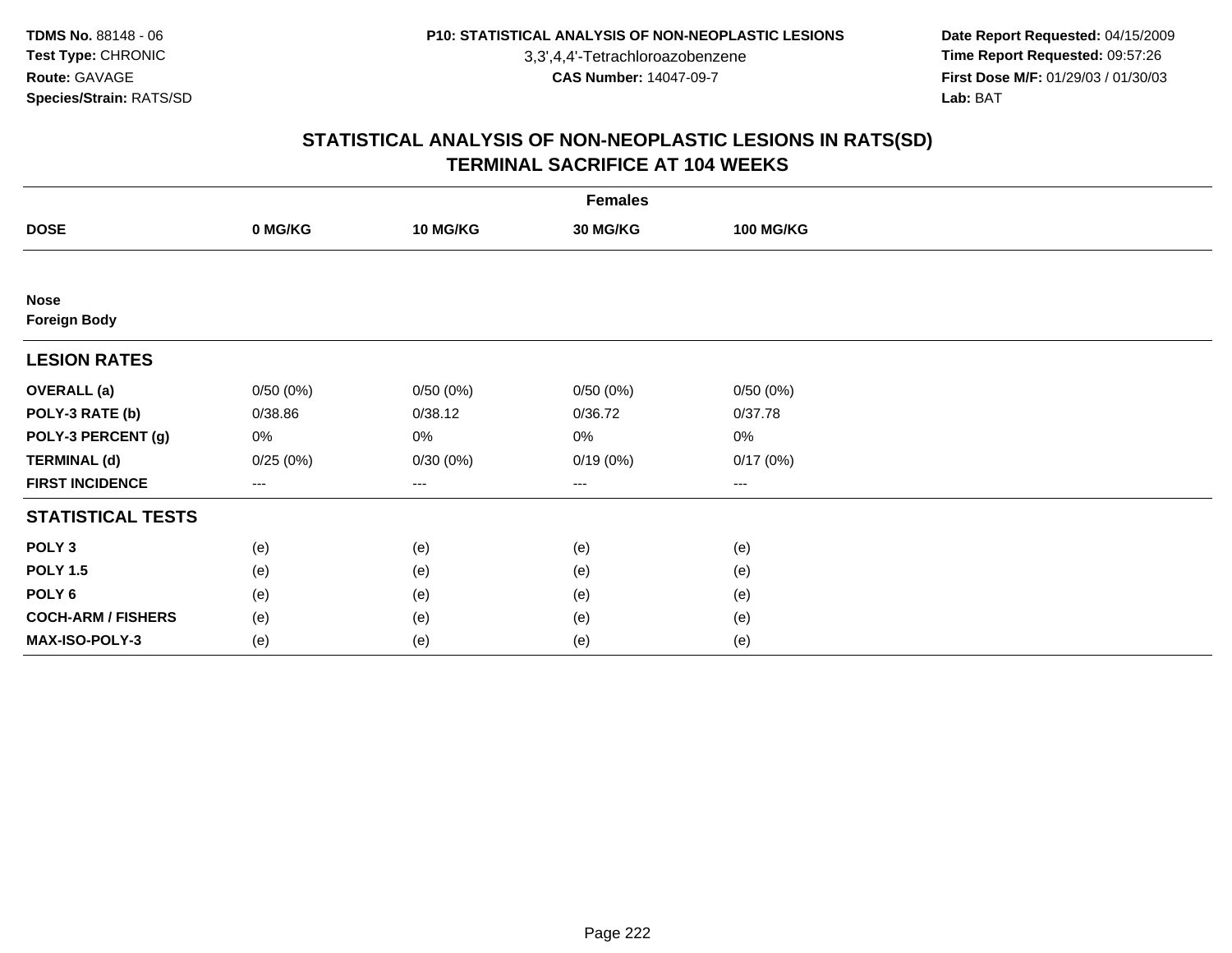**TDMS No.** 88148 - 06
**Test Type:** CHRONIC
**Route:** GAVAGE
**Species/Strain:** RATS/SD

**P10: STATISTICAL ANALYSIS OF NON-NEOPLASTIC LESIONS**
3,3',4,4'-Tetrachloroazobenzene
**CAS Number:** 14047-09-7

**Date Report Requested:** 04/15/2009
**Time Report Requested:** 09:57:26
**First Dose M/F:** 01/29/03 / 01/30/03
**Lab:** BAT

# STATISTICAL ANALYSIS OF NON-NEOPLASTIC LESIONS IN RATS(SD)
# TERMINAL SACRIFICE AT 104 WEEKS

| | Females | | | |
|---|---|---|---|---|
| **DOSE** | **0 MG/KG** | **10 MG/KG** | **30 MG/KG** | **100 MG/KG** |
| **Nose** | | | | |
| **Foreign Body** | | | | |
| **LESION RATES** | | | | |
| **OVERALL (a)** | 0/50 (0%) | 0/50 (0%) | 0/50 (0%) | 0/50 (0%) |
| **POLY-3 RATE (b)** | 0/38.86 | 0/38.12 | 0/36.72 | 0/37.78 |
| **POLY-3 PERCENT (g)** | 0% | 0% | 0% | 0% |
| **TERMINAL (d)** | 0/25 (0%) | 0/30 (0%) | 0/19 (0%) | 0/17 (0%) |
| **FIRST INCIDENCE** | --- | --- | --- | --- |
| **STATISTICAL TESTS** | | | | |
| **POLY 3** | (e) | (e) | (e) | (e) |
| **POLY 1.5** | (e) | (e) | (e) | (e) |
| **POLY 6** | (e) | (e) | (e) | (e) |
| **COCH-ARM / FISHERS** | (e) | (e) | (e) | (e) |
| **MAX-ISO-POLY-3** | (e) | (e) | (e) | (e) |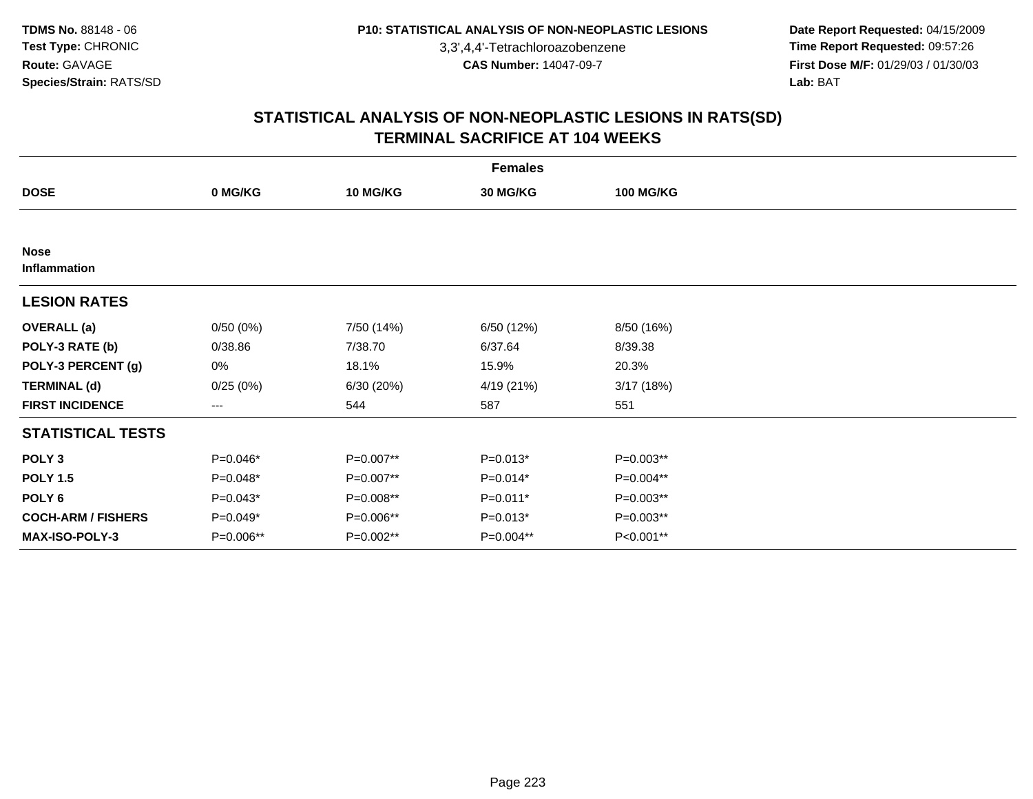**TDMS No.** 88148 - 06
**Test Type:** CHRONIC
**Route:** GAVAGE
**Species/Strain:** RATS/SD

**P10: STATISTICAL ANALYSIS OF NON-NEOPLASTIC LESIONS**
3,3',4,4'-Tetrachloroazobenzene
**CAS Number:** 14047-09-7

**Date Report Requested:** 04/15/2009
**Time Report Requested:** 09:57:26
**First Dose M/F:** 01/29/03 / 01/30/03
**Lab:** BAT

## STATISTICAL ANALYSIS OF NON-NEOPLASTIC LESIONS IN RATS(SD)
## TERMINAL SACRIFICE AT 104 WEEKS

**Females**

| DOSE | 0 MG/KG | 10 MG/KG | 30 MG/KG | 100 MG/KG |
|---|---|---|---|---|
| **Nose** | | | | |
| **Inflammation** | | | | |
| **LESION RATES** | | | | |
| **OVERALL (a)** | 0/50 (0%) | 7/50 (14%) | 6/50 (12%) | 8/50 (16%) |
| **POLY-3 RATE (b)** | 0/38.86 | 7/38.70 | 6/37.64 | 8/39.38 |
| **POLY-3 PERCENT (g)** | 0% | 18.1% | 15.9% | 20.3% |
| **TERMINAL (d)** | 0/25 (0%) | 6/30 (20%) | 4/19 (21%) | 3/17 (18%) |
| **FIRST INCIDENCE** | --- | 544 | 587 | 551 |
| **STATISTICAL TESTS** | | | | |
| **POLY 3** | P=0.046* | P=0.007** | P=0.013* | P=0.003** |
| **POLY 1.5** | P=0.048* | P=0.007** | P=0.014* | P=0.004** |
| **POLY 6** | P=0.043* | P=0.008** | P=0.011* | P=0.003** |
| **COCH-ARM / FISHERS** | P=0.049* | P=0.006** | P=0.013* | P=0.003** |
| **MAX-ISO-POLY-3** | P=0.006** | P=0.002** | P=0.004** | P<0.001** |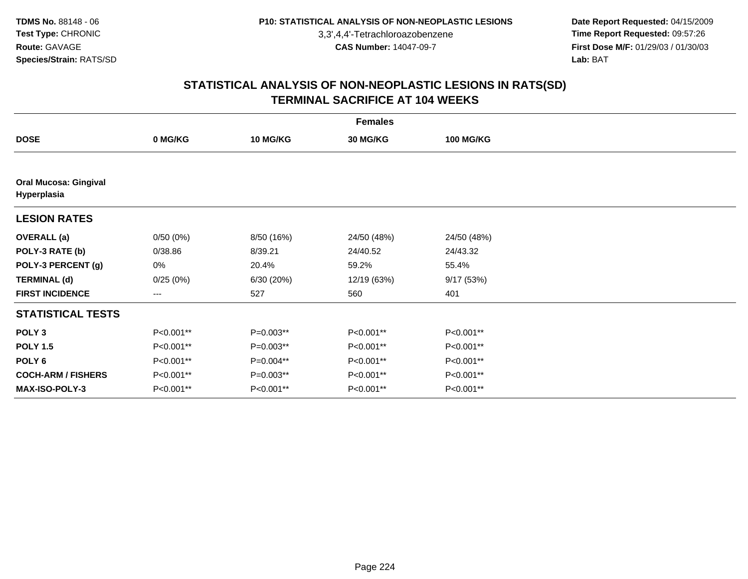TDMS No. 88148 - 06
Test Type: CHRONIC
Route: GAVAGE
Species/Strain: RATS/SD

P10: STATISTICAL ANALYSIS OF NON-NEOPLASTIC LESIONS
3,3',4,4'-Tetrachloroazobenzene
CAS Number: 14047-09-7

Date Report Requested: 04/15/2009
Time Report Requested: 09:57:26
First Dose M/F: 01/29/03 / 01/30/03
Lab: BAT

## STATISTICAL ANALYSIS OF NON-NEOPLASTIC LESIONS IN RATS(SD)
## TERMINAL SACRIFICE AT 104 WEEKS

| Females | | | | |
|---|---|---|---|---|
| **DOSE** | **0 MG/KG** | **10 MG/KG** | **30 MG/KG** | **100 MG/KG** |
| **Oral Mucosa: Gingival Hyperplasia** | | | | |
| **LESION RATES** | | | | |
| **OVERALL (a)** | 0/50 (0%) | 8/50 (16%) | 24/50 (48%) | 24/50 (48%) |
| **POLY-3 RATE (b)** | 0/38.86 | 8/39.21 | 24/40.52 | 24/43.32 |
| **POLY-3 PERCENT (g)** | 0% | 20.4% | 59.2% | 55.4% |
| **TERMINAL (d)** | 0/25 (0%) | 6/30 (20%) | 12/19 (63%) | 9/17 (53%) |
| **FIRST INCIDENCE** | --- | 527 | 560 | 401 |
| **STATISTICAL TESTS** | | | | |
| **POLY 3** | P<0.001** | P=0.003** | P<0.001** | P<0.001** |
| **POLY 1.5** | P<0.001** | P=0.003** | P<0.001** | P<0.001** |
| **POLY 6** | P<0.001** | P=0.004** | P<0.001** | P<0.001** |
| **COCH-ARM / FISHERS** | P<0.001** | P=0.003** | P<0.001** | P<0.001** |
| **MAX-ISO-POLY-3** | P<0.001** | P<0.001** | P<0.001** | P<0.001** |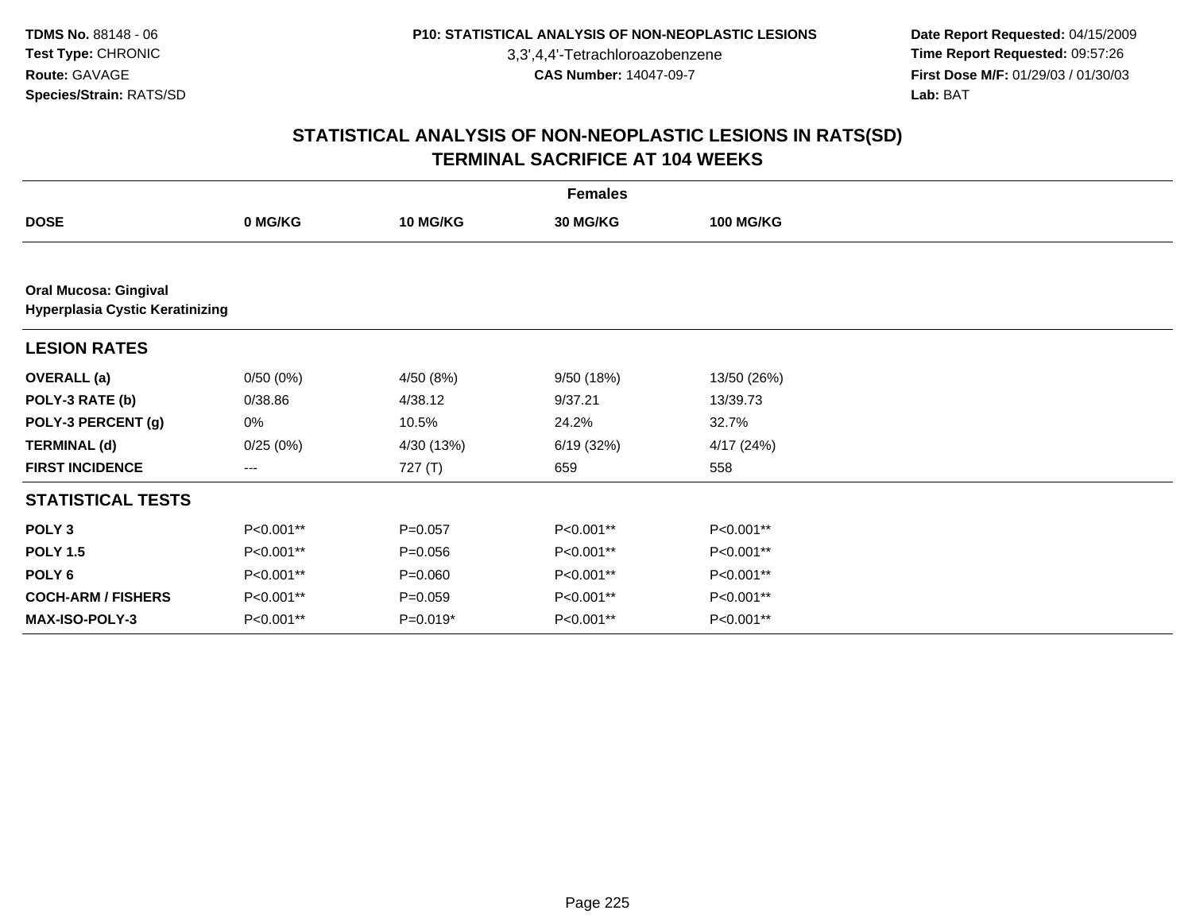**TDMS No.** 88148 - 06
**Test Type:** CHRONIC
**Route:** GAVAGE
**Species/Strain:** RATS/SD

**P10: STATISTICAL ANALYSIS OF NON-NEOPLASTIC LESIONS**
3,3',4,4'-Tetrachloroazobenzene
**CAS Number:** 14047-09-7

**Date Report Requested:** 04/15/2009
**Time Report Requested:** 09:57:26
**First Dose M/F:** 01/29/03 / 01/30/03
**Lab:** BAT

# STATISTICAL ANALYSIS OF NON-NEOPLASTIC LESIONS IN RATS(SD)
# TERMINAL SACRIFICE AT 104 WEEKS

**Females**

| DOSE | 0 MG/KG | 10 MG/KG | 30 MG/KG | 100 MG/KG |
|---|---|---|---|---|
| **Oral Mucosa: Gingival** | | | | |
| **Hyperplasia Cystic Keratinizing** | | | | |
| **LESION RATES** | | | | |
| **OVERALL (a)** | 0/50 (0%) | 4/50 (8%) | 9/50 (18%) | 13/50 (26%) |
| **POLY-3 RATE (b)** | 0/38.86 | 4/38.12 | 9/37.21 | 13/39.73 |
| **POLY-3 PERCENT (g)** | 0% | 10.5% | 24.2% | 32.7% |
| **TERMINAL (d)** | 0/25 (0%) | 4/30 (13%) | 6/19 (32%) | 4/17 (24%) |
| **FIRST INCIDENCE** | --- | 727 (T) | 659 | 558 |
| **STATISTICAL TESTS** | | | | |
| **POLY 3** | P<0.001** | P=0.057 | P<0.001** | P<0.001** |
| **POLY 1.5** | P<0.001** | P=0.056 | P<0.001** | P<0.001** |
| **POLY 6** | P<0.001** | P=0.060 | P<0.001** | P<0.001** |
| **COCH-ARM / FISHERS** | P<0.001** | P=0.059 | P<0.001** | P<0.001** |
| **MAX-ISO-POLY-3** | P<0.001** | P=0.019* | P<0.001** | P<0.001** |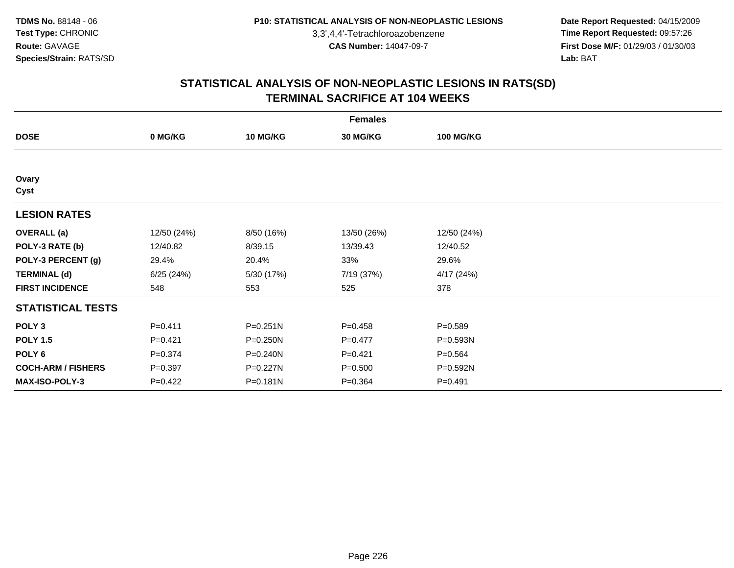TDMS No. 88148 - 06
Test Type: CHRONIC
Route: GAVAGE
Species/Strain: RATS/SD

P10: STATISTICAL ANALYSIS OF NON-NEOPLASTIC LESIONS
3,3',4,4'-Tetrachloroazobenzene
CAS Number: 14047-09-7

Date Report Requested: 04/15/2009
Time Report Requested: 09:57:26
First Dose M/F: 01/29/03 / 01/30/03
Lab: BAT

## STATISTICAL ANALYSIS OF NON-NEOPLASTIC LESIONS IN RATS(SD)
## TERMINAL SACRIFICE AT 104 WEEKS

| | Females | | | |
|---|---|---|---|---|
| **DOSE** | **0 MG/KG** | **10 MG/KG** | **30 MG/KG** | **100 MG/KG** |
| **Ovary** | | | | |
| **Cyst** | | | | |
| **LESION RATES** | | | | |
| **OVERALL (a)** | 12/50 (24%) | 8/50 (16%) | 13/50 (26%) | 12/50 (24%) |
| **POLY-3 RATE (b)** | 12/40.82 | 8/39.15 | 13/39.43 | 12/40.52 |
| **POLY-3 PERCENT (g)** | 29.4% | 20.4% | 33% | 29.6% |
| **TERMINAL (d)** | 6/25 (24%) | 5/30 (17%) | 7/19 (37%) | 4/17 (24%) |
| **FIRST INCIDENCE** | 548 | 553 | 525 | 378 |
| **STATISTICAL TESTS** | | | | |
| **POLY 3** | P=0.411 | P=0.251N | P=0.458 | P=0.589 |
| **POLY 1.5** | P=0.421 | P=0.250N | P=0.477 | P=0.593N |
| **POLY 6** | P=0.374 | P=0.240N | P=0.421 | P=0.564 |
| **COCH-ARM / FISHERS** | P=0.397 | P=0.227N | P=0.500 | P=0.592N |
| **MAX-ISO-POLY-3** | P=0.422 | P=0.181N | P=0.364 | P=0.491 |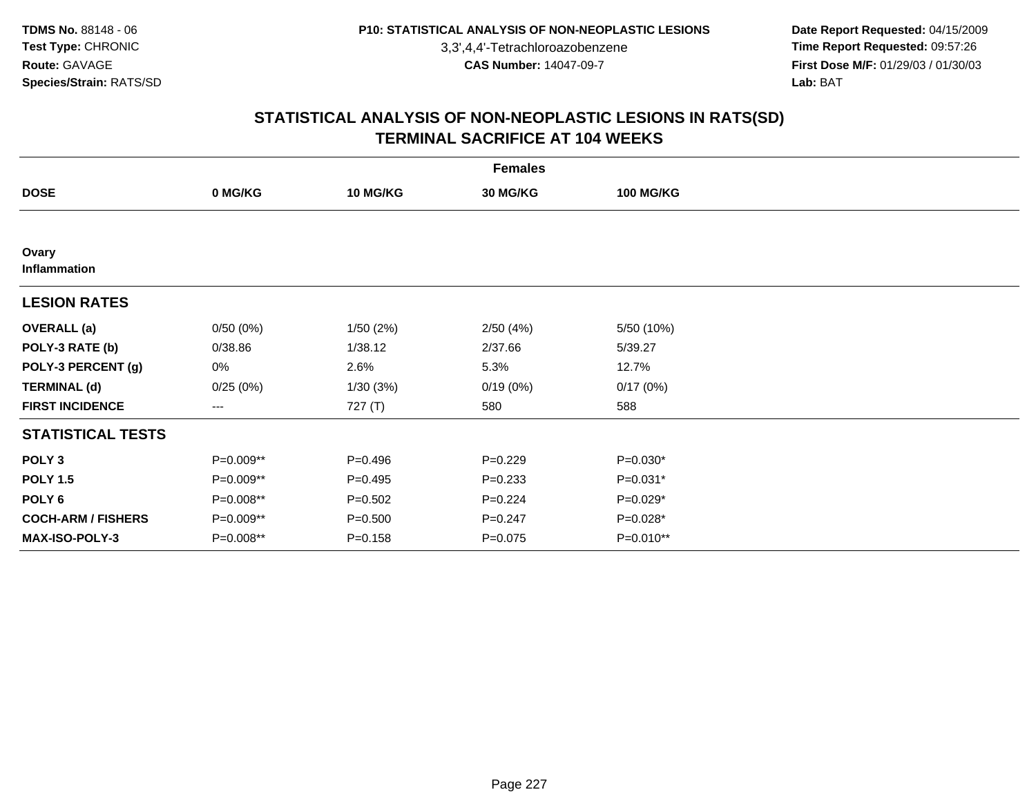# STATISTICAL ANALYSIS OF NON-NEOPLASTIC LESIONS IN RATS(SD)
## TERMINAL SACRIFICE AT 104 WEEKS

| | Females | | | |
|---|---|---|---|---|
| **DOSE** | **0 MG/KG** | **10 MG/KG** | **30 MG/KG** | **100 MG/KG** |
| **Ovary** | | | | |
| **Inflammation** | | | | |
| **LESION RATES** | | | | |
| **OVERALL (a)** | 0/50 (0%) | 1/50 (2%) | 2/50 (4%) | 5/50 (10%) |
| **POLY-3 RATE (b)** | 0/38.86 | 1/38.12 | 2/37.66 | 5/39.27 |
| **POLY-3 PERCENT (g)** | 0% | 2.6% | 5.3% | 12.7% |
| **TERMINAL (d)** | 0/25 (0%) | 1/30 (3%) | 0/19 (0%) | 0/17 (0%) |
| **FIRST INCIDENCE** | --- | 727 (T) | 580 | 588 |
| **STATISTICAL TESTS** | | | | |
| **POLY 3** | P=0.009** | P=0.496 | P=0.229 | P=0.030* |
| **POLY 1.5** | P=0.009** | P=0.495 | P=0.233 | P=0.031* |
| **POLY 6** | P=0.008** | P=0.502 | P=0.224 | P=0.029* |
| **COCH-ARM / FISHERS** | P=0.009** | P=0.500 | P=0.247 | P=0.028* |
| **MAX-ISO-POLY-3** | P=0.008** | P=0.158 | P=0.075 | P=0.010** |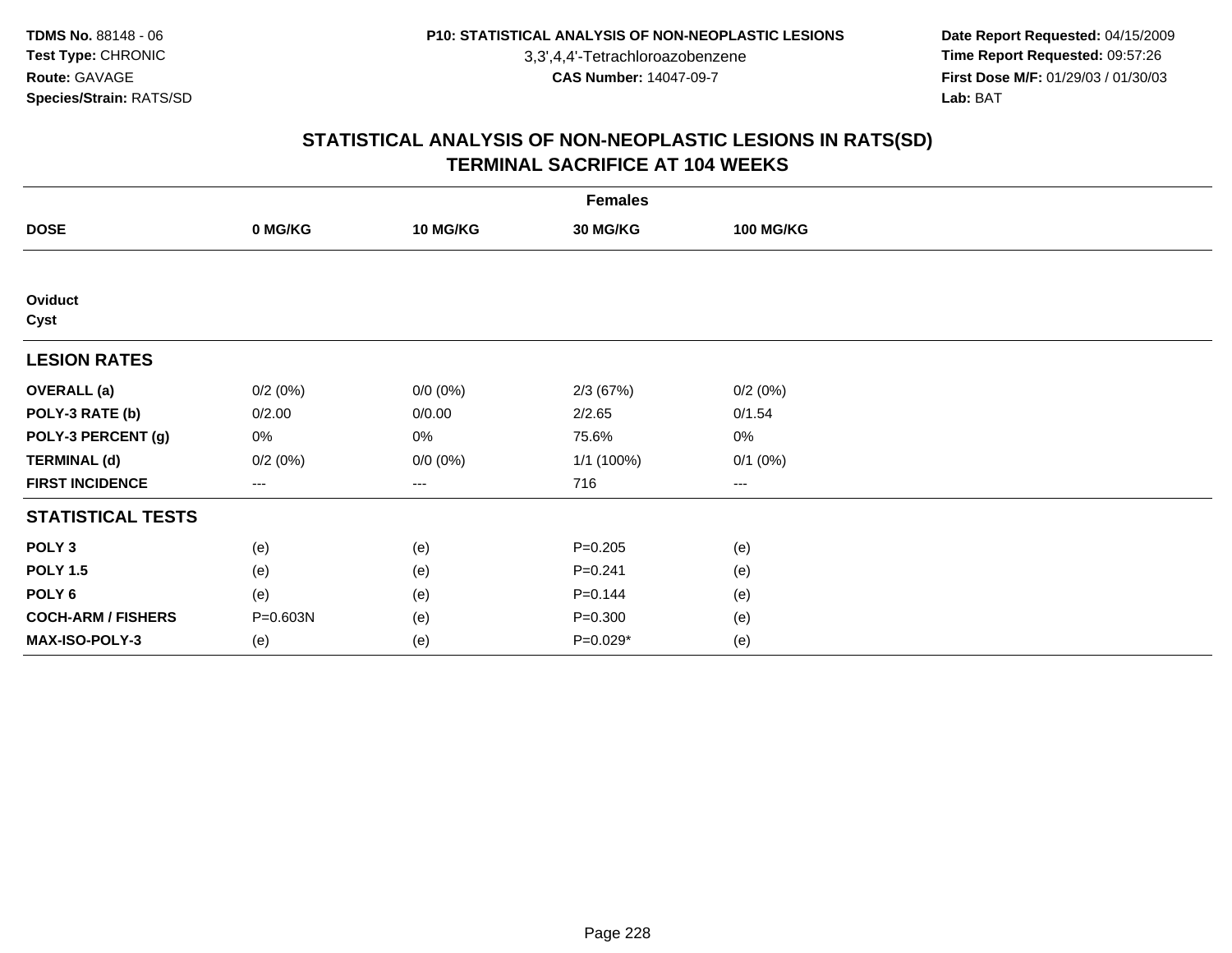**TDMS No.** 88148 - 06
**Test Type:** CHRONIC
**Route:** GAVAGE
**Species/Strain:** RATS/SD

**P10: STATISTICAL ANALYSIS OF NON-NEOPLASTIC LESIONS**
3,3',4,4'-Tetrachloroazobenzene
**CAS Number:** 14047-09-7

**Date Report Requested:** 04/15/2009
**Time Report Requested:** 09:57:26
**First Dose M/F:** 01/29/03 / 01/30/03
**Lab:** BAT

## STATISTICAL ANALYSIS OF NON-NEOPLASTIC LESIONS IN RATS(SD)
## TERMINAL SACRIFICE AT 104 WEEKS

| | Females | | | |
|---|---|---|---|---|
| **DOSE** | **0 MG/KG** | **10 MG/KG** | **30 MG/KG** | **100 MG/KG** |
| **Oviduct** | | | | |
| **Cyst** | | | | |
| **LESION RATES** | | | | |
| **OVERALL (a)** | 0/2 (0%) | 0/0 (0%) | 2/3 (67%) | 0/2 (0%) |
| **POLY-3 RATE (b)** | 0/2.00 | 0/0.00 | 2/2.65 | 0/1.54 |
| **POLY-3 PERCENT (g)** | 0% | 0% | 75.6% | 0% |
| **TERMINAL (d)** | 0/2 (0%) | 0/0 (0%) | 1/1 (100%) | 0/1 (0%) |
| **FIRST INCIDENCE** | --- | --- | 716 | --- |
| **STATISTICAL TESTS** | | | | |
| **POLY 3** | (e) | (e) | P=0.205 | (e) |
| **POLY 1.5** | (e) | (e) | P=0.241 | (e) |
| **POLY 6** | (e) | (e) | P=0.144 | (e) |
| **COCH-ARM / FISHERS** | P=0.603N | (e) | P=0.300 | (e) |
| **MAX-ISO-POLY-3** | (e) | (e) | P=0.029* | (e) |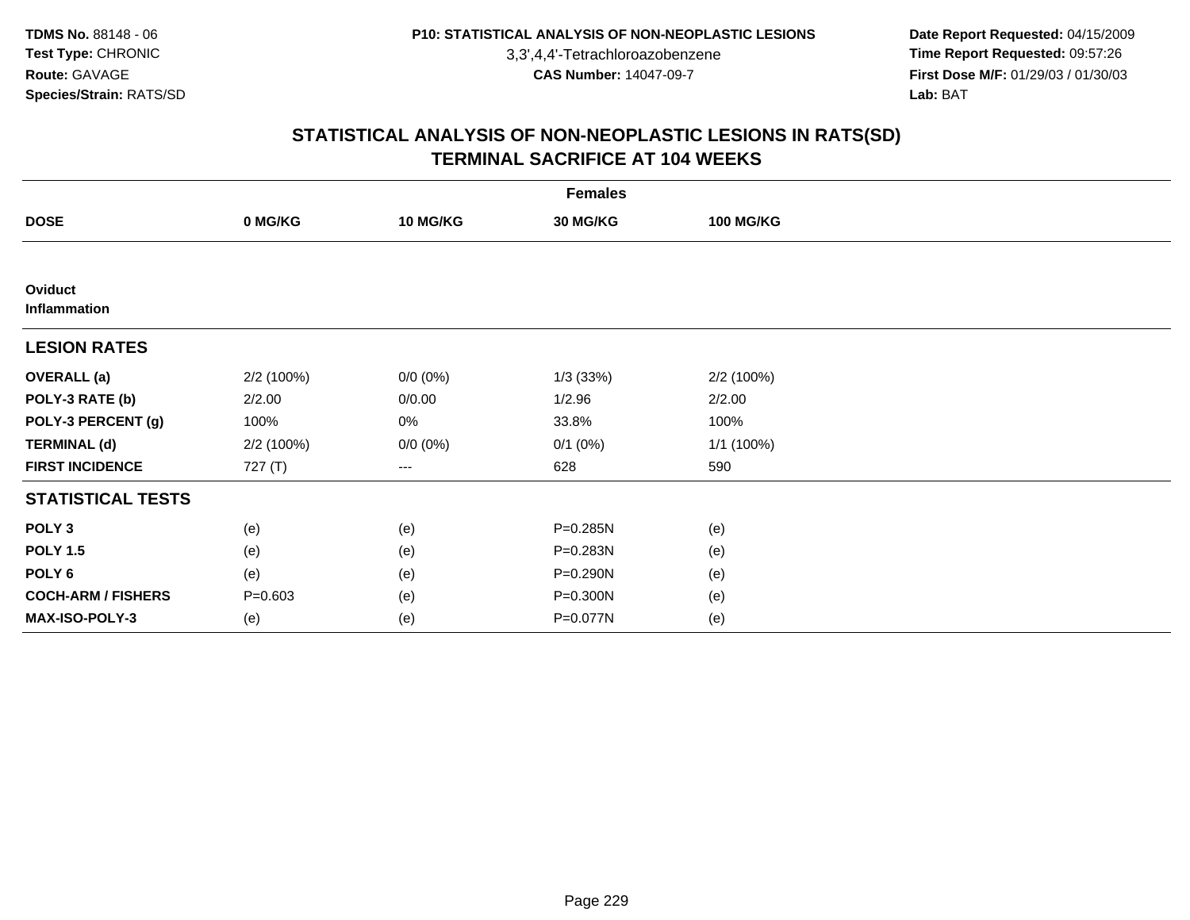TDMS No. 88148 - 06
Test Type: CHRONIC
Route: GAVAGE
Species/Strain: RATS/SD

P10: STATISTICAL ANALYSIS OF NON-NEOPLASTIC LESIONS
3,3',4,4'-Tetrachloroazobenzene
CAS Number: 14047-09-7

Date Report Requested: 04/15/2009
Time Report Requested: 09:57:26
First Dose M/F: 01/29/03 / 01/30/03
Lab: BAT

## STATISTICAL ANALYSIS OF NON-NEOPLASTIC LESIONS IN RATS(SD)
## TERMINAL SACRIFICE AT 104 WEEKS

| Females | | | | |
|---|---|---|---|---|
| **DOSE** | **0 MG/KG** | **10 MG/KG** | **30 MG/KG** | **100 MG/KG** |
| **Oviduct** | | | | |
| **Inflammation** | | | | |
| **LESION RATES** | | | | |
| **OVERALL (a)** | 2/2 (100%) | 0/0 (0%) | 1/3 (33%) | 2/2 (100%) |
| **POLY-3 RATE (b)** | 2/2.00 | 0/0.00 | 1/2.96 | 2/2.00 |
| **POLY-3 PERCENT (g)** | 100% | 0% | 33.8% | 100% |
| **TERMINAL (d)** | 2/2 (100%) | 0/0 (0%) | 0/1 (0%) | 1/1 (100%) |
| **FIRST INCIDENCE** | 727 (T) | --- | 628 | 590 |
| **STATISTICAL TESTS** | | | | |
| **POLY 3** | (e) | (e) | P=0.285N | (e) |
| **POLY 1.5** | (e) | (e) | P=0.283N | (e) |
| **POLY 6** | (e) | (e) | P=0.290N | (e) |
| **COCH-ARM / FISHERS** | P=0.603 | (e) | P=0.300N | (e) |
| **MAX-ISO-POLY-3** | (e) | (e) | P=0.077N | (e) |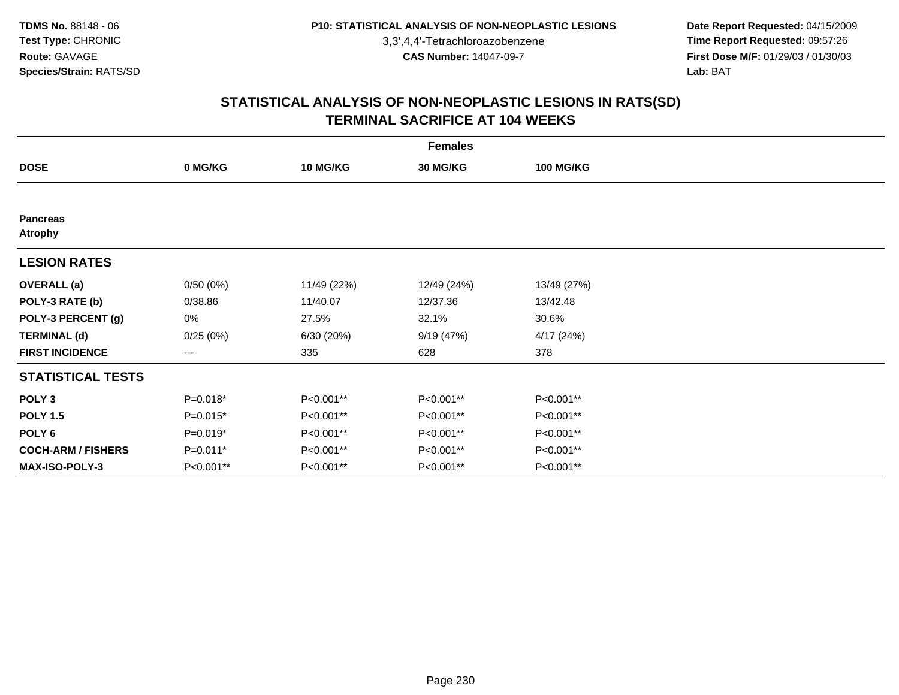TDMS No. 88148 - 06
Test Type: CHRONIC
Route: GAVAGE
Species/Strain: RATS/SD

P10: STATISTICAL ANALYSIS OF NON-NEOPLASTIC LESIONS
3,3',4,4'-Tetrachloroazobenzene
CAS Number: 14047-09-7

Date Report Requested: 04/15/2009
Time Report Requested: 09:57:26
First Dose M/F: 01/29/03 / 01/30/03
Lab: BAT

## STATISTICAL ANALYSIS OF NON-NEOPLASTIC LESIONS IN RATS(SD)
## TERMINAL SACRIFICE AT 104 WEEKS

| | Females | | | |
|---|---|---|---|---|
| **DOSE** | **0 MG/KG** | **10 MG/KG** | **30 MG/KG** | **100 MG/KG** |
| **Pancreas** | | | | |
| **Atrophy** | | | | |
| **LESION RATES** | | | | |
| **OVERALL (a)** | 0/50 (0%) | 11/49 (22%) | 12/49 (24%) | 13/49 (27%) |
| **POLY-3 RATE (b)** | 0/38.86 | 11/40.07 | 12/37.36 | 13/42.48 |
| **POLY-3 PERCENT (g)** | 0% | 27.5% | 32.1% | 30.6% |
| **TERMINAL (d)** | 0/25 (0%) | 6/30 (20%) | 9/19 (47%) | 4/17 (24%) |
| **FIRST INCIDENCE** | --- | 335 | 628 | 378 |
| **STATISTICAL TESTS** | | | | |
| **POLY 3** | P=0.018* | P<0.001** | P<0.001** | P<0.001** |
| **POLY 1.5** | P=0.015* | P<0.001** | P<0.001** | P<0.001** |
| **POLY 6** | P=0.019* | P<0.001** | P<0.001** | P<0.001** |
| **COCH-ARM / FISHERS** | P=0.011* | P<0.001** | P<0.001** | P<0.001** |
| **MAX-ISO-POLY-3** | P<0.001** | P<0.001** | P<0.001** | P<0.001** |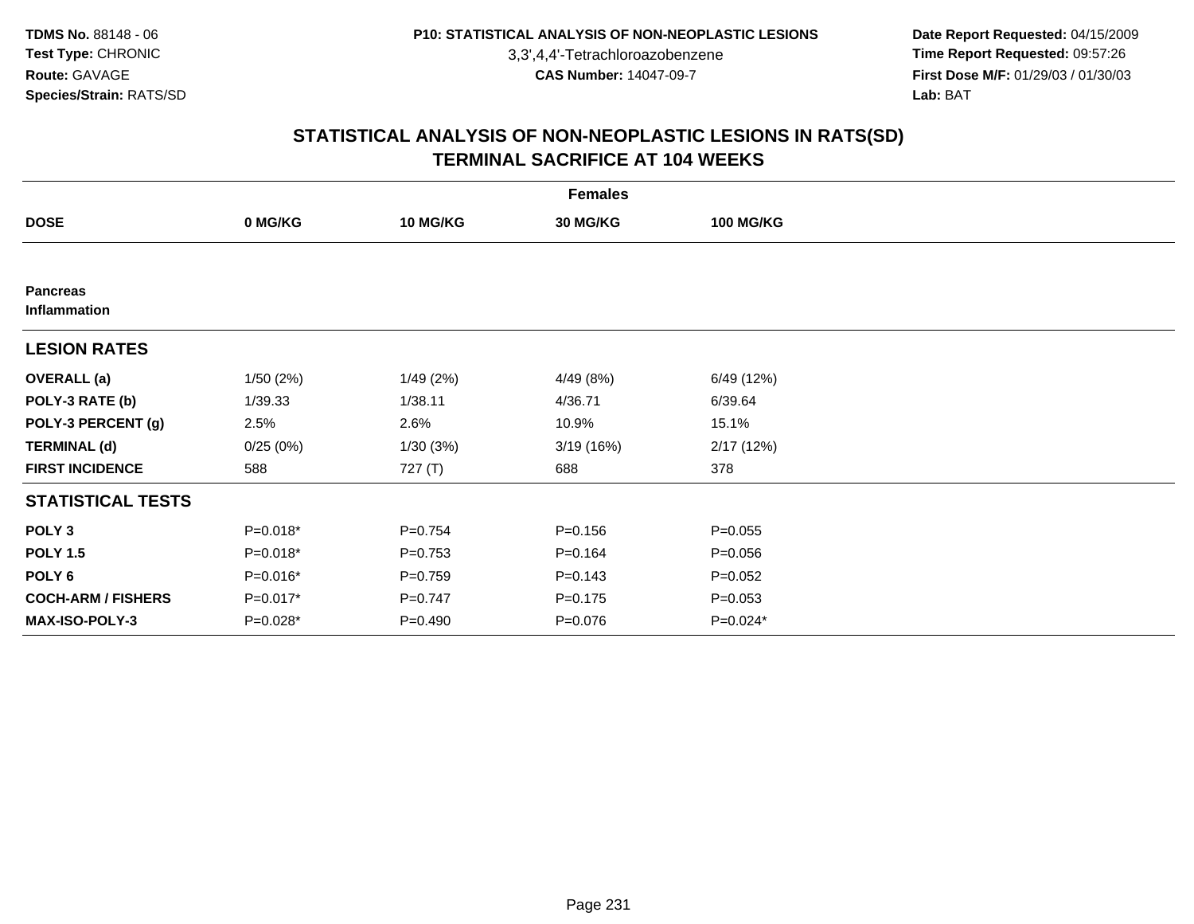**TDMS No.** 88148 - 06
**Test Type:** CHRONIC
**Route:** GAVAGE
**Species/Strain:** RATS/SD

**P10: STATISTICAL ANALYSIS OF NON-NEOPLASTIC LESIONS**
3,3',4,4'-Tetrachloroazobenzene
**CAS Number:** 14047-09-7

**Date Report Requested:** 04/15/2009
**Time Report Requested:** 09:57:26
**First Dose M/F:** 01/29/03 / 01/30/03
**Lab:** BAT

## STATISTICAL ANALYSIS OF NON-NEOPLASTIC LESIONS IN RATS(SD)
## TERMINAL SACRIFICE AT 104 WEEKS

| Females | | | | |
|---|---|---|---|---|
| **DOSE** | **0 MG/KG** | **10 MG/KG** | **30 MG/KG** | **100 MG/KG** |
| **Pancreas** | | | | |
| **Inflammation** | | | | |
| **LESION RATES** | | | | |
| **OVERALL (a)** | 1/50 (2%) | 1/49 (2%) | 4/49 (8%) | 6/49 (12%) |
| **POLY-3 RATE (b)** | 1/39.33 | 1/38.11 | 4/36.71 | 6/39.64 |
| **POLY-3 PERCENT (g)** | 2.5% | 2.6% | 10.9% | 15.1% |
| **TERMINAL (d)** | 0/25 (0%) | 1/30 (3%) | 3/19 (16%) | 2/17 (12%) |
| **FIRST INCIDENCE** | 588 | 727 (T) | 688 | 378 |
| **STATISTICAL TESTS** | | | | |
| **POLY 3** | P=0.018* | P=0.754 | P=0.156 | P=0.055 |
| **POLY 1.5** | P=0.018* | P=0.753 | P=0.164 | P=0.056 |
| **POLY 6** | P=0.016* | P=0.759 | P=0.143 | P=0.052 |
| **COCH-ARM / FISHERS** | P=0.017* | P=0.747 | P=0.175 | P=0.053 |
| **MAX-ISO-POLY-3** | P=0.028* | P=0.490 | P=0.076 | P=0.024* |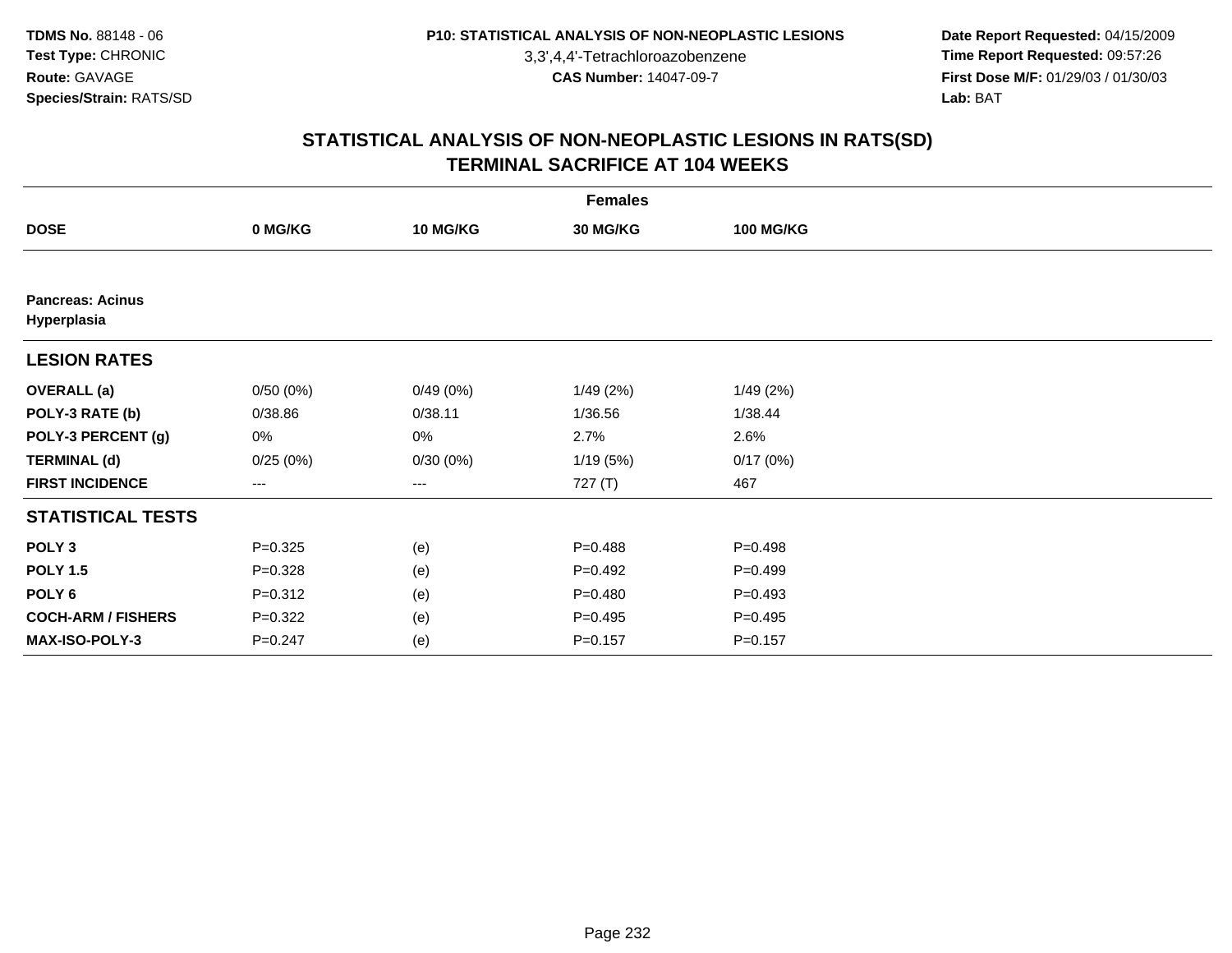## STATISTICAL ANALYSIS OF NON-NEOPLASTIC LESIONS IN RATS(SD)
## TERMINAL SACRIFICE AT 104 WEEKS

| Females | | | | |
|---|---|---|---|---|
| **DOSE** | **0 MG/KG** | **10 MG/KG** | **30 MG/KG** | **100 MG/KG** |
| **Pancreas: Acinus Hyperplasia** | | | | |
| **LESION RATES** | | | | |
| **OVERALL (a)** | 0/50 (0%) | 0/49 (0%) | 1/49 (2%) | 1/49 (2%) |
| **POLY-3 RATE (b)** | 0/38.86 | 0/38.11 | 1/36.56 | 1/38.44 |
| **POLY-3 PERCENT (g)** | 0% | 0% | 2.7% | 2.6% |
| **TERMINAL (d)** | 0/25 (0%) | 0/30 (0%) | 1/19 (5%) | 0/17 (0%) |
| **FIRST INCIDENCE** | --- | --- | 727 (T) | 467 |
| **STATISTICAL TESTS** | | | | |
| **POLY 3** | P=0.325 | (e) | P=0.488 | P=0.498 |
| **POLY 1.5** | P=0.328 | (e) | P=0.492 | P=0.499 |
| **POLY 6** | P=0.312 | (e) | P=0.480 | P=0.493 |
| **COCH-ARM / FISHERS** | P=0.322 | (e) | P=0.495 | P=0.495 |
| **MAX-ISO-POLY-3** | P=0.247 | (e) | P=0.157 | P=0.157 |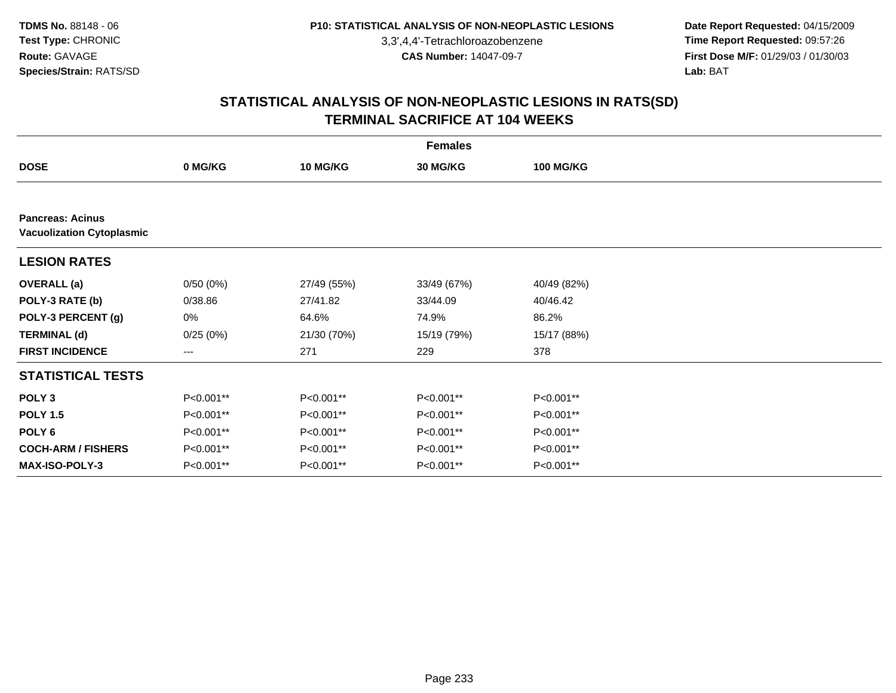# STATISTICAL ANALYSIS OF NON-NEOPLASTIC LESIONS IN RATS(SD)
## TERMINAL SACRIFICE AT 104 WEEKS

| | Females | | | |
|---|---|---|---|---|
| **DOSE** | **0 MG/KG** | **10 MG/KG** | **30 MG/KG** | **100 MG/KG** |
| **Pancreas: Acinus** | | | | |
| **Vacuolization Cytoplasmic** | | | | |
| **LESION RATES** | | | | |
| **OVERALL (a)** | 0/50 (0%) | 27/49 (55%) | 33/49 (67%) | 40/49 (82%) |
| **POLY-3 RATE (b)** | 0/38.86 | 27/41.82 | 33/44.09 | 40/46.42 |
| **POLY-3 PERCENT (g)** | 0% | 64.6% | 74.9% | 86.2% |
| **TERMINAL (d)** | 0/25 (0%) | 21/30 (70%) | 15/19 (79%) | 15/17 (88%) |
| **FIRST INCIDENCE** | --- | 271 | 229 | 378 |
| **STATISTICAL TESTS** | | | | |
| **POLY 3** | P<0.001** | P<0.001** | P<0.001** | P<0.001** |
| **POLY 1.5** | P<0.001** | P<0.001** | P<0.001** | P<0.001** |
| **POLY 6** | P<0.001** | P<0.001** | P<0.001** | P<0.001** |
| **COCH-ARM / FISHERS** | P<0.001** | P<0.001** | P<0.001** | P<0.001** |
| **MAX-ISO-POLY-3** | P<0.001** | P<0.001** | P<0.001** | P<0.001** |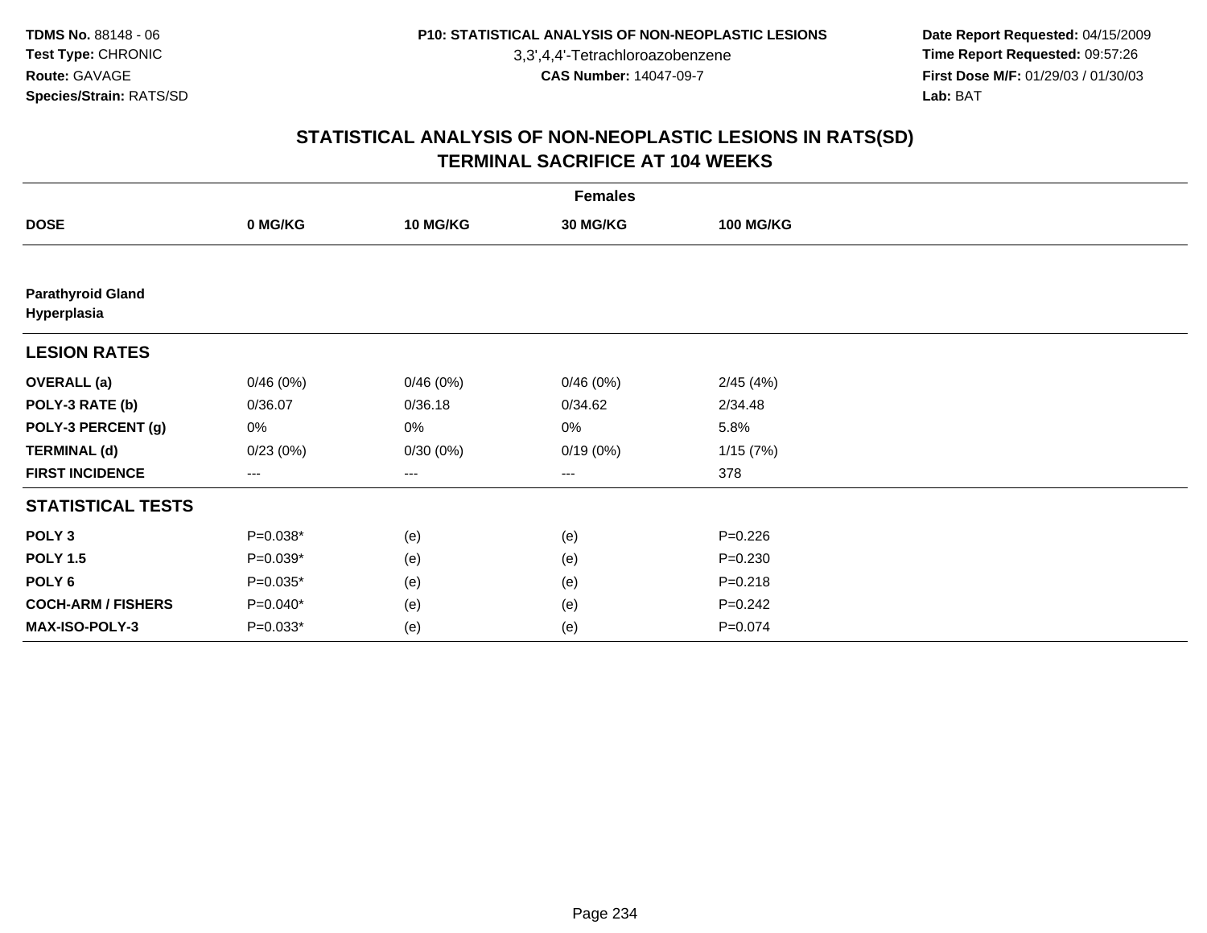TDMS No. 88148 - 06
Test Type: CHRONIC
Route: GAVAGE
Species/Strain: RATS/SD

P10: STATISTICAL ANALYSIS OF NON-NEOPLASTIC LESIONS
3,3',4,4'-Tetrachloroazobenzene
CAS Number: 14047-09-7

Date Report Requested: 04/15/2009
Time Report Requested: 09:57:26
First Dose M/F: 01/29/03 / 01/30/03
Lab: BAT

## STATISTICAL ANALYSIS OF NON-NEOPLASTIC LESIONS IN RATS(SD)
## TERMINAL SACRIFICE AT 104 WEEKS

| | Females | | | |
|---|---|---|---|---|
| **DOSE** | **0 MG/KG** | **10 MG/KG** | **30 MG/KG** | **100 MG/KG** |
| **Parathyroid Gland Hyperplasia** | | | | |
| **LESION RATES** | | | | |
| **OVERALL (a)** | 0/46 (0%) | 0/46 (0%) | 0/46 (0%) | 2/45 (4%) |
| **POLY-3 RATE (b)** | 0/36.07 | 0/36.18 | 0/34.62 | 2/34.48 |
| **POLY-3 PERCENT (g)** | 0% | 0% | 0% | 5.8% |
| **TERMINAL (d)** | 0/23 (0%) | 0/30 (0%) | 0/19 (0%) | 1/15 (7%) |
| **FIRST INCIDENCE** | --- | --- | --- | 378 |
| **STATISTICAL TESTS** | | | | |
| **POLY 3** | P=0.038* | (e) | (e) | P=0.226 |
| **POLY 1.5** | P=0.039* | (e) | (e) | P=0.230 |
| **POLY 6** | P=0.035* | (e) | (e) | P=0.218 |
| **COCH-ARM / FISHERS** | P=0.040* | (e) | (e) | P=0.242 |
| **MAX-ISO-POLY-3** | P=0.033* | (e) | (e) | P=0.074 |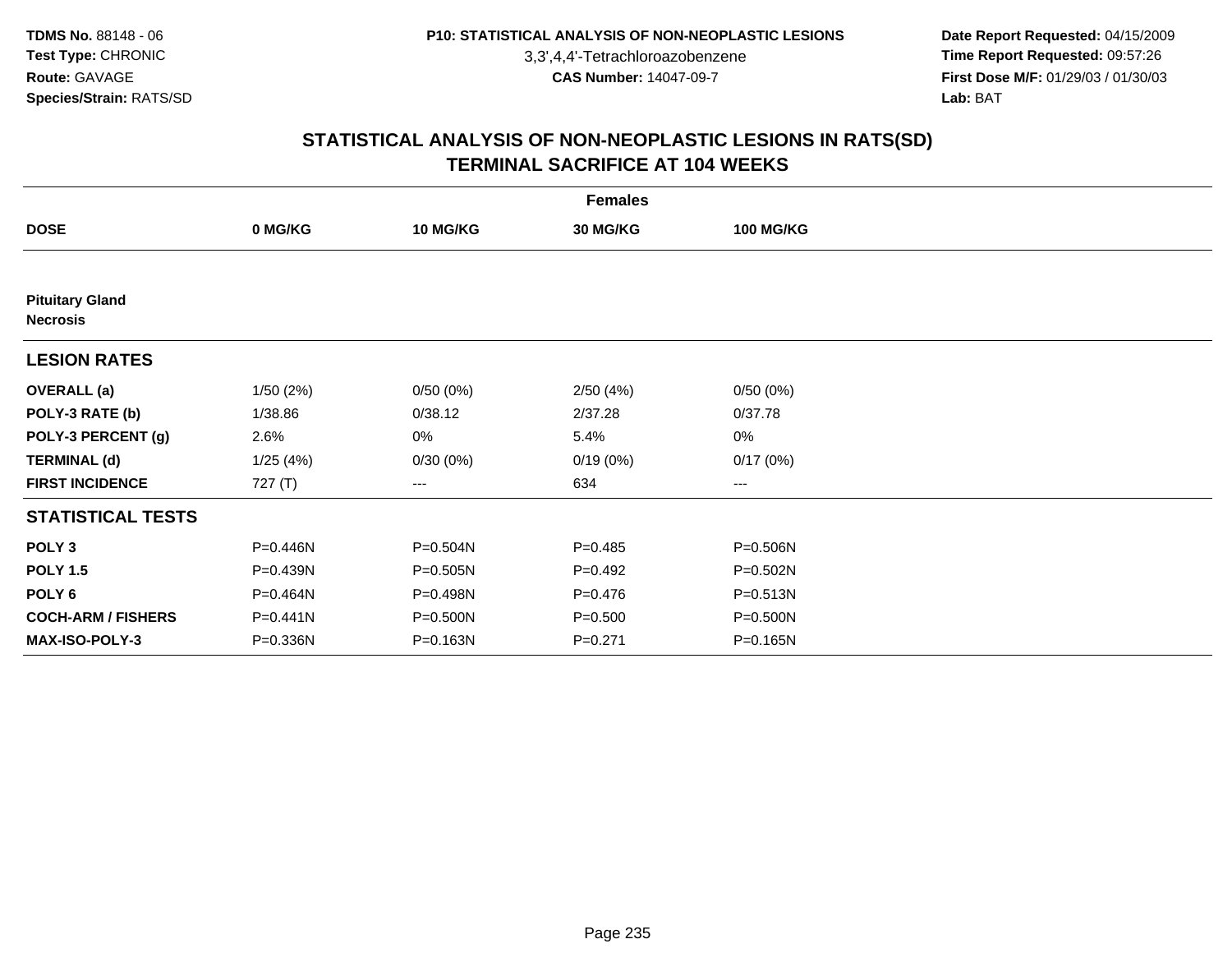TDMS No. 88148 - 06
Test Type: CHRONIC
Route: GAVAGE
Species/Strain: RATS/SD

P10: STATISTICAL ANALYSIS OF NON-NEOPLASTIC LESIONS
3,3',4,4'-Tetrachloroazobenzene
CAS Number: 14047-09-7

Date Report Requested: 04/15/2009
Time Report Requested: 09:57:26
First Dose M/F: 01/29/03 / 01/30/03
Lab: BAT

## STATISTICAL ANALYSIS OF NON-NEOPLASTIC LESIONS IN RATS(SD)
## TERMINAL SACRIFICE AT 104 WEEKS

| | Females | | | |
|---|---|---|---|---|
| **DOSE** | **0 MG/KG** | **10 MG/KG** | **30 MG/KG** | **100 MG/KG** |
| **Pituitary Gland** | | | | |
| **Necrosis** | | | | |
| **LESION RATES** | | | | |
| **OVERALL (a)** | 1/50 (2%) | 0/50 (0%) | 2/50 (4%) | 0/50 (0%) |
| **POLY-3 RATE (b)** | 1/38.86 | 0/38.12 | 2/37.28 | 0/37.78 |
| **POLY-3 PERCENT (g)** | 2.6% | 0% | 5.4% | 0% |
| **TERMINAL (d)** | 1/25 (4%) | 0/30 (0%) | 0/19 (0%) | 0/17 (0%) |
| **FIRST INCIDENCE** | 727 (T) | --- | 634 | --- |
| **STATISTICAL TESTS** | | | | |
| **POLY 3** | P=0.446N | P=0.504N | P=0.485 | P=0.506N |
| **POLY 1.5** | P=0.439N | P=0.505N | P=0.492 | P=0.502N |
| **POLY 6** | P=0.464N | P=0.498N | P=0.476 | P=0.513N |
| **COCH-ARM / FISHERS** | P=0.441N | P=0.500N | P=0.500 | P=0.500N |
| **MAX-ISO-POLY-3** | P=0.336N | P=0.163N | P=0.271 | P=0.165N |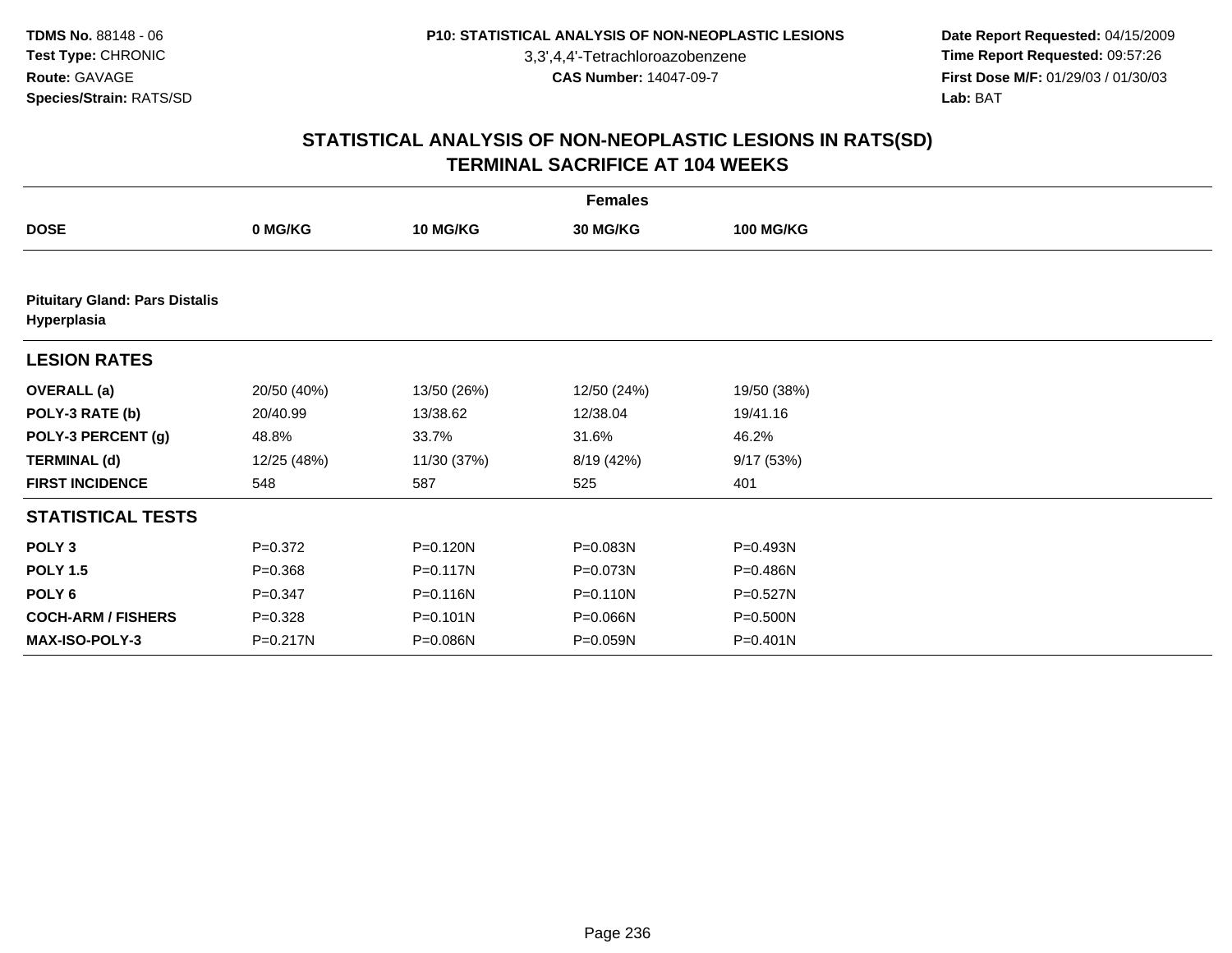TDMS No. 88148 - 06
Test Type: CHRONIC
Route: GAVAGE
Species/Strain: RATS/SD

P10: STATISTICAL ANALYSIS OF NON-NEOPLASTIC LESIONS
3,3',4,4'-Tetrachloroazobenzene
CAS Number: 14047-09-7

Date Report Requested: 04/15/2009
Time Report Requested: 09:57:26
First Dose M/F: 01/29/03 / 01/30/03
Lab: BAT

## STATISTICAL ANALYSIS OF NON-NEOPLASTIC LESIONS IN RATS(SD)
## TERMINAL SACRIFICE AT 104 WEEKS

| | Females | | | |
|---|---|---|---|---|
| **DOSE** | **0 MG/KG** | **10 MG/KG** | **30 MG/KG** | **100 MG/KG** |
| **Pituitary Gland: Pars Distalis Hyperplasia** | | | | |
| **LESION RATES** | | | | |
| **OVERALL (a)** | 20/50 (40%) | 13/50 (26%) | 12/50 (24%) | 19/50 (38%) |
| **POLY-3 RATE (b)** | 20/40.99 | 13/38.62 | 12/38.04 | 19/41.16 |
| **POLY-3 PERCENT (g)** | 48.8% | 33.7% | 31.6% | 46.2% |
| **TERMINAL (d)** | 12/25 (48%) | 11/30 (37%) | 8/19 (42%) | 9/17 (53%) |
| **FIRST INCIDENCE** | 548 | 587 | 525 | 401 |
| **STATISTICAL TESTS** | | | | |
| **POLY 3** | P=0.372 | P=0.120N | P=0.083N | P=0.493N |
| **POLY 1.5** | P=0.368 | P=0.117N | P=0.073N | P=0.486N |
| **POLY 6** | P=0.347 | P=0.116N | P=0.110N | P=0.527N |
| **COCH-ARM / FISHERS** | P=0.328 | P=0.101N | P=0.066N | P=0.500N |
| **MAX-ISO-POLY-3** | P=0.217N | P=0.086N | P=0.059N | P=0.401N |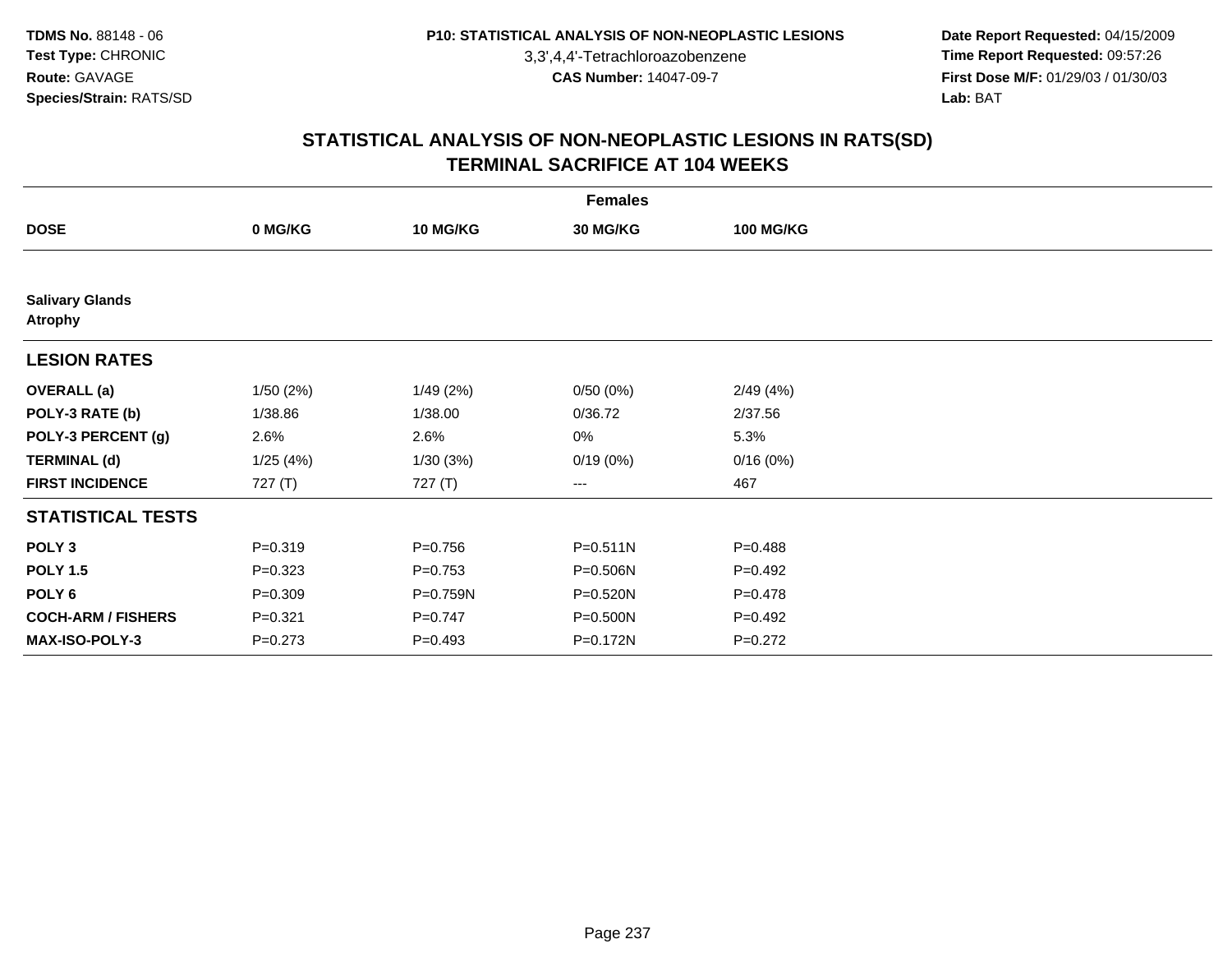TDMS No. 88148 - 06
Test Type: CHRONIC
Route: GAVAGE
Species/Strain: RATS/SD

P10: STATISTICAL ANALYSIS OF NON-NEOPLASTIC LESIONS
3,3',4,4'-Tetrachloroazobenzene
CAS Number: 14047-09-7

Date Report Requested: 04/15/2009
Time Report Requested: 09:57:26
First Dose M/F: 01/29/03 / 01/30/03
Lab: BAT

## STATISTICAL ANALYSIS OF NON-NEOPLASTIC LESIONS IN RATS(SD)
## TERMINAL SACRIFICE AT 104 WEEKS

**Females**

| DOSE | 0 MG/KG | 10 MG/KG | 30 MG/KG | 100 MG/KG |
|---|---|---|---|---|
| **Salivary Glands** | | | | |
| **Atrophy** | | | | |
| **LESION RATES** | | | | |
| **OVERALL (a)** | 1/50 (2%) | 1/49 (2%) | 0/50 (0%) | 2/49 (4%) |
| **POLY-3 RATE (b)** | 1/38.86 | 1/38.00 | 0/36.72 | 2/37.56 |
| **POLY-3 PERCENT (g)** | 2.6% | 2.6% | 0% | 5.3% |
| **TERMINAL (d)** | 1/25 (4%) | 1/30 (3%) | 0/19 (0%) | 0/16 (0%) |
| **FIRST INCIDENCE** | 727 (T) | 727 (T) | --- | 467 |
| **STATISTICAL TESTS** | | | | |
| **POLY 3** | P=0.319 | P=0.756 | P=0.511N | P=0.488 |
| **POLY 1.5** | P=0.323 | P=0.753 | P=0.506N | P=0.492 |
| **POLY 6** | P=0.309 | P=0.759N | P=0.520N | P=0.478 |
| **COCH-ARM / FISHERS** | P=0.321 | P=0.747 | P=0.500N | P=0.492 |
| **MAX-ISO-POLY-3** | P=0.273 | P=0.493 | P=0.172N | P=0.272 |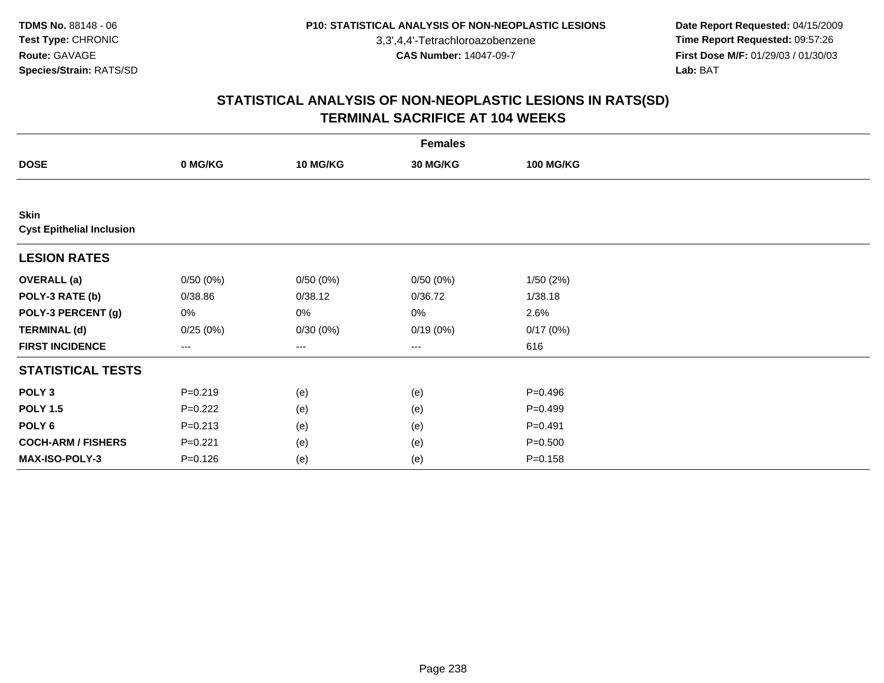**TDMS No.** 88148 - 06
**Test Type:** CHRONIC
**Route:** GAVAGE
**Species/Strain:** RATS/SD

**P10: STATISTICAL ANALYSIS OF NON-NEOPLASTIC LESIONS**
3,3',4,4'-Tetrachloroazobenzene
**CAS Number:** 14047-09-7

**Date Report Requested:** 04/15/2009
**Time Report Requested:** 09:57:26
**First Dose M/F:** 01/29/03 / 01/30/03
**Lab:** BAT

# STATISTICAL ANALYSIS OF NON-NEOPLASTIC LESIONS IN RATS(SD)
# TERMINAL SACRIFICE AT 104 WEEKS

| Females | | | | |
|---|---|---|---|---|
| **DOSE** | **0 MG/KG** | **10 MG/KG** | **30 MG/KG** | **100 MG/KG** |
| **Skin** | | | | |
| **Cyst Epithelial Inclusion** | | | | |
| **LESION RATES** | | | | |
| **OVERALL (a)** | 0/50 (0%) | 0/50 (0%) | 0/50 (0%) | 1/50 (2%) |
| **POLY-3 RATE (b)** | 0/38.86 | 0/38.12 | 0/36.72 | 1/38.18 |
| **POLY-3 PERCENT (g)** | 0% | 0% | 0% | 2.6% |
| **TERMINAL (d)** | 0/25 (0%) | 0/30 (0%) | 0/19 (0%) | 0/17 (0%) |
| **FIRST INCIDENCE** | --- | --- | --- | 616 |
| **STATISTICAL TESTS** | | | | |
| **POLY 3** | P=0.219 | (e) | (e) | P=0.496 |
| **POLY 1.5** | P=0.222 | (e) | (e) | P=0.499 |
| **POLY 6** | P=0.213 | (e) | (e) | P=0.491 |
| **COCH-ARM / FISHERS** | P=0.221 | (e) | (e) | P=0.500 |
| **MAX-ISO-POLY-3** | P=0.126 | (e) | (e) | P=0.158 |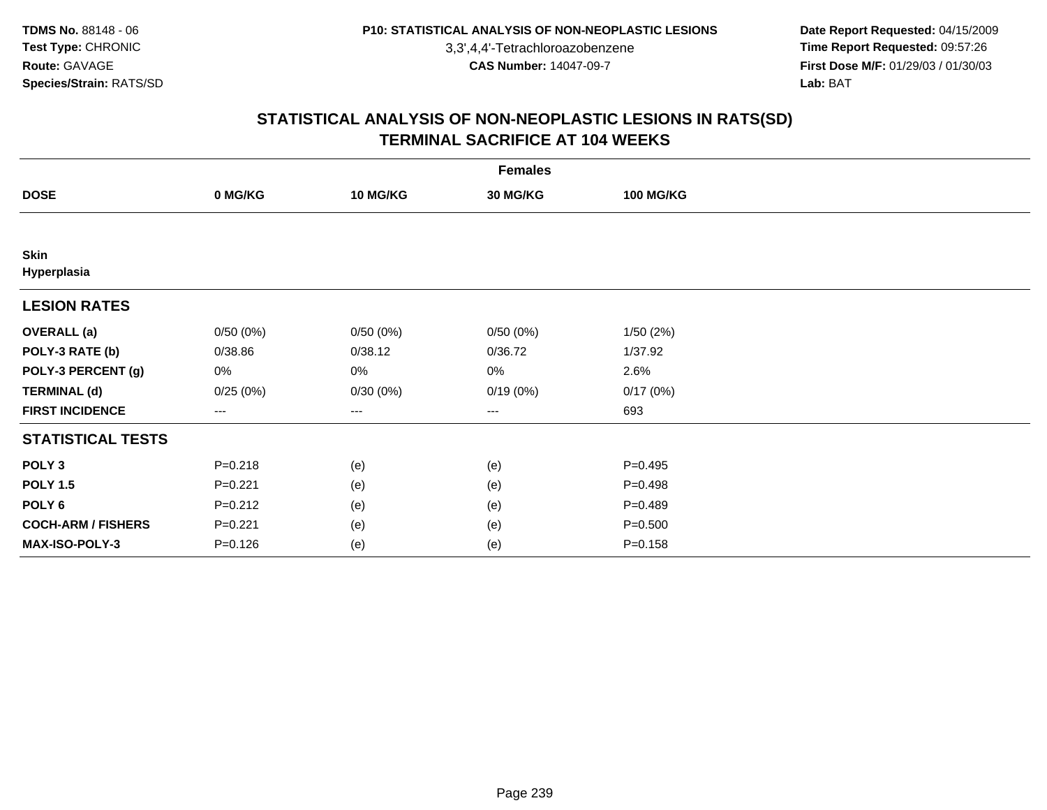**TDMS No.** 88148 - 06
**Test Type:** CHRONIC
**Route:** GAVAGE
**Species/Strain:** RATS/SD

**P10: STATISTICAL ANALYSIS OF NON-NEOPLASTIC LESIONS**
3,3',4,4'-Tetrachloroazobenzene
**CAS Number:** 14047-09-7

**Date Report Requested:** 04/15/2009
**Time Report Requested:** 09:57:26
**First Dose M/F:** 01/29/03 / 01/30/03
**Lab:** BAT

## STATISTICAL ANALYSIS OF NON-NEOPLASTIC LESIONS IN RATS(SD)
## TERMINAL SACRIFICE AT 104 WEEKS

| Females | | | | |
|---|---|---|---|---|
| **DOSE** | **0 MG/KG** | **10 MG/KG** | **30 MG/KG** | **100 MG/KG** |
| **Skin** | | | | |
| **Hyperplasia** | | | | |
| **LESION RATES** | | | | |
| **OVERALL (a)** | 0/50 (0%) | 0/50 (0%) | 0/50 (0%) | 1/50 (2%) |
| **POLY-3 RATE (b)** | 0/38.86 | 0/38.12 | 0/36.72 | 1/37.92 |
| **POLY-3 PERCENT (g)** | 0% | 0% | 0% | 2.6% |
| **TERMINAL (d)** | 0/25 (0%) | 0/30 (0%) | 0/19 (0%) | 0/17 (0%) |
| **FIRST INCIDENCE** | --- | --- | --- | 693 |
| **STATISTICAL TESTS** | | | | |
| **POLY 3** | P=0.218 | (e) | (e) | P=0.495 |
| **POLY 1.5** | P=0.221 | (e) | (e) | P=0.498 |
| **POLY 6** | P=0.212 | (e) | (e) | P=0.489 |
| **COCH-ARM / FISHERS** | P=0.221 | (e) | (e) | P=0.500 |
| **MAX-ISO-POLY-3** | P=0.126 | (e) | (e) | P=0.158 |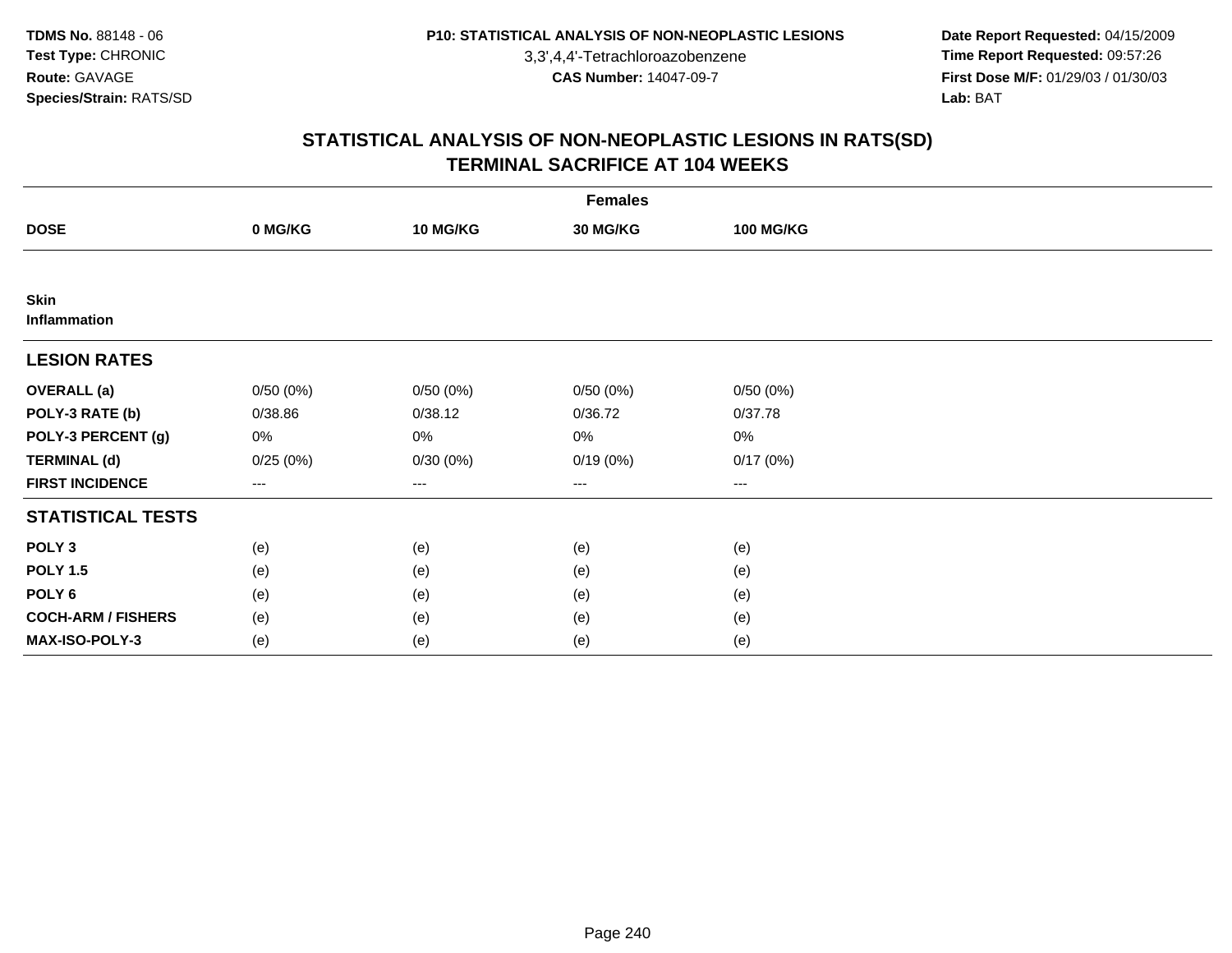**TDMS No.** 88148 - 06
**Test Type:** CHRONIC
**Route:** GAVAGE
**Species/Strain:** RATS/SD

**P10: STATISTICAL ANALYSIS OF NON-NEOPLASTIC LESIONS**
3,3',4,4'-Tetrachloroazobenzene
**CAS Number:** 14047-09-7

**Date Report Requested:** 04/15/2009
**Time Report Requested:** 09:57:26
**First Dose M/F:** 01/29/03 / 01/30/03
**Lab:** BAT

## STATISTICAL ANALYSIS OF NON-NEOPLASTIC LESIONS IN RATS(SD)
## TERMINAL SACRIFICE AT 104 WEEKS

| | Females | | | |
|---|---|---|---|---|
| **DOSE** | **0 MG/KG** | **10 MG/KG** | **30 MG/KG** | **100 MG/KG** |
| **Skin** **Inflammation** | | | | |
| **LESION RATES** | | | | |
| **OVERALL (a)** | 0/50 (0%) | 0/50 (0%) | 0/50 (0%) | 0/50 (0%) |
| **POLY-3 RATE (b)** | 0/38.86 | 0/38.12 | 0/36.72 | 0/37.78 |
| **POLY-3 PERCENT (g)** | 0% | 0% | 0% | 0% |
| **TERMINAL (d)** | 0/25 (0%) | 0/30 (0%) | 0/19 (0%) | 0/17 (0%) |
| **FIRST INCIDENCE** | --- | --- | --- | --- |
| **STATISTICAL TESTS** | | | | |
| **POLY 3** | (e) | (e) | (e) | (e) |
| **POLY 1.5** | (e) | (e) | (e) | (e) |
| **POLY 6** | (e) | (e) | (e) | (e) |
| **COCH-ARM / FISHERS** | (e) | (e) | (e) | (e) |
| **MAX-ISO-POLY-3** | (e) | (e) | (e) | (e) |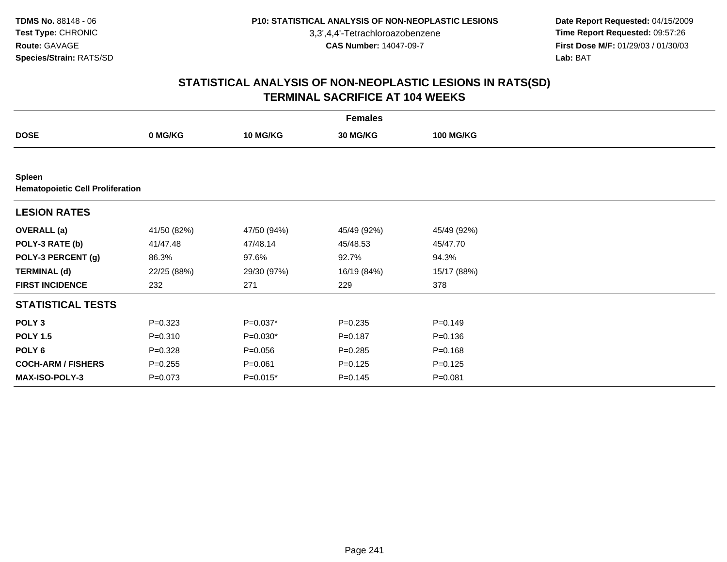**TDMS No.** 88148 - 06
**Test Type:** CHRONIC
**Route:** GAVAGE
**Species/Strain:** RATS/SD

**P10: STATISTICAL ANALYSIS OF NON-NEOPLASTIC LESIONS**
3,3',4,4'-Tetrachloroazobenzene
**CAS Number:** 14047-09-7

**Date Report Requested:** 04/15/2009
**Time Report Requested:** 09:57:26
**First Dose M/F:** 01/29/03 / 01/30/03
**Lab:** BAT

## STATISTICAL ANALYSIS OF NON-NEOPLASTIC LESIONS IN RATS(SD)
## TERMINAL SACRIFICE AT 104 WEEKS

| | Females | | | |
|---|---|---|---|---|
| **DOSE** | **0 MG/KG** | **10 MG/KG** | **30 MG/KG** | **100 MG/KG** |
| **Spleen** | | | | |
| **Hematopoietic Cell Proliferation** | | | | |
| **LESION RATES** | | | | |
| **OVERALL (a)** | 41/50 (82%) | 47/50 (94%) | 45/49 (92%) | 45/49 (92%) |
| **POLY-3 RATE (b)** | 41/47.48 | 47/48.14 | 45/48.53 | 45/47.70 |
| **POLY-3 PERCENT (g)** | 86.3% | 97.6% | 92.7% | 94.3% |
| **TERMINAL (d)** | 22/25 (88%) | 29/30 (97%) | 16/19 (84%) | 15/17 (88%) |
| **FIRST INCIDENCE** | 232 | 271 | 229 | 378 |
| **STATISTICAL TESTS** | | | | |
| **POLY 3** | P=0.323 | P=0.037* | P=0.235 | P=0.149 |
| **POLY 1.5** | P=0.310 | P=0.030* | P=0.187 | P=0.136 |
| **POLY 6** | P=0.328 | P=0.056 | P=0.285 | P=0.168 |
| **COCH-ARM / FISHERS** | P=0.255 | P=0.061 | P=0.125 | P=0.125 |
| **MAX-ISO-POLY-3** | P=0.073 | P=0.015* | P=0.145 | P=0.081 |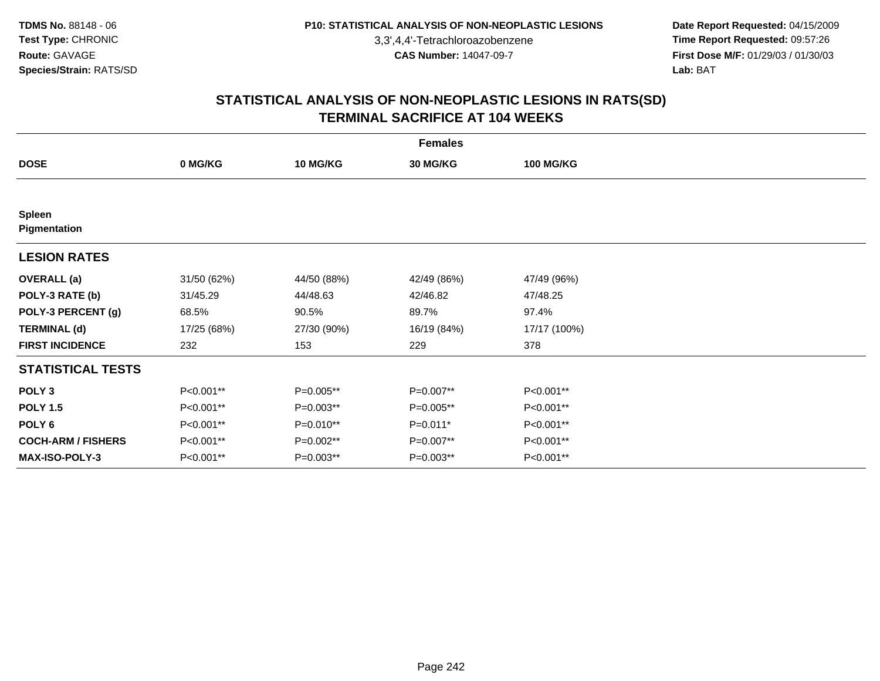**TDMS No.** 88148 - 06
**Test Type:** CHRONIC
**Route:** GAVAGE
**Species/Strain:** RATS/SD

**P10: STATISTICAL ANALYSIS OF NON-NEOPLASTIC LESIONS**
3,3',4,4'-Tetrachloroazobenzene
**CAS Number:** 14047-09-7

**Date Report Requested:** 04/15/2009
**Time Report Requested:** 09:57:26
**First Dose M/F:** 01/29/03 / 01/30/03
**Lab:** BAT

## STATISTICAL ANALYSIS OF NON-NEOPLASTIC LESIONS IN RATS(SD)
## TERMINAL SACRIFICE AT 104 WEEKS

| | Females | | | |
|---|---|---|---|---|
| **DOSE** | **0 MG/KG** | **10 MG/KG** | **30 MG/KG** | **100 MG/KG** |
| **Spleen** | | | | |
| **Pigmentation** | | | | |
| **LESION RATES** | | | | |
| **OVERALL (a)** | 31/50 (62%) | 44/50 (88%) | 42/49 (86%) | 47/49 (96%) |
| **POLY-3 RATE (b)** | 31/45.29 | 44/48.63 | 42/46.82 | 47/48.25 |
| **POLY-3 PERCENT (g)** | 68.5% | 90.5% | 89.7% | 97.4% |
| **TERMINAL (d)** | 17/25 (68%) | 27/30 (90%) | 16/19 (84%) | 17/17 (100%) |
| **FIRST INCIDENCE** | 232 | 153 | 229 | 378 |
| **STATISTICAL TESTS** | | | | |
| **POLY 3** | P<0.001** | P=0.005** | P=0.007** | P<0.001** |
| **POLY 1.5** | P<0.001** | P=0.003** | P=0.005** | P<0.001** |
| **POLY 6** | P<0.001** | P=0.010** | P=0.011* | P<0.001** |
| **COCH-ARM / FISHERS** | P<0.001** | P=0.002** | P=0.007** | P<0.001** |
| **MAX-ISO-POLY-3** | P<0.001** | P=0.003** | P=0.003** | P<0.001** |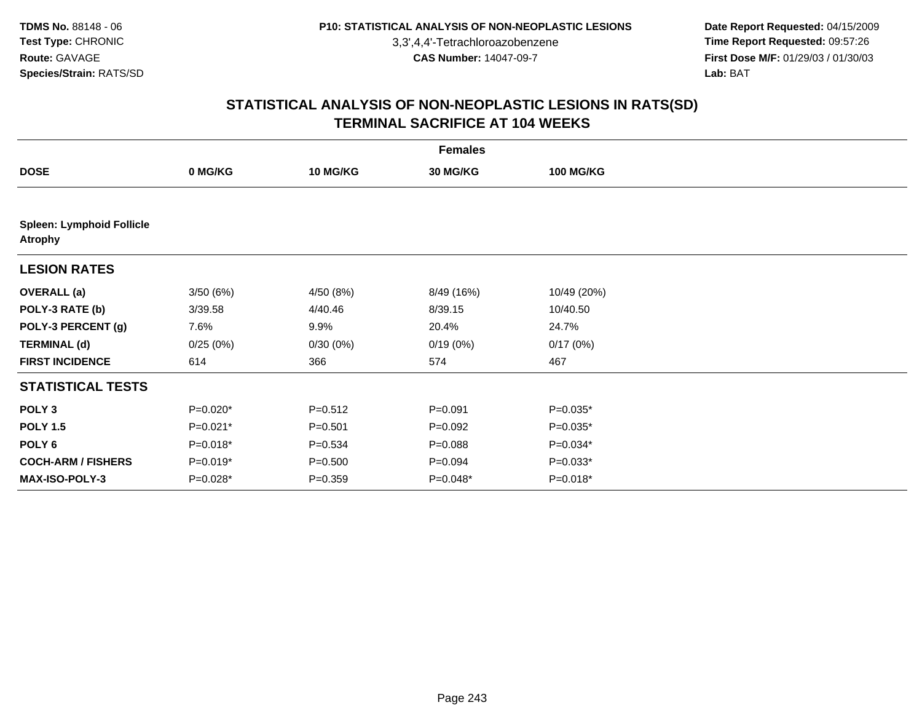TDMS No. 88148 - 06
Test Type: CHRONIC
Route: GAVAGE
Species/Strain: RATS/SD

P10: STATISTICAL ANALYSIS OF NON-NEOPLASTIC LESIONS
3,3',4,4'-Tetrachloroazobenzene
CAS Number: 14047-09-7

Date Report Requested: 04/15/2009
Time Report Requested: 09:57:26
First Dose M/F: 01/29/03 / 01/30/03
Lab: BAT

## STATISTICAL ANALYSIS OF NON-NEOPLASTIC LESIONS IN RATS(SD)
## TERMINAL SACRIFICE AT 104 WEEKS

| | Females | | | |
|---|---|---|---|---|
| **DOSE** | **0 MG/KG** | **10 MG/KG** | **30 MG/KG** | **100 MG/KG** |
| **Spleen: Lymphoid Follicle Atrophy** | | | | |
| **LESION RATES** | | | | |
| **OVERALL (a)** | 3/50 (6%) | 4/50 (8%) | 8/49 (16%) | 10/49 (20%) |
| **POLY-3 RATE (b)** | 3/39.58 | 4/40.46 | 8/39.15 | 10/40.50 |
| **POLY-3 PERCENT (g)** | 7.6% | 9.9% | 20.4% | 24.7% |
| **TERMINAL (d)** | 0/25 (0%) | 0/30 (0%) | 0/19 (0%) | 0/17 (0%) |
| **FIRST INCIDENCE** | 614 | 366 | 574 | 467 |
| **STATISTICAL TESTS** | | | | |
| **POLY 3** | P=0.020* | P=0.512 | P=0.091 | P=0.035* |
| **POLY 1.5** | P=0.021* | P=0.501 | P=0.092 | P=0.035* |
| **POLY 6** | P=0.018* | P=0.534 | P=0.088 | P=0.034* |
| **COCH-ARM / FISHERS** | P=0.019* | P=0.500 | P=0.094 | P=0.033* |
| **MAX-ISO-POLY-3** | P=0.028* | P=0.359 | P=0.048* | P=0.018* |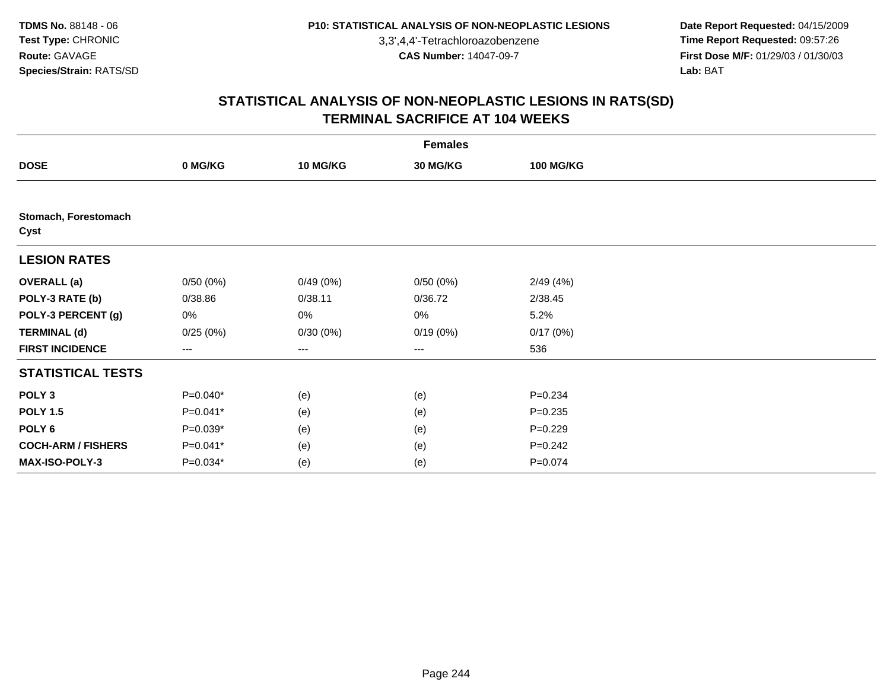TDMS No. 88148 - 06
Test Type: CHRONIC
Route: GAVAGE
Species/Strain: RATS/SD

P10: STATISTICAL ANALYSIS OF NON-NEOPLASTIC LESIONS
3,3',4,4'-Tetrachloroazobenzene
CAS Number: 14047-09-7

Date Report Requested: 04/15/2009
Time Report Requested: 09:57:26
First Dose M/F: 01/29/03 / 01/30/03
Lab: BAT

## STATISTICAL ANALYSIS OF NON-NEOPLASTIC LESIONS IN RATS(SD)
## TERMINAL SACRIFICE AT 104 WEEKS

| | Females | | | |
|---|---|---|---|---|
| **DOSE** | **0 MG/KG** | **10 MG/KG** | **30 MG/KG** | **100 MG/KG** |
| **Stomach, Forestomach Cyst** | | | | |
| **LESION RATES** | | | | |
| **OVERALL (a)** | 0/50 (0%) | 0/49 (0%) | 0/50 (0%) | 2/49 (4%) |
| **POLY-3 RATE (b)** | 0/38.86 | 0/38.11 | 0/36.72 | 2/38.45 |
| **POLY-3 PERCENT (g)** | 0% | 0% | 0% | 5.2% |
| **TERMINAL (d)** | 0/25 (0%) | 0/30 (0%) | 0/19 (0%) | 0/17 (0%) |
| **FIRST INCIDENCE** | --- | --- | --- | 536 |
| **STATISTICAL TESTS** | | | | |
| **POLY 3** | P=0.040* | (e) | (e) | P=0.234 |
| **POLY 1.5** | P=0.041* | (e) | (e) | P=0.235 |
| **POLY 6** | P=0.039* | (e) | (e) | P=0.229 |
| **COCH-ARM / FISHERS** | P=0.041* | (e) | (e) | P=0.242 |
| **MAX-ISO-POLY-3** | P=0.034* | (e) | (e) | P=0.074 |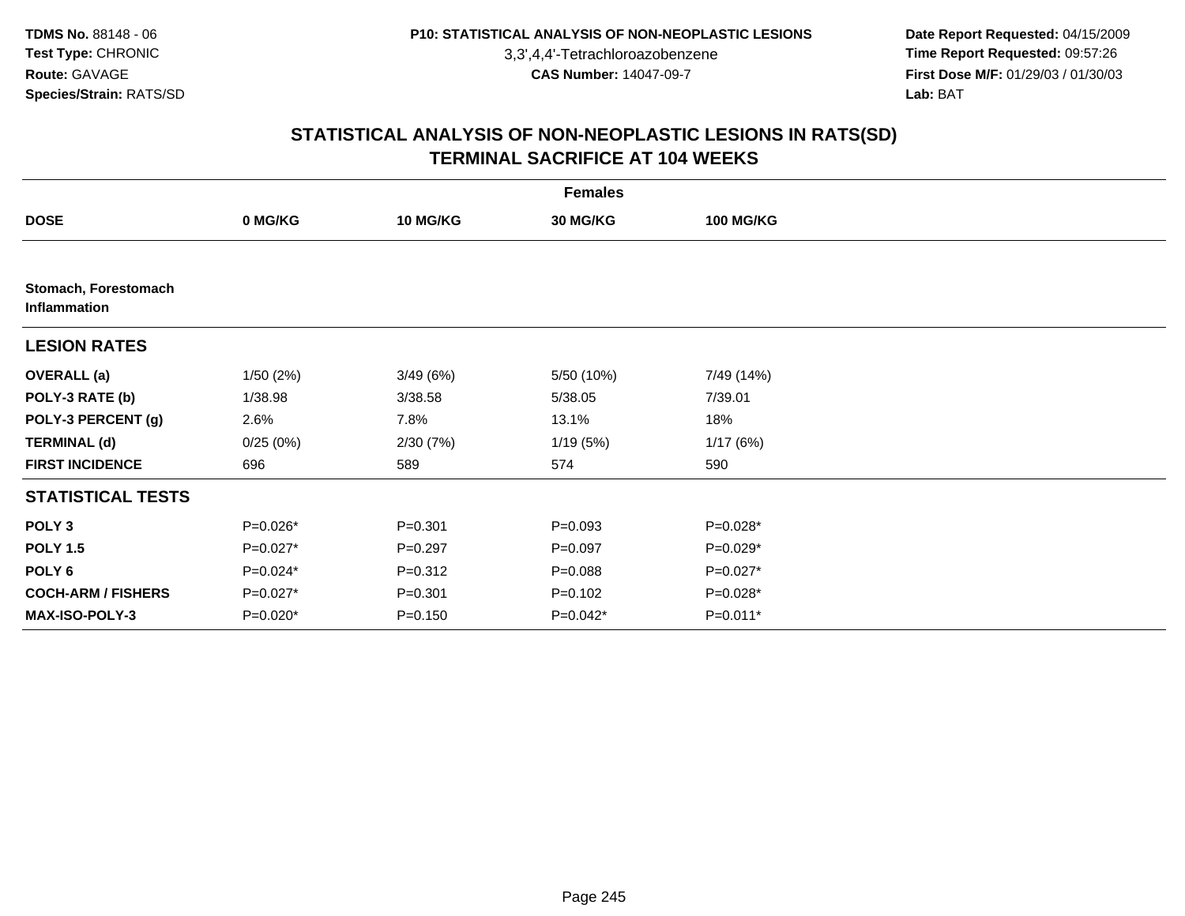**TDMS No.** 88148 - 06
**Test Type:** CHRONIC
**Route:** GAVAGE
**Species/Strain:** RATS/SD

**P10: STATISTICAL ANALYSIS OF NON-NEOPLASTIC LESIONS**
3,3',4,4'-Tetrachloroazobenzene
**CAS Number:** 14047-09-7

**Date Report Requested:** 04/15/2009
**Time Report Requested:** 09:57:26
**First Dose M/F:** 01/29/03 / 01/30/03
**Lab:** BAT

# STATISTICAL ANALYSIS OF NON-NEOPLASTIC LESIONS IN RATS(SD) TERMINAL SACRIFICE AT 104 WEEKS

| | Females | | | |
|---|---|---|---|---|
| **DOSE** | **0 MG/KG** | **10 MG/KG** | **30 MG/KG** | **100 MG/KG** |
| **Stomach, Forestomach Inflammation** | | | | |
| **LESION RATES** | | | | |
| **OVERALL (a)** | 1/50 (2%) | 3/49 (6%) | 5/50 (10%) | 7/49 (14%) |
| **POLY-3 RATE (b)** | 1/38.98 | 3/38.58 | 5/38.05 | 7/39.01 |
| **POLY-3 PERCENT (g)** | 2.6% | 7.8% | 13.1% | 18% |
| **TERMINAL (d)** | 0/25 (0%) | 2/30 (7%) | 1/19 (5%) | 1/17 (6%) |
| **FIRST INCIDENCE** | 696 | 589 | 574 | 590 |
| **STATISTICAL TESTS** | | | | |
| **POLY 3** | P=0.026* | P=0.301 | P=0.093 | P=0.028* |
| **POLY 1.5** | P=0.027* | P=0.297 | P=0.097 | P=0.029* |
| **POLY 6** | P=0.024* | P=0.312 | P=0.088 | P=0.027* |
| **COCH-ARM / FISHERS** | P=0.027* | P=0.301 | P=0.102 | P=0.028* |
| **MAX-ISO-POLY-3** | P=0.020* | P=0.150 | P=0.042* | P=0.011* |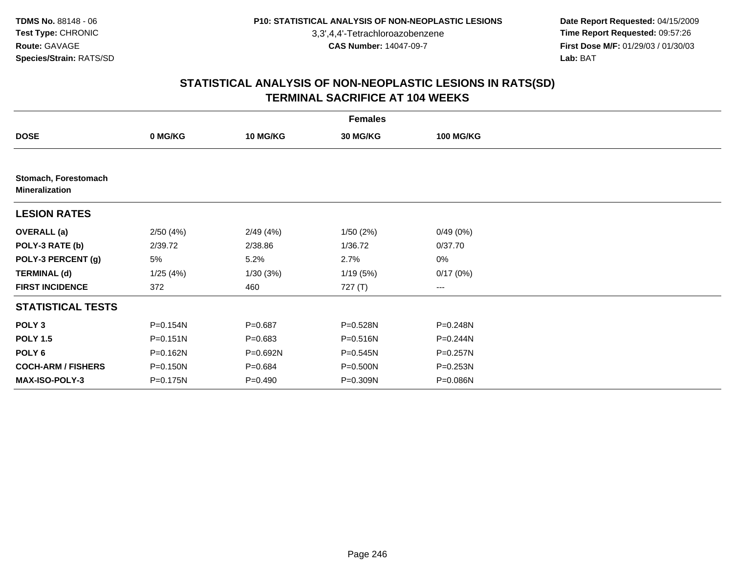**TDMS No.** 88148 - 06
**Test Type:** CHRONIC
**Route:** GAVAGE
**Species/Strain:** RATS/SD

**P10: STATISTICAL ANALYSIS OF NON-NEOPLASTIC LESIONS**
3,3',4,4'-Tetrachloroazobenzene
**CAS Number:** 14047-09-7

**Date Report Requested:** 04/15/2009
**Time Report Requested:** 09:57:26
**First Dose M/F:** 01/29/03 / 01/30/03
**Lab:** BAT

## STATISTICAL ANALYSIS OF NON-NEOPLASTIC LESIONS IN RATS(SD)
## TERMINAL SACRIFICE AT 104 WEEKS

| | Females | | | |
|---|---|---|---|---|
| **DOSE** | **0 MG/KG** | **10 MG/KG** | **30 MG/KG** | **100 MG/KG** |
| **Stomach, Forestomach Mineralization** | | | | |
| **LESION RATES** | | | | |
| **OVERALL (a)** | 2/50 (4%) | 2/49 (4%) | 1/50 (2%) | 0/49 (0%) |
| **POLY-3 RATE (b)** | 2/39.72 | 2/38.86 | 1/36.72 | 0/37.70 |
| **POLY-3 PERCENT (g)** | 5% | 5.2% | 2.7% | 0% |
| **TERMINAL (d)** | 1/25 (4%) | 1/30 (3%) | 1/19 (5%) | 0/17 (0%) |
| **FIRST INCIDENCE** | 372 | 460 | 727 (T) | --- |
| **STATISTICAL TESTS** | | | | |
| **POLY 3** | P=0.154N | P=0.687 | P=0.528N | P=0.248N |
| **POLY 1.5** | P=0.151N | P=0.683 | P=0.516N | P=0.244N |
| **POLY 6** | P=0.162N | P=0.692N | P=0.545N | P=0.257N |
| **COCH-ARM / FISHERS** | P=0.150N | P=0.684 | P=0.500N | P=0.253N |
| **MAX-ISO-POLY-3** | P=0.175N | P=0.490 | P=0.309N | P=0.086N |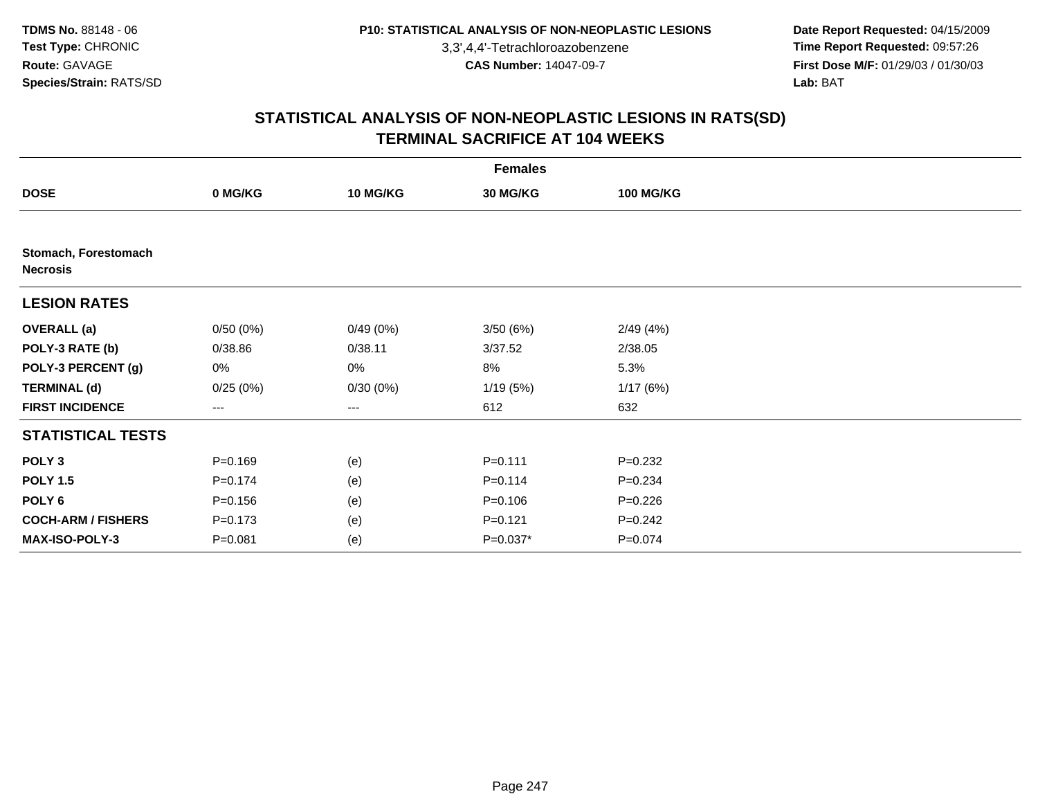# STATISTICAL ANALYSIS OF NON-NEOPLASTIC LESIONS IN RATS(SD)
## TERMINAL SACRIFICE AT 104 WEEKS

| | Females | | | |
|---|---|---|---|---|
| **DOSE** | **0 MG/KG** | **10 MG/KG** | **30 MG/KG** | **100 MG/KG** |
| **Stomach, Forestomach** | | | | |
| **Necrosis** | | | | |
| **LESION RATES** | | | | |
| **OVERALL (a)** | 0/50 (0%) | 0/49 (0%) | 3/50 (6%) | 2/49 (4%) |
| **POLY-3 RATE (b)** | 0/38.86 | 0/38.11 | 3/37.52 | 2/38.05 |
| **POLY-3 PERCENT (g)** | 0% | 0% | 8% | 5.3% |
| **TERMINAL (d)** | 0/25 (0%) | 0/30 (0%) | 1/19 (5%) | 1/17 (6%) |
| **FIRST INCIDENCE** | --- | --- | 612 | 632 |
| **STATISTICAL TESTS** | | | | |
| **POLY 3** | P=0.169 | (e) | P=0.111 | P=0.232 |
| **POLY 1.5** | P=0.174 | (e) | P=0.114 | P=0.234 |
| **POLY 6** | P=0.156 | (e) | P=0.106 | P=0.226 |
| **COCH-ARM / FISHERS** | P=0.173 | (e) | P=0.121 | P=0.242 |
| **MAX-ISO-POLY-3** | P=0.081 | (e) | P=0.037* | P=0.074 |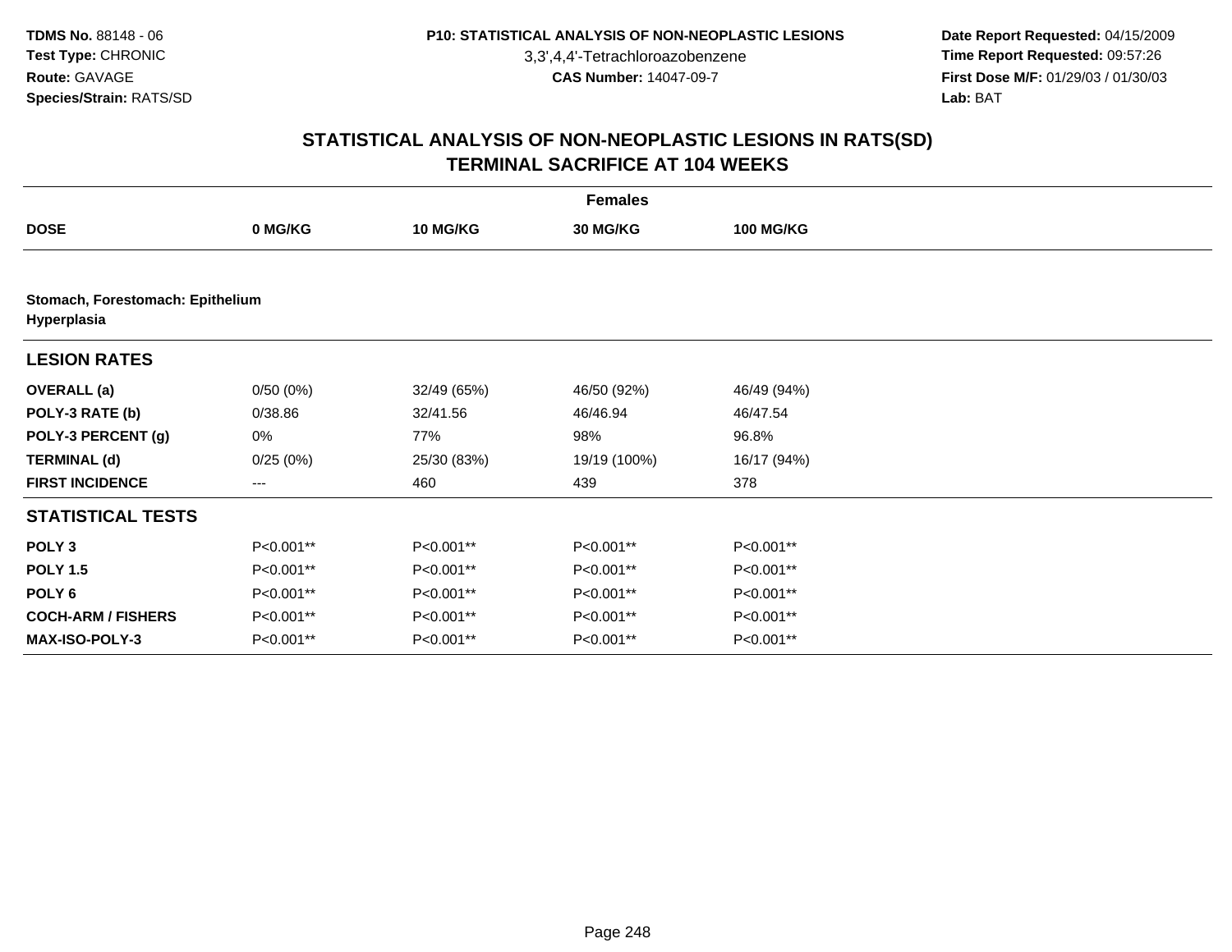**TDMS No.** 88148 - 06
**Test Type:** CHRONIC
**Route:** GAVAGE
**Species/Strain:** RATS/SD

**P10: STATISTICAL ANALYSIS OF NON-NEOPLASTIC LESIONS**
3,3',4,4'-Tetrachloroazobenzene
**CAS Number:** 14047-09-7

**Date Report Requested:** 04/15/2009
**Time Report Requested:** 09:57:26
**First Dose M/F:** 01/29/03 / 01/30/03
**Lab:** BAT

# STATISTICAL ANALYSIS OF NON-NEOPLASTIC LESIONS IN RATS(SD)
# TERMINAL SACRIFICE AT 104 WEEKS

| | Females | | | |
|---|---|---|---|---|
| **DOSE** | **0 MG/KG** | **10 MG/KG** | **30 MG/KG** | **100 MG/KG** |
| **Stomach, Forestomach: Epithelium Hyperplasia** | | | | |
| **LESION RATES** | | | | |
| **OVERALL (a)** | 0/50 (0%) | 32/49 (65%) | 46/50 (92%) | 46/49 (94%) |
| **POLY-3 RATE (b)** | 0/38.86 | 32/41.56 | 46/46.94 | 46/47.54 |
| **POLY-3 PERCENT (g)** | 0% | 77% | 98% | 96.8% |
| **TERMINAL (d)** | 0/25 (0%) | 25/30 (83%) | 19/19 (100%) | 16/17 (94%) |
| **FIRST INCIDENCE** | --- | 460 | 439 | 378 |
| **STATISTICAL TESTS** | | | | |
| **POLY 3** | P<0.001** | P<0.001** | P<0.001** | P<0.001** |
| **POLY 1.5** | P<0.001** | P<0.001** | P<0.001** | P<0.001** |
| **POLY 6** | P<0.001** | P<0.001** | P<0.001** | P<0.001** |
| **COCH-ARM / FISHERS** | P<0.001** | P<0.001** | P<0.001** | P<0.001** |
| **MAX-ISO-POLY-3** | P<0.001** | P<0.001** | P<0.001** | P<0.001** |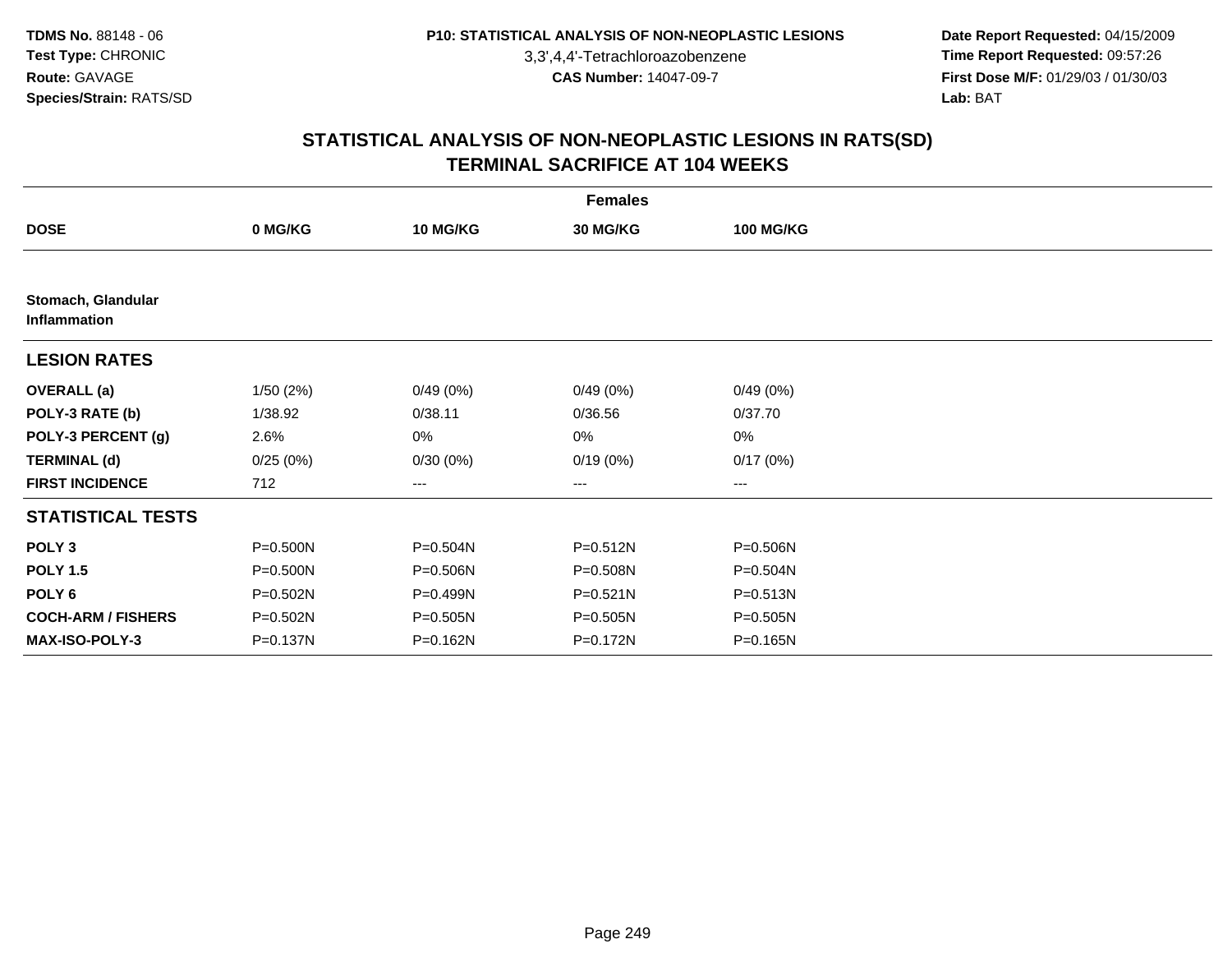TDMS No. 88148 - 06
Test Type: CHRONIC
Route: GAVAGE
Species/Strain: RATS/SD

P10: STATISTICAL ANALYSIS OF NON-NEOPLASTIC LESIONS
3,3',4,4'-Tetrachloroazobenzene
CAS Number: 14047-09-7

Date Report Requested: 04/15/2009
Time Report Requested: 09:57:26
First Dose M/F: 01/29/03 / 01/30/03
Lab: BAT

# STATISTICAL ANALYSIS OF NON-NEOPLASTIC LESIONS IN RATS(SD)
# TERMINAL SACRIFICE AT 104 WEEKS

| Females | | | | |
|---|---|---|---|---|
| **DOSE** | **0 MG/KG** | **10 MG/KG** | **30 MG/KG** | **100 MG/KG** |
| **Stomach, Glandular Inflammation** | | | | |
| **LESION RATES** | | | | |
| **OVERALL (a)** | 1/50 (2%) | 0/49 (0%) | 0/49 (0%) | 0/49 (0%) |
| **POLY-3 RATE (b)** | 1/38.92 | 0/38.11 | 0/36.56 | 0/37.70 |
| **POLY-3 PERCENT (g)** | 2.6% | 0% | 0% | 0% |
| **TERMINAL (d)** | 0/25 (0%) | 0/30 (0%) | 0/19 (0%) | 0/17 (0%) |
| **FIRST INCIDENCE** | 712 | --- | --- | --- |
| **STATISTICAL TESTS** | | | | |
| **POLY 3** | P=0.500N | P=0.504N | P=0.512N | P=0.506N |
| **POLY 1.5** | P=0.500N | P=0.506N | P=0.508N | P=0.504N |
| **POLY 6** | P=0.502N | P=0.499N | P=0.521N | P=0.513N |
| **COCH-ARM / FISHERS** | P=0.502N | P=0.505N | P=0.505N | P=0.505N |
| **MAX-ISO-POLY-3** | P=0.137N | P=0.162N | P=0.172N | P=0.165N |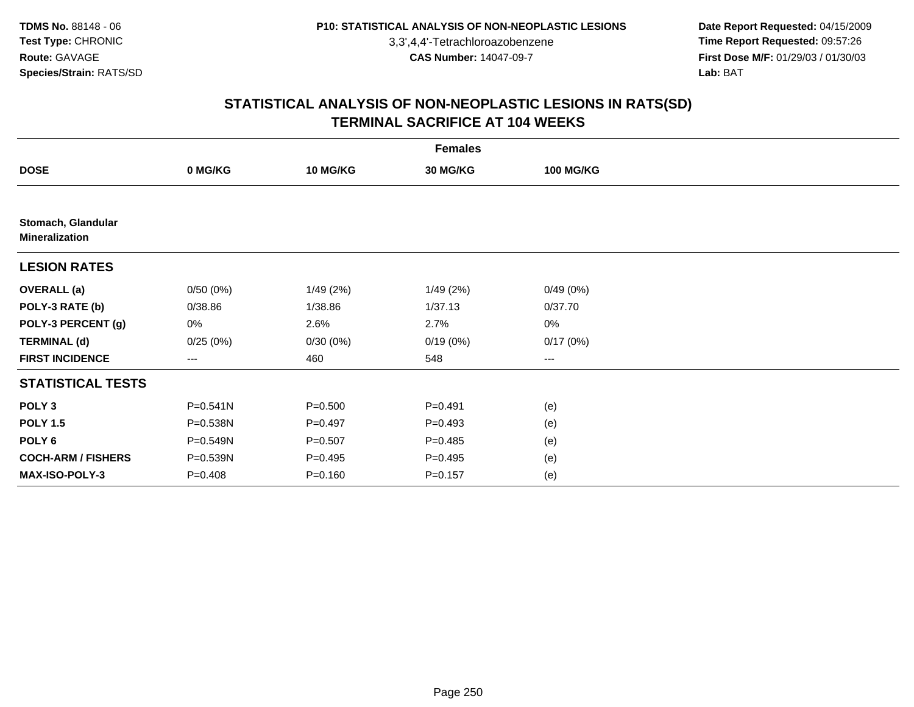# STATISTICAL ANALYSIS OF NON-NEOPLASTIC LESIONS IN RATS(SD)
## TERMINAL SACRIFICE AT 104 WEEKS

| | Females | | | |
|---|---|---|---|---|
| **DOSE** | **0 MG/KG** | **10 MG/KG** | **30 MG/KG** | **100 MG/KG** |
| **Stomach, Glandular Mineralization** | | | | |
| **LESION RATES** | | | | |
| **OVERALL (a)** | 0/50 (0%) | 1/49 (2%) | 1/49 (2%) | 0/49 (0%) |
| **POLY-3 RATE (b)** | 0/38.86 | 1/38.86 | 1/37.13 | 0/37.70 |
| **POLY-3 PERCENT (g)** | 0% | 2.6% | 2.7% | 0% |
| **TERMINAL (d)** | 0/25 (0%) | 0/30 (0%) | 0/19 (0%) | 0/17 (0%) |
| **FIRST INCIDENCE** | --- | 460 | 548 | --- |
| **STATISTICAL TESTS** | | | | |
| **POLY 3** | P=0.541N | P=0.500 | P=0.491 | (e) |
| **POLY 1.5** | P=0.538N | P=0.497 | P=0.493 | (e) |
| **POLY 6** | P=0.549N | P=0.507 | P=0.485 | (e) |
| **COCH-ARM / FISHERS** | P=0.539N | P=0.495 | P=0.495 | (e) |
| **MAX-ISO-POLY-3** | P=0.408 | P=0.160 | P=0.157 | (e) |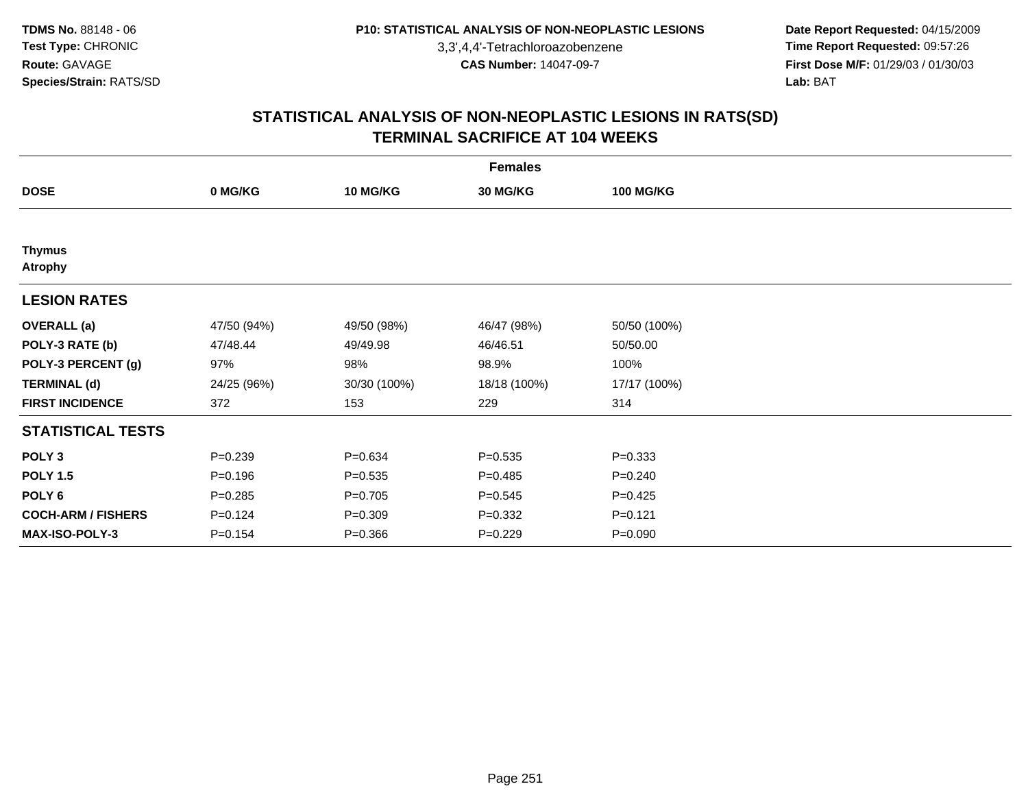**TDMS No.** 88148 - 06
**Test Type:** CHRONIC
**Route:** GAVAGE
**Species/Strain:** RATS/SD

**P10: STATISTICAL ANALYSIS OF NON-NEOPLASTIC LESIONS**
3,3',4,4'-Tetrachloroazobenzene
**CAS Number:** 14047-09-7

**Date Report Requested:** 04/15/2009
**Time Report Requested:** 09:57:26
**First Dose M/F:** 01/29/03 / 01/30/03
**Lab:** BAT

## STATISTICAL ANALYSIS OF NON-NEOPLASTIC LESIONS IN RATS(SD)
## TERMINAL SACRIFICE AT 104 WEEKS

| | Females | | | |
|---|---|---|---|---|
| **DOSE** | **0 MG/KG** | **10 MG/KG** | **30 MG/KG** | **100 MG/KG** |
| **Thymus** | | | | |
| **Atrophy** | | | | |
| **LESION RATES** | | | | |
| **OVERALL (a)** | 47/50 (94%) | 49/50 (98%) | 46/47 (98%) | 50/50 (100%) |
| **POLY-3 RATE (b)** | 47/48.44 | 49/49.98 | 46/46.51 | 50/50.00 |
| **POLY-3 PERCENT (g)** | 97% | 98% | 98.9% | 100% |
| **TERMINAL (d)** | 24/25 (96%) | 30/30 (100%) | 18/18 (100%) | 17/17 (100%) |
| **FIRST INCIDENCE** | 372 | 153 | 229 | 314 |
| **STATISTICAL TESTS** | | | | |
| **POLY 3** | P=0.239 | P=0.634 | P=0.535 | P=0.333 |
| **POLY 1.5** | P=0.196 | P=0.535 | P=0.485 | P=0.240 |
| **POLY 6** | P=0.285 | P=0.705 | P=0.545 | P=0.425 |
| **COCH-ARM / FISHERS** | P=0.124 | P=0.309 | P=0.332 | P=0.121 |
| **MAX-ISO-POLY-3** | P=0.154 | P=0.366 | P=0.229 | P=0.090 |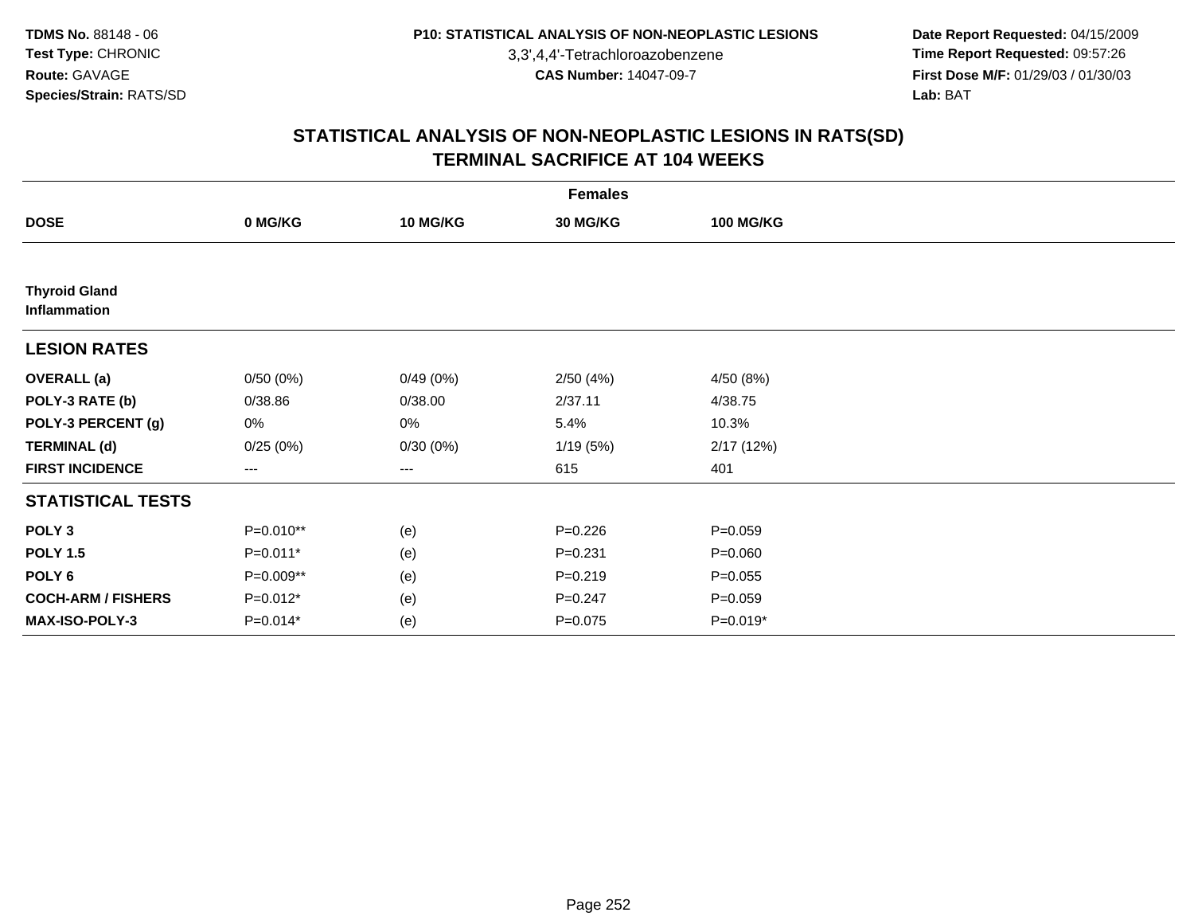**TDMS No.** 88148 - 06
**Test Type:** CHRONIC
**Route:** GAVAGE
**Species/Strain:** RATS/SD

**P10: STATISTICAL ANALYSIS OF NON-NEOPLASTIC LESIONS**
3,3',4,4'-Tetrachloroazobenzene
**CAS Number:** 14047-09-7

**Date Report Requested:** 04/15/2009
**Time Report Requested:** 09:57:26
**First Dose M/F:** 01/29/03 / 01/30/03
**Lab:** BAT

## STATISTICAL ANALYSIS OF NON-NEOPLASTIC LESIONS IN RATS(SD)
## TERMINAL SACRIFICE AT 104 WEEKS

| | Females | | | |
|---|---|---|---|---|
| **DOSE** | **0 MG/KG** | **10 MG/KG** | **30 MG/KG** | **100 MG/KG** |
| **Thyroid Gland Inflammation** | | | | |
| **LESION RATES** | | | | |
| **OVERALL (a)** | 0/50 (0%) | 0/49 (0%) | 2/50 (4%) | 4/50 (8%) |
| **POLY-3 RATE (b)** | 0/38.86 | 0/38.00 | 2/37.11 | 4/38.75 |
| **POLY-3 PERCENT (g)** | 0% | 0% | 5.4% | 10.3% |
| **TERMINAL (d)** | 0/25 (0%) | 0/30 (0%) | 1/19 (5%) | 2/17 (12%) |
| **FIRST INCIDENCE** | --- | --- | 615 | 401 |
| **STATISTICAL TESTS** | | | | |
| **POLY 3** | P=0.010** | (e) | P=0.226 | P=0.059 |
| **POLY 1.5** | P=0.011* | (e) | P=0.231 | P=0.060 |
| **POLY 6** | P=0.009** | (e) | P=0.219 | P=0.055 |
| **COCH-ARM / FISHERS** | P=0.012* | (e) | P=0.247 | P=0.059 |
| **MAX-ISO-POLY-3** | P=0.014* | (e) | P=0.075 | P=0.019* |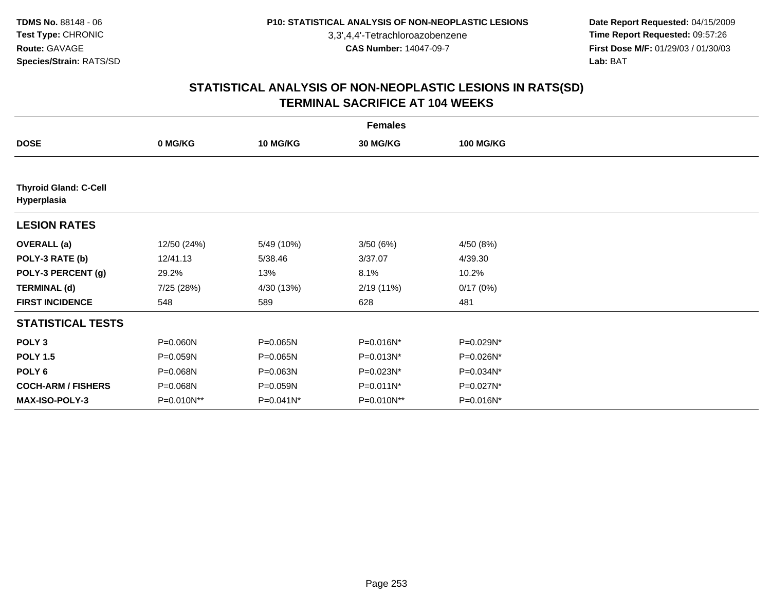# STATISTICAL ANALYSIS OF NON-NEOPLASTIC LESIONS IN RATS(SD)
## TERMINAL SACRIFICE AT 104 WEEKS

| | | Females | | |
|---|---|---|---|---|
| **DOSE** | **0 MG/KG** | **10 MG/KG** | **30 MG/KG** | **100 MG/KG** |
| **Thyroid Gland: C-Cell Hyperplasia** | | | | |
| **LESION RATES** | | | | |
| **OVERALL (a)** | 12/50 (24%) | 5/49 (10%) | 3/50 (6%) | 4/50 (8%) |
| **POLY-3 RATE (b)** | 12/41.13 | 5/38.46 | 3/37.07 | 4/39.30 |
| **POLY-3 PERCENT (g)** | 29.2% | 13% | 8.1% | 10.2% |
| **TERMINAL (d)** | 7/25 (28%) | 4/30 (13%) | 2/19 (11%) | 0/17 (0%) |
| **FIRST INCIDENCE** | 548 | 589 | 628 | 481 |
| **STATISTICAL TESTS** | | | | |
| **POLY 3** | P=0.060N | P=0.065N | P=0.016N* | P=0.029N* |
| **POLY 1.5** | P=0.059N | P=0.065N | P=0.013N* | P=0.026N* |
| **POLY 6** | P=0.068N | P=0.063N | P=0.023N* | P=0.034N* |
| **COCH-ARM / FISHERS** | P=0.068N | P=0.059N | P=0.011N* | P=0.027N* |
| **MAX-ISO-POLY-3** | P=0.010N** | P=0.041N* | P=0.010N** | P=0.016N* |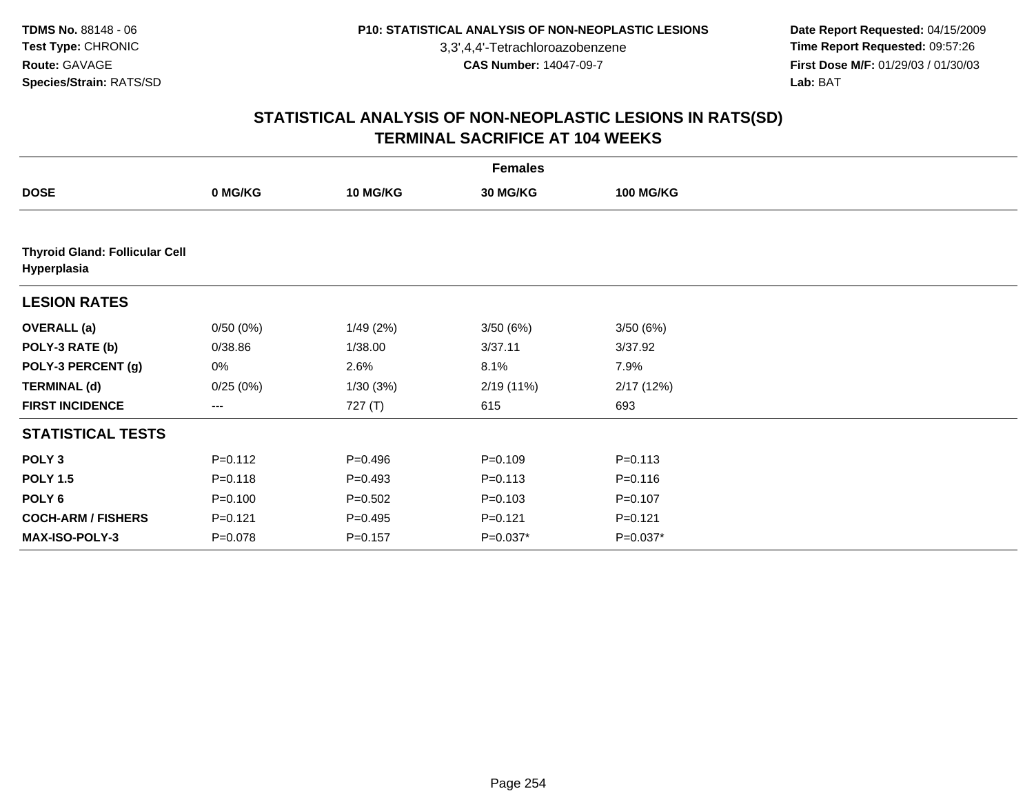**TDMS No.** 88148 - 06
**Test Type:** CHRONIC
**Route:** GAVAGE
**Species/Strain:** RATS/SD

**P10: STATISTICAL ANALYSIS OF NON-NEOPLASTIC LESIONS**
3,3',4,4'-Tetrachloroazobenzene
**CAS Number:** 14047-09-7

**Date Report Requested:** 04/15/2009
**Time Report Requested:** 09:57:26
**First Dose M/F:** 01/29/03 / 01/30/03
**Lab:** BAT

## STATISTICAL ANALYSIS OF NON-NEOPLASTIC LESIONS IN RATS(SD) TERMINAL SACRIFICE AT 104 WEEKS

| | Females | | | |
|---|---|---|---|---|
| **DOSE** | **0 MG/KG** | **10 MG/KG** | **30 MG/KG** | **100 MG/KG** |
| **Thyroid Gland: Follicular Cell Hyperplasia** | | | | |
| **LESION RATES** | | | | |
| **OVERALL (a)** | 0/50 (0%) | 1/49 (2%) | 3/50 (6%) | 3/50 (6%) |
| **POLY-3 RATE (b)** | 0/38.86 | 1/38.00 | 3/37.11 | 3/37.92 |
| **POLY-3 PERCENT (g)** | 0% | 2.6% | 8.1% | 7.9% |
| **TERMINAL (d)** | 0/25 (0%) | 1/30 (3%) | 2/19 (11%) | 2/17 (12%) |
| **FIRST INCIDENCE** | --- | 727 (T) | 615 | 693 |
| **STATISTICAL TESTS** | | | | |
| **POLY 3** | P=0.112 | P=0.496 | P=0.109 | P=0.113 |
| **POLY 1.5** | P=0.118 | P=0.493 | P=0.113 | P=0.116 |
| **POLY 6** | P=0.100 | P=0.502 | P=0.103 | P=0.107 |
| **COCH-ARM / FISHERS** | P=0.121 | P=0.495 | P=0.121 | P=0.121 |
| **MAX-ISO-POLY-3** | P=0.078 | P=0.157 | P=0.037* | P=0.037* |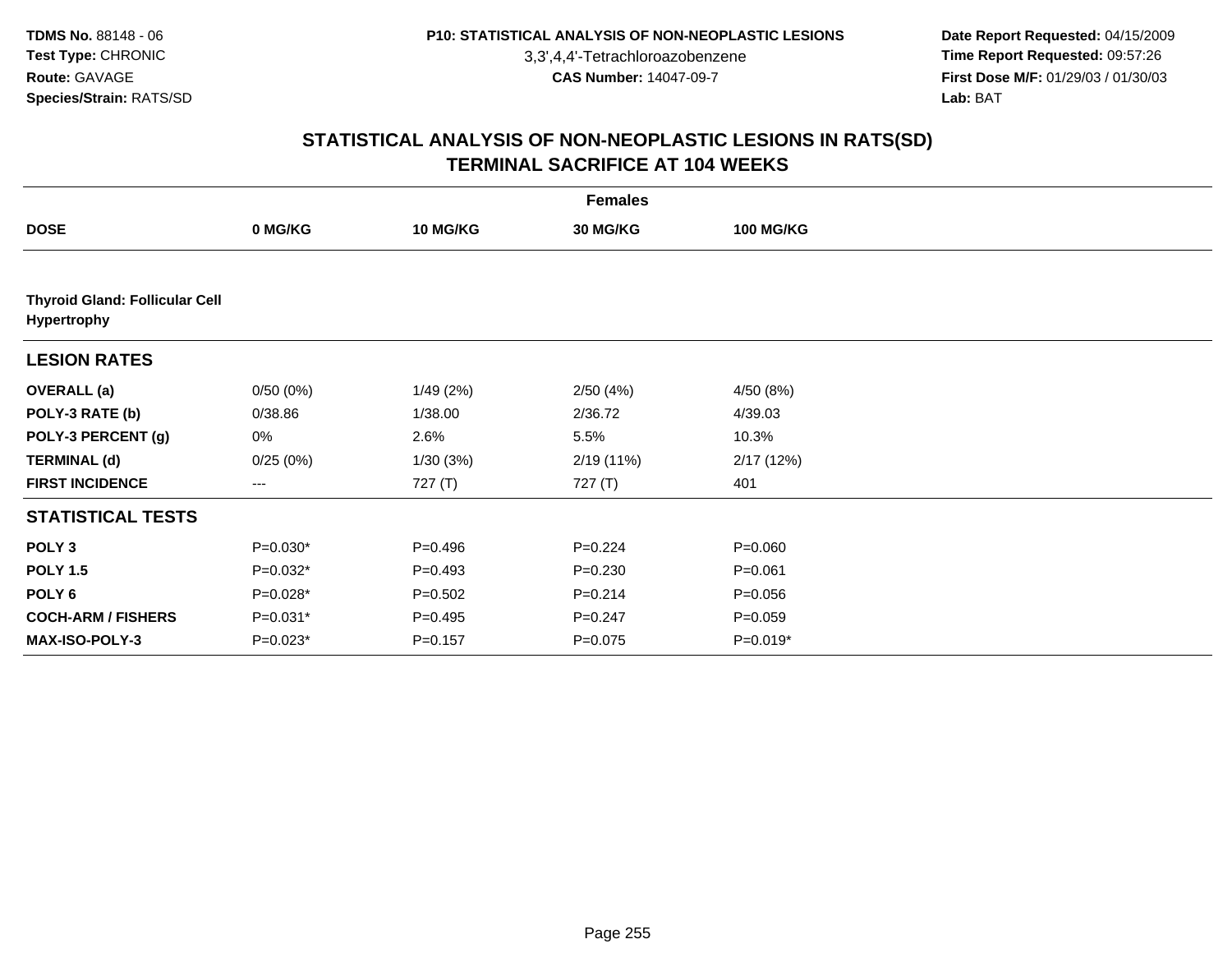TDMS No. 88148 - 06
Test Type: CHRONIC
Route: GAVAGE
Species/Strain: RATS/SD

P10: STATISTICAL ANALYSIS OF NON-NEOPLASTIC LESIONS
3,3',4,4'-Tetrachloroazobenzene
CAS Number: 14047-09-7

Date Report Requested: 04/15/2009
Time Report Requested: 09:57:26
First Dose M/F: 01/29/03 / 01/30/03
Lab: BAT

## STATISTICAL ANALYSIS OF NON-NEOPLASTIC LESIONS IN RATS(SD)
## TERMINAL SACRIFICE AT 104 WEEKS

| Females | | | | |
|---|---|---|---|---|
| **DOSE** | **0 MG/KG** | **10 MG/KG** | **30 MG/KG** | **100 MG/KG** |
| **Thyroid Gland: Follicular Cell Hypertrophy** | | | | |
| **LESION RATES** | | | | |
| **OVERALL (a)** | 0/50 (0%) | 1/49 (2%) | 2/50 (4%) | 4/50 (8%) |
| **POLY-3 RATE (b)** | 0/38.86 | 1/38.00 | 2/36.72 | 4/39.03 |
| **POLY-3 PERCENT (g)** | 0% | 2.6% | 5.5% | 10.3% |
| **TERMINAL (d)** | 0/25 (0%) | 1/30 (3%) | 2/19 (11%) | 2/17 (12%) |
| **FIRST INCIDENCE** | --- | 727 (T) | 727 (T) | 401 |
| **STATISTICAL TESTS** | | | | |
| **POLY 3** | P=0.030* | P=0.496 | P=0.224 | P=0.060 |
| **POLY 1.5** | P=0.032* | P=0.493 | P=0.230 | P=0.061 |
| **POLY 6** | P=0.028* | P=0.502 | P=0.214 | P=0.056 |
| **COCH-ARM / FISHERS** | P=0.031* | P=0.495 | P=0.247 | P=0.059 |
| **MAX-ISO-POLY-3** | P=0.023* | P=0.157 | P=0.075 | P=0.019* |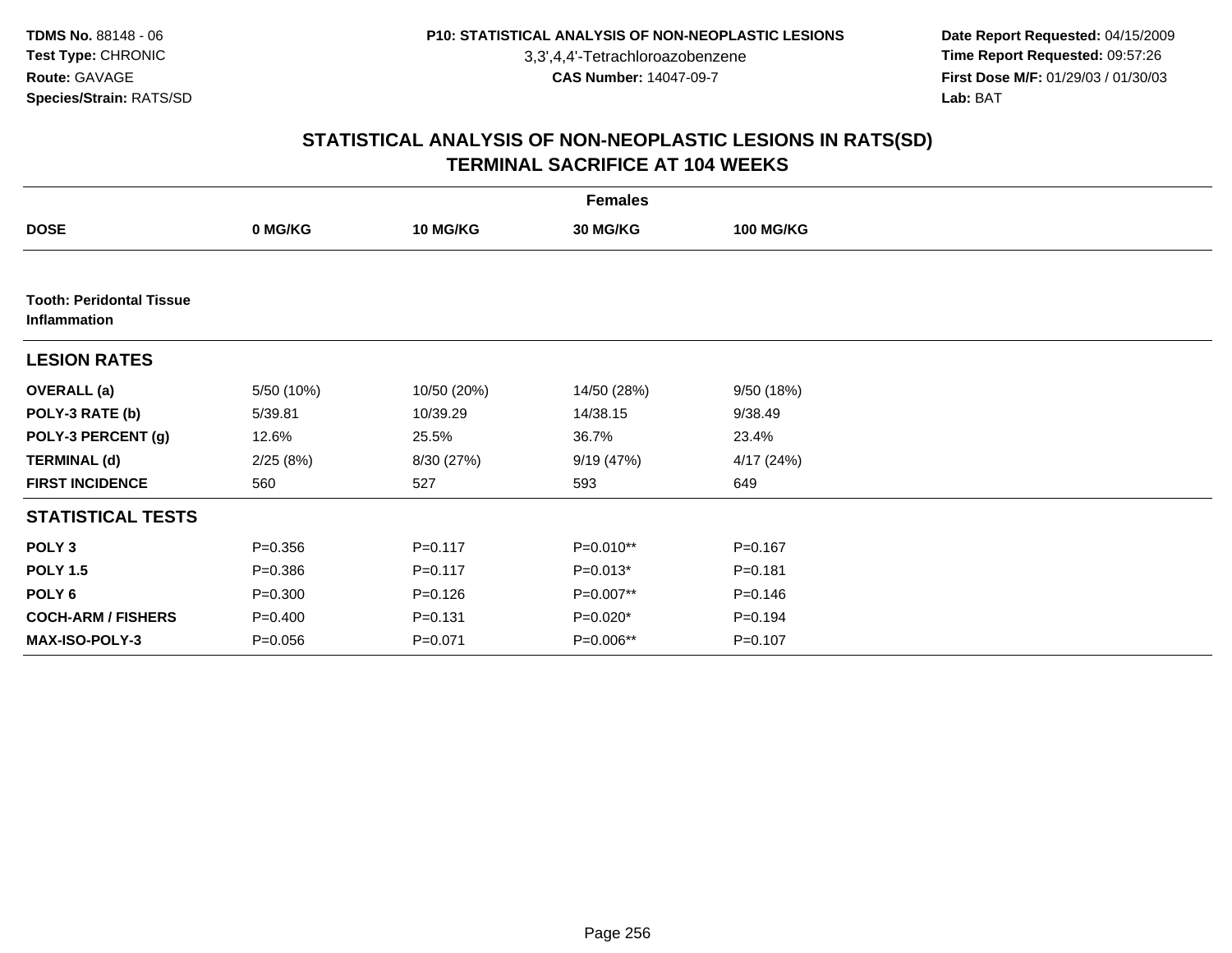# STATISTICAL ANALYSIS OF NON-NEOPLASTIC LESIONS IN RATS(SD)
## TERMINAL SACRIFICE AT 104 WEEKS

| | Females | | | |
|---|---|---|---|---|
| **DOSE** | **0 MG/KG** | **10 MG/KG** | **30 MG/KG** | **100 MG/KG** |
| **Tooth: Peridontal Tissue Inflammation** | | | | |
| **LESION RATES** | | | | |
| **OVERALL (a)** | 5/50 (10%) | 10/50 (20%) | 14/50 (28%) | 9/50 (18%) |
| **POLY-3 RATE (b)** | 5/39.81 | 10/39.29 | 14/38.15 | 9/38.49 |
| **POLY-3 PERCENT (g)** | 12.6% | 25.5% | 36.7% | 23.4% |
| **TERMINAL (d)** | 2/25 (8%) | 8/30 (27%) | 9/19 (47%) | 4/17 (24%) |
| **FIRST INCIDENCE** | 560 | 527 | 593 | 649 |
| **STATISTICAL TESTS** | | | | |
| **POLY 3** | P=0.356 | P=0.117 | P=0.010** | P=0.167 |
| **POLY 1.5** | P=0.386 | P=0.117 | P=0.013* | P=0.181 |
| **POLY 6** | P=0.300 | P=0.126 | P=0.007** | P=0.146 |
| **COCH-ARM / FISHERS** | P=0.400 | P=0.131 | P=0.020* | P=0.194 |
| **MAX-ISO-POLY-3** | P=0.056 | P=0.071 | P=0.006** | P=0.107 |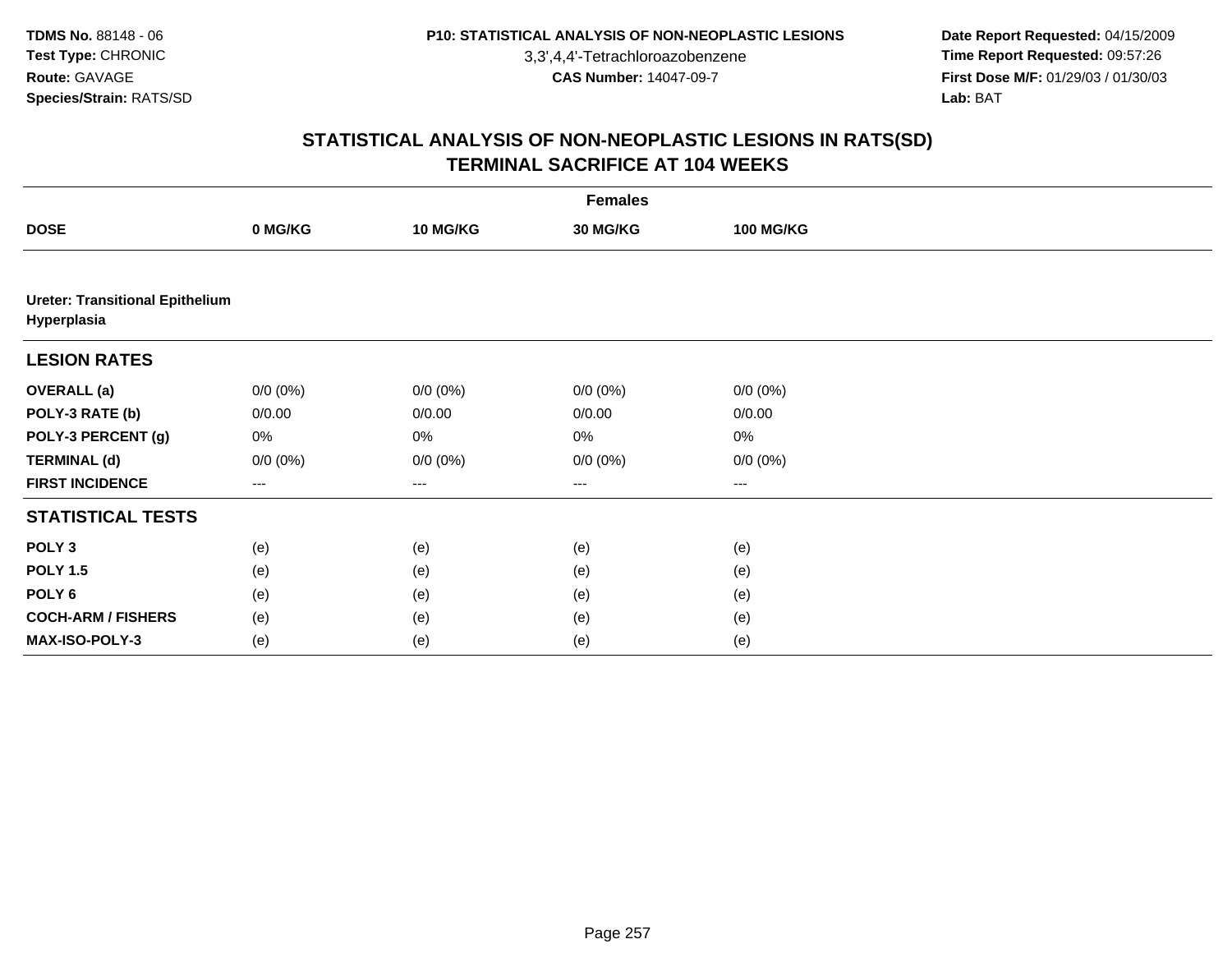**TDMS No.** 88148 - 06
**Test Type:** CHRONIC
**Route:** GAVAGE
**Species/Strain:** RATS/SD

**P10: STATISTICAL ANALYSIS OF NON-NEOPLASTIC LESIONS**
3,3',4,4'-Tetrachloroazobenzene
**CAS Number:** 14047-09-7

**Date Report Requested:** 04/15/2009
**Time Report Requested:** 09:57:26
**First Dose M/F:** 01/29/03 / 01/30/03
**Lab:** BAT

## STATISTICAL ANALYSIS OF NON-NEOPLASTIC LESIONS IN RATS(SD)
## TERMINAL SACRIFICE AT 104 WEEKS

| | Females | | | |
|---|---|---|---|---|
| **DOSE** | **0 MG/KG** | **10 MG/KG** | **30 MG/KG** | **100 MG/KG** |
| **Ureter: Transitional Epithelium Hyperplasia** | | | | |
| **LESION RATES** | | | | |
| **OVERALL (a)** | 0/0 (0%) | 0/0 (0%) | 0/0 (0%) | 0/0 (0%) |
| **POLY-3 RATE (b)** | 0/0.00 | 0/0.00 | 0/0.00 | 0/0.00 |
| **POLY-3 PERCENT (g)** | 0% | 0% | 0% | 0% |
| **TERMINAL (d)** | 0/0 (0%) | 0/0 (0%) | 0/0 (0%) | 0/0 (0%) |
| **FIRST INCIDENCE** | --- | --- | --- | --- |
| **STATISTICAL TESTS** | | | | |
| **POLY 3** | (e) | (e) | (e) | (e) |
| **POLY 1.5** | (e) | (e) | (e) | (e) |
| **POLY 6** | (e) | (e) | (e) | (e) |
| **COCH-ARM / FISHERS** | (e) | (e) | (e) | (e) |
| **MAX-ISO-POLY-3** | (e) | (e) | (e) | (e) |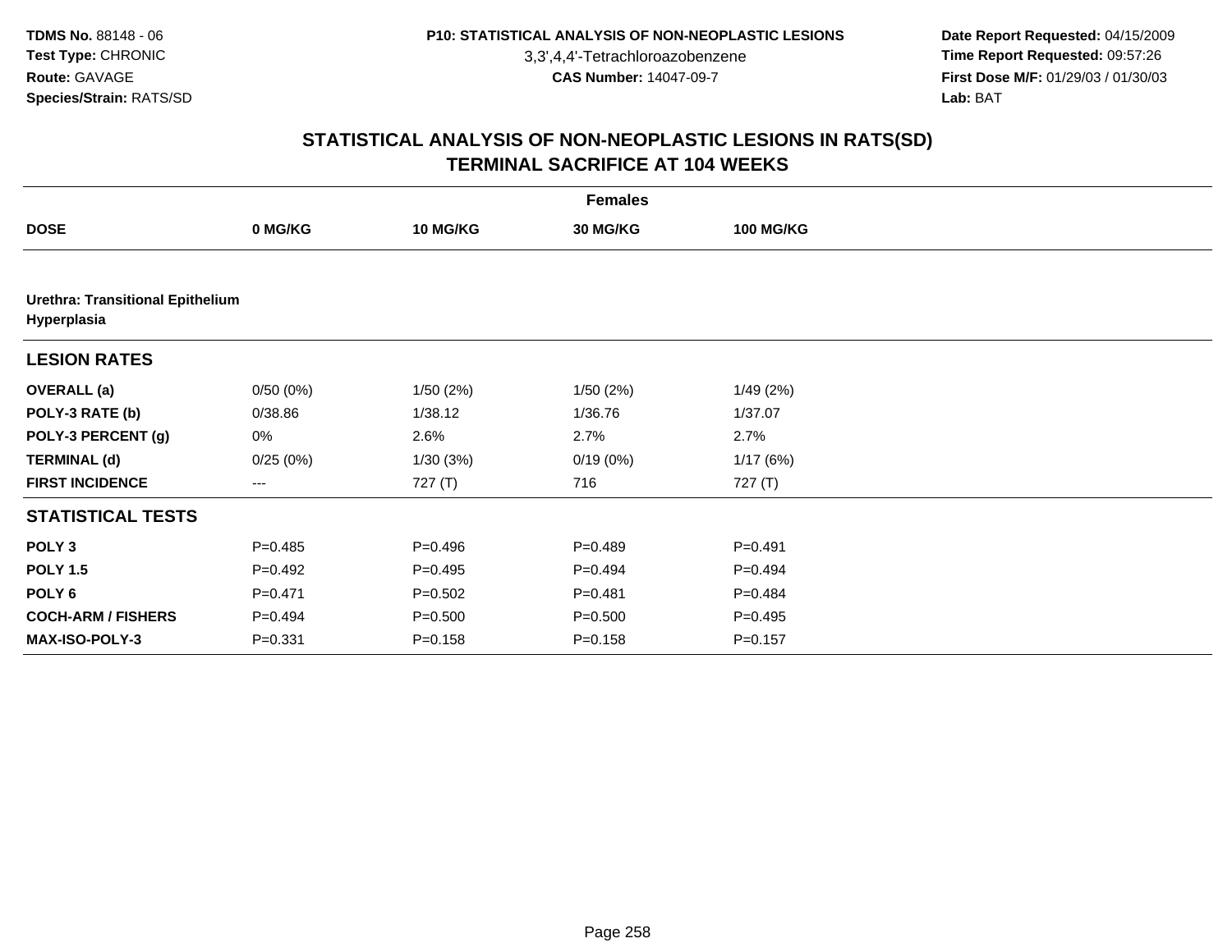# STATISTICAL ANALYSIS OF NON-NEOPLASTIC LESIONS IN RATS(SD)
## TERMINAL SACRIFICE AT 104 WEEKS

| | Females | | | |
|---|---|---|---|---|
| **DOSE** | **0 MG/KG** | **10 MG/KG** | **30 MG/KG** | **100 MG/KG** |
| **Urethra: Transitional Epithelium Hyperplasia** | | | | |
| **LESION RATES** | | | | |
| **OVERALL (a)** | 0/50 (0%) | 1/50 (2%) | 1/50 (2%) | 1/49 (2%) |
| **POLY-3 RATE (b)** | 0/38.86 | 1/38.12 | 1/36.76 | 1/37.07 |
| **POLY-3 PERCENT (g)** | 0% | 2.6% | 2.7% | 2.7% |
| **TERMINAL (d)** | 0/25 (0%) | 1/30 (3%) | 0/19 (0%) | 1/17 (6%) |
| **FIRST INCIDENCE** | --- | 727 (T) | 716 | 727 (T) |
| **STATISTICAL TESTS** | | | | |
| **POLY 3** | P=0.485 | P=0.496 | P=0.489 | P=0.491 |
| **POLY 1.5** | P=0.492 | P=0.495 | P=0.494 | P=0.494 |
| **POLY 6** | P=0.471 | P=0.502 | P=0.481 | P=0.484 |
| **COCH-ARM / FISHERS** | P=0.494 | P=0.500 | P=0.500 | P=0.495 |
| **MAX-ISO-POLY-3** | P=0.331 | P=0.158 | P=0.158 | P=0.157 |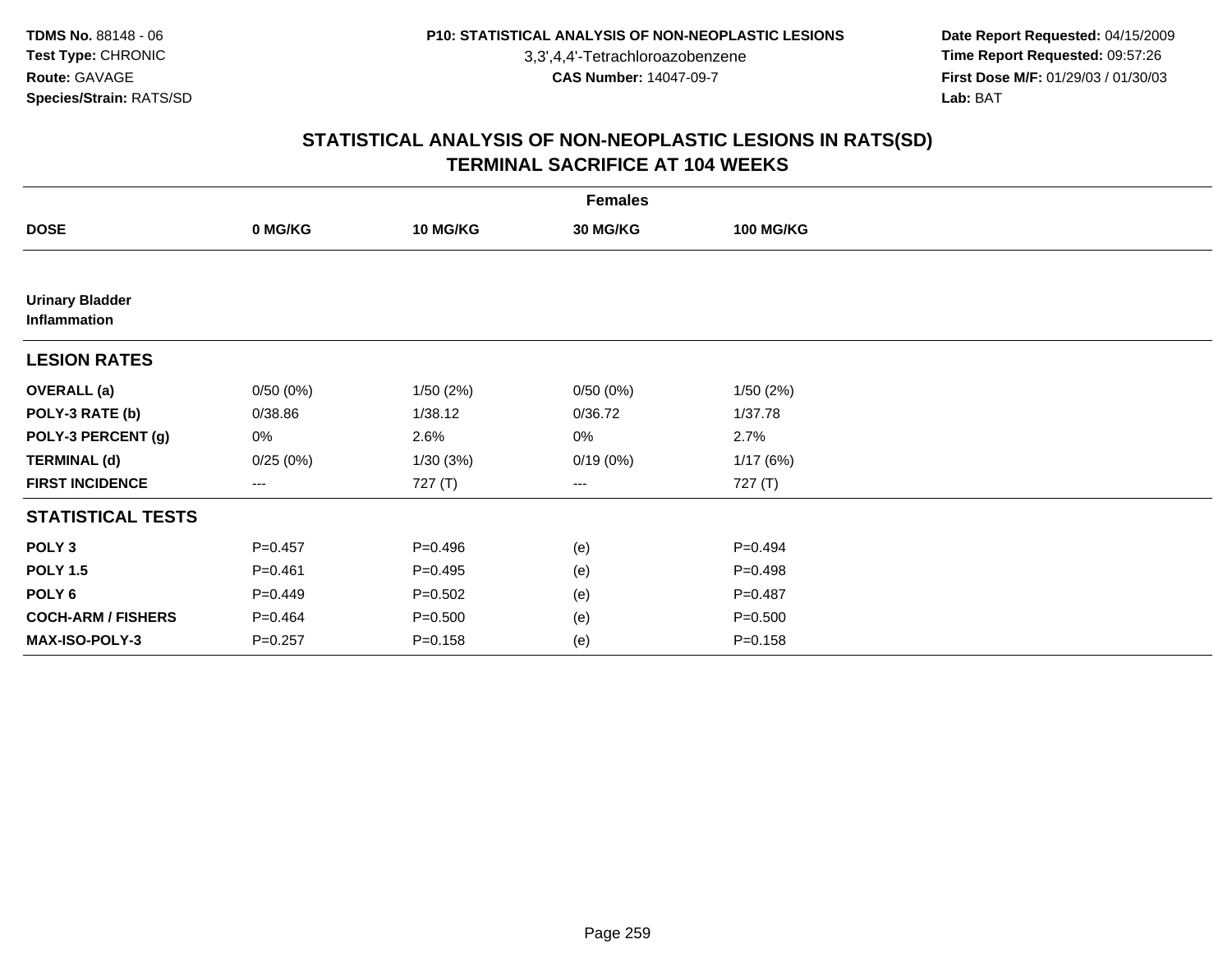**TDMS No.** 88148 - 06
**Test Type:** CHRONIC
**Route:** GAVAGE
**Species/Strain:** RATS/SD

**P10: STATISTICAL ANALYSIS OF NON-NEOPLASTIC LESIONS**
3,3',4,4'-Tetrachloroazobenzene
**CAS Number:** 14047-09-7

**Date Report Requested:** 04/15/2009
**Time Report Requested:** 09:57:26
**First Dose M/F:** 01/29/03 / 01/30/03
**Lab:** BAT

## STATISTICAL ANALYSIS OF NON-NEOPLASTIC LESIONS IN RATS(SD)
## TERMINAL SACRIFICE AT 104 WEEKS

| Females | | | | |
|---|---|---|---|---|
| **DOSE** | **0 MG/KG** | **10 MG/KG** | **30 MG/KG** | **100 MG/KG** |
| **Urinary Bladder**<br>**Inflammation** | | | | |
| **LESION RATES** | | | | |
| **OVERALL (a)** | 0/50 (0%) | 1/50 (2%) | 0/50 (0%) | 1/50 (2%) |
| **POLY-3 RATE (b)** | 0/38.86 | 1/38.12 | 0/36.72 | 1/37.78 |
| **POLY-3 PERCENT (g)** | 0% | 2.6% | 0% | 2.7% |
| **TERMINAL (d)** | 0/25 (0%) | 1/30 (3%) | 0/19 (0%) | 1/17 (6%) |
| **FIRST INCIDENCE** | --- | 727 (T) | --- | 727 (T) |
| **STATISTICAL TESTS** | | | | |
| **POLY 3** | P=0.457 | P=0.496 | (e) | P=0.494 |
| **POLY 1.5** | P=0.461 | P=0.495 | (e) | P=0.498 |
| **POLY 6** | P=0.449 | P=0.502 | (e) | P=0.487 |
| **COCH-ARM / FISHERS** | P=0.464 | P=0.500 | (e) | P=0.500 |
| **MAX-ISO-POLY-3** | P=0.257 | P=0.158 | (e) | P=0.158 |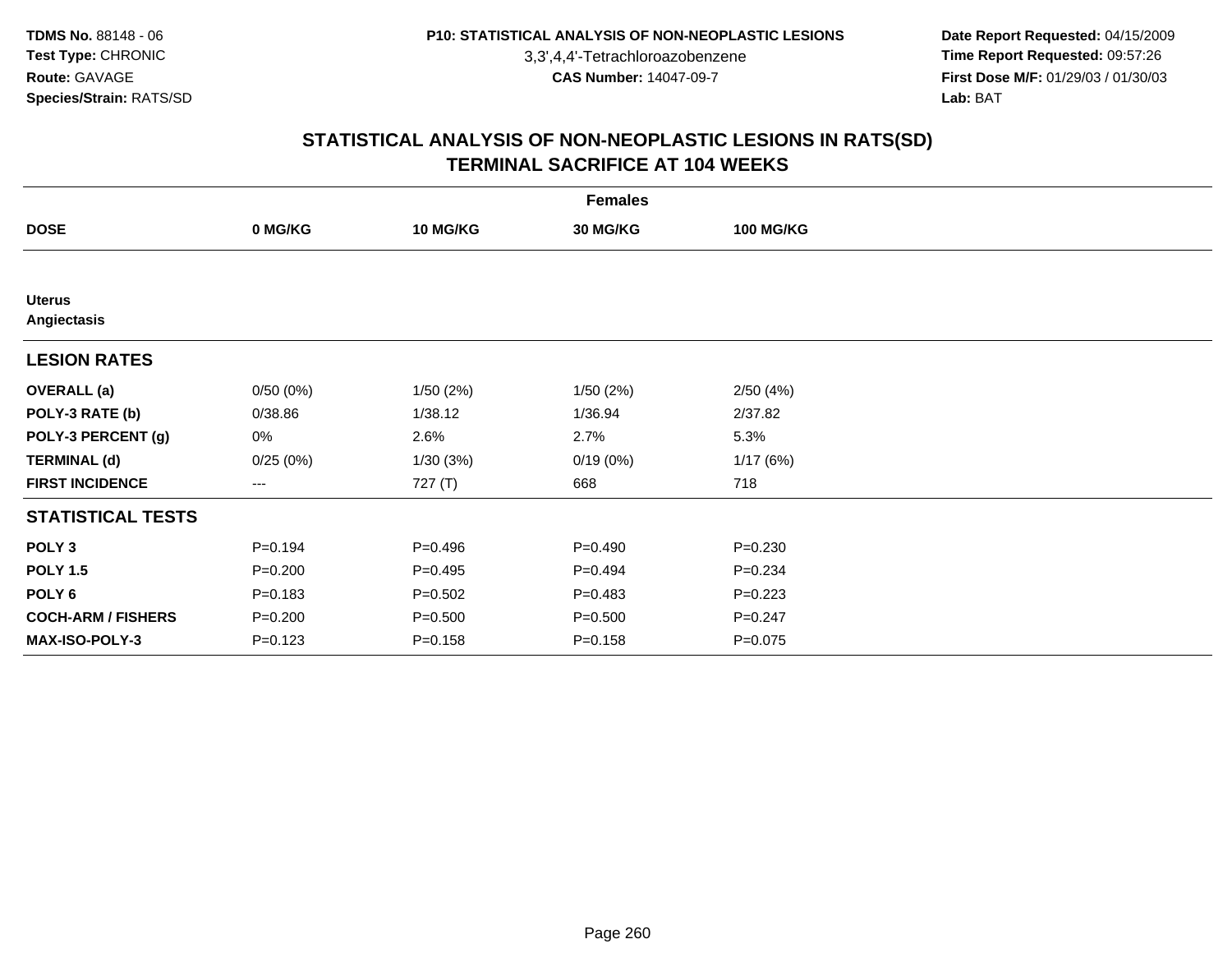**TDMS No.** 88148 - 06
**Test Type:** CHRONIC
**Route:** GAVAGE
**Species/Strain:** RATS/SD

**P10: STATISTICAL ANALYSIS OF NON-NEOPLASTIC LESIONS**
3,3',4,4'-Tetrachloroazobenzene
**CAS Number:** 14047-09-7

**Date Report Requested:** 04/15/2009
**Time Report Requested:** 09:57:26
**First Dose M/F:** 01/29/03 / 01/30/03
**Lab:** BAT

## STATISTICAL ANALYSIS OF NON-NEOPLASTIC LESIONS IN RATS(SD)
## TERMINAL SACRIFICE AT 104 WEEKS

| Females | | | | |
|---|---|---|---|---|
| **DOSE** | **0 MG/KG** | **10 MG/KG** | **30 MG/KG** | **100 MG/KG** |
| **Uterus** | | | | |
| **Angiectasis** | | | | |
| **LESION RATES** | | | | |
| **OVERALL (a)** | 0/50 (0%) | 1/50 (2%) | 1/50 (2%) | 2/50 (4%) |
| **POLY-3 RATE (b)** | 0/38.86 | 1/38.12 | 1/36.94 | 2/37.82 |
| **POLY-3 PERCENT (g)** | 0% | 2.6% | 2.7% | 5.3% |
| **TERMINAL (d)** | 0/25 (0%) | 1/30 (3%) | 0/19 (0%) | 1/17 (6%) |
| **FIRST INCIDENCE** | --- | 727 (T) | 668 | 718 |
| **STATISTICAL TESTS** | | | | |
| **POLY 3** | P=0.194 | P=0.496 | P=0.490 | P=0.230 |
| **POLY 1.5** | P=0.200 | P=0.495 | P=0.494 | P=0.234 |
| **POLY 6** | P=0.183 | P=0.502 | P=0.483 | P=0.223 |
| **COCH-ARM / FISHERS** | P=0.200 | P=0.500 | P=0.500 | P=0.247 |
| **MAX-ISO-POLY-3** | P=0.123 | P=0.158 | P=0.158 | P=0.075 |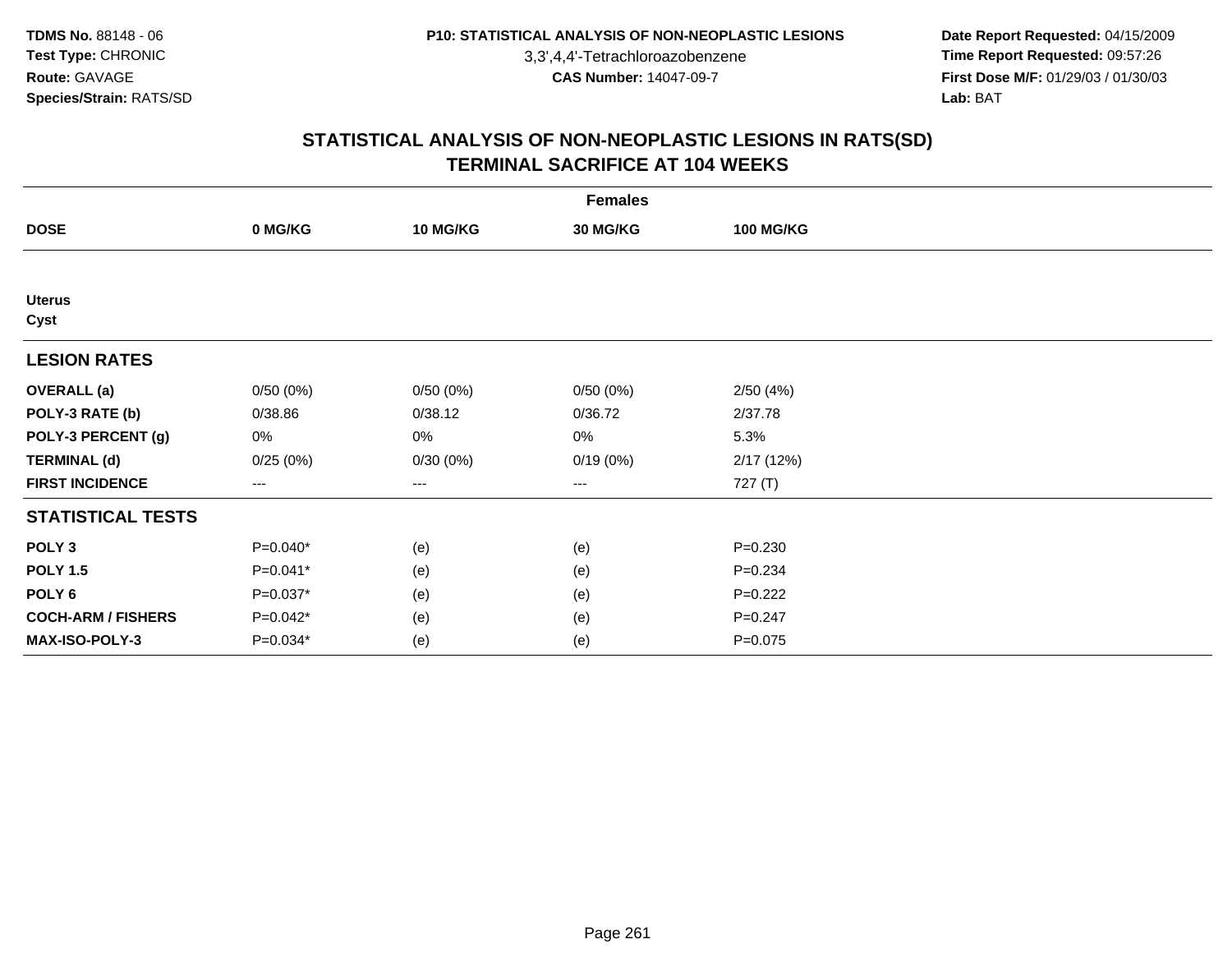**TDMS No.** 88148 - 06
**Test Type:** CHRONIC
**Route:** GAVAGE
**Species/Strain:** RATS/SD

**P10: STATISTICAL ANALYSIS OF NON-NEOPLASTIC LESIONS**
3,3',4,4'-Tetrachloroazobenzene
**CAS Number:** 14047-09-7

**Date Report Requested:** 04/15/2009
**Time Report Requested:** 09:57:26
**First Dose M/F:** 01/29/03 / 01/30/03
**Lab:** BAT

## STATISTICAL ANALYSIS OF NON-NEOPLASTIC LESIONS IN RATS(SD)
## TERMINAL SACRIFICE AT 104 WEEKS

| | Females | | | |
|---|---|---|---|---|
| **DOSE** | **0 MG/KG** | **10 MG/KG** | **30 MG/KG** | **100 MG/KG** |
| **Uterus** | | | | |
| **Cyst** | | | | |
| **LESION RATES** | | | | |
| **OVERALL (a)** | 0/50 (0%) | 0/50 (0%) | 0/50 (0%) | 2/50 (4%) |
| **POLY-3 RATE (b)** | 0/38.86 | 0/38.12 | 0/36.72 | 2/37.78 |
| **POLY-3 PERCENT (g)** | 0% | 0% | 0% | 5.3% |
| **TERMINAL (d)** | 0/25 (0%) | 0/30 (0%) | 0/19 (0%) | 2/17 (12%) |
| **FIRST INCIDENCE** | --- | --- | --- | 727 (T) |
| **STATISTICAL TESTS** | | | | |
| **POLY 3** | P=0.040* | (e) | (e) | P=0.230 |
| **POLY 1.5** | P=0.041* | (e) | (e) | P=0.234 |
| **POLY 6** | P=0.037* | (e) | (e) | P=0.222 |
| **COCH-ARM / FISHERS** | P=0.042* | (e) | (e) | P=0.247 |
| **MAX-ISO-POLY-3** | P=0.034* | (e) | (e) | P=0.075 |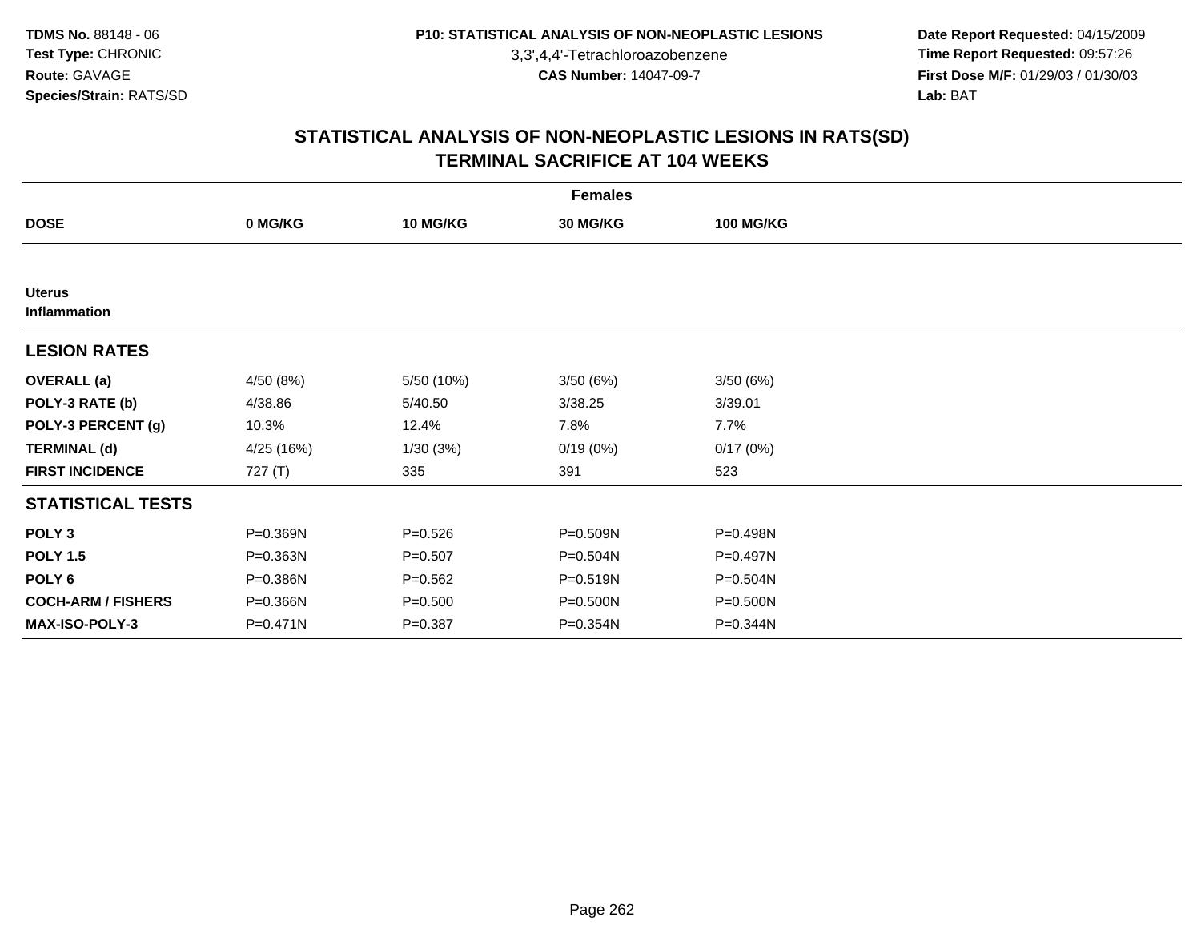# STATISTICAL ANALYSIS OF NON-NEOPLASTIC LESIONS IN RATS(SD)
## TERMINAL SACRIFICE AT 104 WEEKS

| | Females | | | |
|---|---|---|---|---|
| **DOSE** | **0 MG/KG** | **10 MG/KG** | **30 MG/KG** | **100 MG/KG** |
| **Uterus** | | | | |
| **Inflammation** | | | | |
| **LESION RATES** | | | | |
| **OVERALL (a)** | 4/50 (8%) | 5/50 (10%) | 3/50 (6%) | 3/50 (6%) |
| **POLY-3 RATE (b)** | 4/38.86 | 5/40.50 | 3/38.25 | 3/39.01 |
| **POLY-3 PERCENT (g)** | 10.3% | 12.4% | 7.8% | 7.7% |
| **TERMINAL (d)** | 4/25 (16%) | 1/30 (3%) | 0/19 (0%) | 0/17 (0%) |
| **FIRST INCIDENCE** | 727 (T) | 335 | 391 | 523 |
| **STATISTICAL TESTS** | | | | |
| **POLY 3** | P=0.369N | P=0.526 | P=0.509N | P=0.498N |
| **POLY 1.5** | P=0.363N | P=0.507 | P=0.504N | P=0.497N |
| **POLY 6** | P=0.386N | P=0.562 | P=0.519N | P=0.504N |
| **COCH-ARM / FISHERS** | P=0.366N | P=0.500 | P=0.500N | P=0.500N |
| **MAX-ISO-POLY-3** | P=0.471N | P=0.387 | P=0.354N | P=0.344N |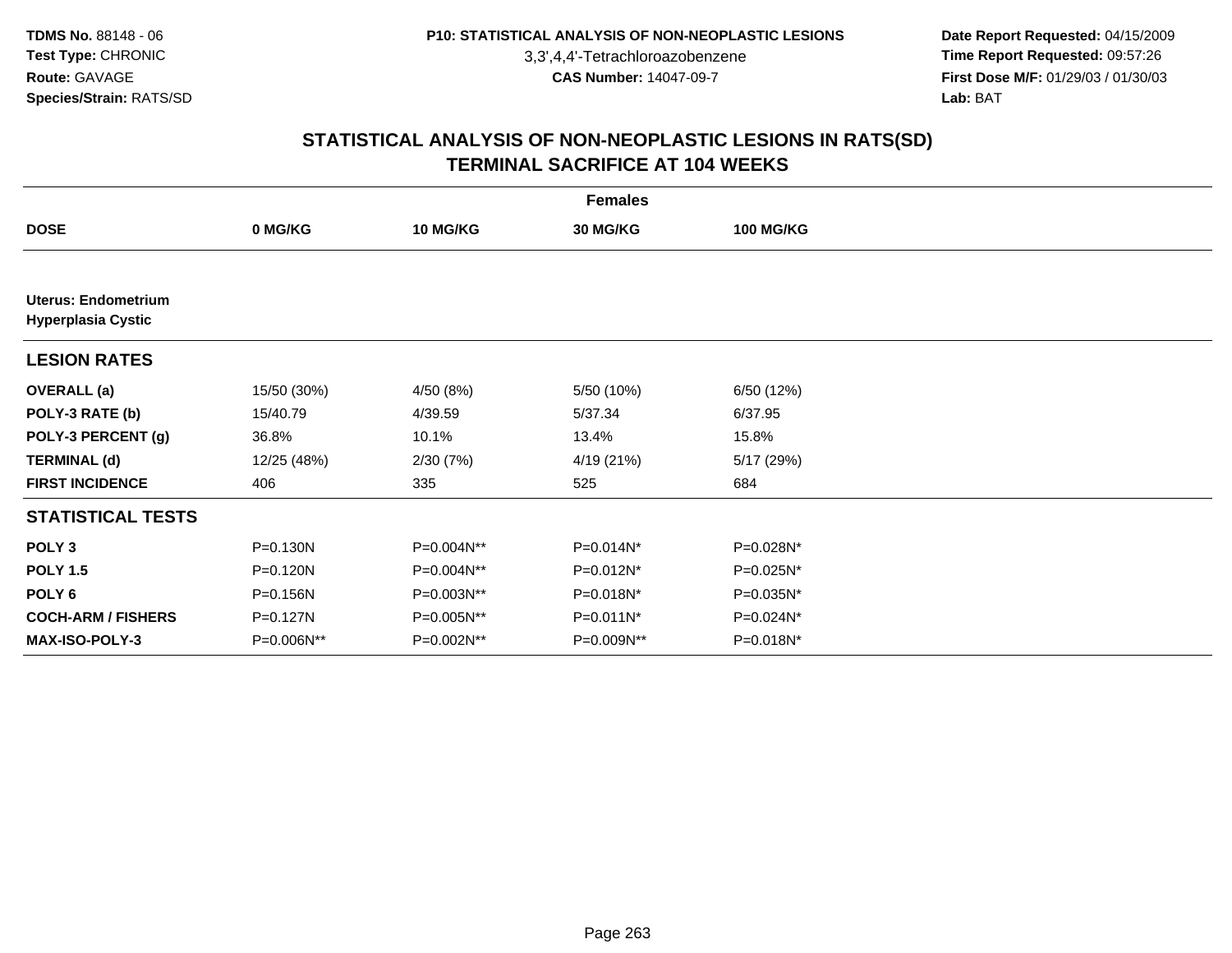**TDMS No.** 88148 - 06
**Test Type:** CHRONIC
**Route:** GAVAGE
**Species/Strain:** RATS/SD

**P10: STATISTICAL ANALYSIS OF NON-NEOPLASTIC LESIONS**
3,3',4,4'-Tetrachloroazobenzene
**CAS Number:** 14047-09-7

**Date Report Requested:** 04/15/2009
**Time Report Requested:** 09:57:26
**First Dose M/F:** 01/29/03 / 01/30/03
**Lab:** BAT

## STATISTICAL ANALYSIS OF NON-NEOPLASTIC LESIONS IN RATS(SD)
## TERMINAL SACRIFICE AT 104 WEEKS

| Females | | | | |
|---|---|---|---|---|
| **DOSE** | **0 MG/KG** | **10 MG/KG** | **30 MG/KG** | **100 MG/KG** |
| **Uterus: Endometrium** | | | | |
| **Hyperplasia Cystic** | | | | |
| **LESION RATES** | | | | |
| **OVERALL (a)** | 15/50 (30%) | 4/50 (8%) | 5/50 (10%) | 6/50 (12%) |
| **POLY-3 RATE (b)** | 15/40.79 | 4/39.59 | 5/37.34 | 6/37.95 |
| **POLY-3 PERCENT (g)** | 36.8% | 10.1% | 13.4% | 15.8% |
| **TERMINAL (d)** | 12/25 (48%) | 2/30 (7%) | 4/19 (21%) | 5/17 (29%) |
| **FIRST INCIDENCE** | 406 | 335 | 525 | 684 |
| **STATISTICAL TESTS** | | | | |
| **POLY 3** | P=0.130N | P=0.004N** | P=0.014N* | P=0.028N* |
| **POLY 1.5** | P=0.120N | P=0.004N** | P=0.012N* | P=0.025N* |
| **POLY 6** | P=0.156N | P=0.003N** | P=0.018N* | P=0.035N* |
| **COCH-ARM / FISHERS** | P=0.127N | P=0.005N** | P=0.011N* | P=0.024N* |
| **MAX-ISO-POLY-3** | P=0.006N** | P=0.002N** | P=0.009N** | P=0.018N* |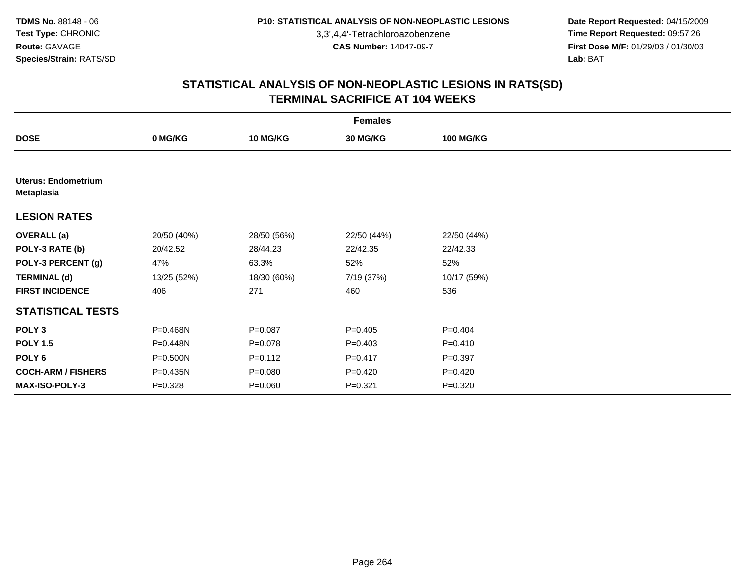**TDMS No.** 88148 - 06
**Test Type:** CHRONIC
**Route:** GAVAGE
**Species/Strain:** RATS/SD

**P10: STATISTICAL ANALYSIS OF NON-NEOPLASTIC LESIONS**
3,3',4,4'-Tetrachloroazobenzene
**CAS Number:** 14047-09-7

**Date Report Requested:** 04/15/2009
**Time Report Requested:** 09:57:26
**First Dose M/F:** 01/29/03 / 01/30/03
**Lab:** BAT

## STATISTICAL ANALYSIS OF NON-NEOPLASTIC LESIONS IN RATS(SD)
## TERMINAL SACRIFICE AT 104 WEEKS

| | Females | | | |
|---|---|---|---|---|
| **DOSE** | **0 MG/KG** | **10 MG/KG** | **30 MG/KG** | **100 MG/KG** |
| **Uterus: Endometrium Metaplasia** | | | | |
| **LESION RATES** | | | | |
| **OVERALL (a)** | 20/50 (40%) | 28/50 (56%) | 22/50 (44%) | 22/50 (44%) |
| **POLY-3 RATE (b)** | 20/42.52 | 28/44.23 | 22/42.35 | 22/42.33 |
| **POLY-3 PERCENT (g)** | 47% | 63.3% | 52% | 52% |
| **TERMINAL (d)** | 13/25 (52%) | 18/30 (60%) | 7/19 (37%) | 10/17 (59%) |
| **FIRST INCIDENCE** | 406 | 271 | 460 | 536 |
| **STATISTICAL TESTS** | | | | |
| **POLY 3** | P=0.468N | P=0.087 | P=0.405 | P=0.404 |
| **POLY 1.5** | P=0.448N | P=0.078 | P=0.403 | P=0.410 |
| **POLY 6** | P=0.500N | P=0.112 | P=0.417 | P=0.397 |
| **COCH-ARM / FISHERS** | P=0.435N | P=0.080 | P=0.420 | P=0.420 |
| **MAX-ISO-POLY-3** | P=0.328 | P=0.060 | P=0.321 | P=0.320 |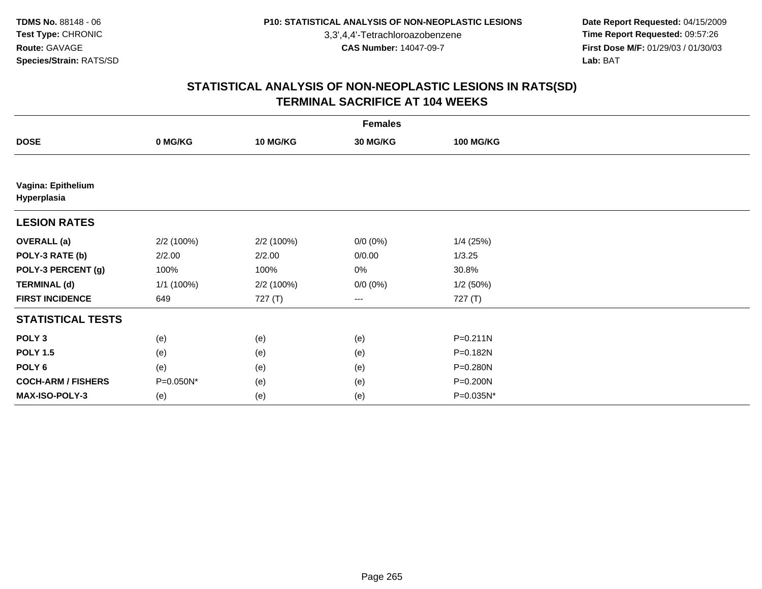**TDMS No.** 88148 - 06
**Test Type:** CHRONIC
**Route:** GAVAGE
**Species/Strain:** RATS/SD

**P10: STATISTICAL ANALYSIS OF NON-NEOPLASTIC LESIONS**
3,3',4,4'-Tetrachloroazobenzene
**CAS Number:** 14047-09-7

**Date Report Requested:** 04/15/2009
**Time Report Requested:** 09:57:26
**First Dose M/F:** 01/29/03 / 01/30/03
**Lab:** BAT

## STATISTICAL ANALYSIS OF NON-NEOPLASTIC LESIONS IN RATS(SD)
## TERMINAL SACRIFICE AT 104 WEEKS

| | Females | | | |
|---|---|---|---|---|
| **DOSE** | **0 MG/KG** | **10 MG/KG** | **30 MG/KG** | **100 MG/KG** |
| **Vagina: Epithelium Hyperplasia** | | | | |
| **LESION RATES** | | | | |
| **OVERALL (a)** | 2/2 (100%) | 2/2 (100%) | 0/0 (0%) | 1/4 (25%) |
| **POLY-3 RATE (b)** | 2/2.00 | 2/2.00 | 0/0.00 | 1/3.25 |
| **POLY-3 PERCENT (g)** | 100% | 100% | 0% | 30.8% |
| **TERMINAL (d)** | 1/1 (100%) | 2/2 (100%) | 0/0 (0%) | 1/2 (50%) |
| **FIRST INCIDENCE** | 649 | 727 (T) | --- | 727 (T) |
| **STATISTICAL TESTS** | | | | |
| **POLY 3** | (e) | (e) | (e) | P=0.211N |
| **POLY 1.5** | (e) | (e) | (e) | P=0.182N |
| **POLY 6** | (e) | (e) | (e) | P=0.280N |
| **COCH-ARM / FISHERS** | P=0.050N* | (e) | (e) | P=0.200N |
| **MAX-ISO-POLY-3** | (e) | (e) | (e) | P=0.035N* |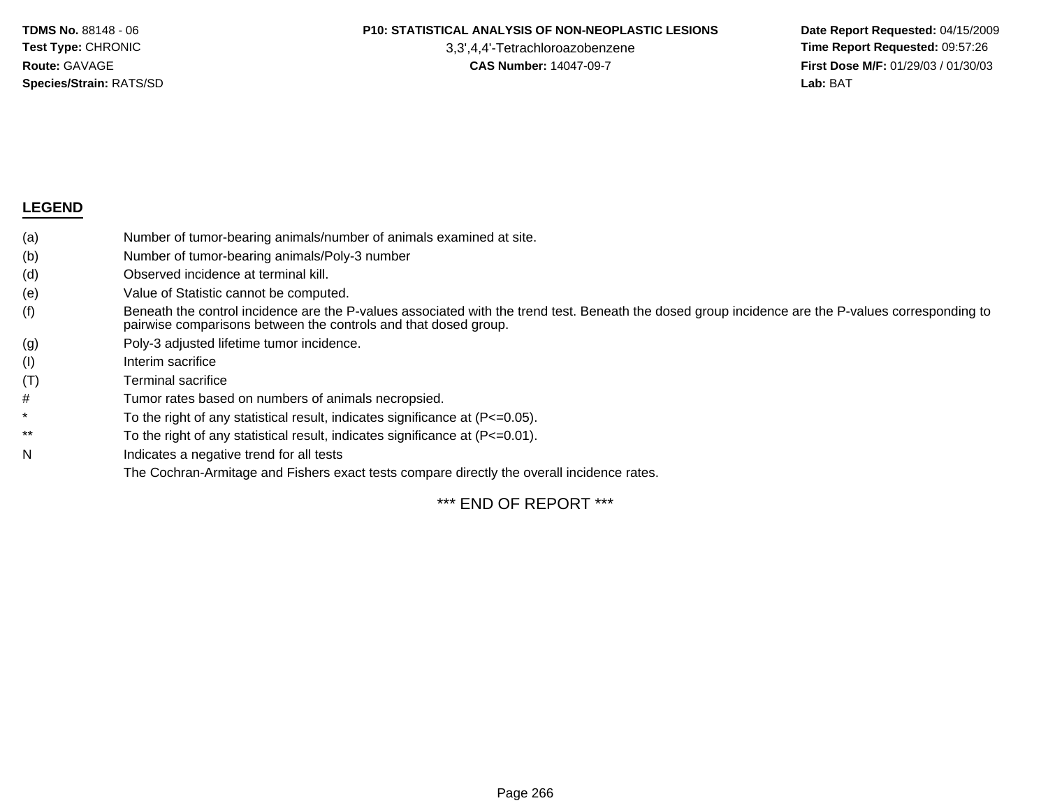## LEGEND

| | |
|---|---|
| (a) | Number of tumor-bearing animals/number of animals examined at site. |
| (b) | Number of tumor-bearing animals/Poly-3 number |
| (d) | Observed incidence at terminal kill. |
| (e) | Value of Statistic cannot be computed. |
| (f) | Beneath the control incidence are the P-values associated with the trend test. Beneath the dosed group incidence are the P-values corresponding to pairwise comparisons between the controls and that dosed group. |
| (g) | Poly-3 adjusted lifetime tumor incidence. |
| (I) | Interim sacrifice |
| (T) | Terminal sacrifice |
| # | Tumor rates based on numbers of animals necropsied. |
| * | To the right of any statistical result, indicates significance at (P<=0.05). |
| ** | To the right of any statistical result, indicates significance at (P<=0.01). |
| N | Indicates a negative trend for all tests |
| | The Cochran-Armitage and Fishers exact tests compare directly the overall incidence rates. |

*** END OF REPORT ***